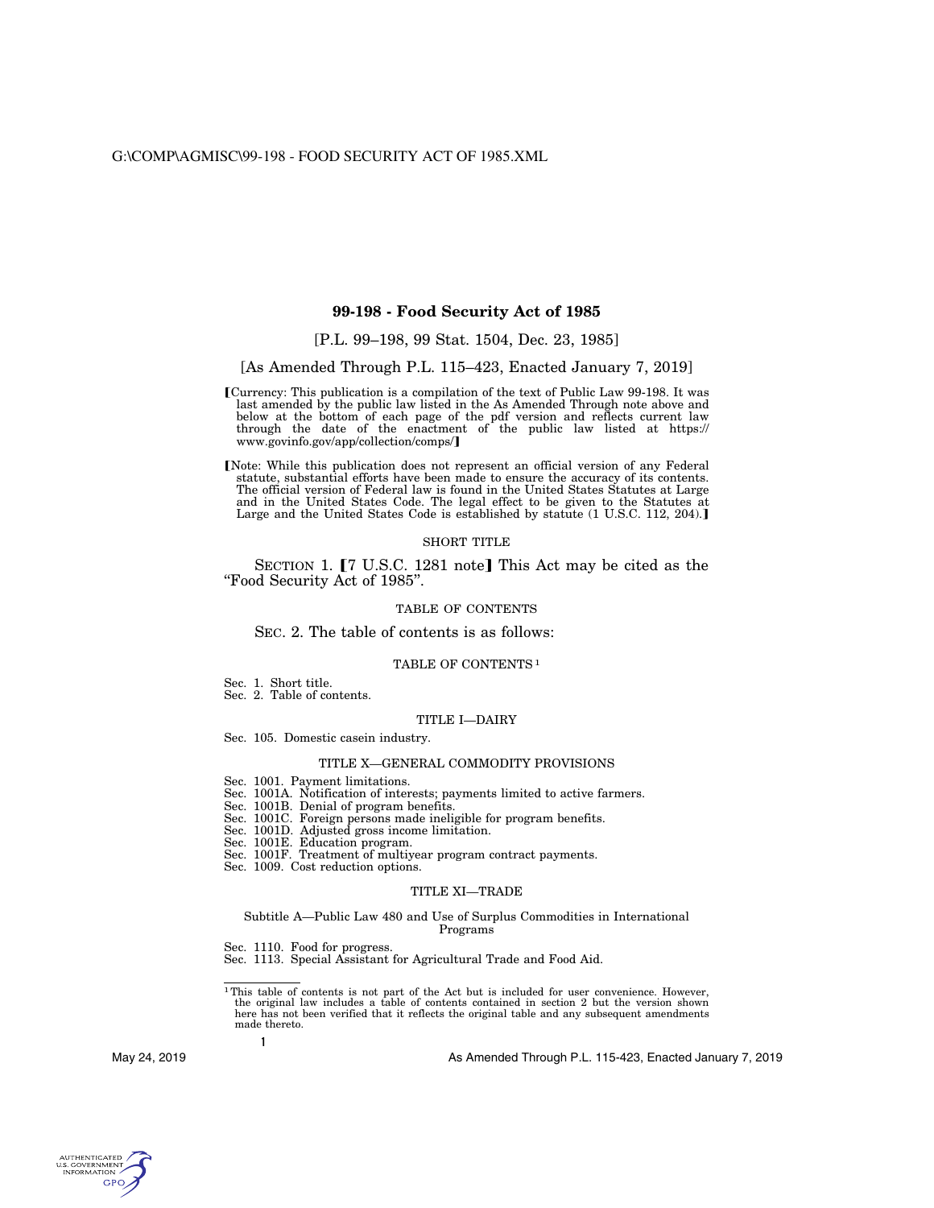# 99-198 - Food Security Act of 1985

[P.L. 99–198, 99 Stat. 1504, Dec. 23, 1985]

[As Amended Through P.L. 115–423, Enacted January 7, 2019]

【Currency: This publication is a compilation of the text of Public Law 99-198. It was last amended by the public law listed in the As Amended Through note above and below at the bottom of each page of the pdf version and reflects current law through the date of the enactment of the public law listed at https://www.govinfo.gov/app/collection/comps/】

【Note: While this publication does not represent an official version of any Federal statute, substantial efforts have been made to ensure the accuracy of its contents. The official version of Federal law is found in the United States Statutes at Large and in the United States Code. The legal effect to be given to the Statutes at Large and the United States Code is established by statute (1 U.S.C. 112, 204).】

## SHORT TITLE

SECTION 1. 【7 U.S.C. 1281 note】 This Act may be cited as the "Food Security Act of 1985".

## TABLE OF CONTENTS

SEC. 2. The table of contents is as follows:

### TABLE OF CONTENTS [1]

Sec. 1. Short title.
Sec. 2. Table of contents.

#### TITLE I—DAIRY

Sec. 105. Domestic casein industry.

#### TITLE X—GENERAL COMMODITY PROVISIONS

Sec. 1001. Payment limitations.
Sec. 1001A. Notification of interests; payments limited to active farmers.
Sec. 1001B. Denial of program benefits.
Sec. 1001C. Foreign persons made ineligible for program benefits.
Sec. 1001D. Adjusted gross income limitation.
Sec. 1001E. Education program.
Sec. 1001F. Treatment of multiyear program contract payments.
Sec. 1009. Cost reduction options.

#### TITLE XI—TRADE

Subtitle A—Public Law 480 and Use of Surplus Commodities in International Programs

Sec. 1110. Food for progress.
Sec. 1113. Special Assistant for Agricultural Trade and Food Aid.

---

[1] This table of contents is not part of the Act but is included for user convenience. However, the original law includes a table of contents contained in section 2 but the version shown here has not been verified that it reflects the original table and any subsequent amendments made thereto.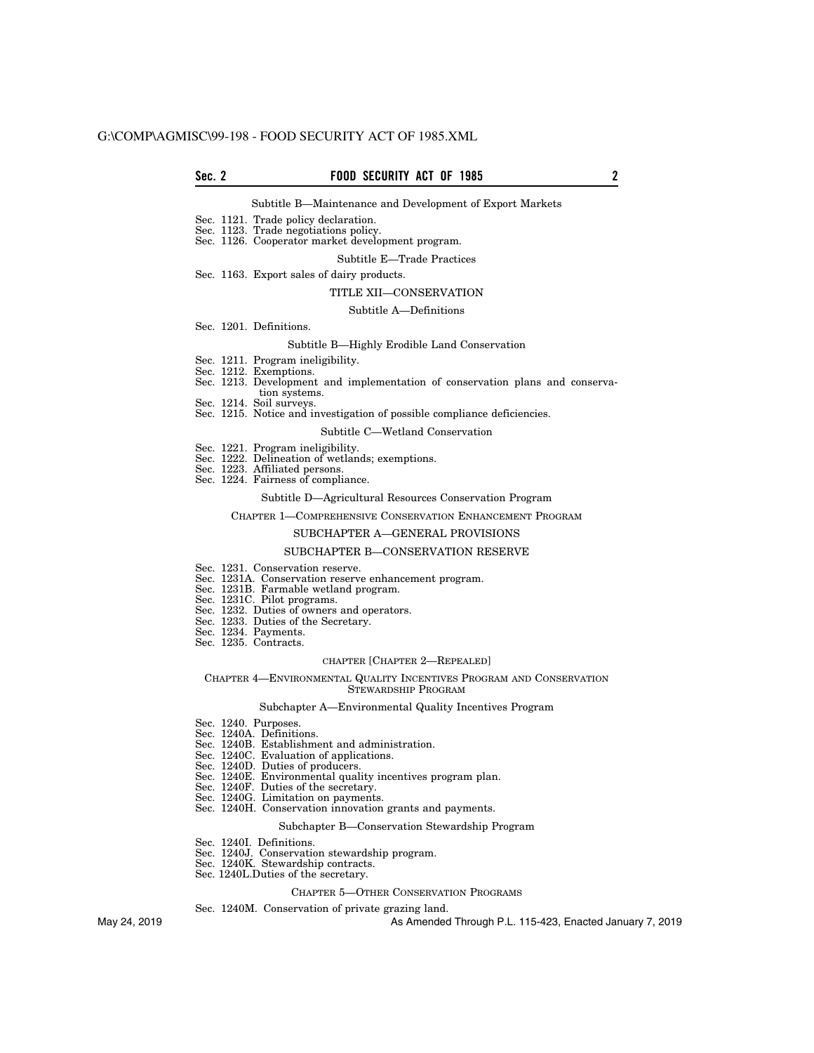Subtitle B—Maintenance and Development of Export Markets

Sec. 1121. Trade policy declaration.
Sec. 1123. Trade negotiations policy.
Sec. 1126. Cooperator market development program.

Subtitle E—Trade Practices

Sec. 1163. Export sales of dairy products.

TITLE XII—CONSERVATION

Subtitle A—Definitions

Sec. 1201. Definitions.

Subtitle B—Highly Erodible Land Conservation

Sec. 1211. Program ineligibility.
Sec. 1212. Exemptions.
Sec. 1213. Development and implementation of conservation plans and conservation systems.
Sec. 1214. Soil surveys.
Sec. 1215. Notice and investigation of possible compliance deficiencies.

Subtitle C—Wetland Conservation

Sec. 1221. Program ineligibility.
Sec. 1222. Delineation of wetlands; exemptions.
Sec. 1223. Affiliated persons.
Sec. 1224. Fairness of compliance.

Subtitle D—Agricultural Resources Conservation Program

CHAPTER 1—COMPREHENSIVE CONSERVATION ENHANCEMENT PROGRAM

SUBCHAPTER A—GENERAL PROVISIONS

SUBCHAPTER B—CONSERVATION RESERVE

Sec. 1231. Conservation reserve.
Sec. 1231A. Conservation reserve enhancement program.
Sec. 1231B. Farmable wetland program.
Sec. 1231C. Pilot programs.
Sec. 1232. Duties of owners and operators.
Sec. 1233. Duties of the Secretary.
Sec. 1234. Payments.
Sec. 1235. Contracts.

CHAPTER [CHAPTER 2—REPEALED]

CHAPTER 4—ENVIRONMENTAL QUALITY INCENTIVES PROGRAM AND CONSERVATION STEWARDSHIP PROGRAM

Subchapter A—Environmental Quality Incentives Program

Sec. 1240. Purposes.
Sec. 1240A. Definitions.
Sec. 1240B. Establishment and administration.
Sec. 1240C. Evaluation of applications.
Sec. 1240D. Duties of producers.
Sec. 1240E. Environmental quality incentives program plan.
Sec. 1240F. Duties of the secretary.
Sec. 1240G. Limitation on payments.
Sec. 1240H. Conservation innovation grants and payments.

Subchapter B—Conservation Stewardship Program

Sec. 1240I. Definitions.
Sec. 1240J. Conservation stewardship program.
Sec. 1240K. Stewardship contracts.
Sec. 1240L.Duties of the secretary.

CHAPTER 5—OTHER CONSERVATION PROGRAMS

Sec. 1240M. Conservation of private grazing land.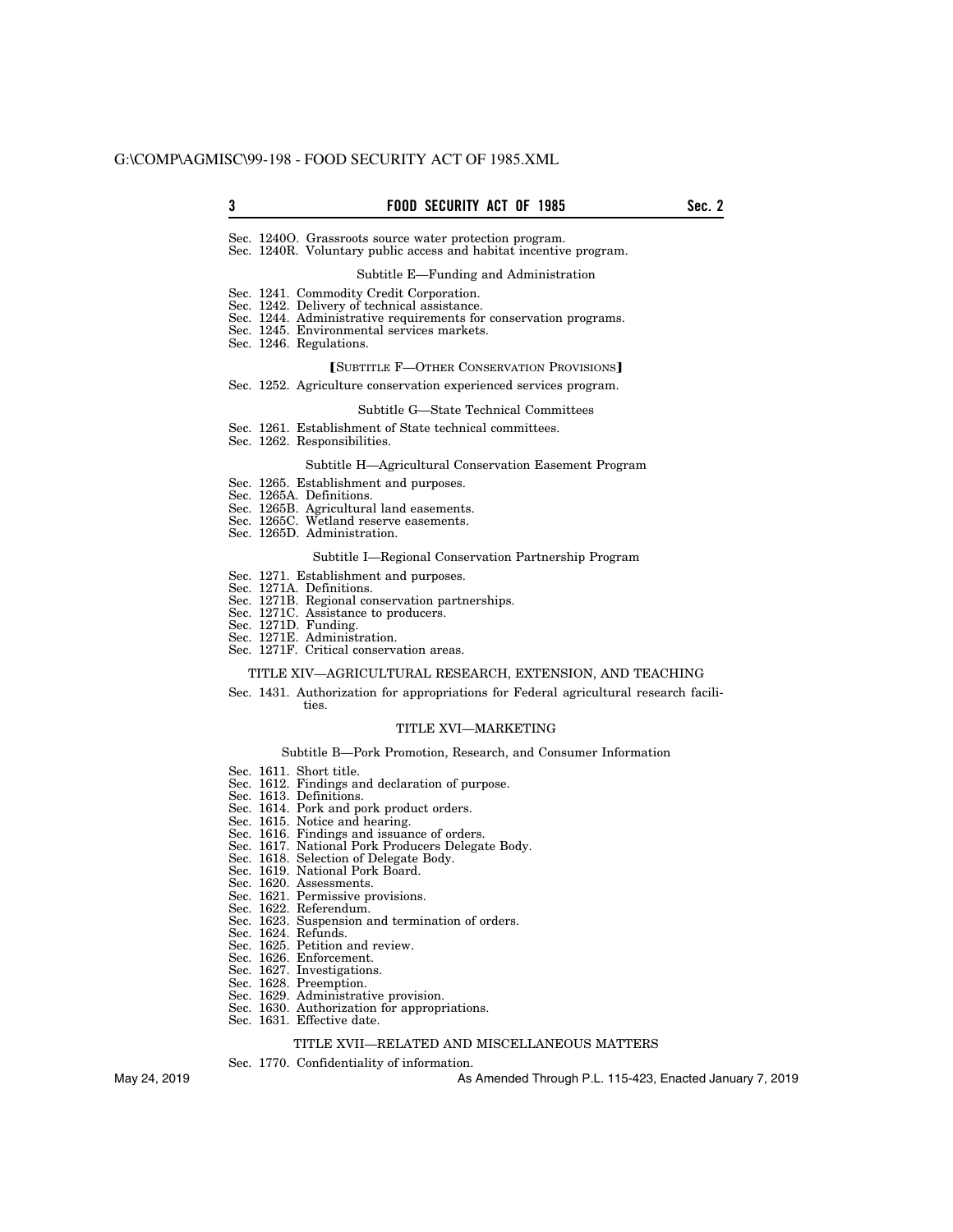Sec. 1240O. Grassroots source water protection program.
Sec. 1240R. Voluntary public access and habitat incentive program.

Subtitle E—Funding and Administration

Sec. 1241. Commodity Credit Corporation.
Sec. 1242. Delivery of technical assistance.
Sec. 1244. Administrative requirements for conservation programs.
Sec. 1245. Environmental services markets.
Sec. 1246. Regulations.

【SUBTITLE F—OTHER CONSERVATION PROVISIONS】

Sec. 1252. Agriculture conservation experienced services program.

Subtitle G—State Technical Committees

Sec. 1261. Establishment of State technical committees.
Sec. 1262. Responsibilities.

Subtitle H—Agricultural Conservation Easement Program

Sec. 1265. Establishment and purposes.
Sec. 1265A. Definitions.
Sec. 1265B. Agricultural land easements.
Sec. 1265C. Wetland reserve easements.
Sec. 1265D. Administration.

Subtitle I—Regional Conservation Partnership Program

Sec. 1271. Establishment and purposes.
Sec. 1271A. Definitions.
Sec. 1271B. Regional conservation partnerships.
Sec. 1271C. Assistance to producers.
Sec. 1271D. Funding.
Sec. 1271E. Administration.
Sec. 1271F. Critical conservation areas.

TITLE XIV—AGRICULTURAL RESEARCH, EXTENSION, AND TEACHING

Sec. 1431. Authorization for appropriations for Federal agricultural research facilities.

TITLE XVI—MARKETING

Subtitle B—Pork Promotion, Research, and Consumer Information

Sec. 1611. Short title.
Sec. 1612. Findings and declaration of purpose.
Sec. 1613. Definitions.
Sec. 1614. Pork and pork product orders.
Sec. 1615. Notice and hearing.
Sec. 1616. Findings and issuance of orders.
Sec. 1617. National Pork Producers Delegate Body.
Sec. 1618. Selection of Delegate Body.
Sec. 1619. National Pork Board.
Sec. 1620. Assessments.
Sec. 1621. Permissive provisions.
Sec. 1622. Referendum.
Sec. 1623. Suspension and termination of orders.
Sec. 1624. Refunds.
Sec. 1625. Petition and review.
Sec. 1626. Enforcement.
Sec. 1627. Investigations.
Sec. 1628. Preemption.
Sec. 1629. Administrative provision.
Sec. 1630. Authorization for appropriations.
Sec. 1631. Effective date.

TITLE XVII—RELATED AND MISCELLANEOUS MATTERS

Sec. 1770. Confidentiality of information.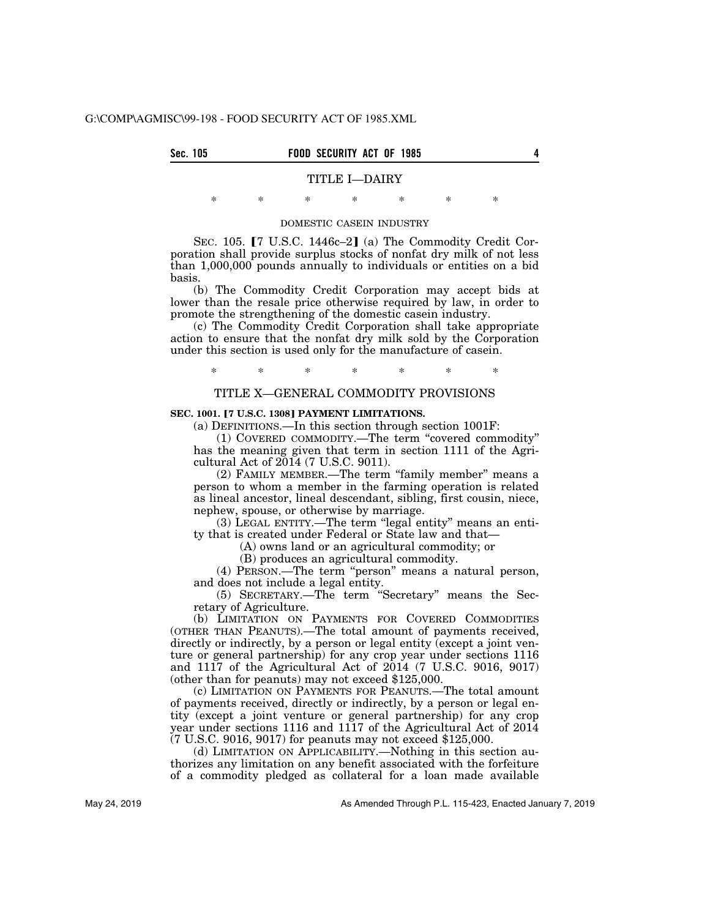## TITLE I—DAIRY

\* \* \* \* \* \* \*

DOMESTIC CASEIN INDUSTRY

SEC. 105. 【7 U.S.C. 1446c–2】 (a) The Commodity Credit Corporation shall provide surplus stocks of nonfat dry milk of not less than 1,000,000 pounds annually to individuals or entities on a bid basis.

(b) The Commodity Credit Corporation may accept bids at lower than the resale price otherwise required by law, in order to promote the strengthening of the domestic casein industry.

(c) The Commodity Credit Corporation shall take appropriate action to ensure that the nonfat dry milk sold by the Corporation under this section is used only for the manufacture of casein.

\* \* \* \* \* \* \*

## TITLE X—GENERAL COMMODITY PROVISIONS

**SEC. 1001. 【7 U.S.C. 1308】 PAYMENT LIMITATIONS.**

(a) DEFINITIONS.—In this section through section 1001F:

(1) COVERED COMMODITY.—The term "covered commodity" has the meaning given that term in section 1111 of the Agricultural Act of 2014 (7 U.S.C. 9011).

(2) FAMILY MEMBER.—The term "family member" means a person to whom a member in the farming operation is related as lineal ancestor, lineal descendant, sibling, first cousin, niece, nephew, spouse, or otherwise by marriage.

(3) LEGAL ENTITY.—The term "legal entity" means an entity that is created under Federal or State law and that—

(A) owns land or an agricultural commodity; or

(B) produces an agricultural commodity.

(4) PERSON.—The term "person" means a natural person, and does not include a legal entity.

(5) SECRETARY.—The term "Secretary" means the Secretary of Agriculture.

(b) LIMITATION ON PAYMENTS FOR COVERED COMMODITIES (OTHER THAN PEANUTS).—The total amount of payments received, directly or indirectly, by a person or legal entity (except a joint venture or general partnership) for any crop year under sections 1116 and 1117 of the Agricultural Act of 2014 (7 U.S.C. 9016, 9017) (other than for peanuts) may not exceed $125,000.

(c) LIMITATION ON PAYMENTS FOR PEANUTS.—The total amount of payments received, directly or indirectly, by a person or legal entity (except a joint venture or general partnership) for any crop year under sections 1116 and 1117 of the Agricultural Act of 2014 (7 U.S.C. 9016, 9017) for peanuts may not exceed $125,000.

(d) LIMITATION ON APPLICABILITY.—Nothing in this section authorizes any limitation on any benefit associated with the forfeiture of a commodity pledged as collateral for a loan made available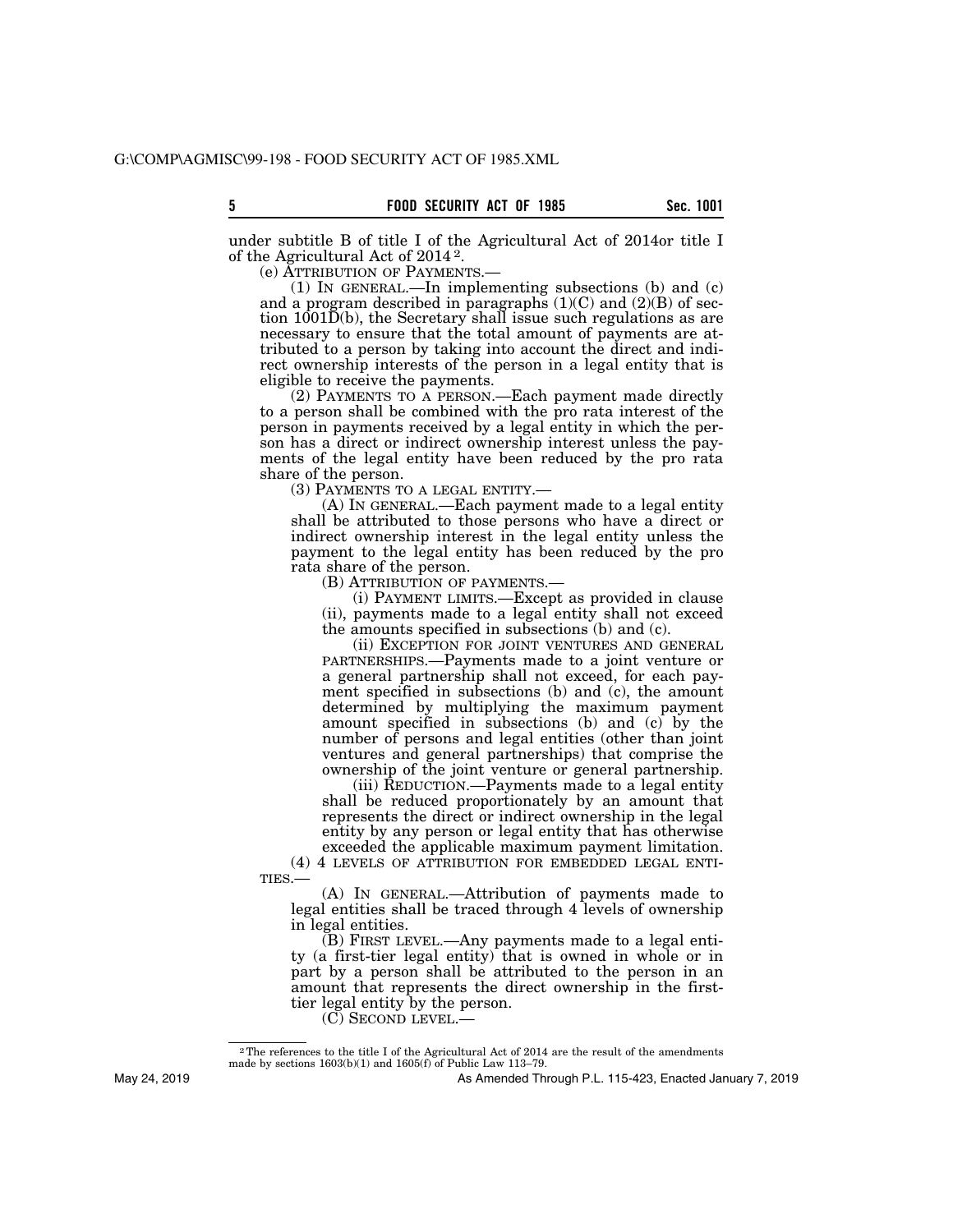under subtitle B of title I of the Agricultural Act of 2014or title I of the Agricultural Act of 2014 [2].

(e) ATTRIBUTION OF PAYMENTS.—

(1) IN GENERAL.—In implementing subsections (b) and (c) and a program described in paragraphs (1)(C) and (2)(B) of section 1001D(b), the Secretary shall issue such regulations as are necessary to ensure that the total amount of payments are attributed to a person by taking into account the direct and indirect ownership interests of the person in a legal entity that is eligible to receive the payments.

(2) PAYMENTS TO A PERSON.—Each payment made directly to a person shall be combined with the pro rata interest of the person in payments received by a legal entity in which the person has a direct or indirect ownership interest unless the payments of the legal entity have been reduced by the pro rata share of the person.

(3) PAYMENTS TO A LEGAL ENTITY.—

(A) IN GENERAL.—Each payment made to a legal entity shall be attributed to those persons who have a direct or indirect ownership interest in the legal entity unless the payment to the legal entity has been reduced by the pro rata share of the person.

(B) ATTRIBUTION OF PAYMENTS.—

(i) PAYMENT LIMITS.—Except as provided in clause (ii), payments made to a legal entity shall not exceed the amounts specified in subsections (b) and (c).

(ii) EXCEPTION FOR JOINT VENTURES AND GENERAL PARTNERSHIPS.—Payments made to a joint venture or a general partnership shall not exceed, for each payment specified in subsections (b) and (c), the amount determined by multiplying the maximum payment amount specified in subsections (b) and (c) by the number of persons and legal entities (other than joint ventures and general partnerships) that comprise the ownership of the joint venture or general partnership.

(iii) REDUCTION.—Payments made to a legal entity shall be reduced proportionately by an amount that represents the direct or indirect ownership in the legal entity by any person or legal entity that has otherwise exceeded the applicable maximum payment limitation.

(4) 4 LEVELS OF ATTRIBUTION FOR EMBEDDED LEGAL ENTITIES.—

(A) IN GENERAL.—Attribution of payments made to legal entities shall be traced through 4 levels of ownership in legal entities.

(B) FIRST LEVEL.—Any payments made to a legal entity (a first-tier legal entity) that is owned in whole or in part by a person shall be attributed to the person in an amount that represents the direct ownership in the first-tier legal entity by the person.

(C) SECOND LEVEL.—

---

[2] The references to the title I of the Agricultural Act of 2014 are the result of the amendments made by sections 1603(b)(1) and 1605(f) of Public Law 113–79.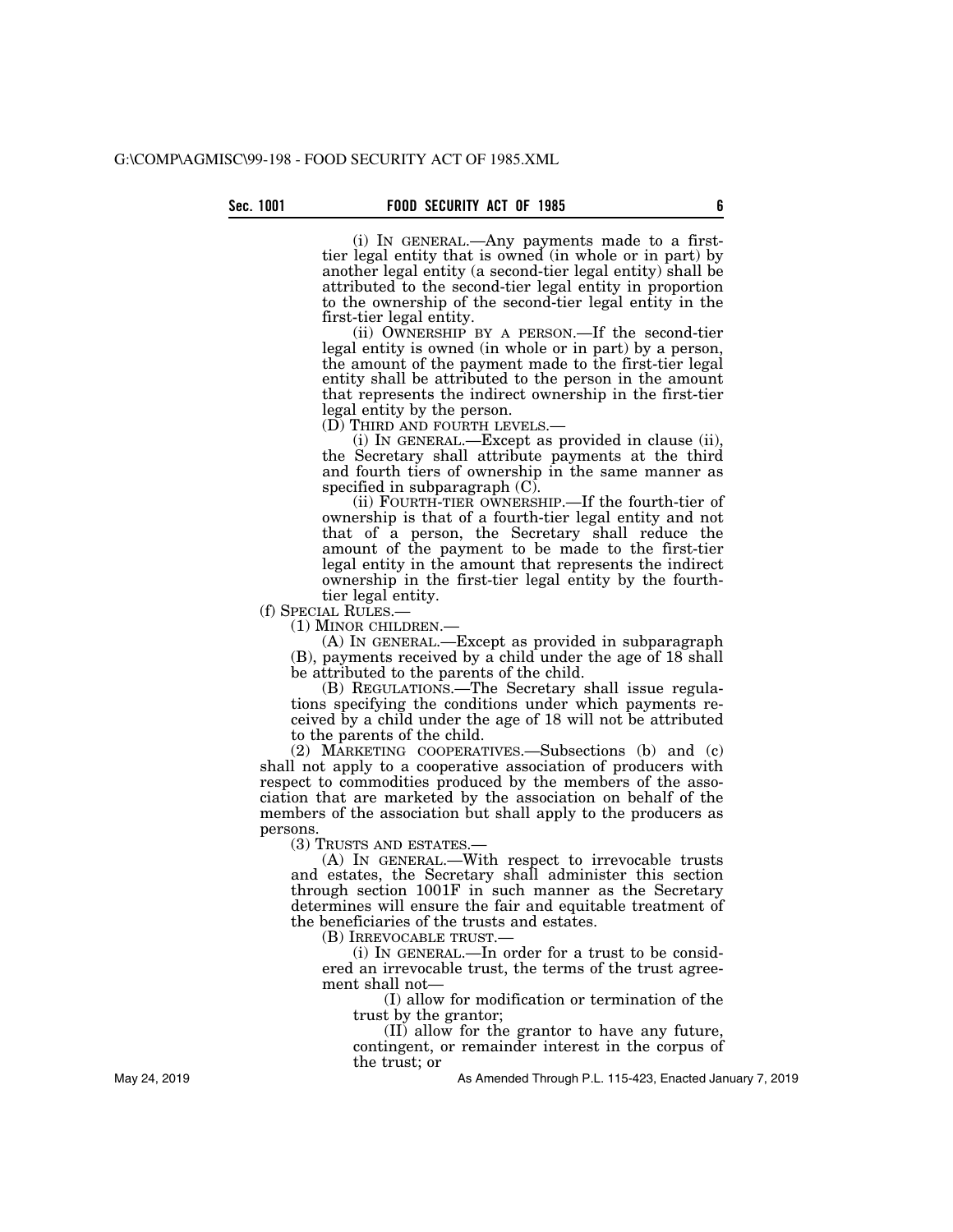(i) IN GENERAL.—Any payments made to a first-tier legal entity that is owned (in whole or in part) by another legal entity (a second-tier legal entity) shall be attributed to the second-tier legal entity in proportion to the ownership of the second-tier legal entity in the first-tier legal entity.

(ii) OWNERSHIP BY A PERSON.—If the second-tier legal entity is owned (in whole or in part) by a person, the amount of the payment made to the first-tier legal entity shall be attributed to the person in the amount that represents the indirect ownership in the first-tier legal entity by the person.

(D) THIRD AND FOURTH LEVELS.—

(i) IN GENERAL.—Except as provided in clause (ii), the Secretary shall attribute payments at the third and fourth tiers of ownership in the same manner as specified in subparagraph (C).

(ii) FOURTH-TIER OWNERSHIP.—If the fourth-tier of ownership is that of a fourth-tier legal entity and not that of a person, the Secretary shall reduce the amount of the payment to be made to the first-tier legal entity in the amount that represents the indirect ownership in the first-tier legal entity by the fourth-tier legal entity.

(f) SPECIAL RULES.—

(1) MINOR CHILDREN.—

(A) IN GENERAL.—Except as provided in subparagraph (B), payments received by a child under the age of 18 shall be attributed to the parents of the child.

(B) REGULATIONS.—The Secretary shall issue regulations specifying the conditions under which payments received by a child under the age of 18 will not be attributed to the parents of the child.

(2) MARKETING COOPERATIVES.—Subsections (b) and (c) shall not apply to a cooperative association of producers with respect to commodities produced by the members of the association that are marketed by the association on behalf of the members of the association but shall apply to the producers as persons.

(3) TRUSTS AND ESTATES.—

(A) IN GENERAL.—With respect to irrevocable trusts and estates, the Secretary shall administer this section through section 1001F in such manner as the Secretary determines will ensure the fair and equitable treatment of the beneficiaries of the trusts and estates.

(B) IRREVOCABLE TRUST.—

(i) IN GENERAL.—In order for a trust to be considered an irrevocable trust, the terms of the trust agreement shall not—

(I) allow for modification or termination of the trust by the grantor;

(II) allow for the grantor to have any future, contingent, or remainder interest in the corpus of the trust; or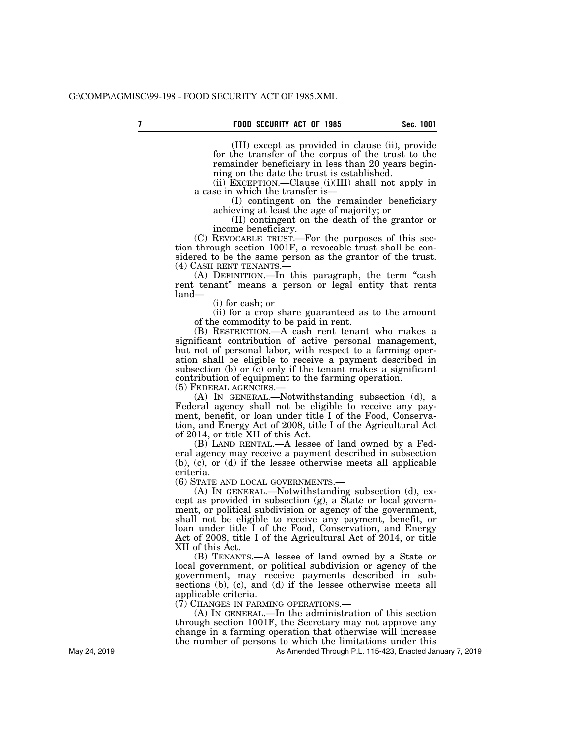(III) except as provided in clause (ii), provide for the transfer of the corpus of the trust to the remainder beneficiary in less than 20 years beginning on the date the trust is established.

(ii) EXCEPTION.—Clause (i)(III) shall not apply in a case in which the transfer is—

(I) contingent on the remainder beneficiary achieving at least the age of majority; or

(II) contingent on the death of the grantor or income beneficiary.

(C) REVOCABLE TRUST.—For the purposes of this section through section 1001F, a revocable trust shall be considered to be the same person as the grantor of the trust.

(4) CASH RENT TENANTS.—

(A) DEFINITION.—In this paragraph, the term "cash rent tenant" means a person or legal entity that rents land—

(i) for cash; or

(ii) for a crop share guaranteed as to the amount of the commodity to be paid in rent.

(B) RESTRICTION.—A cash rent tenant who makes a significant contribution of active personal management, but not of personal labor, with respect to a farming operation shall be eligible to receive a payment described in subsection (b) or (c) only if the tenant makes a significant contribution of equipment to the farming operation.

(5) FEDERAL AGENCIES.—

(A) IN GENERAL.—Notwithstanding subsection (d), a Federal agency shall not be eligible to receive any payment, benefit, or loan under title I of the Food, Conservation, and Energy Act of 2008, title I of the Agricultural Act of 2014, or title XII of this Act.

(B) LAND RENTAL.—A lessee of land owned by a Federal agency may receive a payment described in subsection (b), (c), or (d) if the lessee otherwise meets all applicable criteria.

(6) STATE AND LOCAL GOVERNMENTS.—

(A) IN GENERAL.—Notwithstanding subsection (d), except as provided in subsection (g), a State or local government, or political subdivision or agency of the government, shall not be eligible to receive any payment, benefit, or loan under title I of the Food, Conservation, and Energy Act of 2008, title I of the Agricultural Act of 2014, or title XII of this Act.

(B) TENANTS.—A lessee of land owned by a State or local government, or political subdivision or agency of the government, may receive payments described in subsections (b), (c), and (d) if the lessee otherwise meets all applicable criteria.

(7) CHANGES IN FARMING OPERATIONS.—

(A) IN GENERAL.—In the administration of this section through section 1001F, the Secretary may not approve any change in a farming operation that otherwise will increase the number of persons to which the limitations under this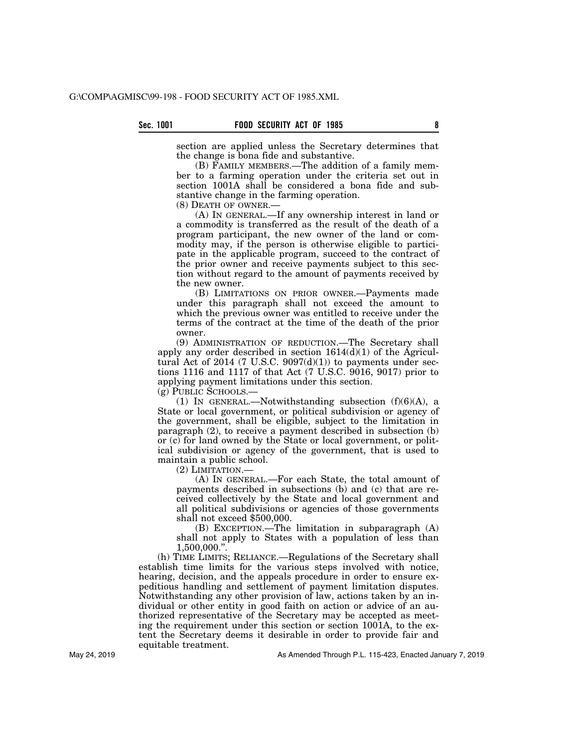section are applied unless the Secretary determines that the change is bona fide and substantive.

(B) FAMILY MEMBERS.—The addition of a family member to a farming operation under the criteria set out in section 1001A shall be considered a bona fide and substantive change in the farming operation.

(8) DEATH OF OWNER.—

(A) IN GENERAL.—If any ownership interest in land or a commodity is transferred as the result of the death of a program participant, the new owner of the land or commodity may, if the person is otherwise eligible to participate in the applicable program, succeed to the contract of the prior owner and receive payments subject to this section without regard to the amount of payments received by the new owner.

(B) LIMITATIONS ON PRIOR OWNER.—Payments made under this paragraph shall not exceed the amount to which the previous owner was entitled to receive under the terms of the contract at the time of the death of the prior owner.

(9) ADMINISTRATION OF REDUCTION.—The Secretary shall apply any order described in section 1614(d)(1) of the Agricultural Act of 2014 (7 U.S.C. 9097(d)(1)) to payments under sections 1116 and 1117 of that Act (7 U.S.C. 9016, 9017) prior to applying payment limitations under this section.

(g) PUBLIC SCHOOLS.—

(1) IN GENERAL.—Notwithstanding subsection (f)(6)(A), a State or local government, or political subdivision or agency of the government, shall be eligible, subject to the limitation in paragraph (2), to receive a payment described in subsection (b) or (c) for land owned by the State or local government, or political subdivision or agency of the government, that is used to maintain a public school.

(2) LIMITATION.—

(A) IN GENERAL.—For each State, the total amount of payments described in subsections (b) and (c) that are received collectively by the State and local government and all political subdivisions or agencies of those governments shall not exceed $500,000.

(B) EXCEPTION.—The limitation in subparagraph (A) shall not apply to States with a population of less than 1,500,000.".

(h) TIME LIMITS; RELIANCE.—Regulations of the Secretary shall establish time limits for the various steps involved with notice, hearing, decision, and the appeals procedure in order to ensure expeditious handling and settlement of payment limitation disputes. Notwithstanding any other provision of law, actions taken by an individual or other entity in good faith on action or advice of an authorized representative of the Secretary may be accepted as meeting the requirement under this section or section 1001A, to the extent the Secretary deems it desirable in order to provide fair and equitable treatment.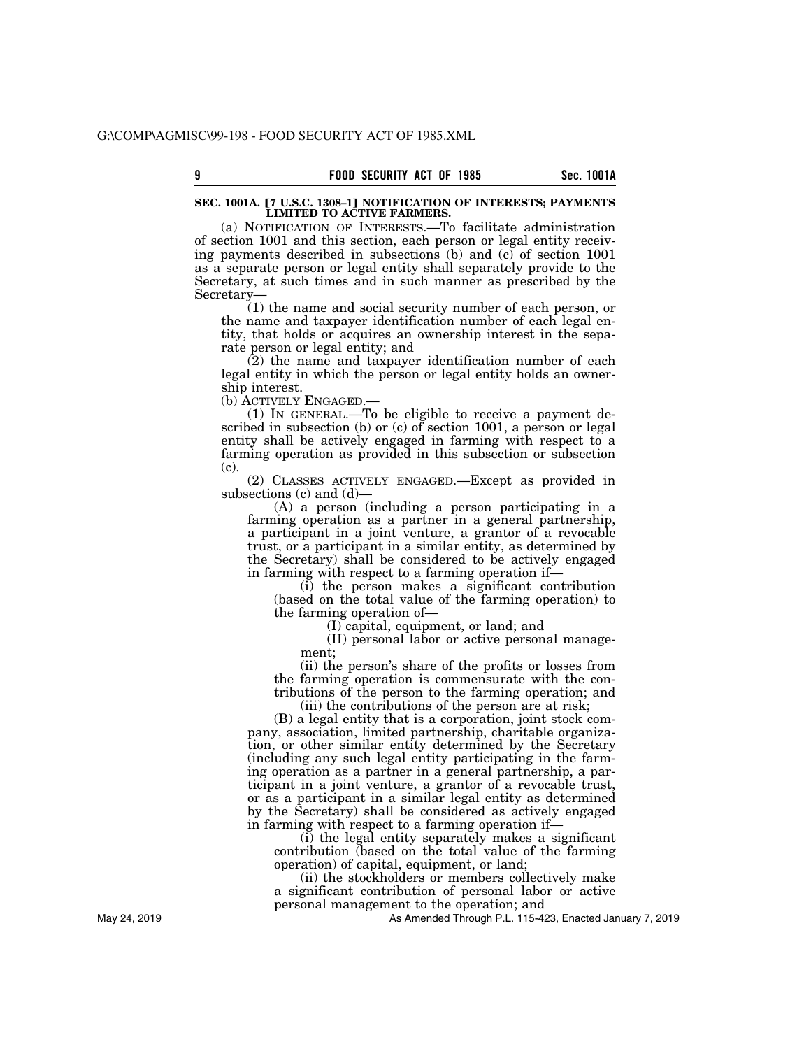### SEC. 1001A. [7 U.S.C. 1308–1] NOTIFICATION OF INTERESTS; PAYMENTS LIMITED TO ACTIVE FARMERS.

(a) NOTIFICATION OF INTERESTS.—To facilitate administration of section 1001 and this section, each person or legal entity receiving payments described in subsections (b) and (c) of section 1001 as a separate person or legal entity shall separately provide to the Secretary, at such times and in such manner as prescribed by the Secretary—

(1) the name and social security number of each person, or the name and taxpayer identification number of each legal entity, that holds or acquires an ownership interest in the separate person or legal entity; and

(2) the name and taxpayer identification number of each legal entity in which the person or legal entity holds an ownership interest.

(b) ACTIVELY ENGAGED.—

(1) IN GENERAL.—To be eligible to receive a payment described in subsection (b) or (c) of section 1001, a person or legal entity shall be actively engaged in farming with respect to a farming operation as provided in this subsection or subsection (c).

(2) CLASSES ACTIVELY ENGAGED.—Except as provided in subsections (c) and (d)—

(A) a person (including a person participating in a farming operation as a partner in a general partnership, a participant in a joint venture, a grantor of a revocable trust, or a participant in a similar entity, as determined by the Secretary) shall be considered to be actively engaged in farming with respect to a farming operation if—

(i) the person makes a significant contribution (based on the total value of the farming operation) to the farming operation of—

(I) capital, equipment, or land; and

(II) personal labor or active personal management;

(ii) the person's share of the profits or losses from the farming operation is commensurate with the contributions of the person to the farming operation; and

(iii) the contributions of the person are at risk;

(B) a legal entity that is a corporation, joint stock company, association, limited partnership, charitable organization, or other similar entity determined by the Secretary (including any such legal entity participating in the farming operation as a partner in a general partnership, a participant in a joint venture, a grantor of a revocable trust, or as a participant in a similar legal entity as determined by the Secretary) shall be considered as actively engaged in farming with respect to a farming operation if—

(i) the legal entity separately makes a significant contribution (based on the total value of the farming operation) of capital, equipment, or land;

(ii) the stockholders or members collectively make a significant contribution of personal labor or active personal management to the operation; and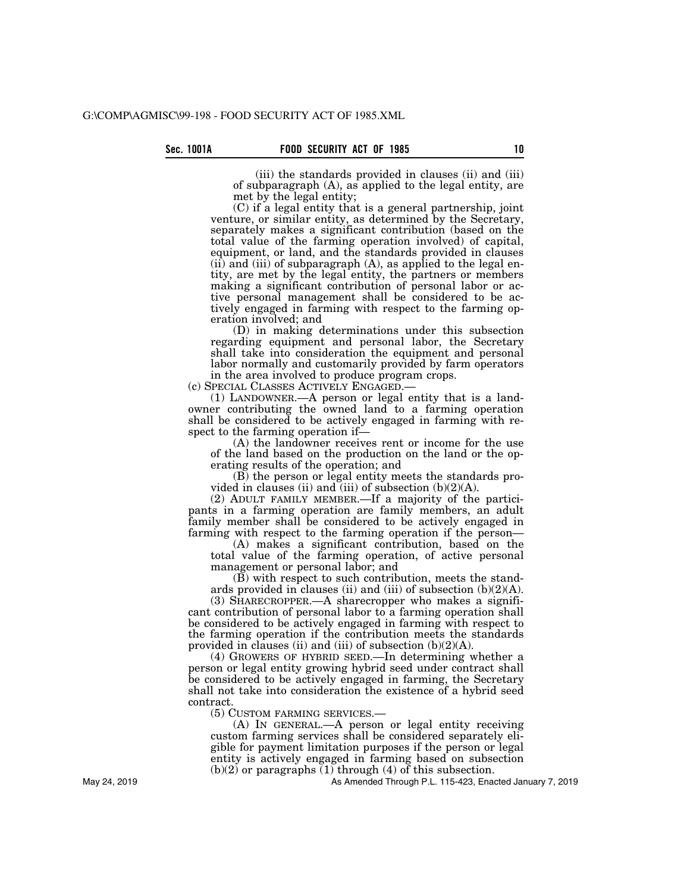(iii) the standards provided in clauses (ii) and (iii) of subparagraph (A), as applied to the legal entity, are met by the legal entity;

(C) if a legal entity that is a general partnership, joint venture, or similar entity, as determined by the Secretary, separately makes a significant contribution (based on the total value of the farming operation involved) of capital, equipment, or land, and the standards provided in clauses (ii) and (iii) of subparagraph (A), as applied to the legal entity, are met by the legal entity, the partners or members making a significant contribution of personal labor or active personal management shall be considered to be actively engaged in farming with respect to the farming operation involved; and

(D) in making determinations under this subsection regarding equipment and personal labor, the Secretary shall take into consideration the equipment and personal labor normally and customarily provided by farm operators in the area involved to produce program crops.

(c) SPECIAL CLASSES ACTIVELY ENGAGED.—

(1) LANDOWNER.—A person or legal entity that is a landowner contributing the owned land to a farming operation shall be considered to be actively engaged in farming with respect to the farming operation if—

(A) the landowner receives rent or income for the use of the land based on the production on the land or the operating results of the operation; and

(B) the person or legal entity meets the standards provided in clauses (ii) and (iii) of subsection (b)(2)(A).

(2) ADULT FAMILY MEMBER.—If a majority of the participants in a farming operation are family members, an adult family member shall be considered to be actively engaged in farming with respect to the farming operation if the person—

(A) makes a significant contribution, based on the total value of the farming operation, of active personal management or personal labor; and

(B) with respect to such contribution, meets the standards provided in clauses (ii) and (iii) of subsection (b)(2)(A).

(3) SHARECROPPER.—A sharecropper who makes a significant contribution of personal labor to a farming operation shall be considered to be actively engaged in farming with respect to the farming operation if the contribution meets the standards provided in clauses (ii) and (iii) of subsection (b)(2)(A).

(4) GROWERS OF HYBRID SEED.—In determining whether a person or legal entity growing hybrid seed under contract shall be considered to be actively engaged in farming, the Secretary shall not take into consideration the existence of a hybrid seed contract.

(5) CUSTOM FARMING SERVICES.—

(A) IN GENERAL.—A person or legal entity receiving custom farming services shall be considered separately eligible for payment limitation purposes if the person or legal entity is actively engaged in farming based on subsection (b)(2) or paragraphs (1) through (4) of this subsection.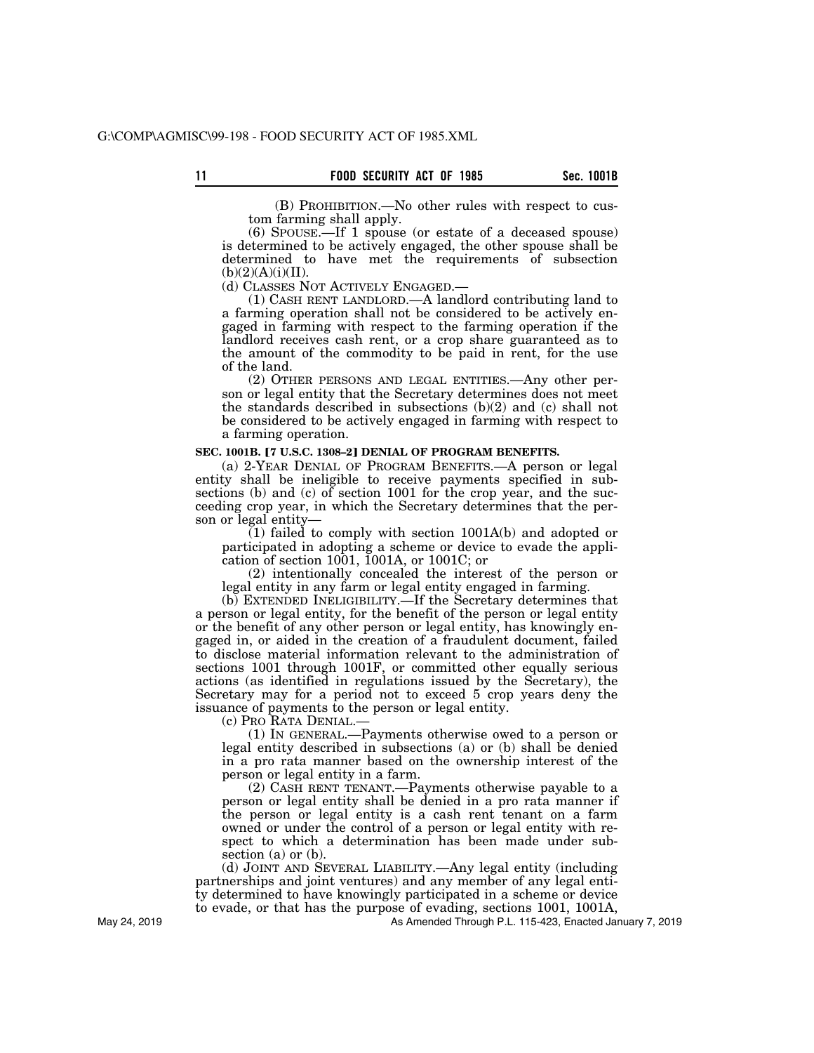(B) PROHIBITION.—No other rules with respect to custom farming shall apply.

(6) SPOUSE.—If 1 spouse (or estate of a deceased spouse) is determined to be actively engaged, the other spouse shall be determined to have met the requirements of subsection (b)(2)(A)(i)(II).

(d) CLASSES NOT ACTIVELY ENGAGED.—

(1) CASH RENT LANDLORD.—A landlord contributing land to a farming operation shall not be considered to be actively engaged in farming with respect to the farming operation if the landlord receives cash rent, or a crop share guaranteed as to the amount of the commodity to be paid in rent, for the use of the land.

(2) OTHER PERSONS AND LEGAL ENTITIES.—Any other person or legal entity that the Secretary determines does not meet the standards described in subsections (b)(2) and (c) shall not be considered to be actively engaged in farming with respect to a farming operation.

**SEC. 1001B. [7 U.S.C. 1308–2] DENIAL OF PROGRAM BENEFITS.**

(a) 2-YEAR DENIAL OF PROGRAM BENEFITS.—A person or legal entity shall be ineligible to receive payments specified in subsections (b) and (c) of section 1001 for the crop year, and the succeeding crop year, in which the Secretary determines that the person or legal entity—

(1) failed to comply with section 1001A(b) and adopted or participated in adopting a scheme or device to evade the application of section 1001, 1001A, or 1001C; or

(2) intentionally concealed the interest of the person or legal entity in any farm or legal entity engaged in farming.

(b) EXTENDED INELIGIBILITY.—If the Secretary determines that a person or legal entity, for the benefit of the person or legal entity or the benefit of any other person or legal entity, has knowingly engaged in, or aided in the creation of a fraudulent document, failed to disclose material information relevant to the administration of sections 1001 through 1001F, or committed other equally serious actions (as identified in regulations issued by the Secretary), the Secretary may for a period not to exceed 5 crop years deny the issuance of payments to the person or legal entity.

(c) PRO RATA DENIAL.—

(1) IN GENERAL.—Payments otherwise owed to a person or legal entity described in subsections (a) or (b) shall be denied in a pro rata manner based on the ownership interest of the person or legal entity in a farm.

(2) CASH RENT TENANT.—Payments otherwise payable to a person or legal entity shall be denied in a pro rata manner if the person or legal entity is a cash rent tenant on a farm owned or under the control of a person or legal entity with respect to which a determination has been made under subsection (a) or (b).

(d) JOINT AND SEVERAL LIABILITY.—Any legal entity (including partnerships and joint ventures) and any member of any legal entity determined to have knowingly participated in a scheme or device to evade, or that has the purpose of evading, sections 1001, 1001A,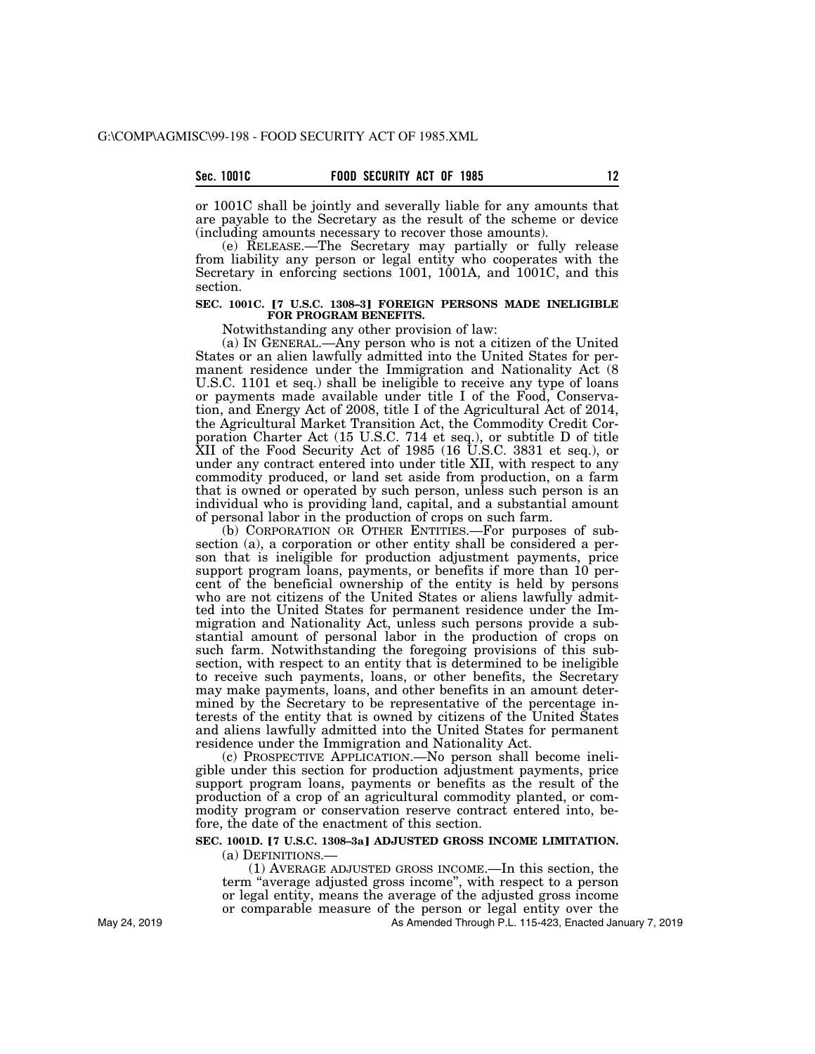or 1001C shall be jointly and severally liable for any amounts that are payable to the Secretary as the result of the scheme or device (including amounts necessary to recover those amounts).

(e) RELEASE.—The Secretary may partially or fully release from liability any person or legal entity who cooperates with the Secretary in enforcing sections 1001, 1001A, and 1001C, and this section.

**SEC. 1001C. [7 U.S.C. 1308–3] FOREIGN PERSONS MADE INELIGIBLE FOR PROGRAM BENEFITS.**

Notwithstanding any other provision of law:

(a) IN GENERAL.—Any person who is not a citizen of the United States or an alien lawfully admitted into the United States for permanent residence under the Immigration and Nationality Act (8 U.S.C. 1101 et seq.) shall be ineligible to receive any type of loans or payments made available under title I of the Food, Conservation, and Energy Act of 2008, title I of the Agricultural Act of 2014, the Agricultural Market Transition Act, the Commodity Credit Corporation Charter Act (15 U.S.C. 714 et seq.), or subtitle D of title XII of the Food Security Act of 1985 (16 U.S.C. 3831 et seq.), or under any contract entered into under title XII, with respect to any commodity produced, or land set aside from production, on a farm that is owned or operated by such person, unless such person is an individual who is providing land, capital, and a substantial amount of personal labor in the production of crops on such farm.

(b) CORPORATION OR OTHER ENTITIES.—For purposes of subsection (a), a corporation or other entity shall be considered a person that is ineligible for production adjustment payments, price support program loans, payments, or benefits if more than 10 percent of the beneficial ownership of the entity is held by persons who are not citizens of the United States or aliens lawfully admitted into the United States for permanent residence under the Immigration and Nationality Act, unless such persons provide a substantial amount of personal labor in the production of crops on such farm. Notwithstanding the foregoing provisions of this subsection, with respect to an entity that is determined to be ineligible to receive such payments, loans, or other benefits, the Secretary may make payments, loans, and other benefits in an amount determined by the Secretary to be representative of the percentage interests of the entity that is owned by citizens of the United States and aliens lawfully admitted into the United States for permanent residence under the Immigration and Nationality Act.

(c) PROSPECTIVE APPLICATION.—No person shall become ineligible under this section for production adjustment payments, price support program loans, payments or benefits as the result of the production of a crop of an agricultural commodity planted, or commodity program or conservation reserve contract entered into, before, the date of the enactment of this section.

**SEC. 1001D. [7 U.S.C. 1308–3a] ADJUSTED GROSS INCOME LIMITATION.**

(a) DEFINITIONS.—

(1) AVERAGE ADJUSTED GROSS INCOME.—In this section, the term "average adjusted gross income", with respect to a person or legal entity, means the average of the adjusted gross income or comparable measure of the person or legal entity over the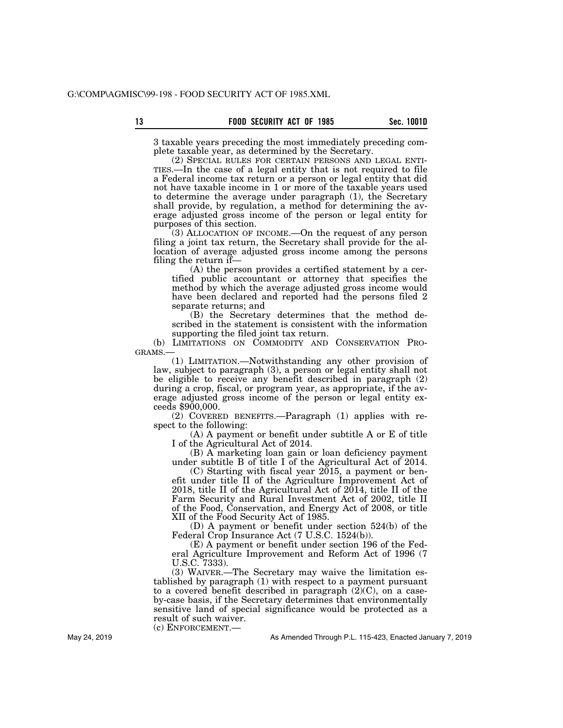3 taxable years preceding the most immediately preceding complete taxable year, as determined by the Secretary.

(2) SPECIAL RULES FOR CERTAIN PERSONS AND LEGAL ENTITIES.—In the case of a legal entity that is not required to file a Federal income tax return or a person or legal entity that did not have taxable income in 1 or more of the taxable years used to determine the average under paragraph (1), the Secretary shall provide, by regulation, a method for determining the average adjusted gross income of the person or legal entity for purposes of this section.

(3) ALLOCATION OF INCOME.—On the request of any person filing a joint tax return, the Secretary shall provide for the allocation of average adjusted gross income among the persons filing the return if—

(A) the person provides a certified statement by a certified public accountant or attorney that specifies the method by which the average adjusted gross income would have been declared and reported had the persons filed 2 separate returns; and

(B) the Secretary determines that the method described in the statement is consistent with the information supporting the filed joint tax return.

(b) LIMITATIONS ON COMMODITY AND CONSERVATION PROGRAMS.—

(1) LIMITATION.—Notwithstanding any other provision of law, subject to paragraph (3), a person or legal entity shall not be eligible to receive any benefit described in paragraph (2) during a crop, fiscal, or program year, as appropriate, if the average adjusted gross income of the person or legal entity exceeds $900,000.

(2) COVERED BENEFITS.—Paragraph (1) applies with respect to the following:

(A) A payment or benefit under subtitle A or E of title I of the Agricultural Act of 2014.

(B) A marketing loan gain or loan deficiency payment under subtitle B of title I of the Agricultural Act of 2014.

(C) Starting with fiscal year 2015, a payment or benefit under title II of the Agriculture Improvement Act of 2018, title II of the Agricultural Act of 2014, title II of the Farm Security and Rural Investment Act of 2002, title II of the Food, Conservation, and Energy Act of 2008, or title XII of the Food Security Act of 1985.

(D) A payment or benefit under section 524(b) of the Federal Crop Insurance Act (7 U.S.C. 1524(b)).

(E) A payment or benefit under section 196 of the Federal Agriculture Improvement and Reform Act of 1996 (7 U.S.C. 7333).

(3) WAIVER.—The Secretary may waive the limitation established by paragraph (1) with respect to a payment pursuant to a covered benefit described in paragraph (2)(C), on a case-by-case basis, if the Secretary determines that environmentally sensitive land of special significance would be protected as a result of such waiver.

(c) ENFORCEMENT.—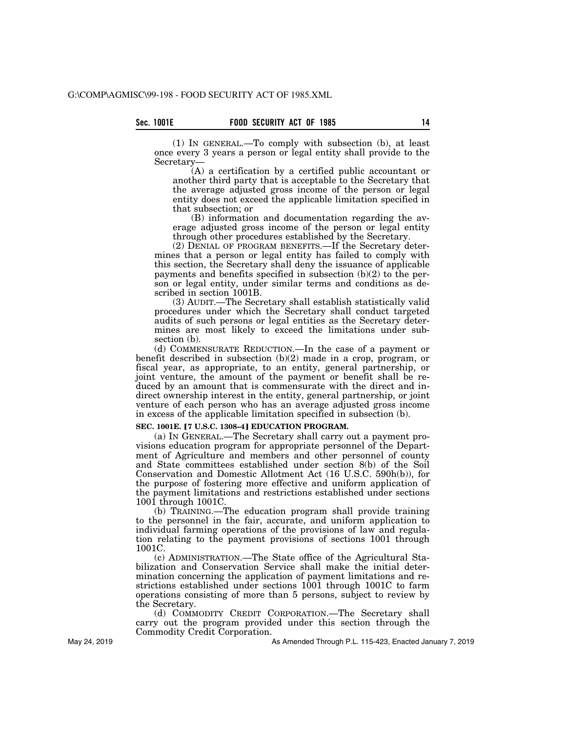(1) IN GENERAL.—To comply with subsection (b), at least once every 3 years a person or legal entity shall provide to the Secretary—

(A) a certification by a certified public accountant or another third party that is acceptable to the Secretary that the average adjusted gross income of the person or legal entity does not exceed the applicable limitation specified in that subsection; or

(B) information and documentation regarding the average adjusted gross income of the person or legal entity through other procedures established by the Secretary.

(2) DENIAL OF PROGRAM BENEFITS.—If the Secretary determines that a person or legal entity has failed to comply with this section, the Secretary shall deny the issuance of applicable payments and benefits specified in subsection (b)(2) to the person or legal entity, under similar terms and conditions as described in section 1001B.

(3) AUDIT.—The Secretary shall establish statistically valid procedures under which the Secretary shall conduct targeted audits of such persons or legal entities as the Secretary determines are most likely to exceed the limitations under subsection (b).

(d) COMMENSURATE REDUCTION.—In the case of a payment or benefit described in subsection (b)(2) made in a crop, program, or fiscal year, as appropriate, to an entity, general partnership, or joint venture, the amount of the payment or benefit shall be reduced by an amount that is commensurate with the direct and indirect ownership interest in the entity, general partnership, or joint venture of each person who has an average adjusted gross income in excess of the applicable limitation specified in subsection (b).

**SEC. 1001E. [7 U.S.C. 1308–4] EDUCATION PROGRAM.**

(a) IN GENERAL.—The Secretary shall carry out a payment provisions education program for appropriate personnel of the Department of Agriculture and members and other personnel of county and State committees established under section 8(b) of the Soil Conservation and Domestic Allotment Act (16 U.S.C. 590h(b)), for the purpose of fostering more effective and uniform application of the payment limitations and restrictions established under sections 1001 through 1001C.

(b) TRAINING.—The education program shall provide training to the personnel in the fair, accurate, and uniform application to individual farming operations of the provisions of law and regulation relating to the payment provisions of sections 1001 through 1001C.

(c) ADMINISTRATION.—The State office of the Agricultural Stabilization and Conservation Service shall make the initial determination concerning the application of payment limitations and restrictions established under sections 1001 through 1001C to farm operations consisting of more than 5 persons, subject to review by the Secretary.

(d) COMMODITY CREDIT CORPORATION.—The Secretary shall carry out the program provided under this section through the Commodity Credit Corporation.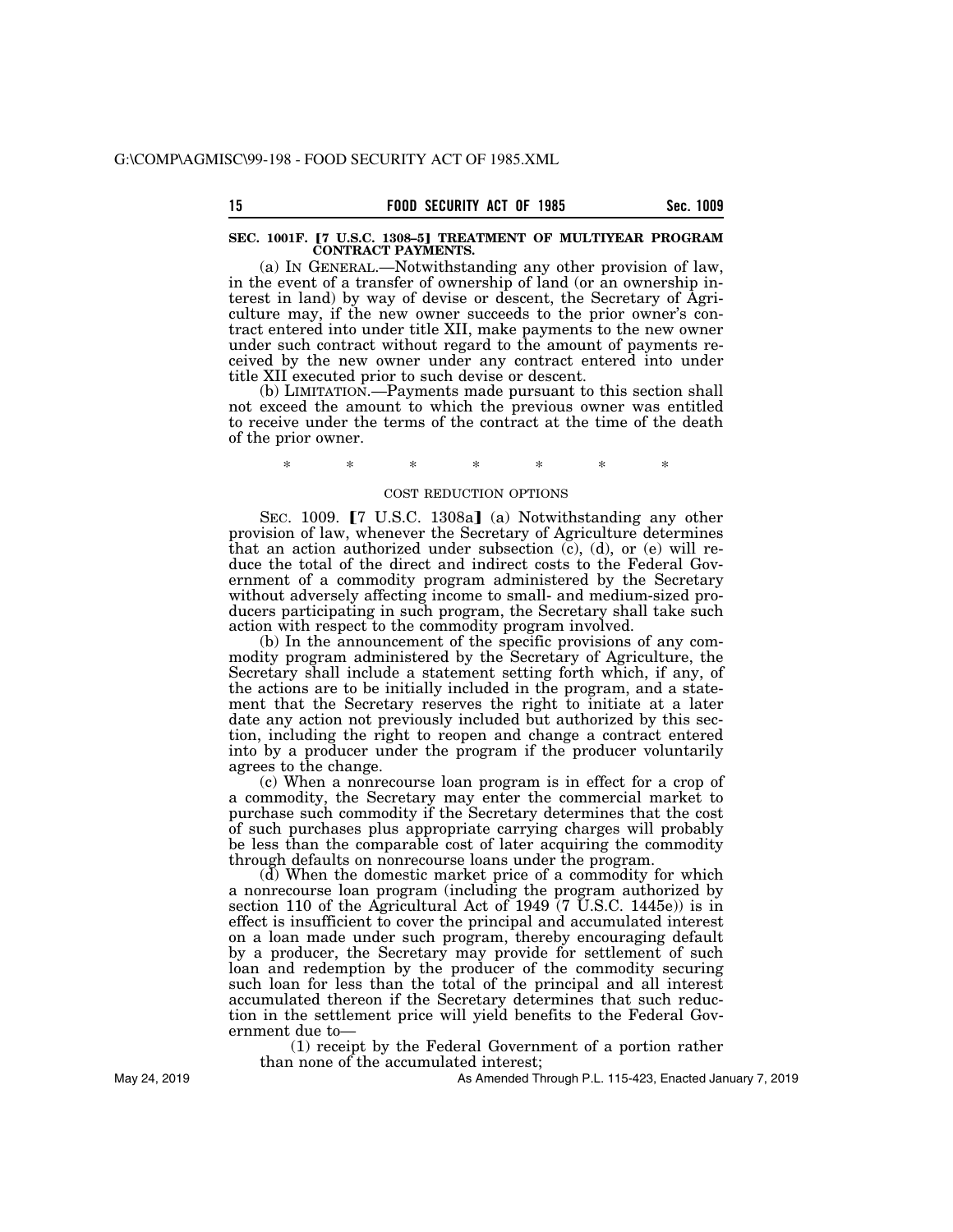**SEC. 1001F. [7 U.S.C. 1308–5] TREATMENT OF MULTIYEAR PROGRAM CONTRACT PAYMENTS.**

(a) IN GENERAL.—Notwithstanding any other provision of law, in the event of a transfer of ownership of land (or an ownership interest in land) by way of devise or descent, the Secretary of Agriculture may, if the new owner succeeds to the prior owner's contract entered into under title XII, make payments to the new owner under such contract without regard to the amount of payments received by the new owner under any contract entered into under title XII executed prior to such devise or descent.

(b) LIMITATION.—Payments made pursuant to this section shall not exceed the amount to which the previous owner was entitled to receive under the terms of the contract at the time of the death of the prior owner.

\* \* \* \* \* \* \*

COST REDUCTION OPTIONS

SEC. 1009. [7 U.S.C. 1308a] (a) Notwithstanding any other provision of law, whenever the Secretary of Agriculture determines that an action authorized under subsection (c), (d), or (e) will reduce the total of the direct and indirect costs to the Federal Government of a commodity program administered by the Secretary without adversely affecting income to small- and medium-sized producers participating in such program, the Secretary shall take such action with respect to the commodity program involved.

(b) In the announcement of the specific provisions of any commodity program administered by the Secretary of Agriculture, the Secretary shall include a statement setting forth which, if any, of the actions are to be initially included in the program, and a statement that the Secretary reserves the right to initiate at a later date any action not previously included but authorized by this section, including the right to reopen and change a contract entered into by a producer under the program if the producer voluntarily agrees to the change.

(c) When a nonrecourse loan program is in effect for a crop of a commodity, the Secretary may enter the commercial market to purchase such commodity if the Secretary determines that the cost of such purchases plus appropriate carrying charges will probably be less than the comparable cost of later acquiring the commodity through defaults on nonrecourse loans under the program.

(d) When the domestic market price of a commodity for which a nonrecourse loan program (including the program authorized by section 110 of the Agricultural Act of 1949 (7 U.S.C. 1445e)) is in effect is insufficient to cover the principal and accumulated interest on a loan made under such program, thereby encouraging default by a producer, the Secretary may provide for settlement of such loan and redemption by the producer of the commodity securing such loan for less than the total of the principal and all interest accumulated thereon if the Secretary determines that such reduction in the settlement price will yield benefits to the Federal Government due to—

(1) receipt by the Federal Government of a portion rather than none of the accumulated interest;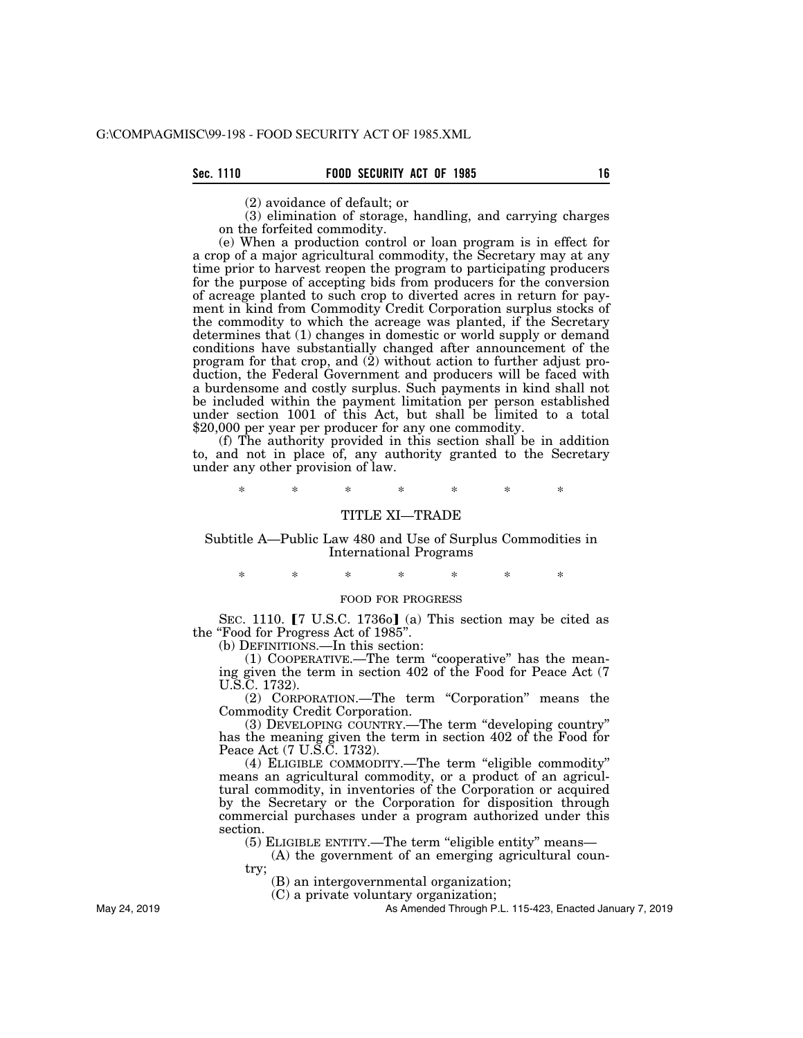(2) avoidance of default; or

(3) elimination of storage, handling, and carrying charges on the forfeited commodity.

(e) When a production control or loan program is in effect for a crop of a major agricultural commodity, the Secretary may at any time prior to harvest reopen the program to participating producers for the purpose of accepting bids from producers for the conversion of acreage planted to such crop to diverted acres in return for payment in kind from Commodity Credit Corporation surplus stocks of the commodity to which the acreage was planted, if the Secretary determines that (1) changes in domestic or world supply or demand conditions have substantially changed after announcement of the program for that crop, and (2) without action to further adjust production, the Federal Government and producers will be faced with a burdensome and costly surplus. Such payments in kind shall not be included within the payment limitation per person established under section 1001 of this Act, but shall be limited to a total $20,000 per year per producer for any one commodity.

(f) The authority provided in this section shall be in addition to, and not in place of, any authority granted to the Secretary under any other provision of law.

\* \* \* \* \* \* \*

## TITLE XI—TRADE

### Subtitle A—Public Law 480 and Use of Surplus Commodities in International Programs

\* \* \* \* \* \* \*

#### FOOD FOR PROGRESS

SEC. 1110. [7 U.S.C. 1736o] (a) This section may be cited as the "Food for Progress Act of 1985".

(b) DEFINITIONS.—In this section:

(1) COOPERATIVE.—The term "cooperative" has the meaning given the term in section 402 of the Food for Peace Act (7 U.S.C. 1732).

(2) CORPORATION.—The term "Corporation" means the Commodity Credit Corporation.

(3) DEVELOPING COUNTRY.—The term "developing country" has the meaning given the term in section 402 of the Food for Peace Act (7 U.S.C. 1732).

(4) ELIGIBLE COMMODITY.—The term "eligible commodity" means an agricultural commodity, or a product of an agricultural commodity, in inventories of the Corporation or acquired by the Secretary or the Corporation for disposition through commercial purchases under a program authorized under this section.

(5) ELIGIBLE ENTITY.—The term "eligible entity" means—

(A) the government of an emerging agricultural country;

(B) an intergovernmental organization;

(C) a private voluntary organization;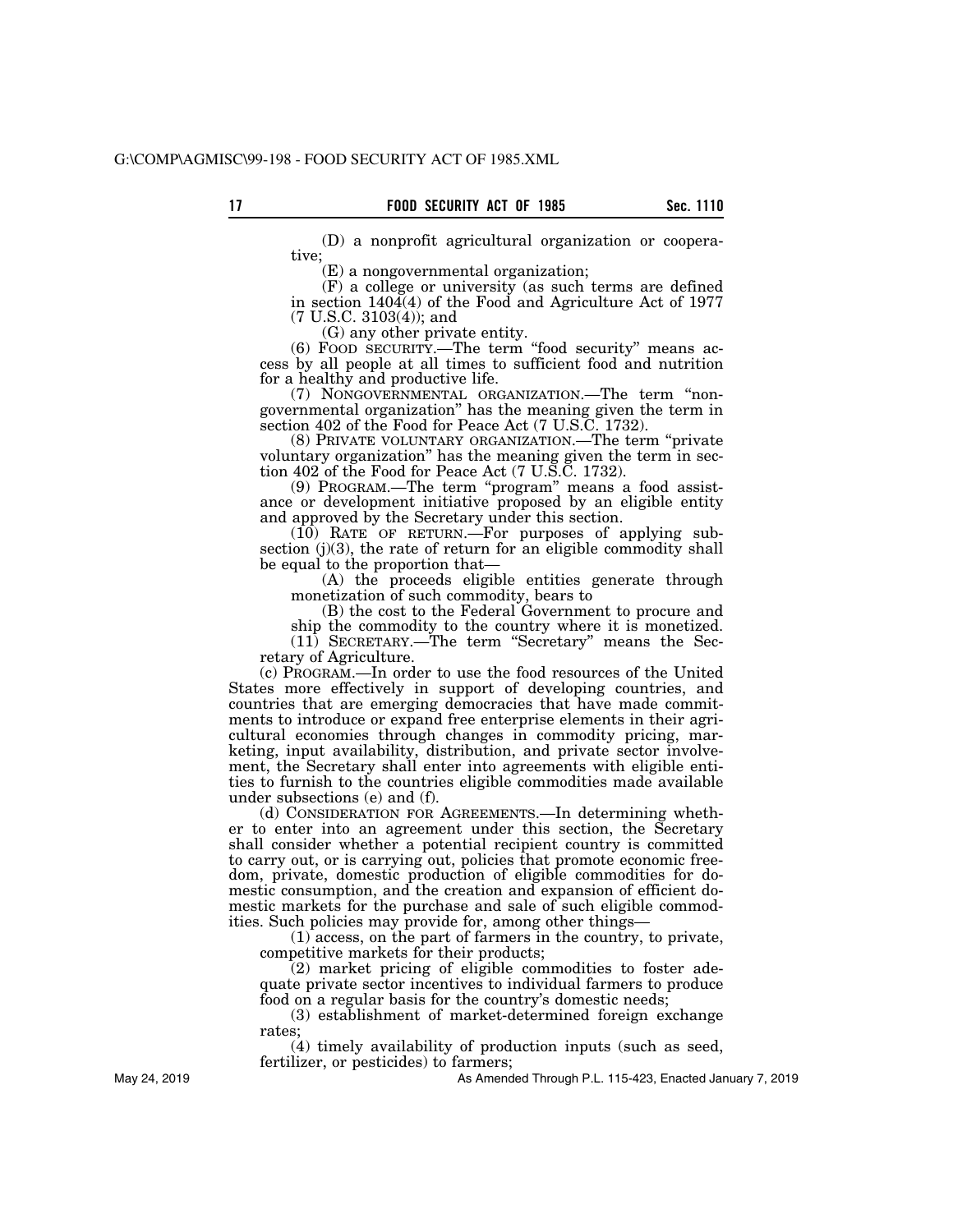(D) a nonprofit agricultural organization or cooperative;

(E) a nongovernmental organization;

(F) a college or university (as such terms are defined in section 1404(4) of the Food and Agriculture Act of 1977 (7 U.S.C. 3103(4)); and

(G) any other private entity.

(6) FOOD SECURITY.—The term "food security" means access by all people at all times to sufficient food and nutrition for a healthy and productive life.

(7) NONGOVERNMENTAL ORGANIZATION.—The term "nongovernmental organization" has the meaning given the term in section 402 of the Food for Peace Act (7 U.S.C. 1732).

(8) PRIVATE VOLUNTARY ORGANIZATION.—The term "private voluntary organization" has the meaning given the term in section 402 of the Food for Peace Act (7 U.S.C. 1732).

(9) PROGRAM.—The term "program" means a food assistance or development initiative proposed by an eligible entity and approved by the Secretary under this section.

(10) RATE OF RETURN.—For purposes of applying subsection (j)(3), the rate of return for an eligible commodity shall be equal to the proportion that—

(A) the proceeds eligible entities generate through monetization of such commodity, bears to

(B) the cost to the Federal Government to procure and ship the commodity to the country where it is monetized.

(11) SECRETARY.—The term "Secretary" means the Secretary of Agriculture.

(c) PROGRAM.—In order to use the food resources of the United States more effectively in support of developing countries, and countries that are emerging democracies that have made commitments to introduce or expand free enterprise elements in their agricultural economies through changes in commodity pricing, marketing, input availability, distribution, and private sector involvement, the Secretary shall enter into agreements with eligible entities to furnish to the countries eligible commodities made available under subsections (e) and (f).

(d) CONSIDERATION FOR AGREEMENTS.—In determining whether to enter into an agreement under this section, the Secretary shall consider whether a potential recipient country is committed to carry out, or is carrying out, policies that promote economic freedom, private, domestic production of eligible commodities for domestic consumption, and the creation and expansion of efficient domestic markets for the purchase and sale of such eligible commodities. Such policies may provide for, among other things—

(1) access, on the part of farmers in the country, to private, competitive markets for their products;

(2) market pricing of eligible commodities to foster adequate private sector incentives to individual farmers to produce food on a regular basis for the country's domestic needs;

(3) establishment of market-determined foreign exchange rates;

(4) timely availability of production inputs (such as seed, fertilizer, or pesticides) to farmers;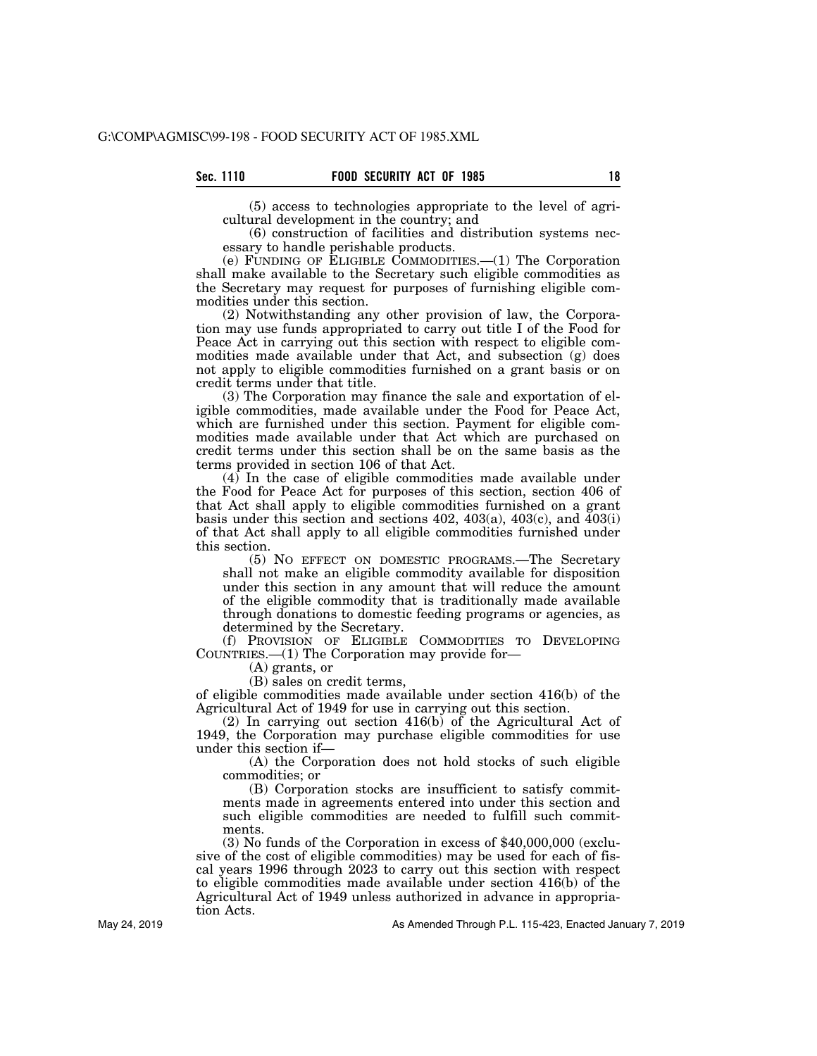(5) access to technologies appropriate to the level of agricultural development in the country; and

(6) construction of facilities and distribution systems necessary to handle perishable products.

(e) FUNDING OF ELIGIBLE COMMODITIES.—(1) The Corporation shall make available to the Secretary such eligible commodities as the Secretary may request for purposes of furnishing eligible commodities under this section.

(2) Notwithstanding any other provision of law, the Corporation may use funds appropriated to carry out title I of the Food for Peace Act in carrying out this section with respect to eligible commodities made available under that Act, and subsection (g) does not apply to eligible commodities furnished on a grant basis or on credit terms under that title.

(3) The Corporation may finance the sale and exportation of eligible commodities, made available under the Food for Peace Act, which are furnished under this section. Payment for eligible commodities made available under that Act which are purchased on credit terms under this section shall be on the same basis as the terms provided in section 106 of that Act.

(4) In the case of eligible commodities made available under the Food for Peace Act for purposes of this section, section 406 of that Act shall apply to eligible commodities furnished on a grant basis under this section and sections 402, 403(a), 403(c), and 403(i) of that Act shall apply to all eligible commodities furnished under this section.

(5) NO EFFECT ON DOMESTIC PROGRAMS.—The Secretary shall not make an eligible commodity available for disposition under this section in any amount that will reduce the amount of the eligible commodity that is traditionally made available through donations to domestic feeding programs or agencies, as determined by the Secretary.

(f) PROVISION OF ELIGIBLE COMMODITIES TO DEVELOPING COUNTRIES.—(1) The Corporation may provide for—

(A) grants, or

(B) sales on credit terms,

of eligible commodities made available under section 416(b) of the Agricultural Act of 1949 for use in carrying out this section.

(2) In carrying out section 416(b) of the Agricultural Act of 1949, the Corporation may purchase eligible commodities for use under this section if—

(A) the Corporation does not hold stocks of such eligible commodities; or

(B) Corporation stocks are insufficient to satisfy commitments made in agreements entered into under this section and such eligible commodities are needed to fulfill such commitments.

(3) No funds of the Corporation in excess of $40,000,000 (exclusive of the cost of eligible commodities) may be used for each of fiscal years 1996 through 2023 to carry out this section with respect to eligible commodities made available under section 416(b) of the Agricultural Act of 1949 unless authorized in advance in appropriation Acts.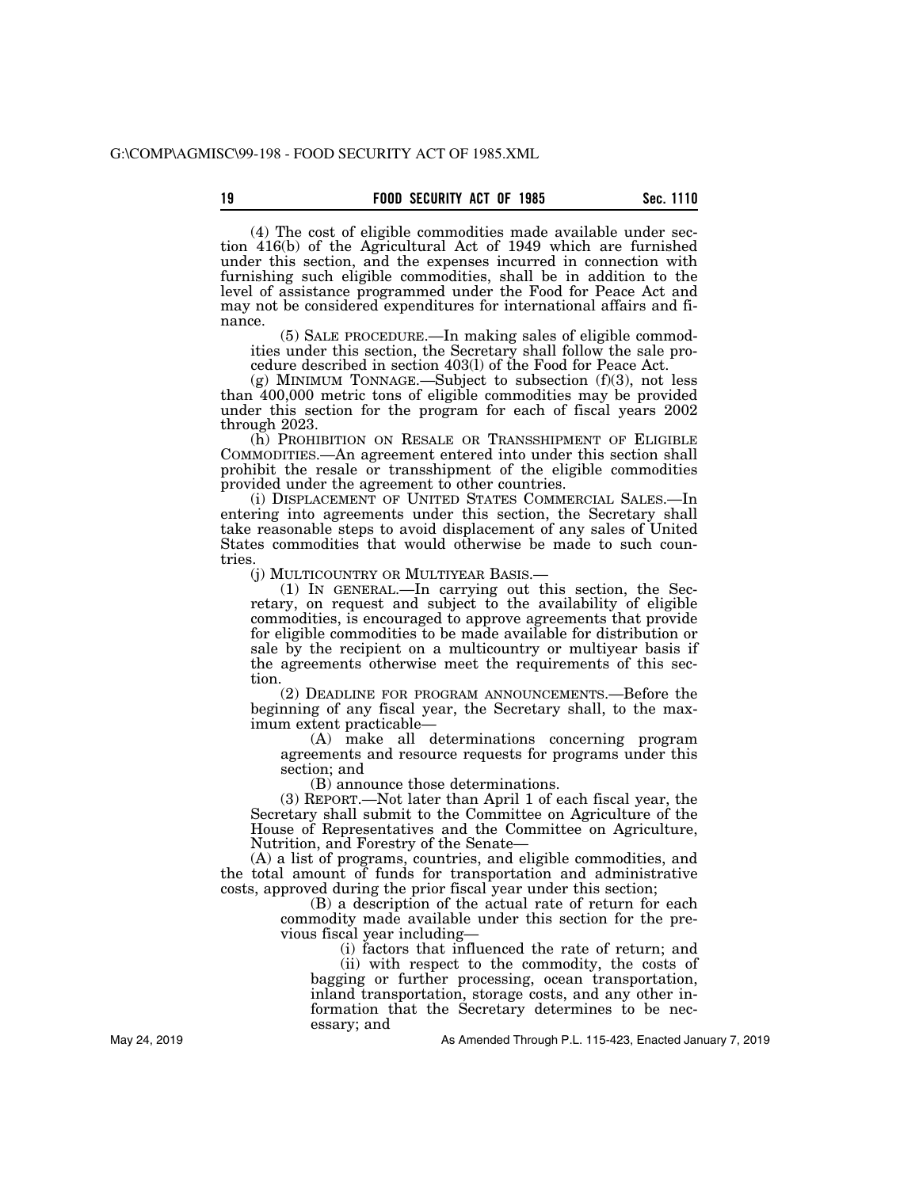(4) The cost of eligible commodities made available under section 416(b) of the Agricultural Act of 1949 which are furnished under this section, and the expenses incurred in connection with furnishing such eligible commodities, shall be in addition to the level of assistance programmed under the Food for Peace Act and may not be considered expenditures for international affairs and finance.

(5) SALE PROCEDURE.—In making sales of eligible commodities under this section, the Secretary shall follow the sale procedure described in section 403(l) of the Food for Peace Act.

(g) MINIMUM TONNAGE.—Subject to subsection (f)(3), not less than 400,000 metric tons of eligible commodities may be provided under this section for the program for each of fiscal years 2002 through 2023.

(h) PROHIBITION ON RESALE OR TRANSSHIPMENT OF ELIGIBLE COMMODITIES.—An agreement entered into under this section shall prohibit the resale or transshipment of the eligible commodities provided under the agreement to other countries.

(i) DISPLACEMENT OF UNITED STATES COMMERCIAL SALES.—In entering into agreements under this section, the Secretary shall take reasonable steps to avoid displacement of any sales of United States commodities that would otherwise be made to such countries.

(j) MULTICOUNTRY OR MULTIYEAR BASIS.—

(1) IN GENERAL.—In carrying out this section, the Secretary, on request and subject to the availability of eligible commodities, is encouraged to approve agreements that provide for eligible commodities to be made available for distribution or sale by the recipient on a multicountry or multiyear basis if the agreements otherwise meet the requirements of this section.

(2) DEADLINE FOR PROGRAM ANNOUNCEMENTS.—Before the beginning of any fiscal year, the Secretary shall, to the maximum extent practicable—

(A) make all determinations concerning program agreements and resource requests for programs under this section; and

(B) announce those determinations.

(3) REPORT.—Not later than April 1 of each fiscal year, the Secretary shall submit to the Committee on Agriculture of the House of Representatives and the Committee on Agriculture, Nutrition, and Forestry of the Senate—

(A) a list of programs, countries, and eligible commodities, and the total amount of funds for transportation and administrative costs, approved during the prior fiscal year under this section;

(B) a description of the actual rate of return for each commodity made available under this section for the previous fiscal year including—

(i) factors that influenced the rate of return; and

(ii) with respect to the commodity, the costs of bagging or further processing, ocean transportation, inland transportation, storage costs, and any other information that the Secretary determines to be necessary; and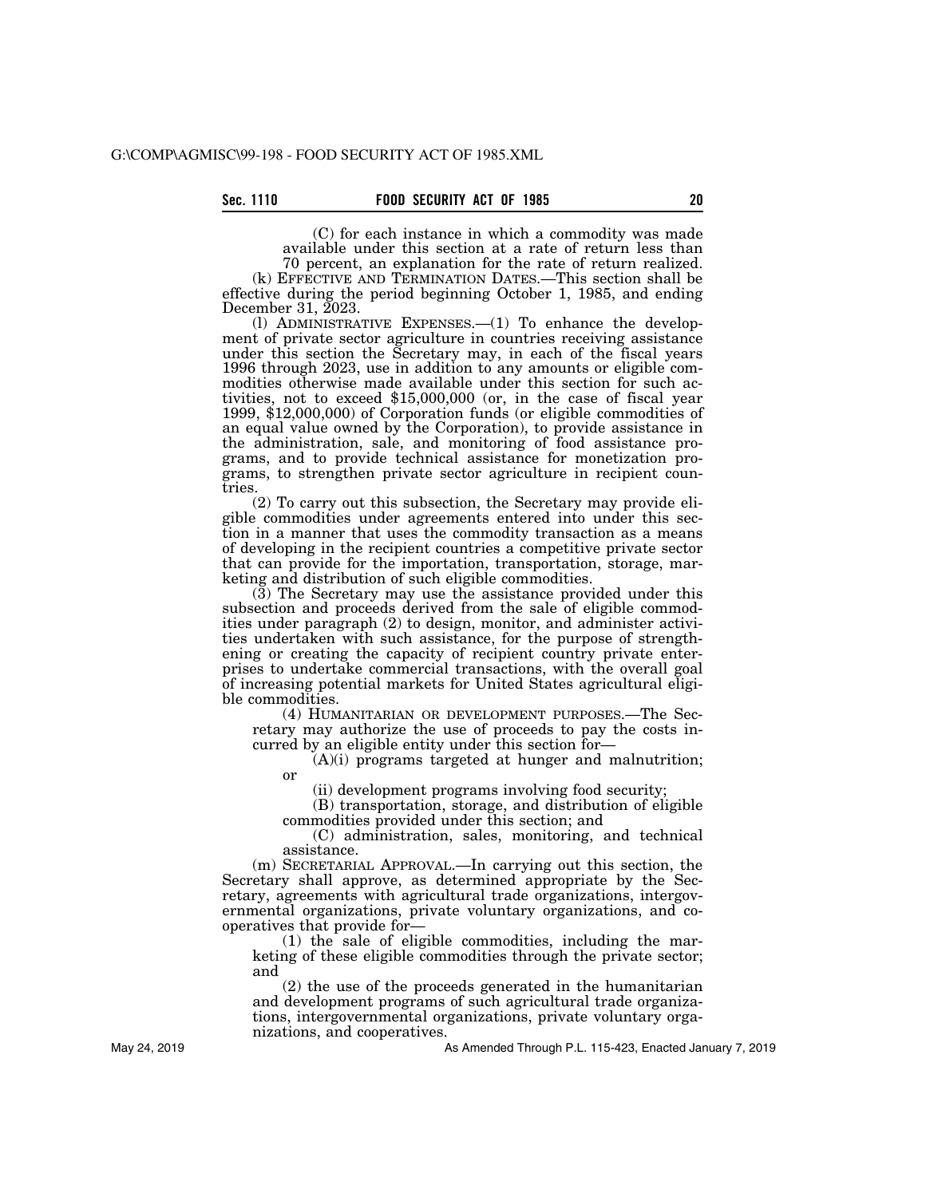(C) for each instance in which a commodity was made available under this section at a rate of return less than 70 percent, an explanation for the rate of return realized.

(k) EFFECTIVE AND TERMINATION DATES.—This section shall be effective during the period beginning October 1, 1985, and ending December 31, 2023.

(l) ADMINISTRATIVE EXPENSES.—(1) To enhance the development of private sector agriculture in countries receiving assistance under this section the Secretary may, in each of the fiscal years 1996 through 2023, use in addition to any amounts or eligible commodities otherwise made available under this section for such activities, not to exceed $15,000,000 (or, in the case of fiscal year 1999, $12,000,000) of Corporation funds (or eligible commodities of an equal value owned by the Corporation), to provide assistance in the administration, sale, and monitoring of food assistance programs, and to provide technical assistance for monetization programs, to strengthen private sector agriculture in recipient countries.

(2) To carry out this subsection, the Secretary may provide eligible commodities under agreements entered into under this section in a manner that uses the commodity transaction as a means of developing in the recipient countries a competitive private sector that can provide for the importation, transportation, storage, marketing and distribution of such eligible commodities.

(3) The Secretary may use the assistance provided under this subsection and proceeds derived from the sale of eligible commodities under paragraph (2) to design, monitor, and administer activities undertaken with such assistance, for the purpose of strengthening or creating the capacity of recipient country private enterprises to undertake commercial transactions, with the overall goal of increasing potential markets for United States agricultural eligible commodities.

(4) HUMANITARIAN OR DEVELOPMENT PURPOSES.—The Secretary may authorize the use of proceeds to pay the costs incurred by an eligible entity under this section for—

(A)(i) programs targeted at hunger and malnutrition; or

(ii) development programs involving food security;

(B) transportation, storage, and distribution of eligible commodities provided under this section; and

(C) administration, sales, monitoring, and technical assistance.

(m) SECRETARIAL APPROVAL.—In carrying out this section, the Secretary shall approve, as determined appropriate by the Secretary, agreements with agricultural trade organizations, intergovernmental organizations, private voluntary organizations, and cooperatives that provide for—

(1) the sale of eligible commodities, including the marketing of these eligible commodities through the private sector; and

(2) the use of the proceeds generated in the humanitarian and development programs of such agricultural trade organizations, intergovernmental organizations, private voluntary organizations, and cooperatives.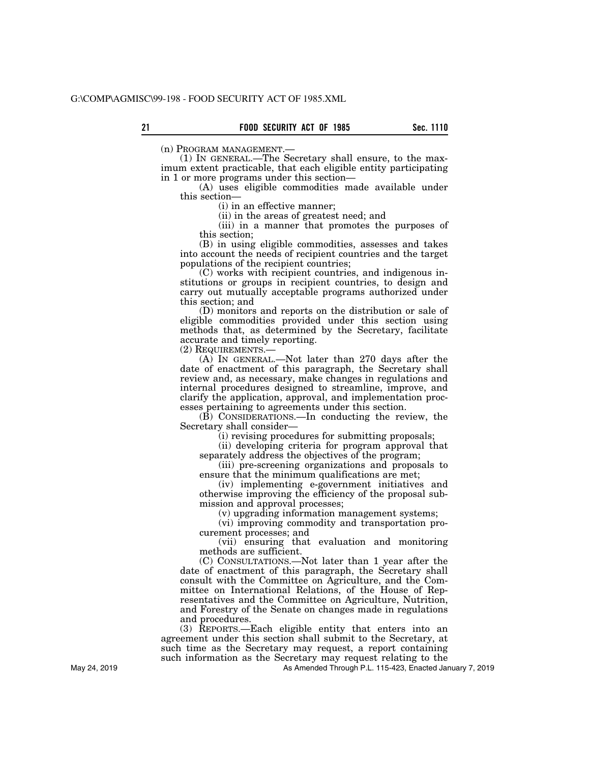(n) PROGRAM MANAGEMENT.—

(1) IN GENERAL.—The Secretary shall ensure, to the maximum extent practicable, that each eligible entity participating in 1 or more programs under this section—

(A) uses eligible commodities made available under this section—

(i) in an effective manner;

(ii) in the areas of greatest need; and

(iii) in a manner that promotes the purposes of this section;

(B) in using eligible commodities, assesses and takes into account the needs of recipient countries and the target populations of the recipient countries;

(C) works with recipient countries, and indigenous institutions or groups in recipient countries, to design and carry out mutually acceptable programs authorized under this section; and

(D) monitors and reports on the distribution or sale of eligible commodities provided under this section using methods that, as determined by the Secretary, facilitate accurate and timely reporting.

(2) REQUIREMENTS.—

(A) IN GENERAL.—Not later than 270 days after the date of enactment of this paragraph, the Secretary shall review and, as necessary, make changes in regulations and internal procedures designed to streamline, improve, and clarify the application, approval, and implementation processes pertaining to agreements under this section.

(B) CONSIDERATIONS.—In conducting the review, the Secretary shall consider—

(i) revising procedures for submitting proposals;

(ii) developing criteria for program approval that separately address the objectives of the program;

(iii) pre-screening organizations and proposals to ensure that the minimum qualifications are met;

(iv) implementing e-government initiatives and otherwise improving the efficiency of the proposal submission and approval processes;

(v) upgrading information management systems;

(vi) improving commodity and transportation procurement processes; and

(vii) ensuring that evaluation and monitoring methods are sufficient.

(C) CONSULTATIONS.—Not later than 1 year after the date of enactment of this paragraph, the Secretary shall consult with the Committee on Agriculture, and the Committee on International Relations, of the House of Representatives and the Committee on Agriculture, Nutrition, and Forestry of the Senate on changes made in regulations and procedures.

(3) REPORTS.—Each eligible entity that enters into an agreement under this section shall submit to the Secretary, at such time as the Secretary may request, a report containing such information as the Secretary may request relating to the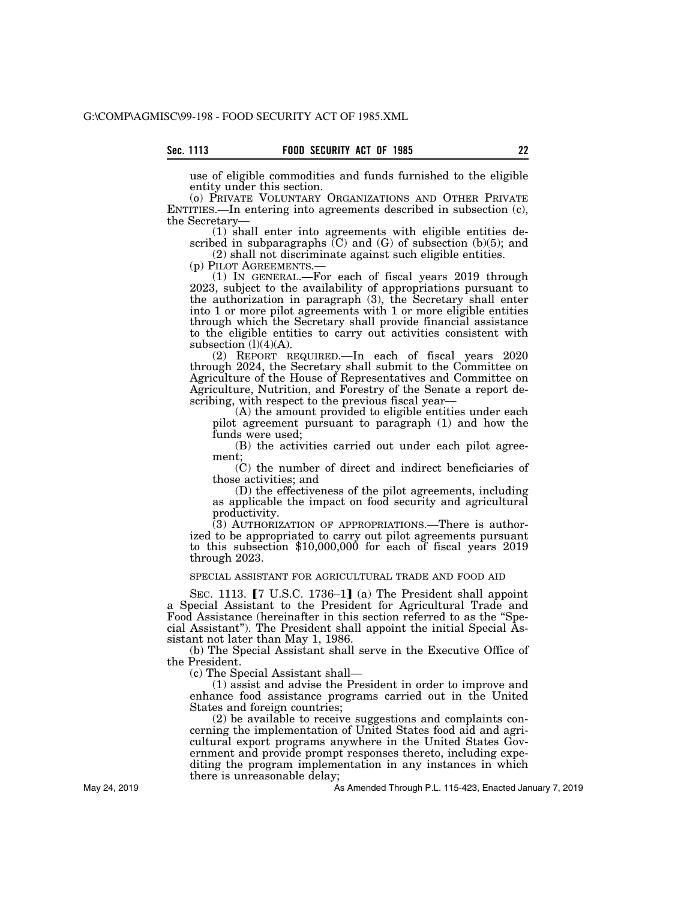use of eligible commodities and funds furnished to the eligible entity under this section.

(o) PRIVATE VOLUNTARY ORGANIZATIONS AND OTHER PRIVATE ENTITIES.—In entering into agreements described in subsection (c), the Secretary—

(1) shall enter into agreements with eligible entities described in subparagraphs (C) and (G) of subsection (b)(5); and

(2) shall not discriminate against such eligible entities.

(p) PILOT AGREEMENTS.—

(1) IN GENERAL.—For each of fiscal years 2019 through 2023, subject to the availability of appropriations pursuant to the authorization in paragraph (3), the Secretary shall enter into 1 or more pilot agreements with 1 or more eligible entities through which the Secretary shall provide financial assistance to the eligible entities to carry out activities consistent with subsection (l)(4)(A).

(2) REPORT REQUIRED.—In each of fiscal years 2020 through 2024, the Secretary shall submit to the Committee on Agriculture of the House of Representatives and Committee on Agriculture, Nutrition, and Forestry of the Senate a report describing, with respect to the previous fiscal year—

(A) the amount provided to eligible entities under each pilot agreement pursuant to paragraph (1) and how the funds were used;

(B) the activities carried out under each pilot agreement;

(C) the number of direct and indirect beneficiaries of those activities; and

(D) the effectiveness of the pilot agreements, including as applicable the impact on food security and agricultural productivity.

(3) AUTHORIZATION OF APPROPRIATIONS.—There is authorized to be appropriated to carry out pilot agreements pursuant to this subsection $10,000,000 for each of fiscal years 2019 through 2023.

SPECIAL ASSISTANT FOR AGRICULTURAL TRADE AND FOOD AID

SEC. 1113. [7 U.S.C. 1736–1] (a) The President shall appoint a Special Assistant to the President for Agricultural Trade and Food Assistance (hereinafter in this section referred to as the "Special Assistant"). The President shall appoint the initial Special Assistant not later than May 1, 1986.

(b) The Special Assistant shall serve in the Executive Office of the President.

(c) The Special Assistant shall—

(1) assist and advise the President in order to improve and enhance food assistance programs carried out in the United States and foreign countries;

(2) be available to receive suggestions and complaints concerning the implementation of United States food aid and agricultural export programs anywhere in the United States Government and provide prompt responses thereto, including expediting the program implementation in any instances in which there is unreasonable delay;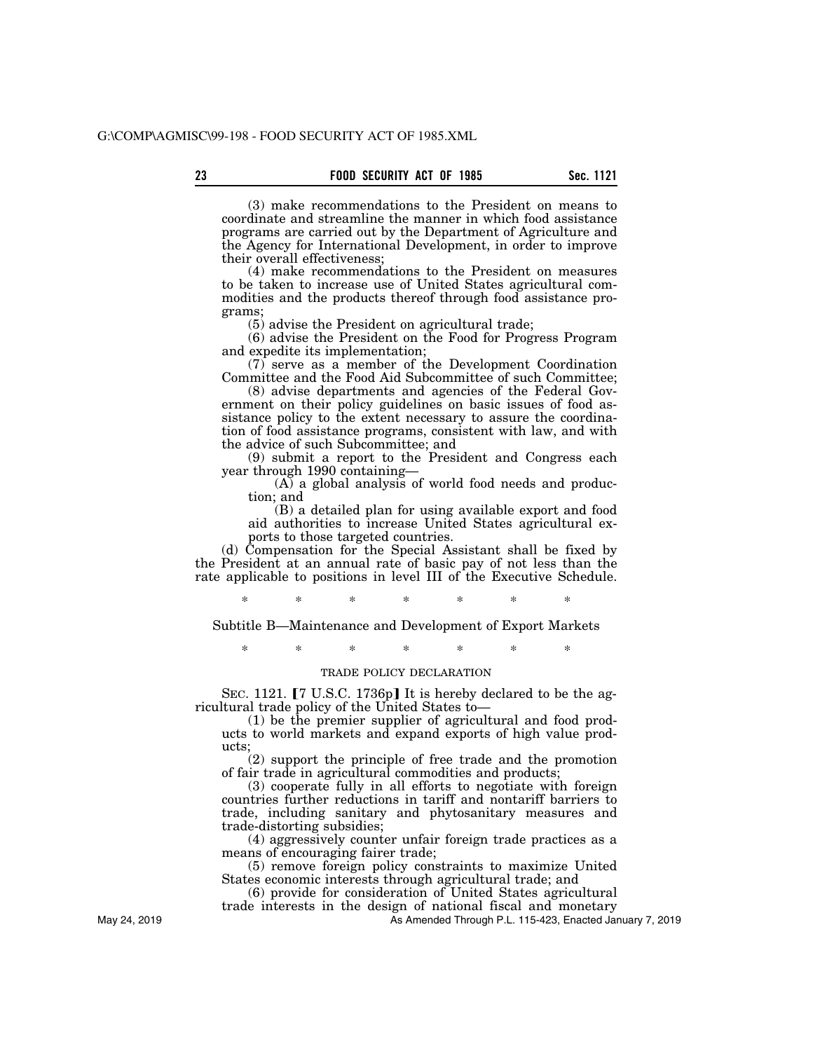(3) make recommendations to the President on means to coordinate and streamline the manner in which food assistance programs are carried out by the Department of Agriculture and the Agency for International Development, in order to improve their overall effectiveness;

(4) make recommendations to the President on measures to be taken to increase use of United States agricultural commodities and the products thereof through food assistance programs;

(5) advise the President on agricultural trade;

(6) advise the President on the Food for Progress Program and expedite its implementation;

(7) serve as a member of the Development Coordination Committee and the Food Aid Subcommittee of such Committee;

(8) advise departments and agencies of the Federal Government on their policy guidelines on basic issues of food assistance policy to the extent necessary to assure the coordination of food assistance programs, consistent with law, and with the advice of such Subcommittee; and

(9) submit a report to the President and Congress each year through 1990 containing—

(A) a global analysis of world food needs and production; and

(B) a detailed plan for using available export and food aid authorities to increase United States agricultural exports to those targeted countries.

(d) Compensation for the Special Assistant shall be fixed by the President at an annual rate of basic pay of not less than the rate applicable to positions in level III of the Executive Schedule.

\* \* \* \* \* \* \*

Subtitle B—Maintenance and Development of Export Markets

\* \* \* \* \* \* \*

TRADE POLICY DECLARATION

SEC. 1121. 【7 U.S.C. 1736p】 It is hereby declared to be the agricultural trade policy of the United States to—

(1) be the premier supplier of agricultural and food products to world markets and expand exports of high value products;

(2) support the principle of free trade and the promotion of fair trade in agricultural commodities and products;

(3) cooperate fully in all efforts to negotiate with foreign countries further reductions in tariff and nontariff barriers to trade, including sanitary and phytosanitary measures and trade-distorting subsidies;

(4) aggressively counter unfair foreign trade practices as a means of encouraging fairer trade;

(5) remove foreign policy constraints to maximize United States economic interests through agricultural trade; and

(6) provide for consideration of United States agricultural trade interests in the design of national fiscal and monetary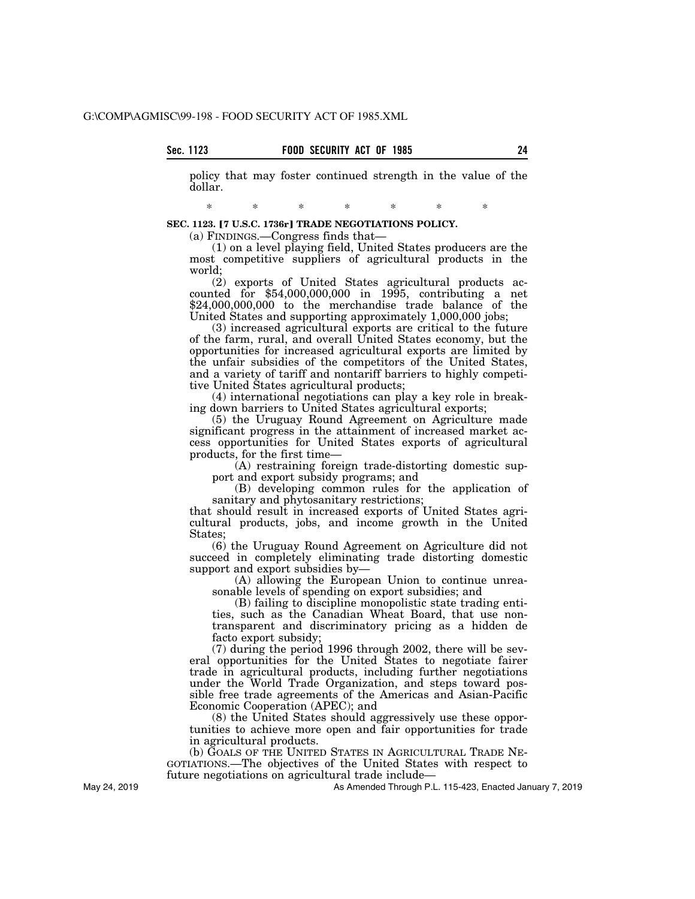policy that may foster continued strength in the value of the dollar.

\* \* \* \* \* \* \*

**SEC. 1123. [7 U.S.C. 1736r] TRADE NEGOTIATIONS POLICY.**

(a) FINDINGS.—Congress finds that—

(1) on a level playing field, United States producers are the most competitive suppliers of agricultural products in the world;

(2) exports of United States agricultural products accounted for $54,000,000,000 in 1995, contributing a net $24,000,000,000 to the merchandise trade balance of the United States and supporting approximately 1,000,000 jobs;

(3) increased agricultural exports are critical to the future of the farm, rural, and overall United States economy, but the opportunities for increased agricultural exports are limited by the unfair subsidies of the competitors of the United States, and a variety of tariff and nontariff barriers to highly competitive United States agricultural products;

(4) international negotiations can play a key role in breaking down barriers to United States agricultural exports;

(5) the Uruguay Round Agreement on Agriculture made significant progress in the attainment of increased market access opportunities for United States exports of agricultural products, for the first time—

(A) restraining foreign trade-distorting domestic support and export subsidy programs; and

(B) developing common rules for the application of sanitary and phytosanitary restrictions;

that should result in increased exports of United States agricultural products, jobs, and income growth in the United States;

(6) the Uruguay Round Agreement on Agriculture did not succeed in completely eliminating trade distorting domestic support and export subsidies by—

(A) allowing the European Union to continue unreasonable levels of spending on export subsidies; and

(B) failing to discipline monopolistic state trading entities, such as the Canadian Wheat Board, that use nontransparent and discriminatory pricing as a hidden de facto export subsidy;

(7) during the period 1996 through 2002, there will be several opportunities for the United States to negotiate fairer trade in agricultural products, including further negotiations under the World Trade Organization, and steps toward possible free trade agreements of the Americas and Asian-Pacific Economic Cooperation (APEC); and

(8) the United States should aggressively use these opportunities to achieve more open and fair opportunities for trade in agricultural products.

(b) GOALS OF THE UNITED STATES IN AGRICULTURAL TRADE NEGOTIATIONS.—The objectives of the United States with respect to future negotiations on agricultural trade include—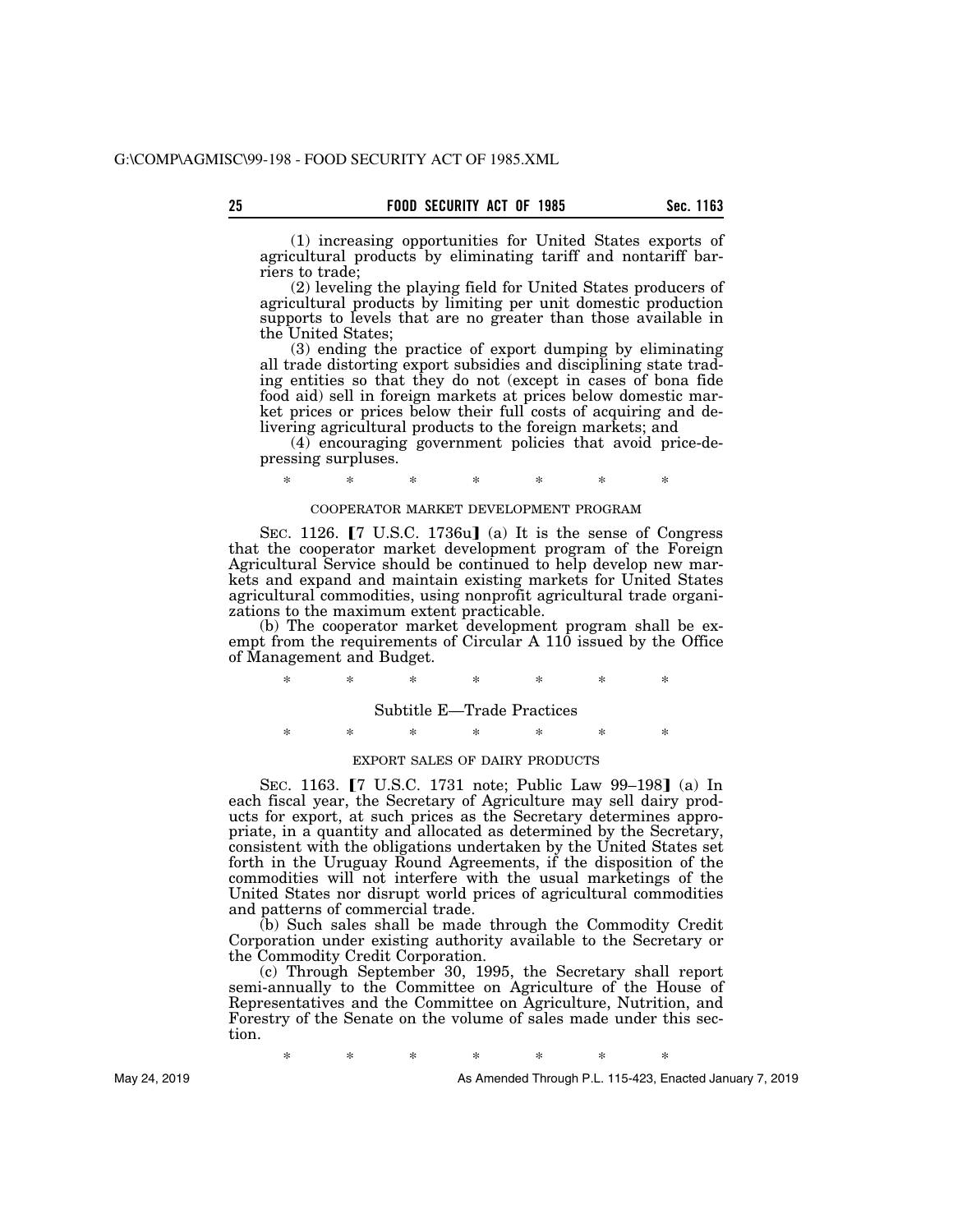(1) increasing opportunities for United States exports of agricultural products by eliminating tariff and nontariff barriers to trade;

(2) leveling the playing field for United States producers of agricultural products by limiting per unit domestic production supports to levels that are no greater than those available in the United States;

(3) ending the practice of export dumping by eliminating all trade distorting export subsidies and disciplining state trading entities so that they do not (except in cases of bona fide food aid) sell in foreign markets at prices below domestic market prices or prices below their full costs of acquiring and delivering agricultural products to the foreign markets; and

(4) encouraging government policies that avoid price-depressing surpluses.

\* \* \* \* \* \* \*

COOPERATOR MARKET DEVELOPMENT PROGRAM

SEC. 1126. 【7 U.S.C. 1736u】 (a) It is the sense of Congress that the cooperator market development program of the Foreign Agricultural Service should be continued to help develop new markets and expand and maintain existing markets for United States agricultural commodities, using nonprofit agricultural trade organizations to the maximum extent practicable.

(b) The cooperator market development program shall be exempt from the requirements of Circular A 110 issued by the Office of Management and Budget.

\* \* \* \* \* \* \*

## Subtitle E—Trade Practices

\* \* \* \* \* \* \*

EXPORT SALES OF DAIRY PRODUCTS

SEC. 1163. 【7 U.S.C. 1731 note; Public Law 99–198】 (a) In each fiscal year, the Secretary of Agriculture may sell dairy products for export, at such prices as the Secretary determines appropriate, in a quantity and allocated as determined by the Secretary, consistent with the obligations undertaken by the United States set forth in the Uruguay Round Agreements, if the disposition of the commodities will not interfere with the usual marketings of the United States nor disrupt world prices of agricultural commodities and patterns of commercial trade.

(b) Such sales shall be made through the Commodity Credit Corporation under existing authority available to the Secretary or the Commodity Credit Corporation.

(c) Through September 30, 1995, the Secretary shall report semi-annually to the Committee on Agriculture of the House of Representatives and the Committee on Agriculture, Nutrition, and Forestry of the Senate on the volume of sales made under this section.

\* \* \* \* \* \* \*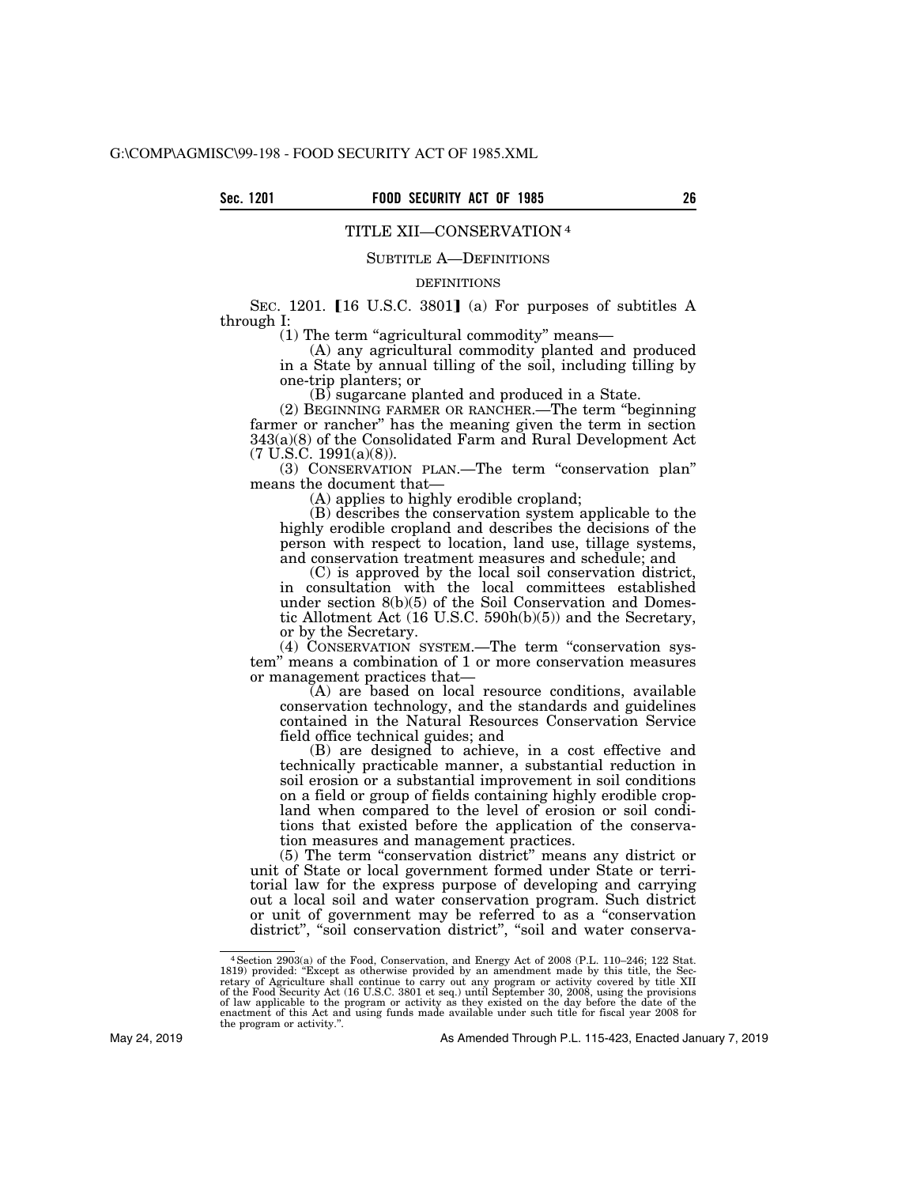## TITLE XII—CONSERVATION[4]

### SUBTITLE A—DEFINITIONS

#### DEFINITIONS

SEC. 1201. [16 U.S.C. 3801] (a) For purposes of subtitles A through I:

(1) The term "agricultural commodity" means—

(A) any agricultural commodity planted and produced in a State by annual tilling of the soil, including tilling by one-trip planters; or

(B) sugarcane planted and produced in a State.

(2) BEGINNING FARMER OR RANCHER.—The term "beginning farmer or rancher" has the meaning given the term in section 343(a)(8) of the Consolidated Farm and Rural Development Act (7 U.S.C. 1991(a)(8)).

(3) CONSERVATION PLAN.—The term "conservation plan" means the document that—

(A) applies to highly erodible cropland;

(B) describes the conservation system applicable to the highly erodible cropland and describes the decisions of the person with respect to location, land use, tillage systems, and conservation treatment measures and schedule; and

(C) is approved by the local soil conservation district, in consultation with the local committees established under section 8(b)(5) of the Soil Conservation and Domestic Allotment Act (16 U.S.C. 590h(b)(5)) and the Secretary, or by the Secretary.

(4) CONSERVATION SYSTEM.—The term "conservation system" means a combination of 1 or more conservation measures or management practices that—

(A) are based on local resource conditions, available conservation technology, and the standards and guidelines contained in the Natural Resources Conservation Service field office technical guides; and

(B) are designed to achieve, in a cost effective and technically practicable manner, a substantial reduction in soil erosion or a substantial improvement in soil conditions on a field or group of fields containing highly erodible cropland when compared to the level of erosion or soil conditions that existed before the application of the conservation measures and management practices.

(5) The term "conservation district" means any district or unit of State or local government formed under State or territorial law for the express purpose of developing and carrying out a local soil and water conservation program. Such district or unit of government may be referred to as a "conservation district", "soil conservation district", "soil and water conserva-

---

[4] Section 2903(a) of the Food, Conservation, and Energy Act of 2008 (P.L. 110–246; 122 Stat. 1819) provided: "Except as otherwise provided by an amendment made by this title, the Secretary of Agriculture shall continue to carry out any program or activity covered by title XII of the Food Security Act (16 U.S.C. 3801 et seq.) until September 30, 2008, using the provisions of law applicable to the program or activity as they existed on the day before the date of the enactment of this Act and using funds made available under such title for fiscal year 2008 for the program or activity.".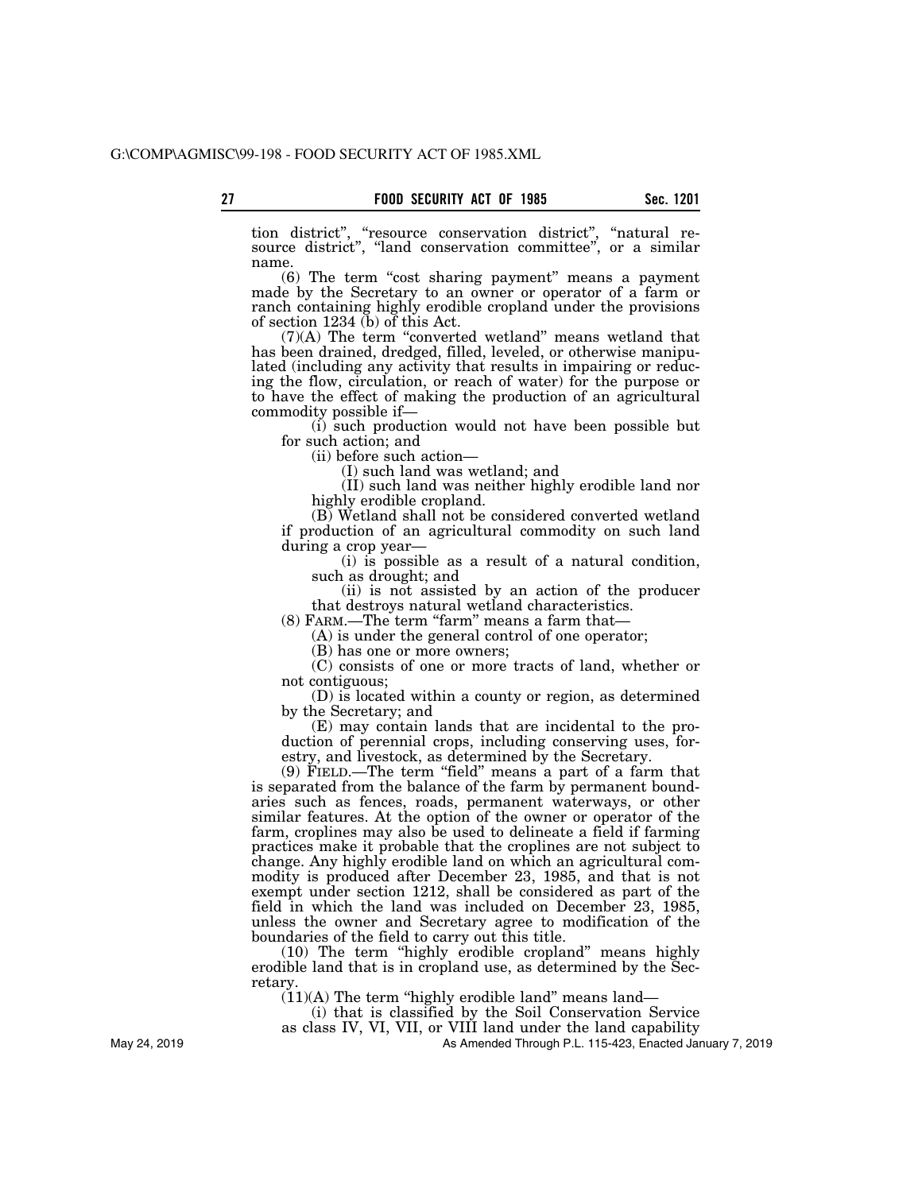tion district", "resource conservation district", "natural resource district", "land conservation committee", or a similar name.

(6) The term "cost sharing payment" means a payment made by the Secretary to an owner or operator of a farm or ranch containing highly erodible cropland under the provisions of section 1234 (b) of this Act.

(7)(A) The term "converted wetland" means wetland that has been drained, dredged, filled, leveled, or otherwise manipulated (including any activity that results in impairing or reducing the flow, circulation, or reach of water) for the purpose or to have the effect of making the production of an agricultural commodity possible if—

(i) such production would not have been possible but for such action; and

(ii) before such action—

(I) such land was wetland; and

(II) such land was neither highly erodible land nor highly erodible cropland.

(B) Wetland shall not be considered converted wetland if production of an agricultural commodity on such land during a crop year—

(i) is possible as a result of a natural condition, such as drought; and

(ii) is not assisted by an action of the producer that destroys natural wetland characteristics.

(8) FARM.—The term "farm" means a farm that—

(A) is under the general control of one operator;

(B) has one or more owners;

(C) consists of one or more tracts of land, whether or not contiguous;

(D) is located within a county or region, as determined by the Secretary; and

(E) may contain lands that are incidental to the production of perennial crops, including conserving uses, forestry, and livestock, as determined by the Secretary.

(9) FIELD.—The term "field" means a part of a farm that is separated from the balance of the farm by permanent boundaries such as fences, roads, permanent waterways, or other similar features. At the option of the owner or operator of the farm, croplines may also be used to delineate a field if farming practices make it probable that the croplines are not subject to change. Any highly erodible land on which an agricultural commodity is produced after December 23, 1985, and that is not exempt under section 1212, shall be considered as part of the field in which the land was included on December 23, 1985, unless the owner and Secretary agree to modification of the boundaries of the field to carry out this title.

(10) The term "highly erodible cropland" means highly erodible land that is in cropland use, as determined by the Secretary.

(11)(A) The term "highly erodible land" means land—

(i) that is classified by the Soil Conservation Service as class IV, VI, VII, or VIII land under the land capability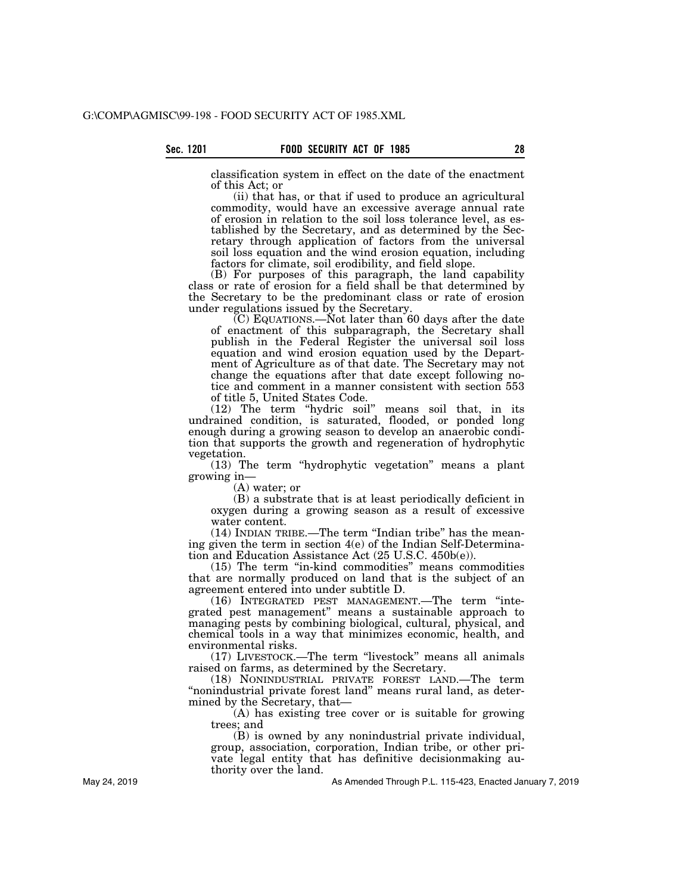classification system in effect on the date of the enactment of this Act; or

(ii) that has, or that if used to produce an agricultural commodity, would have an excessive average annual rate of erosion in relation to the soil loss tolerance level, as established by the Secretary, and as determined by the Secretary through application of factors from the universal soil loss equation and the wind erosion equation, including factors for climate, soil erodibility, and field slope.

(B) For purposes of this paragraph, the land capability class or rate of erosion for a field shall be that determined by the Secretary to be the predominant class or rate of erosion under regulations issued by the Secretary.

(C) EQUATIONS.—Not later than 60 days after the date of enactment of this subparagraph, the Secretary shall publish in the Federal Register the universal soil loss equation and wind erosion equation used by the Department of Agriculture as of that date. The Secretary may not change the equations after that date except following notice and comment in a manner consistent with section 553 of title 5, United States Code.

(12) The term "hydric soil" means soil that, in its undrained condition, is saturated, flooded, or ponded long enough during a growing season to develop an anaerobic condition that supports the growth and regeneration of hydrophytic vegetation.

(13) The term "hydrophytic vegetation" means a plant growing in—

(A) water; or

(B) a substrate that is at least periodically deficient in oxygen during a growing season as a result of excessive water content.

(14) INDIAN TRIBE.—The term "Indian tribe" has the meaning given the term in section 4(e) of the Indian Self-Determination and Education Assistance Act (25 U.S.C. 450b(e)).

(15) The term "in-kind commodities" means commodities that are normally produced on land that is the subject of an agreement entered into under subtitle D.

(16) INTEGRATED PEST MANAGEMENT.—The term "integrated pest management" means a sustainable approach to managing pests by combining biological, cultural, physical, and chemical tools in a way that minimizes economic, health, and environmental risks.

(17) LIVESTOCK.—The term "livestock" means all animals raised on farms, as determined by the Secretary.

(18) NONINDUSTRIAL PRIVATE FOREST LAND.—The term "nonindustrial private forest land" means rural land, as determined by the Secretary, that—

(A) has existing tree cover or is suitable for growing trees; and

(B) is owned by any nonindustrial private individual, group, association, corporation, Indian tribe, or other private legal entity that has definitive decisionmaking authority over the land.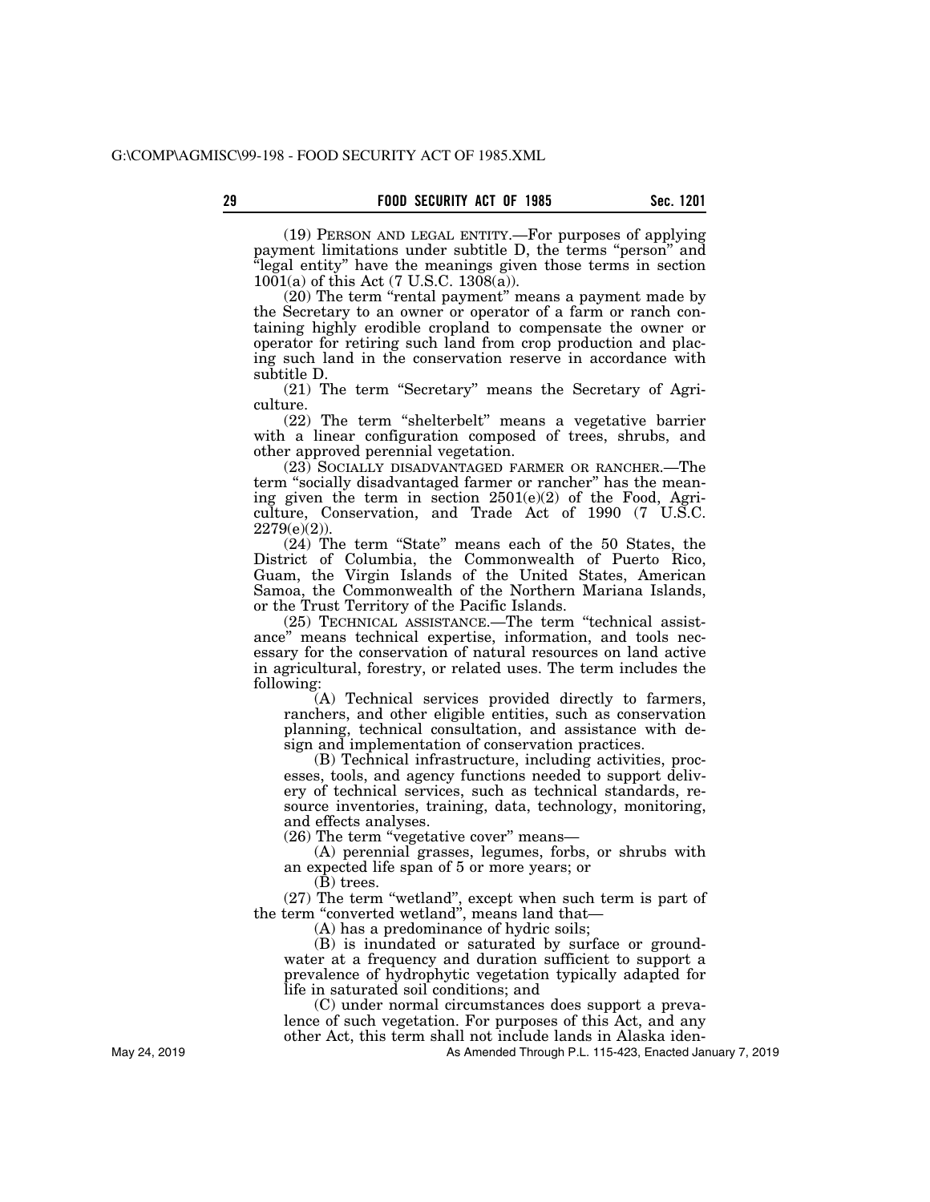(19) PERSON AND LEGAL ENTITY.—For purposes of applying payment limitations under subtitle D, the terms "person" and "legal entity" have the meanings given those terms in section 1001(a) of this Act (7 U.S.C. 1308(a)).

(20) The term "rental payment" means a payment made by the Secretary to an owner or operator of a farm or ranch containing highly erodible cropland to compensate the owner or operator for retiring such land from crop production and placing such land in the conservation reserve in accordance with subtitle D.

(21) The term "Secretary" means the Secretary of Agriculture.

(22) The term "shelterbelt" means a vegetative barrier with a linear configuration composed of trees, shrubs, and other approved perennial vegetation.

(23) SOCIALLY DISADVANTAGED FARMER OR RANCHER.—The term "socially disadvantaged farmer or rancher" has the meaning given the term in section 2501(e)(2) of the Food, Agriculture, Conservation, and Trade Act of 1990 (7 U.S.C. 2279(e)(2)).

(24) The term "State" means each of the 50 States, the District of Columbia, the Commonwealth of Puerto Rico, Guam, the Virgin Islands of the United States, American Samoa, the Commonwealth of the Northern Mariana Islands, or the Trust Territory of the Pacific Islands.

(25) TECHNICAL ASSISTANCE.—The term "technical assistance" means technical expertise, information, and tools necessary for the conservation of natural resources on land active in agricultural, forestry, or related uses. The term includes the following:

(A) Technical services provided directly to farmers, ranchers, and other eligible entities, such as conservation planning, technical consultation, and assistance with design and implementation of conservation practices.

(B) Technical infrastructure, including activities, processes, tools, and agency functions needed to support delivery of technical services, such as technical standards, resource inventories, training, data, technology, monitoring, and effects analyses.

(26) The term "vegetative cover" means—

(A) perennial grasses, legumes, forbs, or shrubs with an expected life span of 5 or more years; or

(B) trees.

(27) The term "wetland", except when such term is part of the term "converted wetland", means land that—

(A) has a predominance of hydric soils;

(B) is inundated or saturated by surface or groundwater at a frequency and duration sufficient to support a prevalence of hydrophytic vegetation typically adapted for life in saturated soil conditions; and

(C) under normal circumstances does support a prevalence of such vegetation. For purposes of this Act, and any other Act, this term shall not include lands in Alaska iden-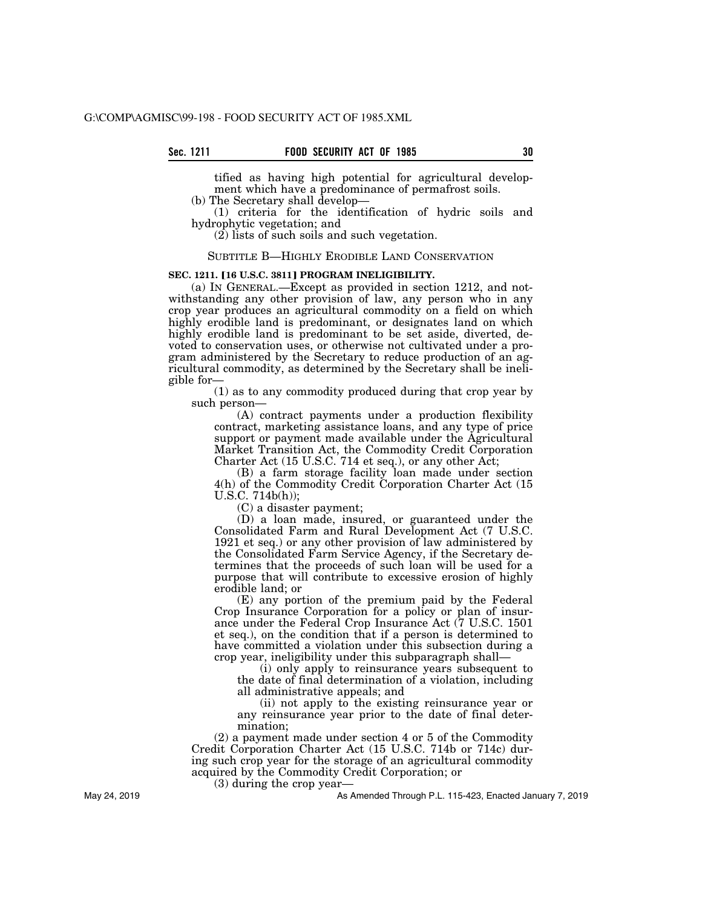tified as having high potential for agricultural development which have a predominance of permafrost soils.

(b) The Secretary shall develop—

(1) criteria for the identification of hydric soils and hydrophytic vegetation; and

(2) lists of such soils and such vegetation.

## SUBTITLE B—HIGHLY ERODIBLE LAND CONSERVATION

### SEC. 1211. [16 U.S.C. 3811] PROGRAM INELIGIBILITY.

(a) IN GENERAL.—Except as provided in section 1212, and notwithstanding any other provision of law, any person who in any crop year produces an agricultural commodity on a field on which highly erodible land is predominant, or designates land on which highly erodible land is predominant to be set aside, diverted, devoted to conservation uses, or otherwise not cultivated under a program administered by the Secretary to reduce production of an agricultural commodity, as determined by the Secretary shall be ineligible for—

(1) as to any commodity produced during that crop year by such person—

(A) contract payments under a production flexibility contract, marketing assistance loans, and any type of price support or payment made available under the Agricultural Market Transition Act, the Commodity Credit Corporation Charter Act (15 U.S.C. 714 et seq.), or any other Act;

(B) a farm storage facility loan made under section 4(h) of the Commodity Credit Corporation Charter Act (15 U.S.C. 714b(h));

(C) a disaster payment;

(D) a loan made, insured, or guaranteed under the Consolidated Farm and Rural Development Act (7 U.S.C. 1921 et seq.) or any other provision of law administered by the Consolidated Farm Service Agency, if the Secretary determines that the proceeds of such loan will be used for a purpose that will contribute to excessive erosion of highly erodible land; or

(E) any portion of the premium paid by the Federal Crop Insurance Corporation for a policy or plan of insurance under the Federal Crop Insurance Act (7 U.S.C. 1501 et seq.), on the condition that if a person is determined to have committed a violation under this subsection during a crop year, ineligibility under this subparagraph shall—

(i) only apply to reinsurance years subsequent to the date of final determination of a violation, including all administrative appeals; and

(ii) not apply to the existing reinsurance year or any reinsurance year prior to the date of final determination;

(2) a payment made under section 4 or 5 of the Commodity Credit Corporation Charter Act (15 U.S.C. 714b or 714c) during such crop year for the storage of an agricultural commodity acquired by the Commodity Credit Corporation; or

(3) during the crop year—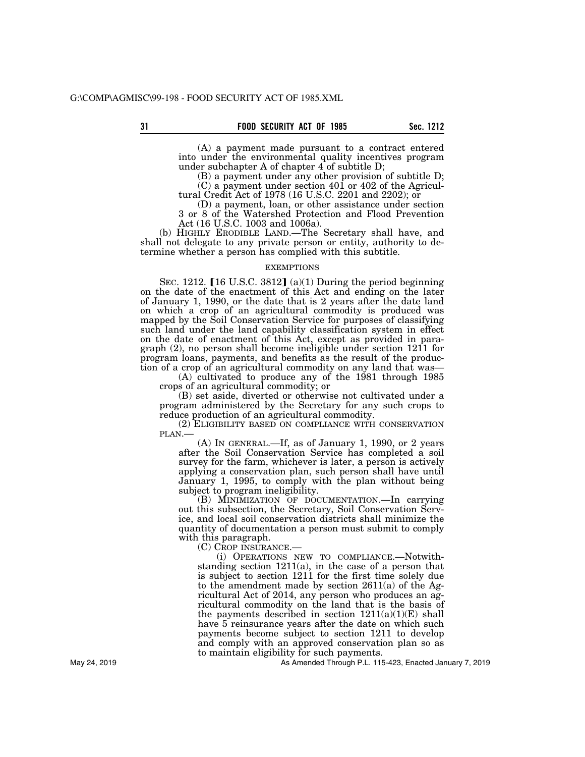(A) a payment made pursuant to a contract entered into under the environmental quality incentives program under subchapter A of chapter 4 of subtitle D;

(B) a payment under any other provision of subtitle D;

(C) a payment under section 401 or 402 of the Agricultural Credit Act of 1978 (16 U.S.C. 2201 and 2202); or

(D) a payment, loan, or other assistance under section 3 or 8 of the Watershed Protection and Flood Prevention Act (16 U.S.C. 1003 and 1006a).

(b) HIGHLY ERODIBLE LAND.—The Secretary shall have, and shall not delegate to any private person or entity, authority to determine whether a person has complied with this subtitle.

EXEMPTIONS

SEC. 1212. [16 U.S.C. 3812] (a)(1) During the period beginning on the date of the enactment of this Act and ending on the later of January 1, 1990, or the date that is 2 years after the date land on which a crop of an agricultural commodity is produced was mapped by the Soil Conservation Service for purposes of classifying such land under the land capability classification system in effect on the date of enactment of this Act, except as provided in paragraph (2), no person shall become ineligible under section 1211 for program loans, payments, and benefits as the result of the production of a crop of an agricultural commodity on any land that was—

(A) cultivated to produce any of the 1981 through 1985 crops of an agricultural commodity; or

(B) set aside, diverted or otherwise not cultivated under a program administered by the Secretary for any such crops to reduce production of an agricultural commodity.

(2) ELIGIBILITY BASED ON COMPLIANCE WITH CONSERVATION PLAN.—

(A) IN GENERAL.—If, as of January 1, 1990, or 2 years after the Soil Conservation Service has completed a soil survey for the farm, whichever is later, a person is actively applying a conservation plan, such person shall have until January 1, 1995, to comply with the plan without being subject to program ineligibility.

(B) MINIMIZATION OF DOCUMENTATION.—In carrying out this subsection, the Secretary, Soil Conservation Service, and local soil conservation districts shall minimize the quantity of documentation a person must submit to comply with this paragraph.

(C) CROP INSURANCE.—

(i) OPERATIONS NEW TO COMPLIANCE.—Notwithstanding section 1211(a), in the case of a person that is subject to section 1211 for the first time solely due to the amendment made by section 2611(a) of the Agricultural Act of 2014, any person who produces an agricultural commodity on the land that is the basis of the payments described in section 1211(a)(1)(E) shall have 5 reinsurance years after the date on which such payments become subject to section 1211 to develop and comply with an approved conservation plan so as to maintain eligibility for such payments.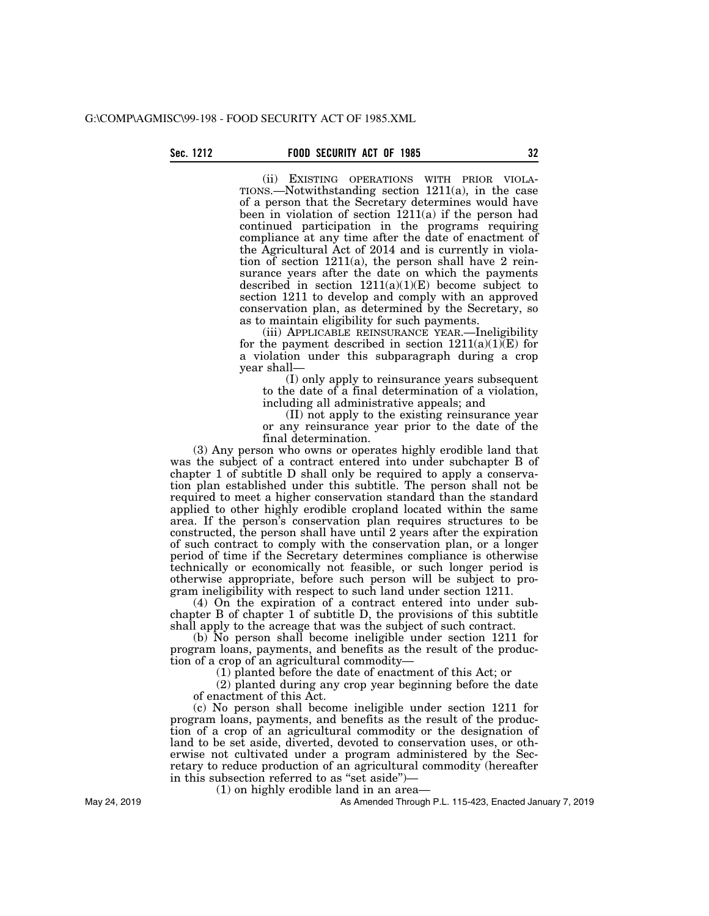(ii) EXISTING OPERATIONS WITH PRIOR VIOLATIONS.—Notwithstanding section 1211(a), in the case of a person that the Secretary determines would have been in violation of section 1211(a) if the person had continued participation in the programs requiring compliance at any time after the date of enactment of the Agricultural Act of 2014 and is currently in violation of section 1211(a), the person shall have 2 reinsurance years after the date on which the payments described in section 1211(a)(1)(E) become subject to section 1211 to develop and comply with an approved conservation plan, as determined by the Secretary, so as to maintain eligibility for such payments.

(iii) APPLICABLE REINSURANCE YEAR.—Ineligibility for the payment described in section 1211(a)(1)(E) for a violation under this subparagraph during a crop year shall—

(I) only apply to reinsurance years subsequent to the date of a final determination of a violation, including all administrative appeals; and

(II) not apply to the existing reinsurance year or any reinsurance year prior to the date of the final determination.

(3) Any person who owns or operates highly erodible land that was the subject of a contract entered into under subchapter B of chapter 1 of subtitle D shall only be required to apply a conservation plan established under this subtitle. The person shall not be required to meet a higher conservation standard than the standard applied to other highly erodible cropland located within the same area. If the person's conservation plan requires structures to be constructed, the person shall have until 2 years after the expiration of such contract to comply with the conservation plan, or a longer period of time if the Secretary determines compliance is otherwise technically or economically not feasible, or such longer period is otherwise appropriate, before such person will be subject to program ineligibility with respect to such land under section 1211.

(4) On the expiration of a contract entered into under subchapter B of chapter 1 of subtitle D, the provisions of this subtitle shall apply to the acreage that was the subject of such contract.

(b) No person shall become ineligible under section 1211 for program loans, payments, and benefits as the result of the production of a crop of an agricultural commodity—

(1) planted before the date of enactment of this Act; or

(2) planted during any crop year beginning before the date of enactment of this Act.

(c) No person shall become ineligible under section 1211 for program loans, payments, and benefits as the result of the production of a crop of an agricultural commodity or the designation of land to be set aside, diverted, devoted to conservation uses, or otherwise not cultivated under a program administered by the Secretary to reduce production of an agricultural commodity (hereafter in this subsection referred to as "set aside")—

(1) on highly erodible land in an area—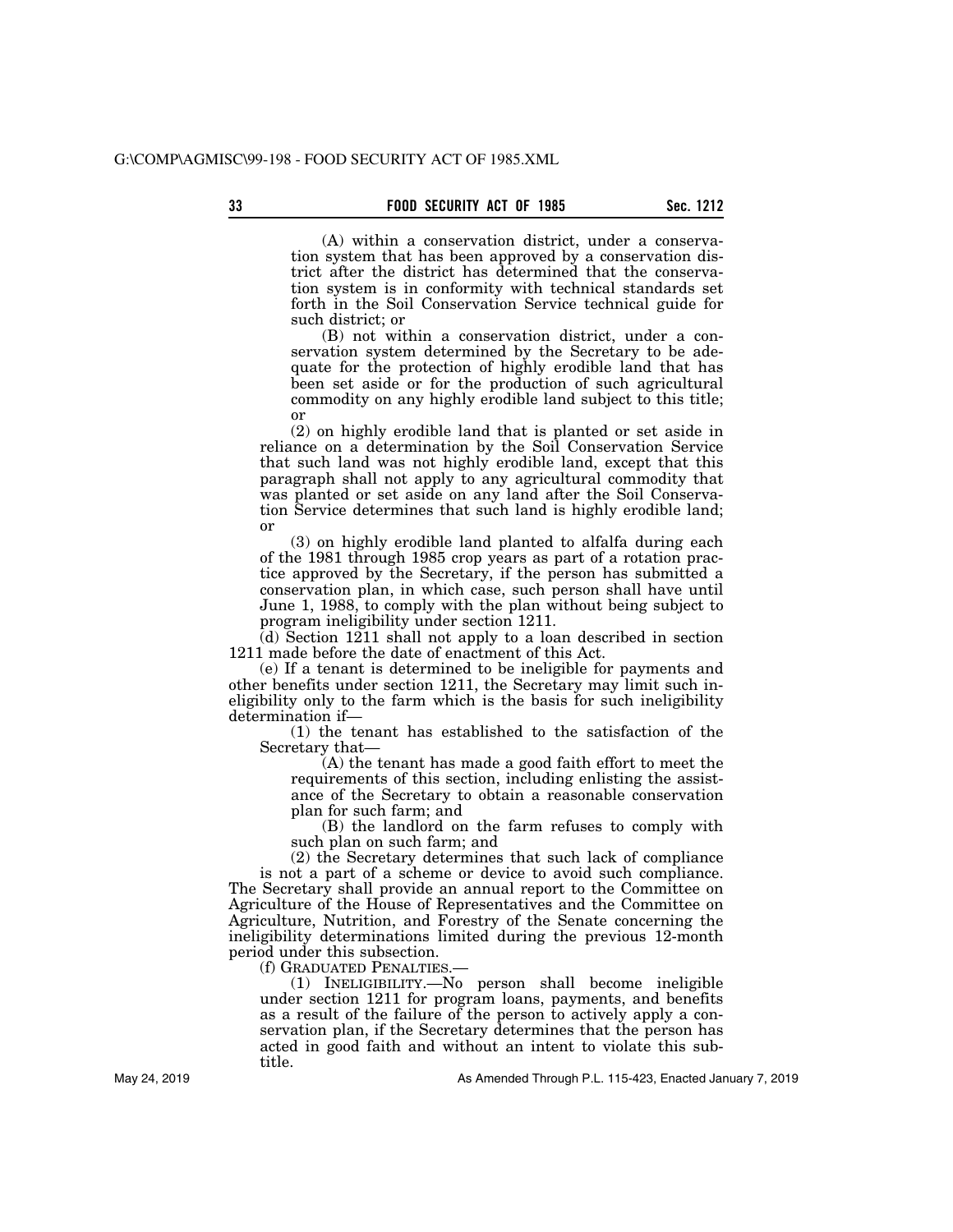(A) within a conservation district, under a conservation system that has been approved by a conservation district after the district has determined that the conservation system is in conformity with technical standards set forth in the Soil Conservation Service technical guide for such district; or

(B) not within a conservation district, under a conservation system determined by the Secretary to be adequate for the protection of highly erodible land that has been set aside or for the production of such agricultural commodity on any highly erodible land subject to this title; or

(2) on highly erodible land that is planted or set aside in reliance on a determination by the Soil Conservation Service that such land was not highly erodible land, except that this paragraph shall not apply to any agricultural commodity that was planted or set aside on any land after the Soil Conservation Service determines that such land is highly erodible land; or

(3) on highly erodible land planted to alfalfa during each of the 1981 through 1985 crop years as part of a rotation practice approved by the Secretary, if the person has submitted a conservation plan, in which case, such person shall have until June 1, 1988, to comply with the plan without being subject to program ineligibility under section 1211.

(d) Section 1211 shall not apply to a loan described in section 1211 made before the date of enactment of this Act.

(e) If a tenant is determined to be ineligible for payments and other benefits under section 1211, the Secretary may limit such ineligibility only to the farm which is the basis for such ineligibility determination if—

(1) the tenant has established to the satisfaction of the Secretary that—

(A) the tenant has made a good faith effort to meet the requirements of this section, including enlisting the assistance of the Secretary to obtain a reasonable conservation plan for such farm; and

(B) the landlord on the farm refuses to comply with such plan on such farm; and

(2) the Secretary determines that such lack of compliance is not a part of a scheme or device to avoid such compliance.

The Secretary shall provide an annual report to the Committee on Agriculture of the House of Representatives and the Committee on Agriculture, Nutrition, and Forestry of the Senate concerning the ineligibility determinations limited during the previous 12-month period under this subsection.

(f) GRADUATED PENALTIES.—

(1) INELIGIBILITY.—No person shall become ineligible under section 1211 for program loans, payments, and benefits as a result of the failure of the person to actively apply a conservation plan, if the Secretary determines that the person has acted in good faith and without an intent to violate this subtitle.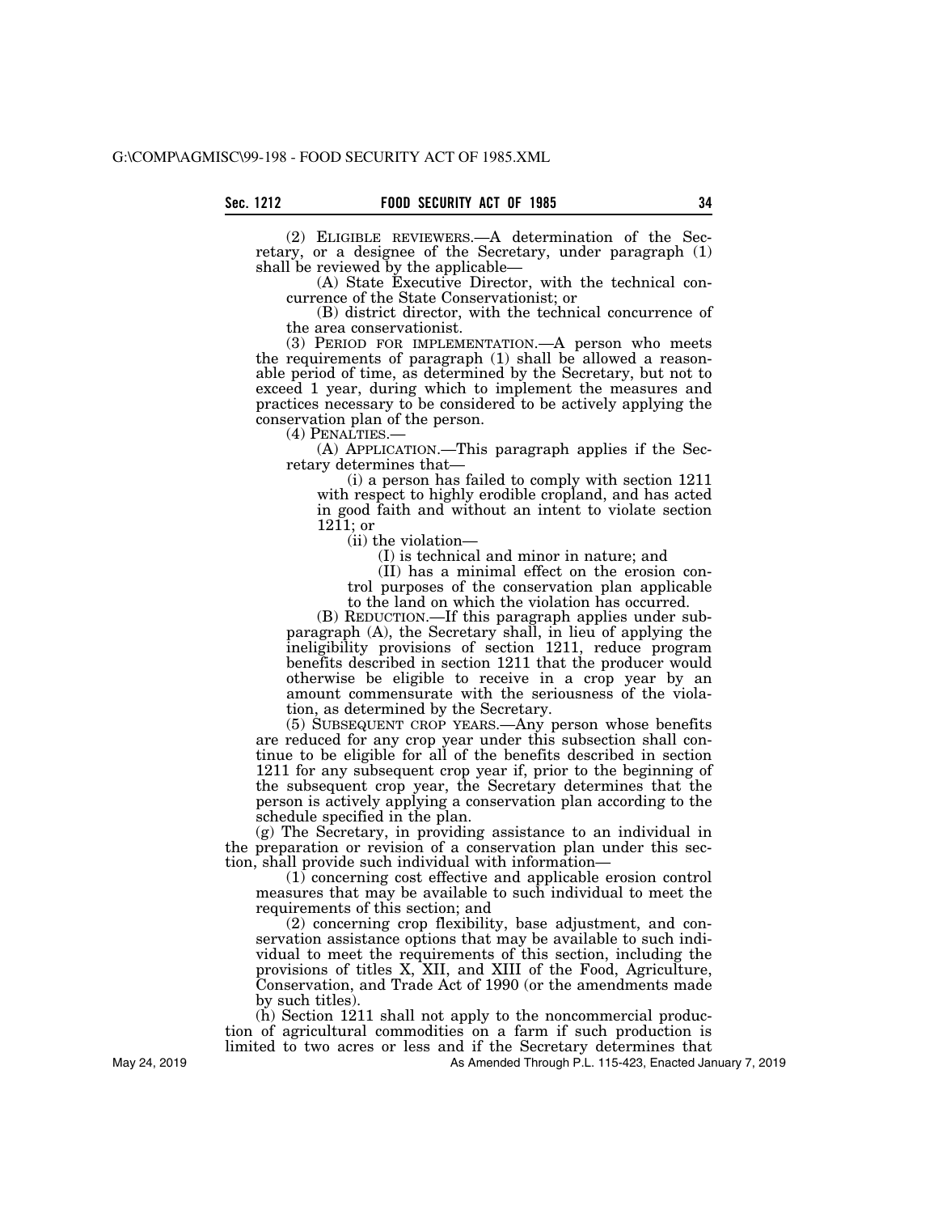(2) ELIGIBLE REVIEWERS.—A determination of the Secretary, or a designee of the Secretary, under paragraph (1) shall be reviewed by the applicable—

(A) State Executive Director, with the technical concurrence of the State Conservationist; or

(B) district director, with the technical concurrence of the area conservationist.

(3) PERIOD FOR IMPLEMENTATION.—A person who meets the requirements of paragraph (1) shall be allowed a reasonable period of time, as determined by the Secretary, but not to exceed 1 year, during which to implement the measures and practices necessary to be considered to be actively applying the conservation plan of the person.

(4) PENALTIES.—

(A) APPLICATION.—This paragraph applies if the Secretary determines that—

(i) a person has failed to comply with section 1211 with respect to highly erodible cropland, and has acted in good faith and without an intent to violate section 1211; or

(ii) the violation—

(I) is technical and minor in nature; and

(II) has a minimal effect on the erosion control purposes of the conservation plan applicable to the land on which the violation has occurred.

(B) REDUCTION.—If this paragraph applies under subparagraph (A), the Secretary shall, in lieu of applying the ineligibility provisions of section 1211, reduce program benefits described in section 1211 that the producer would otherwise be eligible to receive in a crop year by an amount commensurate with the seriousness of the violation, as determined by the Secretary.

(5) SUBSEQUENT CROP YEARS.—Any person whose benefits are reduced for any crop year under this subsection shall continue to be eligible for all of the benefits described in section 1211 for any subsequent crop year if, prior to the beginning of the subsequent crop year, the Secretary determines that the person is actively applying a conservation plan according to the schedule specified in the plan.

(g) The Secretary, in providing assistance to an individual in the preparation or revision of a conservation plan under this section, shall provide such individual with information—

(1) concerning cost effective and applicable erosion control measures that may be available to such individual to meet the requirements of this section; and

(2) concerning crop flexibility, base adjustment, and conservation assistance options that may be available to such individual to meet the requirements of this section, including the provisions of titles X, XII, and XIII of the Food, Agriculture, Conservation, and Trade Act of 1990 (or the amendments made by such titles).

(h) Section 1211 shall not apply to the noncommercial production of agricultural commodities on a farm if such production is limited to two acres or less and if the Secretary determines that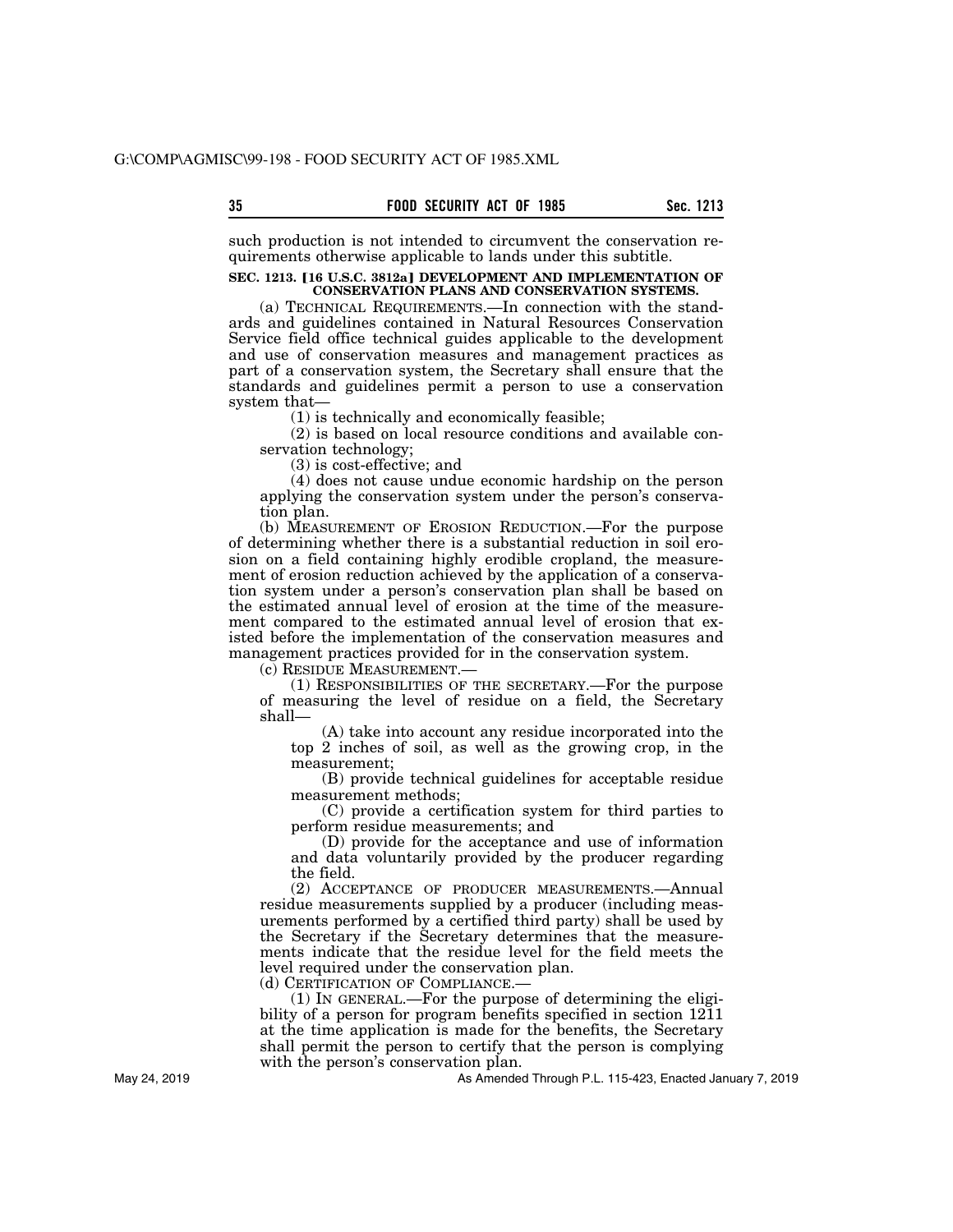such production is not intended to circumvent the conservation requirements otherwise applicable to lands under this subtitle.

**SEC. 1213. [16 U.S.C. 3812a] DEVELOPMENT AND IMPLEMENTATION OF CONSERVATION PLANS AND CONSERVATION SYSTEMS.**

(a) TECHNICAL REQUIREMENTS.—In connection with the standards and guidelines contained in Natural Resources Conservation Service field office technical guides applicable to the development and use of conservation measures and management practices as part of a conservation system, the Secretary shall ensure that the standards and guidelines permit a person to use a conservation system that—

(1) is technically and economically feasible;

(2) is based on local resource conditions and available conservation technology;

(3) is cost-effective; and

(4) does not cause undue economic hardship on the person applying the conservation system under the person's conservation plan.

(b) MEASUREMENT OF EROSION REDUCTION.—For the purpose of determining whether there is a substantial reduction in soil erosion on a field containing highly erodible cropland, the measurement of erosion reduction achieved by the application of a conservation system under a person's conservation plan shall be based on the estimated annual level of erosion at the time of the measurement compared to the estimated annual level of erosion that existed before the implementation of the conservation measures and management practices provided for in the conservation system.

(c) RESIDUE MEASUREMENT.—

(1) RESPONSIBILITIES OF THE SECRETARY.—For the purpose of measuring the level of residue on a field, the Secretary shall—

(A) take into account any residue incorporated into the top 2 inches of soil, as well as the growing crop, in the measurement;

(B) provide technical guidelines for acceptable residue measurement methods;

(C) provide a certification system for third parties to perform residue measurements; and

(D) provide for the acceptance and use of information and data voluntarily provided by the producer regarding the field.

(2) ACCEPTANCE OF PRODUCER MEASUREMENTS.—Annual residue measurements supplied by a producer (including measurements performed by a certified third party) shall be used by the Secretary if the Secretary determines that the measurements indicate that the residue level for the field meets the level required under the conservation plan.

(d) CERTIFICATION OF COMPLIANCE.—

(1) IN GENERAL.—For the purpose of determining the eligibility of a person for program benefits specified in section 1211 at the time application is made for the benefits, the Secretary shall permit the person to certify that the person is complying with the person's conservation plan.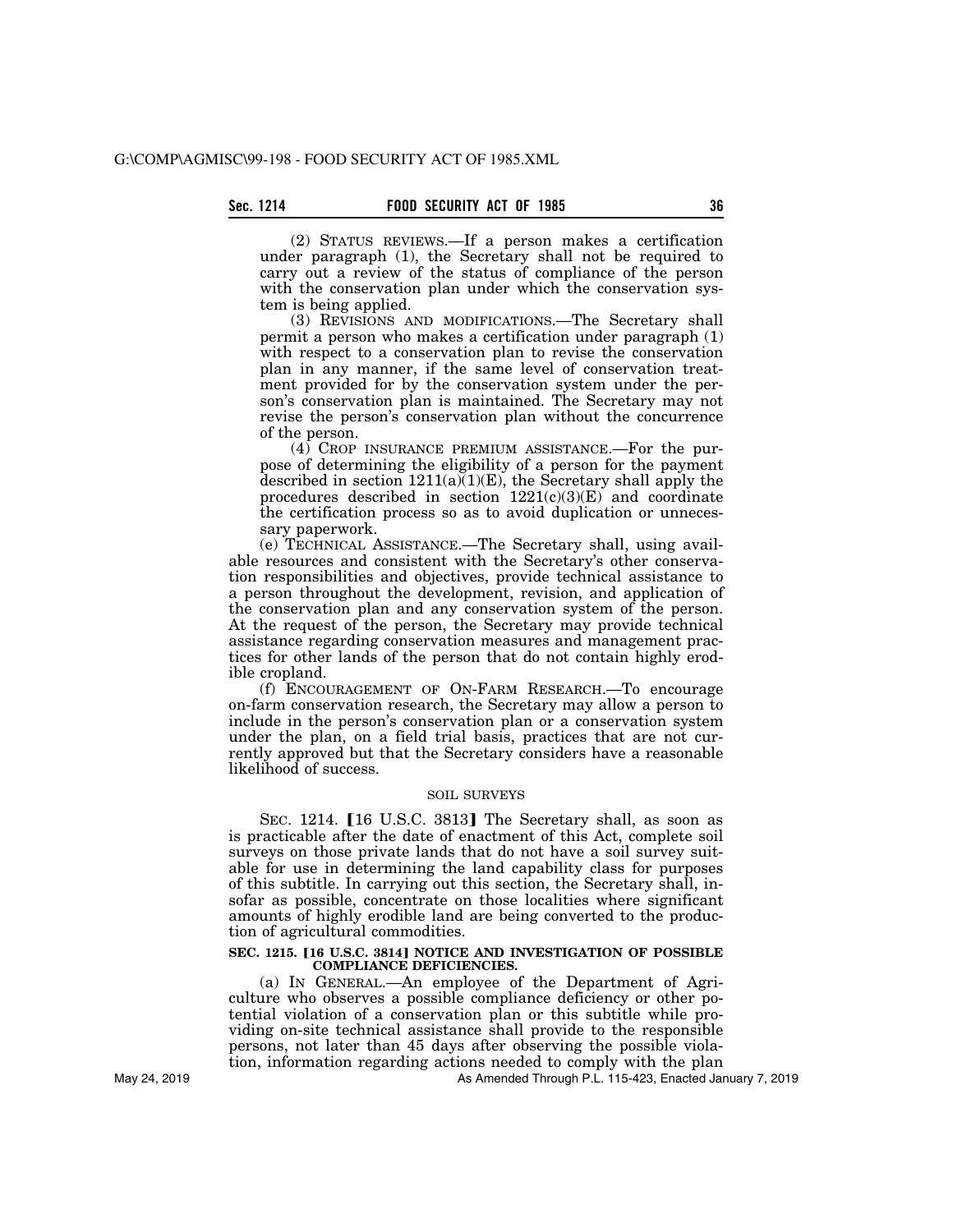(2) STATUS REVIEWS.—If a person makes a certification under paragraph (1), the Secretary shall not be required to carry out a review of the status of compliance of the person with the conservation plan under which the conservation system is being applied.

(3) REVISIONS AND MODIFICATIONS.—The Secretary shall permit a person who makes a certification under paragraph (1) with respect to a conservation plan to revise the conservation plan in any manner, if the same level of conservation treatment provided for by the conservation system under the person's conservation plan is maintained. The Secretary may not revise the person's conservation plan without the concurrence of the person.

(4) CROP INSURANCE PREMIUM ASSISTANCE.—For the purpose of determining the eligibility of a person for the payment described in section 1211(a)(1)(E), the Secretary shall apply the procedures described in section 1221(c)(3)(E) and coordinate the certification process so as to avoid duplication or unnecessary paperwork.

(e) TECHNICAL ASSISTANCE.—The Secretary shall, using available resources and consistent with the Secretary's other conservation responsibilities and objectives, provide technical assistance to a person throughout the development, revision, and application of the conservation plan and any conservation system of the person. At the request of the person, the Secretary may provide technical assistance regarding conservation measures and management practices for other lands of the person that do not contain highly erodible cropland.

(f) ENCOURAGEMENT OF ON-FARM RESEARCH.—To encourage on-farm conservation research, the Secretary may allow a person to include in the person's conservation plan or a conservation system under the plan, on a field trial basis, practices that are not currently approved but that the Secretary considers have a reasonable likelihood of success.

SOIL SURVEYS

SEC. 1214. [16 U.S.C. 3813] The Secretary shall, as soon as is practicable after the date of enactment of this Act, complete soil surveys on those private lands that do not have a soil survey suitable for use in determining the land capability class for purposes of this subtitle. In carrying out this section, the Secretary shall, insofar as possible, concentrate on those localities where significant amounts of highly erodible land are being converted to the production of agricultural commodities.

**SEC. 1215. [16 U.S.C. 3814] NOTICE AND INVESTIGATION OF POSSIBLE COMPLIANCE DEFICIENCIES.**

(a) IN GENERAL.—An employee of the Department of Agriculture who observes a possible compliance deficiency or other potential violation of a conservation plan or this subtitle while providing on-site technical assistance shall provide to the responsible persons, not later than 45 days after observing the possible violation, information regarding actions needed to comply with the plan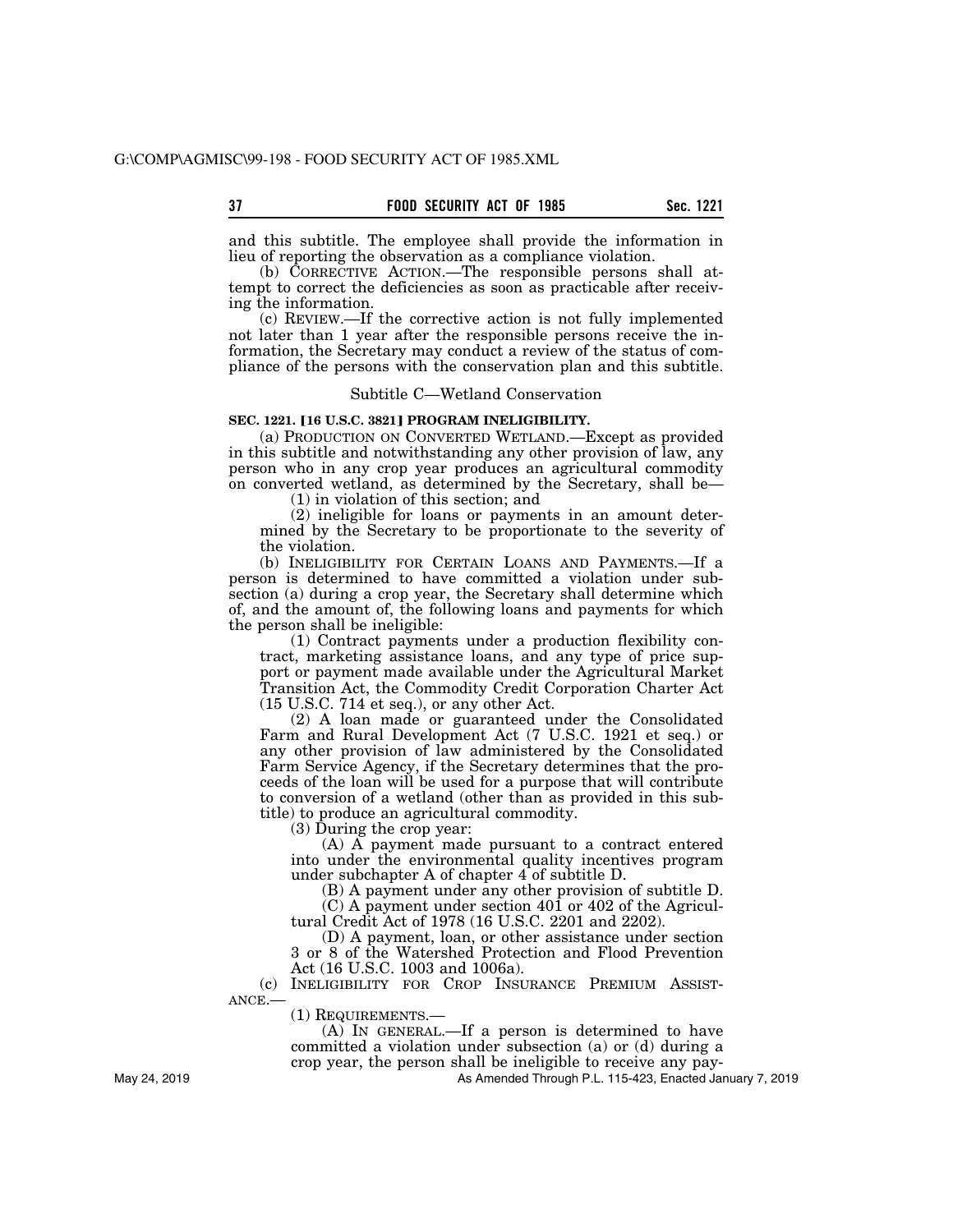and this subtitle. The employee shall provide the information in lieu of reporting the observation as a compliance violation.

(b) CORRECTIVE ACTION.—The responsible persons shall attempt to correct the deficiencies as soon as practicable after receiving the information.

(c) REVIEW.—If the corrective action is not fully implemented not later than 1 year after the responsible persons receive the information, the Secretary may conduct a review of the status of compliance of the persons with the conservation plan and this subtitle.

## Subtitle C—Wetland Conservation

**SEC. 1221. [16 U.S.C. 3821] PROGRAM INELIGIBILITY.**

(a) PRODUCTION ON CONVERTED WETLAND.—Except as provided in this subtitle and notwithstanding any other provision of law, any person who in any crop year produces an agricultural commodity on converted wetland, as determined by the Secretary, shall be—

(1) in violation of this section; and

(2) ineligible for loans or payments in an amount determined by the Secretary to be proportionate to the severity of the violation.

(b) INELIGIBILITY FOR CERTAIN LOANS AND PAYMENTS.—If a person is determined to have committed a violation under subsection (a) during a crop year, the Secretary shall determine which of, and the amount of, the following loans and payments for which the person shall be ineligible:

(1) Contract payments under a production flexibility contract, marketing assistance loans, and any type of price support or payment made available under the Agricultural Market Transition Act, the Commodity Credit Corporation Charter Act (15 U.S.C. 714 et seq.), or any other Act.

(2) A loan made or guaranteed under the Consolidated Farm and Rural Development Act (7 U.S.C. 1921 et seq.) or any other provision of law administered by the Consolidated Farm Service Agency, if the Secretary determines that the proceeds of the loan will be used for a purpose that will contribute to conversion of a wetland (other than as provided in this subtitle) to produce an agricultural commodity.

(3) During the crop year:

(A) A payment made pursuant to a contract entered into under the environmental quality incentives program under subchapter A of chapter 4 of subtitle D.

(B) A payment under any other provision of subtitle D.

(C) A payment under section 401 or 402 of the Agricultural Credit Act of 1978 (16 U.S.C. 2201 and 2202).

(D) A payment, loan, or other assistance under section 3 or 8 of the Watershed Protection and Flood Prevention Act (16 U.S.C. 1003 and 1006a).

(c) INELIGIBILITY FOR CROP INSURANCE PREMIUM ASSISTANCE.—

(1) REQUIREMENTS.—

(A) IN GENERAL.—If a person is determined to have committed a violation under subsection (a) or (d) during a crop year, the person shall be ineligible to receive any pay-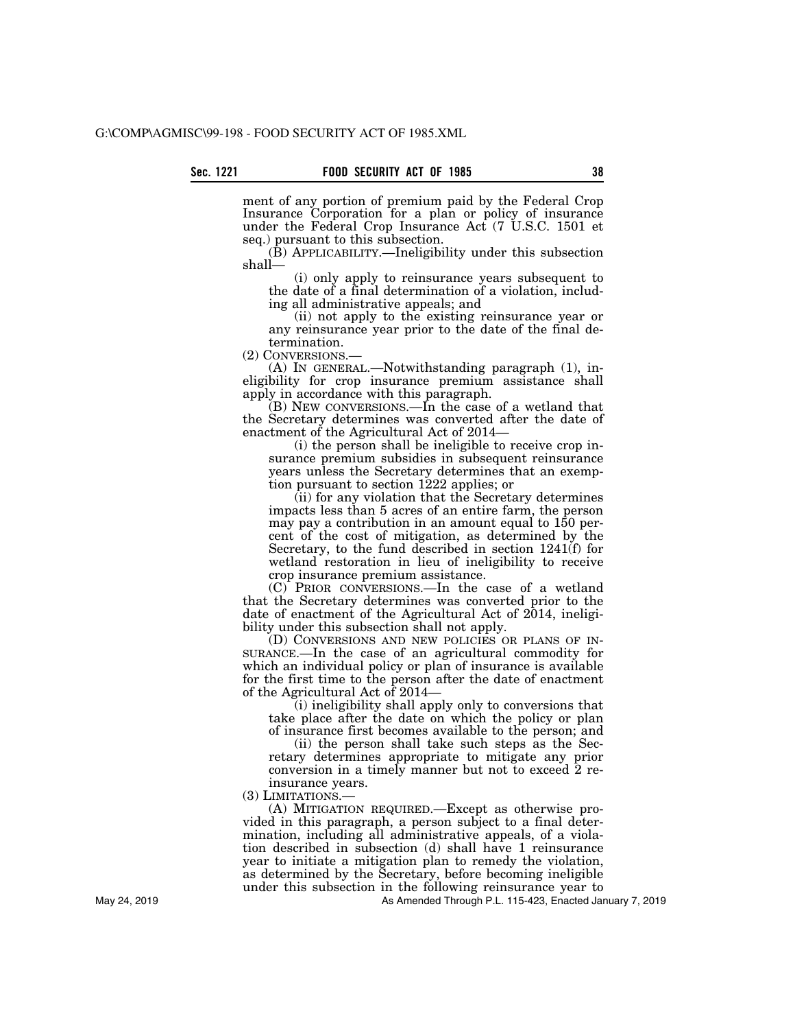ment of any portion of premium paid by the Federal Crop Insurance Corporation for a plan or policy of insurance under the Federal Crop Insurance Act (7 U.S.C. 1501 et seq.) pursuant to this subsection.

(B) APPLICABILITY.—Ineligibility under this subsection shall—

(i) only apply to reinsurance years subsequent to the date of a final determination of a violation, including all administrative appeals; and

(ii) not apply to the existing reinsurance year or any reinsurance year prior to the date of the final determination.

(2) CONVERSIONS.—

(A) IN GENERAL.—Notwithstanding paragraph (1), ineligibility for crop insurance premium assistance shall apply in accordance with this paragraph.

(B) NEW CONVERSIONS.—In the case of a wetland that the Secretary determines was converted after the date of enactment of the Agricultural Act of 2014—

(i) the person shall be ineligible to receive crop insurance premium subsidies in subsequent reinsurance years unless the Secretary determines that an exemption pursuant to section 1222 applies; or

(ii) for any violation that the Secretary determines impacts less than 5 acres of an entire farm, the person may pay a contribution in an amount equal to 150 percent of the cost of mitigation, as determined by the Secretary, to the fund described in section 1241(f) for wetland restoration in lieu of ineligibility to receive crop insurance premium assistance.

(C) PRIOR CONVERSIONS.—In the case of a wetland that the Secretary determines was converted prior to the date of enactment of the Agricultural Act of 2014, ineligibility under this subsection shall not apply.

(D) CONVERSIONS AND NEW POLICIES OR PLANS OF INSURANCE.—In the case of an agricultural commodity for which an individual policy or plan of insurance is available for the first time to the person after the date of enactment of the Agricultural Act of 2014—

(i) ineligibility shall apply only to conversions that take place after the date on which the policy or plan of insurance first becomes available to the person; and

(ii) the person shall take such steps as the Secretary determines appropriate to mitigate any prior conversion in a timely manner but not to exceed 2 reinsurance years.

(3) LIMITATIONS.—

(A) MITIGATION REQUIRED.—Except as otherwise provided in this paragraph, a person subject to a final determination, including all administrative appeals, of a violation described in subsection (d) shall have 1 reinsurance year to initiate a mitigation plan to remedy the violation, as determined by the Secretary, before becoming ineligible under this subsection in the following reinsurance year to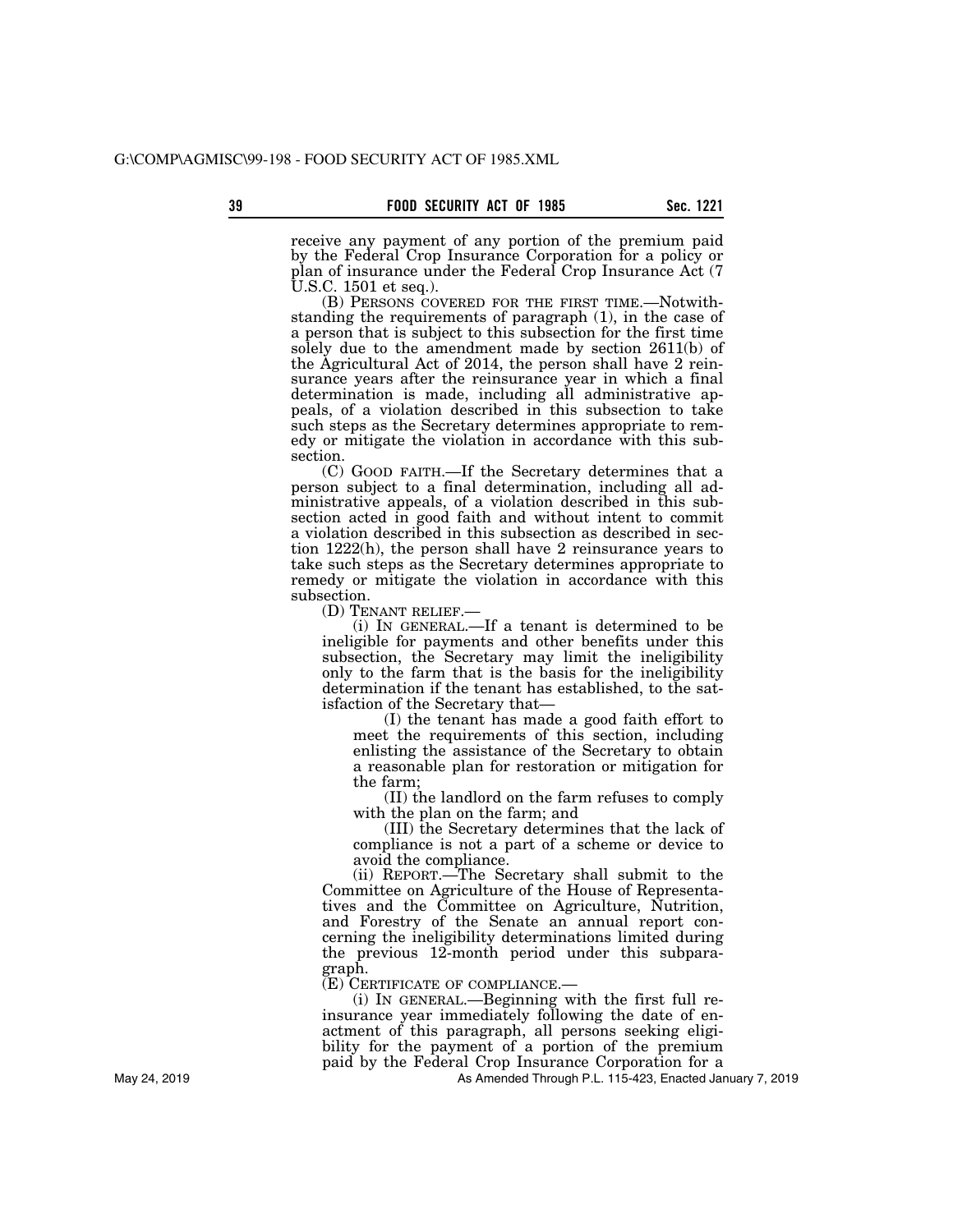receive any payment of any portion of the premium paid by the Federal Crop Insurance Corporation for a policy or plan of insurance under the Federal Crop Insurance Act (7 U.S.C. 1501 et seq.).

(B) PERSONS COVERED FOR THE FIRST TIME.—Notwithstanding the requirements of paragraph (1), in the case of a person that is subject to this subsection for the first time solely due to the amendment made by section 2611(b) of the Agricultural Act of 2014, the person shall have 2 reinsurance years after the reinsurance year in which a final determination is made, including all administrative appeals, of a violation described in this subsection to take such steps as the Secretary determines appropriate to remedy or mitigate the violation in accordance with this subsection.

(C) GOOD FAITH.—If the Secretary determines that a person subject to a final determination, including all administrative appeals, of a violation described in this subsection acted in good faith and without intent to commit a violation described in this subsection as described in section 1222(h), the person shall have 2 reinsurance years to take such steps as the Secretary determines appropriate to remedy or mitigate the violation in accordance with this subsection.

(D) TENANT RELIEF.—

(i) IN GENERAL.—If a tenant is determined to be ineligible for payments and other benefits under this subsection, the Secretary may limit the ineligibility only to the farm that is the basis for the ineligibility determination if the tenant has established, to the satisfaction of the Secretary that—

(I) the tenant has made a good faith effort to meet the requirements of this section, including enlisting the assistance of the Secretary to obtain a reasonable plan for restoration or mitigation for the farm;

(II) the landlord on the farm refuses to comply with the plan on the farm; and

(III) the Secretary determines that the lack of compliance is not a part of a scheme or device to avoid the compliance.

(ii) REPORT.—The Secretary shall submit to the Committee on Agriculture of the House of Representatives and the Committee on Agriculture, Nutrition, and Forestry of the Senate an annual report concerning the ineligibility determinations limited during the previous 12-month period under this subparagraph.

(E) CERTIFICATE OF COMPLIANCE.—

(i) IN GENERAL.—Beginning with the first full reinsurance year immediately following the date of enactment of this paragraph, all persons seeking eligibility for the payment of a portion of the premium paid by the Federal Crop Insurance Corporation for a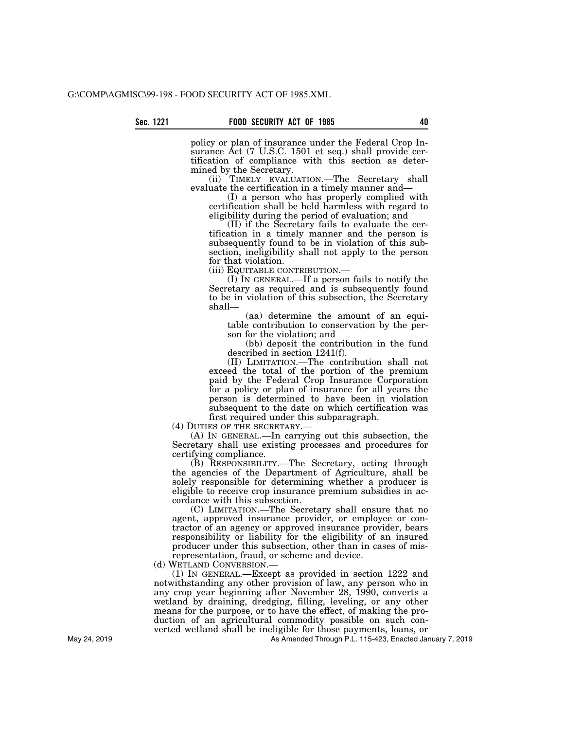policy or plan of insurance under the Federal Crop Insurance Act (7 U.S.C. 1501 et seq.) shall provide certification of compliance with this section as determined by the Secretary.

(ii) TIMELY EVALUATION.—The Secretary shall evaluate the certification in a timely manner and—

(I) a person who has properly complied with certification shall be held harmless with regard to eligibility during the period of evaluation; and

(II) if the Secretary fails to evaluate the certification in a timely manner and the person is subsequently found to be in violation of this subsection, ineligibility shall not apply to the person for that violation.

(iii) EQUITABLE CONTRIBUTION.—

(I) IN GENERAL.—If a person fails to notify the Secretary as required and is subsequently found to be in violation of this subsection, the Secretary shall—

(aa) determine the amount of an equitable contribution to conservation by the person for the violation; and

(bb) deposit the contribution in the fund described in section 1241(f).

(II) LIMITATION.—The contribution shall not exceed the total of the portion of the premium paid by the Federal Crop Insurance Corporation for a policy or plan of insurance for all years the person is determined to have been in violation subsequent to the date on which certification was first required under this subparagraph.

(4) DUTIES OF THE SECRETARY.—

(A) IN GENERAL.—In carrying out this subsection, the Secretary shall use existing processes and procedures for certifying compliance.

(B) RESPONSIBILITY.—The Secretary, acting through the agencies of the Department of Agriculture, shall be solely responsible for determining whether a producer is eligible to receive crop insurance premium subsidies in accordance with this subsection.

(C) LIMITATION.—The Secretary shall ensure that no agent, approved insurance provider, or employee or contractor of an agency or approved insurance provider, bears responsibility or liability for the eligibility of an insured producer under this subsection, other than in cases of misrepresentation, fraud, or scheme and device.

(d) WETLAND CONVERSION.—

(1) IN GENERAL.—Except as provided in section 1222 and notwithstanding any other provision of law, any person who in any crop year beginning after November 28, 1990, converts a wetland by draining, dredging, filling, leveling, or any other means for the purpose, or to have the effect, of making the production of an agricultural commodity possible on such converted wetland shall be ineligible for those payments, loans, or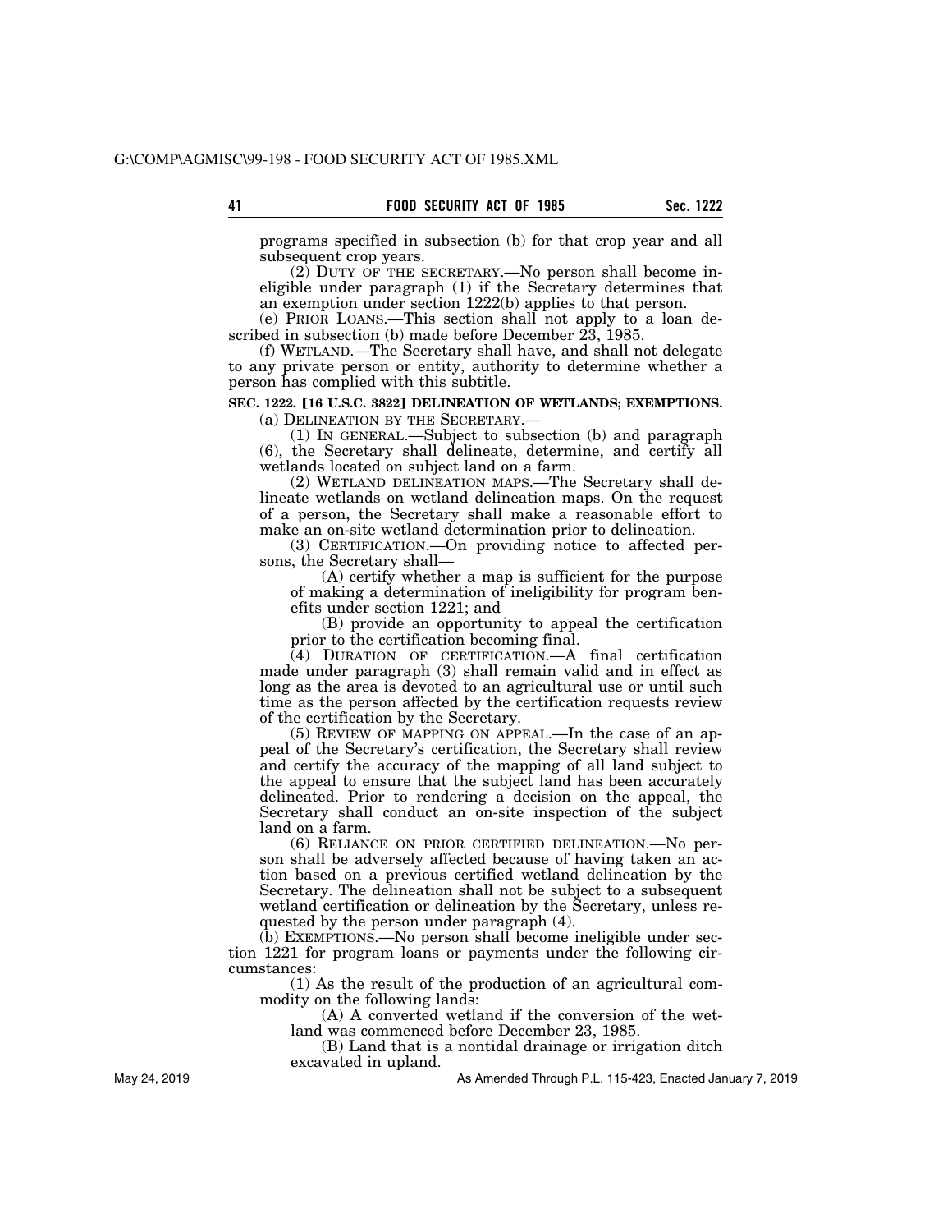programs specified in subsection (b) for that crop year and all subsequent crop years.

(2) DUTY OF THE SECRETARY.—No person shall become ineligible under paragraph (1) if the Secretary determines that an exemption under section 1222(b) applies to that person.

(e) PRIOR LOANS.—This section shall not apply to a loan described in subsection (b) made before December 23, 1985.

(f) WETLAND.—The Secretary shall have, and shall not delegate to any private person or entity, authority to determine whether a person has complied with this subtitle.

**SEC. 1222. [16 U.S.C. 3822] DELINEATION OF WETLANDS; EXEMPTIONS.**

(a) DELINEATION BY THE SECRETARY.—

(1) IN GENERAL.—Subject to subsection (b) and paragraph (6), the Secretary shall delineate, determine, and certify all wetlands located on subject land on a farm.

(2) WETLAND DELINEATION MAPS.—The Secretary shall delineate wetlands on wetland delineation maps. On the request of a person, the Secretary shall make a reasonable effort to make an on-site wetland determination prior to delineation.

(3) CERTIFICATION.—On providing notice to affected persons, the Secretary shall—

(A) certify whether a map is sufficient for the purpose of making a determination of ineligibility for program benefits under section 1221; and

(B) provide an opportunity to appeal the certification prior to the certification becoming final.

(4) DURATION OF CERTIFICATION.—A final certification made under paragraph (3) shall remain valid and in effect as long as the area is devoted to an agricultural use or until such time as the person affected by the certification requests review of the certification by the Secretary.

(5) REVIEW OF MAPPING ON APPEAL.—In the case of an appeal of the Secretary's certification, the Secretary shall review and certify the accuracy of the mapping of all land subject to the appeal to ensure that the subject land has been accurately delineated. Prior to rendering a decision on the appeal, the Secretary shall conduct an on-site inspection of the subject land on a farm.

(6) RELIANCE ON PRIOR CERTIFIED DELINEATION.—No person shall be adversely affected because of having taken an action based on a previous certified wetland delineation by the Secretary. The delineation shall not be subject to a subsequent wetland certification or delineation by the Secretary, unless requested by the person under paragraph (4).

(b) EXEMPTIONS.—No person shall become ineligible under section 1221 for program loans or payments under the following circumstances:

(1) As the result of the production of an agricultural commodity on the following lands:

(A) A converted wetland if the conversion of the wetland was commenced before December 23, 1985.

(B) Land that is a nontidal drainage or irrigation ditch excavated in upland.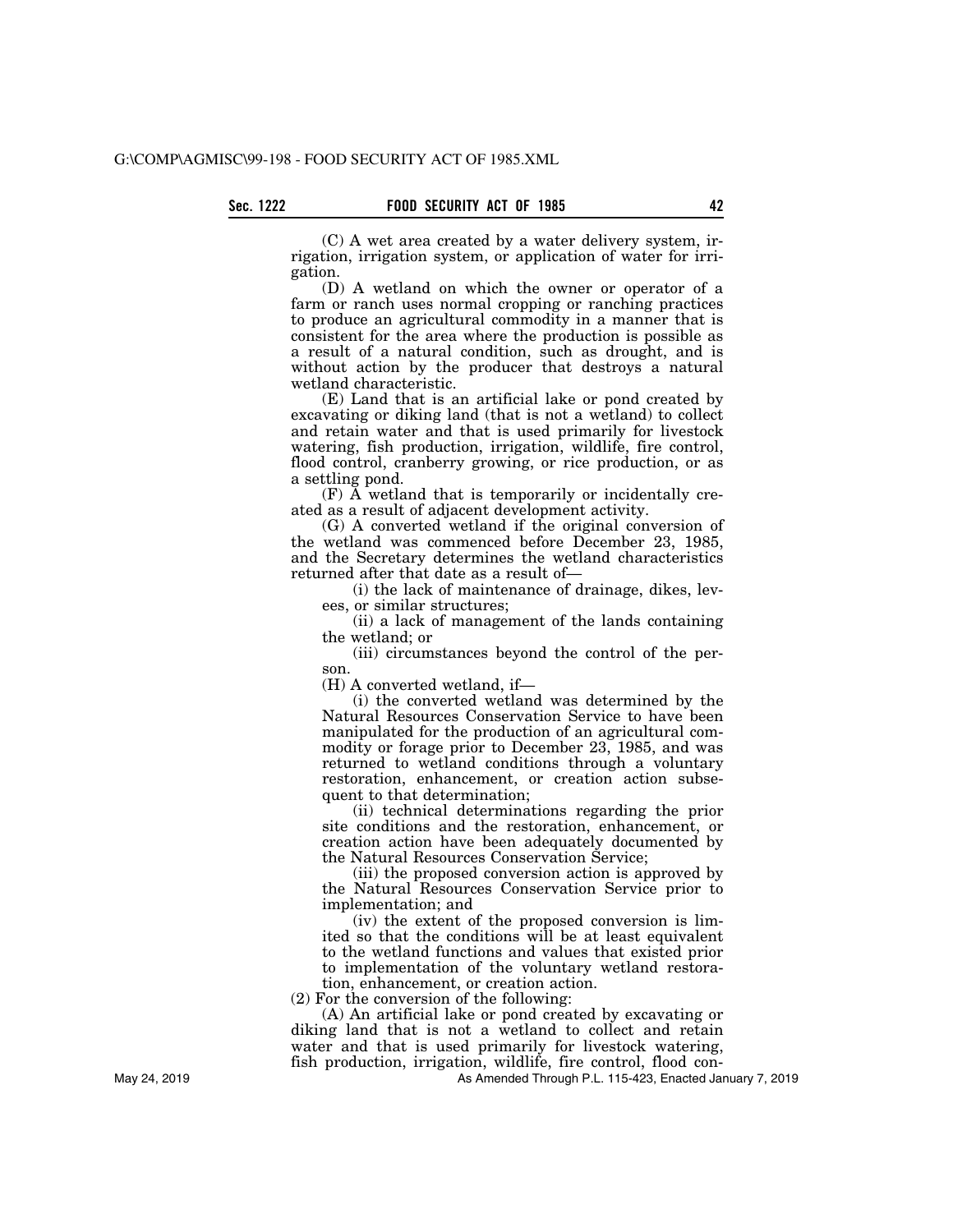(C) A wet area created by a water delivery system, irrigation, irrigation system, or application of water for irrigation.

(D) A wetland on which the owner or operator of a farm or ranch uses normal cropping or ranching practices to produce an agricultural commodity in a manner that is consistent for the area where the production is possible as a result of a natural condition, such as drought, and is without action by the producer that destroys a natural wetland characteristic.

(E) Land that is an artificial lake or pond created by excavating or diking land (that is not a wetland) to collect and retain water and that is used primarily for livestock watering, fish production, irrigation, wildlife, fire control, flood control, cranberry growing, or rice production, or as a settling pond.

(F) A wetland that is temporarily or incidentally created as a result of adjacent development activity.

(G) A converted wetland if the original conversion of the wetland was commenced before December 23, 1985, and the Secretary determines the wetland characteristics returned after that date as a result of—

(i) the lack of maintenance of drainage, dikes, levees, or similar structures;

(ii) a lack of management of the lands containing the wetland; or

(iii) circumstances beyond the control of the person.

(H) A converted wetland, if—

(i) the converted wetland was determined by the Natural Resources Conservation Service to have been manipulated for the production of an agricultural commodity or forage prior to December 23, 1985, and was returned to wetland conditions through a voluntary restoration, enhancement, or creation action subsequent to that determination;

(ii) technical determinations regarding the prior site conditions and the restoration, enhancement, or creation action have been adequately documented by the Natural Resources Conservation Service;

(iii) the proposed conversion action is approved by the Natural Resources Conservation Service prior to implementation; and

(iv) the extent of the proposed conversion is limited so that the conditions will be at least equivalent to the wetland functions and values that existed prior to implementation of the voluntary wetland restoration, enhancement, or creation action.

(2) For the conversion of the following:

(A) An artificial lake or pond created by excavating or diking land that is not a wetland to collect and retain water and that is used primarily for livestock watering, fish production, irrigation, wildlife, fire control, flood con-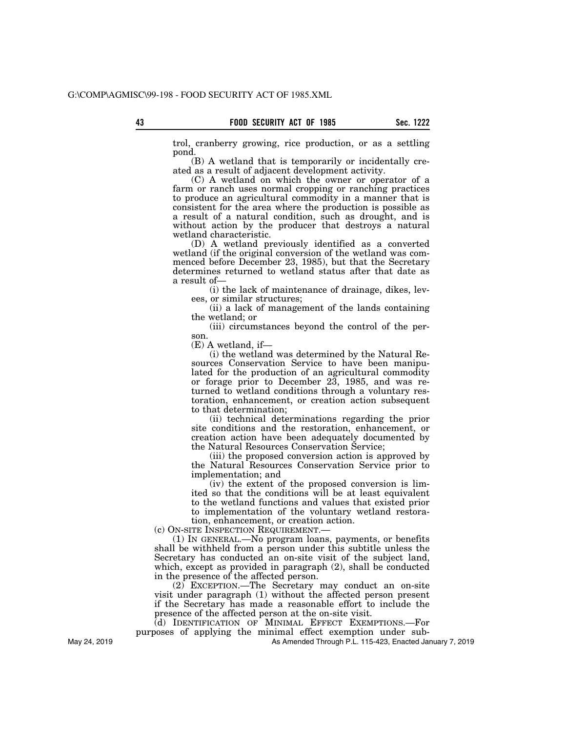trol, cranberry growing, rice production, or as a settling pond.

(B) A wetland that is temporarily or incidentally created as a result of adjacent development activity.

(C) A wetland on which the owner or operator of a farm or ranch uses normal cropping or ranching practices to produce an agricultural commodity in a manner that is consistent for the area where the production is possible as a result of a natural condition, such as drought, and is without action by the producer that destroys a natural wetland characteristic.

(D) A wetland previously identified as a converted wetland (if the original conversion of the wetland was commenced before December 23, 1985), but that the Secretary determines returned to wetland status after that date as a result of—

(i) the lack of maintenance of drainage, dikes, levees, or similar structures;

(ii) a lack of management of the lands containing the wetland; or

(iii) circumstances beyond the control of the person.

(E) A wetland, if—

(i) the wetland was determined by the Natural Resources Conservation Service to have been manipulated for the production of an agricultural commodity or forage prior to December 23, 1985, and was returned to wetland conditions through a voluntary restoration, enhancement, or creation action subsequent to that determination;

(ii) technical determinations regarding the prior site conditions and the restoration, enhancement, or creation action have been adequately documented by the Natural Resources Conservation Service;

(iii) the proposed conversion action is approved by the Natural Resources Conservation Service prior to implementation; and

(iv) the extent of the proposed conversion is limited so that the conditions will be at least equivalent to the wetland functions and values that existed prior to implementation of the voluntary wetland restoration, enhancement, or creation action.

(c) ON-SITE INSPECTION REQUIREMENT.—

(1) IN GENERAL.—No program loans, payments, or benefits shall be withheld from a person under this subtitle unless the Secretary has conducted an on-site visit of the subject land, which, except as provided in paragraph (2), shall be conducted in the presence of the affected person.

(2) EXCEPTION.—The Secretary may conduct an on-site visit under paragraph (1) without the affected person present if the Secretary has made a reasonable effort to include the presence of the affected person at the on-site visit.

(d) IDENTIFICATION OF MINIMAL EFFECT EXEMPTIONS.—For purposes of applying the minimal effect exemption under sub-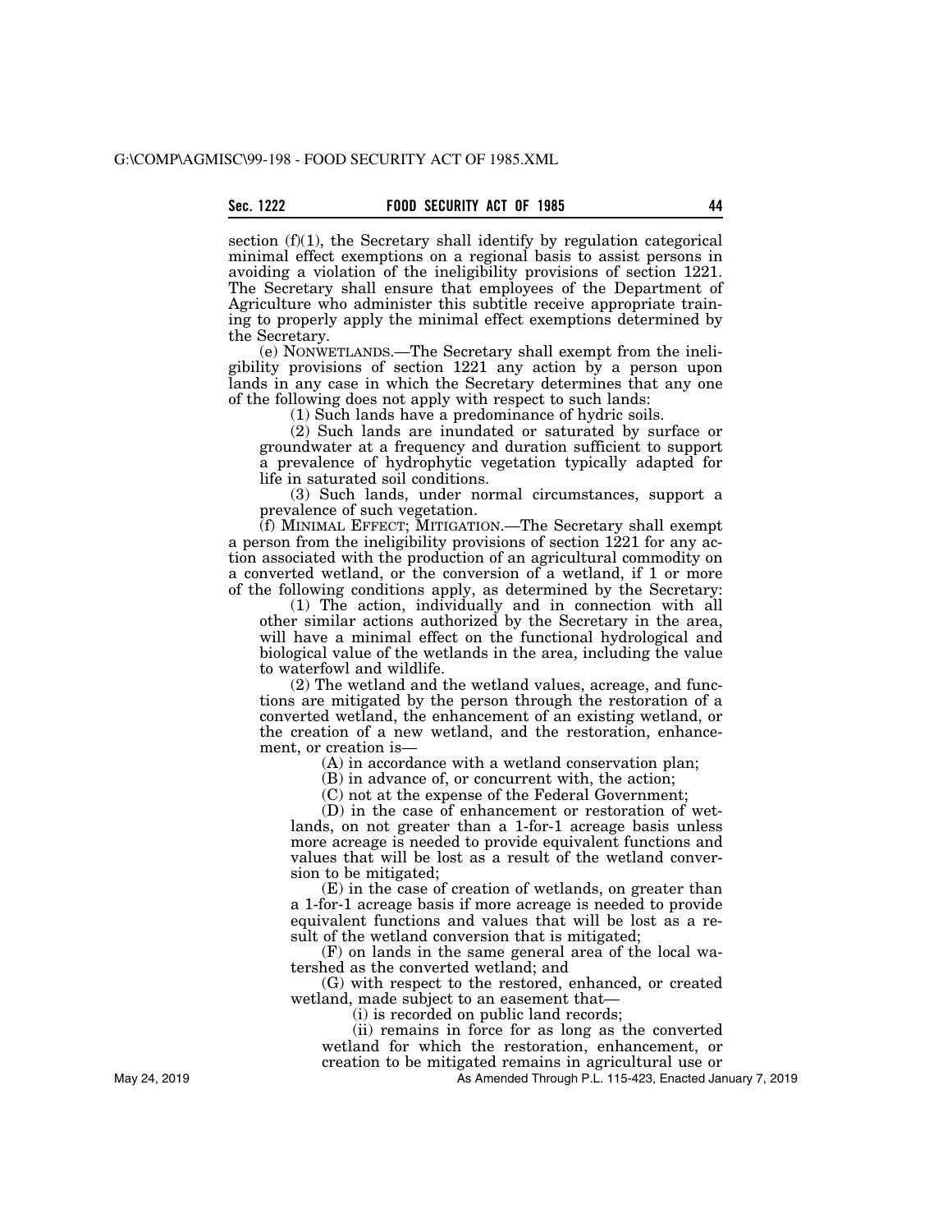section (f)(1), the Secretary shall identify by regulation categorical minimal effect exemptions on a regional basis to assist persons in avoiding a violation of the ineligibility provisions of section 1221. The Secretary shall ensure that employees of the Department of Agriculture who administer this subtitle receive appropriate training to properly apply the minimal effect exemptions determined by the Secretary.

(e) NONWETLANDS.—The Secretary shall exempt from the ineligibility provisions of section 1221 any action by a person upon lands in any case in which the Secretary determines that any one of the following does not apply with respect to such lands:

(1) Such lands have a predominance of hydric soils.

(2) Such lands are inundated or saturated by surface or groundwater at a frequency and duration sufficient to support a prevalence of hydrophytic vegetation typically adapted for life in saturated soil conditions.

(3) Such lands, under normal circumstances, support a prevalence of such vegetation.

(f) MINIMAL EFFECT; MITIGATION.—The Secretary shall exempt a person from the ineligibility provisions of section 1221 for any action associated with the production of an agricultural commodity on a converted wetland, or the conversion of a wetland, if 1 or more of the following conditions apply, as determined by the Secretary:

(1) The action, individually and in connection with all other similar actions authorized by the Secretary in the area, will have a minimal effect on the functional hydrological and biological value of the wetlands in the area, including the value to waterfowl and wildlife.

(2) The wetland and the wetland values, acreage, and functions are mitigated by the person through the restoration of a converted wetland, the enhancement of an existing wetland, or the creation of a new wetland, and the restoration, enhancement, or creation is—

(A) in accordance with a wetland conservation plan;

(B) in advance of, or concurrent with, the action;

(C) not at the expense of the Federal Government;

(D) in the case of enhancement or restoration of wetlands, on not greater than a 1-for-1 acreage basis unless more acreage is needed to provide equivalent functions and values that will be lost as a result of the wetland conversion to be mitigated;

(E) in the case of creation of wetlands, on greater than a 1-for-1 acreage basis if more acreage is needed to provide equivalent functions and values that will be lost as a result of the wetland conversion that is mitigated;

(F) on lands in the same general area of the local watershed as the converted wetland; and

(G) with respect to the restored, enhanced, or created wetland, made subject to an easement that—

(i) is recorded on public land records;

(ii) remains in force for as long as the converted wetland for which the restoration, enhancement, or creation to be mitigated remains in agricultural use or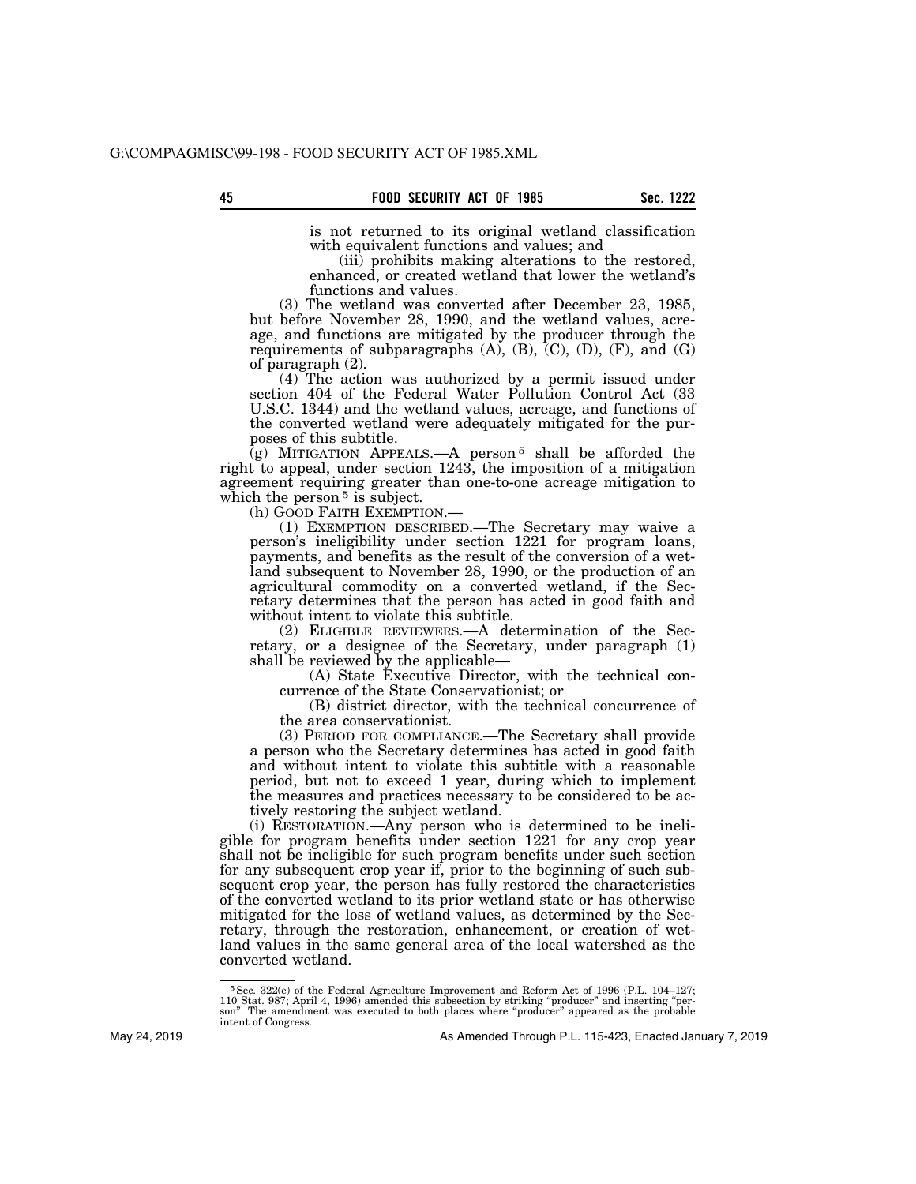is not returned to its original wetland classification with equivalent functions and values; and

(iii) prohibits making alterations to the restored, enhanced, or created wetland that lower the wetland's functions and values.

(3) The wetland was converted after December 23, 1985, but before November 28, 1990, and the wetland values, acreage, and functions are mitigated by the producer through the requirements of subparagraphs (A), (B), (C), (D), (F), and (G) of paragraph (2).

(4) The action was authorized by a permit issued under section 404 of the Federal Water Pollution Control Act (33 U.S.C. 1344) and the wetland values, acreage, and functions of the converted wetland were adequately mitigated for the purposes of this subtitle.

(g) MITIGATION APPEALS.—A person[5] shall be afforded the right to appeal, under section 1243, the imposition of a mitigation agreement requiring greater than one-to-one acreage mitigation to which the person[5] is subject.

(h) GOOD FAITH EXEMPTION.—

(1) EXEMPTION DESCRIBED.—The Secretary may waive a person's ineligibility under section 1221 for program loans, payments, and benefits as the result of the conversion of a wetland subsequent to November 28, 1990, or the production of an agricultural commodity on a converted wetland, if the Secretary determines that the person has acted in good faith and without intent to violate this subtitle.

(2) ELIGIBLE REVIEWERS.—A determination of the Secretary, or a designee of the Secretary, under paragraph (1) shall be reviewed by the applicable—

(A) State Executive Director, with the technical concurrence of the State Conservationist; or

(B) district director, with the technical concurrence of the area conservationist.

(3) PERIOD FOR COMPLIANCE.—The Secretary shall provide a person who the Secretary determines has acted in good faith and without intent to violate this subtitle with a reasonable period, but not to exceed 1 year, during which to implement the measures and practices necessary to be considered to be actively restoring the subject wetland.

(i) RESTORATION.—Any person who is determined to be ineligible for program benefits under section 1221 for any crop year shall not be ineligible for such program benefits under such section for any subsequent crop year if, prior to the beginning of such subsequent crop year, the person has fully restored the characteristics of the converted wetland to its prior wetland state or has otherwise mitigated for the loss of wetland values, as determined by the Secretary, through the restoration, enhancement, or creation of wetland values in the same general area of the local watershed as the converted wetland.

---

[5] Sec. 322(e) of the Federal Agriculture Improvement and Reform Act of 1996 (P.L. 104–127; 110 Stat. 987; April 4, 1996) amended this subsection by striking "producer" and inserting "person". The amendment was executed to both places where "producer" appeared as the probable intent of Congress.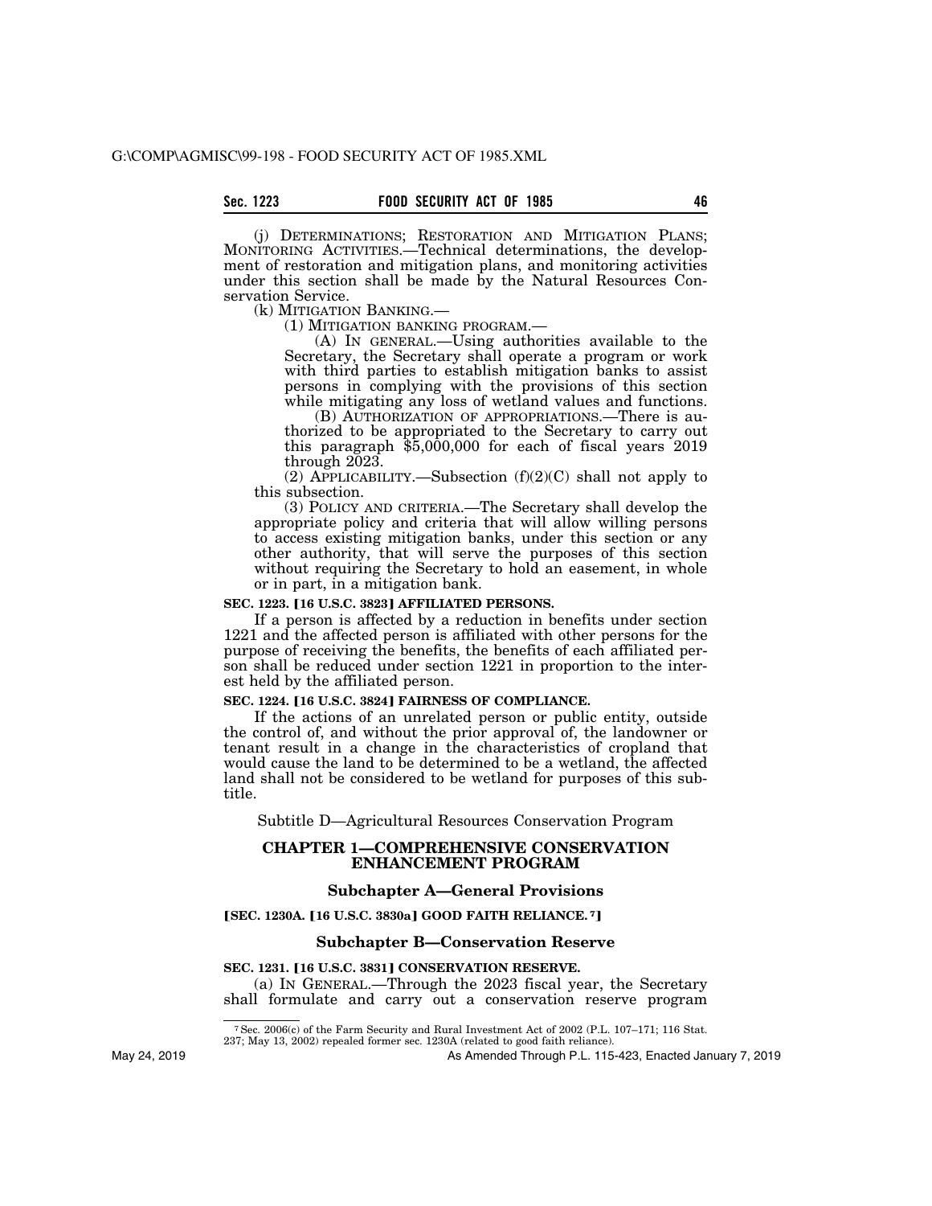(j) DETERMINATIONS; RESTORATION AND MITIGATION PLANS; MONITORING ACTIVITIES.—Technical determinations, the development of restoration and mitigation plans, and monitoring activities under this section shall be made by the Natural Resources Conservation Service.

(k) MITIGATION BANKING.—

(1) MITIGATION BANKING PROGRAM.—

(A) IN GENERAL.—Using authorities available to the Secretary, the Secretary shall operate a program or work with third parties to establish mitigation banks to assist persons in complying with the provisions of this section while mitigating any loss of wetland values and functions.

(B) AUTHORIZATION OF APPROPRIATIONS.—There is authorized to be appropriated to the Secretary to carry out this paragraph $5,000,000 for each of fiscal years 2019 through 2023.

(2) APPLICABILITY.—Subsection (f)(2)(C) shall not apply to this subsection.

(3) POLICY AND CRITERIA.—The Secretary shall develop the appropriate policy and criteria that will allow willing persons to access existing mitigation banks, under this section or any other authority, that will serve the purposes of this section without requiring the Secretary to hold an easement, in whole or in part, in a mitigation bank.

**SEC. 1223. [16 U.S.C. 3823] AFFILIATED PERSONS.**

If a person is affected by a reduction in benefits under section 1221 and the affected person is affiliated with other persons for the purpose of receiving the benefits, the benefits of each affiliated person shall be reduced under section 1221 in proportion to the interest held by the affiliated person.

**SEC. 1224. [16 U.S.C. 3824] FAIRNESS OF COMPLIANCE.**

If the actions of an unrelated person or public entity, outside the control of, and without the prior approval of, the landowner or tenant result in a change in the characteristics of cropland that would cause the land to be determined to be a wetland, the affected land shall not be considered to be wetland for purposes of this subtitle.

## Subtitle D—Agricultural Resources Conservation Program

## CHAPTER 1—COMPREHENSIVE CONSERVATION ENHANCEMENT PROGRAM

### Subchapter A—General Provisions

**[SEC. 1230A. [16 U.S.C. 3830a] GOOD FAITH RELIANCE. [7]]**

### Subchapter B—Conservation Reserve

**SEC. 1231. [16 U.S.C. 3831] CONSERVATION RESERVE.**

(a) IN GENERAL.—Through the 2023 fiscal year, the Secretary shall formulate and carry out a conservation reserve program

[7] Sec. 2006(c) of the Farm Security and Rural Investment Act of 2002 (P.L. 107–171; 116 Stat. 237; May 13, 2002) repealed former sec. 1230A (related to good faith reliance).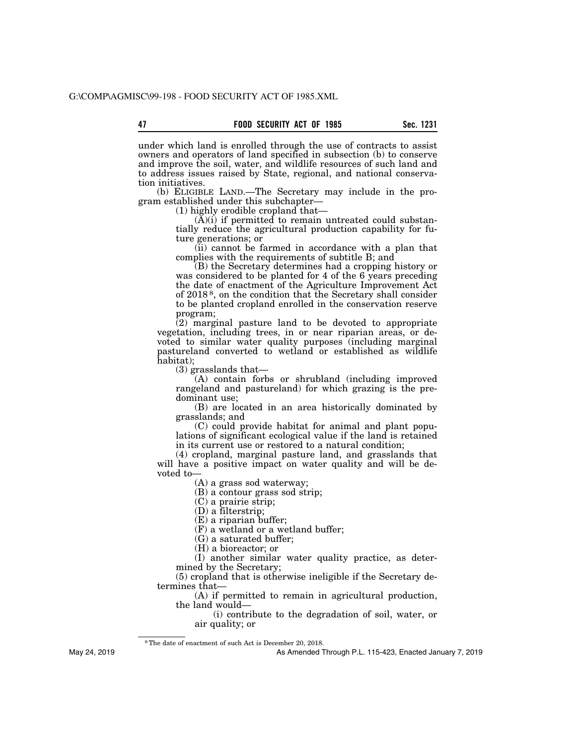under which land is enrolled through the use of contracts to assist owners and operators of land specified in subsection (b) to conserve and improve the soil, water, and wildlife resources of such land and to address issues raised by State, regional, and national conservation initiatives.

(b) ELIGIBLE LAND.—The Secretary may include in the program established under this subchapter—

(1) highly erodible cropland that—

(A)(i) if permitted to remain untreated could substantially reduce the agricultural production capability for future generations; or

(ii) cannot be farmed in accordance with a plan that complies with the requirements of subtitle B; and

(B) the Secretary determines had a cropping history or was considered to be planted for 4 of the 6 years preceding the date of enactment of the Agriculture Improvement Act of 2018[8], on the condition that the Secretary shall consider to be planted cropland enrolled in the conservation reserve program;

(2) marginal pasture land to be devoted to appropriate vegetation, including trees, in or near riparian areas, or devoted to similar water quality purposes (including marginal pastureland converted to wetland or established as wildlife habitat);

(3) grasslands that—

(A) contain forbs or shrubland (including improved rangeland and pastureland) for which grazing is the predominant use;

(B) are located in an area historically dominated by grasslands; and

(C) could provide habitat for animal and plant populations of significant ecological value if the land is retained in its current use or restored to a natural condition;

(4) cropland, marginal pasture land, and grasslands that will have a positive impact on water quality and will be devoted to—

(A) a grass sod waterway;

(B) a contour grass sod strip;

(C) a prairie strip;

(D) a filterstrip;

(E) a riparian buffer;

(F) a wetland or a wetland buffer;

(G) a saturated buffer;

(H) a bioreactor; or

(I) another similar water quality practice, as determined by the Secretary;

(5) cropland that is otherwise ineligible if the Secretary determines that—

(A) if permitted to remain in agricultural production, the land would—

(i) contribute to the degradation of soil, water, or air quality; or

---

[8] The date of enactment of such Act is December 20, 2018.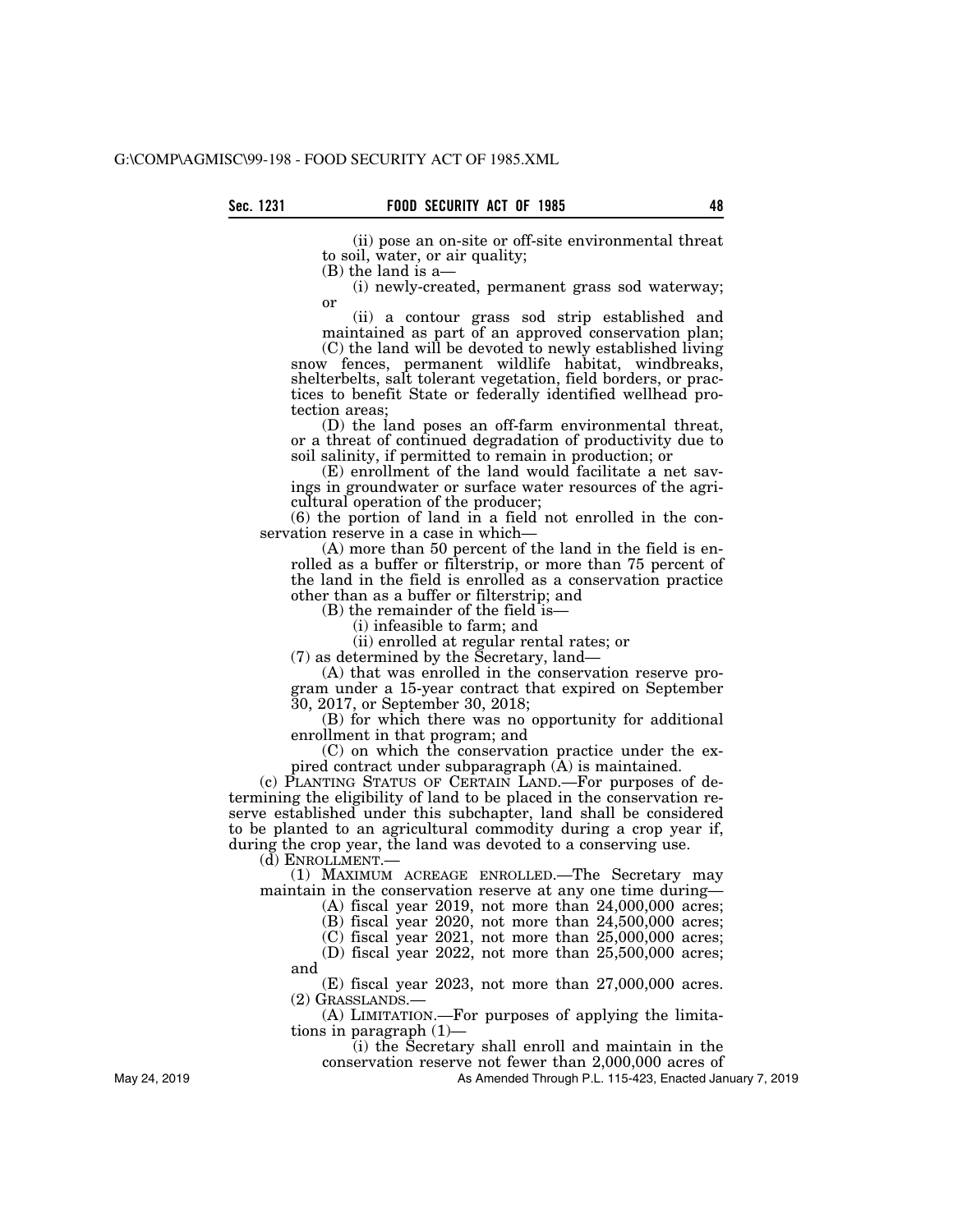(ii) pose an on-site or off-site environmental threat to soil, water, or air quality;

(B) the land is a—

(i) newly-created, permanent grass sod waterway; or

(ii) a contour grass sod strip established and maintained as part of an approved conservation plan;

(C) the land will be devoted to newly established living snow fences, permanent wildlife habitat, windbreaks, shelterbelts, salt tolerant vegetation, field borders, or practices to benefit State or federally identified wellhead protection areas;

(D) the land poses an off-farm environmental threat, or a threat of continued degradation of productivity due to soil salinity, if permitted to remain in production; or

(E) enrollment of the land would facilitate a net savings in groundwater or surface water resources of the agricultural operation of the producer;

(6) the portion of land in a field not enrolled in the conservation reserve in a case in which—

(A) more than 50 percent of the land in the field is enrolled as a buffer or filterstrip, or more than 75 percent of the land in the field is enrolled as a conservation practice other than as a buffer or filterstrip; and

(B) the remainder of the field is—

(i) infeasible to farm; and

(ii) enrolled at regular rental rates; or

(7) as determined by the Secretary, land—

(A) that was enrolled in the conservation reserve program under a 15-year contract that expired on September 30, 2017, or September 30, 2018;

(B) for which there was no opportunity for additional enrollment in that program; and

(C) on which the conservation practice under the expired contract under subparagraph (A) is maintained.

(c) PLANTING STATUS OF CERTAIN LAND.—For purposes of determining the eligibility of land to be placed in the conservation reserve established under this subchapter, land shall be considered to be planted to an agricultural commodity during a crop year if, during the crop year, the land was devoted to a conserving use.

(d) ENROLLMENT.—

(1) MAXIMUM ACREAGE ENROLLED.—The Secretary may maintain in the conservation reserve at any one time during—

(A) fiscal year 2019, not more than 24,000,000 acres;

(B) fiscal year 2020, not more than 24,500,000 acres;

(C) fiscal year 2021, not more than 25,000,000 acres;

(D) fiscal year 2022, not more than 25,500,000 acres; and

(E) fiscal year 2023, not more than 27,000,000 acres.

(2) GRASSLANDS.—

(A) LIMITATION.—For purposes of applying the limitations in paragraph (1)—

(i) the Secretary shall enroll and maintain in the conservation reserve not fewer than 2,000,000 acres of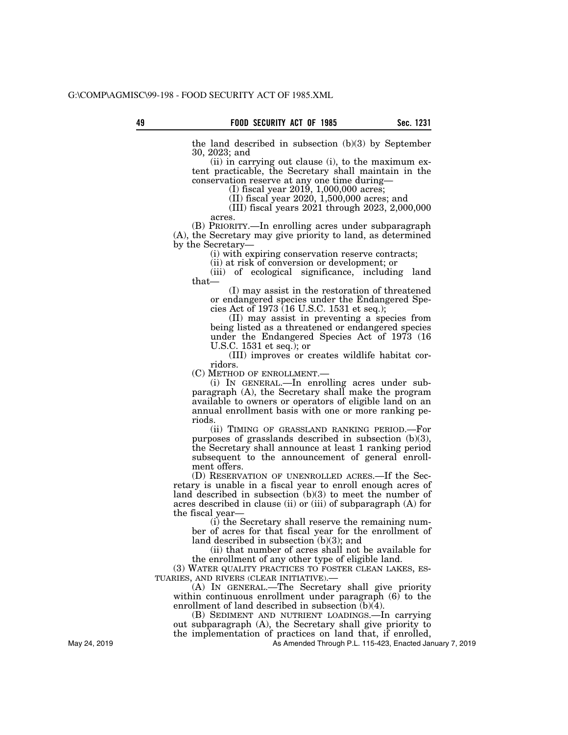the land described in subsection (b)(3) by September 30, 2023; and

(ii) in carrying out clause (i), to the maximum extent practicable, the Secretary shall maintain in the conservation reserve at any one time during—

(I) fiscal year 2019, 1,000,000 acres;

(II) fiscal year 2020, 1,500,000 acres; and

(III) fiscal years 2021 through 2023, 2,000,000 acres.

(B) PRIORITY.—In enrolling acres under subparagraph (A), the Secretary may give priority to land, as determined by the Secretary—

(i) with expiring conservation reserve contracts;

(ii) at risk of conversion or development; or

(iii) of ecological significance, including land that—

(I) may assist in the restoration of threatened or endangered species under the Endangered Species Act of 1973 (16 U.S.C. 1531 et seq.);

(II) may assist in preventing a species from being listed as a threatened or endangered species under the Endangered Species Act of 1973 (16 U.S.C. 1531 et seq.); or

(III) improves or creates wildlife habitat corridors.

(C) METHOD OF ENROLLMENT.—

(i) IN GENERAL.—In enrolling acres under subparagraph (A), the Secretary shall make the program available to owners or operators of eligible land on an annual enrollment basis with one or more ranking periods.

(ii) TIMING OF GRASSLAND RANKING PERIOD.—For purposes of grasslands described in subsection (b)(3), the Secretary shall announce at least 1 ranking period subsequent to the announcement of general enrollment offers.

(D) RESERVATION OF UNENROLLED ACRES.—If the Secretary is unable in a fiscal year to enroll enough acres of land described in subsection (b)(3) to meet the number of acres described in clause (ii) or (iii) of subparagraph (A) for the fiscal year—

(i) the Secretary shall reserve the remaining number of acres for that fiscal year for the enrollment of land described in subsection (b)(3); and

(ii) that number of acres shall not be available for the enrollment of any other type of eligible land.

(3) WATER QUALITY PRACTICES TO FOSTER CLEAN LAKES, ESTUARIES, AND RIVERS (CLEAR INITIATIVE).—

(A) IN GENERAL.—The Secretary shall give priority within continuous enrollment under paragraph (6) to the enrollment of land described in subsection (b)(4).

(B) SEDIMENT AND NUTRIENT LOADINGS.—In carrying out subparagraph (A), the Secretary shall give priority to the implementation of practices on land that, if enrolled,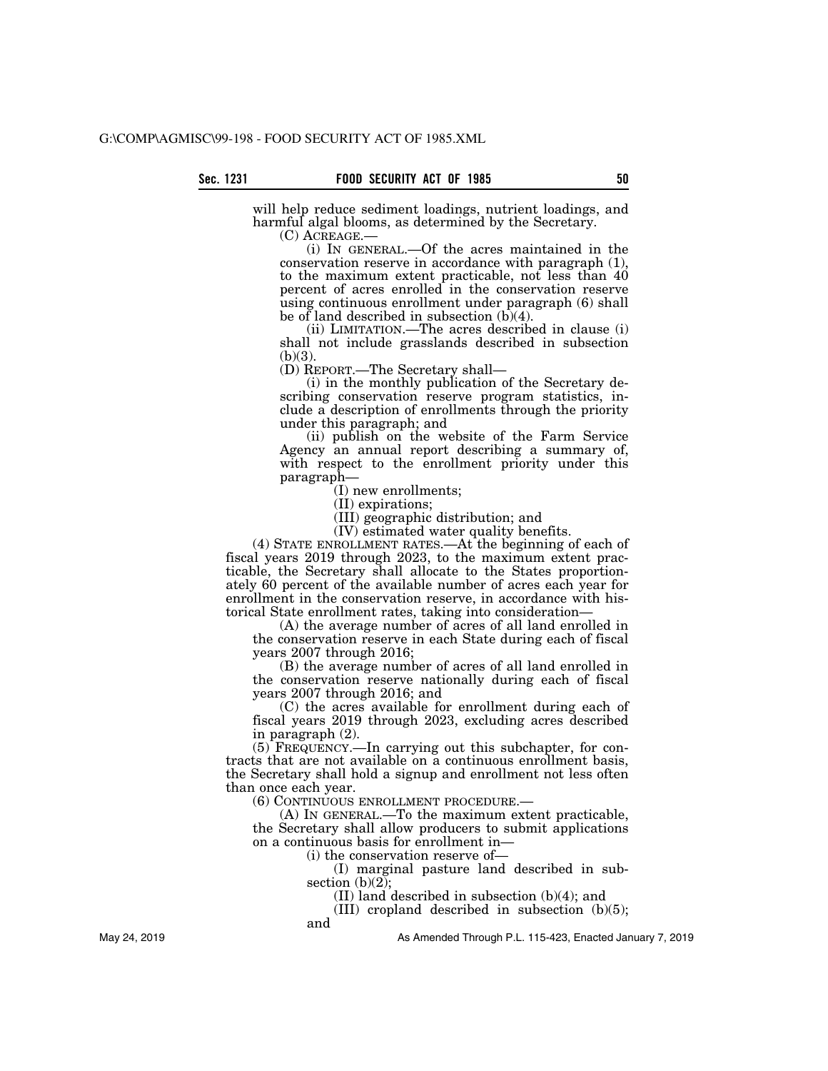will help reduce sediment loadings, nutrient loadings, and harmful algal blooms, as determined by the Secretary.

(C) ACREAGE.—

(i) IN GENERAL.—Of the acres maintained in the conservation reserve in accordance with paragraph (1), to the maximum extent practicable, not less than 40 percent of acres enrolled in the conservation reserve using continuous enrollment under paragraph (6) shall be of land described in subsection (b)(4).

(ii) LIMITATION.—The acres described in clause (i) shall not include grasslands described in subsection (b)(3).

(D) REPORT.—The Secretary shall—

(i) in the monthly publication of the Secretary describing conservation reserve program statistics, include a description of enrollments through the priority under this paragraph; and

(ii) publish on the website of the Farm Service Agency an annual report describing a summary of, with respect to the enrollment priority under this paragraph—

(I) new enrollments;

(II) expirations;

(III) geographic distribution; and

(IV) estimated water quality benefits.

(4) STATE ENROLLMENT RATES.—At the beginning of each of fiscal years 2019 through 2023, to the maximum extent practicable, the Secretary shall allocate to the States proportionately 60 percent of the available number of acres each year for enrollment in the conservation reserve, in accordance with historical State enrollment rates, taking into consideration—

(A) the average number of acres of all land enrolled in the conservation reserve in each State during each of fiscal years 2007 through 2016;

(B) the average number of acres of all land enrolled in the conservation reserve nationally during each of fiscal years 2007 through 2016; and

(C) the acres available for enrollment during each of fiscal years 2019 through 2023, excluding acres described in paragraph (2).

(5) FREQUENCY.—In carrying out this subchapter, for contracts that are not available on a continuous enrollment basis, the Secretary shall hold a signup and enrollment not less often than once each year.

(6) CONTINUOUS ENROLLMENT PROCEDURE.—

(A) IN GENERAL.—To the maximum extent practicable, the Secretary shall allow producers to submit applications on a continuous basis for enrollment in—

(i) the conservation reserve of—

(I) marginal pasture land described in subsection (b)(2);

(II) land described in subsection (b)(4); and

(III) cropland described in subsection (b)(5); and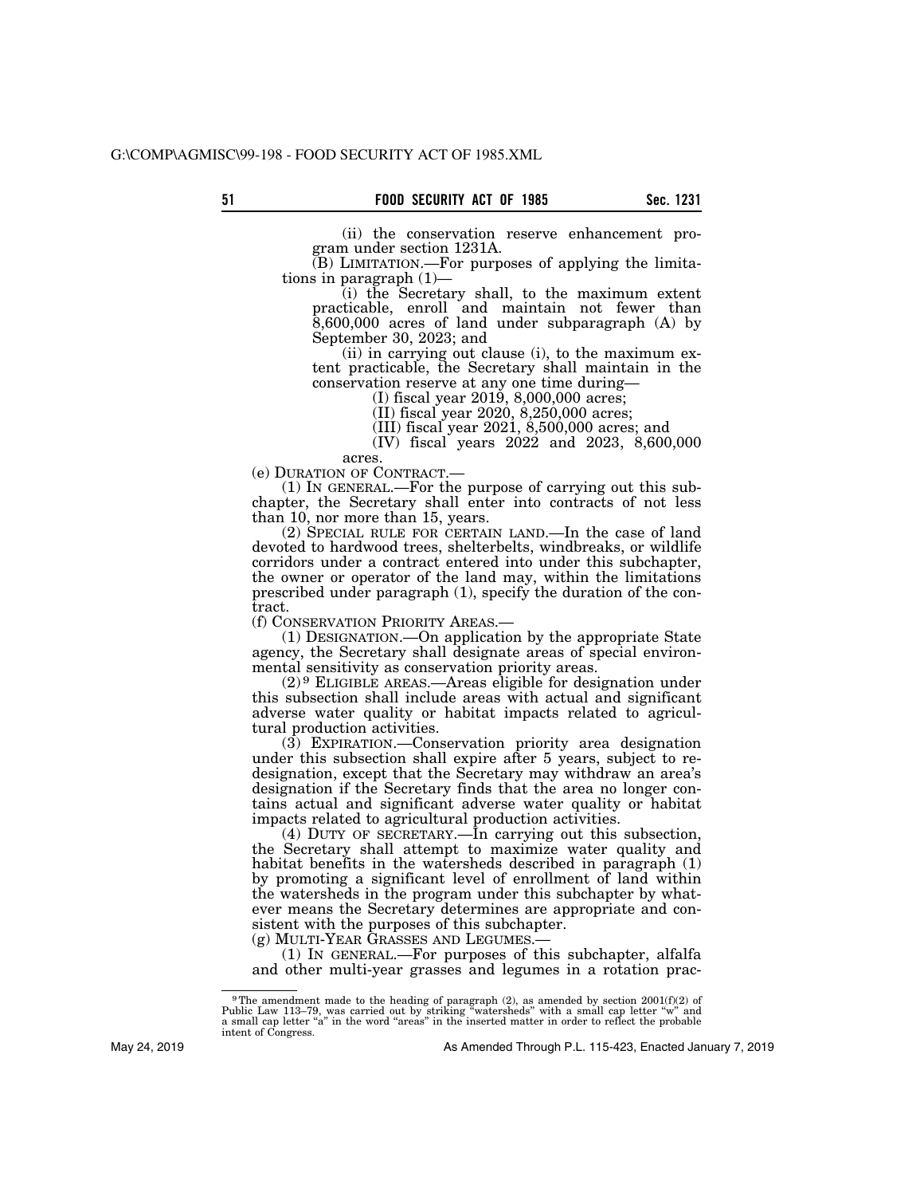(ii) the conservation reserve enhancement program under section 1231A.

(B) LIMITATION.—For purposes of applying the limitations in paragraph (1)—

(i) the Secretary shall, to the maximum extent practicable, enroll and maintain not fewer than 8,600,000 acres of land under subparagraph (A) by September 30, 2023; and

(ii) in carrying out clause (i), to the maximum extent practicable, the Secretary shall maintain in the conservation reserve at any one time during—

(I) fiscal year 2019, 8,000,000 acres;

(II) fiscal year 2020, 8,250,000 acres;

(III) fiscal year 2021, 8,500,000 acres; and

(IV) fiscal years 2022 and 2023, 8,600,000 acres.

(e) DURATION OF CONTRACT.—

(1) IN GENERAL.—For the purpose of carrying out this subchapter, the Secretary shall enter into contracts of not less than 10, nor more than 15, years.

(2) SPECIAL RULE FOR CERTAIN LAND.—In the case of land devoted to hardwood trees, shelterbelts, windbreaks, or wildlife corridors under a contract entered into under this subchapter, the owner or operator of the land may, within the limitations prescribed under paragraph (1), specify the duration of the contract.

(f) CONSERVATION PRIORITY AREAS.—

(1) DESIGNATION.—On application by the appropriate State agency, the Secretary shall designate areas of special environmental sensitivity as conservation priority areas.

(2)[9] ELIGIBLE AREAS.—Areas eligible for designation under this subsection shall include areas with actual and significant adverse water quality or habitat impacts related to agricultural production activities.

(3) EXPIRATION.—Conservation priority area designation under this subsection shall expire after 5 years, subject to redesignation, except that the Secretary may withdraw an area's designation if the Secretary finds that the area no longer contains actual and significant adverse water quality or habitat impacts related to agricultural production activities.

(4) DUTY OF SECRETARY.—In carrying out this subsection, the Secretary shall attempt to maximize water quality and habitat benefits in the watersheds described in paragraph (1) by promoting a significant level of enrollment of land within the watersheds in the program under this subchapter by whatever means the Secretary determines are appropriate and consistent with the purposes of this subchapter.

(g) MULTI-YEAR GRASSES AND LEGUMES.—

(1) IN GENERAL.—For purposes of this subchapter, alfalfa and other multi-year grasses and legumes in a rotation prac-

---

[9] The amendment made to the heading of paragraph (2), as amended by section 2001(f)(2) of Public Law 113–79, was carried out by striking "watersheds" with a small cap letter "w" and a small cap letter "a" in the word "areas" in the inserted matter in order to reflect the probable intent of Congress.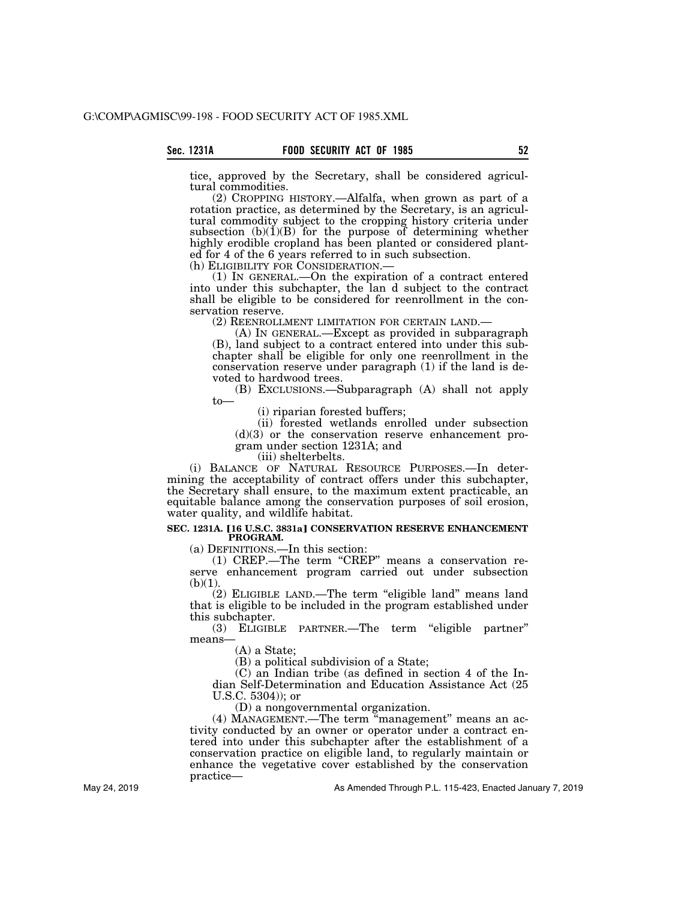tice, approved by the Secretary, shall be considered agricultural commodities.

(2) CROPPING HISTORY.—Alfalfa, when grown as part of a rotation practice, as determined by the Secretary, is an agricultural commodity subject to the cropping history criteria under subsection (b)(1)(B) for the purpose of determining whether highly erodible cropland has been planted or considered planted for 4 of the 6 years referred to in such subsection.

(h) ELIGIBILITY FOR CONSIDERATION.—

(1) IN GENERAL.—On the expiration of a contract entered into under this subchapter, the lan d subject to the contract shall be eligible to be considered for reenrollment in the conservation reserve.

(2) REENROLLMENT LIMITATION FOR CERTAIN LAND.—

(A) IN GENERAL.—Except as provided in subparagraph (B), land subject to a contract entered into under this subchapter shall be eligible for only one reenrollment in the conservation reserve under paragraph (1) if the land is devoted to hardwood trees.

(B) EXCLUSIONS.—Subparagraph (A) shall not apply to—

(i) riparian forested buffers;

(ii) forested wetlands enrolled under subsection (d)(3) or the conservation reserve enhancement program under section 1231A; and

(iii) shelterbelts.

(i) BALANCE OF NATURAL RESOURCE PURPOSES.—In determining the acceptability of contract offers under this subchapter, the Secretary shall ensure, to the maximum extent practicable, an equitable balance among the conservation purposes of soil erosion, water quality, and wildlife habitat.

**SEC. 1231A. [16 U.S.C. 3831a] CONSERVATION RESERVE ENHANCEMENT PROGRAM.**

(a) DEFINITIONS.—In this section:

(1) CREP.—The term "CREP" means a conservation reserve enhancement program carried out under subsection (b)(1).

(2) ELIGIBLE LAND.—The term "eligible land" means land that is eligible to be included in the program established under this subchapter.

(3) ELIGIBLE PARTNER.—The term "eligible partner" means—

(A) a State;

(B) a political subdivision of a State;

(C) an Indian tribe (as defined in section 4 of the Indian Self-Determination and Education Assistance Act (25 U.S.C. 5304)); or

(D) a nongovernmental organization.

(4) MANAGEMENT.—The term "management" means an activity conducted by an owner or operator under a contract entered into under this subchapter after the establishment of a conservation practice on eligible land, to regularly maintain or enhance the vegetative cover established by the conservation practice—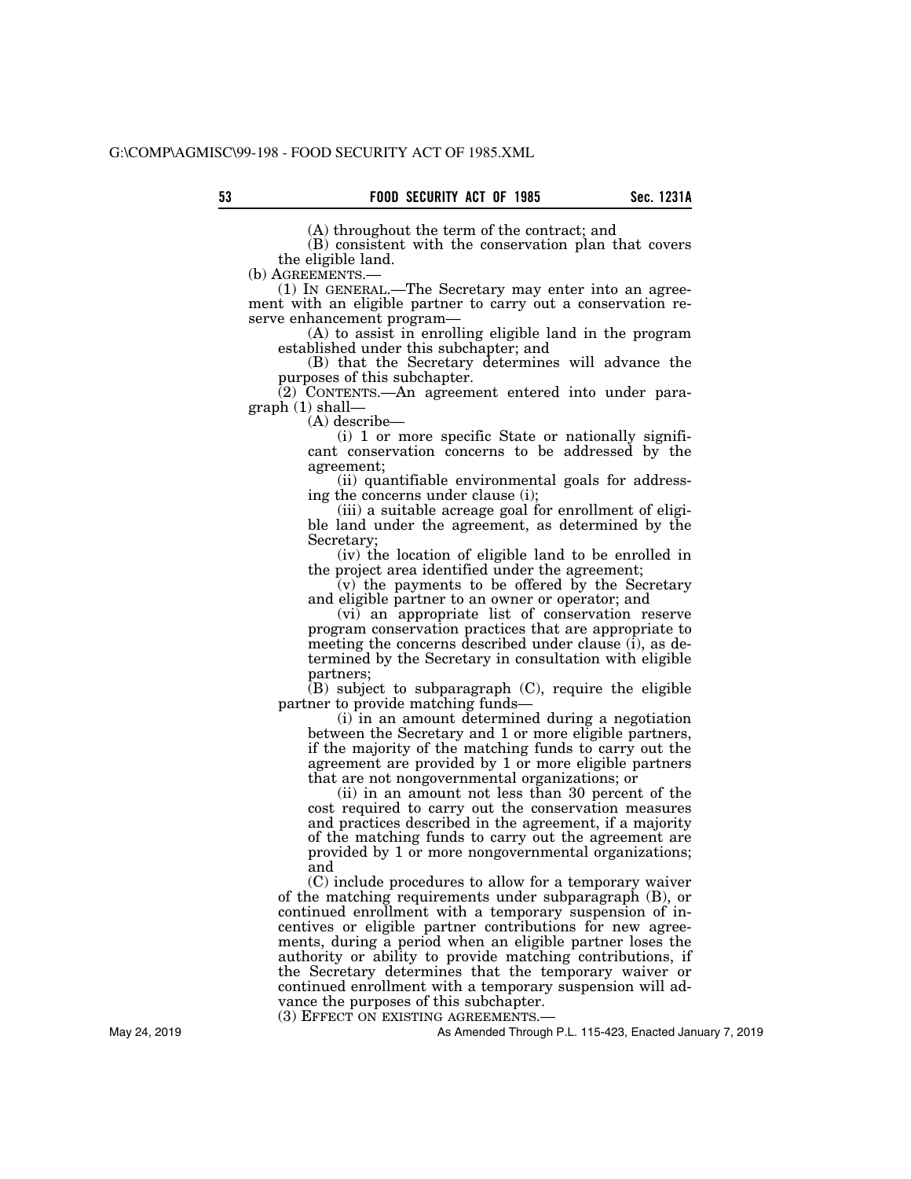(A) throughout the term of the contract; and

(B) consistent with the conservation plan that covers the eligible land.

(b) AGREEMENTS.—

(1) IN GENERAL.—The Secretary may enter into an agreement with an eligible partner to carry out a conservation reserve enhancement program—

(A) to assist in enrolling eligible land in the program established under this subchapter; and

(B) that the Secretary determines will advance the purposes of this subchapter.

(2) CONTENTS.—An agreement entered into under paragraph (1) shall—

(A) describe—

(i) 1 or more specific State or nationally significant conservation concerns to be addressed by the agreement;

(ii) quantifiable environmental goals for addressing the concerns under clause (i);

(iii) a suitable acreage goal for enrollment of eligible land under the agreement, as determined by the Secretary;

(iv) the location of eligible land to be enrolled in the project area identified under the agreement;

(v) the payments to be offered by the Secretary and eligible partner to an owner or operator; and

(vi) an appropriate list of conservation reserve program conservation practices that are appropriate to meeting the concerns described under clause (i), as determined by the Secretary in consultation with eligible partners;

(B) subject to subparagraph (C), require the eligible partner to provide matching funds—

(i) in an amount determined during a negotiation between the Secretary and 1 or more eligible partners, if the majority of the matching funds to carry out the agreement are provided by 1 or more eligible partners that are not nongovernmental organizations; or

(ii) in an amount not less than 30 percent of the cost required to carry out the conservation measures and practices described in the agreement, if a majority of the matching funds to carry out the agreement are provided by 1 or more nongovernmental organizations; and

(C) include procedures to allow for a temporary waiver of the matching requirements under subparagraph (B), or continued enrollment with a temporary suspension of incentives or eligible partner contributions for new agreements, during a period when an eligible partner loses the authority or ability to provide matching contributions, if the Secretary determines that the temporary waiver or continued enrollment with a temporary suspension will advance the purposes of this subchapter.

(3) EFFECT ON EXISTING AGREEMENTS.—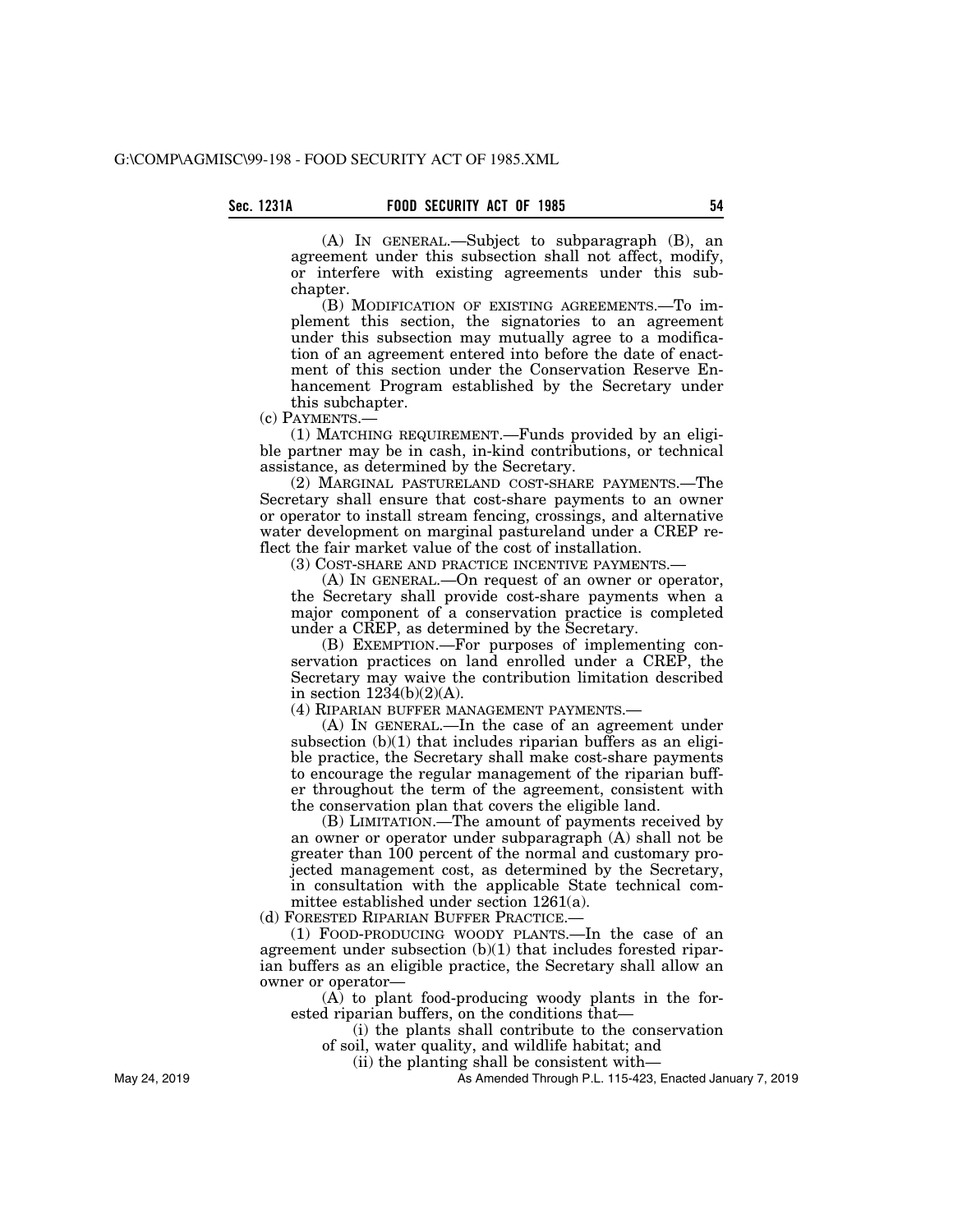(A) IN GENERAL.—Subject to subparagraph (B), an agreement under this subsection shall not affect, modify, or interfere with existing agreements under this subchapter.

(B) MODIFICATION OF EXISTING AGREEMENTS.—To implement this section, the signatories to an agreement under this subsection may mutually agree to a modification of an agreement entered into before the date of enactment of this section under the Conservation Reserve Enhancement Program established by the Secretary under this subchapter.

(c) PAYMENTS.—

(1) MATCHING REQUIREMENT.—Funds provided by an eligible partner may be in cash, in-kind contributions, or technical assistance, as determined by the Secretary.

(2) MARGINAL PASTURELAND COST-SHARE PAYMENTS.—The Secretary shall ensure that cost-share payments to an owner or operator to install stream fencing, crossings, and alternative water development on marginal pastureland under a CREP reflect the fair market value of the cost of installation.

(3) COST-SHARE AND PRACTICE INCENTIVE PAYMENTS.—

(A) IN GENERAL.—On request of an owner or operator, the Secretary shall provide cost-share payments when a major component of a conservation practice is completed under a CREP, as determined by the Secretary.

(B) EXEMPTION.—For purposes of implementing conservation practices on land enrolled under a CREP, the Secretary may waive the contribution limitation described in section 1234(b)(2)(A).

(4) RIPARIAN BUFFER MANAGEMENT PAYMENTS.—

(A) IN GENERAL.—In the case of an agreement under subsection (b)(1) that includes riparian buffers as an eligible practice, the Secretary shall make cost-share payments to encourage the regular management of the riparian buffer throughout the term of the agreement, consistent with the conservation plan that covers the eligible land.

(B) LIMITATION.—The amount of payments received by an owner or operator under subparagraph (A) shall not be greater than 100 percent of the normal and customary projected management cost, as determined by the Secretary, in consultation with the applicable State technical committee established under section 1261(a).

(d) FORESTED RIPARIAN BUFFER PRACTICE.—

(1) FOOD-PRODUCING WOODY PLANTS.—In the case of an agreement under subsection (b)(1) that includes forested riparian buffers as an eligible practice, the Secretary shall allow an owner or operator—

(A) to plant food-producing woody plants in the forested riparian buffers, on the conditions that—

(i) the plants shall contribute to the conservation of soil, water quality, and wildlife habitat; and

(ii) the planting shall be consistent with—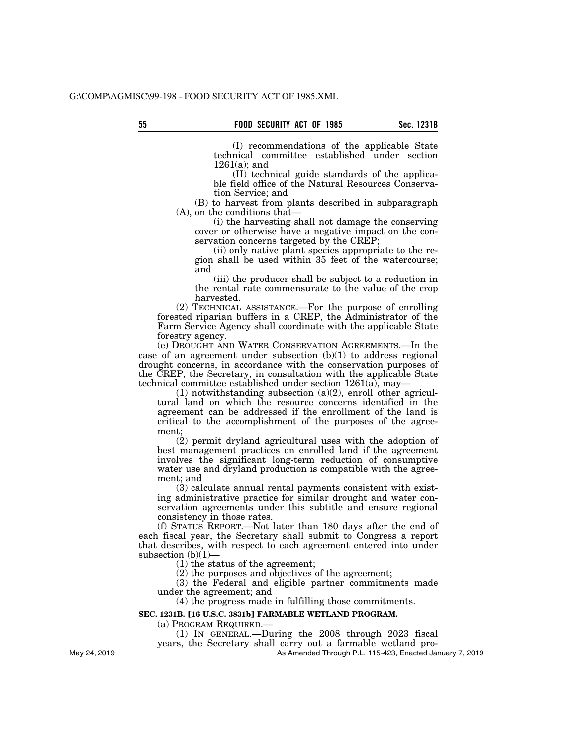(I) recommendations of the applicable State technical committee established under section 1261(a); and

(II) technical guide standards of the applicable field office of the Natural Resources Conservation Service; and

(B) to harvest from plants described in subparagraph (A), on the conditions that—

(i) the harvesting shall not damage the conserving cover or otherwise have a negative impact on the conservation concerns targeted by the CREP;

(ii) only native plant species appropriate to the region shall be used within 35 feet of the watercourse; and

(iii) the producer shall be subject to a reduction in the rental rate commensurate to the value of the crop harvested.

(2) TECHNICAL ASSISTANCE.—For the purpose of enrolling forested riparian buffers in a CREP, the Administrator of the Farm Service Agency shall coordinate with the applicable State forestry agency.

(e) DROUGHT AND WATER CONSERVATION AGREEMENTS.—In the case of an agreement under subsection (b)(1) to address regional drought concerns, in accordance with the conservation purposes of the CREP, the Secretary, in consultation with the applicable State technical committee established under section 1261(a), may—

(1) notwithstanding subsection (a)(2), enroll other agricultural land on which the resource concerns identified in the agreement can be addressed if the enrollment of the land is critical to the accomplishment of the purposes of the agreement;

(2) permit dryland agricultural uses with the adoption of best management practices on enrolled land if the agreement involves the significant long-term reduction of consumptive water use and dryland production is compatible with the agreement; and

(3) calculate annual rental payments consistent with existing administrative practice for similar drought and water conservation agreements under this subtitle and ensure regional consistency in those rates.

(f) STATUS REPORT.—Not later than 180 days after the end of each fiscal year, the Secretary shall submit to Congress a report that describes, with respect to each agreement entered into under subsection (b)(1)—

(1) the status of the agreement;

(2) the purposes and objectives of the agreement;

(3) the Federal and eligible partner commitments made under the agreement; and

(4) the progress made in fulfilling those commitments.

**SEC. 1231B. [16 U.S.C. 3831b] FARMABLE WETLAND PROGRAM.**

(a) PROGRAM REQUIRED.—

(1) IN GENERAL.—During the 2008 through 2023 fiscal years, the Secretary shall carry out a farmable wetland pro-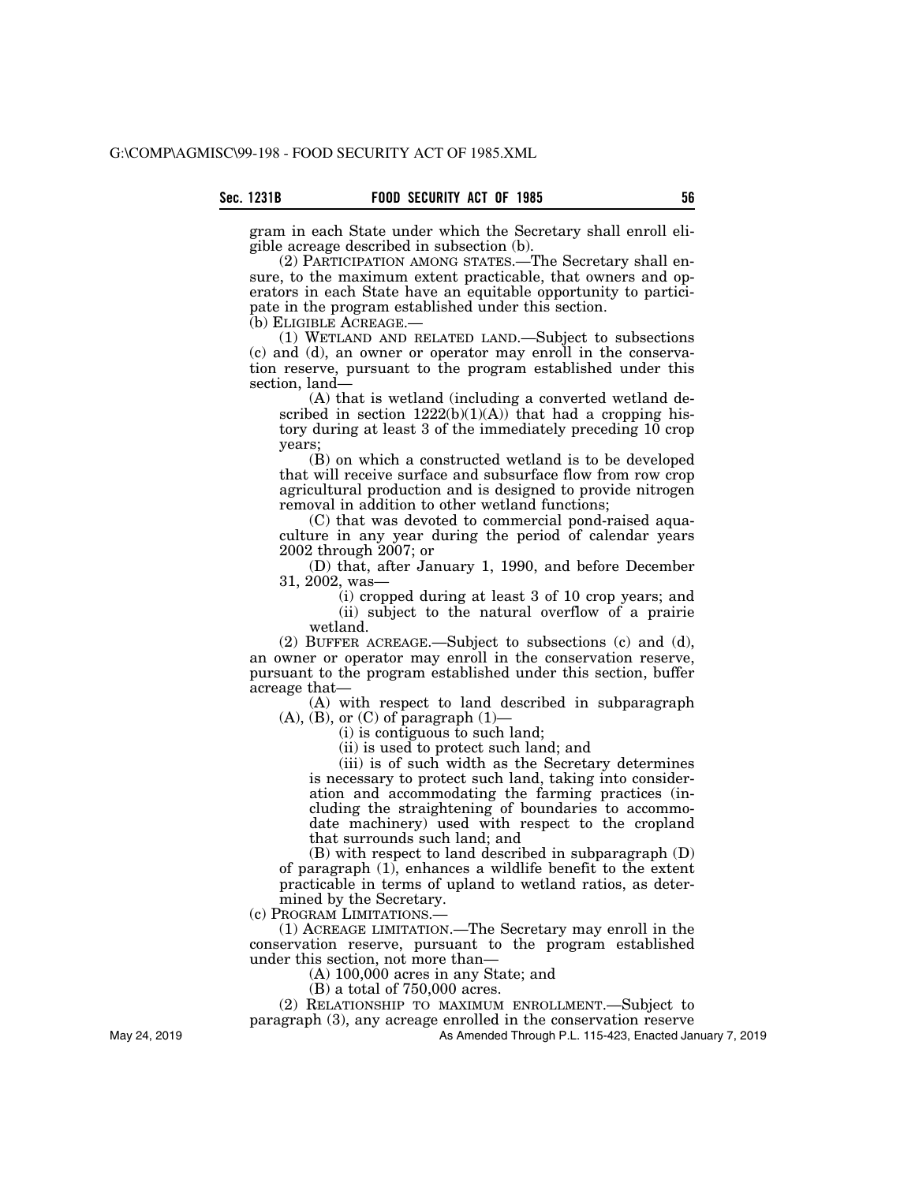gram in each State under which the Secretary shall enroll eligible acreage described in subsection (b).

(2) PARTICIPATION AMONG STATES.—The Secretary shall ensure, to the maximum extent practicable, that owners and operators in each State have an equitable opportunity to participate in the program established under this section.

(b) ELIGIBLE ACREAGE.—

(1) WETLAND AND RELATED LAND.—Subject to subsections (c) and (d), an owner or operator may enroll in the conservation reserve, pursuant to the program established under this section, land—

(A) that is wetland (including a converted wetland described in section 1222(b)(1)(A)) that had a cropping history during at least 3 of the immediately preceding 10 crop years;

(B) on which a constructed wetland is to be developed that will receive surface and subsurface flow from row crop agricultural production and is designed to provide nitrogen removal in addition to other wetland functions;

(C) that was devoted to commercial pond-raised aquaculture in any year during the period of calendar years 2002 through 2007; or

(D) that, after January 1, 1990, and before December 31, 2002, was—

(i) cropped during at least 3 of 10 crop years; and

(ii) subject to the natural overflow of a prairie wetland.

(2) BUFFER ACREAGE.—Subject to subsections (c) and (d), an owner or operator may enroll in the conservation reserve, pursuant to the program established under this section, buffer acreage that—

(A) with respect to land described in subparagraph (A), (B), or (C) of paragraph (1)—

(i) is contiguous to such land;

(ii) is used to protect such land; and

(iii) is of such width as the Secretary determines is necessary to protect such land, taking into consideration and accommodating the farming practices (including the straightening of boundaries to accommodate machinery) used with respect to the cropland that surrounds such land; and

(B) with respect to land described in subparagraph (D) of paragraph (1), enhances a wildlife benefit to the extent practicable in terms of upland to wetland ratios, as determined by the Secretary.

(c) PROGRAM LIMITATIONS.—

(1) ACREAGE LIMITATION.—The Secretary may enroll in the conservation reserve, pursuant to the program established under this section, not more than—

(A) 100,000 acres in any State; and

(B) a total of 750,000 acres.

(2) RELATIONSHIP TO MAXIMUM ENROLLMENT.—Subject to paragraph (3), any acreage enrolled in the conservation reserve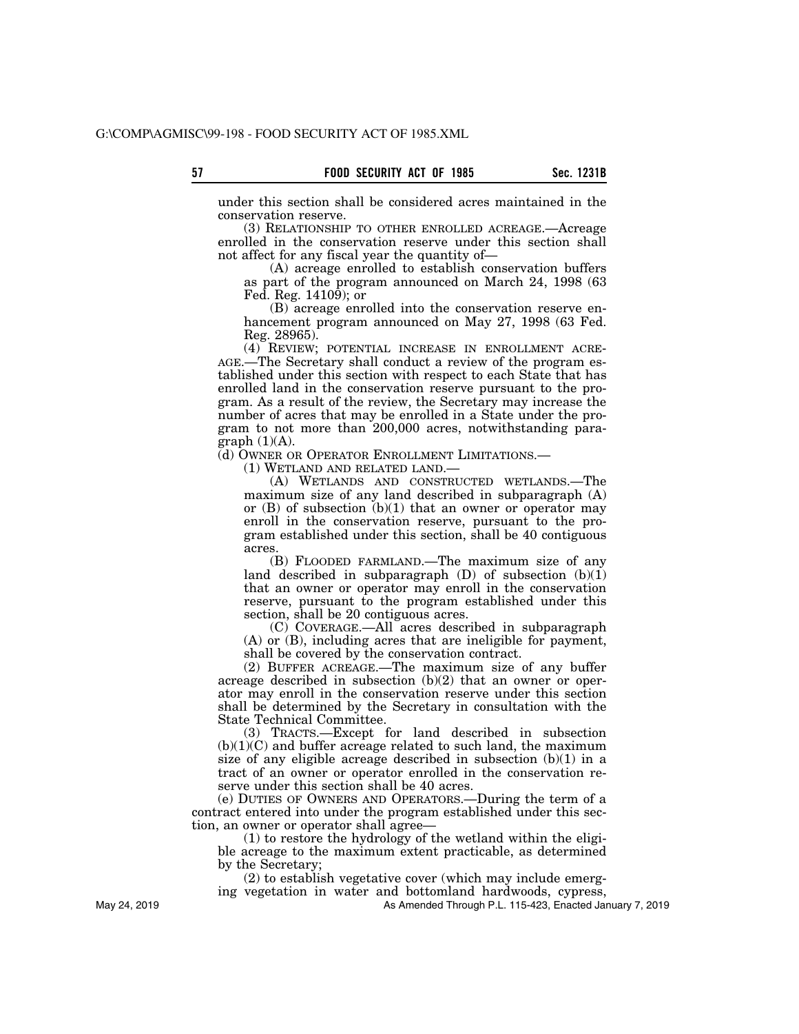under this section shall be considered acres maintained in the conservation reserve.

(3) RELATIONSHIP TO OTHER ENROLLED ACREAGE.—Acreage enrolled in the conservation reserve under this section shall not affect for any fiscal year the quantity of—

(A) acreage enrolled to establish conservation buffers as part of the program announced on March 24, 1998 (63 Fed. Reg. 14109); or

(B) acreage enrolled into the conservation reserve enhancement program announced on May 27, 1998 (63 Fed. Reg. 28965).

(4) REVIEW; POTENTIAL INCREASE IN ENROLLMENT ACREAGE.—The Secretary shall conduct a review of the program established under this section with respect to each State that has enrolled land in the conservation reserve pursuant to the program. As a result of the review, the Secretary may increase the number of acres that may be enrolled in a State under the program to not more than 200,000 acres, notwithstanding paragraph (1)(A).

(d) OWNER OR OPERATOR ENROLLMENT LIMITATIONS.—

(1) WETLAND AND RELATED LAND.—

(A) WETLANDS AND CONSTRUCTED WETLANDS.—The maximum size of any land described in subparagraph (A) or (B) of subsection (b)(1) that an owner or operator may enroll in the conservation reserve, pursuant to the program established under this section, shall be 40 contiguous acres.

(B) FLOODED FARMLAND.—The maximum size of any land described in subparagraph (D) of subsection (b)(1) that an owner or operator may enroll in the conservation reserve, pursuant to the program established under this section, shall be 20 contiguous acres.

(C) COVERAGE.—All acres described in subparagraph (A) or (B), including acres that are ineligible for payment, shall be covered by the conservation contract.

(2) BUFFER ACREAGE.—The maximum size of any buffer acreage described in subsection (b)(2) that an owner or operator may enroll in the conservation reserve under this section shall be determined by the Secretary in consultation with the State Technical Committee.

(3) TRACTS.—Except for land described in subsection (b)(1)(C) and buffer acreage related to such land, the maximum size of any eligible acreage described in subsection (b)(1) in a tract of an owner or operator enrolled in the conservation reserve under this section shall be 40 acres.

(e) DUTIES OF OWNERS AND OPERATORS.—During the term of a contract entered into under the program established under this section, an owner or operator shall agree—

(1) to restore the hydrology of the wetland within the eligible acreage to the maximum extent practicable, as determined by the Secretary;

(2) to establish vegetative cover (which may include emerging vegetation in water and bottomland hardwoods, cypress,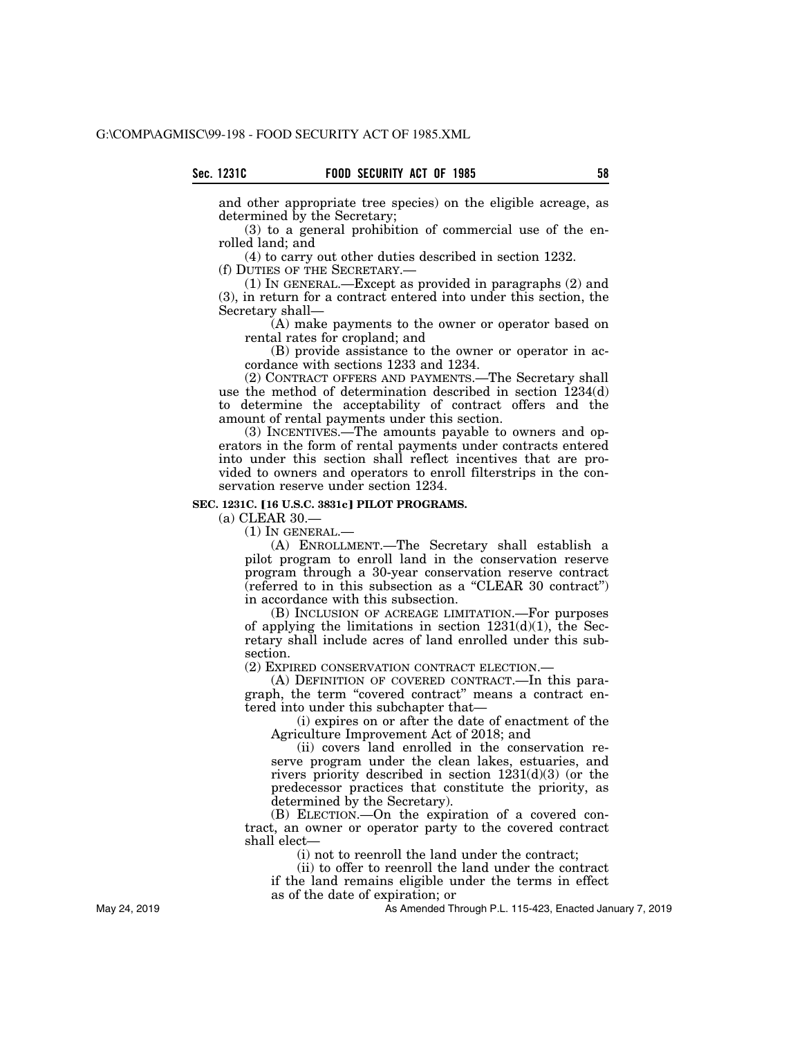and other appropriate tree species) on the eligible acreage, as determined by the Secretary;

(3) to a general prohibition of commercial use of the enrolled land; and

(4) to carry out other duties described in section 1232.

(f) DUTIES OF THE SECRETARY.—

(1) IN GENERAL.—Except as provided in paragraphs (2) and (3), in return for a contract entered into under this section, the Secretary shall—

(A) make payments to the owner or operator based on rental rates for cropland; and

(B) provide assistance to the owner or operator in accordance with sections 1233 and 1234.

(2) CONTRACT OFFERS AND PAYMENTS.—The Secretary shall use the method of determination described in section 1234(d) to determine the acceptability of contract offers and the amount of rental payments under this section.

(3) INCENTIVES.—The amounts payable to owners and operators in the form of rental payments under contracts entered into under this section shall reflect incentives that are provided to owners and operators to enroll filterstrips in the conservation reserve under section 1234.

**SEC. 1231C. [16 U.S.C. 3831c] PILOT PROGRAMS.**

(a) CLEAR 30.—

(1) IN GENERAL.—

(A) ENROLLMENT.—The Secretary shall establish a pilot program to enroll land in the conservation reserve program through a 30-year conservation reserve contract (referred to in this subsection as a "CLEAR 30 contract") in accordance with this subsection.

(B) INCLUSION OF ACREAGE LIMITATION.—For purposes of applying the limitations in section 1231(d)(1), the Secretary shall include acres of land enrolled under this subsection.

(2) EXPIRED CONSERVATION CONTRACT ELECTION.—

(A) DEFINITION OF COVERED CONTRACT.—In this paragraph, the term "covered contract" means a contract entered into under this subchapter that—

(i) expires on or after the date of enactment of the Agriculture Improvement Act of 2018; and

(ii) covers land enrolled in the conservation reserve program under the clean lakes, estuaries, and rivers priority described in section 1231(d)(3) (or the predecessor practices that constitute the priority, as determined by the Secretary).

(B) ELECTION.—On the expiration of a covered contract, an owner or operator party to the covered contract shall elect—

(i) not to reenroll the land under the contract;

(ii) to offer to reenroll the land under the contract if the land remains eligible under the terms in effect as of the date of expiration; or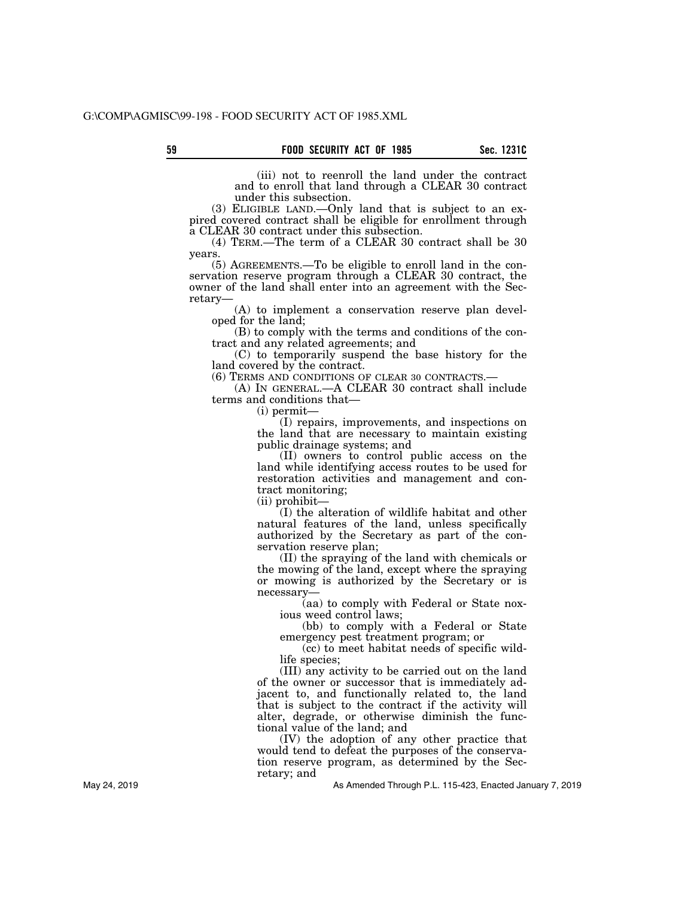(iii) not to reenroll the land under the contract and to enroll that land through a CLEAR 30 contract under this subsection.

(3) ELIGIBLE LAND.—Only land that is subject to an expired covered contract shall be eligible for enrollment through a CLEAR 30 contract under this subsection.

(4) TERM.—The term of a CLEAR 30 contract shall be 30 years.

(5) AGREEMENTS.—To be eligible to enroll land in the conservation reserve program through a CLEAR 30 contract, the owner of the land shall enter into an agreement with the Secretary—

(A) to implement a conservation reserve plan developed for the land;

(B) to comply with the terms and conditions of the contract and any related agreements; and

(C) to temporarily suspend the base history for the land covered by the contract.

(6) TERMS AND CONDITIONS OF CLEAR 30 CONTRACTS.—

(A) IN GENERAL.—A CLEAR 30 contract shall include terms and conditions that—

(i) permit—

(I) repairs, improvements, and inspections on the land that are necessary to maintain existing public drainage systems; and

(II) owners to control public access on the land while identifying access routes to be used for restoration activities and management and contract monitoring;

(ii) prohibit—

(I) the alteration of wildlife habitat and other natural features of the land, unless specifically authorized by the Secretary as part of the conservation reserve plan;

(II) the spraying of the land with chemicals or the mowing of the land, except where the spraying or mowing is authorized by the Secretary or is necessary—

(aa) to comply with Federal or State noxious weed control laws;

(bb) to comply with a Federal or State emergency pest treatment program; or

(cc) to meet habitat needs of specific wildlife species;

(III) any activity to be carried out on the land of the owner or successor that is immediately adjacent to, and functionally related to, the land that is subject to the contract if the activity will alter, degrade, or otherwise diminish the functional value of the land; and

(IV) the adoption of any other practice that would tend to defeat the purposes of the conservation reserve program, as determined by the Secretary; and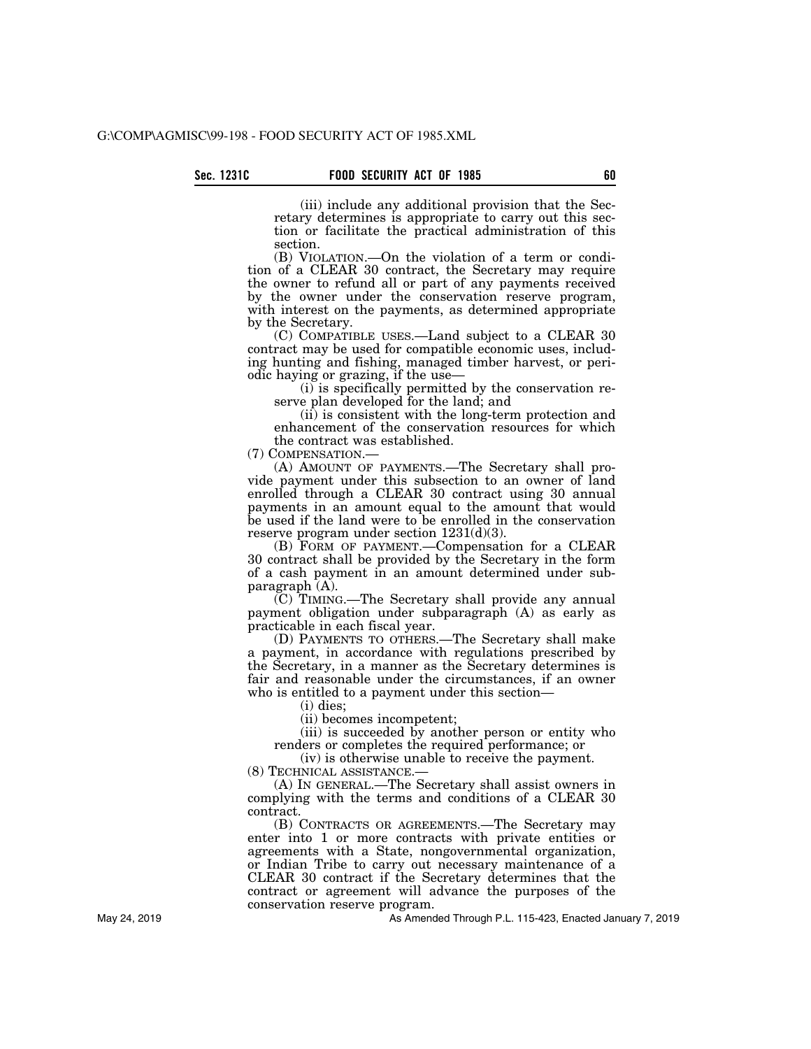(iii) include any additional provision that the Secretary determines is appropriate to carry out this section or facilitate the practical administration of this section.

(B) VIOLATION.—On the violation of a term or condition of a CLEAR 30 contract, the Secretary may require the owner to refund all or part of any payments received by the owner under the conservation reserve program, with interest on the payments, as determined appropriate by the Secretary.

(C) COMPATIBLE USES.—Land subject to a CLEAR 30 contract may be used for compatible economic uses, including hunting and fishing, managed timber harvest, or periodic haying or grazing, if the use—

(i) is specifically permitted by the conservation reserve plan developed for the land; and

(ii) is consistent with the long-term protection and enhancement of the conservation resources for which the contract was established.

(7) COMPENSATION.—

(A) AMOUNT OF PAYMENTS.—The Secretary shall provide payment under this subsection to an owner of land enrolled through a CLEAR 30 contract using 30 annual payments in an amount equal to the amount that would be used if the land were to be enrolled in the conservation reserve program under section 1231(d)(3).

(B) FORM OF PAYMENT.—Compensation for a CLEAR 30 contract shall be provided by the Secretary in the form of a cash payment in an amount determined under subparagraph (A).

(C) TIMING.—The Secretary shall provide any annual payment obligation under subparagraph (A) as early as practicable in each fiscal year.

(D) PAYMENTS TO OTHERS.—The Secretary shall make a payment, in accordance with regulations prescribed by the Secretary, in a manner as the Secretary determines is fair and reasonable under the circumstances, if an owner who is entitled to a payment under this section—

(i) dies;

(ii) becomes incompetent;

(iii) is succeeded by another person or entity who renders or completes the required performance; or

(iv) is otherwise unable to receive the payment.

(8) TECHNICAL ASSISTANCE.—

(A) IN GENERAL.—The Secretary shall assist owners in complying with the terms and conditions of a CLEAR 30 contract.

(B) CONTRACTS OR AGREEMENTS.—The Secretary may enter into 1 or more contracts with private entities or agreements with a State, nongovernmental organization, or Indian Tribe to carry out necessary maintenance of a CLEAR 30 contract if the Secretary determines that the contract or agreement will advance the purposes of the conservation reserve program.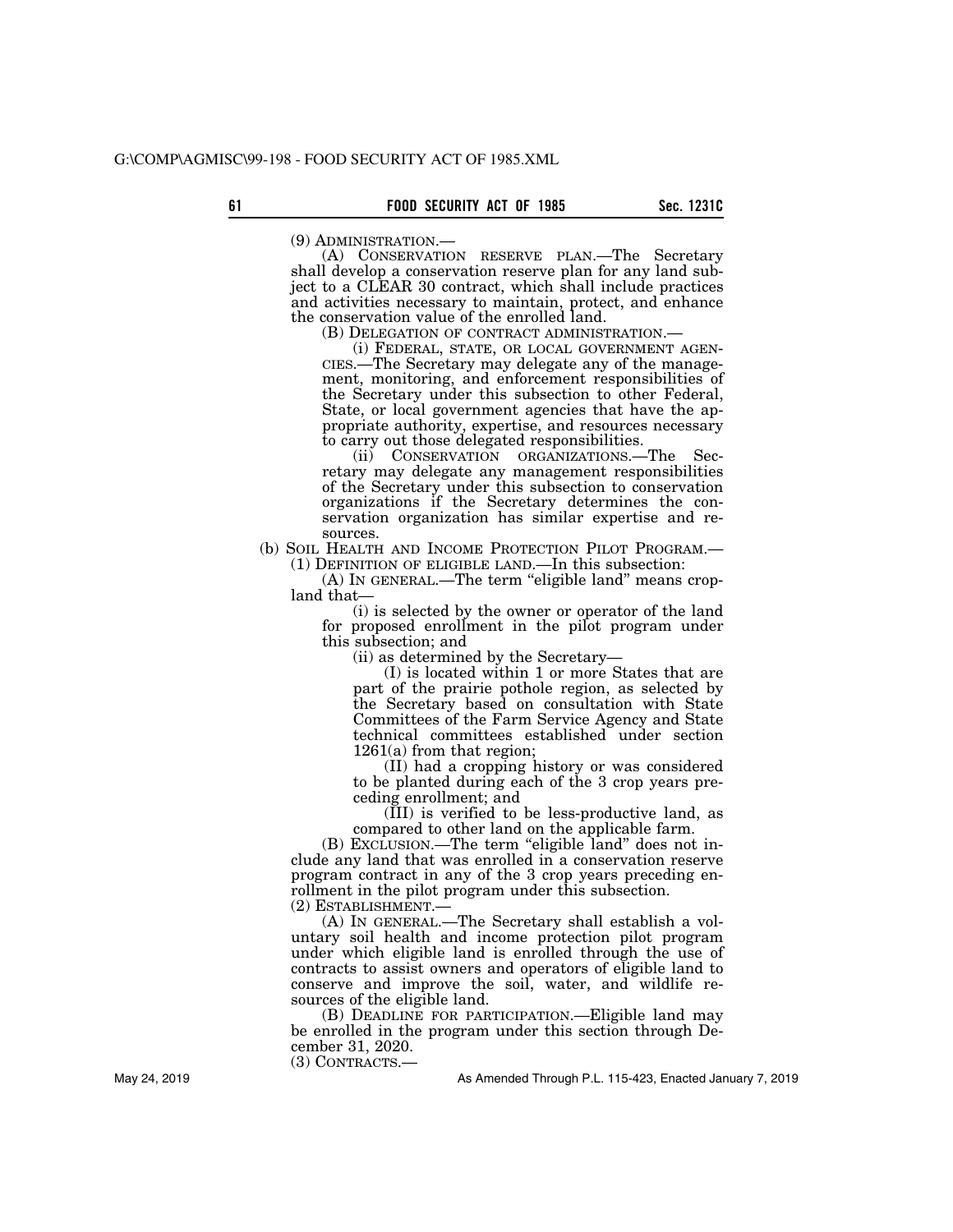(9) ADMINISTRATION.—

(A) CONSERVATION RESERVE PLAN.—The Secretary shall develop a conservation reserve plan for any land subject to a CLEAR 30 contract, which shall include practices and activities necessary to maintain, protect, and enhance the conservation value of the enrolled land.

(B) DELEGATION OF CONTRACT ADMINISTRATION.—

(i) FEDERAL, STATE, OR LOCAL GOVERNMENT AGENCIES.—The Secretary may delegate any of the management, monitoring, and enforcement responsibilities of the Secretary under this subsection to other Federal, State, or local government agencies that have the appropriate authority, expertise, and resources necessary to carry out those delegated responsibilities.

(ii) CONSERVATION ORGANIZATIONS.—The Secretary may delegate any management responsibilities of the Secretary under this subsection to conservation organizations if the Secretary determines the conservation organization has similar expertise and resources.

(b) SOIL HEALTH AND INCOME PROTECTION PILOT PROGRAM.—

(1) DEFINITION OF ELIGIBLE LAND.—In this subsection:

(A) IN GENERAL.—The term "eligible land" means cropland that—

(i) is selected by the owner or operator of the land for proposed enrollment in the pilot program under this subsection; and

(ii) as determined by the Secretary—

(I) is located within 1 or more States that are part of the prairie pothole region, as selected by the Secretary based on consultation with State Committees of the Farm Service Agency and State technical committees established under section 1261(a) from that region;

(II) had a cropping history or was considered to be planted during each of the 3 crop years preceding enrollment; and

(III) is verified to be less-productive land, as compared to other land on the applicable farm.

(B) EXCLUSION.—The term "eligible land" does not include any land that was enrolled in a conservation reserve program contract in any of the 3 crop years preceding enrollment in the pilot program under this subsection.

(2) ESTABLISHMENT.—

(A) IN GENERAL.—The Secretary shall establish a voluntary soil health and income protection pilot program under which eligible land is enrolled through the use of contracts to assist owners and operators of eligible land to conserve and improve the soil, water, and wildlife resources of the eligible land.

(B) DEADLINE FOR PARTICIPATION.—Eligible land may be enrolled in the program under this section through December 31, 2020.

(3) CONTRACTS.—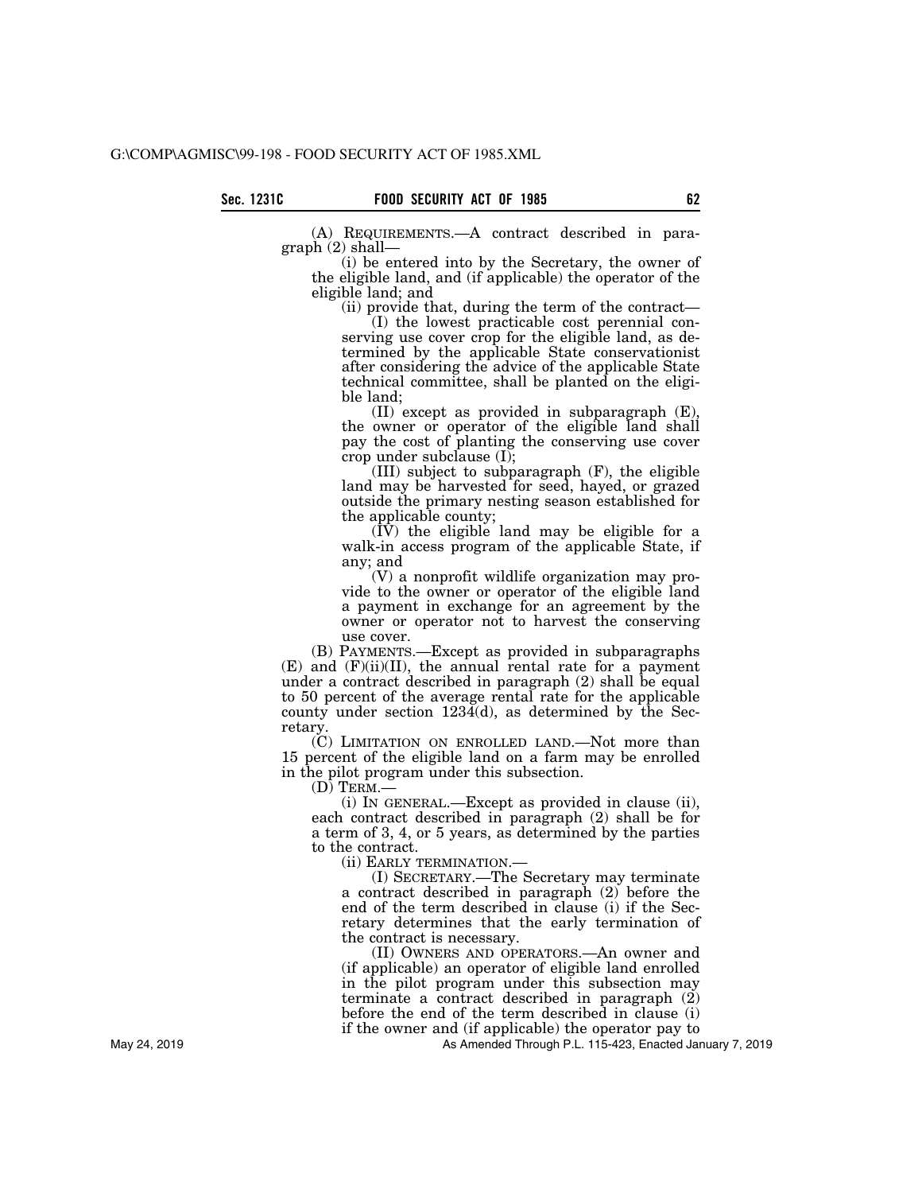(A) REQUIREMENTS.—A contract described in paragraph (2) shall—

(i) be entered into by the Secretary, the owner of the eligible land, and (if applicable) the operator of the eligible land; and

(ii) provide that, during the term of the contract—

(I) the lowest practicable cost perennial conserving use cover crop for the eligible land, as determined by the applicable State conservationist after considering the advice of the applicable State technical committee, shall be planted on the eligible land;

(II) except as provided in subparagraph (E), the owner or operator of the eligible land shall pay the cost of planting the conserving use cover crop under subclause (I);

(III) subject to subparagraph (F), the eligible land may be harvested for seed, hayed, or grazed outside the primary nesting season established for the applicable county;

(IV) the eligible land may be eligible for a walk-in access program of the applicable State, if any; and

(V) a nonprofit wildlife organization may provide to the owner or operator of the eligible land a payment in exchange for an agreement by the owner or operator not to harvest the conserving use cover.

(B) PAYMENTS.—Except as provided in subparagraphs (E) and (F)(ii)(II), the annual rental rate for a payment under a contract described in paragraph (2) shall be equal to 50 percent of the average rental rate for the applicable county under section 1234(d), as determined by the Secretary.

(C) LIMITATION ON ENROLLED LAND.—Not more than 15 percent of the eligible land on a farm may be enrolled in the pilot program under this subsection.

(D) TERM.—

(i) IN GENERAL.—Except as provided in clause (ii), each contract described in paragraph (2) shall be for a term of 3, 4, or 5 years, as determined by the parties to the contract.

(ii) EARLY TERMINATION.—

(I) SECRETARY.—The Secretary may terminate a contract described in paragraph (2) before the end of the term described in clause (i) if the Secretary determines that the early termination of the contract is necessary.

(II) OWNERS AND OPERATORS.—An owner and (if applicable) an operator of eligible land enrolled in the pilot program under this subsection may terminate a contract described in paragraph (2) before the end of the term described in clause (i) if the owner and (if applicable) the operator pay to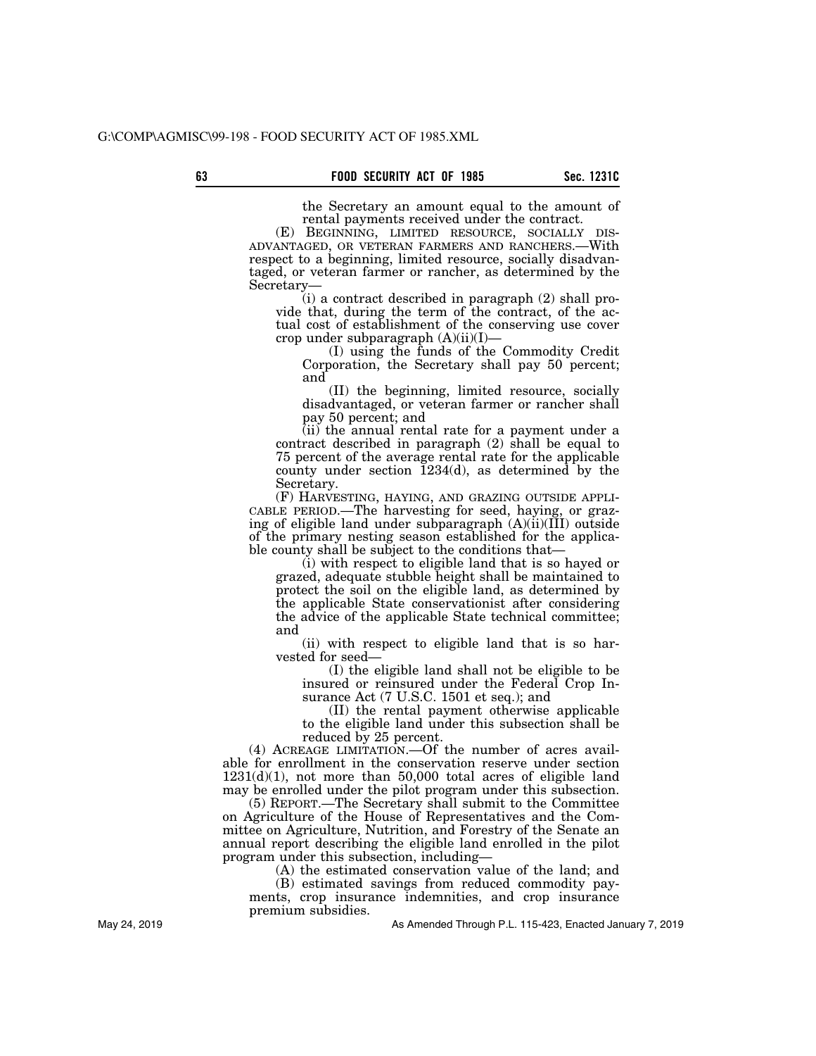the Secretary an amount equal to the amount of rental payments received under the contract.

(E) BEGINNING, LIMITED RESOURCE, SOCIALLY DISADVANTAGED, OR VETERAN FARMERS AND RANCHERS.—With respect to a beginning, limited resource, socially disadvantaged, or veteran farmer or rancher, as determined by the Secretary—

(i) a contract described in paragraph (2) shall provide that, during the term of the contract, of the actual cost of establishment of the conserving use cover crop under subparagraph (A)(ii)(I)—

(I) using the funds of the Commodity Credit Corporation, the Secretary shall pay 50 percent; and

(II) the beginning, limited resource, socially disadvantaged, or veteran farmer or rancher shall pay 50 percent; and

(ii) the annual rental rate for a payment under a contract described in paragraph (2) shall be equal to 75 percent of the average rental rate for the applicable county under section 1234(d), as determined by the Secretary.

(F) HARVESTING, HAYING, AND GRAZING OUTSIDE APPLICABLE PERIOD.—The harvesting for seed, haying, or grazing of eligible land under subparagraph (A)(ii)(III) outside of the primary nesting season established for the applicable county shall be subject to the conditions that—

(i) with respect to eligible land that is so hayed or grazed, adequate stubble height shall be maintained to protect the soil on the eligible land, as determined by the applicable State conservationist after considering the advice of the applicable State technical committee; and

(ii) with respect to eligible land that is so harvested for seed—

(I) the eligible land shall not be eligible to be insured or reinsured under the Federal Crop Insurance Act (7 U.S.C. 1501 et seq.); and

(II) the rental payment otherwise applicable to the eligible land under this subsection shall be reduced by 25 percent.

(4) ACREAGE LIMITATION.—Of the number of acres available for enrollment in the conservation reserve under section 1231(d)(1), not more than 50,000 total acres of eligible land may be enrolled under the pilot program under this subsection.

(5) REPORT.—The Secretary shall submit to the Committee on Agriculture of the House of Representatives and the Committee on Agriculture, Nutrition, and Forestry of the Senate an annual report describing the eligible land enrolled in the pilot program under this subsection, including—

(A) the estimated conservation value of the land; and

(B) estimated savings from reduced commodity payments, crop insurance indemnities, and crop insurance premium subsidies.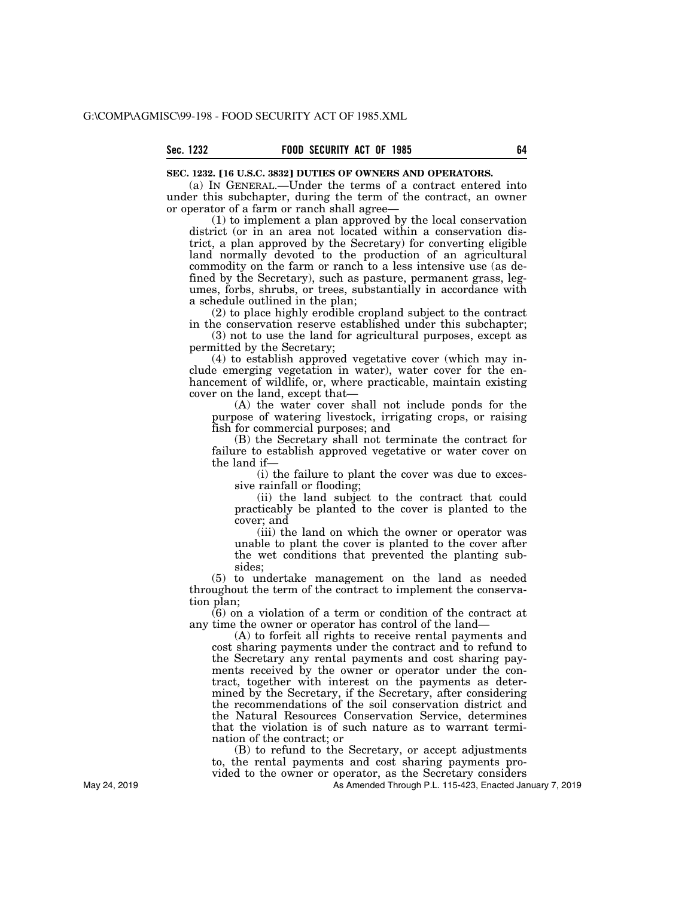**SEC. 1232. [16 U.S.C. 3832] DUTIES OF OWNERS AND OPERATORS.**

(a) IN GENERAL.—Under the terms of a contract entered into under this subchapter, during the term of the contract, an owner or operator of a farm or ranch shall agree—

(1) to implement a plan approved by the local conservation district (or in an area not located within a conservation district, a plan approved by the Secretary) for converting eligible land normally devoted to the production of an agricultural commodity on the farm or ranch to a less intensive use (as defined by the Secretary), such as pasture, permanent grass, legumes, forbs, shrubs, or trees, substantially in accordance with a schedule outlined in the plan;

(2) to place highly erodible cropland subject to the contract in the conservation reserve established under this subchapter;

(3) not to use the land for agricultural purposes, except as permitted by the Secretary;

(4) to establish approved vegetative cover (which may include emerging vegetation in water), water cover for the enhancement of wildlife, or, where practicable, maintain existing cover on the land, except that—

(A) the water cover shall not include ponds for the purpose of watering livestock, irrigating crops, or raising fish for commercial purposes; and

(B) the Secretary shall not terminate the contract for failure to establish approved vegetative or water cover on the land if—

(i) the failure to plant the cover was due to excessive rainfall or flooding;

(ii) the land subject to the contract that could practicably be planted to the cover is planted to the cover; and

(iii) the land on which the owner or operator was unable to plant the cover is planted to the cover after the wet conditions that prevented the planting subsides;

(5) to undertake management on the land as needed throughout the term of the contract to implement the conservation plan;

(6) on a violation of a term or condition of the contract at any time the owner or operator has control of the land—

(A) to forfeit all rights to receive rental payments and cost sharing payments under the contract and to refund to the Secretary any rental payments and cost sharing payments received by the owner or operator under the contract, together with interest on the payments as determined by the Secretary, if the Secretary, after considering the recommendations of the soil conservation district and the Natural Resources Conservation Service, determines that the violation is of such nature as to warrant termination of the contract; or

(B) to refund to the Secretary, or accept adjustments to, the rental payments and cost sharing payments provided to the owner or operator, as the Secretary considers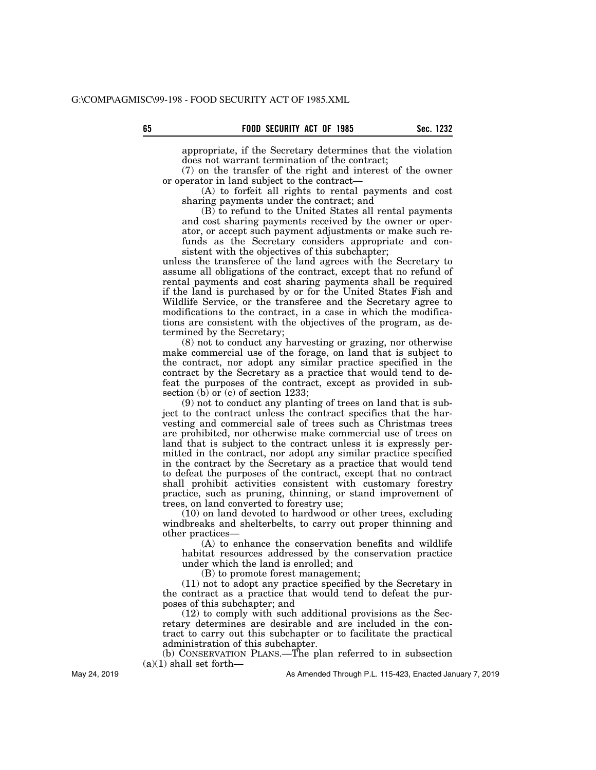appropriate, if the Secretary determines that the violation does not warrant termination of the contract;

(7) on the transfer of the right and interest of the owner or operator in land subject to the contract—

(A) to forfeit all rights to rental payments and cost sharing payments under the contract; and

(B) to refund to the United States all rental payments and cost sharing payments received by the owner or operator, or accept such payment adjustments or make such refunds as the Secretary considers appropriate and consistent with the objectives of this subchapter;

unless the transferee of the land agrees with the Secretary to assume all obligations of the contract, except that no refund of rental payments and cost sharing payments shall be required if the land is purchased by or for the United States Fish and Wildlife Service, or the transferee and the Secretary agree to modifications to the contract, in a case in which the modifications are consistent with the objectives of the program, as determined by the Secretary;

(8) not to conduct any harvesting or grazing, nor otherwise make commercial use of the forage, on land that is subject to the contract, nor adopt any similar practice specified in the contract by the Secretary as a practice that would tend to defeat the purposes of the contract, except as provided in subsection (b) or (c) of section 1233;

(9) not to conduct any planting of trees on land that is subject to the contract unless the contract specifies that the harvesting and commercial sale of trees such as Christmas trees are prohibited, nor otherwise make commercial use of trees on land that is subject to the contract unless it is expressly permitted in the contract, nor adopt any similar practice specified in the contract by the Secretary as a practice that would tend to defeat the purposes of the contract, except that no contract shall prohibit activities consistent with customary forestry practice, such as pruning, thinning, or stand improvement of trees, on land converted to forestry use;

(10) on land devoted to hardwood or other trees, excluding windbreaks and shelterbelts, to carry out proper thinning and other practices—

(A) to enhance the conservation benefits and wildlife habitat resources addressed by the conservation practice under which the land is enrolled; and

(B) to promote forest management;

(11) not to adopt any practice specified by the Secretary in the contract as a practice that would tend to defeat the purposes of this subchapter; and

(12) to comply with such additional provisions as the Secretary determines are desirable and are included in the contract to carry out this subchapter or to facilitate the practical administration of this subchapter.

(b) CONSERVATION PLANS.—The plan referred to in subsection (a)(1) shall set forth—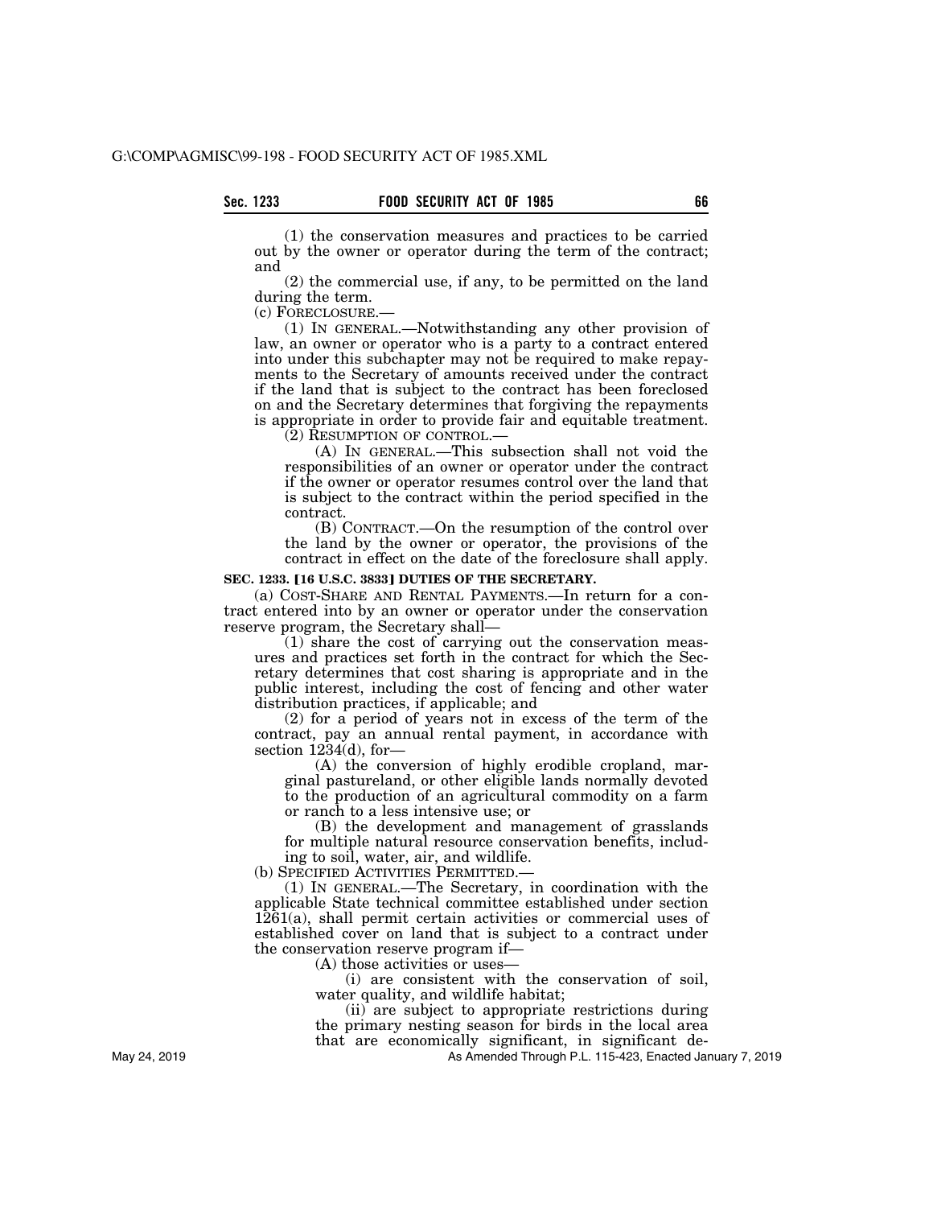(1) the conservation measures and practices to be carried out by the owner or operator during the term of the contract; and

(2) the commercial use, if any, to be permitted on the land during the term.

(c) FORECLOSURE.—

(1) IN GENERAL.—Notwithstanding any other provision of law, an owner or operator who is a party to a contract entered into under this subchapter may not be required to make repayments to the Secretary of amounts received under the contract if the land that is subject to the contract has been foreclosed on and the Secretary determines that forgiving the repayments is appropriate in order to provide fair and equitable treatment.

(2) RESUMPTION OF CONTROL.—

(A) IN GENERAL.—This subsection shall not void the responsibilities of an owner or operator under the contract if the owner or operator resumes control over the land that is subject to the contract within the period specified in the contract.

(B) CONTRACT.—On the resumption of the control over the land by the owner or operator, the provisions of the contract in effect on the date of the foreclosure shall apply.

**SEC. 1233. [16 U.S.C. 3833] DUTIES OF THE SECRETARY.**

(a) COST-SHARE AND RENTAL PAYMENTS.—In return for a contract entered into by an owner or operator under the conservation reserve program, the Secretary shall—

(1) share the cost of carrying out the conservation measures and practices set forth in the contract for which the Secretary determines that cost sharing is appropriate and in the public interest, including the cost of fencing and other water distribution practices, if applicable; and

(2) for a period of years not in excess of the term of the contract, pay an annual rental payment, in accordance with section 1234(d), for—

(A) the conversion of highly erodible cropland, marginal pastureland, or other eligible lands normally devoted to the production of an agricultural commodity on a farm or ranch to a less intensive use; or

(B) the development and management of grasslands for multiple natural resource conservation benefits, including to soil, water, air, and wildlife.

(b) SPECIFIED ACTIVITIES PERMITTED.—

(1) IN GENERAL.—The Secretary, in coordination with the applicable State technical committee established under section 1261(a), shall permit certain activities or commercial uses of established cover on land that is subject to a contract under the conservation reserve program if—

(A) those activities or uses—

(i) are consistent with the conservation of soil, water quality, and wildlife habitat;

(ii) are subject to appropriate restrictions during the primary nesting season for birds in the local area that are economically significant, in significant de-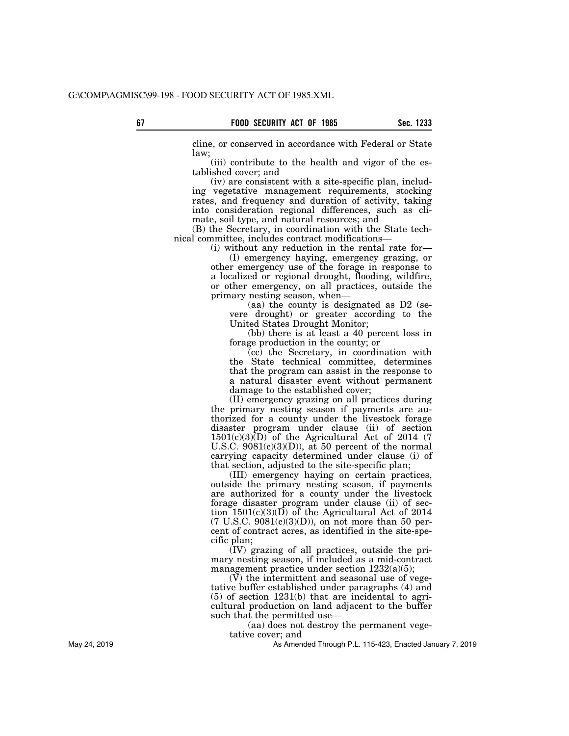cline, or conserved in accordance with Federal or State law;

(iii) contribute to the health and vigor of the established cover; and

(iv) are consistent with a site-specific plan, including vegetative management requirements, stocking rates, and frequency and duration of activity, taking into consideration regional differences, such as climate, soil type, and natural resources; and

(B) the Secretary, in coordination with the State technical committee, includes contract modifications—

(i) without any reduction in the rental rate for—

(I) emergency haying, emergency grazing, or other emergency use of the forage in response to a localized or regional drought, flooding, wildfire, or other emergency, on all practices, outside the primary nesting season, when—

(aa) the county is designated as D2 (severe drought) or greater according to the United States Drought Monitor;

(bb) there is at least a 40 percent loss in forage production in the county; or

(cc) the Secretary, in coordination with the State technical committee, determines that the program can assist in the response to a natural disaster event without permanent damage to the established cover;

(II) emergency grazing on all practices during the primary nesting season if payments are authorized for a county under the livestock forage disaster program under clause (ii) of section 1501(c)(3)(D) of the Agricultural Act of 2014 (7 U.S.C. 9081(c)(3)(D)), at 50 percent of the normal carrying capacity determined under clause (i) of that section, adjusted to the site-specific plan;

(III) emergency haying on certain practices, outside the primary nesting season, if payments are authorized for a county under the livestock forage disaster program under clause (ii) of section 1501(c)(3)(D) of the Agricultural Act of 2014 (7 U.S.C. 9081(c)(3)(D)), on not more than 50 percent of contract acres, as identified in the site-specific plan;

(IV) grazing of all practices, outside the primary nesting season, if included as a mid-contract management practice under section 1232(a)(5);

(V) the intermittent and seasonal use of vegetative buffer established under paragraphs (4) and (5) of section 1231(b) that are incidental to agricultural production on land adjacent to the buffer such that the permitted use—

(aa) does not destroy the permanent vegetative cover; and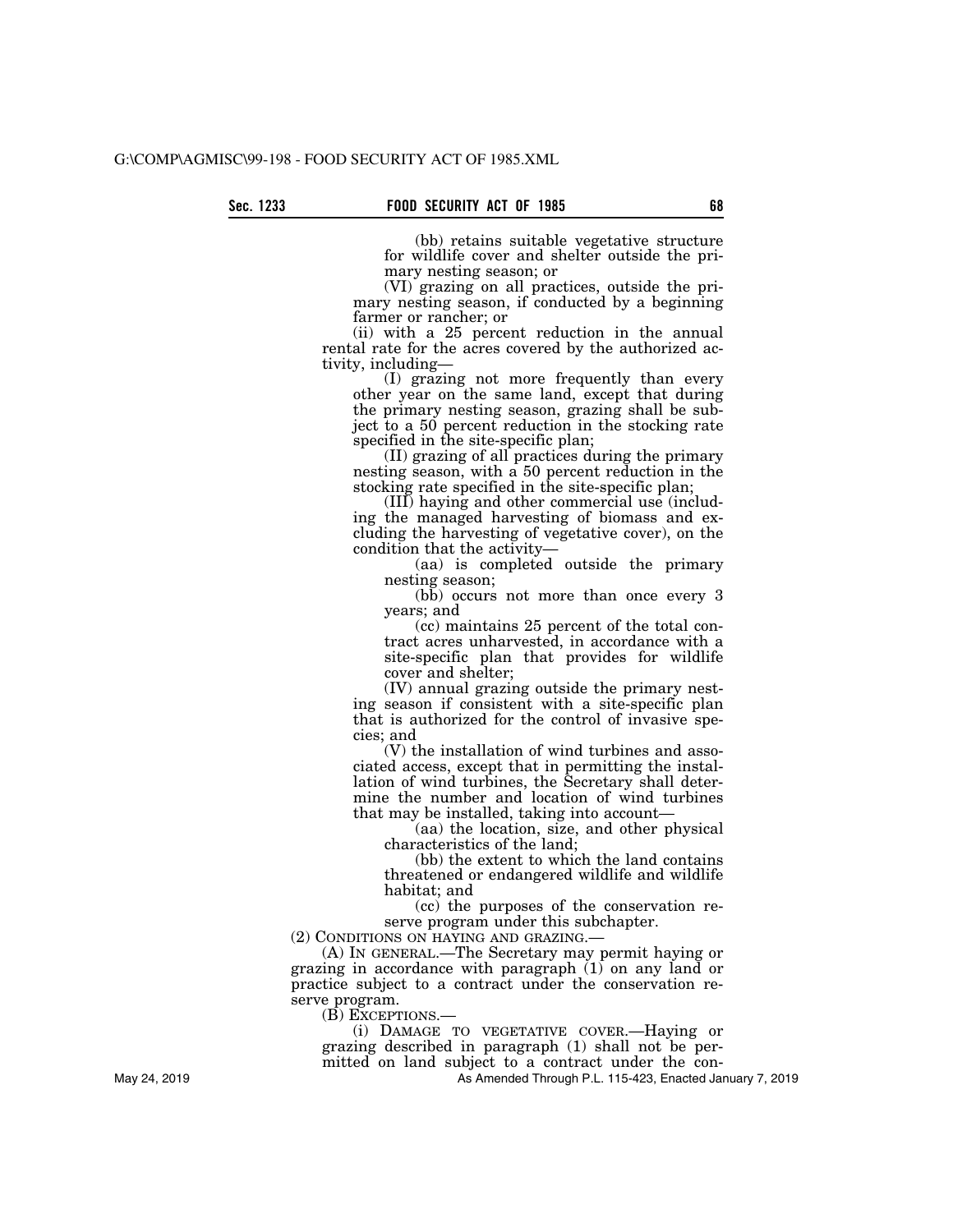(bb) retains suitable vegetative structure for wildlife cover and shelter outside the primary nesting season; or

(VI) grazing on all practices, outside the primary nesting season, if conducted by a beginning farmer or rancher; or

(ii) with a 25 percent reduction in the annual rental rate for the acres covered by the authorized activity, including—

(I) grazing not more frequently than every other year on the same land, except that during the primary nesting season, grazing shall be subject to a 50 percent reduction in the stocking rate specified in the site-specific plan;

(II) grazing of all practices during the primary nesting season, with a 50 percent reduction in the stocking rate specified in the site-specific plan;

(III) haying and other commercial use (including the managed harvesting of biomass and excluding the harvesting of vegetative cover), on the condition that the activity—

(aa) is completed outside the primary nesting season;

(bb) occurs not more than once every 3 years; and

(cc) maintains 25 percent of the total contract acres unharvested, in accordance with a site-specific plan that provides for wildlife cover and shelter;

(IV) annual grazing outside the primary nesting season if consistent with a site-specific plan that is authorized for the control of invasive species; and

(V) the installation of wind turbines and associated access, except that in permitting the installation of wind turbines, the Secretary shall determine the number and location of wind turbines that may be installed, taking into account—

(aa) the location, size, and other physical characteristics of the land;

(bb) the extent to which the land contains threatened or endangered wildlife and wildlife habitat; and

(cc) the purposes of the conservation reserve program under this subchapter.

(2) CONDITIONS ON HAYING AND GRAZING.—

(A) IN GENERAL.—The Secretary may permit haying or grazing in accordance with paragraph (1) on any land or practice subject to a contract under the conservation reserve program.

(B) EXCEPTIONS.—

(i) DAMAGE TO VEGETATIVE COVER.—Haying or grazing described in paragraph (1) shall not be permitted on land subject to a contract under the con-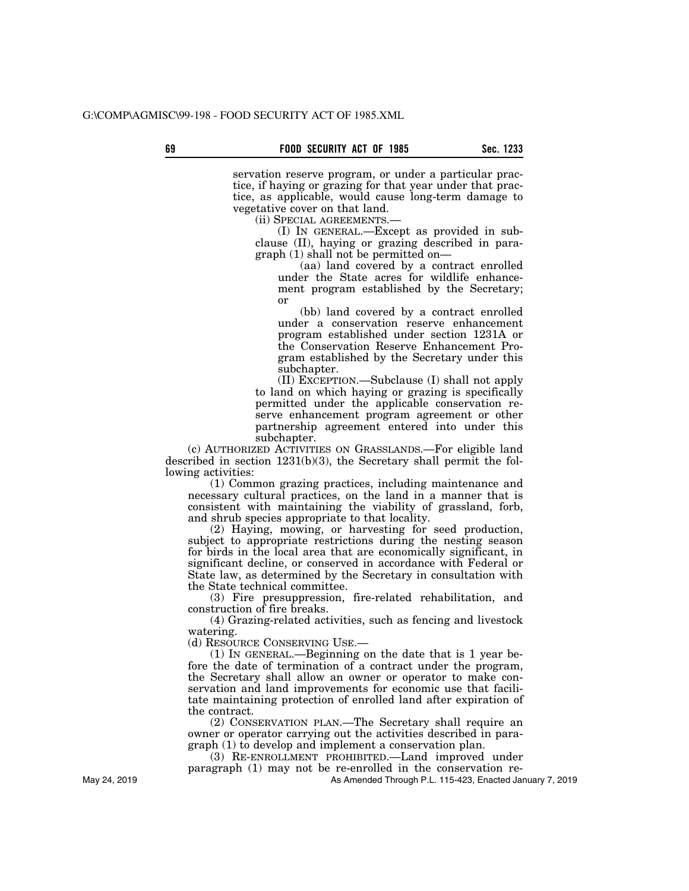servation reserve program, or under a particular practice, if haying or grazing for that year under that practice, as applicable, would cause long-term damage to vegetative cover on that land.

(ii) SPECIAL AGREEMENTS.—

(I) IN GENERAL.—Except as provided in subclause (II), haying or grazing described in paragraph (1) shall not be permitted on—

(aa) land covered by a contract enrolled under the State acres for wildlife enhancement program established by the Secretary; or

(bb) land covered by a contract enrolled under a conservation reserve enhancement program established under section 1231A or the Conservation Reserve Enhancement Program established by the Secretary under this subchapter.

(II) EXCEPTION.—Subclause (I) shall not apply to land on which haying or grazing is specifically permitted under the applicable conservation reserve enhancement program agreement or other partnership agreement entered into under this subchapter.

(c) AUTHORIZED ACTIVITIES ON GRASSLANDS.—For eligible land described in section 1231(b)(3), the Secretary shall permit the following activities:

(1) Common grazing practices, including maintenance and necessary cultural practices, on the land in a manner that is consistent with maintaining the viability of grassland, forb, and shrub species appropriate to that locality.

(2) Haying, mowing, or harvesting for seed production, subject to appropriate restrictions during the nesting season for birds in the local area that are economically significant, in significant decline, or conserved in accordance with Federal or State law, as determined by the Secretary in consultation with the State technical committee.

(3) Fire presuppression, fire-related rehabilitation, and construction of fire breaks.

(4) Grazing-related activities, such as fencing and livestock watering.

(d) RESOURCE CONSERVING USE.—

(1) IN GENERAL.—Beginning on the date that is 1 year before the date of termination of a contract under the program, the Secretary shall allow an owner or operator to make conservation and land improvements for economic use that facilitate maintaining protection of enrolled land after expiration of the contract.

(2) CONSERVATION PLAN.—The Secretary shall require an owner or operator carrying out the activities described in paragraph (1) to develop and implement a conservation plan.

(3) RE-ENROLLMENT PROHIBITED.—Land improved under paragraph (1) may not be re-enrolled in the conservation re-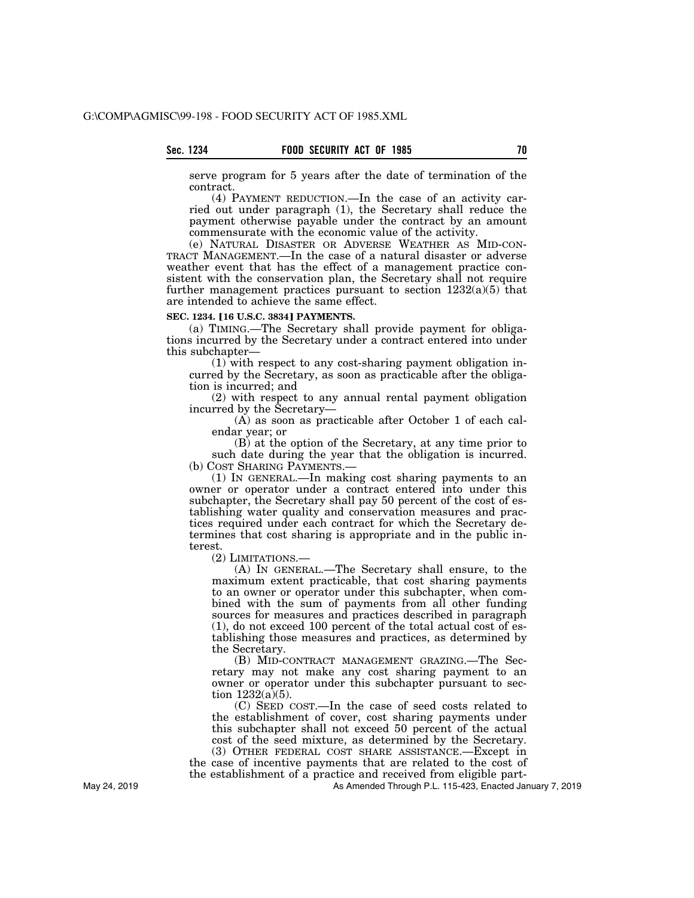serve program for 5 years after the date of termination of the contract.

(4) PAYMENT REDUCTION.—In the case of an activity carried out under paragraph (1), the Secretary shall reduce the payment otherwise payable under the contract by an amount commensurate with the economic value of the activity.

(e) NATURAL DISASTER OR ADVERSE WEATHER AS MID-CONTRACT MANAGEMENT.—In the case of a natural disaster or adverse weather event that has the effect of a management practice consistent with the conservation plan, the Secretary shall not require further management practices pursuant to section 1232(a)(5) that are intended to achieve the same effect.

**SEC. 1234. [16 U.S.C. 3834] PAYMENTS.**

(a) TIMING.—The Secretary shall provide payment for obligations incurred by the Secretary under a contract entered into under this subchapter—

(1) with respect to any cost-sharing payment obligation incurred by the Secretary, as soon as practicable after the obligation is incurred; and

(2) with respect to any annual rental payment obligation incurred by the Secretary—

(A) as soon as practicable after October 1 of each calendar year; or

(B) at the option of the Secretary, at any time prior to such date during the year that the obligation is incurred.

(b) COST SHARING PAYMENTS.—

(1) IN GENERAL.—In making cost sharing payments to an owner or operator under a contract entered into under this subchapter, the Secretary shall pay 50 percent of the cost of establishing water quality and conservation measures and practices required under each contract for which the Secretary determines that cost sharing is appropriate and in the public interest.

(2) LIMITATIONS.—

(A) IN GENERAL.—The Secretary shall ensure, to the maximum extent practicable, that cost sharing payments to an owner or operator under this subchapter, when combined with the sum of payments from all other funding sources for measures and practices described in paragraph (1), do not exceed 100 percent of the total actual cost of establishing those measures and practices, as determined by the Secretary.

(B) MID-CONTRACT MANAGEMENT GRAZING.—The Secretary may not make any cost sharing payment to an owner or operator under this subchapter pursuant to section 1232(a)(5).

(C) SEED COST.—In the case of seed costs related to the establishment of cover, cost sharing payments under this subchapter shall not exceed 50 percent of the actual cost of the seed mixture, as determined by the Secretary.

(3) OTHER FEDERAL COST SHARE ASSISTANCE.—Except in the case of incentive payments that are related to the cost of the establishment of a practice and received from eligible part-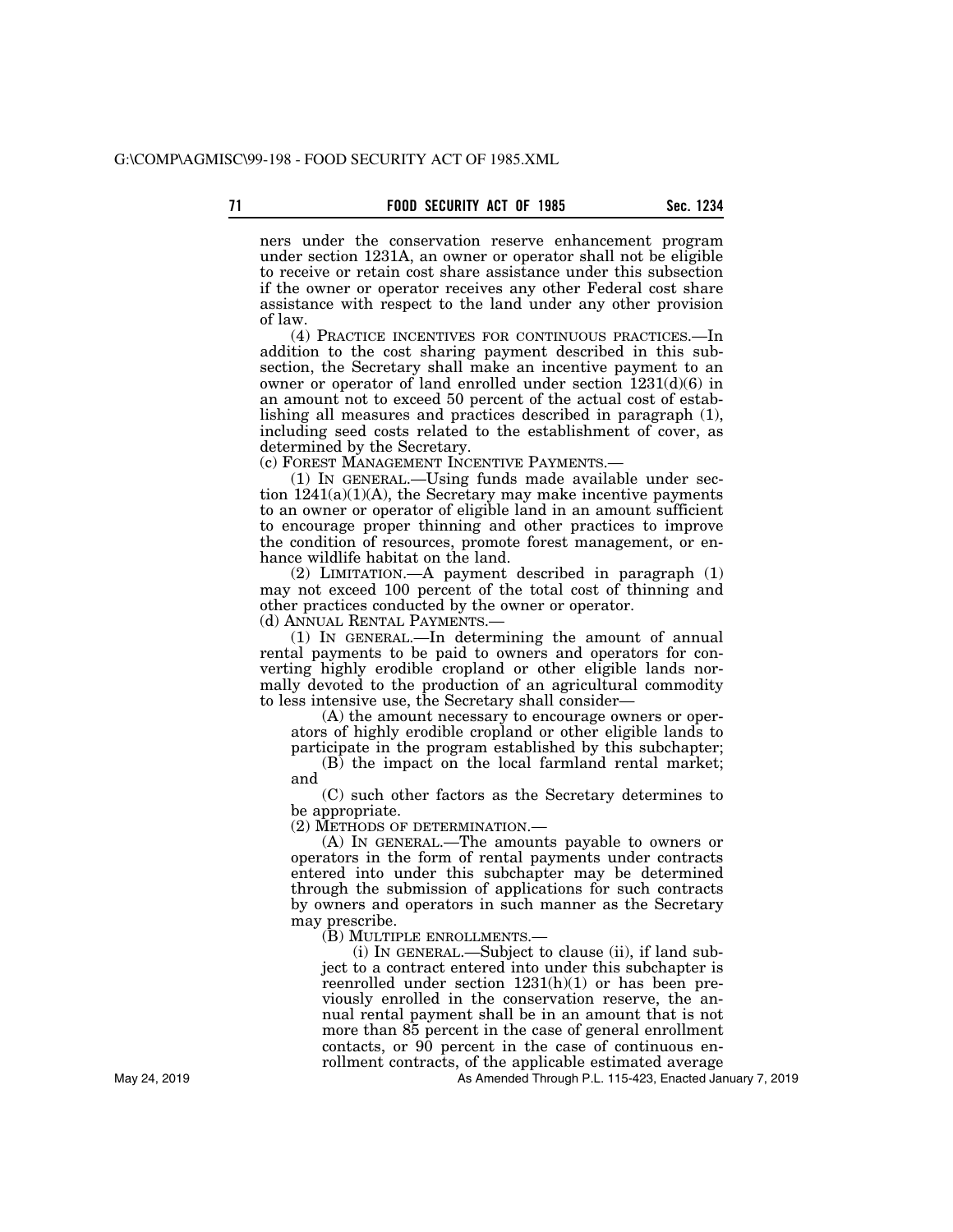ners under the conservation reserve enhancement program under section 1231A, an owner or operator shall not be eligible to receive or retain cost share assistance under this subsection if the owner or operator receives any other Federal cost share assistance with respect to the land under any other provision of law.

(4) PRACTICE INCENTIVES FOR CONTINUOUS PRACTICES.—In addition to the cost sharing payment described in this subsection, the Secretary shall make an incentive payment to an owner or operator of land enrolled under section 1231(d)(6) in an amount not to exceed 50 percent of the actual cost of establishing all measures and practices described in paragraph (1), including seed costs related to the establishment of cover, as determined by the Secretary.

(c) FOREST MANAGEMENT INCENTIVE PAYMENTS.—

(1) IN GENERAL.—Using funds made available under section 1241(a)(1)(A), the Secretary may make incentive payments to an owner or operator of eligible land in an amount sufficient to encourage proper thinning and other practices to improve the condition of resources, promote forest management, or enhance wildlife habitat on the land.

(2) LIMITATION.—A payment described in paragraph (1) may not exceed 100 percent of the total cost of thinning and other practices conducted by the owner or operator.

(d) ANNUAL RENTAL PAYMENTS.—

(1) IN GENERAL.—In determining the amount of annual rental payments to be paid to owners and operators for converting highly erodible cropland or other eligible lands normally devoted to the production of an agricultural commodity to less intensive use, the Secretary shall consider—

(A) the amount necessary to encourage owners or operators of highly erodible cropland or other eligible lands to participate in the program established by this subchapter;

(B) the impact on the local farmland rental market; and

(C) such other factors as the Secretary determines to be appropriate.

(2) METHODS OF DETERMINATION.—

(A) IN GENERAL.—The amounts payable to owners or operators in the form of rental payments under contracts entered into under this subchapter may be determined through the submission of applications for such contracts by owners and operators in such manner as the Secretary may prescribe.

(B) MULTIPLE ENROLLMENTS.—

(i) IN GENERAL.—Subject to clause (ii), if land subject to a contract entered into under this subchapter is reenrolled under section 1231(h)(1) or has been previously enrolled in the conservation reserve, the annual rental payment shall be in an amount that is not more than 85 percent in the case of general enrollment contacts, or 90 percent in the case of continuous enrollment contracts, of the applicable estimated average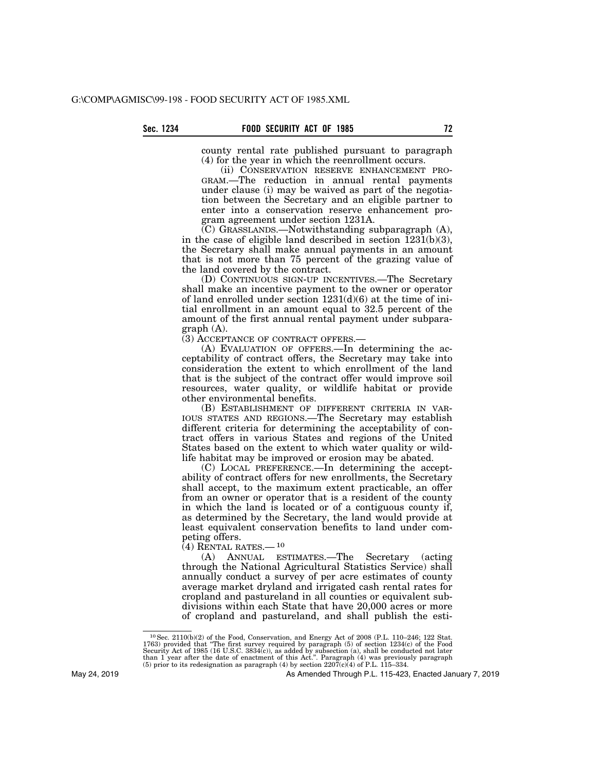county rental rate published pursuant to paragraph (4) for the year in which the reenrollment occurs.

(ii) CONSERVATION RESERVE ENHANCEMENT PROGRAM.—The reduction in annual rental payments under clause (i) may be waived as part of the negotiation between the Secretary and an eligible partner to enter into a conservation reserve enhancement program agreement under section 1231A.

(C) GRASSLANDS.—Notwithstanding subparagraph (A), in the case of eligible land described in section 1231(b)(3), the Secretary shall make annual payments in an amount that is not more than 75 percent of the grazing value of the land covered by the contract.

(D) CONTINUOUS SIGN-UP INCENTIVES.—The Secretary shall make an incentive payment to the owner or operator of land enrolled under section 1231(d)(6) at the time of initial enrollment in an amount equal to 32.5 percent of the amount of the first annual rental payment under subparagraph (A).

(3) ACCEPTANCE OF CONTRACT OFFERS.—

(A) EVALUATION OF OFFERS.—In determining the acceptability of contract offers, the Secretary may take into consideration the extent to which enrollment of the land that is the subject of the contract offer would improve soil resources, water quality, or wildlife habitat or provide other environmental benefits.

(B) ESTABLISHMENT OF DIFFERENT CRITERIA IN VARIOUS STATES AND REGIONS.—The Secretary may establish different criteria for determining the acceptability of contract offers in various States and regions of the United States based on the extent to which water quality or wildlife habitat may be improved or erosion may be abated.

(C) LOCAL PREFERENCE.—In determining the acceptability of contract offers for new enrollments, the Secretary shall accept, to the maximum extent practicable, an offer from an owner or operator that is a resident of the county in which the land is located or of a contiguous county if, as determined by the Secretary, the land would provide at least equivalent conservation benefits to land under competing offers.

(4) RENTAL RATES.—[10]

(A) ANNUAL ESTIMATES.—The Secretary (acting through the National Agricultural Statistics Service) shall annually conduct a survey of per acre estimates of county average market dryland and irrigated cash rental rates for cropland and pastureland in all counties or equivalent subdivisions within each State that have 20,000 acres or more of cropland and pastureland, and shall publish the esti-

---

[10] Sec. 2110(b)(2) of the Food, Conservation, and Energy Act of 2008 (P.L. 110–246; 122 Stat. 1763) provided that "The first survey required by paragraph (5) of section 1234(c) of the Food Security Act of 1985 (16 U.S.C. 3834(c)), as added by subsection (a), shall be conducted not later than 1 year after the date of enactment of this Act.". Paragraph (4) was previously paragraph (5) prior to its redesignation as paragraph (4) by section 2207(c)(4) of P.L. 115–334.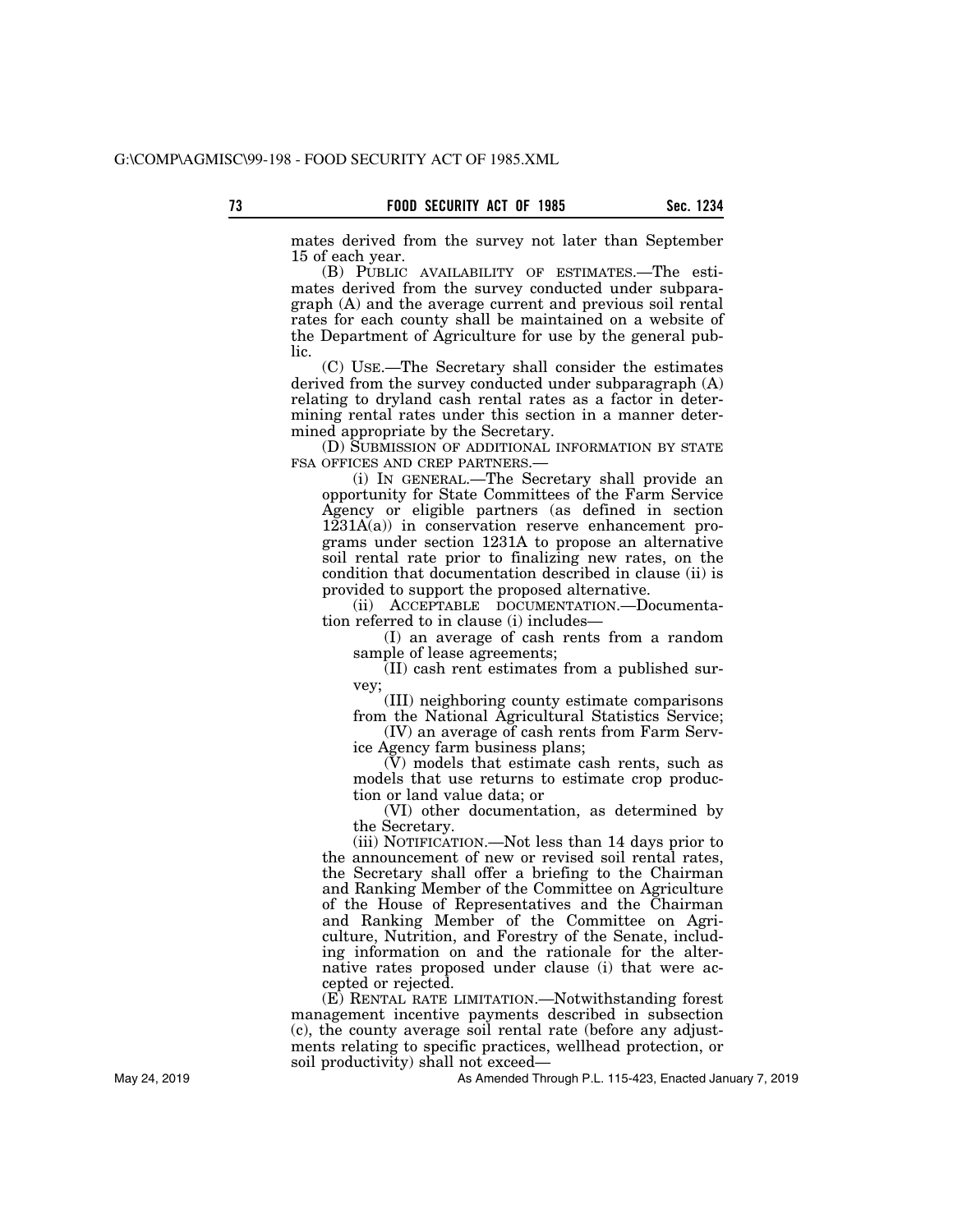mates derived from the survey not later than September 15 of each year.

(B) PUBLIC AVAILABILITY OF ESTIMATES.—The estimates derived from the survey conducted under subparagraph (A) and the average current and previous soil rental rates for each county shall be maintained on a website of the Department of Agriculture for use by the general public.

(C) USE.—The Secretary shall consider the estimates derived from the survey conducted under subparagraph (A) relating to dryland cash rental rates as a factor in determining rental rates under this section in a manner determined appropriate by the Secretary.

(D) SUBMISSION OF ADDITIONAL INFORMATION BY STATE FSA OFFICES AND CREP PARTNERS.—

(i) IN GENERAL.—The Secretary shall provide an opportunity for State Committees of the Farm Service Agency or eligible partners (as defined in section 1231A(a)) in conservation reserve enhancement programs under section 1231A to propose an alternative soil rental rate prior to finalizing new rates, on the condition that documentation described in clause (ii) is provided to support the proposed alternative.

(ii) ACCEPTABLE DOCUMENTATION.—Documentation referred to in clause (i) includes—

(I) an average of cash rents from a random sample of lease agreements;

(II) cash rent estimates from a published survey;

(III) neighboring county estimate comparisons from the National Agricultural Statistics Service;

(IV) an average of cash rents from Farm Service Agency farm business plans;

(V) models that estimate cash rents, such as models that use returns to estimate crop production or land value data; or

(VI) other documentation, as determined by the Secretary.

(iii) NOTIFICATION.—Not less than 14 days prior to the announcement of new or revised soil rental rates, the Secretary shall offer a briefing to the Chairman and Ranking Member of the Committee on Agriculture of the House of Representatives and the Chairman and Ranking Member of the Committee on Agriculture, Nutrition, and Forestry of the Senate, including information on and the rationale for the alternative rates proposed under clause (i) that were accepted or rejected.

(E) RENTAL RATE LIMITATION.—Notwithstanding forest management incentive payments described in subsection (c), the county average soil rental rate (before any adjustments relating to specific practices, wellhead protection, or soil productivity) shall not exceed—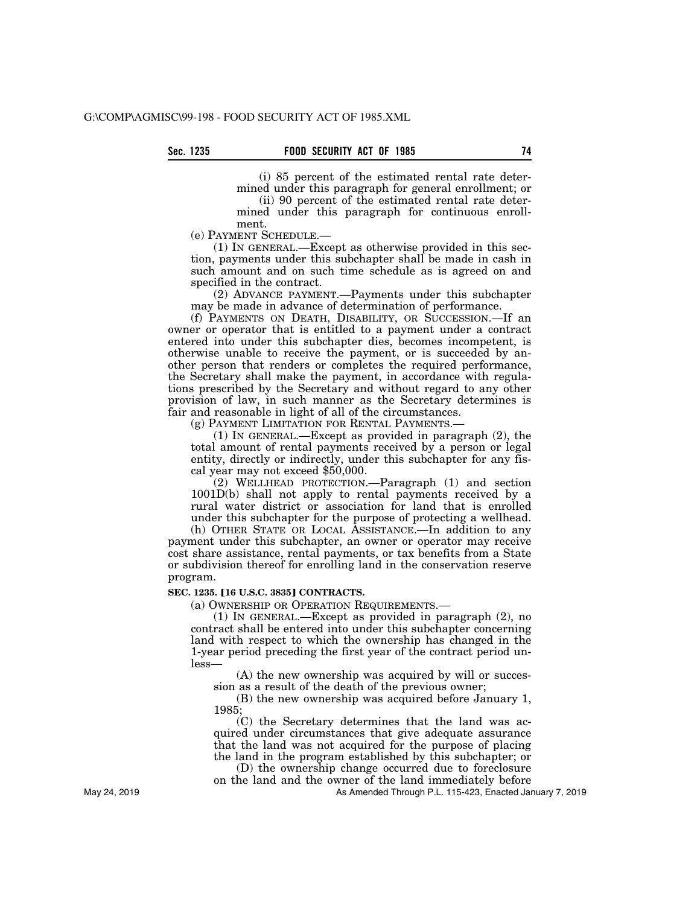(i) 85 percent of the estimated rental rate determined under this paragraph for general enrollment; or

(ii) 90 percent of the estimated rental rate determined under this paragraph for continuous enrollment.

(e) PAYMENT SCHEDULE.—

(1) IN GENERAL.—Except as otherwise provided in this section, payments under this subchapter shall be made in cash in such amount and on such time schedule as is agreed on and specified in the contract.

(2) ADVANCE PAYMENT.—Payments under this subchapter may be made in advance of determination of performance.

(f) PAYMENTS ON DEATH, DISABILITY, OR SUCCESSION.—If an owner or operator that is entitled to a payment under a contract entered into under this subchapter dies, becomes incompetent, is otherwise unable to receive the payment, or is succeeded by another person that renders or completes the required performance, the Secretary shall make the payment, in accordance with regulations prescribed by the Secretary and without regard to any other provision of law, in such manner as the Secretary determines is fair and reasonable in light of all of the circumstances.

(g) PAYMENT LIMITATION FOR RENTAL PAYMENTS.—

(1) IN GENERAL.—Except as provided in paragraph (2), the total amount of rental payments received by a person or legal entity, directly or indirectly, under this subchapter for any fiscal year may not exceed $50,000.

(2) WELLHEAD PROTECTION.—Paragraph (1) and section 1001D(b) shall not apply to rental payments received by a rural water district or association for land that is enrolled under this subchapter for the purpose of protecting a wellhead.

(h) OTHER STATE OR LOCAL ASSISTANCE.—In addition to any payment under this subchapter, an owner or operator may receive cost share assistance, rental payments, or tax benefits from a State or subdivision thereof for enrolling land in the conservation reserve program.

**SEC. 1235. [16 U.S.C. 3835] CONTRACTS.**

(a) OWNERSHIP OR OPERATION REQUIREMENTS.—

(1) IN GENERAL.—Except as provided in paragraph (2), no contract shall be entered into under this subchapter concerning land with respect to which the ownership has changed in the 1-year period preceding the first year of the contract period unless—

(A) the new ownership was acquired by will or succession as a result of the death of the previous owner;

(B) the new ownership was acquired before January 1, 1985;

(C) the Secretary determines that the land was acquired under circumstances that give adequate assurance that the land was not acquired for the purpose of placing the land in the program established by this subchapter; or

(D) the ownership change occurred due to foreclosure on the land and the owner of the land immediately before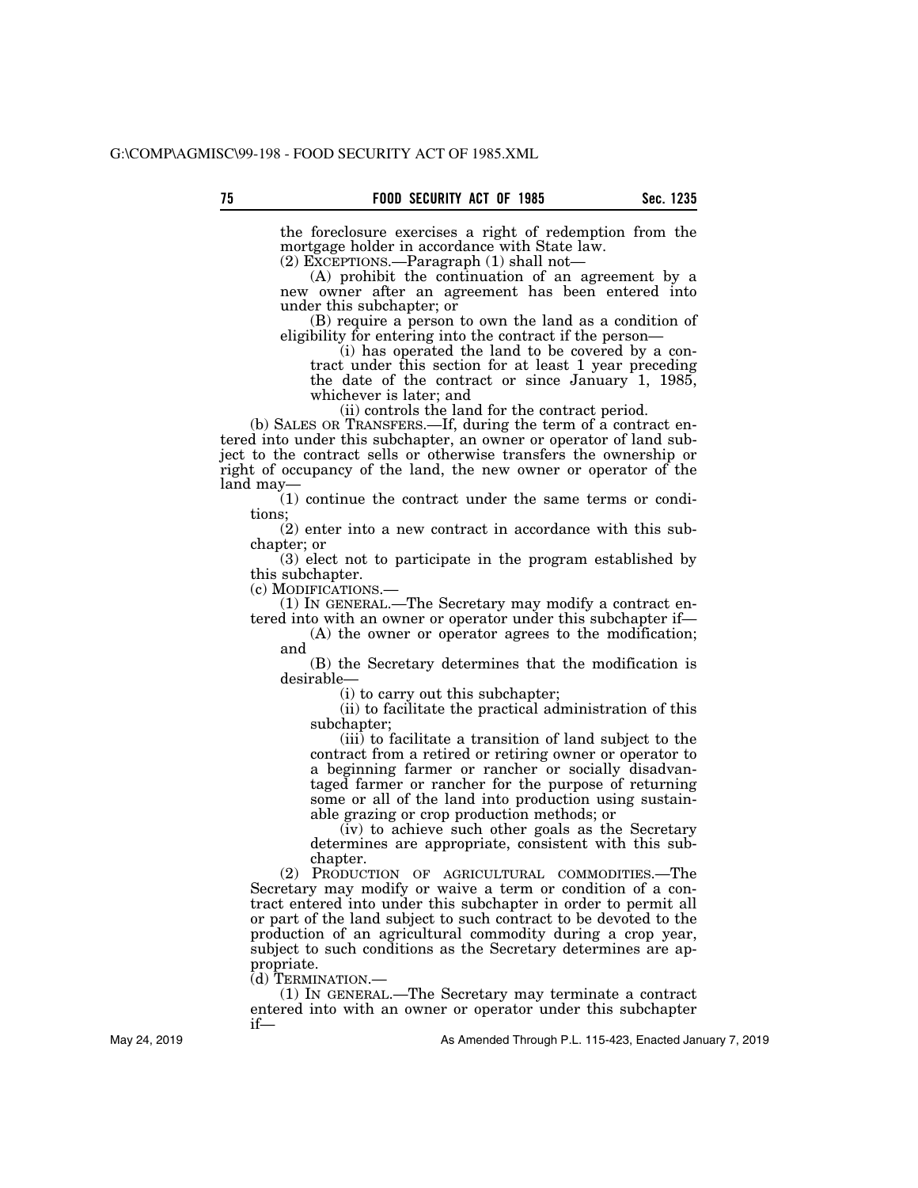the foreclosure exercises a right of redemption from the mortgage holder in accordance with State law.

(2) EXCEPTIONS.—Paragraph (1) shall not—

(A) prohibit the continuation of an agreement by a new owner after an agreement has been entered into under this subchapter; or

(B) require a person to own the land as a condition of eligibility for entering into the contract if the person—

(i) has operated the land to be covered by a contract under this section for at least 1 year preceding the date of the contract or since January 1, 1985, whichever is later; and

(ii) controls the land for the contract period.

(b) SALES OR TRANSFERS.—If, during the term of a contract entered into under this subchapter, an owner or operator of land subject to the contract sells or otherwise transfers the ownership or right of occupancy of the land, the new owner or operator of the land may—

(1) continue the contract under the same terms or conditions;

(2) enter into a new contract in accordance with this subchapter; or

(3) elect not to participate in the program established by this subchapter.

(c) MODIFICATIONS.—

(1) IN GENERAL.—The Secretary may modify a contract entered into with an owner or operator under this subchapter if—

(A) the owner or operator agrees to the modification; and

(B) the Secretary determines that the modification is desirable—

(i) to carry out this subchapter;

(ii) to facilitate the practical administration of this subchapter;

(iii) to facilitate a transition of land subject to the contract from a retired or retiring owner or operator to a beginning farmer or rancher or socially disadvantaged farmer or rancher for the purpose of returning some or all of the land into production using sustainable grazing or crop production methods; or

(iv) to achieve such other goals as the Secretary determines are appropriate, consistent with this subchapter.

(2) PRODUCTION OF AGRICULTURAL COMMODITIES.—The Secretary may modify or waive a term or condition of a contract entered into under this subchapter in order to permit all or part of the land subject to such contract to be devoted to the production of an agricultural commodity during a crop year, subject to such conditions as the Secretary determines are appropriate.

(d) TERMINATION.—

(1) IN GENERAL.—The Secretary may terminate a contract entered into with an owner or operator under this subchapter if—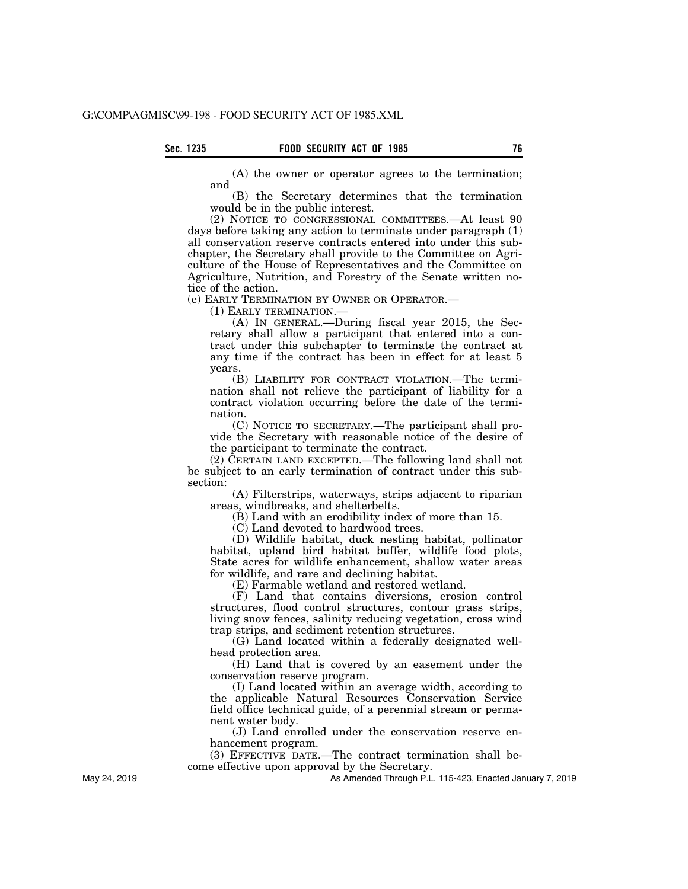(A) the owner or operator agrees to the termination; and

(B) the Secretary determines that the termination would be in the public interest.

(2) NOTICE TO CONGRESSIONAL COMMITTEES.—At least 90 days before taking any action to terminate under paragraph (1) all conservation reserve contracts entered into under this subchapter, the Secretary shall provide to the Committee on Agriculture of the House of Representatives and the Committee on Agriculture, Nutrition, and Forestry of the Senate written notice of the action.

(e) EARLY TERMINATION BY OWNER OR OPERATOR.—

(1) EARLY TERMINATION.—

(A) IN GENERAL.—During fiscal year 2015, the Secretary shall allow a participant that entered into a contract under this subchapter to terminate the contract at any time if the contract has been in effect for at least 5 years.

(B) LIABILITY FOR CONTRACT VIOLATION.—The termination shall not relieve the participant of liability for a contract violation occurring before the date of the termination.

(C) NOTICE TO SECRETARY.—The participant shall provide the Secretary with reasonable notice of the desire of the participant to terminate the contract.

(2) CERTAIN LAND EXCEPTED.—The following land shall not be subject to an early termination of contract under this subsection:

(A) Filterstrips, waterways, strips adjacent to riparian areas, windbreaks, and shelterbelts.

(B) Land with an erodibility index of more than 15.

(C) Land devoted to hardwood trees.

(D) Wildlife habitat, duck nesting habitat, pollinator habitat, upland bird habitat buffer, wildlife food plots, State acres for wildlife enhancement, shallow water areas for wildlife, and rare and declining habitat.

(E) Farmable wetland and restored wetland.

(F) Land that contains diversions, erosion control structures, flood control structures, contour grass strips, living snow fences, salinity reducing vegetation, cross wind trap strips, and sediment retention structures.

(G) Land located within a federally designated wellhead protection area.

(H) Land that is covered by an easement under the conservation reserve program.

(I) Land located within an average width, according to the applicable Natural Resources Conservation Service field office technical guide, of a perennial stream or permanent water body.

(J) Land enrolled under the conservation reserve enhancement program.

(3) EFFECTIVE DATE.—The contract termination shall become effective upon approval by the Secretary.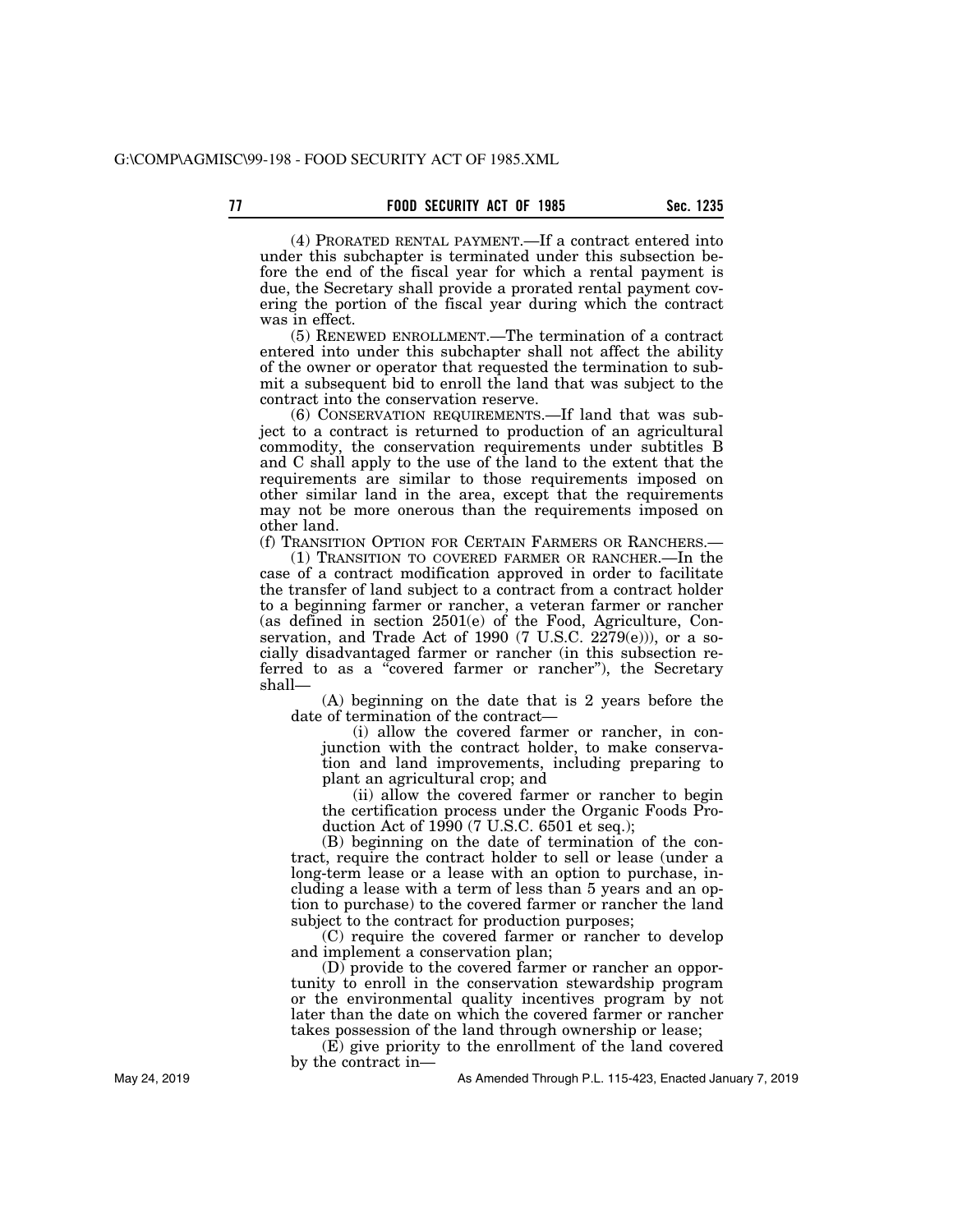(4) PRORATED RENTAL PAYMENT.—If a contract entered into under this subchapter is terminated under this subsection before the end of the fiscal year for which a rental payment is due, the Secretary shall provide a prorated rental payment covering the portion of the fiscal year during which the contract was in effect.

(5) RENEWED ENROLLMENT.—The termination of a contract entered into under this subchapter shall not affect the ability of the owner or operator that requested the termination to submit a subsequent bid to enroll the land that was subject to the contract into the conservation reserve.

(6) CONSERVATION REQUIREMENTS.—If land that was subject to a contract is returned to production of an agricultural commodity, the conservation requirements under subtitles B and C shall apply to the use of the land to the extent that the requirements are similar to those requirements imposed on other similar land in the area, except that the requirements may not be more onerous than the requirements imposed on other land.

(f) TRANSITION OPTION FOR CERTAIN FARMERS OR RANCHERS.—

(1) TRANSITION TO COVERED FARMER OR RANCHER.—In the case of a contract modification approved in order to facilitate the transfer of land subject to a contract from a contract holder to a beginning farmer or rancher, a veteran farmer or rancher (as defined in section 2501(e) of the Food, Agriculture, Conservation, and Trade Act of 1990 (7 U.S.C. 2279(e))), or a socially disadvantaged farmer or rancher (in this subsection referred to as a "covered farmer or rancher"), the Secretary shall—

(A) beginning on the date that is 2 years before the date of termination of the contract—

(i) allow the covered farmer or rancher, in conjunction with the contract holder, to make conservation and land improvements, including preparing to plant an agricultural crop; and

(ii) allow the covered farmer or rancher to begin the certification process under the Organic Foods Production Act of 1990 (7 U.S.C. 6501 et seq.);

(B) beginning on the date of termination of the contract, require the contract holder to sell or lease (under a long-term lease or a lease with an option to purchase, including a lease with a term of less than 5 years and an option to purchase) to the covered farmer or rancher the land subject to the contract for production purposes;

(C) require the covered farmer or rancher to develop and implement a conservation plan;

(D) provide to the covered farmer or rancher an opportunity to enroll in the conservation stewardship program or the environmental quality incentives program by not later than the date on which the covered farmer or rancher takes possession of the land through ownership or lease;

(E) give priority to the enrollment of the land covered by the contract in—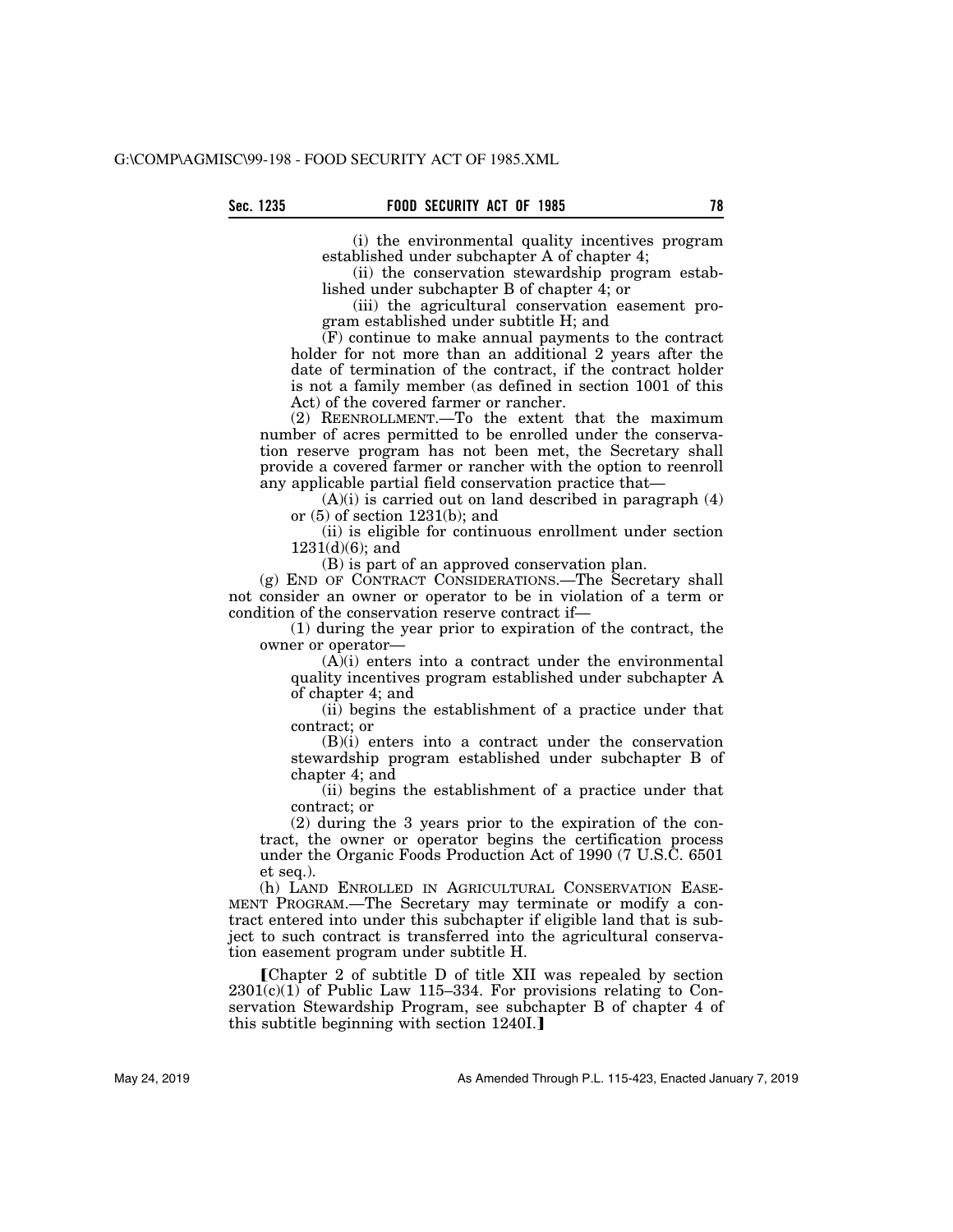(i) the environmental quality incentives program established under subchapter A of chapter 4;

(ii) the conservation stewardship program established under subchapter B of chapter 4; or

(iii) the agricultural conservation easement program established under subtitle H; and

(F) continue to make annual payments to the contract holder for not more than an additional 2 years after the date of termination of the contract, if the contract holder is not a family member (as defined in section 1001 of this Act) of the covered farmer or rancher.

(2) REENROLLMENT.—To the extent that the maximum number of acres permitted to be enrolled under the conservation reserve program has not been met, the Secretary shall provide a covered farmer or rancher with the option to reenroll any applicable partial field conservation practice that—

(A)(i) is carried out on land described in paragraph (4) or (5) of section 1231(b); and

(ii) is eligible for continuous enrollment under section 1231(d)(6); and

(B) is part of an approved conservation plan.

(g) END OF CONTRACT CONSIDERATIONS.—The Secretary shall not consider an owner or operator to be in violation of a term or condition of the conservation reserve contract if—

(1) during the year prior to expiration of the contract, the owner or operator—

(A)(i) enters into a contract under the environmental quality incentives program established under subchapter A of chapter 4; and

(ii) begins the establishment of a practice under that contract; or

(B)(i) enters into a contract under the conservation stewardship program established under subchapter B of chapter 4; and

(ii) begins the establishment of a practice under that contract; or

(2) during the 3 years prior to the expiration of the contract, the owner or operator begins the certification process under the Organic Foods Production Act of 1990 (7 U.S.C. 6501 et seq.).

(h) LAND ENROLLED IN AGRICULTURAL CONSERVATION EASEMENT PROGRAM.—The Secretary may terminate or modify a contract entered into under this subchapter if eligible land that is subject to such contract is transferred into the agricultural conservation easement program under subtitle H.

【Chapter 2 of subtitle D of title XII was repealed by section 2301(c)(1) of Public Law 115–334. For provisions relating to Conservation Stewardship Program, see subchapter B of chapter 4 of this subtitle beginning with section 1240I.】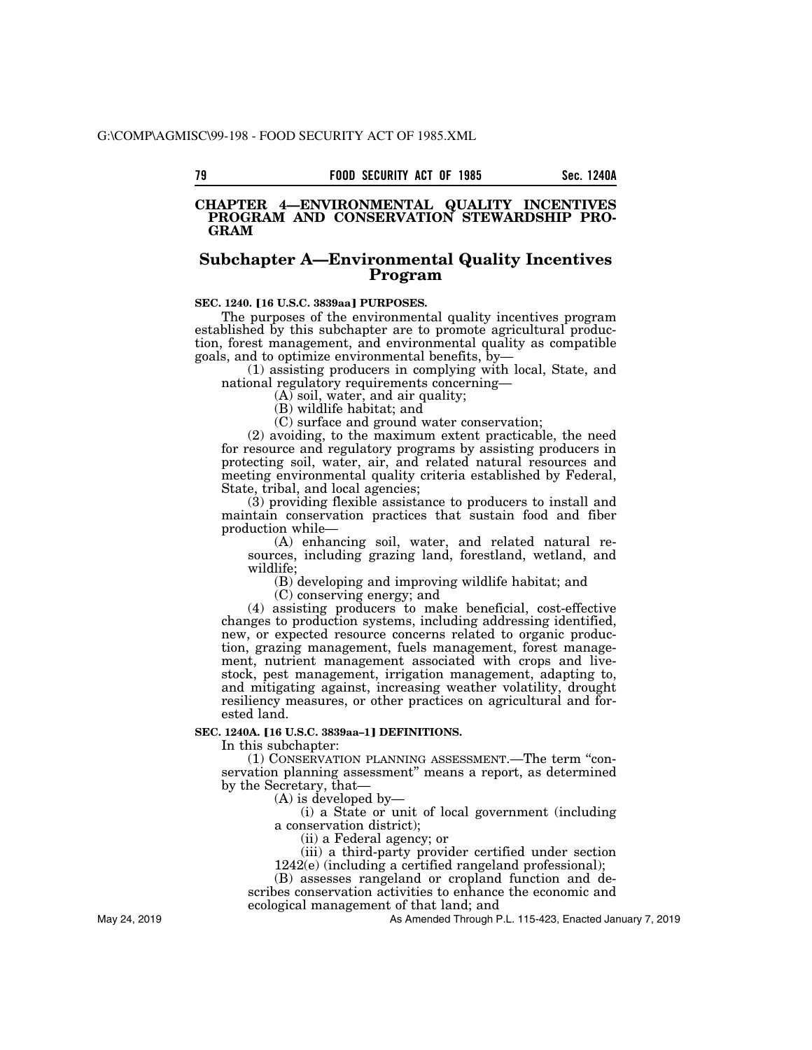## CHAPTER 4—ENVIRONMENTAL QUALITY INCENTIVES PROGRAM AND CONSERVATION STEWARDSHIP PROGRAM

## Subchapter A—Environmental Quality Incentives Program

**SEC. 1240. [16 U.S.C. 3839aa] PURPOSES.**

The purposes of the environmental quality incentives program established by this subchapter are to promote agricultural production, forest management, and environmental quality as compatible goals, and to optimize environmental benefits, by—

(1) assisting producers in complying with local, State, and national regulatory requirements concerning—

(A) soil, water, and air quality;

(B) wildlife habitat; and

(C) surface and ground water conservation;

(2) avoiding, to the maximum extent practicable, the need for resource and regulatory programs by assisting producers in protecting soil, water, air, and related natural resources and meeting environmental quality criteria established by Federal, State, tribal, and local agencies;

(3) providing flexible assistance to producers to install and maintain conservation practices that sustain food and fiber production while—

(A) enhancing soil, water, and related natural resources, including grazing land, forestland, wetland, and wildlife;

(B) developing and improving wildlife habitat; and

(C) conserving energy; and

(4) assisting producers to make beneficial, cost-effective changes to production systems, including addressing identified, new, or expected resource concerns related to organic production, grazing management, fuels management, forest management, nutrient management associated with crops and livestock, pest management, irrigation management, adapting to, and mitigating against, increasing weather volatility, drought resiliency measures, or other practices on agricultural and forested land.

**SEC. 1240A. [16 U.S.C. 3839aa–1] DEFINITIONS.**

In this subchapter:

(1) CONSERVATION PLANNING ASSESSMENT.—The term "conservation planning assessment" means a report, as determined by the Secretary, that—

(A) is developed by—

(i) a State or unit of local government (including a conservation district);

(ii) a Federal agency; or

(iii) a third-party provider certified under section 1242(e) (including a certified rangeland professional);

(B) assesses rangeland or cropland function and describes conservation activities to enhance the economic and ecological management of that land; and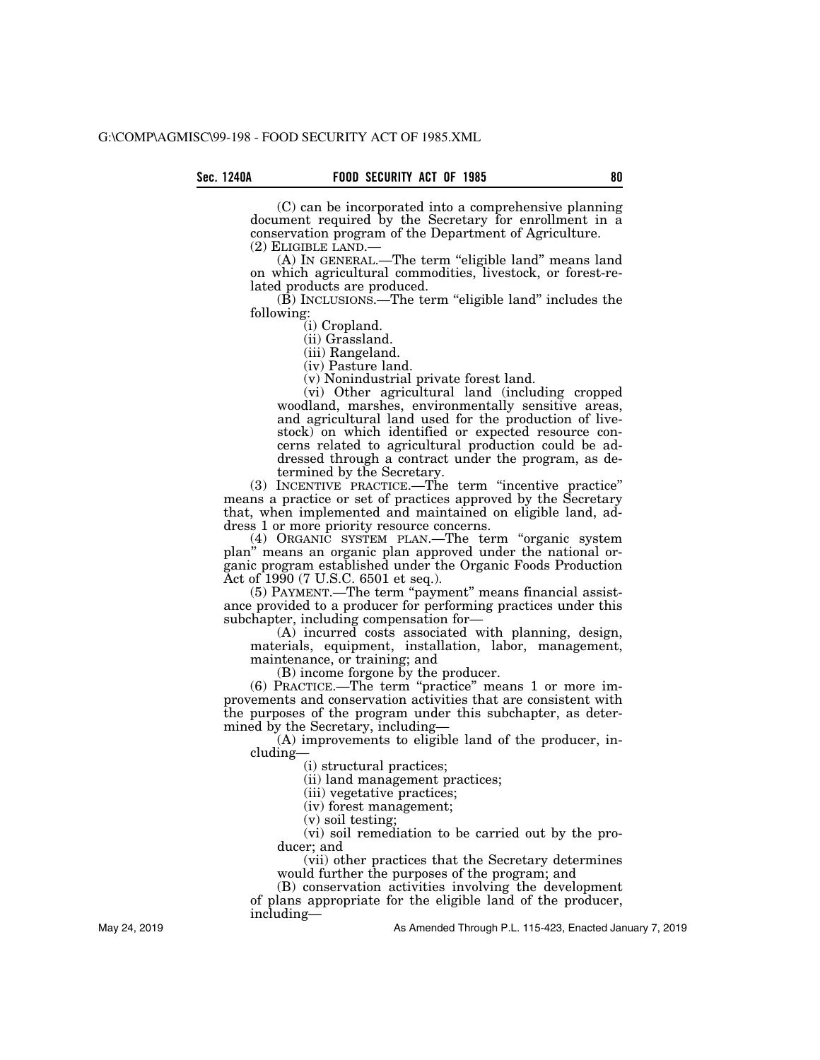(C) can be incorporated into a comprehensive planning document required by the Secretary for enrollment in a conservation program of the Department of Agriculture.

(2) ELIGIBLE LAND.—

(A) IN GENERAL.—The term "eligible land" means land on which agricultural commodities, livestock, or forest-related products are produced.

(B) INCLUSIONS.—The term "eligible land" includes the following:

(i) Cropland.

(ii) Grassland.

(iii) Rangeland.

(iv) Pasture land.

(v) Nonindustrial private forest land.

(vi) Other agricultural land (including cropped woodland, marshes, environmentally sensitive areas, and agricultural land used for the production of livestock) on which identified or expected resource concerns related to agricultural production could be addressed through a contract under the program, as determined by the Secretary.

(3) INCENTIVE PRACTICE.—The term "incentive practice" means a practice or set of practices approved by the Secretary that, when implemented and maintained on eligible land, address 1 or more priority resource concerns.

(4) ORGANIC SYSTEM PLAN.—The term "organic system plan" means an organic plan approved under the national organic program established under the Organic Foods Production Act of 1990 (7 U.S.C. 6501 et seq.).

(5) PAYMENT.—The term "payment" means financial assistance provided to a producer for performing practices under this subchapter, including compensation for—

(A) incurred costs associated with planning, design, materials, equipment, installation, labor, management, maintenance, or training; and

(B) income forgone by the producer.

(6) PRACTICE.—The term "practice" means 1 or more improvements and conservation activities that are consistent with the purposes of the program under this subchapter, as determined by the Secretary, including—

(A) improvements to eligible land of the producer, including—

(i) structural practices;

(ii) land management practices;

(iii) vegetative practices;

(iv) forest management;

(v) soil testing;

(vi) soil remediation to be carried out by the producer; and

(vii) other practices that the Secretary determines would further the purposes of the program; and

(B) conservation activities involving the development of plans appropriate for the eligible land of the producer, including—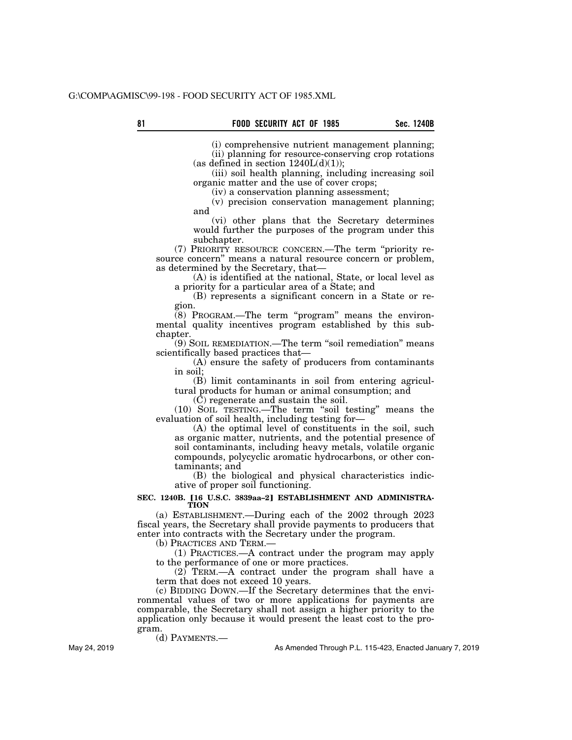(i) comprehensive nutrient management planning;

(ii) planning for resource-conserving crop rotations (as defined in section 1240L(d)(1));

(iii) soil health planning, including increasing soil organic matter and the use of cover crops;

(iv) a conservation planning assessment;

(v) precision conservation management planning; and

(vi) other plans that the Secretary determines would further the purposes of the program under this subchapter.

(7) PRIORITY RESOURCE CONCERN.—The term "priority resource concern" means a natural resource concern or problem, as determined by the Secretary, that—

(A) is identified at the national, State, or local level as a priority for a particular area of a State; and

(B) represents a significant concern in a State or region.

(8) PROGRAM.—The term "program" means the environmental quality incentives program established by this subchapter.

(9) SOIL REMEDIATION.—The term "soil remediation" means scientifically based practices that—

(A) ensure the safety of producers from contaminants in soil;

(B) limit contaminants in soil from entering agricultural products for human or animal consumption; and

(C) regenerate and sustain the soil.

(10) SOIL TESTING.—The term "soil testing" means the evaluation of soil health, including testing for—

(A) the optimal level of constituents in the soil, such as organic matter, nutrients, and the potential presence of soil contaminants, including heavy metals, volatile organic compounds, polycyclic aromatic hydrocarbons, or other contaminants; and

(B) the biological and physical characteristics indicative of proper soil functioning.

**SEC. 1240B. [16 U.S.C. 3839aa–2] ESTABLISHMENT AND ADMINISTRATION**

(a) ESTABLISHMENT.—During each of the 2002 through 2023 fiscal years, the Secretary shall provide payments to producers that enter into contracts with the Secretary under the program.

(b) PRACTICES AND TERM.—

(1) PRACTICES.—A contract under the program may apply to the performance of one or more practices.

(2) TERM.—A contract under the program shall have a term that does not exceed 10 years.

(c) BIDDING DOWN.—If the Secretary determines that the environmental values of two or more applications for payments are comparable, the Secretary shall not assign a higher priority to the application only because it would present the least cost to the program.

(d) PAYMENTS.—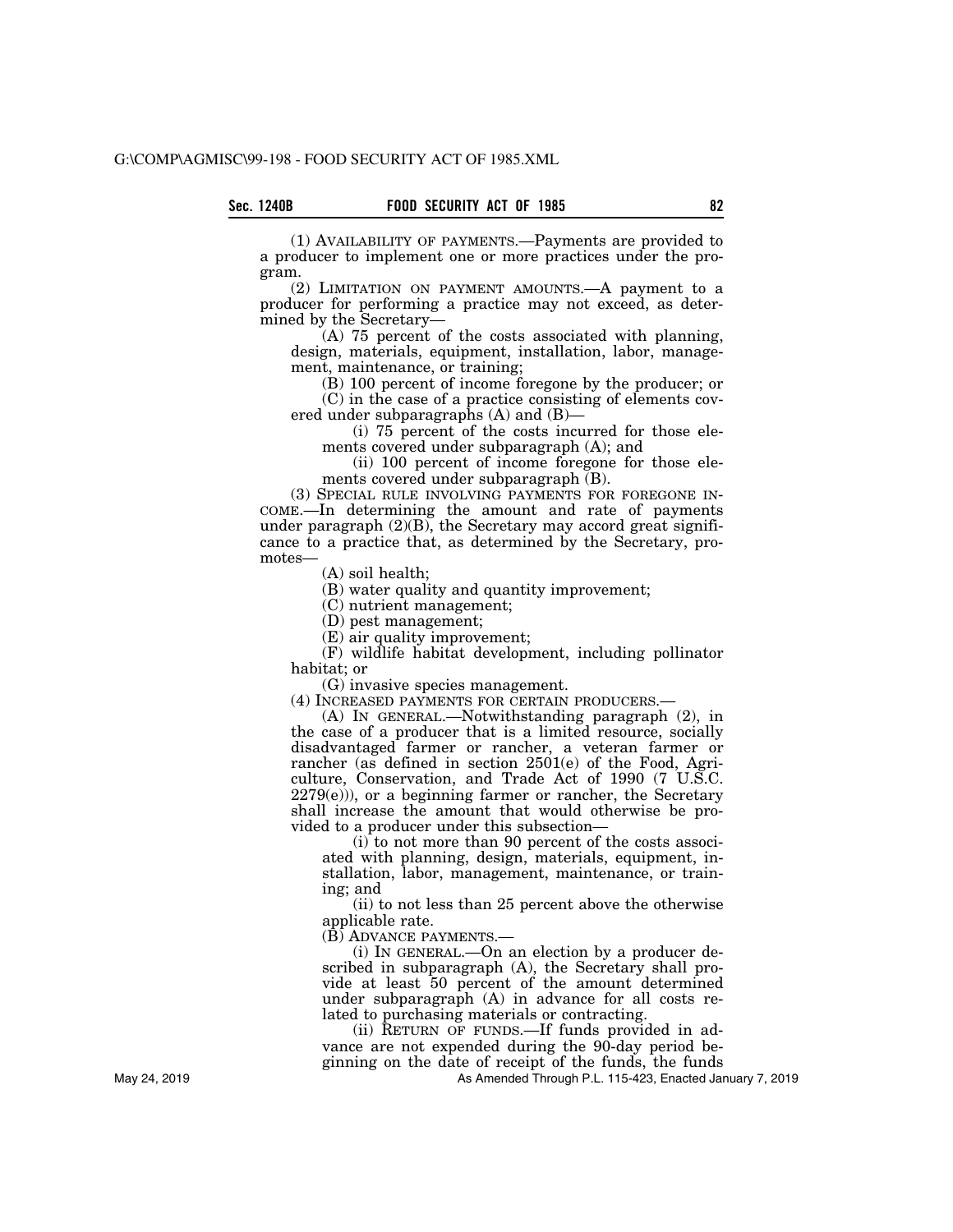(1) AVAILABILITY OF PAYMENTS.—Payments are provided to a producer to implement one or more practices under the program.

(2) LIMITATION ON PAYMENT AMOUNTS.—A payment to a producer for performing a practice may not exceed, as determined by the Secretary—

(A) 75 percent of the costs associated with planning, design, materials, equipment, installation, labor, management, maintenance, or training;

(B) 100 percent of income foregone by the producer; or

(C) in the case of a practice consisting of elements covered under subparagraphs (A) and (B)—

(i) 75 percent of the costs incurred for those elements covered under subparagraph (A); and

(ii) 100 percent of income foregone for those elements covered under subparagraph (B).

(3) SPECIAL RULE INVOLVING PAYMENTS FOR FOREGONE INCOME.—In determining the amount and rate of payments under paragraph (2)(B), the Secretary may accord great significance to a practice that, as determined by the Secretary, promotes—

(A) soil health;

(B) water quality and quantity improvement;

(C) nutrient management;

(D) pest management;

(E) air quality improvement;

(F) wildlife habitat development, including pollinator habitat; or

(G) invasive species management.

(4) INCREASED PAYMENTS FOR CERTAIN PRODUCERS.—

(A) IN GENERAL.—Notwithstanding paragraph (2), in the case of a producer that is a limited resource, socially disadvantaged farmer or rancher, a veteran farmer or rancher (as defined in section 2501(e) of the Food, Agriculture, Conservation, and Trade Act of 1990 (7 U.S.C. 2279(e))), or a beginning farmer or rancher, the Secretary shall increase the amount that would otherwise be provided to a producer under this subsection—

(i) to not more than 90 percent of the costs associated with planning, design, materials, equipment, installation, labor, management, maintenance, or training; and

(ii) to not less than 25 percent above the otherwise applicable rate.

(B) ADVANCE PAYMENTS.—

(i) IN GENERAL.—On an election by a producer described in subparagraph (A), the Secretary shall provide at least 50 percent of the amount determined under subparagraph (A) in advance for all costs related to purchasing materials or contracting.

(ii) RETURN OF FUNDS.—If funds provided in advance are not expended during the 90-day period beginning on the date of receipt of the funds, the funds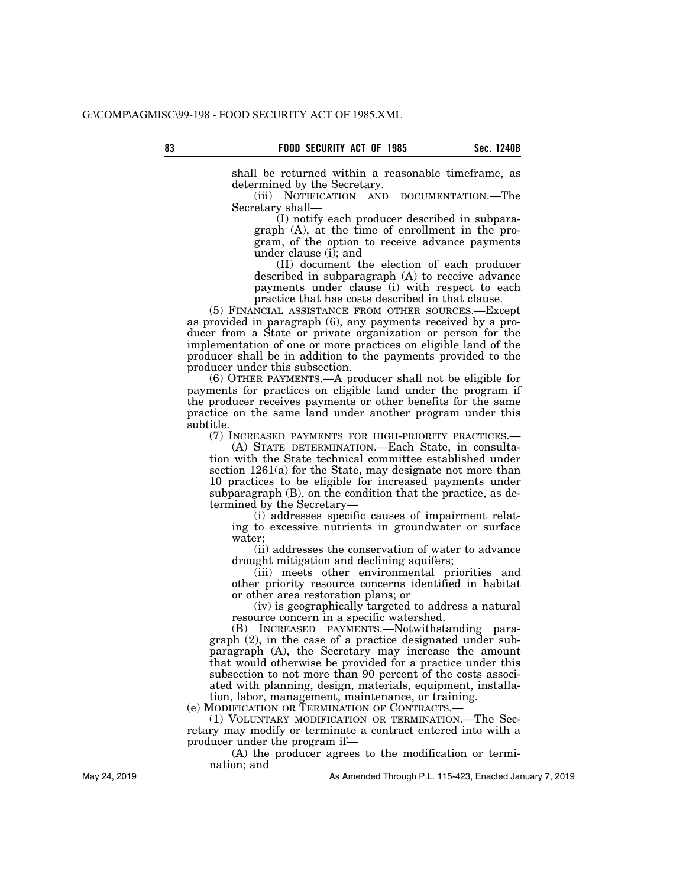shall be returned within a reasonable timeframe, as determined by the Secretary.

(iii) NOTIFICATION AND DOCUMENTATION.—The Secretary shall—

(I) notify each producer described in subparagraph (A), at the time of enrollment in the program, of the option to receive advance payments under clause (i); and

(II) document the election of each producer described in subparagraph (A) to receive advance payments under clause (i) with respect to each practice that has costs described in that clause.

(5) FINANCIAL ASSISTANCE FROM OTHER SOURCES.—Except as provided in paragraph (6), any payments received by a producer from a State or private organization or person for the implementation of one or more practices on eligible land of the producer shall be in addition to the payments provided to the producer under this subsection.

(6) OTHER PAYMENTS.—A producer shall not be eligible for payments for practices on eligible land under the program if the producer receives payments or other benefits for the same practice on the same land under another program under this subtitle.

(7) INCREASED PAYMENTS FOR HIGH-PRIORITY PRACTICES.—

(A) STATE DETERMINATION.—Each State, in consultation with the State technical committee established under section 1261(a) for the State, may designate not more than 10 practices to be eligible for increased payments under subparagraph (B), on the condition that the practice, as determined by the Secretary—

(i) addresses specific causes of impairment relating to excessive nutrients in groundwater or surface water;

(ii) addresses the conservation of water to advance drought mitigation and declining aquifers;

(iii) meets other environmental priorities and other priority resource concerns identified in habitat or other area restoration plans; or

(iv) is geographically targeted to address a natural resource concern in a specific watershed.

(B) INCREASED PAYMENTS.—Notwithstanding paragraph (2), in the case of a practice designated under subparagraph (A), the Secretary may increase the amount that would otherwise be provided for a practice under this subsection to not more than 90 percent of the costs associated with planning, design, materials, equipment, installation, labor, management, maintenance, or training.

(e) MODIFICATION OR TERMINATION OF CONTRACTS.—

(1) VOLUNTARY MODIFICATION OR TERMINATION.—The Secretary may modify or terminate a contract entered into with a producer under the program if—

(A) the producer agrees to the modification or termination; and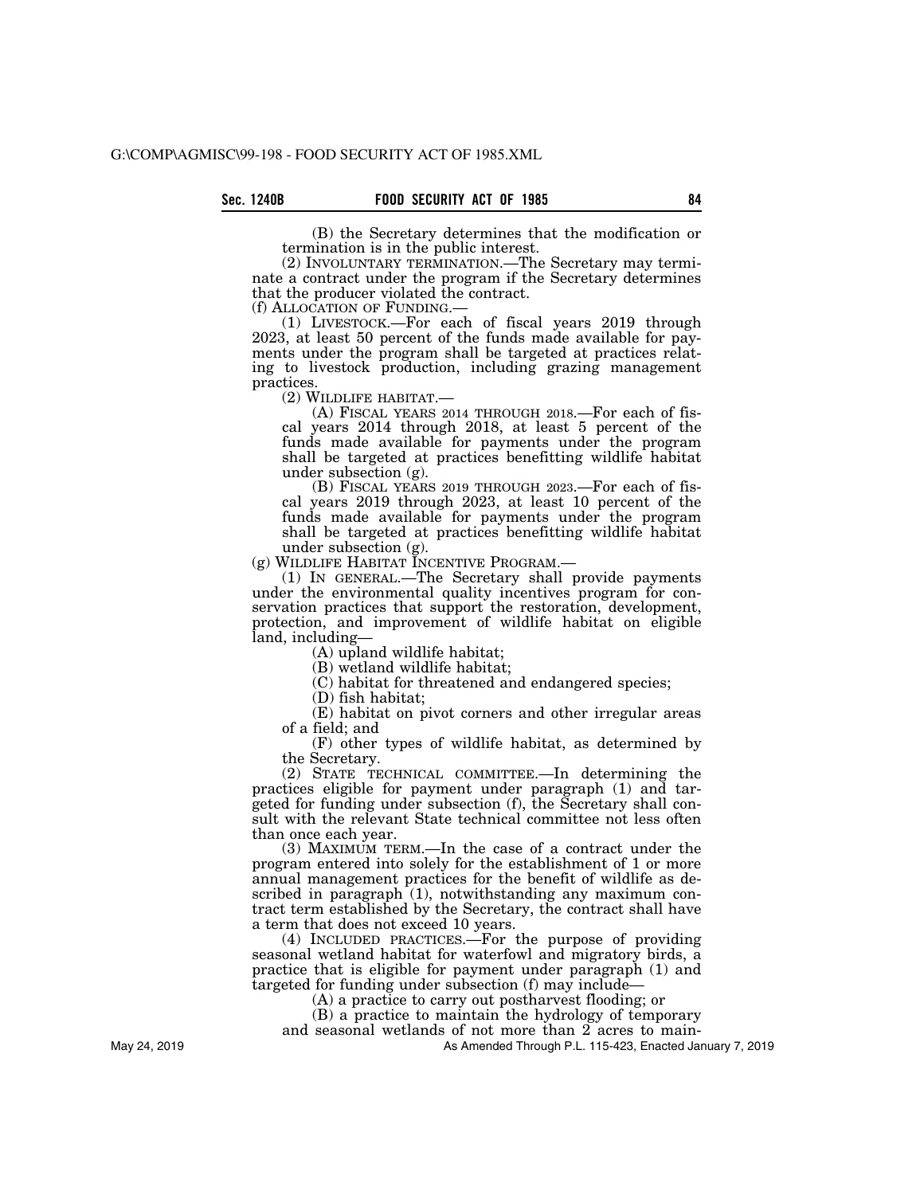(B) the Secretary determines that the modification or termination is in the public interest.

(2) INVOLUNTARY TERMINATION.—The Secretary may terminate a contract under the program if the Secretary determines that the producer violated the contract.

(f) ALLOCATION OF FUNDING.—

(1) LIVESTOCK.—For each of fiscal years 2019 through 2023, at least 50 percent of the funds made available for payments under the program shall be targeted at practices relating to livestock production, including grazing management practices.

(2) WILDLIFE HABITAT.—

(A) FISCAL YEARS 2014 THROUGH 2018.—For each of fiscal years 2014 through 2018, at least 5 percent of the funds made available for payments under the program shall be targeted at practices benefitting wildlife habitat under subsection (g).

(B) FISCAL YEARS 2019 THROUGH 2023.—For each of fiscal years 2019 through 2023, at least 10 percent of the funds made available for payments under the program shall be targeted at practices benefitting wildlife habitat under subsection (g).

(g) WILDLIFE HABITAT INCENTIVE PROGRAM.—

(1) IN GENERAL.—The Secretary shall provide payments under the environmental quality incentives program for conservation practices that support the restoration, development, protection, and improvement of wildlife habitat on eligible land, including—

(A) upland wildlife habitat;

(B) wetland wildlife habitat;

(C) habitat for threatened and endangered species;

(D) fish habitat;

(E) habitat on pivot corners and other irregular areas of a field; and

(F) other types of wildlife habitat, as determined by the Secretary.

(2) STATE TECHNICAL COMMITTEE.—In determining the practices eligible for payment under paragraph (1) and targeted for funding under subsection (f), the Secretary shall consult with the relevant State technical committee not less often than once each year.

(3) MAXIMUM TERM.—In the case of a contract under the program entered into solely for the establishment of 1 or more annual management practices for the benefit of wildlife as described in paragraph (1), notwithstanding any maximum contract term established by the Secretary, the contract shall have a term that does not exceed 10 years.

(4) INCLUDED PRACTICES.—For the purpose of providing seasonal wetland habitat for waterfowl and migratory birds, a practice that is eligible for payment under paragraph (1) and targeted for funding under subsection (f) may include—

(A) a practice to carry out postharvest flooding; or

(B) a practice to maintain the hydrology of temporary and seasonal wetlands of not more than 2 acres to main-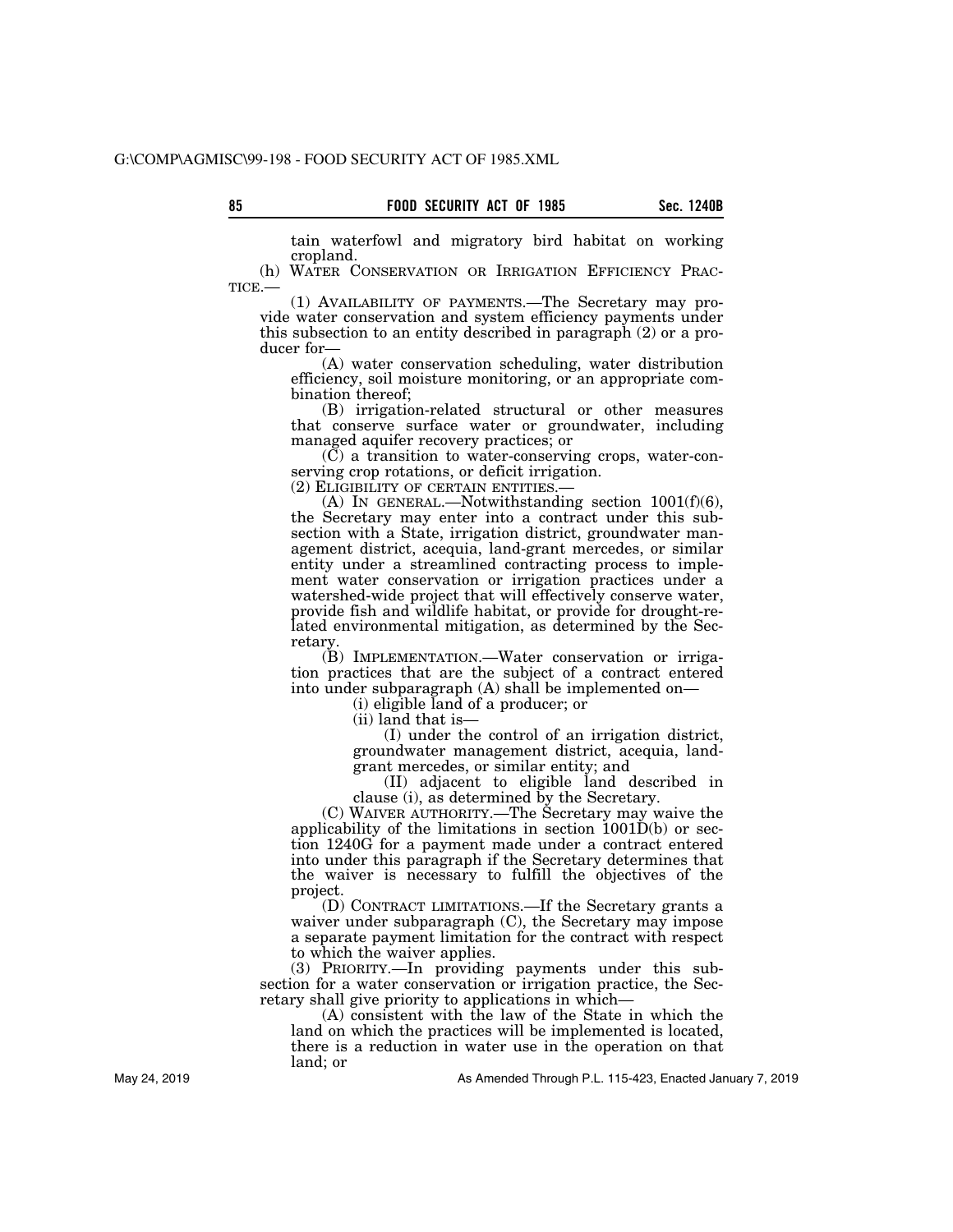tain waterfowl and migratory bird habitat on working cropland.

(h) WATER CONSERVATION OR IRRIGATION EFFICIENCY PRACTICE.—

(1) AVAILABILITY OF PAYMENTS.—The Secretary may provide water conservation and system efficiency payments under this subsection to an entity described in paragraph (2) or a producer for—

(A) water conservation scheduling, water distribution efficiency, soil moisture monitoring, or an appropriate combination thereof;

(B) irrigation-related structural or other measures that conserve surface water or groundwater, including managed aquifer recovery practices; or

(C) a transition to water-conserving crops, water-conserving crop rotations, or deficit irrigation.

(2) ELIGIBILITY OF CERTAIN ENTITIES.—

(A) IN GENERAL.—Notwithstanding section 1001(f)(6), the Secretary may enter into a contract under this subsection with a State, irrigation district, groundwater management district, acequia, land-grant mercedes, or similar entity under a streamlined contracting process to implement water conservation or irrigation practices under a watershed-wide project that will effectively conserve water, provide fish and wildlife habitat, or provide for drought-related environmental mitigation, as determined by the Secretary.

(B) IMPLEMENTATION.—Water conservation or irrigation practices that are the subject of a contract entered into under subparagraph (A) shall be implemented on—

(i) eligible land of a producer; or

(ii) land that is—

(I) under the control of an irrigation district, groundwater management district, acequia, land-grant mercedes, or similar entity; and

(II) adjacent to eligible land described in clause (i), as determined by the Secretary.

(C) WAIVER AUTHORITY.—The Secretary may waive the applicability of the limitations in section 1001D(b) or section 1240G for a payment made under a contract entered into under this paragraph if the Secretary determines that the waiver is necessary to fulfill the objectives of the project.

(D) CONTRACT LIMITATIONS.—If the Secretary grants a waiver under subparagraph (C), the Secretary may impose a separate payment limitation for the contract with respect to which the waiver applies.

(3) PRIORITY.—In providing payments under this subsection for a water conservation or irrigation practice, the Secretary shall give priority to applications in which—

(A) consistent with the law of the State in which the land on which the practices will be implemented is located, there is a reduction in water use in the operation on that land; or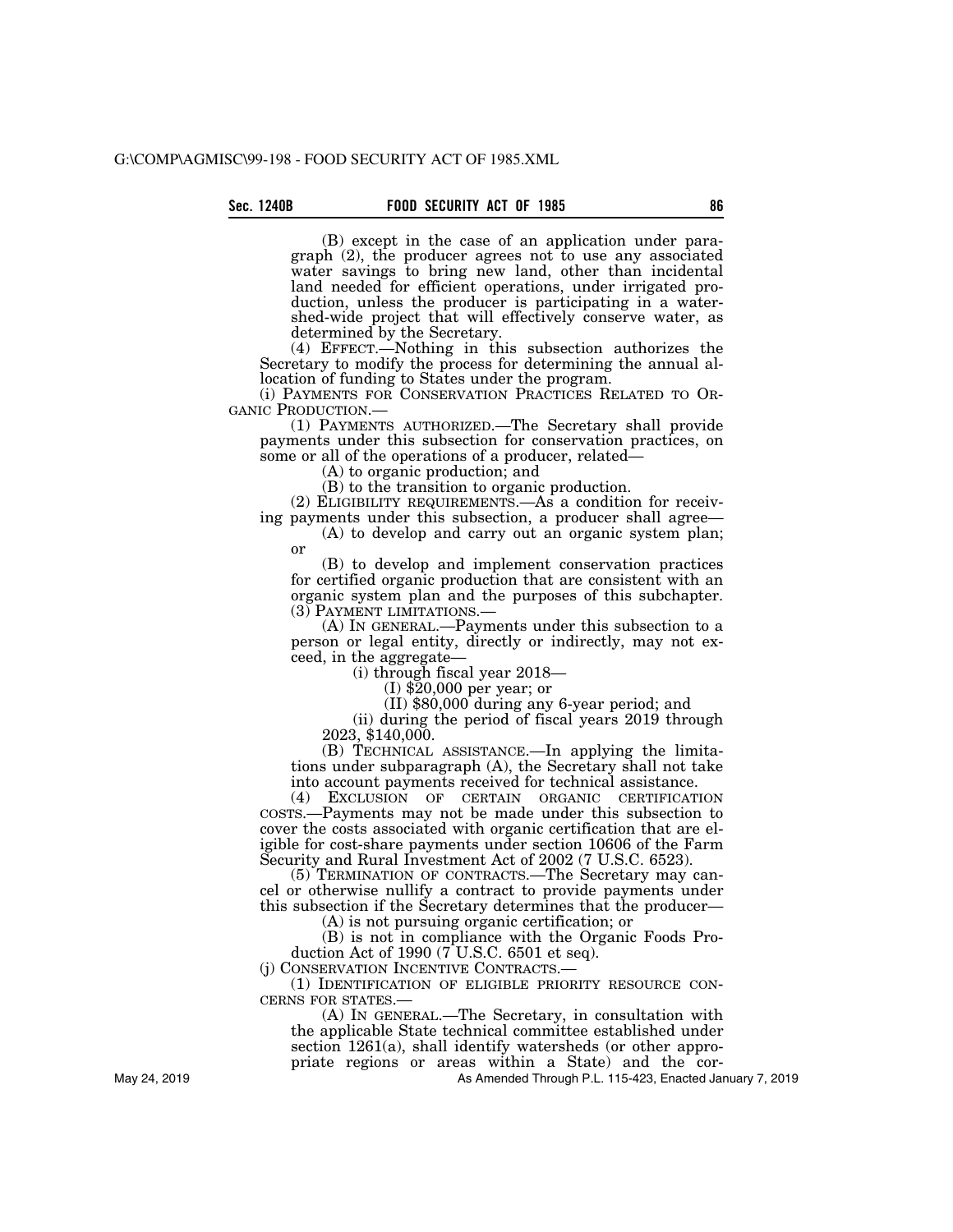(B) except in the case of an application under paragraph (2), the producer agrees not to use any associated water savings to bring new land, other than incidental land needed for efficient operations, under irrigated production, unless the producer is participating in a watershed-wide project that will effectively conserve water, as determined by the Secretary.

(4) EFFECT.—Nothing in this subsection authorizes the Secretary to modify the process for determining the annual allocation of funding to States under the program.

(i) PAYMENTS FOR CONSERVATION PRACTICES RELATED TO ORGANIC PRODUCTION.—

(1) PAYMENTS AUTHORIZED.—The Secretary shall provide payments under this subsection for conservation practices, on some or all of the operations of a producer, related—

(A) to organic production; and

(B) to the transition to organic production.

(2) ELIGIBILITY REQUIREMENTS.—As a condition for receiving payments under this subsection, a producer shall agree—

(A) to develop and carry out an organic system plan; or

(B) to develop and implement conservation practices for certified organic production that are consistent with an organic system plan and the purposes of this subchapter.

(3) PAYMENT LIMITATIONS.—

(A) IN GENERAL.—Payments under this subsection to a person or legal entity, directly or indirectly, may not exceed, in the aggregate—

(i) through fiscal year 2018—

(I) $20,000 per year; or

(II) $80,000 during any 6-year period; and

(ii) during the period of fiscal years 2019 through 2023, $140,000.

(B) TECHNICAL ASSISTANCE.—In applying the limitations under subparagraph (A), the Secretary shall not take into account payments received for technical assistance.

(4) EXCLUSION OF CERTAIN ORGANIC CERTIFICATION COSTS.—Payments may not be made under this subsection to cover the costs associated with organic certification that are eligible for cost-share payments under section 10606 of the Farm Security and Rural Investment Act of 2002 (7 U.S.C. 6523).

(5) TERMINATION OF CONTRACTS.—The Secretary may cancel or otherwise nullify a contract to provide payments under this subsection if the Secretary determines that the producer—

(A) is not pursuing organic certification; or

(B) is not in compliance with the Organic Foods Production Act of 1990 (7 U.S.C. 6501 et seq).

(j) CONSERVATION INCENTIVE CONTRACTS.—

(1) IDENTIFICATION OF ELIGIBLE PRIORITY RESOURCE CONCERNS FOR STATES.—

(A) IN GENERAL.—The Secretary, in consultation with the applicable State technical committee established under section 1261(a), shall identify watersheds (or other appropriate regions or areas within a State) and the cor-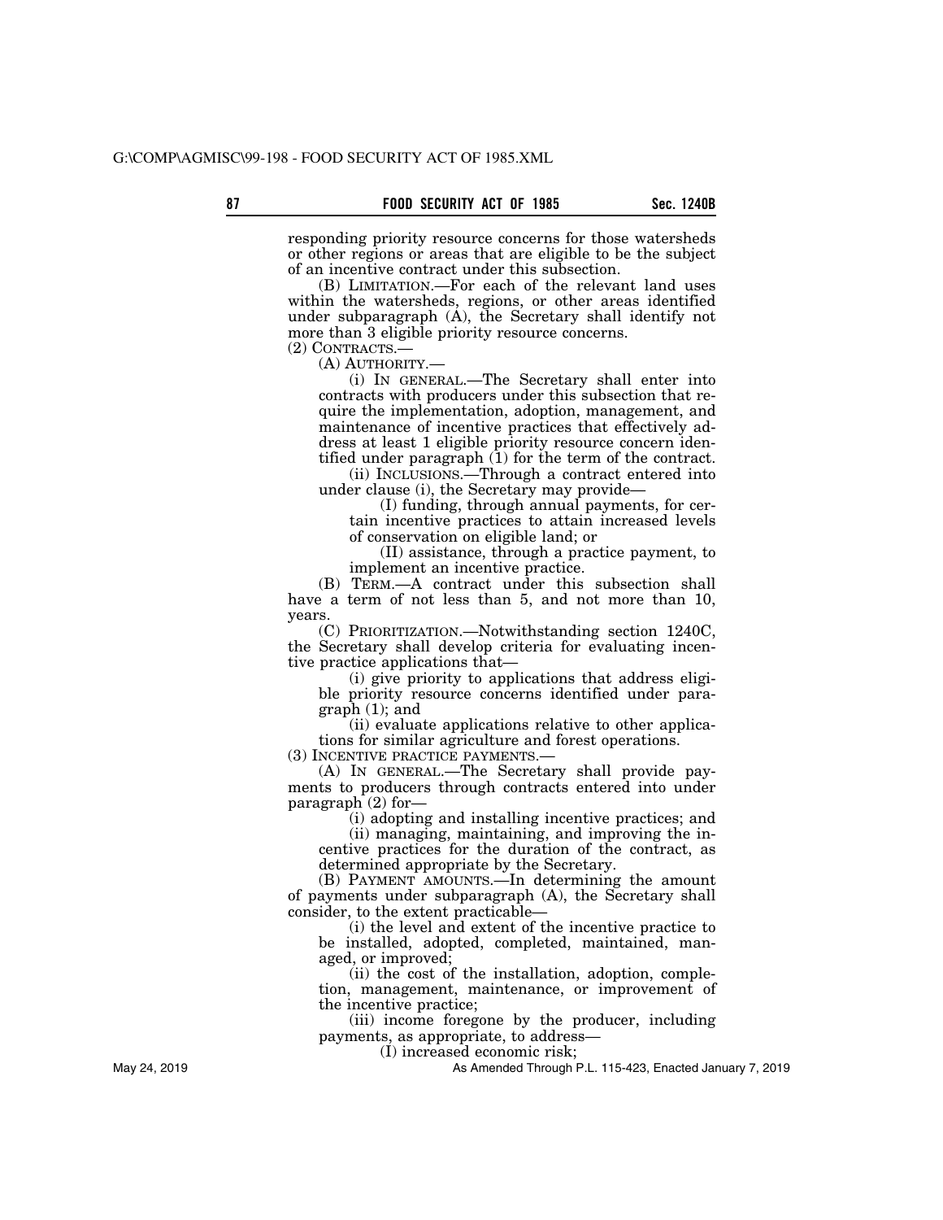responding priority resource concerns for those watersheds or other regions or areas that are eligible to be the subject of an incentive contract under this subsection.

(B) LIMITATION.—For each of the relevant land uses within the watersheds, regions, or other areas identified under subparagraph (A), the Secretary shall identify not more than 3 eligible priority resource concerns.

(2) CONTRACTS.—

(A) AUTHORITY.—

(i) IN GENERAL.—The Secretary shall enter into contracts with producers under this subsection that require the implementation, adoption, management, and maintenance of incentive practices that effectively address at least 1 eligible priority resource concern identified under paragraph (1) for the term of the contract.

(ii) INCLUSIONS.—Through a contract entered into under clause (i), the Secretary may provide—

(I) funding, through annual payments, for certain incentive practices to attain increased levels of conservation on eligible land; or

(II) assistance, through a practice payment, to implement an incentive practice.

(B) TERM.—A contract under this subsection shall have a term of not less than 5, and not more than 10, years.

(C) PRIORITIZATION.—Notwithstanding section 1240C, the Secretary shall develop criteria for evaluating incentive practice applications that—

(i) give priority to applications that address eligible priority resource concerns identified under paragraph (1); and

(ii) evaluate applications relative to other applications for similar agriculture and forest operations.

(3) INCENTIVE PRACTICE PAYMENTS.—

(A) IN GENERAL.—The Secretary shall provide payments to producers through contracts entered into under paragraph (2) for—

(i) adopting and installing incentive practices; and

(ii) managing, maintaining, and improving the incentive practices for the duration of the contract, as determined appropriate by the Secretary.

(B) PAYMENT AMOUNTS.—In determining the amount of payments under subparagraph (A), the Secretary shall consider, to the extent practicable—

(i) the level and extent of the incentive practice to be installed, adopted, completed, maintained, managed, or improved;

(ii) the cost of the installation, adoption, completion, management, maintenance, or improvement of the incentive practice;

(iii) income foregone by the producer, including payments, as appropriate, to address—

(I) increased economic risk;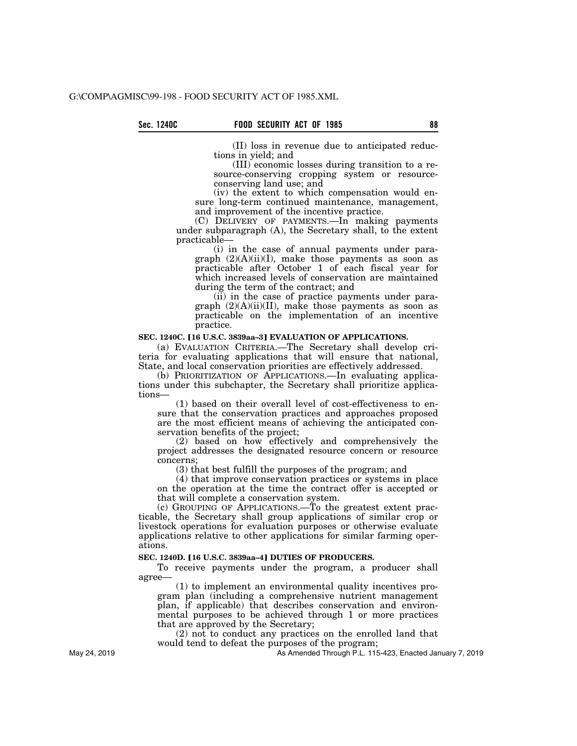(II) loss in revenue due to anticipated reductions in yield; and

(III) economic losses during transition to a resource-conserving cropping system or resource-conserving land use; and

(iv) the extent to which compensation would ensure long-term continued maintenance, management, and improvement of the incentive practice.

(C) DELIVERY OF PAYMENTS.—In making payments under subparagraph (A), the Secretary shall, to the extent practicable—

(i) in the case of annual payments under paragraph (2)(A)(ii)(I), make those payments as soon as practicable after October 1 of each fiscal year for which increased levels of conservation are maintained during the term of the contract; and

(ii) in the case of practice payments under paragraph (2)(A)(ii)(II), make those payments as soon as practicable on the implementation of an incentive practice.

**SEC. 1240C. [16 U.S.C. 3839aa–3] EVALUATION OF APPLICATIONS.**

(a) EVALUATION CRITERIA.—The Secretary shall develop criteria for evaluating applications that will ensure that national, State, and local conservation priorities are effectively addressed.

(b) PRIORITIZATION OF APPLICATIONS.—In evaluating applications under this subchapter, the Secretary shall prioritize applications—

(1) based on their overall level of cost-effectiveness to ensure that the conservation practices and approaches proposed are the most efficient means of achieving the anticipated conservation benefits of the project;

(2) based on how effectively and comprehensively the project addresses the designated resource concern or resource concerns;

(3) that best fulfill the purposes of the program; and

(4) that improve conservation practices or systems in place on the operation at the time the contract offer is accepted or that will complete a conservation system.

(c) GROUPING OF APPLICATIONS.—To the greatest extent practicable, the Secretary shall group applications of similar crop or livestock operations for evaluation purposes or otherwise evaluate applications relative to other applications for similar farming operations.

**SEC. 1240D. [16 U.S.C. 3839aa–4] DUTIES OF PRODUCERS.**

To receive payments under the program, a producer shall agree—

(1) to implement an environmental quality incentives program plan (including a comprehensive nutrient management plan, if applicable) that describes conservation and environmental purposes to be achieved through 1 or more practices that are approved by the Secretary;

(2) not to conduct any practices on the enrolled land that would tend to defeat the purposes of the program;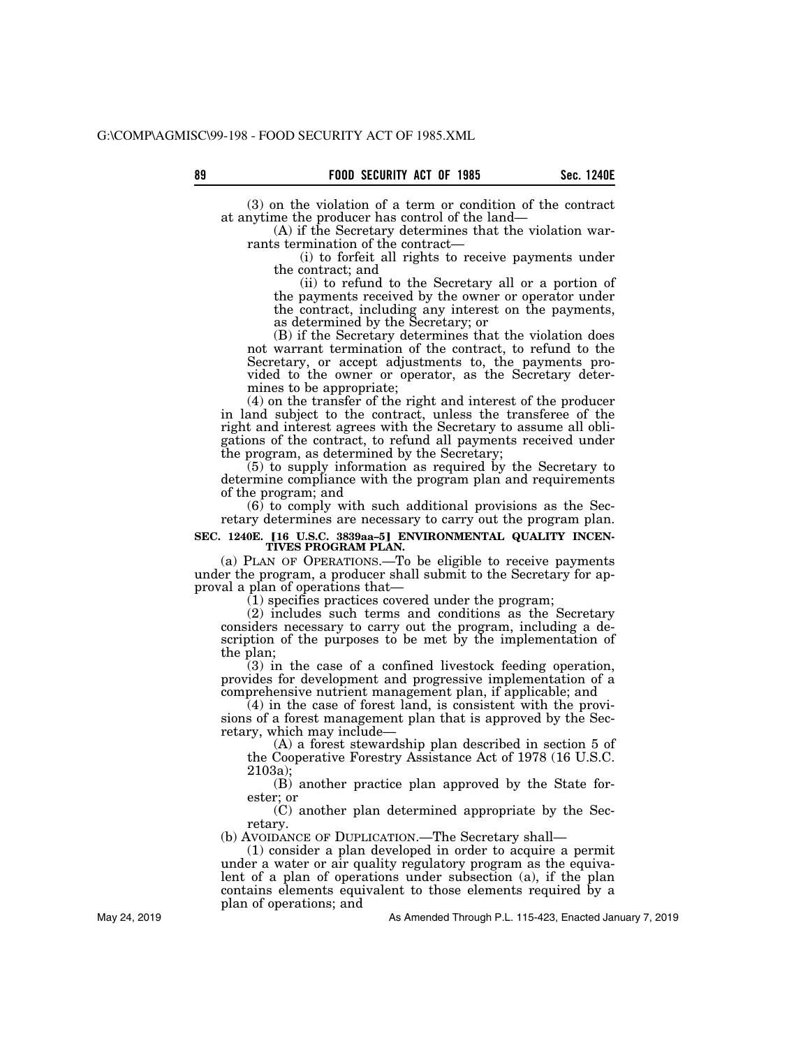(3) on the violation of a term or condition of the contract at anytime the producer has control of the land—

(A) if the Secretary determines that the violation warrants termination of the contract—

(i) to forfeit all rights to receive payments under the contract; and

(ii) to refund to the Secretary all or a portion of the payments received by the owner or operator under the contract, including any interest on the payments, as determined by the Secretary; or

(B) if the Secretary determines that the violation does not warrant termination of the contract, to refund to the Secretary, or accept adjustments to, the payments provided to the owner or operator, as the Secretary determines to be appropriate;

(4) on the transfer of the right and interest of the producer in land subject to the contract, unless the transferee of the right and interest agrees with the Secretary to assume all obligations of the contract, to refund all payments received under the program, as determined by the Secretary;

(5) to supply information as required by the Secretary to determine compliance with the program plan and requirements of the program; and

(6) to comply with such additional provisions as the Secretary determines are necessary to carry out the program plan.

**SEC. 1240E. [16 U.S.C. 3839aa–5] ENVIRONMENTAL QUALITY INCENTIVES PROGRAM PLAN.**

(a) PLAN OF OPERATIONS.—To be eligible to receive payments under the program, a producer shall submit to the Secretary for approval a plan of operations that—

(1) specifies practices covered under the program;

(2) includes such terms and conditions as the Secretary considers necessary to carry out the program, including a description of the purposes to be met by the implementation of the plan;

(3) in the case of a confined livestock feeding operation, provides for development and progressive implementation of a comprehensive nutrient management plan, if applicable; and

(4) in the case of forest land, is consistent with the provisions of a forest management plan that is approved by the Secretary, which may include—

(A) a forest stewardship plan described in section 5 of the Cooperative Forestry Assistance Act of 1978 (16 U.S.C. 2103a);

(B) another practice plan approved by the State forester; or

(C) another plan determined appropriate by the Secretary.

(b) AVOIDANCE OF DUPLICATION.—The Secretary shall—

(1) consider a plan developed in order to acquire a permit under a water or air quality regulatory program as the equivalent of a plan of operations under subsection (a), if the plan contains elements equivalent to those elements required by a plan of operations; and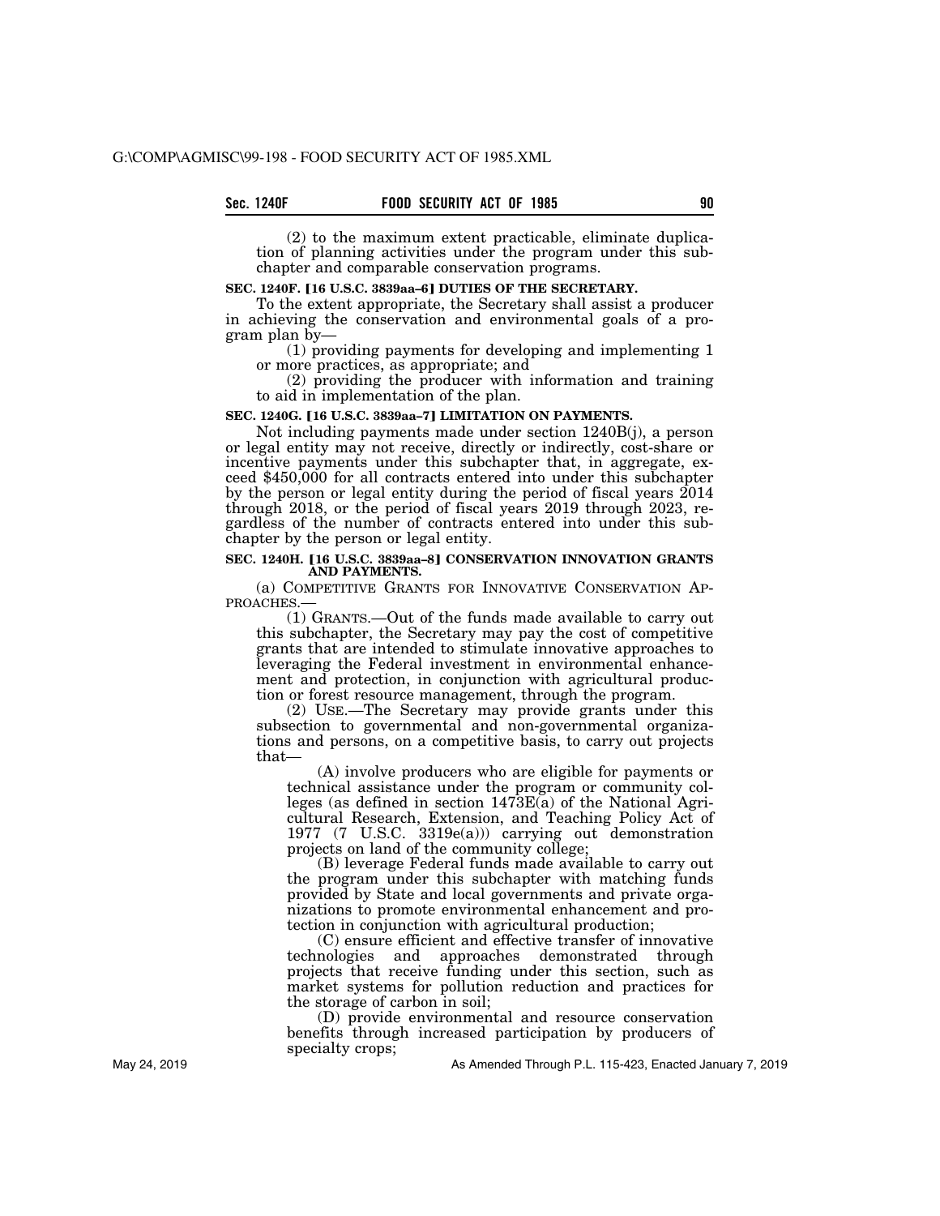(2) to the maximum extent practicable, eliminate duplication of planning activities under the program under this subchapter and comparable conservation programs.

**SEC. 1240F. [16 U.S.C. 3839aa–6] DUTIES OF THE SECRETARY.**

To the extent appropriate, the Secretary shall assist a producer in achieving the conservation and environmental goals of a program plan by—

(1) providing payments for developing and implementing 1 or more practices, as appropriate; and

(2) providing the producer with information and training to aid in implementation of the plan.

**SEC. 1240G. [16 U.S.C. 3839aa–7] LIMITATION ON PAYMENTS.**

Not including payments made under section 1240B(j), a person or legal entity may not receive, directly or indirectly, cost-share or incentive payments under this subchapter that, in aggregate, exceed $450,000 for all contracts entered into under this subchapter by the person or legal entity during the period of fiscal years 2014 through 2018, or the period of fiscal years 2019 through 2023, regardless of the number of contracts entered into under this subchapter by the person or legal entity.

**SEC. 1240H. [16 U.S.C. 3839aa–8] CONSERVATION INNOVATION GRANTS AND PAYMENTS.**

(a) COMPETITIVE GRANTS FOR INNOVATIVE CONSERVATION APPROACHES.—

(1) GRANTS.—Out of the funds made available to carry out this subchapter, the Secretary may pay the cost of competitive grants that are intended to stimulate innovative approaches to leveraging the Federal investment in environmental enhancement and protection, in conjunction with agricultural production or forest resource management, through the program.

(2) USE.—The Secretary may provide grants under this subsection to governmental and non-governmental organizations and persons, on a competitive basis, to carry out projects that—

(A) involve producers who are eligible for payments or technical assistance under the program or community colleges (as defined in section 1473E(a) of the National Agricultural Research, Extension, and Teaching Policy Act of 1977 (7 U.S.C. 3319e(a))) carrying out demonstration projects on land of the community college;

(B) leverage Federal funds made available to carry out the program under this subchapter with matching funds provided by State and local governments and private organizations to promote environmental enhancement and protection in conjunction with agricultural production;

(C) ensure efficient and effective transfer of innovative technologies and approaches demonstrated through projects that receive funding under this section, such as market systems for pollution reduction and practices for the storage of carbon in soil;

(D) provide environmental and resource conservation benefits through increased participation by producers of specialty crops;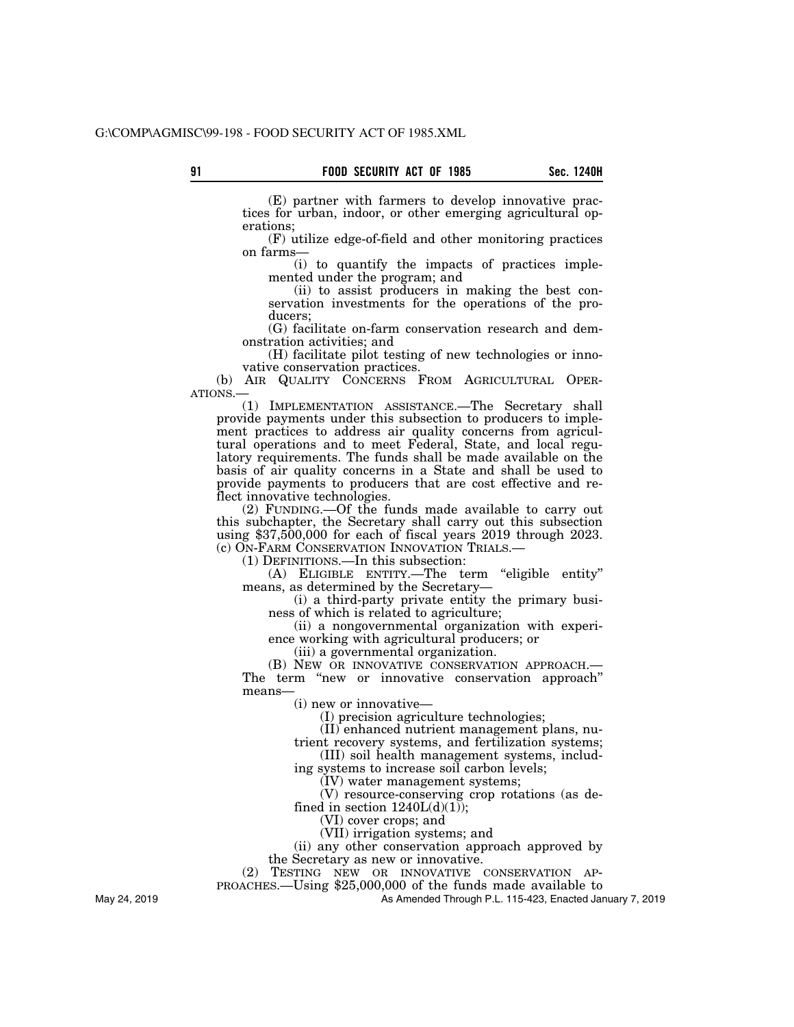(E) partner with farmers to develop innovative practices for urban, indoor, or other emerging agricultural operations;

(F) utilize edge-of-field and other monitoring practices on farms—

(i) to quantify the impacts of practices implemented under the program; and

(ii) to assist producers in making the best conservation investments for the operations of the producers;

(G) facilitate on-farm conservation research and demonstration activities; and

(H) facilitate pilot testing of new technologies or innovative conservation practices.

(b) AIR QUALITY CONCERNS FROM AGRICULTURAL OPERATIONS.—

(1) IMPLEMENTATION ASSISTANCE.—The Secretary shall provide payments under this subsection to producers to implement practices to address air quality concerns from agricultural operations and to meet Federal, State, and local regulatory requirements. The funds shall be made available on the basis of air quality concerns in a State and shall be used to provide payments to producers that are cost effective and reflect innovative technologies.

(2) FUNDING.—Of the funds made available to carry out this subchapter, the Secretary shall carry out this subsection using $37,500,000 for each of fiscal years 2019 through 2023.

(c) ON-FARM CONSERVATION INNOVATION TRIALS.—

(1) DEFINITIONS.—In this subsection:

(A) ELIGIBLE ENTITY.—The term "eligible entity" means, as determined by the Secretary—

(i) a third-party private entity the primary business of which is related to agriculture;

(ii) a nongovernmental organization with experience working with agricultural producers; or

(iii) a governmental organization.

(B) NEW OR INNOVATIVE CONSERVATION APPROACH.—The term "new or innovative conservation approach" means—

(i) new or innovative—

(I) precision agriculture technologies;

(II) enhanced nutrient management plans, nutrient recovery systems, and fertilization systems;

(III) soil health management systems, including systems to increase soil carbon levels;

(IV) water management systems;

(V) resource-conserving crop rotations (as defined in section 1240L(d)(1));

(VI) cover crops; and

(VII) irrigation systems; and

(ii) any other conservation approach approved by the Secretary as new or innovative.

(2) TESTING NEW OR INNOVATIVE CONSERVATION APPROACHES.—Using $25,000,000 of the funds made available to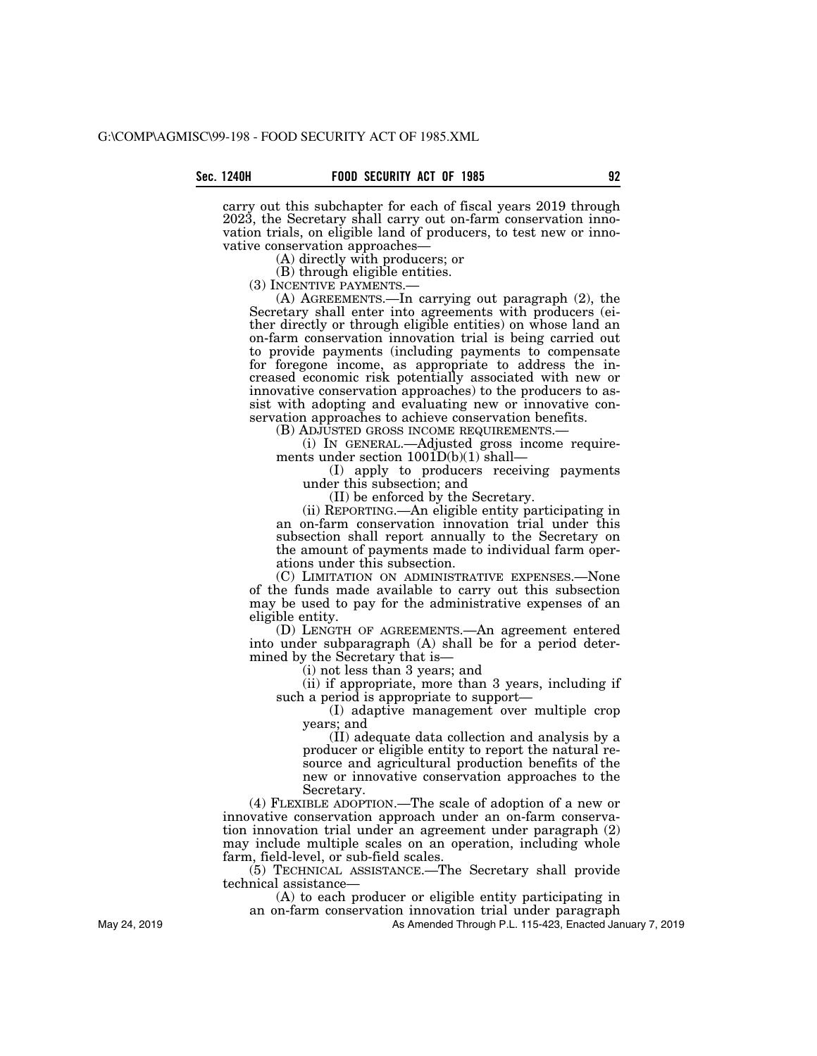carry out this subchapter for each of fiscal years 2019 through 2023, the Secretary shall carry out on-farm conservation innovation trials, on eligible land of producers, to test new or innovative conservation approaches—

(A) directly with producers; or

(B) through eligible entities.

(3) INCENTIVE PAYMENTS.—

(A) AGREEMENTS.—In carrying out paragraph (2), the Secretary shall enter into agreements with producers (either directly or through eligible entities) on whose land an on-farm conservation innovation trial is being carried out to provide payments (including payments to compensate for foregone income, as appropriate to address the increased economic risk potentially associated with new or innovative conservation approaches) to the producers to assist with adopting and evaluating new or innovative conservation approaches to achieve conservation benefits.

(B) ADJUSTED GROSS INCOME REQUIREMENTS.—

(i) IN GENERAL.—Adjusted gross income requirements under section 1001D(b)(1) shall—

(I) apply to producers receiving payments under this subsection; and

(II) be enforced by the Secretary.

(ii) REPORTING.—An eligible entity participating in an on-farm conservation innovation trial under this subsection shall report annually to the Secretary on the amount of payments made to individual farm operations under this subsection.

(C) LIMITATION ON ADMINISTRATIVE EXPENSES.—None of the funds made available to carry out this subsection may be used to pay for the administrative expenses of an eligible entity.

(D) LENGTH OF AGREEMENTS.—An agreement entered into under subparagraph (A) shall be for a period determined by the Secretary that is—

(i) not less than 3 years; and

(ii) if appropriate, more than 3 years, including if such a period is appropriate to support—

(I) adaptive management over multiple crop years; and

(II) adequate data collection and analysis by a producer or eligible entity to report the natural resource and agricultural production benefits of the new or innovative conservation approaches to the Secretary.

(4) FLEXIBLE ADOPTION.—The scale of adoption of a new or innovative conservation approach under an on-farm conservation innovation trial under an agreement under paragraph (2) may include multiple scales on an operation, including whole farm, field-level, or sub-field scales.

(5) TECHNICAL ASSISTANCE.—The Secretary shall provide technical assistance—

(A) to each producer or eligible entity participating in an on-farm conservation innovation trial under paragraph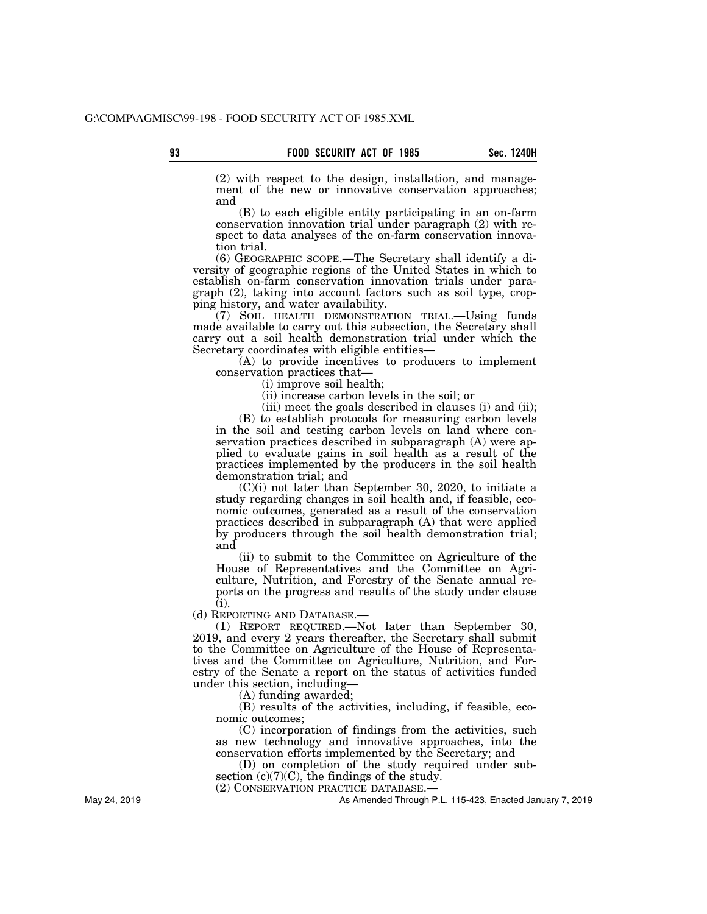(2) with respect to the design, installation, and management of the new or innovative conservation approaches; and

(B) to each eligible entity participating in an on-farm conservation innovation trial under paragraph (2) with respect to data analyses of the on-farm conservation innovation trial.

(6) GEOGRAPHIC SCOPE.—The Secretary shall identify a diversity of geographic regions of the United States in which to establish on-farm conservation innovation trials under paragraph (2), taking into account factors such as soil type, cropping history, and water availability.

(7) SOIL HEALTH DEMONSTRATION TRIAL.—Using funds made available to carry out this subsection, the Secretary shall carry out a soil health demonstration trial under which the Secretary coordinates with eligible entities—

(A) to provide incentives to producers to implement conservation practices that—

(i) improve soil health;

(ii) increase carbon levels in the soil; or

(iii) meet the goals described in clauses (i) and (ii);

(B) to establish protocols for measuring carbon levels in the soil and testing carbon levels on land where conservation practices described in subparagraph (A) were applied to evaluate gains in soil health as a result of the practices implemented by the producers in the soil health demonstration trial; and

(C)(i) not later than September 30, 2020, to initiate a study regarding changes in soil health and, if feasible, economic outcomes, generated as a result of the conservation practices described in subparagraph (A) that were applied by producers through the soil health demonstration trial; and

(ii) to submit to the Committee on Agriculture of the House of Representatives and the Committee on Agriculture, Nutrition, and Forestry of the Senate annual reports on the progress and results of the study under clause (i).

(d) REPORTING AND DATABASE.—

(1) REPORT REQUIRED.—Not later than September 30, 2019, and every 2 years thereafter, the Secretary shall submit to the Committee on Agriculture of the House of Representatives and the Committee on Agriculture, Nutrition, and Forestry of the Senate a report on the status of activities funded under this section, including—

(A) funding awarded;

(B) results of the activities, including, if feasible, economic outcomes;

(C) incorporation of findings from the activities, such as new technology and innovative approaches, into the conservation efforts implemented by the Secretary; and

(D) on completion of the study required under subsection (c)(7)(C), the findings of the study.

(2) CONSERVATION PRACTICE DATABASE.—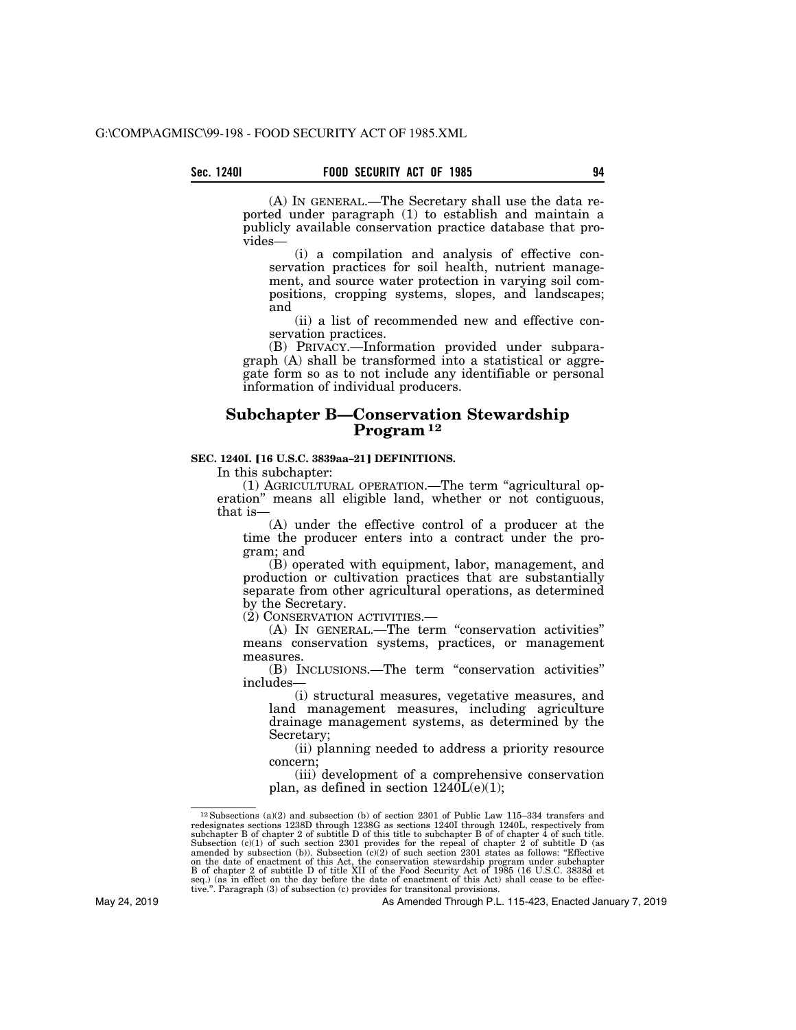(A) IN GENERAL.—The Secretary shall use the data reported under paragraph (1) to establish and maintain a publicly available conservation practice database that provides—

(i) a compilation and analysis of effective conservation practices for soil health, nutrient management, and source water protection in varying soil compositions, cropping systems, slopes, and landscapes; and

(ii) a list of recommended new and effective conservation practices.

(B) PRIVACY.—Information provided under subparagraph (A) shall be transformed into a statistical or aggregate form so as to not include any identifiable or personal information of individual producers.

## Subchapter B—Conservation Stewardship Program [12]

**SEC. 1240I. [16 U.S.C. 3839aa–21] DEFINITIONS.**

In this subchapter:

(1) AGRICULTURAL OPERATION.—The term "agricultural operation" means all eligible land, whether or not contiguous, that is—

(A) under the effective control of a producer at the time the producer enters into a contract under the program; and

(B) operated with equipment, labor, management, and production or cultivation practices that are substantially separate from other agricultural operations, as determined by the Secretary.

(2) CONSERVATION ACTIVITIES.—

(A) IN GENERAL.—The term "conservation activities" means conservation systems, practices, or management measures.

(B) INCLUSIONS.—The term "conservation activities" includes—

(i) structural measures, vegetative measures, and land management measures, including agriculture drainage management systems, as determined by the Secretary;

(ii) planning needed to address a priority resource concern;

(iii) development of a comprehensive conservation plan, as defined in section 1240L(e)(1);

---

[12] Subsections (a)(2) and subsection (b) of section 2301 of Public Law 115–334 transfers and redesignates sections 1238D through 1238G as sections 1240I through 1240L, respectively from subchapter B of chapter 2 of subtitle D of this title to subchapter B of of chapter 4 of such title. Subsection (c)(1) of such section 2301 provides for the repeal of chapter 2 of subtitle D (as amended by subsection (b)). Subsection (c)(2) of such section 2301 states as follows: "Effective on the date of enactment of this Act, the conservation stewardship program under subchapter B of chapter 2 of subtitle D of title XII of the Food Security Act of 1985 (16 U.S.C. 3838d et seq.) (as in effect on the day before the date of enactment of this Act) shall cease to be effective.". Paragraph (3) of subsection (c) provides for transitonal provisions.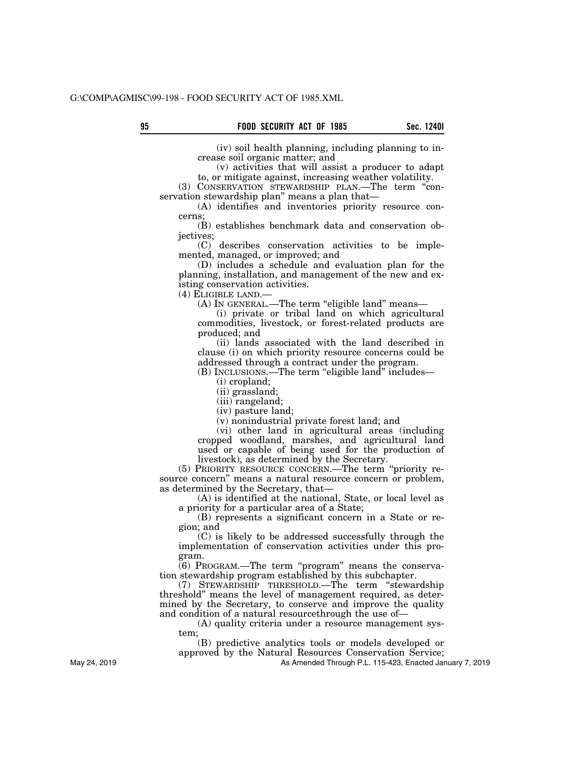(iv) soil health planning, including planning to increase soil organic matter; and

(v) activities that will assist a producer to adapt to, or mitigate against, increasing weather volatility.

(3) CONSERVATION STEWARDSHIP PLAN.—The term "conservation stewardship plan" means a plan that—

(A) identifies and inventories priority resource concerns;

(B) establishes benchmark data and conservation objectives;

(C) describes conservation activities to be implemented, managed, or improved; and

(D) includes a schedule and evaluation plan for the planning, installation, and management of the new and existing conservation activities.

(4) ELIGIBLE LAND.—

(A) IN GENERAL.—The term "eligible land" means—

(i) private or tribal land on which agricultural commodities, livestock, or forest-related products are produced; and

(ii) lands associated with the land described in clause (i) on which priority resource concerns could be addressed through a contract under the program.

(B) INCLUSIONS.—The term "eligible land" includes—

(i) cropland;

(ii) grassland;

(iii) rangeland;

(iv) pasture land;

(v) nonindustrial private forest land; and

(vi) other land in agricultural areas (including cropped woodland, marshes, and agricultural land used or capable of being used for the production of livestock), as determined by the Secretary.

(5) PRIORITY RESOURCE CONCERN.—The term "priority resource concern" means a natural resource concern or problem, as determined by the Secretary, that—

(A) is identified at the national, State, or local level as a priority for a particular area of a State;

(B) represents a significant concern in a State or region; and

(C) is likely to be addressed successfully through the implementation of conservation activities under this program.

(6) PROGRAM.—The term "program" means the conservation stewardship program established by this subchapter.

(7) STEWARDSHIP THRESHOLD.—The term "stewardship threshold" means the level of management required, as determined by the Secretary, to conserve and improve the quality and condition of a natural resourcethrough the use of—

(A) quality criteria under a resource management system;

(B) predictive analytics tools or models developed or approved by the Natural Resources Conservation Service;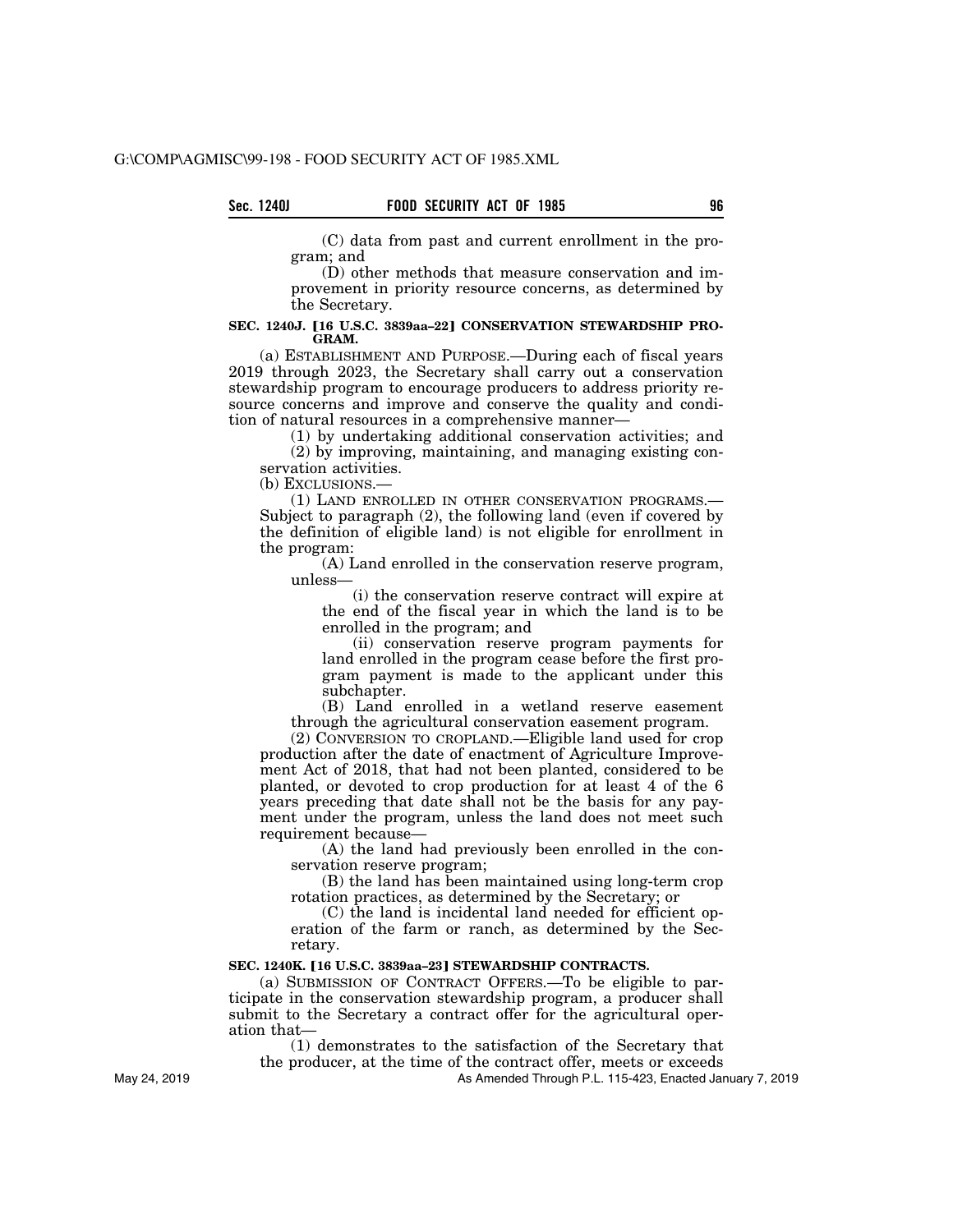(C) data from past and current enrollment in the program; and

(D) other methods that measure conservation and improvement in priority resource concerns, as determined by the Secretary.

**SEC. 1240J. [16 U.S.C. 3839aa–22] CONSERVATION STEWARDSHIP PROGRAM.**

(a) ESTABLISHMENT AND PURPOSE.—During each of fiscal years 2019 through 2023, the Secretary shall carry out a conservation stewardship program to encourage producers to address priority resource concerns and improve and conserve the quality and condition of natural resources in a comprehensive manner—

(1) by undertaking additional conservation activities; and

(2) by improving, maintaining, and managing existing conservation activities.

(b) EXCLUSIONS.—

(1) LAND ENROLLED IN OTHER CONSERVATION PROGRAMS.—Subject to paragraph (2), the following land (even if covered by the definition of eligible land) is not eligible for enrollment in the program:

(A) Land enrolled in the conservation reserve program, unless—

(i) the conservation reserve contract will expire at the end of the fiscal year in which the land is to be enrolled in the program; and

(ii) conservation reserve program payments for land enrolled in the program cease before the first program payment is made to the applicant under this subchapter.

(B) Land enrolled in a wetland reserve easement through the agricultural conservation easement program.

(2) CONVERSION TO CROPLAND.—Eligible land used for crop production after the date of enactment of Agriculture Improvement Act of 2018, that had not been planted, considered to be planted, or devoted to crop production for at least 4 of the 6 years preceding that date shall not be the basis for any payment under the program, unless the land does not meet such requirement because—

(A) the land had previously been enrolled in the conservation reserve program;

(B) the land has been maintained using long-term crop rotation practices, as determined by the Secretary; or

(C) the land is incidental land needed for efficient operation of the farm or ranch, as determined by the Secretary.

**SEC. 1240K. [16 U.S.C. 3839aa–23] STEWARDSHIP CONTRACTS.**

(a) SUBMISSION OF CONTRACT OFFERS.—To be eligible to participate in the conservation stewardship program, a producer shall submit to the Secretary a contract offer for the agricultural operation that—

(1) demonstrates to the satisfaction of the Secretary that the producer, at the time of the contract offer, meets or exceeds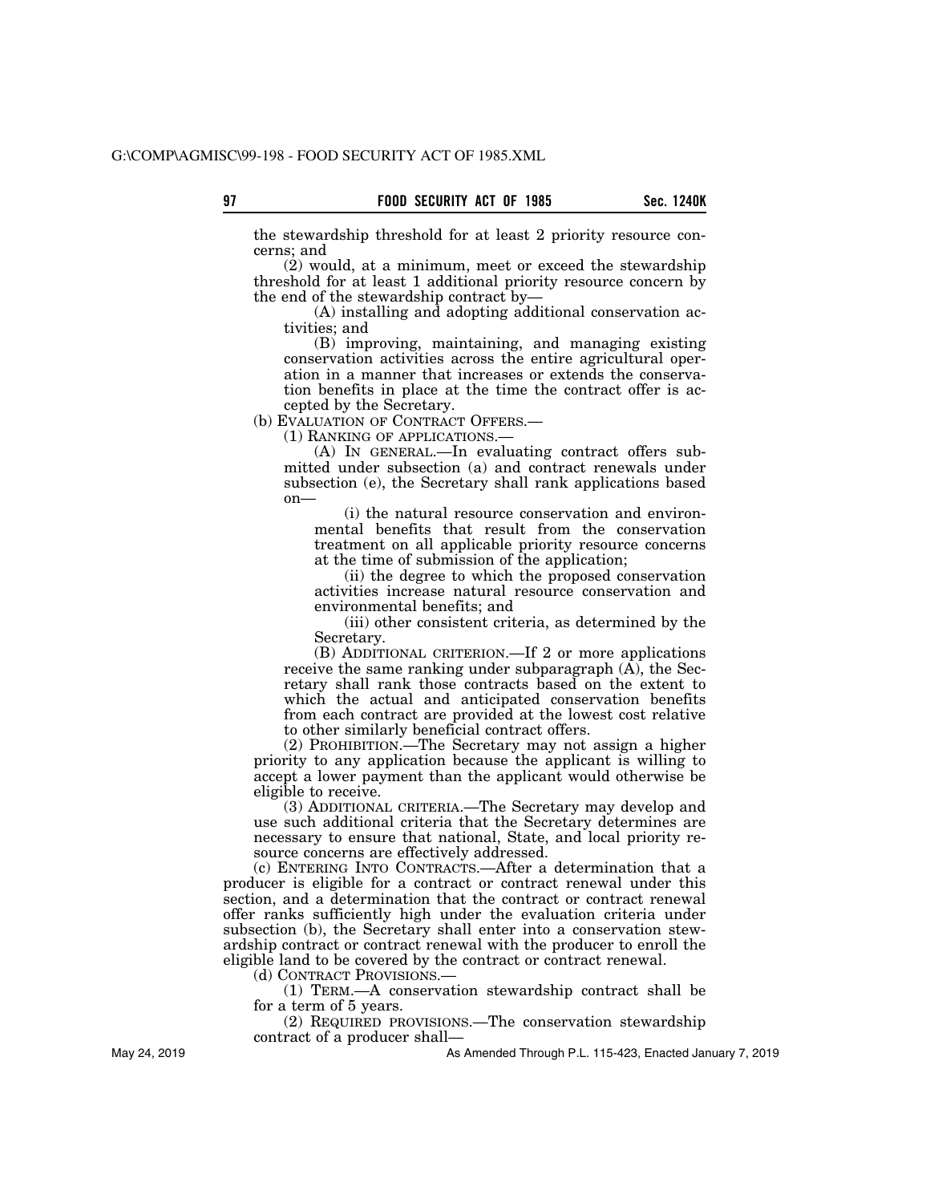the stewardship threshold for at least 2 priority resource concerns; and

(2) would, at a minimum, meet or exceed the stewardship threshold for at least 1 additional priority resource concern by the end of the stewardship contract by—

(A) installing and adopting additional conservation activities; and

(B) improving, maintaining, and managing existing conservation activities across the entire agricultural operation in a manner that increases or extends the conservation benefits in place at the time the contract offer is accepted by the Secretary.

(b) EVALUATION OF CONTRACT OFFERS.—

(1) RANKING OF APPLICATIONS.—

(A) IN GENERAL.—In evaluating contract offers submitted under subsection (a) and contract renewals under subsection (e), the Secretary shall rank applications based on—

(i) the natural resource conservation and environmental benefits that result from the conservation treatment on all applicable priority resource concerns at the time of submission of the application;

(ii) the degree to which the proposed conservation activities increase natural resource conservation and environmental benefits; and

(iii) other consistent criteria, as determined by the Secretary.

(B) ADDITIONAL CRITERION.—If 2 or more applications receive the same ranking under subparagraph (A), the Secretary shall rank those contracts based on the extent to which the actual and anticipated conservation benefits from each contract are provided at the lowest cost relative to other similarly beneficial contract offers.

(2) PROHIBITION.—The Secretary may not assign a higher priority to any application because the applicant is willing to accept a lower payment than the applicant would otherwise be eligible to receive.

(3) ADDITIONAL CRITERIA.—The Secretary may develop and use such additional criteria that the Secretary determines are necessary to ensure that national, State, and local priority resource concerns are effectively addressed.

(c) ENTERING INTO CONTRACTS.—After a determination that a producer is eligible for a contract or contract renewal under this section, and a determination that the contract or contract renewal offer ranks sufficiently high under the evaluation criteria under subsection (b), the Secretary shall enter into a conservation stewardship contract or contract renewal with the producer to enroll the eligible land to be covered by the contract or contract renewal.

(d) CONTRACT PROVISIONS.—

(1) TERM.—A conservation stewardship contract shall be for a term of 5 years.

(2) REQUIRED PROVISIONS.—The conservation stewardship contract of a producer shall—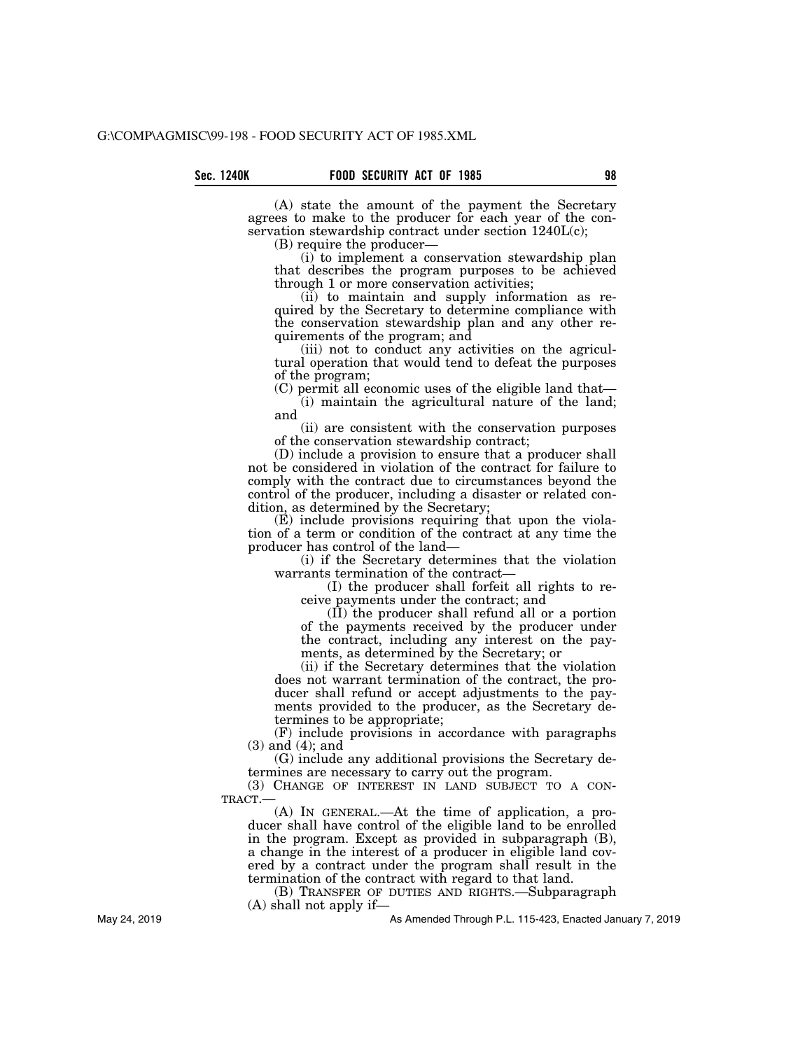(A) state the amount of the payment the Secretary agrees to make to the producer for each year of the conservation stewardship contract under section 1240L(c);

(B) require the producer—

(i) to implement a conservation stewardship plan that describes the program purposes to be achieved through 1 or more conservation activities;

(ii) to maintain and supply information as required by the Secretary to determine compliance with the conservation stewardship plan and any other requirements of the program; and

(iii) not to conduct any activities on the agricultural operation that would tend to defeat the purposes of the program;

(C) permit all economic uses of the eligible land that—

(i) maintain the agricultural nature of the land; and

(ii) are consistent with the conservation purposes of the conservation stewardship contract;

(D) include a provision to ensure that a producer shall not be considered in violation of the contract for failure to comply with the contract due to circumstances beyond the control of the producer, including a disaster or related condition, as determined by the Secretary;

(E) include provisions requiring that upon the violation of a term or condition of the contract at any time the producer has control of the land—

(i) if the Secretary determines that the violation warrants termination of the contract—

(I) the producer shall forfeit all rights to receive payments under the contract; and

(II) the producer shall refund all or a portion of the payments received by the producer under the contract, including any interest on the payments, as determined by the Secretary; or

(ii) if the Secretary determines that the violation does not warrant termination of the contract, the producer shall refund or accept adjustments to the payments provided to the producer, as the Secretary determines to be appropriate;

(F) include provisions in accordance with paragraphs (3) and (4); and

(G) include any additional provisions the Secretary determines are necessary to carry out the program.

(3) CHANGE OF INTEREST IN LAND SUBJECT TO A CONTRACT.—

(A) IN GENERAL.—At the time of application, a producer shall have control of the eligible land to be enrolled in the program. Except as provided in subparagraph (B), a change in the interest of a producer in eligible land covered by a contract under the program shall result in the termination of the contract with regard to that land.

(B) TRANSFER OF DUTIES AND RIGHTS.—Subparagraph (A) shall not apply if—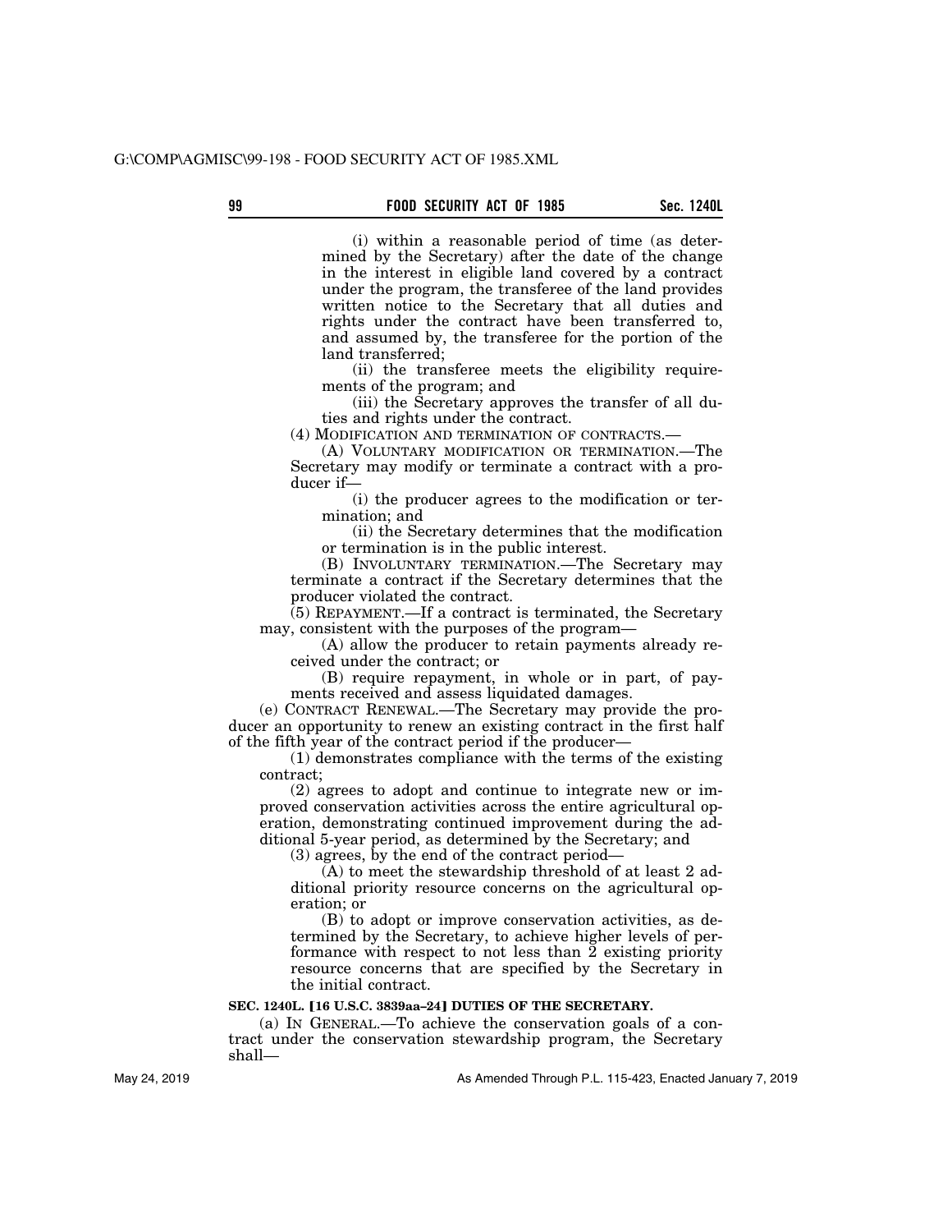(i) within a reasonable period of time (as determined by the Secretary) after the date of the change in the interest in eligible land covered by a contract under the program, the transferee of the land provides written notice to the Secretary that all duties and rights under the contract have been transferred to, and assumed by, the transferee for the portion of the land transferred;

(ii) the transferee meets the eligibility requirements of the program; and

(iii) the Secretary approves the transfer of all duties and rights under the contract.

(4) MODIFICATION AND TERMINATION OF CONTRACTS.—

(A) VOLUNTARY MODIFICATION OR TERMINATION.—The Secretary may modify or terminate a contract with a producer if—

(i) the producer agrees to the modification or termination; and

(ii) the Secretary determines that the modification or termination is in the public interest.

(B) INVOLUNTARY TERMINATION.—The Secretary may terminate a contract if the Secretary determines that the producer violated the contract.

(5) REPAYMENT.—If a contract is terminated, the Secretary may, consistent with the purposes of the program—

(A) allow the producer to retain payments already received under the contract; or

(B) require repayment, in whole or in part, of payments received and assess liquidated damages.

(e) CONTRACT RENEWAL.—The Secretary may provide the producer an opportunity to renew an existing contract in the first half of the fifth year of the contract period if the producer—

(1) demonstrates compliance with the terms of the existing contract;

(2) agrees to adopt and continue to integrate new or improved conservation activities across the entire agricultural operation, demonstrating continued improvement during the additional 5-year period, as determined by the Secretary; and

(3) agrees, by the end of the contract period—

(A) to meet the stewardship threshold of at least 2 additional priority resource concerns on the agricultural operation; or

(B) to adopt or improve conservation activities, as determined by the Secretary, to achieve higher levels of performance with respect to not less than 2 existing priority resource concerns that are specified by the Secretary in the initial contract.

**SEC. 1240L. [16 U.S.C. 3839aa–24] DUTIES OF THE SECRETARY.**

(a) IN GENERAL.—To achieve the conservation goals of a contract under the conservation stewardship program, the Secretary shall—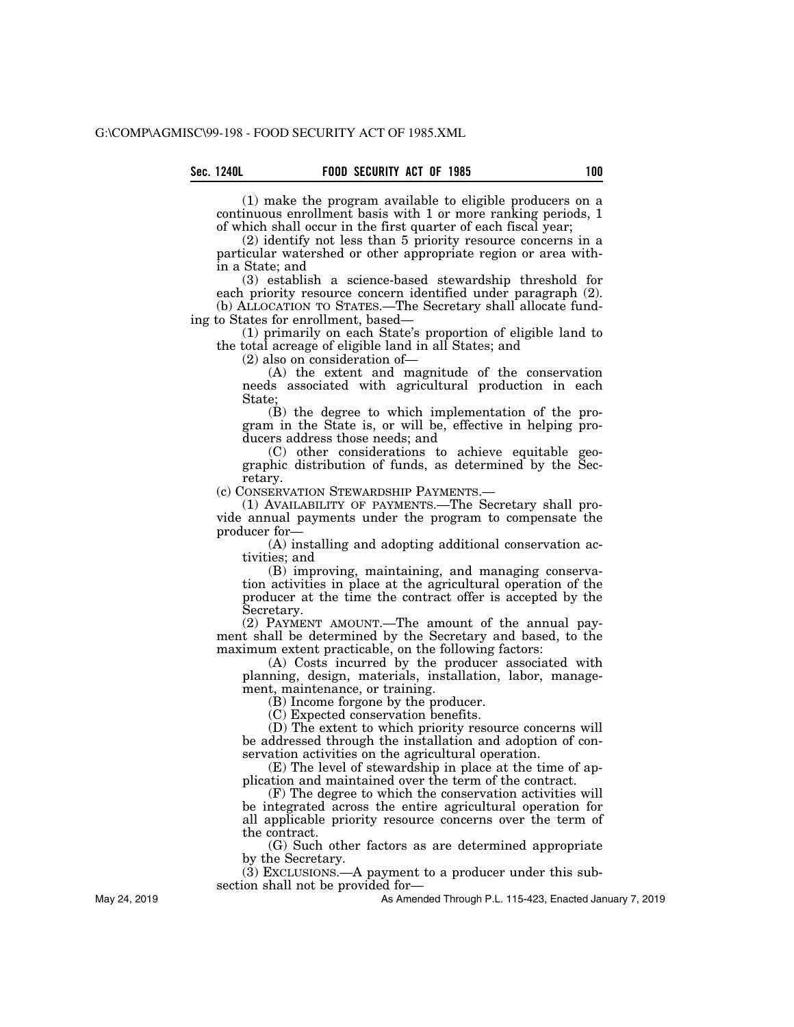(1) make the program available to eligible producers on a continuous enrollment basis with 1 or more ranking periods, 1 of which shall occur in the first quarter of each fiscal year;

(2) identify not less than 5 priority resource concerns in a particular watershed or other appropriate region or area within a State; and

(3) establish a science-based stewardship threshold for each priority resource concern identified under paragraph (2).

(b) ALLOCATION TO STATES.—The Secretary shall allocate funding to States for enrollment, based—

(1) primarily on each State's proportion of eligible land to the total acreage of eligible land in all States; and

(2) also on consideration of—

(A) the extent and magnitude of the conservation needs associated with agricultural production in each State;

(B) the degree to which implementation of the program in the State is, or will be, effective in helping producers address those needs; and

(C) other considerations to achieve equitable geographic distribution of funds, as determined by the Secretary.

(c) CONSERVATION STEWARDSHIP PAYMENTS.—

(1) AVAILABILITY OF PAYMENTS.—The Secretary shall provide annual payments under the program to compensate the producer for—

(A) installing and adopting additional conservation activities; and

(B) improving, maintaining, and managing conservation activities in place at the agricultural operation of the producer at the time the contract offer is accepted by the Secretary.

(2) PAYMENT AMOUNT.—The amount of the annual payment shall be determined by the Secretary and based, to the maximum extent practicable, on the following factors:

(A) Costs incurred by the producer associated with planning, design, materials, installation, labor, management, maintenance, or training.

(B) Income forgone by the producer.

(C) Expected conservation benefits.

(D) The extent to which priority resource concerns will be addressed through the installation and adoption of conservation activities on the agricultural operation.

(E) The level of stewardship in place at the time of application and maintained over the term of the contract.

(F) The degree to which the conservation activities will be integrated across the entire agricultural operation for all applicable priority resource concerns over the term of the contract.

(G) Such other factors as are determined appropriate by the Secretary.

(3) EXCLUSIONS.—A payment to a producer under this subsection shall not be provided for—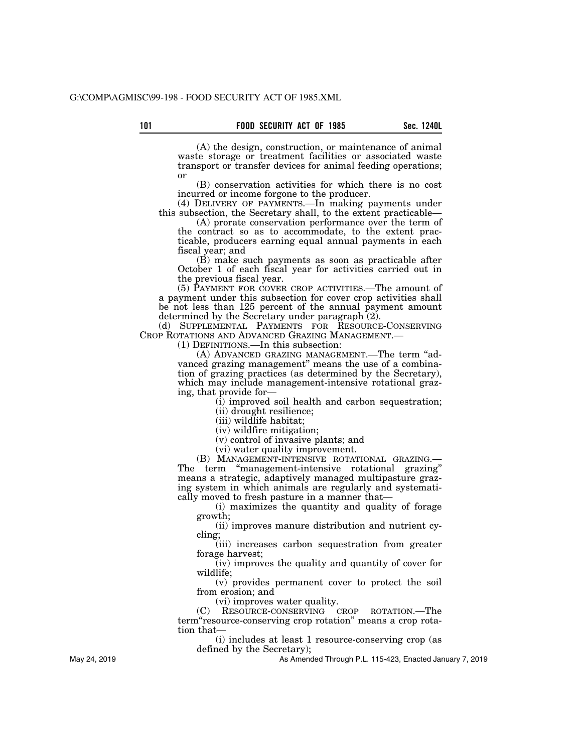(A) the design, construction, or maintenance of animal waste storage or treatment facilities or associated waste transport or transfer devices for animal feeding operations; or

(B) conservation activities for which there is no cost incurred or income forgone to the producer.

(4) DELIVERY OF PAYMENTS.—In making payments under this subsection, the Secretary shall, to the extent practicable—

(A) prorate conservation performance over the term of the contract so as to accommodate, to the extent practicable, producers earning equal annual payments in each fiscal year; and

(B) make such payments as soon as practicable after October 1 of each fiscal year for activities carried out in the previous fiscal year.

(5) PAYMENT FOR COVER CROP ACTIVITIES.—The amount of a payment under this subsection for cover crop activities shall be not less than 125 percent of the annual payment amount determined by the Secretary under paragraph (2).

(d) SUPPLEMENTAL PAYMENTS FOR RESOURCE-CONSERVING CROP ROTATIONS AND ADVANCED GRAZING MANAGEMENT.—

(1) DEFINITIONS.—In this subsection:

(A) ADVANCED GRAZING MANAGEMENT.—The term "advanced grazing management" means the use of a combination of grazing practices (as determined by the Secretary), which may include management-intensive rotational grazing, that provide for—

(i) improved soil health and carbon sequestration;

(ii) drought resilience;

(iii) wildlife habitat;

(iv) wildfire mitigation;

(v) control of invasive plants; and

(vi) water quality improvement.

(B) MANAGEMENT-INTENSIVE ROTATIONAL GRAZING.—The term "management-intensive rotational grazing" means a strategic, adaptively managed multipasture grazing system in which animals are regularly and systematically moved to fresh pasture in a manner that—

(i) maximizes the quantity and quality of forage growth;

(ii) improves manure distribution and nutrient cycling;

(iii) increases carbon sequestration from greater forage harvest;

(iv) improves the quality and quantity of cover for wildlife;

(v) provides permanent cover to protect the soil from erosion; and

(vi) improves water quality.

(C) RESOURCE-CONSERVING CROP ROTATION.—The term"resource-conserving crop rotation" means a crop rotation that—

(i) includes at least 1 resource-conserving crop (as defined by the Secretary);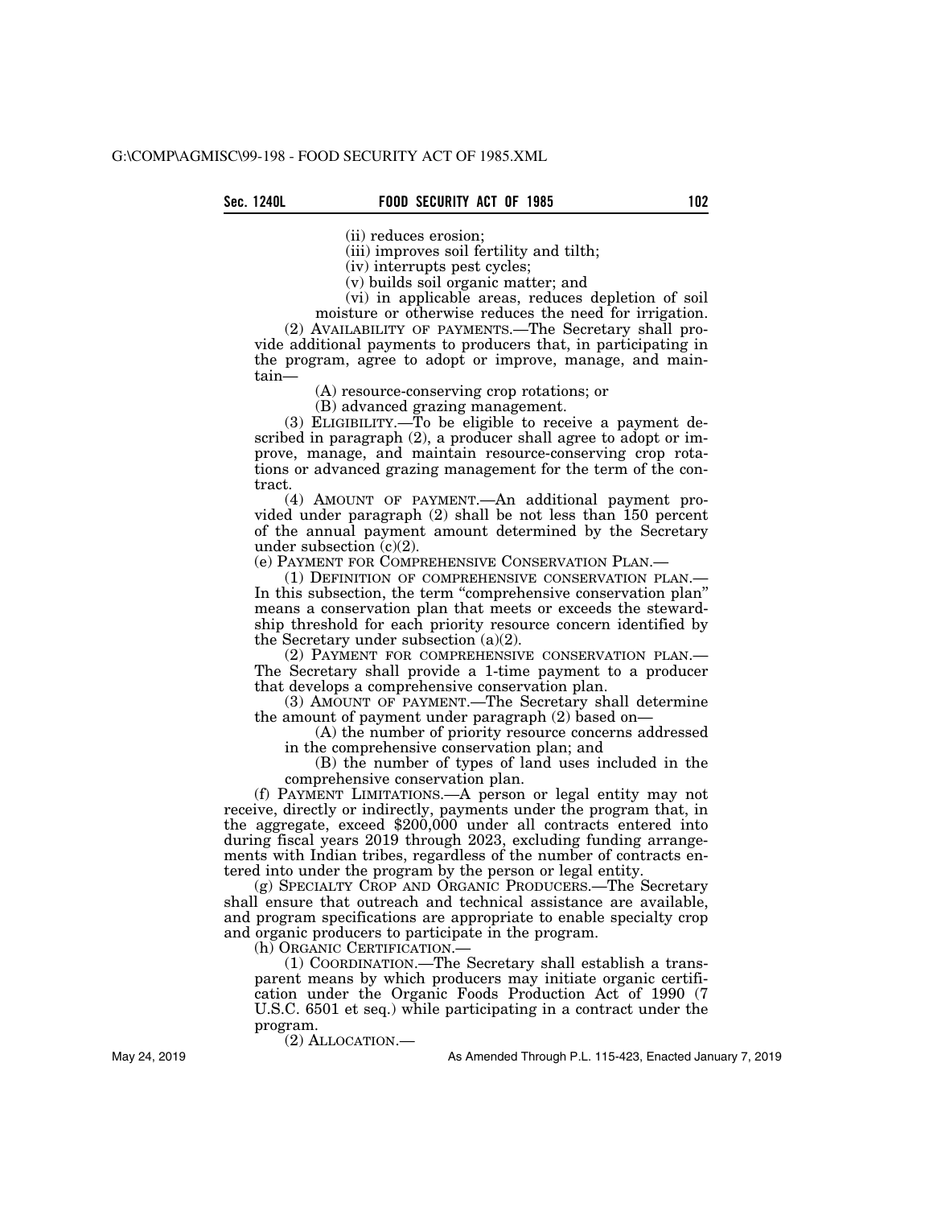(ii) reduces erosion;

(iii) improves soil fertility and tilth;

(iv) interrupts pest cycles;

(v) builds soil organic matter; and

(vi) in applicable areas, reduces depletion of soil moisture or otherwise reduces the need for irrigation.

(2) AVAILABILITY OF PAYMENTS.—The Secretary shall provide additional payments to producers that, in participating in the program, agree to adopt or improve, manage, and maintain—

(A) resource-conserving crop rotations; or

(B) advanced grazing management.

(3) ELIGIBILITY.—To be eligible to receive a payment described in paragraph (2), a producer shall agree to adopt or improve, manage, and maintain resource-conserving crop rotations or advanced grazing management for the term of the contract.

(4) AMOUNT OF PAYMENT.—An additional payment provided under paragraph (2) shall be not less than 150 percent of the annual payment amount determined by the Secretary under subsection (c)(2).

(e) PAYMENT FOR COMPREHENSIVE CONSERVATION PLAN.—

(1) DEFINITION OF COMPREHENSIVE CONSERVATION PLAN.— In this subsection, the term "comprehensive conservation plan" means a conservation plan that meets or exceeds the stewardship threshold for each priority resource concern identified by the Secretary under subsection (a)(2).

(2) PAYMENT FOR COMPREHENSIVE CONSERVATION PLAN.— The Secretary shall provide a 1-time payment to a producer that develops a comprehensive conservation plan.

(3) AMOUNT OF PAYMENT.—The Secretary shall determine the amount of payment under paragraph (2) based on—

(A) the number of priority resource concerns addressed in the comprehensive conservation plan; and

(B) the number of types of land uses included in the comprehensive conservation plan.

(f) PAYMENT LIMITATIONS.—A person or legal entity may not receive, directly or indirectly, payments under the program that, in the aggregate, exceed $200,000 under all contracts entered into during fiscal years 2019 through 2023, excluding funding arrangements with Indian tribes, regardless of the number of contracts entered into under the program by the person or legal entity.

(g) SPECIALTY CROP AND ORGANIC PRODUCERS.—The Secretary shall ensure that outreach and technical assistance are available, and program specifications are appropriate to enable specialty crop and organic producers to participate in the program.

(h) ORGANIC CERTIFICATION.—

(1) COORDINATION.—The Secretary shall establish a transparent means by which producers may initiate organic certification under the Organic Foods Production Act of 1990 (7 U.S.C. 6501 et seq.) while participating in a contract under the program.

(2) ALLOCATION.—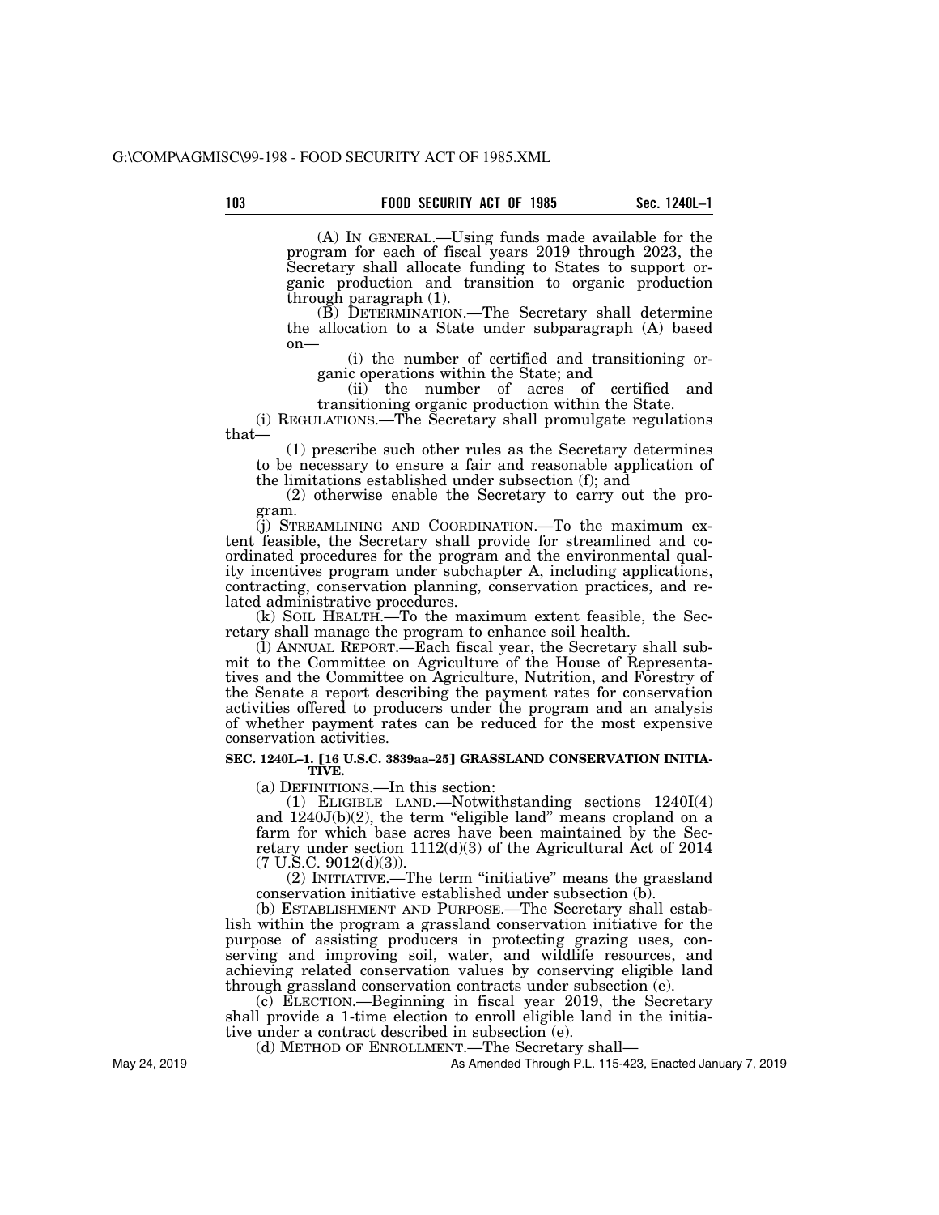(A) IN GENERAL.—Using funds made available for the program for each of fiscal years 2019 through 2023, the Secretary shall allocate funding to States to support organic production and transition to organic production through paragraph (1).

(B) DETERMINATION.—The Secretary shall determine the allocation to a State under subparagraph (A) based on—

(i) the number of certified and transitioning organic operations within the State; and

(ii) the number of acres of certified and transitioning organic production within the State.

(i) REGULATIONS.—The Secretary shall promulgate regulations that—

(1) prescribe such other rules as the Secretary determines to be necessary to ensure a fair and reasonable application of the limitations established under subsection (f); and

(2) otherwise enable the Secretary to carry out the program.

(j) STREAMLINING AND COORDINATION.—To the maximum extent feasible, the Secretary shall provide for streamlined and coordinated procedures for the program and the environmental quality incentives program under subchapter A, including applications, contracting, conservation planning, conservation practices, and related administrative procedures.

(k) SOIL HEALTH.—To the maximum extent feasible, the Secretary shall manage the program to enhance soil health.

(l) ANNUAL REPORT.—Each fiscal year, the Secretary shall submit to the Committee on Agriculture of the House of Representatives and the Committee on Agriculture, Nutrition, and Forestry of the Senate a report describing the payment rates for conservation activities offered to producers under the program and an analysis of whether payment rates can be reduced for the most expensive conservation activities.

**SEC. 1240L–1. [16 U.S.C. 3839aa–25] GRASSLAND CONSERVATION INITIATIVE.**

(a) DEFINITIONS.—In this section:

(1) ELIGIBLE LAND.—Notwithstanding sections 1240I(4) and 1240J(b)(2), the term "eligible land" means cropland on a farm for which base acres have been maintained by the Secretary under section 1112(d)(3) of the Agricultural Act of 2014 (7 U.S.C. 9012(d)(3)).

(2) INITIATIVE.—The term "initiative" means the grassland conservation initiative established under subsection (b).

(b) ESTABLISHMENT AND PURPOSE.—The Secretary shall establish within the program a grassland conservation initiative for the purpose of assisting producers in protecting grazing uses, conserving and improving soil, water, and wildlife resources, and achieving related conservation values by conserving eligible land through grassland conservation contracts under subsection (e).

(c) ELECTION.—Beginning in fiscal year 2019, the Secretary shall provide a 1-time election to enroll eligible land in the initiative under a contract described in subsection (e).

(d) METHOD OF ENROLLMENT.—The Secretary shall—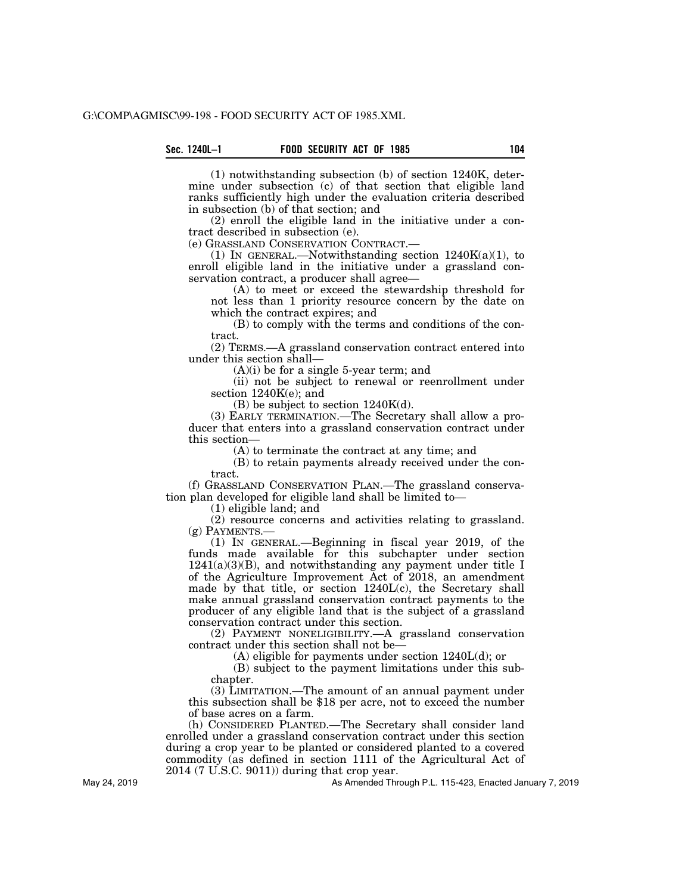(1) notwithstanding subsection (b) of section 1240K, determine under subsection (c) of that section that eligible land ranks sufficiently high under the evaluation criteria described in subsection (b) of that section; and

(2) enroll the eligible land in the initiative under a contract described in subsection (e).

(e) GRASSLAND CONSERVATION CONTRACT.—

(1) IN GENERAL.—Notwithstanding section 1240K(a)(1), to enroll eligible land in the initiative under a grassland conservation contract, a producer shall agree—

(A) to meet or exceed the stewardship threshold for not less than 1 priority resource concern by the date on which the contract expires; and

(B) to comply with the terms and conditions of the contract.

(2) TERMS.—A grassland conservation contract entered into under this section shall—

(A)(i) be for a single 5-year term; and

(ii) not be subject to renewal or reenrollment under section 1240K(e); and

(B) be subject to section 1240K(d).

(3) EARLY TERMINATION.—The Secretary shall allow a producer that enters into a grassland conservation contract under this section—

(A) to terminate the contract at any time; and

(B) to retain payments already received under the contract.

(f) GRASSLAND CONSERVATION PLAN.—The grassland conservation plan developed for eligible land shall be limited to—

(1) eligible land; and

(2) resource concerns and activities relating to grassland.

(g) PAYMENTS.—

(1) IN GENERAL.—Beginning in fiscal year 2019, of the funds made available for this subchapter under section 1241(a)(3)(B), and notwithstanding any payment under title I of the Agriculture Improvement Act of 2018, an amendment made by that title, or section 1240L(c), the Secretary shall make annual grassland conservation contract payments to the producer of any eligible land that is the subject of a grassland conservation contract under this section.

(2) PAYMENT NONELIGIBILITY.—A grassland conservation contract under this section shall not be—

(A) eligible for payments under section 1240L(d); or

(B) subject to the payment limitations under this subchapter.

(3) LIMITATION.—The amount of an annual payment under this subsection shall be $18 per acre, not to exceed the number of base acres on a farm.

(h) CONSIDERED PLANTED.—The Secretary shall consider land enrolled under a grassland conservation contract under this section during a crop year to be planted or considered planted to a covered commodity (as defined in section 1111 of the Agricultural Act of 2014 (7 U.S.C. 9011)) during that crop year.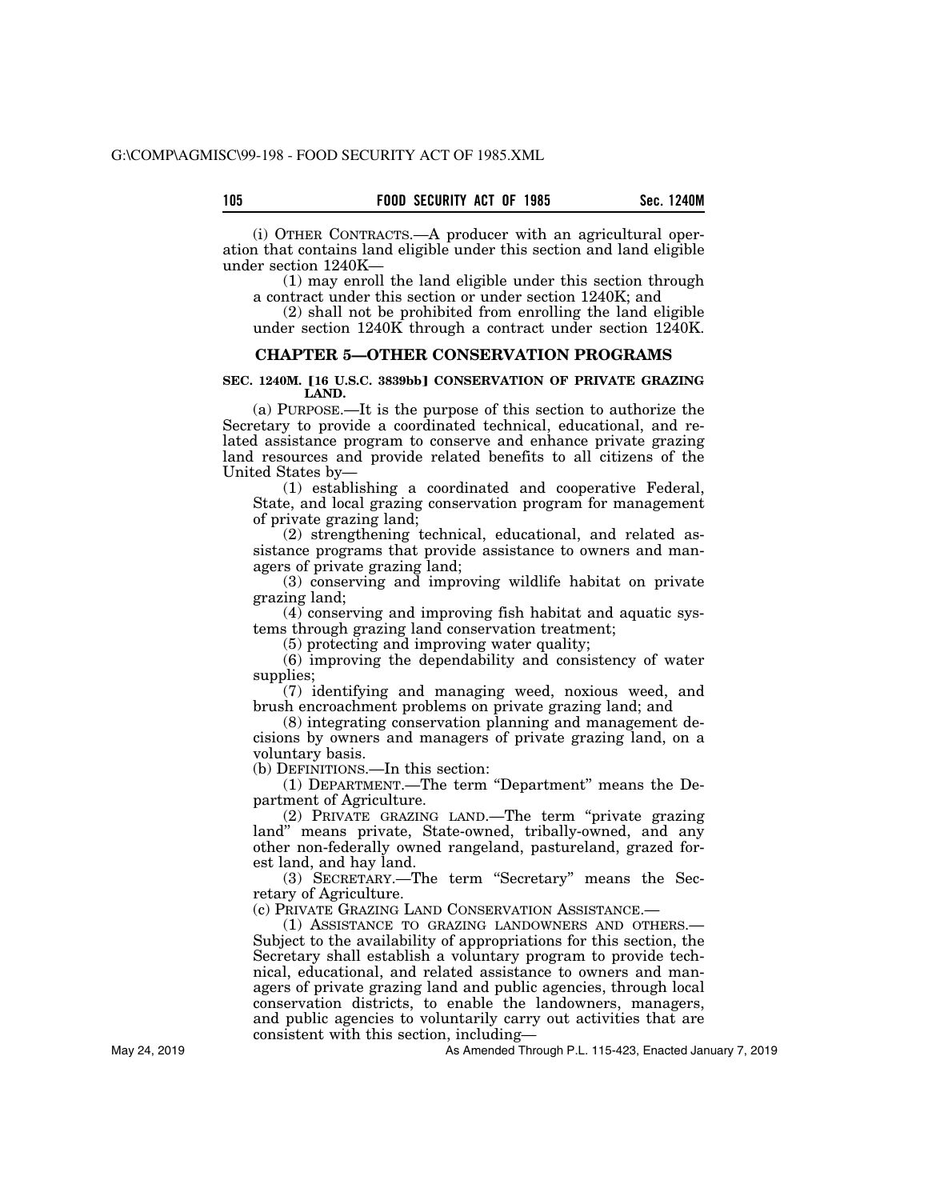(i) OTHER CONTRACTS.—A producer with an agricultural operation that contains land eligible under this section and land eligible under section 1240K—

(1) may enroll the land eligible under this section through a contract under this section or under section 1240K; and

(2) shall not be prohibited from enrolling the land eligible under section 1240K through a contract under section 1240K.

## CHAPTER 5—OTHER CONSERVATION PROGRAMS

### SEC. 1240M. [16 U.S.C. 3839bb] CONSERVATION OF PRIVATE GRAZING LAND.

(a) PURPOSE.—It is the purpose of this section to authorize the Secretary to provide a coordinated technical, educational, and related assistance program to conserve and enhance private grazing land resources and provide related benefits to all citizens of the United States by—

(1) establishing a coordinated and cooperative Federal, State, and local grazing conservation program for management of private grazing land;

(2) strengthening technical, educational, and related assistance programs that provide assistance to owners and managers of private grazing land;

(3) conserving and improving wildlife habitat on private grazing land;

(4) conserving and improving fish habitat and aquatic systems through grazing land conservation treatment;

(5) protecting and improving water quality;

(6) improving the dependability and consistency of water supplies;

(7) identifying and managing weed, noxious weed, and brush encroachment problems on private grazing land; and

(8) integrating conservation planning and management decisions by owners and managers of private grazing land, on a voluntary basis.

(b) DEFINITIONS.—In this section:

(1) DEPARTMENT.—The term "Department" means the Department of Agriculture.

(2) PRIVATE GRAZING LAND.—The term "private grazing land" means private, State-owned, tribally-owned, and any other non-federally owned rangeland, pastureland, grazed forest land, and hay land.

(3) SECRETARY.—The term "Secretary" means the Secretary of Agriculture.

(c) PRIVATE GRAZING LAND CONSERVATION ASSISTANCE.—

(1) ASSISTANCE TO GRAZING LANDOWNERS AND OTHERS.—Subject to the availability of appropriations for this section, the Secretary shall establish a voluntary program to provide technical, educational, and related assistance to owners and managers of private grazing land and public agencies, through local conservation districts, to enable the landowners, managers, and public agencies to voluntarily carry out activities that are consistent with this section, including—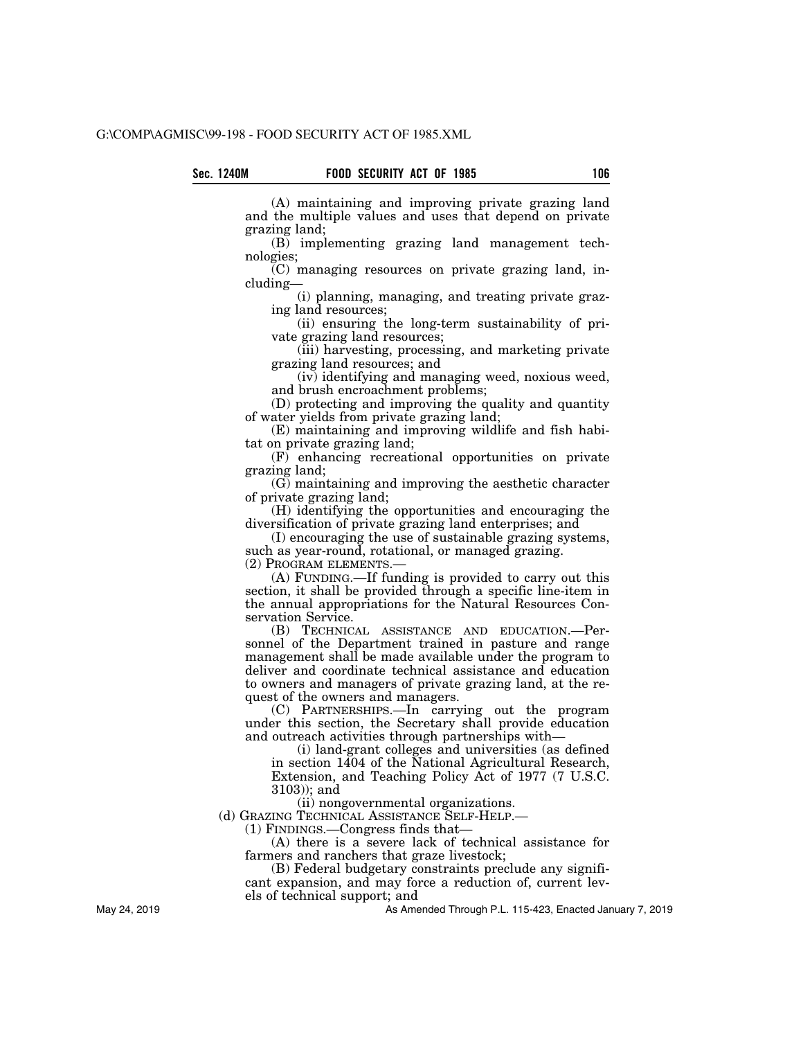(A) maintaining and improving private grazing land and the multiple values and uses that depend on private grazing land;

(B) implementing grazing land management technologies;

(C) managing resources on private grazing land, including—

(i) planning, managing, and treating private grazing land resources;

(ii) ensuring the long-term sustainability of private grazing land resources;

(iii) harvesting, processing, and marketing private grazing land resources; and

(iv) identifying and managing weed, noxious weed, and brush encroachment problems;

(D) protecting and improving the quality and quantity of water yields from private grazing land;

(E) maintaining and improving wildlife and fish habitat on private grazing land;

(F) enhancing recreational opportunities on private grazing land;

(G) maintaining and improving the aesthetic character of private grazing land;

(H) identifying the opportunities and encouraging the diversification of private grazing land enterprises; and

(I) encouraging the use of sustainable grazing systems, such as year-round, rotational, or managed grazing.

(2) PROGRAM ELEMENTS.—

(A) FUNDING.—If funding is provided to carry out this section, it shall be provided through a specific line-item in the annual appropriations for the Natural Resources Conservation Service.

(B) TECHNICAL ASSISTANCE AND EDUCATION.—Personnel of the Department trained in pasture and range management shall be made available under the program to deliver and coordinate technical assistance and education to owners and managers of private grazing land, at the request of the owners and managers.

(C) PARTNERSHIPS.—In carrying out the program under this section, the Secretary shall provide education and outreach activities through partnerships with—

(i) land-grant colleges and universities (as defined in section 1404 of the National Agricultural Research, Extension, and Teaching Policy Act of 1977 (7 U.S.C. 3103)); and

(ii) nongovernmental organizations.

(d) GRAZING TECHNICAL ASSISTANCE SELF-HELP.—

(1) FINDINGS.—Congress finds that—

(A) there is a severe lack of technical assistance for farmers and ranchers that graze livestock;

(B) Federal budgetary constraints preclude any significant expansion, and may force a reduction of, current levels of technical support; and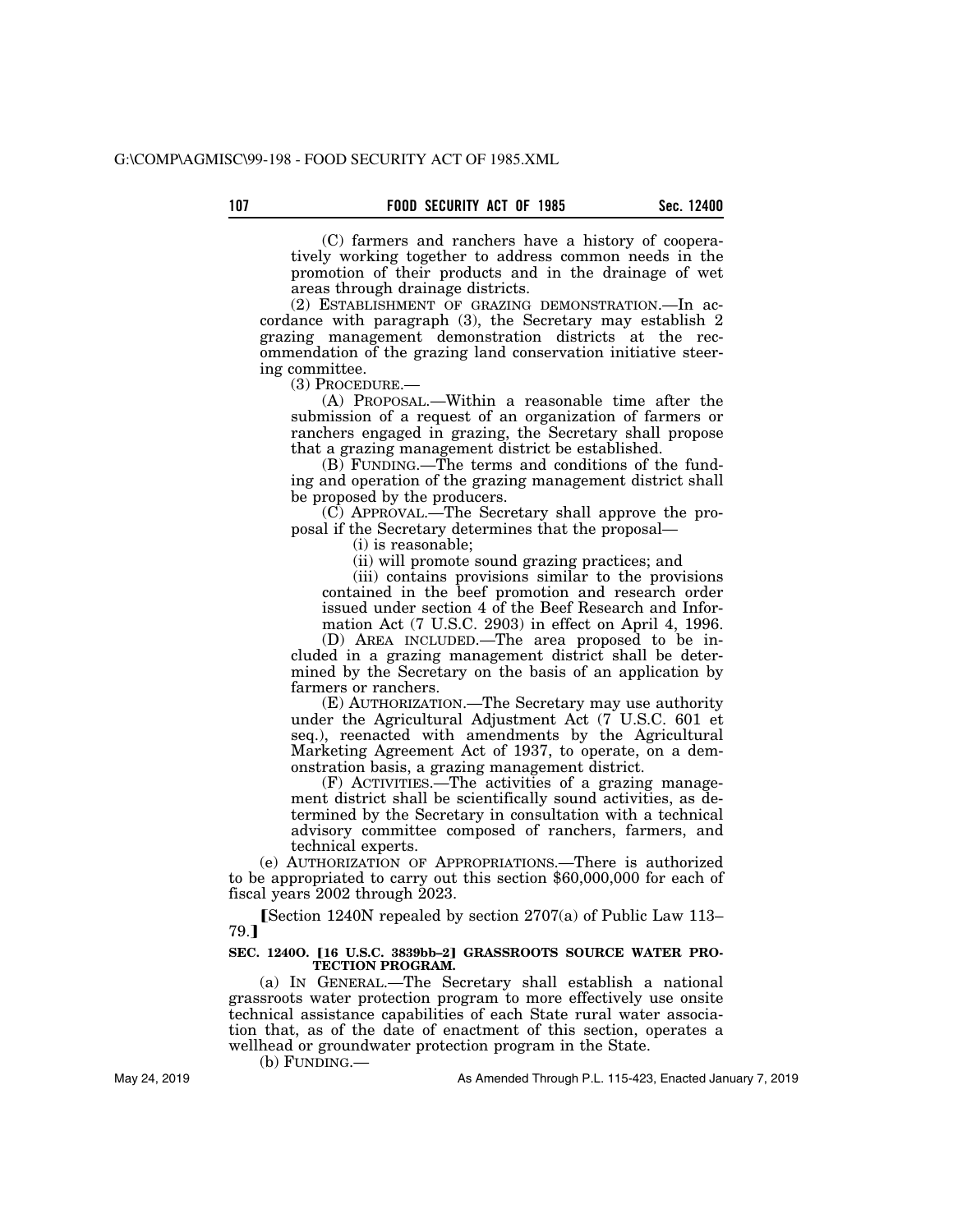(C) farmers and ranchers have a history of cooperatively working together to address common needs in the promotion of their products and in the drainage of wet areas through drainage districts.

(2) ESTABLISHMENT OF GRAZING DEMONSTRATION.—In accordance with paragraph (3), the Secretary may establish 2 grazing management demonstration districts at the recommendation of the grazing land conservation initiative steering committee.

(3) PROCEDURE.—

(A) PROPOSAL.—Within a reasonable time after the submission of a request of an organization of farmers or ranchers engaged in grazing, the Secretary shall propose that a grazing management district be established.

(B) FUNDING.—The terms and conditions of the funding and operation of the grazing management district shall be proposed by the producers.

(C) APPROVAL.—The Secretary shall approve the proposal if the Secretary determines that the proposal—

(i) is reasonable;

(ii) will promote sound grazing practices; and

(iii) contains provisions similar to the provisions contained in the beef promotion and research order issued under section 4 of the Beef Research and Information Act (7 U.S.C. 2903) in effect on April 4, 1996.

(D) AREA INCLUDED.—The area proposed to be included in a grazing management district shall be determined by the Secretary on the basis of an application by farmers or ranchers.

(E) AUTHORIZATION.—The Secretary may use authority under the Agricultural Adjustment Act (7 U.S.C. 601 et seq.), reenacted with amendments by the Agricultural Marketing Agreement Act of 1937, to operate, on a demonstration basis, a grazing management district.

(F) ACTIVITIES.—The activities of a grazing management district shall be scientifically sound activities, as determined by the Secretary in consultation with a technical advisory committee composed of ranchers, farmers, and technical experts.

(e) AUTHORIZATION OF APPROPRIATIONS.—There is authorized to be appropriated to carry out this section $60,000,000 for each of fiscal years 2002 through 2023.

【Section 1240N repealed by section 2707(a) of Public Law 113–79.】

**SEC. 1240O. 【16 U.S.C. 3839bb–2】 GRASSROOTS SOURCE WATER PROTECTION PROGRAM.**

(a) IN GENERAL.—The Secretary shall establish a national grassroots water protection program to more effectively use onsite technical assistance capabilities of each State rural water association that, as of the date of enactment of this section, operates a wellhead or groundwater protection program in the State.

(b) FUNDING.—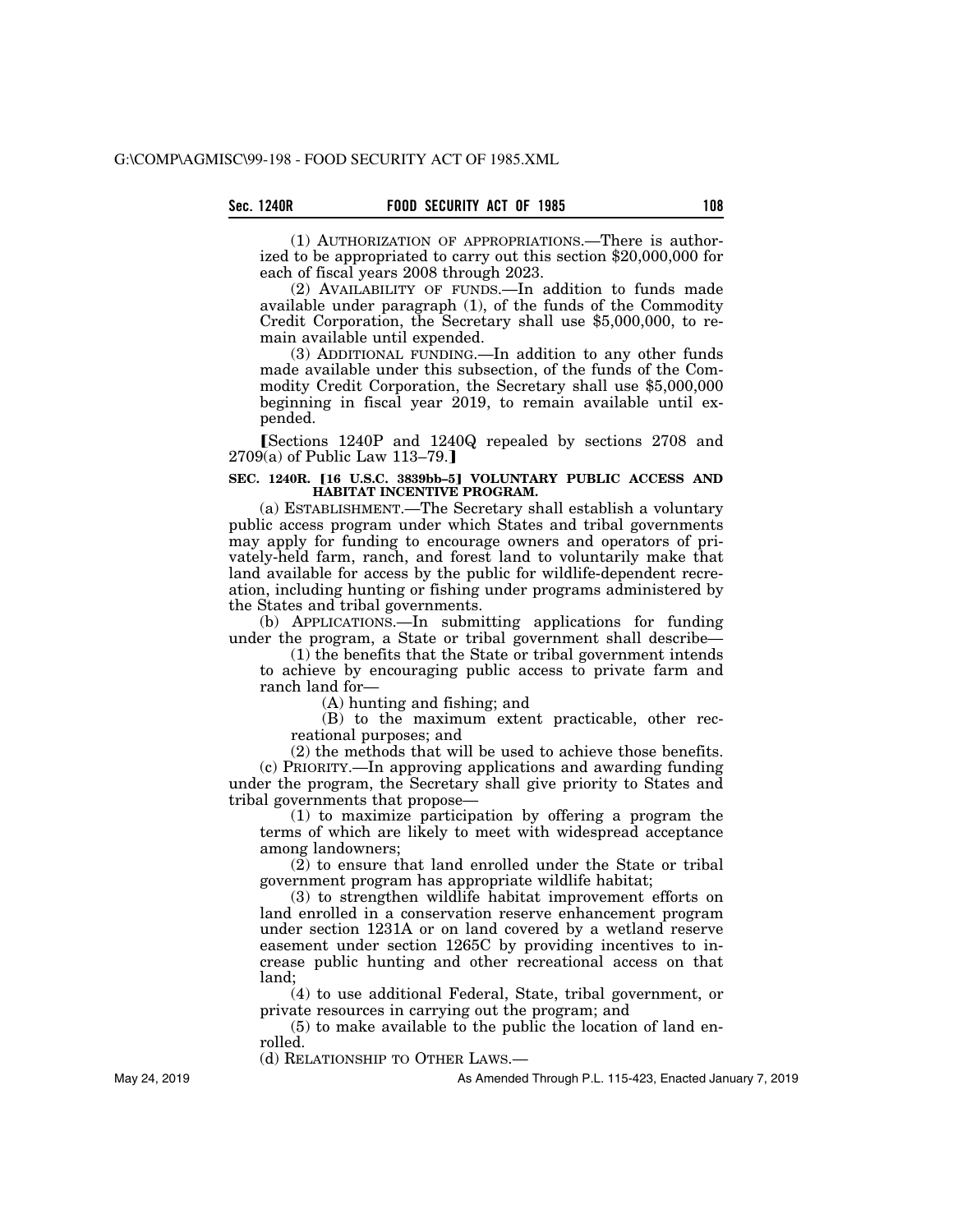(1) AUTHORIZATION OF APPROPRIATIONS.—There is authorized to be appropriated to carry out this section $20,000,000 for each of fiscal years 2008 through 2023.

(2) AVAILABILITY OF FUNDS.—In addition to funds made available under paragraph (1), of the funds of the Commodity Credit Corporation, the Secretary shall use $5,000,000, to remain available until expended.

(3) ADDITIONAL FUNDING.—In addition to any other funds made available under this subsection, of the funds of the Commodity Credit Corporation, the Secretary shall use $5,000,000 beginning in fiscal year 2019, to remain available until expended.

⟦Sections 1240P and 1240Q repealed by sections 2708 and 2709(a) of Public Law 113–79.⟧

**SEC. 1240R. ⟦16 U.S.C. 3839bb–5⟧ VOLUNTARY PUBLIC ACCESS AND HABITAT INCENTIVE PROGRAM.**

(a) ESTABLISHMENT.—The Secretary shall establish a voluntary public access program under which States and tribal governments may apply for funding to encourage owners and operators of privately-held farm, ranch, and forest land to voluntarily make that land available for access by the public for wildlife-dependent recreation, including hunting or fishing under programs administered by the States and tribal governments.

(b) APPLICATIONS.—In submitting applications for funding under the program, a State or tribal government shall describe—

(1) the benefits that the State or tribal government intends to achieve by encouraging public access to private farm and ranch land for—

(A) hunting and fishing; and

(B) to the maximum extent practicable, other recreational purposes; and

(2) the methods that will be used to achieve those benefits.

(c) PRIORITY.—In approving applications and awarding funding under the program, the Secretary shall give priority to States and tribal governments that propose—

(1) to maximize participation by offering a program the terms of which are likely to meet with widespread acceptance among landowners;

(2) to ensure that land enrolled under the State or tribal government program has appropriate wildlife habitat;

(3) to strengthen wildlife habitat improvement efforts on land enrolled in a conservation reserve enhancement program under section 1231A or on land covered by a wetland reserve easement under section 1265C by providing incentives to increase public hunting and other recreational access on that land;

(4) to use additional Federal, State, tribal government, or private resources in carrying out the program; and

(5) to make available to the public the location of land enrolled.

(d) RELATIONSHIP TO OTHER LAWS.—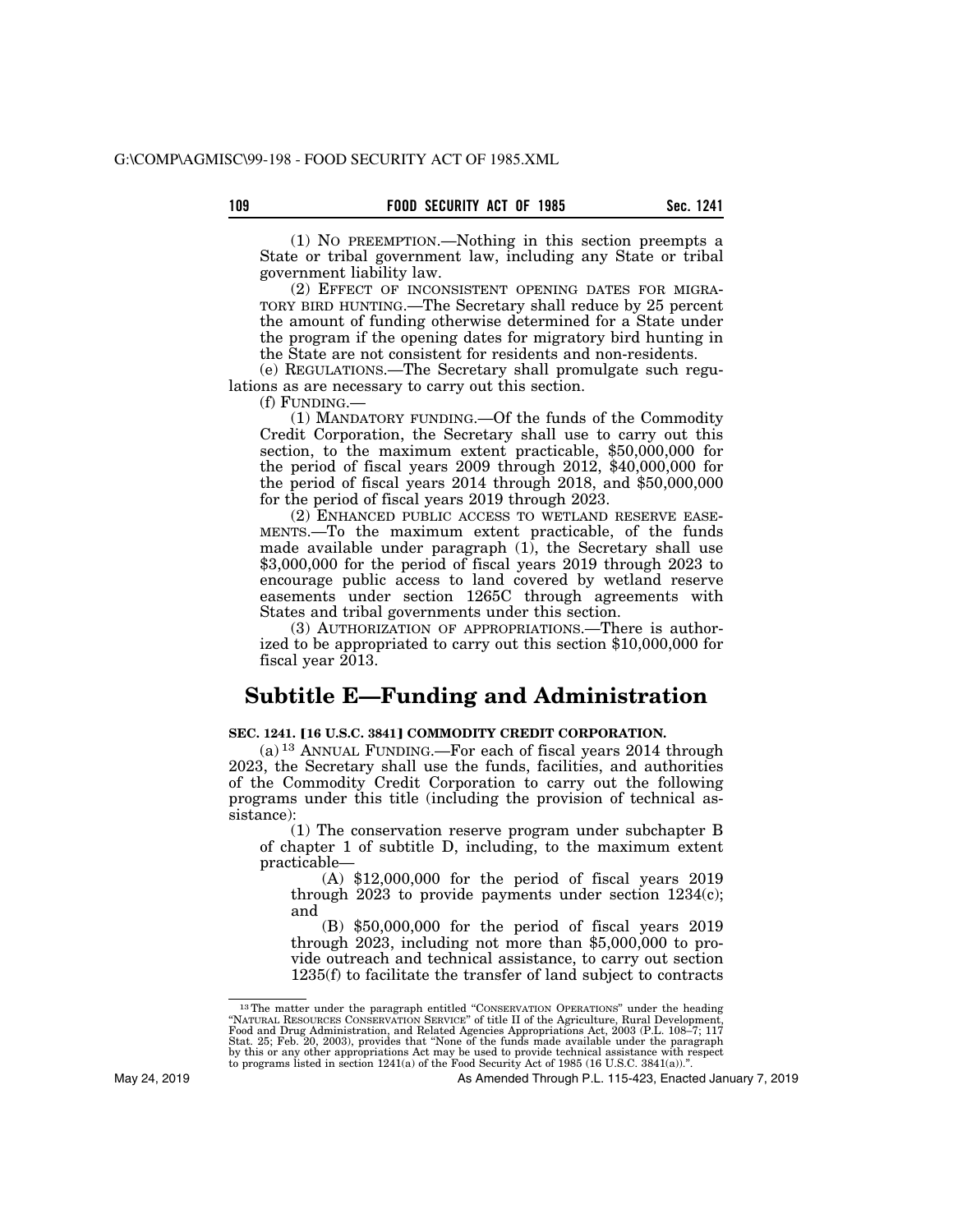(1) NO PREEMPTION.—Nothing in this section preempts a State or tribal government law, including any State or tribal government liability law.

(2) EFFECT OF INCONSISTENT OPENING DATES FOR MIGRATORY BIRD HUNTING.—The Secretary shall reduce by 25 percent the amount of funding otherwise determined for a State under the program if the opening dates for migratory bird hunting in the State are not consistent for residents and non-residents.

(e) REGULATIONS.—The Secretary shall promulgate such regulations as are necessary to carry out this section.

(f) FUNDING.—

(1) MANDATORY FUNDING.—Of the funds of the Commodity Credit Corporation, the Secretary shall use to carry out this section, to the maximum extent practicable, $50,000,000 for the period of fiscal years 2009 through 2012, $40,000,000 for the period of fiscal years 2014 through 2018, and $50,000,000 for the period of fiscal years 2019 through 2023.

(2) ENHANCED PUBLIC ACCESS TO WETLAND RESERVE EASEMENTS.—To the maximum extent practicable, of the funds made available under paragraph (1), the Secretary shall use $3,000,000 for the period of fiscal years 2019 through 2023 to encourage public access to land covered by wetland reserve easements under section 1265C through agreements with States and tribal governments under this section.

(3) AUTHORIZATION OF APPROPRIATIONS.—There is authorized to be appropriated to carry out this section $10,000,000 for fiscal year 2013.

## Subtitle E—Funding and Administration

**SEC. 1241. [16 U.S.C. 3841] COMMODITY CREDIT CORPORATION.**

(a)[13] ANNUAL FUNDING.—For each of fiscal years 2014 through 2023, the Secretary shall use the funds, facilities, and authorities of the Commodity Credit Corporation to carry out the following programs under this title (including the provision of technical assistance):

(1) The conservation reserve program under subchapter B of chapter 1 of subtitle D, including, to the maximum extent practicable—

(A) $12,000,000 for the period of fiscal years 2019 through 2023 to provide payments under section 1234(c); and

(B) $50,000,000 for the period of fiscal years 2019 through 2023, including not more than $5,000,000 to provide outreach and technical assistance, to carry out section 1235(f) to facilitate the transfer of land subject to contracts

---

[13] The matter under the paragraph entitled "CONSERVATION OPERATIONS" under the heading "NATURAL RESOURCES CONSERVATION SERVICE" of title II of the Agriculture, Rural Development, Food and Drug Administration, and Related Agencies Appropriations Act, 2003 (P.L. 108–7; 117 Stat. 25; Feb. 20, 2003), provides that "None of the funds made available under the paragraph by this or any other appropriations Act may be used to provide technical assistance with respect to programs listed in section 1241(a) of the Food Security Act of 1985 (16 U.S.C. 3841(a)).".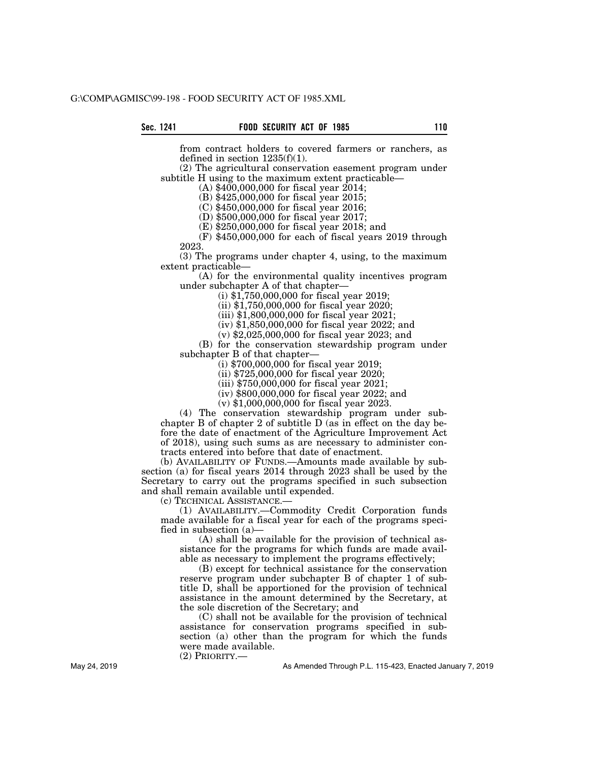from contract holders to covered farmers or ranchers, as defined in section 1235(f)(1).

(2) The agricultural conservation easement program under subtitle H using to the maximum extent practicable—

(A) $400,000,000 for fiscal year 2014;

(B) $425,000,000 for fiscal year 2015;

(C) $450,000,000 for fiscal year 2016;

(D) $500,000,000 for fiscal year 2017;

(E) $250,000,000 for fiscal year 2018; and

(F) $450,000,000 for each of fiscal years 2019 through 2023.

(3) The programs under chapter 4, using, to the maximum extent practicable—

(A) for the environmental quality incentives program under subchapter A of that chapter—

(i) $1,750,000,000 for fiscal year 2019;

(ii) $1,750,000,000 for fiscal year 2020;

(iii) $1,800,000,000 for fiscal year 2021;

(iv) $1,850,000,000 for fiscal year 2022; and

(v) $2,025,000,000 for fiscal year 2023; and

(B) for the conservation stewardship program under subchapter B of that chapter—

(i) $700,000,000 for fiscal year 2019;

(ii) $725,000,000 for fiscal year 2020;

(iii) $750,000,000 for fiscal year 2021;

(iv) $800,000,000 for fiscal year 2022; and

(v) $1,000,000,000 for fiscal year 2023.

(4) The conservation stewardship program under subchapter B of chapter 2 of subtitle D (as in effect on the day before the date of enactment of the Agriculture Improvement Act of 2018), using such sums as are necessary to administer contracts entered into before that date of enactment.

(b) AVAILABILITY OF FUNDS.—Amounts made available by subsection (a) for fiscal years 2014 through 2023 shall be used by the Secretary to carry out the programs specified in such subsection and shall remain available until expended.

(c) TECHNICAL ASSISTANCE.—

(1) AVAILABILITY.—Commodity Credit Corporation funds made available for a fiscal year for each of the programs specified in subsection (a)—

(A) shall be available for the provision of technical assistance for the programs for which funds are made available as necessary to implement the programs effectively;

(B) except for technical assistance for the conservation reserve program under subchapter B of chapter 1 of subtitle D, shall be apportioned for the provision of technical assistance in the amount determined by the Secretary, at the sole discretion of the Secretary; and

(C) shall not be available for the provision of technical assistance for conservation programs specified in subsection (a) other than the program for which the funds were made available.

(2) PRIORITY.—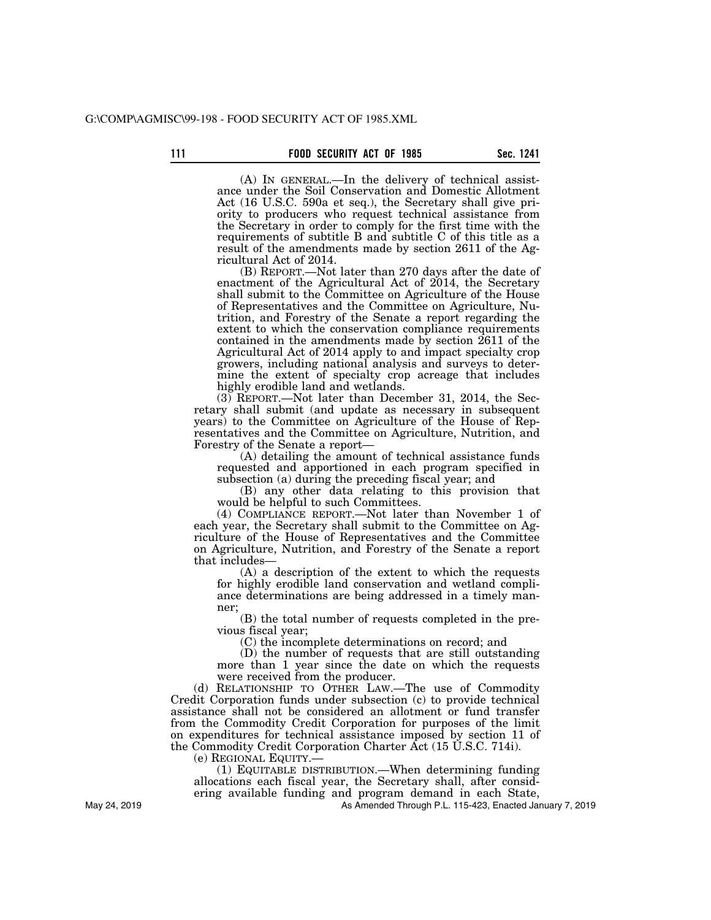(A) IN GENERAL.—In the delivery of technical assistance under the Soil Conservation and Domestic Allotment Act (16 U.S.C. 590a et seq.), the Secretary shall give priority to producers who request technical assistance from the Secretary in order to comply for the first time with the requirements of subtitle B and subtitle C of this title as a result of the amendments made by section 2611 of the Agricultural Act of 2014.

(B) REPORT.—Not later than 270 days after the date of enactment of the Agricultural Act of 2014, the Secretary shall submit to the Committee on Agriculture of the House of Representatives and the Committee on Agriculture, Nutrition, and Forestry of the Senate a report regarding the extent to which the conservation compliance requirements contained in the amendments made by section 2611 of the Agricultural Act of 2014 apply to and impact specialty crop growers, including national analysis and surveys to determine the extent of specialty crop acreage that includes highly erodible land and wetlands.

(3) REPORT.—Not later than December 31, 2014, the Secretary shall submit (and update as necessary in subsequent years) to the Committee on Agriculture of the House of Representatives and the Committee on Agriculture, Nutrition, and Forestry of the Senate a report—

(A) detailing the amount of technical assistance funds requested and apportioned in each program specified in subsection (a) during the preceding fiscal year; and

(B) any other data relating to this provision that would be helpful to such Committees.

(4) COMPLIANCE REPORT.—Not later than November 1 of each year, the Secretary shall submit to the Committee on Agriculture of the House of Representatives and the Committee on Agriculture, Nutrition, and Forestry of the Senate a report that includes—

(A) a description of the extent to which the requests for highly erodible land conservation and wetland compliance determinations are being addressed in a timely manner;

(B) the total number of requests completed in the previous fiscal year;

(C) the incomplete determinations on record; and

(D) the number of requests that are still outstanding more than 1 year since the date on which the requests were received from the producer.

(d) RELATIONSHIP TO OTHER LAW.—The use of Commodity Credit Corporation funds under subsection (c) to provide technical assistance shall not be considered an allotment or fund transfer from the Commodity Credit Corporation for purposes of the limit on expenditures for technical assistance imposed by section 11 of the Commodity Credit Corporation Charter Act (15 U.S.C. 714i).

(e) REGIONAL EQUITY.—

(1) EQUITABLE DISTRIBUTION.—When determining funding allocations each fiscal year, the Secretary shall, after considering available funding and program demand in each State,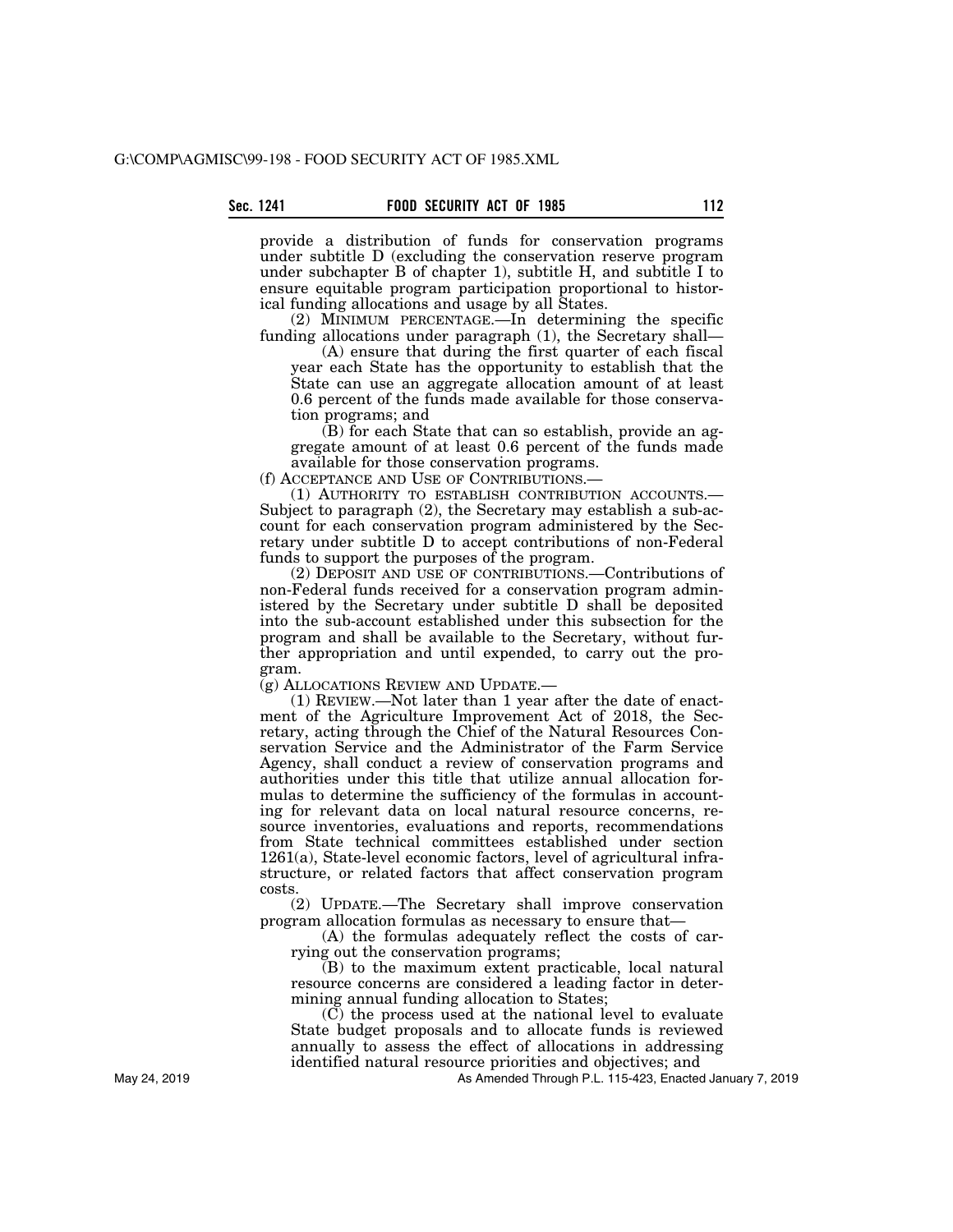provide a distribution of funds for conservation programs under subtitle D (excluding the conservation reserve program under subchapter B of chapter 1), subtitle H, and subtitle I to ensure equitable program participation proportional to historical funding allocations and usage by all States.

(2) MINIMUM PERCENTAGE.—In determining the specific funding allocations under paragraph (1), the Secretary shall—

(A) ensure that during the first quarter of each fiscal year each State has the opportunity to establish that the State can use an aggregate allocation amount of at least 0.6 percent of the funds made available for those conservation programs; and

(B) for each State that can so establish, provide an aggregate amount of at least 0.6 percent of the funds made available for those conservation programs.

(f) ACCEPTANCE AND USE OF CONTRIBUTIONS.—

(1) AUTHORITY TO ESTABLISH CONTRIBUTION ACCOUNTS.—Subject to paragraph (2), the Secretary may establish a sub-account for each conservation program administered by the Secretary under subtitle D to accept contributions of non-Federal funds to support the purposes of the program.

(2) DEPOSIT AND USE OF CONTRIBUTIONS.—Contributions of non-Federal funds received for a conservation program administered by the Secretary under subtitle D shall be deposited into the sub-account established under this subsection for the program and shall be available to the Secretary, without further appropriation and until expended, to carry out the program.

(g) ALLOCATIONS REVIEW AND UPDATE.—

(1) REVIEW.—Not later than 1 year after the date of enactment of the Agriculture Improvement Act of 2018, the Secretary, acting through the Chief of the Natural Resources Conservation Service and the Administrator of the Farm Service Agency, shall conduct a review of conservation programs and authorities under this title that utilize annual allocation formulas to determine the sufficiency of the formulas in accounting for relevant data on local natural resource concerns, resource inventories, evaluations and reports, recommendations from State technical committees established under section 1261(a), State-level economic factors, level of agricultural infrastructure, or related factors that affect conservation program costs.

(2) UPDATE.—The Secretary shall improve conservation program allocation formulas as necessary to ensure that—

(A) the formulas adequately reflect the costs of carrying out the conservation programs;

(B) to the maximum extent practicable, local natural resource concerns are considered a leading factor in determining annual funding allocation to States;

(C) the process used at the national level to evaluate State budget proposals and to allocate funds is reviewed annually to assess the effect of allocations in addressing identified natural resource priorities and objectives; and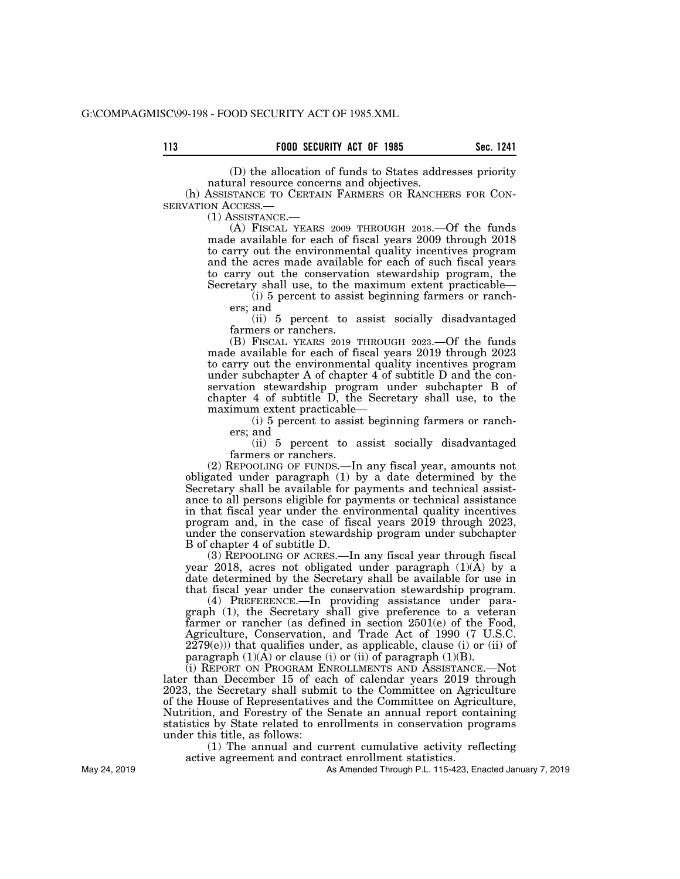(D) the allocation of funds to States addresses priority natural resource concerns and objectives.

(h) ASSISTANCE TO CERTAIN FARMERS OR RANCHERS FOR CONSERVATION ACCESS.—

(1) ASSISTANCE.—

(A) FISCAL YEARS 2009 THROUGH 2018.—Of the funds made available for each of fiscal years 2009 through 2018 to carry out the environmental quality incentives program and the acres made available for each of such fiscal years to carry out the conservation stewardship program, the Secretary shall use, to the maximum extent practicable—

(i) 5 percent to assist beginning farmers or ranchers; and

(ii) 5 percent to assist socially disadvantaged farmers or ranchers.

(B) FISCAL YEARS 2019 THROUGH 2023.—Of the funds made available for each of fiscal years 2019 through 2023 to carry out the environmental quality incentives program under subchapter A of chapter 4 of subtitle D and the conservation stewardship program under subchapter B of chapter 4 of subtitle D, the Secretary shall use, to the maximum extent practicable—

(i) 5 percent to assist beginning farmers or ranchers; and

(ii) 5 percent to assist socially disadvantaged farmers or ranchers.

(2) REPOOLING OF FUNDS.—In any fiscal year, amounts not obligated under paragraph (1) by a date determined by the Secretary shall be available for payments and technical assistance to all persons eligible for payments or technical assistance in that fiscal year under the environmental quality incentives program and, in the case of fiscal years 2019 through 2023, under the conservation stewardship program under subchapter B of chapter 4 of subtitle D.

(3) REPOOLING OF ACRES.—In any fiscal year through fiscal year 2018, acres not obligated under paragraph (1)(A) by a date determined by the Secretary shall be available for use in that fiscal year under the conservation stewardship program.

(4) PREFERENCE.—In providing assistance under paragraph (1), the Secretary shall give preference to a veteran farmer or rancher (as defined in section 2501(e) of the Food, Agriculture, Conservation, and Trade Act of 1990 (7 U.S.C. 2279(e))) that qualifies under, as applicable, clause (i) or (ii) of paragraph (1)(A) or clause (i) or (ii) of paragraph (1)(B).

(i) REPORT ON PROGRAM ENROLLMENTS AND ASSISTANCE.—Not later than December 15 of each of calendar years 2019 through 2023, the Secretary shall submit to the Committee on Agriculture of the House of Representatives and the Committee on Agriculture, Nutrition, and Forestry of the Senate an annual report containing statistics by State related to enrollments in conservation programs under this title, as follows:

(1) The annual and current cumulative activity reflecting active agreement and contract enrollment statistics.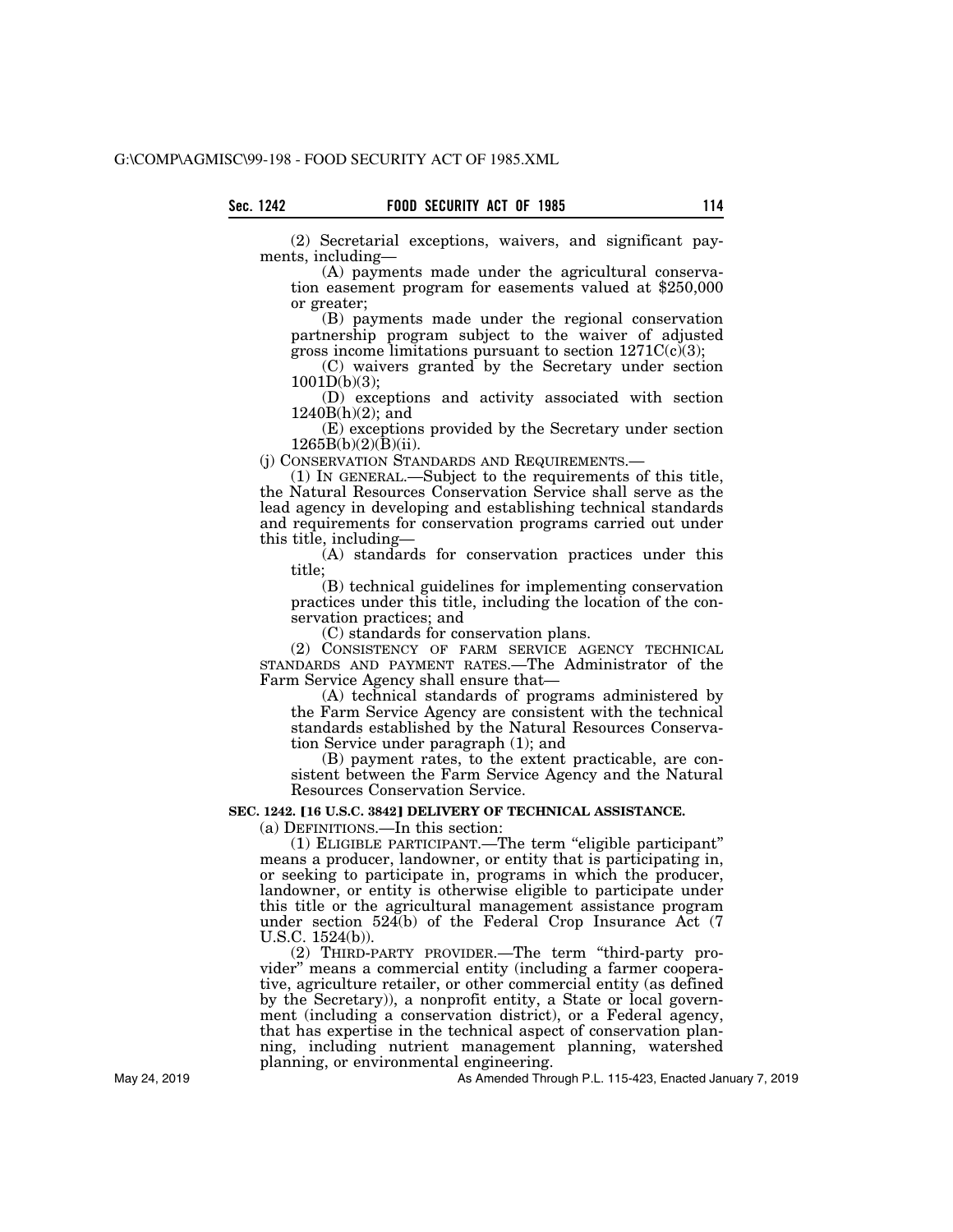(2) Secretarial exceptions, waivers, and significant payments, including—

(A) payments made under the agricultural conservation easement program for easements valued at $250,000 or greater;

(B) payments made under the regional conservation partnership program subject to the waiver of adjusted gross income limitations pursuant to section 1271C(c)(3);

(C) waivers granted by the Secretary under section 1001D(b)(3);

(D) exceptions and activity associated with section 1240B(h)(2); and

(E) exceptions provided by the Secretary under section 1265B(b)(2)(B)(ii).

(j) CONSERVATION STANDARDS AND REQUIREMENTS.—

(1) IN GENERAL.—Subject to the requirements of this title, the Natural Resources Conservation Service shall serve as the lead agency in developing and establishing technical standards and requirements for conservation programs carried out under this title, including—

(A) standards for conservation practices under this title;

(B) technical guidelines for implementing conservation practices under this title, including the location of the conservation practices; and

(C) standards for conservation plans.

(2) CONSISTENCY OF FARM SERVICE AGENCY TECHNICAL STANDARDS AND PAYMENT RATES.—The Administrator of the Farm Service Agency shall ensure that—

(A) technical standards of programs administered by the Farm Service Agency are consistent with the technical standards established by the Natural Resources Conservation Service under paragraph (1); and

(B) payment rates, to the extent practicable, are consistent between the Farm Service Agency and the Natural Resources Conservation Service.

**SEC. 1242. [16 U.S.C. 3842] DELIVERY OF TECHNICAL ASSISTANCE.**

(a) DEFINITIONS.—In this section:

(1) ELIGIBLE PARTICIPANT.—The term "eligible participant" means a producer, landowner, or entity that is participating in, or seeking to participate in, programs in which the producer, landowner, or entity is otherwise eligible to participate under this title or the agricultural management assistance program under section 524(b) of the Federal Crop Insurance Act (7 U.S.C. 1524(b)).

(2) THIRD-PARTY PROVIDER.—The term "third-party provider" means a commercial entity (including a farmer cooperative, agriculture retailer, or other commercial entity (as defined by the Secretary)), a nonprofit entity, a State or local government (including a conservation district), or a Federal agency, that has expertise in the technical aspect of conservation planning, including nutrient management planning, watershed planning, or environmental engineering.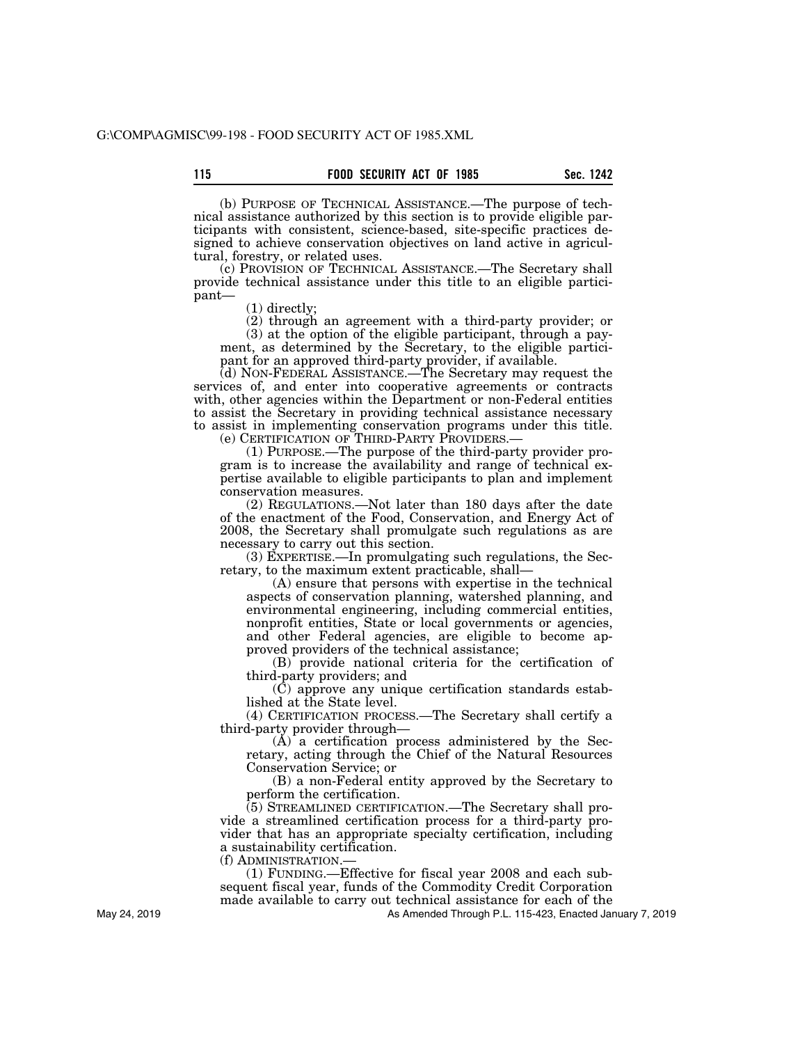(b) PURPOSE OF TECHNICAL ASSISTANCE.—The purpose of technical assistance authorized by this section is to provide eligible participants with consistent, science-based, site-specific practices designed to achieve conservation objectives on land active in agricultural, forestry, or related uses.

(c) PROVISION OF TECHNICAL ASSISTANCE.—The Secretary shall provide technical assistance under this title to an eligible participant—

(1) directly;

(2) through an agreement with a third-party provider; or

(3) at the option of the eligible participant, through a payment, as determined by the Secretary, to the eligible participant for an approved third-party provider, if available.

(d) NON-FEDERAL ASSISTANCE.—The Secretary may request the services of, and enter into cooperative agreements or contracts with, other agencies within the Department or non-Federal entities to assist the Secretary in providing technical assistance necessary to assist in implementing conservation programs under this title.

(e) CERTIFICATION OF THIRD-PARTY PROVIDERS.—

(1) PURPOSE.—The purpose of the third-party provider program is to increase the availability and range of technical expertise available to eligible participants to plan and implement conservation measures.

(2) REGULATIONS.—Not later than 180 days after the date of the enactment of the Food, Conservation, and Energy Act of 2008, the Secretary shall promulgate such regulations as are necessary to carry out this section.

(3) EXPERTISE.—In promulgating such regulations, the Secretary, to the maximum extent practicable, shall—

(A) ensure that persons with expertise in the technical aspects of conservation planning, watershed planning, and environmental engineering, including commercial entities, nonprofit entities, State or local governments or agencies, and other Federal agencies, are eligible to become approved providers of the technical assistance;

(B) provide national criteria for the certification of third-party providers; and

(C) approve any unique certification standards established at the State level.

(4) CERTIFICATION PROCESS.—The Secretary shall certify a third-party provider through—

(A) a certification process administered by the Secretary, acting through the Chief of the Natural Resources Conservation Service; or

(B) a non-Federal entity approved by the Secretary to perform the certification.

(5) STREAMLINED CERTIFICATION.—The Secretary shall provide a streamlined certification process for a third-party provider that has an appropriate specialty certification, including a sustainability certification.

(f) ADMINISTRATION.—

(1) FUNDING.—Effective for fiscal year 2008 and each subsequent fiscal year, funds of the Commodity Credit Corporation made available to carry out technical assistance for each of the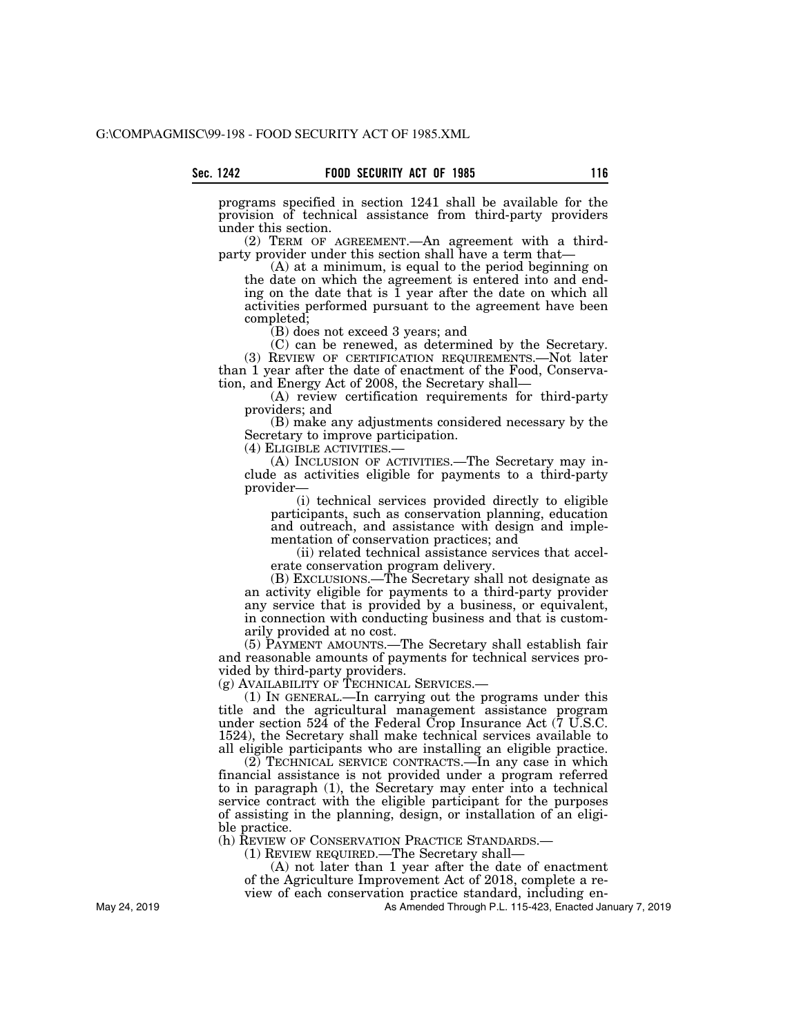programs specified in section 1241 shall be available for the provision of technical assistance from third-party providers under this section.

(2) TERM OF AGREEMENT.—An agreement with a third-party provider under this section shall have a term that—

(A) at a minimum, is equal to the period beginning on the date on which the agreement is entered into and ending on the date that is 1 year after the date on which all activities performed pursuant to the agreement have been completed;

(B) does not exceed 3 years; and

(C) can be renewed, as determined by the Secretary.

(3) REVIEW OF CERTIFICATION REQUIREMENTS.—Not later than 1 year after the date of enactment of the Food, Conservation, and Energy Act of 2008, the Secretary shall—

(A) review certification requirements for third-party providers; and

(B) make any adjustments considered necessary by the Secretary to improve participation.

(4) ELIGIBLE ACTIVITIES.—

(A) INCLUSION OF ACTIVITIES.—The Secretary may include as activities eligible for payments to a third-party provider—

(i) technical services provided directly to eligible participants, such as conservation planning, education and outreach, and assistance with design and implementation of conservation practices; and

(ii) related technical assistance services that accelerate conservation program delivery.

(B) EXCLUSIONS.—The Secretary shall not designate as an activity eligible for payments to a third-party provider any service that is provided by a business, or equivalent, in connection with conducting business and that is customarily provided at no cost.

(5) PAYMENT AMOUNTS.—The Secretary shall establish fair and reasonable amounts of payments for technical services provided by third-party providers.

(g) AVAILABILITY OF TECHNICAL SERVICES.—

(1) IN GENERAL.—In carrying out the programs under this title and the agricultural management assistance program under section 524 of the Federal Crop Insurance Act (7 U.S.C. 1524), the Secretary shall make technical services available to all eligible participants who are installing an eligible practice.

(2) TECHNICAL SERVICE CONTRACTS.—In any case in which financial assistance is not provided under a program referred to in paragraph (1), the Secretary may enter into a technical service contract with the eligible participant for the purposes of assisting in the planning, design, or installation of an eligible practice.

(h) REVIEW OF CONSERVATION PRACTICE STANDARDS.—

(1) REVIEW REQUIRED.—The Secretary shall—

(A) not later than 1 year after the date of enactment of the Agriculture Improvement Act of 2018, complete a review of each conservation practice standard, including en-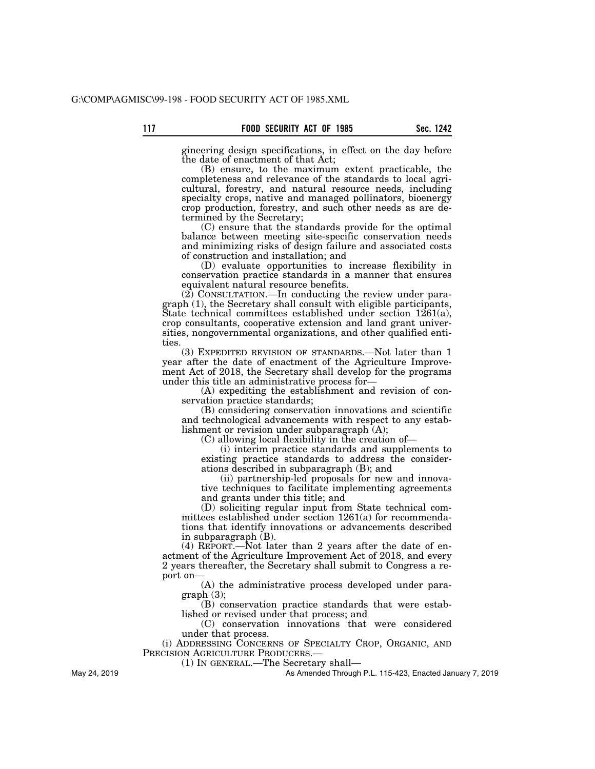gineering design specifications, in effect on the day before the date of enactment of that Act;

(B) ensure, to the maximum extent practicable, the completeness and relevance of the standards to local agricultural, forestry, and natural resource needs, including specialty crops, native and managed pollinators, bioenergy crop production, forestry, and such other needs as are determined by the Secretary;

(C) ensure that the standards provide for the optimal balance between meeting site-specific conservation needs and minimizing risks of design failure and associated costs of construction and installation; and

(D) evaluate opportunities to increase flexibility in conservation practice standards in a manner that ensures equivalent natural resource benefits.

(2) CONSULTATION.—In conducting the review under paragraph (1), the Secretary shall consult with eligible participants, State technical committees established under section 1261(a), crop consultants, cooperative extension and land grant universities, nongovernmental organizations, and other qualified entities.

(3) EXPEDITED REVISION OF STANDARDS.—Not later than 1 year after the date of enactment of the Agriculture Improvement Act of 2018, the Secretary shall develop for the programs under this title an administrative process for—

(A) expediting the establishment and revision of conservation practice standards;

(B) considering conservation innovations and scientific and technological advancements with respect to any establishment or revision under subparagraph (A);

(C) allowing local flexibility in the creation of—

(i) interim practice standards and supplements to existing practice standards to address the considerations described in subparagraph (B); and

(ii) partnership-led proposals for new and innovative techniques to facilitate implementing agreements and grants under this title; and

(D) soliciting regular input from State technical committees established under section 1261(a) for recommendations that identify innovations or advancements described in subparagraph (B).

(4) REPORT.—Not later than 2 years after the date of enactment of the Agriculture Improvement Act of 2018, and every 2 years thereafter, the Secretary shall submit to Congress a report on—

(A) the administrative process developed under paragraph (3);

(B) conservation practice standards that were established or revised under that process; and

(C) conservation innovations that were considered under that process.

(i) ADDRESSING CONCERNS OF SPECIALTY CROP, ORGANIC, AND PRECISION AGRICULTURE PRODUCERS.—

(1) IN GENERAL.—The Secretary shall—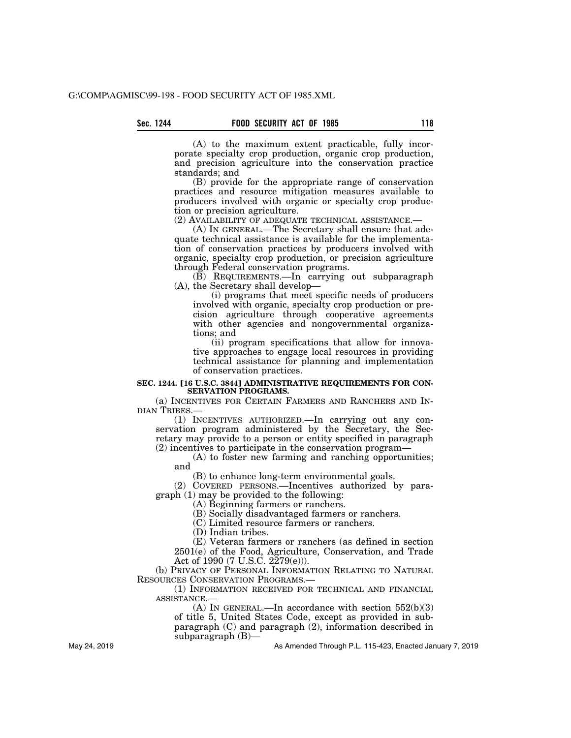(A) to the maximum extent practicable, fully incorporate specialty crop production, organic crop production, and precision agriculture into the conservation practice standards; and

(B) provide for the appropriate range of conservation practices and resource mitigation measures available to producers involved with organic or specialty crop production or precision agriculture.

(2) AVAILABILITY OF ADEQUATE TECHNICAL ASSISTANCE.—

(A) IN GENERAL.—The Secretary shall ensure that adequate technical assistance is available for the implementation of conservation practices by producers involved with organic, specialty crop production, or precision agriculture through Federal conservation programs.

(B) REQUIREMENTS.—In carrying out subparagraph (A), the Secretary shall develop—

(i) programs that meet specific needs of producers involved with organic, specialty crop production or precision agriculture through cooperative agreements with other agencies and nongovernmental organizations; and

(ii) program specifications that allow for innovative approaches to engage local resources in providing technical assistance for planning and implementation of conservation practices.

**SEC. 1244. [16 U.S.C. 3844] ADMINISTRATIVE REQUIREMENTS FOR CONSERVATION PROGRAMS.**

(a) INCENTIVES FOR CERTAIN FARMERS AND RANCHERS AND INDIAN TRIBES.—

(1) INCENTIVES AUTHORIZED.—In carrying out any conservation program administered by the Secretary, the Secretary may provide to a person or entity specified in paragraph (2) incentives to participate in the conservation program—

(A) to foster new farming and ranching opportunities; and

(B) to enhance long-term environmental goals.

(2) COVERED PERSONS.—Incentives authorized by paragraph (1) may be provided to the following:

(A) Beginning farmers or ranchers.

(B) Socially disadvantaged farmers or ranchers.

(C) Limited resource farmers or ranchers.

(D) Indian tribes.

(E) Veteran farmers or ranchers (as defined in section 2501(e) of the Food, Agriculture, Conservation, and Trade Act of 1990 (7 U.S.C. 2279(e))).

(b) PRIVACY OF PERSONAL INFORMATION RELATING TO NATURAL RESOURCES CONSERVATION PROGRAMS.—

(1) INFORMATION RECEIVED FOR TECHNICAL AND FINANCIAL ASSISTANCE.—

(A) IN GENERAL.—In accordance with section 552(b)(3) of title 5, United States Code, except as provided in subparagraph (C) and paragraph (2), information described in subparagraph (B)—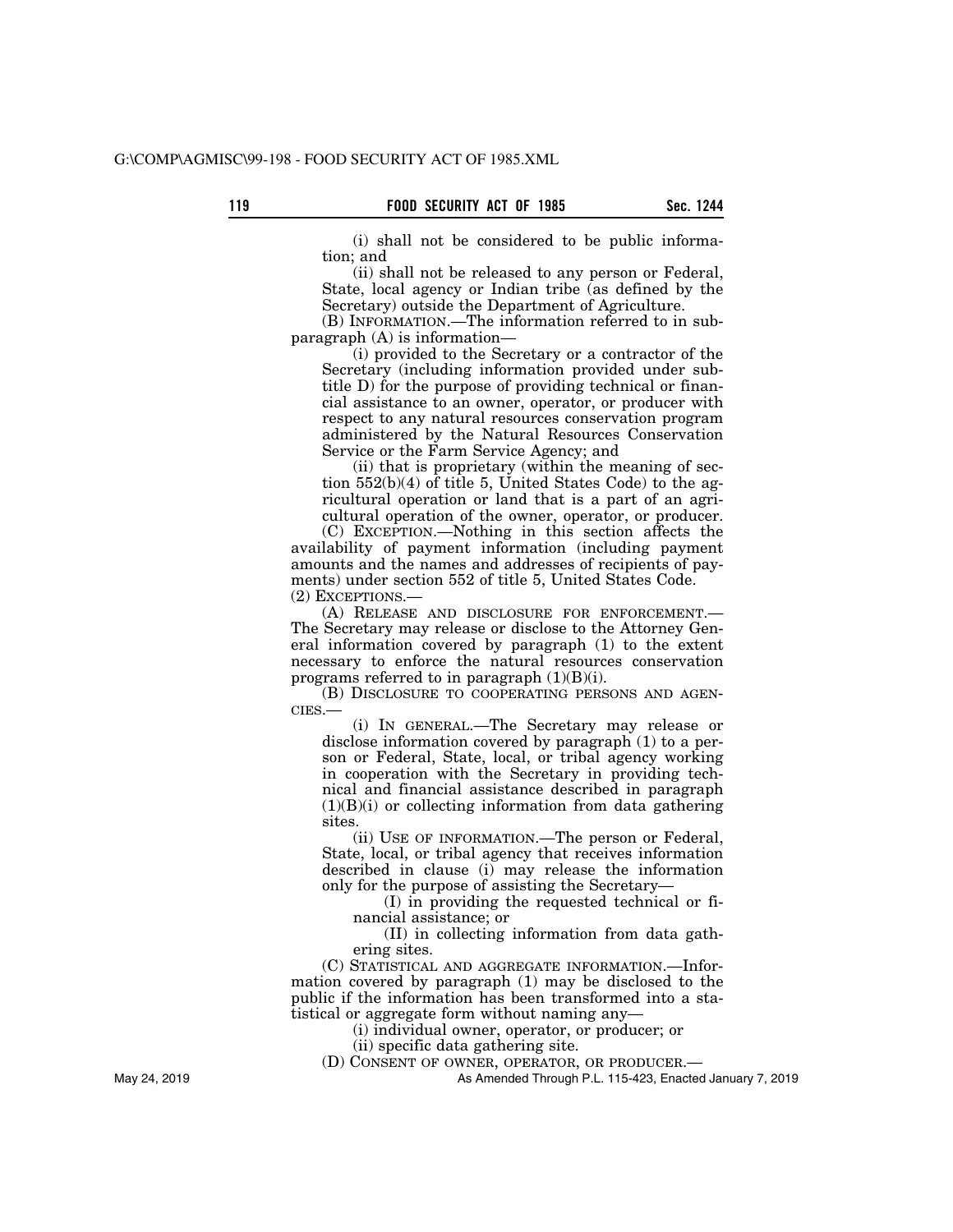(i) shall not be considered to be public information; and

(ii) shall not be released to any person or Federal, State, local agency or Indian tribe (as defined by the Secretary) outside the Department of Agriculture.

(B) INFORMATION.—The information referred to in subparagraph (A) is information—

(i) provided to the Secretary or a contractor of the Secretary (including information provided under subtitle D) for the purpose of providing technical or financial assistance to an owner, operator, or producer with respect to any natural resources conservation program administered by the Natural Resources Conservation Service or the Farm Service Agency; and

(ii) that is proprietary (within the meaning of section 552(b)(4) of title 5, United States Code) to the agricultural operation or land that is a part of an agricultural operation of the owner, operator, or producer.

(C) EXCEPTION.—Nothing in this section affects the availability of payment information (including payment amounts and the names and addresses of recipients of payments) under section 552 of title 5, United States Code.

(2) EXCEPTIONS.—

(A) RELEASE AND DISCLOSURE FOR ENFORCEMENT.—The Secretary may release or disclose to the Attorney General information covered by paragraph (1) to the extent necessary to enforce the natural resources conservation programs referred to in paragraph (1)(B)(i).

(B) DISCLOSURE TO COOPERATING PERSONS AND AGENCIES.—

(i) IN GENERAL.—The Secretary may release or disclose information covered by paragraph (1) to a person or Federal, State, local, or tribal agency working in cooperation with the Secretary in providing technical and financial assistance described in paragraph (1)(B)(i) or collecting information from data gathering sites.

(ii) USE OF INFORMATION.—The person or Federal, State, local, or tribal agency that receives information described in clause (i) may release the information only for the purpose of assisting the Secretary—

(I) in providing the requested technical or financial assistance; or

(II) in collecting information from data gathering sites.

(C) STATISTICAL AND AGGREGATE INFORMATION.—Information covered by paragraph (1) may be disclosed to the public if the information has been transformed into a statistical or aggregate form without naming any—

(i) individual owner, operator, or producer; or

(ii) specific data gathering site.

(D) CONSENT OF OWNER, OPERATOR, OR PRODUCER.—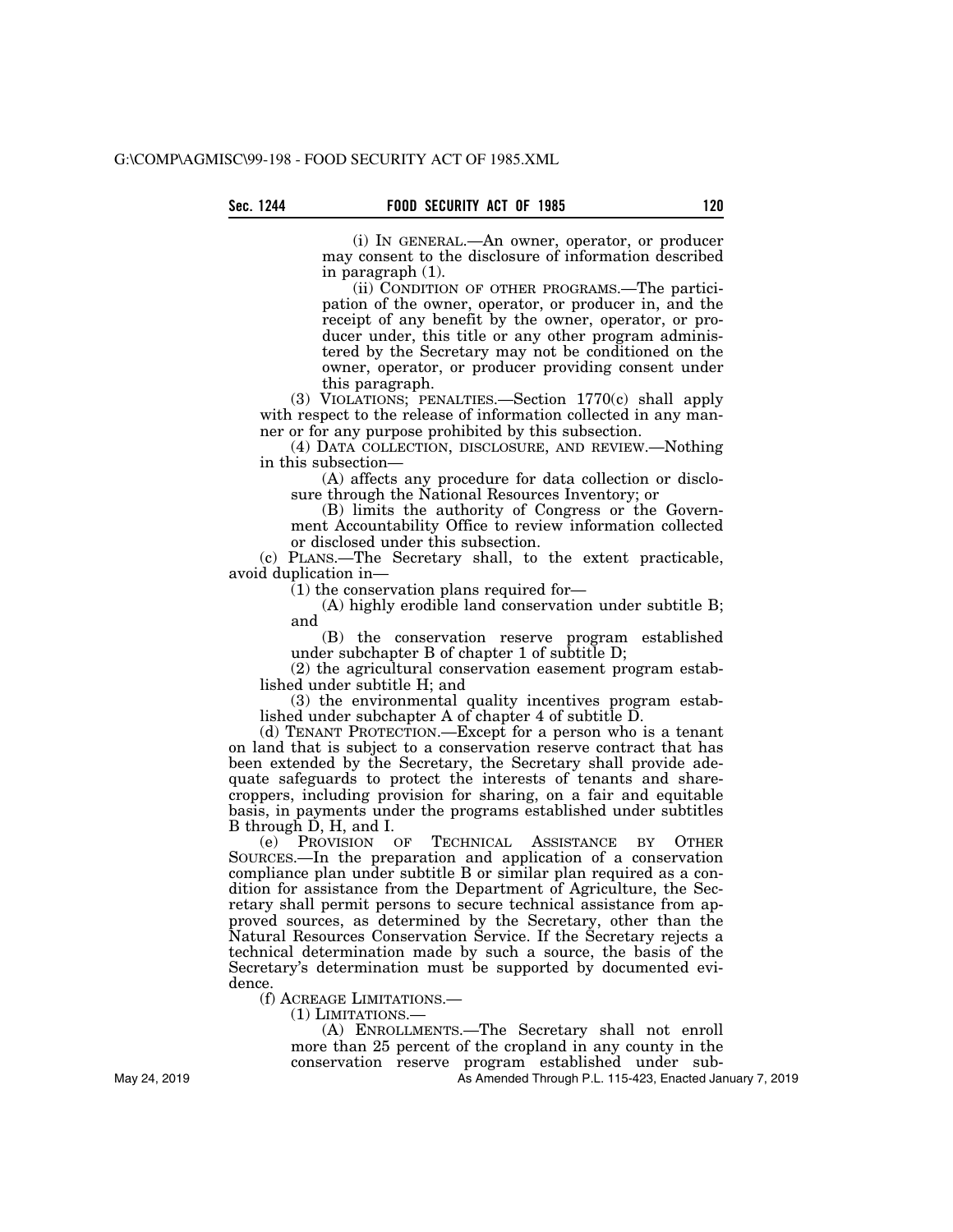(i) IN GENERAL.—An owner, operator, or producer may consent to the disclosure of information described in paragraph (1).

(ii) CONDITION OF OTHER PROGRAMS.—The participation of the owner, operator, or producer in, and the receipt of any benefit by the owner, operator, or producer under, this title or any other program administered by the Secretary may not be conditioned on the owner, operator, or producer providing consent under this paragraph.

(3) VIOLATIONS; PENALTIES.—Section 1770(c) shall apply with respect to the release of information collected in any manner or for any purpose prohibited by this subsection.

(4) DATA COLLECTION, DISCLOSURE, AND REVIEW.—Nothing in this subsection—

(A) affects any procedure for data collection or disclosure through the National Resources Inventory; or

(B) limits the authority of Congress or the Government Accountability Office to review information collected or disclosed under this subsection.

(c) PLANS.—The Secretary shall, to the extent practicable, avoid duplication in—

(1) the conservation plans required for—

(A) highly erodible land conservation under subtitle B; and

(B) the conservation reserve program established under subchapter B of chapter 1 of subtitle D;

(2) the agricultural conservation easement program established under subtitle H; and

(3) the environmental quality incentives program established under subchapter A of chapter 4 of subtitle D.

(d) TENANT PROTECTION.—Except for a person who is a tenant on land that is subject to a conservation reserve contract that has been extended by the Secretary, the Secretary shall provide adequate safeguards to protect the interests of tenants and sharecroppers, including provision for sharing, on a fair and equitable basis, in payments under the programs established under subtitles B through D, H, and I.

(e) PROVISION OF TECHNICAL ASSISTANCE BY OTHER SOURCES.—In the preparation and application of a conservation compliance plan under subtitle B or similar plan required as a condition for assistance from the Department of Agriculture, the Secretary shall permit persons to secure technical assistance from approved sources, as determined by the Secretary, other than the Natural Resources Conservation Service. If the Secretary rejects a technical determination made by such a source, the basis of the Secretary's determination must be supported by documented evidence.

(f) ACREAGE LIMITATIONS.—

(1) LIMITATIONS.—

(A) ENROLLMENTS.—The Secretary shall not enroll more than 25 percent of the cropland in any county in the conservation reserve program established under sub-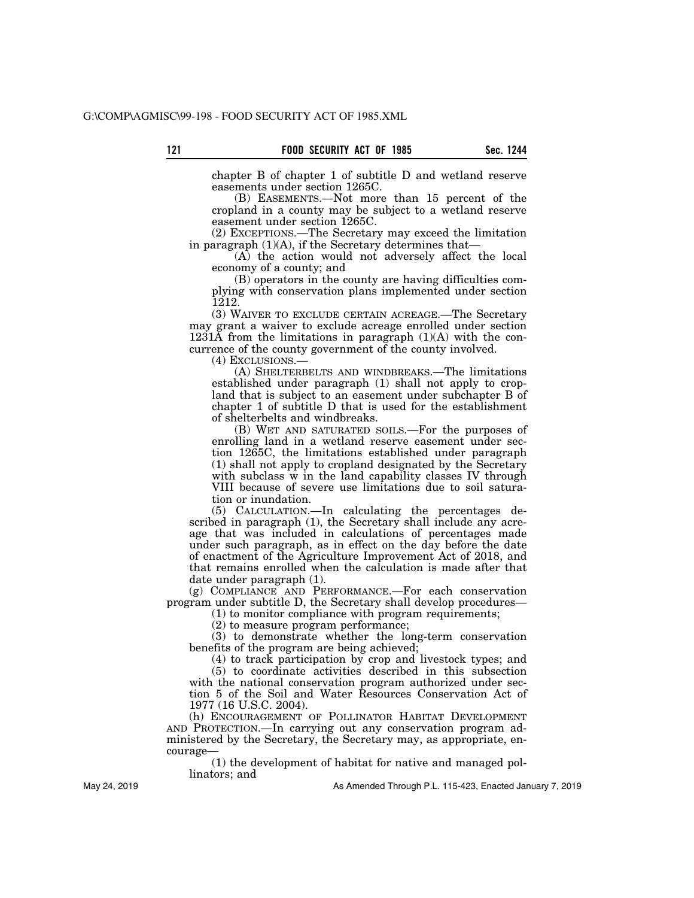chapter B of chapter 1 of subtitle D and wetland reserve easements under section 1265C.

(B) EASEMENTS.—Not more than 15 percent of the cropland in a county may be subject to a wetland reserve easement under section 1265C.

(2) EXCEPTIONS.—The Secretary may exceed the limitation in paragraph (1)(A), if the Secretary determines that—

(A) the action would not adversely affect the local economy of a county; and

(B) operators in the county are having difficulties complying with conservation plans implemented under section 1212.

(3) WAIVER TO EXCLUDE CERTAIN ACREAGE.—The Secretary may grant a waiver to exclude acreage enrolled under section 1231A from the limitations in paragraph (1)(A) with the concurrence of the county government of the county involved.

(4) EXCLUSIONS.—

(A) SHELTERBELTS AND WINDBREAKS.—The limitations established under paragraph (1) shall not apply to cropland that is subject to an easement under subchapter B of chapter 1 of subtitle D that is used for the establishment of shelterbelts and windbreaks.

(B) WET AND SATURATED SOILS.—For the purposes of enrolling land in a wetland reserve easement under section 1265C, the limitations established under paragraph (1) shall not apply to cropland designated by the Secretary with subclass w in the land capability classes IV through VIII because of severe use limitations due to soil saturation or inundation.

(5) CALCULATION.—In calculating the percentages described in paragraph (1), the Secretary shall include any acreage that was included in calculations of percentages made under such paragraph, as in effect on the day before the date of enactment of the Agriculture Improvement Act of 2018, and that remains enrolled when the calculation is made after that date under paragraph (1).

(g) COMPLIANCE AND PERFORMANCE.—For each conservation program under subtitle D, the Secretary shall develop procedures—

(1) to monitor compliance with program requirements;

(2) to measure program performance;

(3) to demonstrate whether the long-term conservation benefits of the program are being achieved;

(4) to track participation by crop and livestock types; and

(5) to coordinate activities described in this subsection with the national conservation program authorized under section 5 of the Soil and Water Resources Conservation Act of 1977 (16 U.S.C. 2004).

(h) ENCOURAGEMENT OF POLLINATOR HABITAT DEVELOPMENT AND PROTECTION.—In carrying out any conservation program administered by the Secretary, the Secretary may, as appropriate, encourage—

(1) the development of habitat for native and managed pollinators; and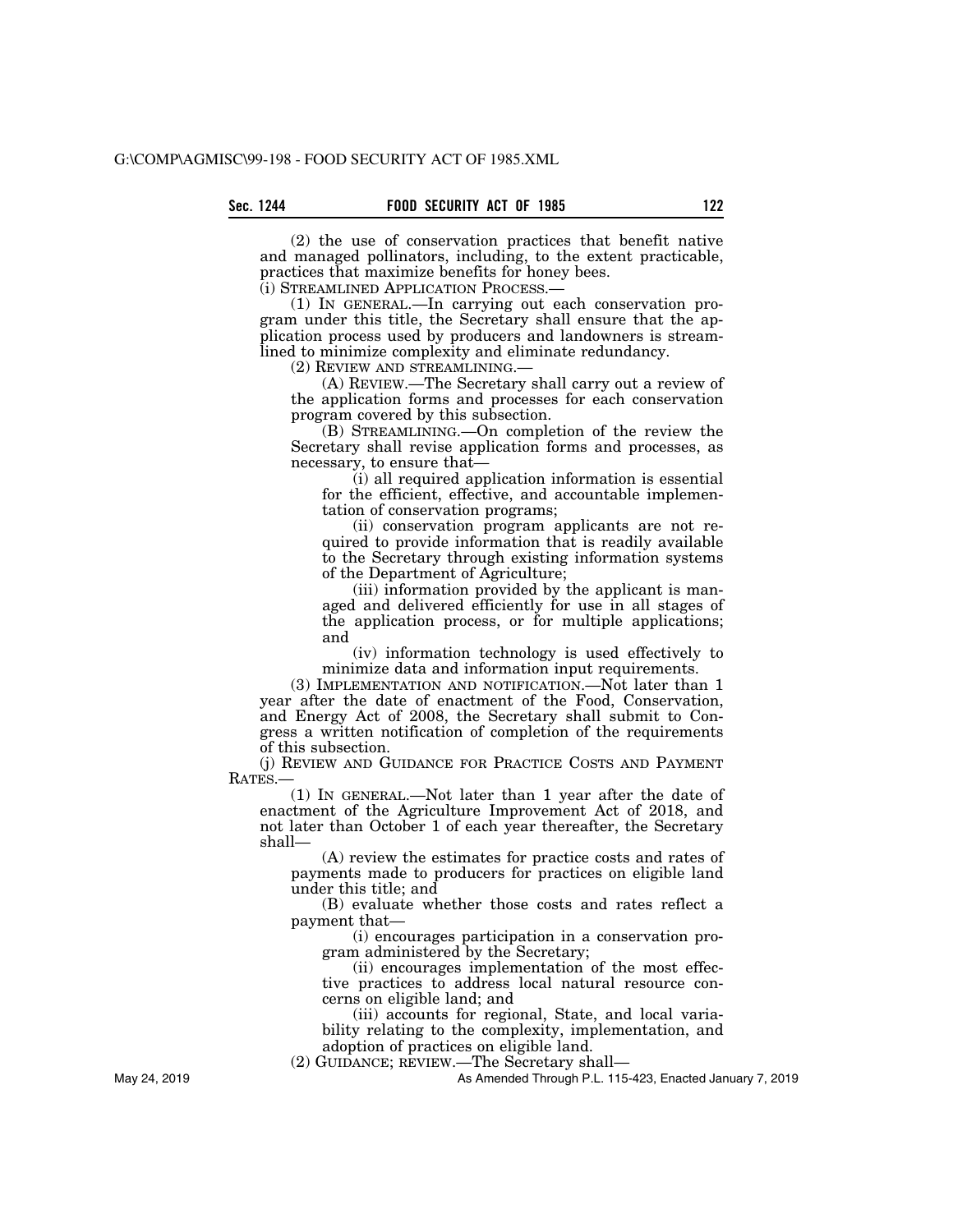(2) the use of conservation practices that benefit native and managed pollinators, including, to the extent practicable, practices that maximize benefits for honey bees.

(i) STREAMLINED APPLICATION PROCESS.—

(1) IN GENERAL.—In carrying out each conservation program under this title, the Secretary shall ensure that the application process used by producers and landowners is streamlined to minimize complexity and eliminate redundancy.

(2) REVIEW AND STREAMLINING.—

(A) REVIEW.—The Secretary shall carry out a review of the application forms and processes for each conservation program covered by this subsection.

(B) STREAMLINING.—On completion of the review the Secretary shall revise application forms and processes, as necessary, to ensure that—

(i) all required application information is essential for the efficient, effective, and accountable implementation of conservation programs;

(ii) conservation program applicants are not required to provide information that is readily available to the Secretary through existing information systems of the Department of Agriculture;

(iii) information provided by the applicant is managed and delivered efficiently for use in all stages of the application process, or for multiple applications; and

(iv) information technology is used effectively to minimize data and information input requirements.

(3) IMPLEMENTATION AND NOTIFICATION.—Not later than 1 year after the date of enactment of the Food, Conservation, and Energy Act of 2008, the Secretary shall submit to Congress a written notification of completion of the requirements of this subsection.

(j) REVIEW AND GUIDANCE FOR PRACTICE COSTS AND PAYMENT RATES.—

(1) IN GENERAL.—Not later than 1 year after the date of enactment of the Agriculture Improvement Act of 2018, and not later than October 1 of each year thereafter, the Secretary shall—

(A) review the estimates for practice costs and rates of payments made to producers for practices on eligible land under this title; and

(B) evaluate whether those costs and rates reflect a payment that—

(i) encourages participation in a conservation program administered by the Secretary;

(ii) encourages implementation of the most effective practices to address local natural resource concerns on eligible land; and

(iii) accounts for regional, State, and local variability relating to the complexity, implementation, and adoption of practices on eligible land.

(2) GUIDANCE; REVIEW.—The Secretary shall—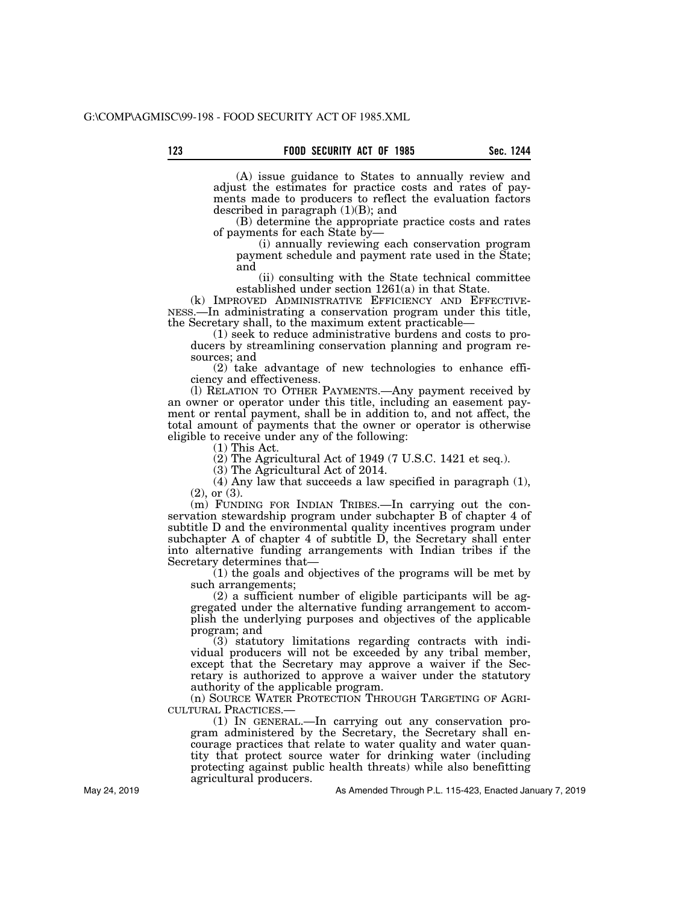(A) issue guidance to States to annually review and adjust the estimates for practice costs and rates of payments made to producers to reflect the evaluation factors described in paragraph (1)(B); and

(B) determine the appropriate practice costs and rates of payments for each State by—

(i) annually reviewing each conservation program payment schedule and payment rate used in the State; and

(ii) consulting with the State technical committee established under section 1261(a) in that State.

(k) IMPROVED ADMINISTRATIVE EFFICIENCY AND EFFECTIVENESS.—In administrating a conservation program under this title, the Secretary shall, to the maximum extent practicable—

(1) seek to reduce administrative burdens and costs to producers by streamlining conservation planning and program resources; and

(2) take advantage of new technologies to enhance efficiency and effectiveness.

(l) RELATION TO OTHER PAYMENTS.—Any payment received by an owner or operator under this title, including an easement payment or rental payment, shall be in addition to, and not affect, the total amount of payments that the owner or operator is otherwise eligible to receive under any of the following:

(1) This Act.

(2) The Agricultural Act of 1949 (7 U.S.C. 1421 et seq.).

(3) The Agricultural Act of 2014.

(4) Any law that succeeds a law specified in paragraph (1), (2), or (3).

(m) FUNDING FOR INDIAN TRIBES.—In carrying out the conservation stewardship program under subchapter B of chapter 4 of subtitle D and the environmental quality incentives program under subchapter A of chapter 4 of subtitle D, the Secretary shall enter into alternative funding arrangements with Indian tribes if the Secretary determines that—

(1) the goals and objectives of the programs will be met by such arrangements;

(2) a sufficient number of eligible participants will be aggregated under the alternative funding arrangement to accomplish the underlying purposes and objectives of the applicable program; and

(3) statutory limitations regarding contracts with individual producers will not be exceeded by any tribal member, except that the Secretary may approve a waiver if the Secretary is authorized to approve a waiver under the statutory authority of the applicable program.

(n) SOURCE WATER PROTECTION THROUGH TARGETING OF AGRICULTURAL PRACTICES.—

(1) IN GENERAL.—In carrying out any conservation program administered by the Secretary, the Secretary shall encourage practices that relate to water quality and water quantity that protect source water for drinking water (including protecting against public health threats) while also benefitting agricultural producers.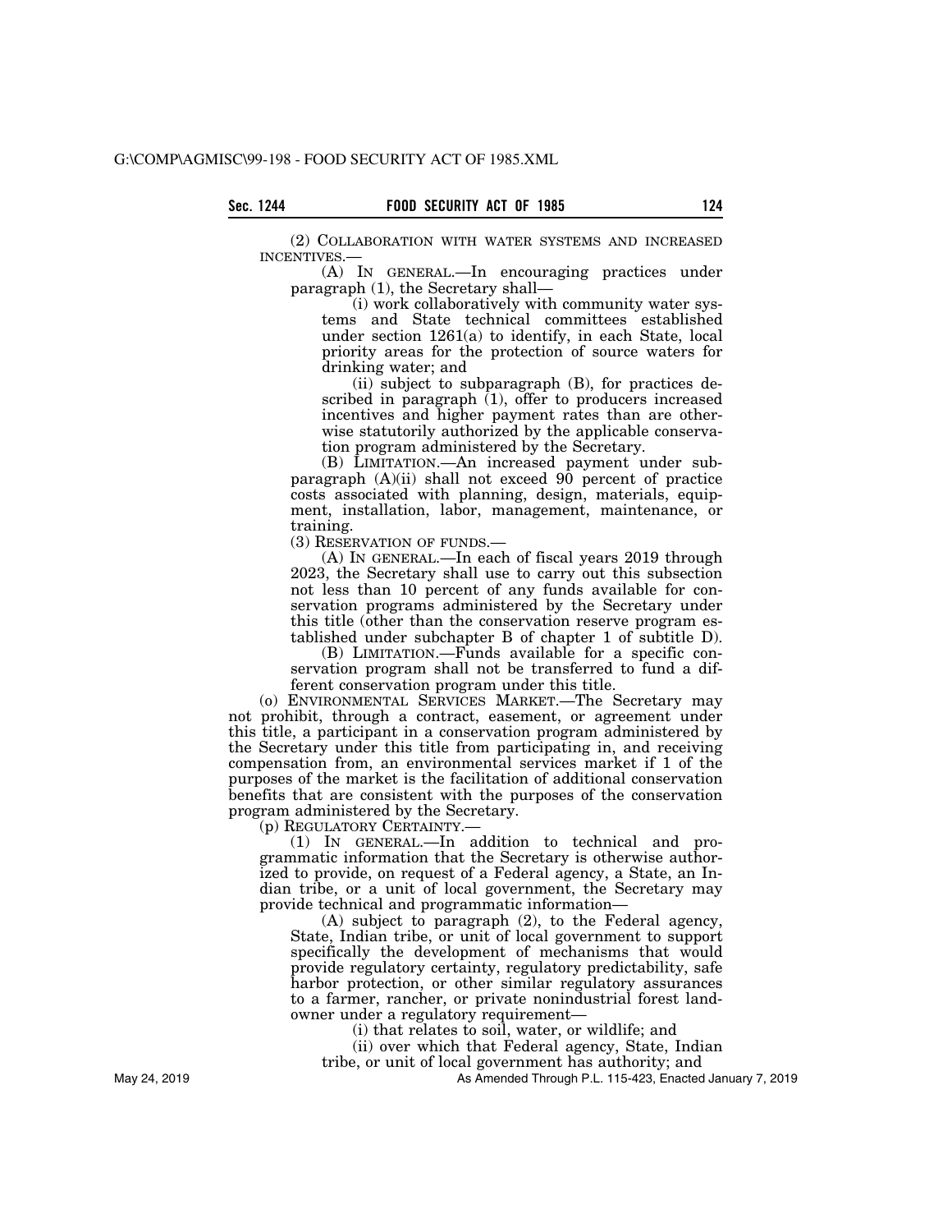(2) COLLABORATION WITH WATER SYSTEMS AND INCREASED INCENTIVES.—

(A) IN GENERAL.—In encouraging practices under paragraph (1), the Secretary shall—

(i) work collaboratively with community water systems and State technical committees established under section 1261(a) to identify, in each State, local priority areas for the protection of source waters for drinking water; and

(ii) subject to subparagraph (B), for practices described in paragraph (1), offer to producers increased incentives and higher payment rates than are otherwise statutorily authorized by the applicable conservation program administered by the Secretary.

(B) LIMITATION.—An increased payment under subparagraph (A)(ii) shall not exceed 90 percent of practice costs associated with planning, design, materials, equipment, installation, labor, management, maintenance, or training.

(3) RESERVATION OF FUNDS.—

(A) IN GENERAL.—In each of fiscal years 2019 through 2023, the Secretary shall use to carry out this subsection not less than 10 percent of any funds available for conservation programs administered by the Secretary under this title (other than the conservation reserve program established under subchapter B of chapter 1 of subtitle D).

(B) LIMITATION.—Funds available for a specific conservation program shall not be transferred to fund a different conservation program under this title.

(o) ENVIRONMENTAL SERVICES MARKET.—The Secretary may not prohibit, through a contract, easement, or agreement under this title, a participant in a conservation program administered by the Secretary under this title from participating in, and receiving compensation from, an environmental services market if 1 of the purposes of the market is the facilitation of additional conservation benefits that are consistent with the purposes of the conservation program administered by the Secretary.

(p) REGULATORY CERTAINTY.—

(1) IN GENERAL.—In addition to technical and programmatic information that the Secretary is otherwise authorized to provide, on request of a Federal agency, a State, an Indian tribe, or a unit of local government, the Secretary may provide technical and programmatic information—

(A) subject to paragraph (2), to the Federal agency, State, Indian tribe, or unit of local government to support specifically the development of mechanisms that would provide regulatory certainty, regulatory predictability, safe harbor protection, or other similar regulatory assurances to a farmer, rancher, or private nonindustrial forest landowner under a regulatory requirement—

(i) that relates to soil, water, or wildlife; and

(ii) over which that Federal agency, State, Indian tribe, or unit of local government has authority; and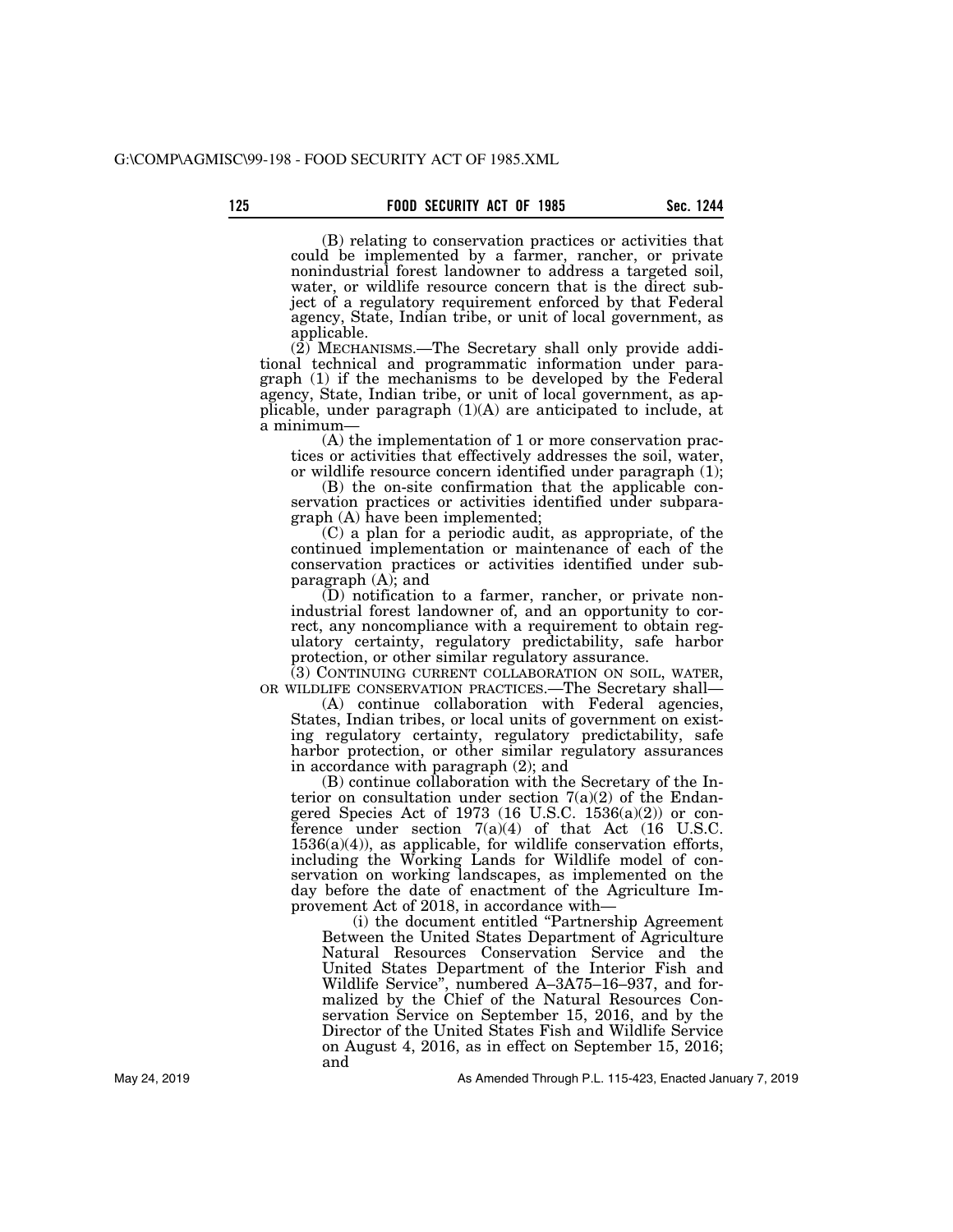(B) relating to conservation practices or activities that could be implemented by a farmer, rancher, or private nonindustrial forest landowner to address a targeted soil, water, or wildlife resource concern that is the direct subject of a regulatory requirement enforced by that Federal agency, State, Indian tribe, or unit of local government, as applicable.

(2) MECHANISMS.—The Secretary shall only provide additional technical and programmatic information under paragraph (1) if the mechanisms to be developed by the Federal agency, State, Indian tribe, or unit of local government, as applicable, under paragraph (1)(A) are anticipated to include, at a minimum—

(A) the implementation of 1 or more conservation practices or activities that effectively addresses the soil, water, or wildlife resource concern identified under paragraph (1);

(B) the on-site confirmation that the applicable conservation practices or activities identified under subparagraph (A) have been implemented;

(C) a plan for a periodic audit, as appropriate, of the continued implementation or maintenance of each of the conservation practices or activities identified under subparagraph (A); and

(D) notification to a farmer, rancher, or private nonindustrial forest landowner of, and an opportunity to correct, any noncompliance with a requirement to obtain regulatory certainty, regulatory predictability, safe harbor protection, or other similar regulatory assurance.

(3) CONTINUING CURRENT COLLABORATION ON SOIL, WATER, OR WILDLIFE CONSERVATION PRACTICES.—The Secretary shall—

(A) continue collaboration with Federal agencies, States, Indian tribes, or local units of government on existing regulatory certainty, regulatory predictability, safe harbor protection, or other similar regulatory assurances in accordance with paragraph (2); and

(B) continue collaboration with the Secretary of the Interior on consultation under section 7(a)(2) of the Endangered Species Act of 1973 (16 U.S.C. 1536(a)(2)) or conference under section 7(a)(4) of that Act (16 U.S.C. 1536(a)(4)), as applicable, for wildlife conservation efforts, including the Working Lands for Wildlife model of conservation on working landscapes, as implemented on the day before the date of enactment of the Agriculture Improvement Act of 2018, in accordance with—

(i) the document entitled "Partnership Agreement Between the United States Department of Agriculture Natural Resources Conservation Service and the United States Department of the Interior Fish and Wildlife Service", numbered A–3A75–16–937, and formalized by the Chief of the Natural Resources Conservation Service on September 15, 2016, and by the Director of the United States Fish and Wildlife Service on August 4, 2016, as in effect on September 15, 2016; and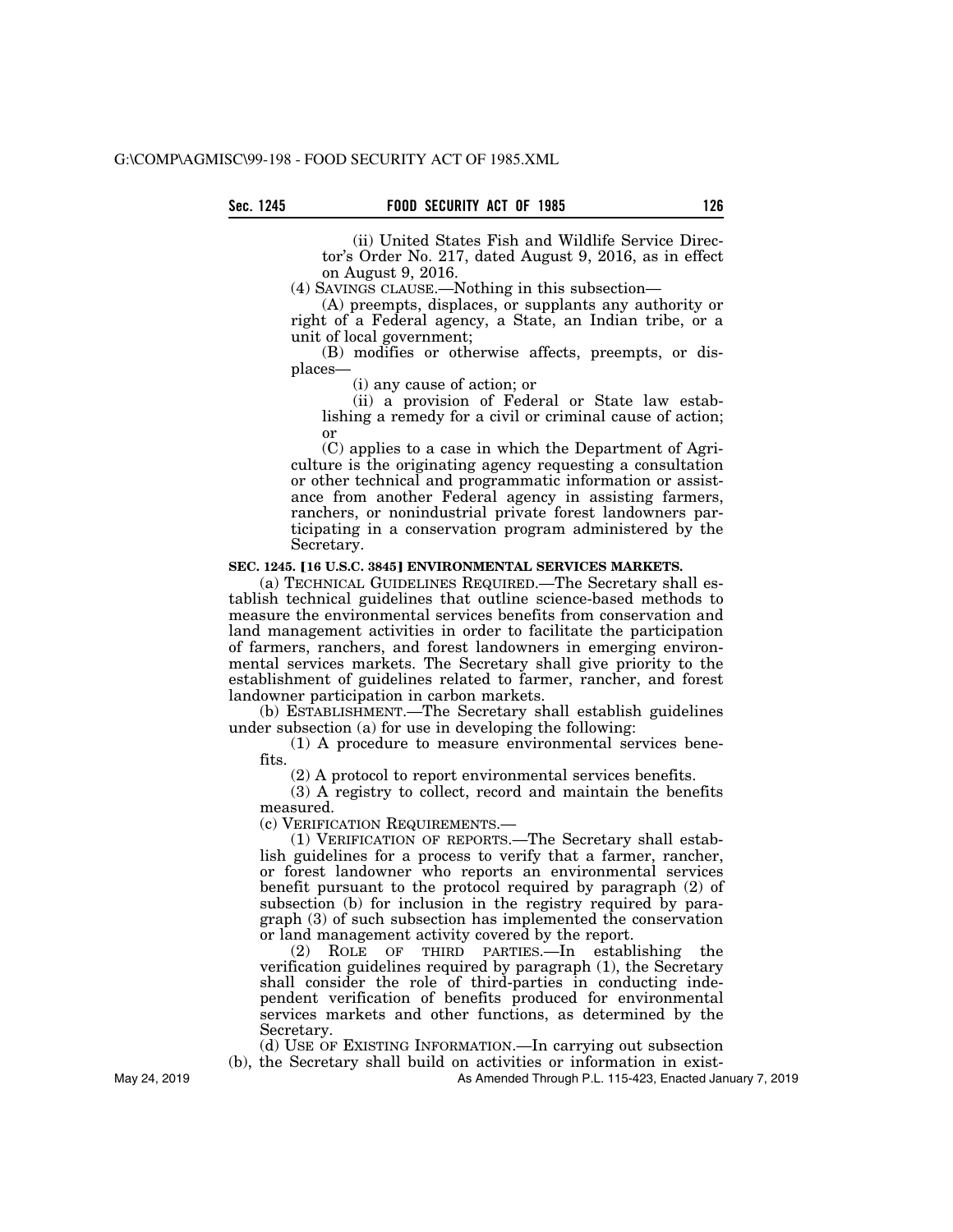(ii) United States Fish and Wildlife Service Director's Order No. 217, dated August 9, 2016, as in effect on August 9, 2016.

(4) SAVINGS CLAUSE.—Nothing in this subsection—

(A) preempts, displaces, or supplants any authority or right of a Federal agency, a State, an Indian tribe, or a unit of local government;

(B) modifies or otherwise affects, preempts, or displaces—

(i) any cause of action; or

(ii) a provision of Federal or State law establishing a remedy for a civil or criminal cause of action; or

(C) applies to a case in which the Department of Agriculture is the originating agency requesting a consultation or other technical and programmatic information or assistance from another Federal agency in assisting farmers, ranchers, or nonindustrial private forest landowners participating in a conservation program administered by the Secretary.

**SEC. 1245. [16 U.S.C. 3845] ENVIRONMENTAL SERVICES MARKETS.**

(a) TECHNICAL GUIDELINES REQUIRED.—The Secretary shall establish technical guidelines that outline science-based methods to measure the environmental services benefits from conservation and land management activities in order to facilitate the participation of farmers, ranchers, and forest landowners in emerging environmental services markets. The Secretary shall give priority to the establishment of guidelines related to farmer, rancher, and forest landowner participation in carbon markets.

(b) ESTABLISHMENT.—The Secretary shall establish guidelines under subsection (a) for use in developing the following:

(1) A procedure to measure environmental services benefits.

(2) A protocol to report environmental services benefits.

(3) A registry to collect, record and maintain the benefits measured.

(c) VERIFICATION REQUIREMENTS.—

(1) VERIFICATION OF REPORTS.—The Secretary shall establish guidelines for a process to verify that a farmer, rancher, or forest landowner who reports an environmental services benefit pursuant to the protocol required by paragraph (2) of subsection (b) for inclusion in the registry required by paragraph (3) of such subsection has implemented the conservation or land management activity covered by the report.

(2) ROLE OF THIRD PARTIES.—In establishing the verification guidelines required by paragraph (1), the Secretary shall consider the role of third-parties in conducting independent verification of benefits produced for environmental services markets and other functions, as determined by the Secretary.

(d) USE OF EXISTING INFORMATION.—In carrying out subsection (b), the Secretary shall build on activities or information in exist-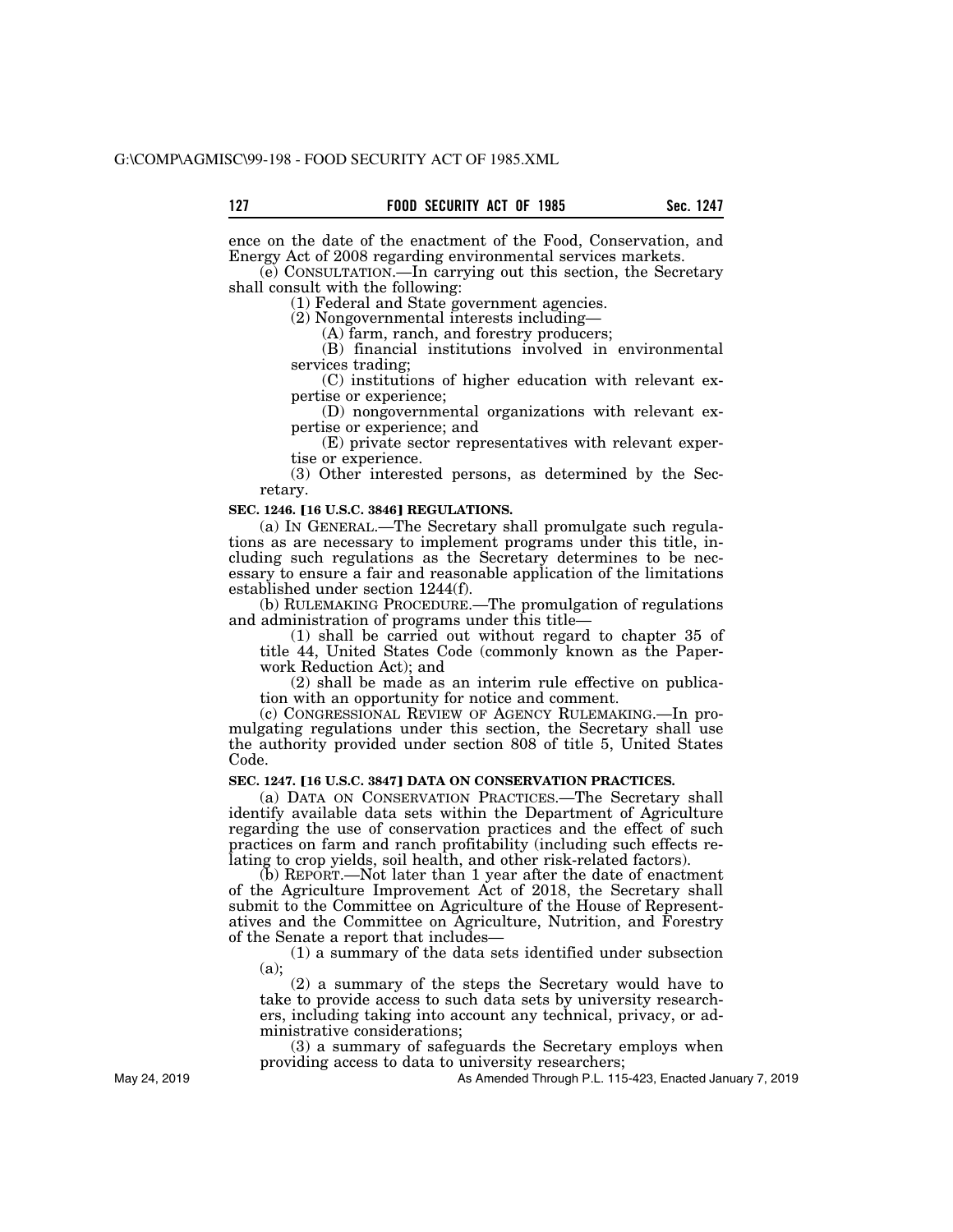ence on the date of the enactment of the Food, Conservation, and Energy Act of 2008 regarding environmental services markets.

(e) CONSULTATION.—In carrying out this section, the Secretary shall consult with the following:

(1) Federal and State government agencies.

(2) Nongovernmental interests including—

(A) farm, ranch, and forestry producers;

(B) financial institutions involved in environmental services trading;

(C) institutions of higher education with relevant expertise or experience;

(D) nongovernmental organizations with relevant expertise or experience; and

(E) private sector representatives with relevant expertise or experience.

(3) Other interested persons, as determined by the Secretary.

**SEC. 1246. [16 U.S.C. 3846] REGULATIONS.**

(a) IN GENERAL.—The Secretary shall promulgate such regulations as are necessary to implement programs under this title, including such regulations as the Secretary determines to be necessary to ensure a fair and reasonable application of the limitations established under section 1244(f).

(b) RULEMAKING PROCEDURE.—The promulgation of regulations and administration of programs under this title—

(1) shall be carried out without regard to chapter 35 of title 44, United States Code (commonly known as the Paperwork Reduction Act); and

(2) shall be made as an interim rule effective on publication with an opportunity for notice and comment.

(c) CONGRESSIONAL REVIEW OF AGENCY RULEMAKING.—In promulgating regulations under this section, the Secretary shall use the authority provided under section 808 of title 5, United States Code.

**SEC. 1247. [16 U.S.C. 3847] DATA ON CONSERVATION PRACTICES.**

(a) DATA ON CONSERVATION PRACTICES.—The Secretary shall identify available data sets within the Department of Agriculture regarding the use of conservation practices and the effect of such practices on farm and ranch profitability (including such effects relating to crop yields, soil health, and other risk-related factors).

(b) REPORT.—Not later than 1 year after the date of enactment of the Agriculture Improvement Act of 2018, the Secretary shall submit to the Committee on Agriculture of the House of Representatives and the Committee on Agriculture, Nutrition, and Forestry of the Senate a report that includes—

(1) a summary of the data sets identified under subsection (a);

(2) a summary of the steps the Secretary would have to take to provide access to such data sets by university researchers, including taking into account any technical, privacy, or administrative considerations;

(3) a summary of safeguards the Secretary employs when providing access to data to university researchers;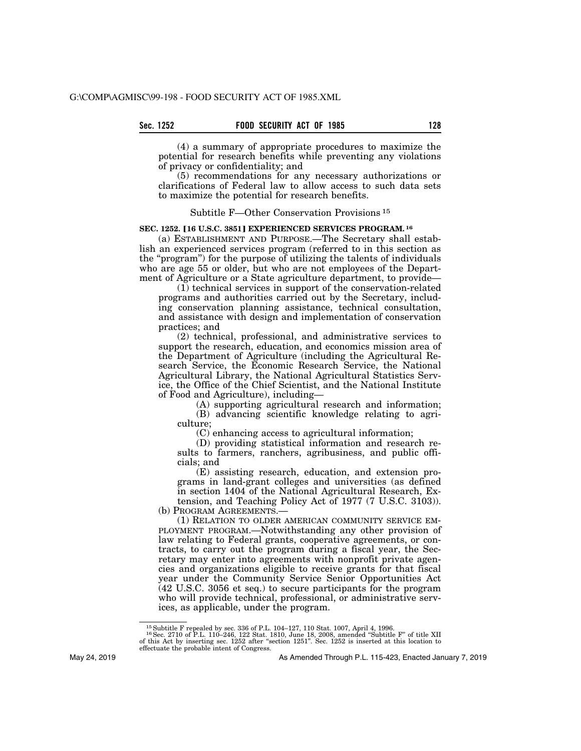(4) a summary of appropriate procedures to maximize the potential for research benefits while preventing any violations of privacy or confidentiality; and

(5) recommendations for any necessary authorizations or clarifications of Federal law to allow access to such data sets to maximize the potential for research benefits.

## Subtitle F—Other Conservation Provisions [15]

### SEC. 1252. [16 U.S.C. 3851] EXPERIENCED SERVICES PROGRAM. [16]

(a) ESTABLISHMENT AND PURPOSE.—The Secretary shall establish an experienced services program (referred to in this section as the "program") for the purpose of utilizing the talents of individuals who are age 55 or older, but who are not employees of the Department of Agriculture or a State agriculture department, to provide—

(1) technical services in support of the conservation-related programs and authorities carried out by the Secretary, including conservation planning assistance, technical consultation, and assistance with design and implementation of conservation practices; and

(2) technical, professional, and administrative services to support the research, education, and economics mission area of the Department of Agriculture (including the Agricultural Research Service, the Economic Research Service, the National Agricultural Library, the National Agricultural Statistics Service, the Office of the Chief Scientist, and the National Institute of Food and Agriculture), including—

(A) supporting agricultural research and information;

(B) advancing scientific knowledge relating to agriculture;

(C) enhancing access to agricultural information;

(D) providing statistical information and research results to farmers, ranchers, agribusiness, and public officials; and

(E) assisting research, education, and extension programs in land-grant colleges and universities (as defined in section 1404 of the National Agricultural Research, Extension, and Teaching Policy Act of 1977 (7 U.S.C. 3103)).

(b) PROGRAM AGREEMENTS.—

(1) RELATION TO OLDER AMERICAN COMMUNITY SERVICE EMPLOYMENT PROGRAM.—Notwithstanding any other provision of law relating to Federal grants, cooperative agreements, or contracts, to carry out the program during a fiscal year, the Secretary may enter into agreements with nonprofit private agencies and organizations eligible to receive grants for that fiscal year under the Community Service Senior Opportunities Act (42 U.S.C. 3056 et seq.) to secure participants for the program who will provide technical, professional, or administrative services, as applicable, under the program.

---

[15] Subtitle F repealed by sec. 336 of P.L. 104–127, 110 Stat. 1007, April 4, 1996.

[16] Sec. 2710 of P.L. 110–246, 122 Stat. 1810, June 18, 2008, amended "Subtitle F" of title XII of this Act by inserting sec. 1252 after "section 1251". Sec. 1252 is inserted at this location to effectuate the probable intent of Congress.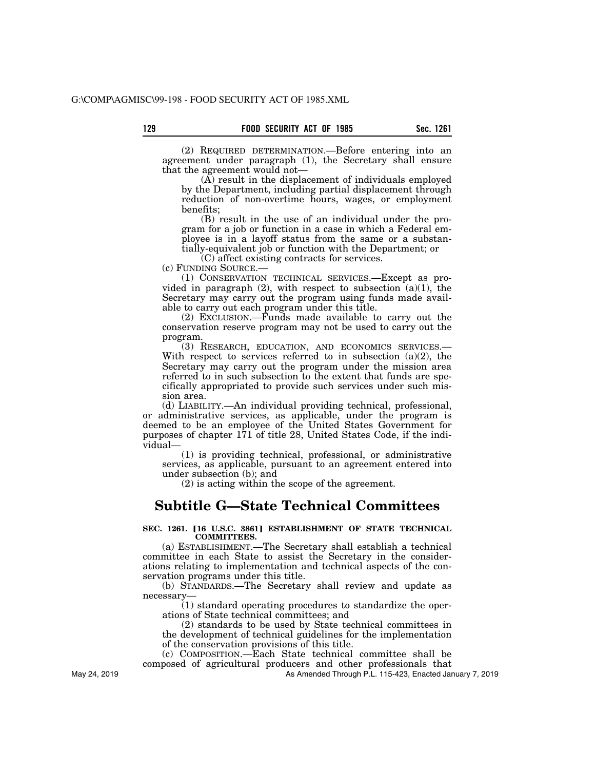(2) REQUIRED DETERMINATION.—Before entering into an agreement under paragraph (1), the Secretary shall ensure that the agreement would not—

(A) result in the displacement of individuals employed by the Department, including partial displacement through reduction of non-overtime hours, wages, or employment benefits;

(B) result in the use of an individual under the program for a job or function in a case in which a Federal employee is in a layoff status from the same or a substantially-equivalent job or function with the Department; or

(C) affect existing contracts for services.

(c) FUNDING SOURCE.—

(1) CONSERVATION TECHNICAL SERVICES.—Except as provided in paragraph (2), with respect to subsection (a)(1), the Secretary may carry out the program using funds made available to carry out each program under this title.

(2) EXCLUSION.—Funds made available to carry out the conservation reserve program may not be used to carry out the program.

(3) RESEARCH, EDUCATION, AND ECONOMICS SERVICES.—With respect to services referred to in subsection (a)(2), the Secretary may carry out the program under the mission area referred to in such subsection to the extent that funds are specifically appropriated to provide such services under such mission area.

(d) LIABILITY.—An individual providing technical, professional, or administrative services, as applicable, under the program is deemed to be an employee of the United States Government for purposes of chapter 171 of title 28, United States Code, if the individual—

(1) is providing technical, professional, or administrative services, as applicable, pursuant to an agreement entered into under subsection (b); and

(2) is acting within the scope of the agreement.

# Subtitle G—State Technical Committees

**SEC. 1261. [16 U.S.C. 3861] ESTABLISHMENT OF STATE TECHNICAL COMMITTEES.**

(a) ESTABLISHMENT.—The Secretary shall establish a technical committee in each State to assist the Secretary in the considerations relating to implementation and technical aspects of the conservation programs under this title.

(b) STANDARDS.—The Secretary shall review and update as necessary—

(1) standard operating procedures to standardize the operations of State technical committees; and

(2) standards to be used by State technical committees in the development of technical guidelines for the implementation of the conservation provisions of this title.

(c) COMPOSITION.—Each State technical committee shall be composed of agricultural producers and other professionals that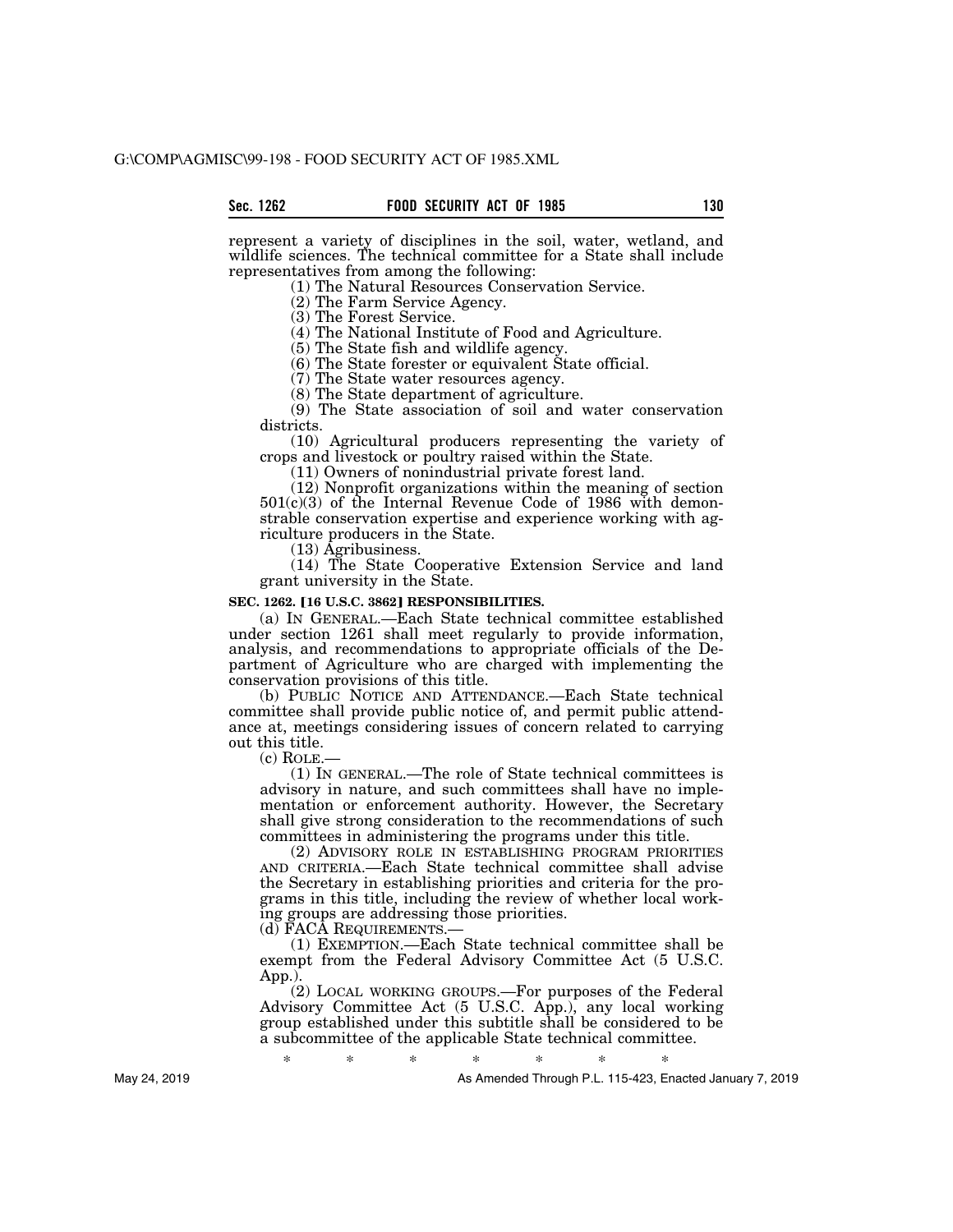represent a variety of disciplines in the soil, water, wetland, and wildlife sciences. The technical committee for a State shall include representatives from among the following:

(1) The Natural Resources Conservation Service.

(2) The Farm Service Agency.

(3) The Forest Service.

(4) The National Institute of Food and Agriculture.

(5) The State fish and wildlife agency.

(6) The State forester or equivalent State official.

(7) The State water resources agency.

(8) The State department of agriculture.

(9) The State association of soil and water conservation districts.

(10) Agricultural producers representing the variety of crops and livestock or poultry raised within the State.

(11) Owners of nonindustrial private forest land.

(12) Nonprofit organizations within the meaning of section 501(c)(3) of the Internal Revenue Code of 1986 with demonstrable conservation expertise and experience working with agriculture producers in the State.

(13) Agribusiness.

(14) The State Cooperative Extension Service and land grant university in the State.

**SEC. 1262. [16 U.S.C. 3862] RESPONSIBILITIES.**

(a) IN GENERAL.—Each State technical committee established under section 1261 shall meet regularly to provide information, analysis, and recommendations to appropriate officials of the Department of Agriculture who are charged with implementing the conservation provisions of this title.

(b) PUBLIC NOTICE AND ATTENDANCE.—Each State technical committee shall provide public notice of, and permit public attendance at, meetings considering issues of concern related to carrying out this title.

(c) ROLE.—

(1) IN GENERAL.—The role of State technical committees is advisory in nature, and such committees shall have no implementation or enforcement authority. However, the Secretary shall give strong consideration to the recommendations of such committees in administering the programs under this title.

(2) ADVISORY ROLE IN ESTABLISHING PROGRAM PRIORITIES AND CRITERIA.—Each State technical committee shall advise the Secretary in establishing priorities and criteria for the programs in this title, including the review of whether local working groups are addressing those priorities.

(d) FACA REQUIREMENTS.—

(1) EXEMPTION.—Each State technical committee shall be exempt from the Federal Advisory Committee Act (5 U.S.C. App.).

(2) LOCAL WORKING GROUPS.—For purposes of the Federal Advisory Committee Act (5 U.S.C. App.), any local working group established under this subtitle shall be considered to be a subcommittee of the applicable State technical committee.

\* \* \* \* \* \* \*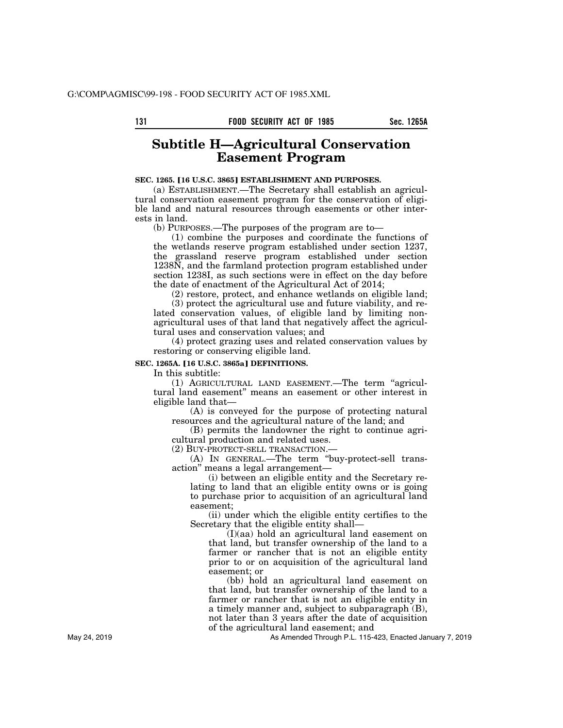## Subtitle H—Agricultural Conservation Easement Program

**SEC. 1265. [16 U.S.C. 3865] ESTABLISHMENT AND PURPOSES.**

(a) ESTABLISHMENT.—The Secretary shall establish an agricultural conservation easement program for the conservation of eligible land and natural resources through easements or other interests in land.

(b) PURPOSES.—The purposes of the program are to—

(1) combine the purposes and coordinate the functions of the wetlands reserve program established under section 1237, the grassland reserve program established under section 1238N, and the farmland protection program established under section 1238I, as such sections were in effect on the day before the date of enactment of the Agricultural Act of 2014;

(2) restore, protect, and enhance wetlands on eligible land;

(3) protect the agricultural use and future viability, and related conservation values, of eligible land by limiting nonagricultural uses of that land that negatively affect the agricultural uses and conservation values; and

(4) protect grazing uses and related conservation values by restoring or conserving eligible land.

**SEC. 1265A. [16 U.S.C. 3865a] DEFINITIONS.**

In this subtitle:

(1) AGRICULTURAL LAND EASEMENT.—The term "agricultural land easement" means an easement or other interest in eligible land that—

(A) is conveyed for the purpose of protecting natural resources and the agricultural nature of the land; and

(B) permits the landowner the right to continue agricultural production and related uses.

(2) BUY-PROTECT-SELL TRANSACTION.—

(A) IN GENERAL.—The term "buy-protect-sell transaction" means a legal arrangement—

(i) between an eligible entity and the Secretary relating to land that an eligible entity owns or is going to purchase prior to acquisition of an agricultural land easement;

(ii) under which the eligible entity certifies to the Secretary that the eligible entity shall—

(I)(aa) hold an agricultural land easement on that land, but transfer ownership of the land to a farmer or rancher that is not an eligible entity prior to or on acquisition of the agricultural land easement; or

(bb) hold an agricultural land easement on that land, but transfer ownership of the land to a farmer or rancher that is not an eligible entity in a timely manner and, subject to subparagraph (B), not later than 3 years after the date of acquisition of the agricultural land easement; and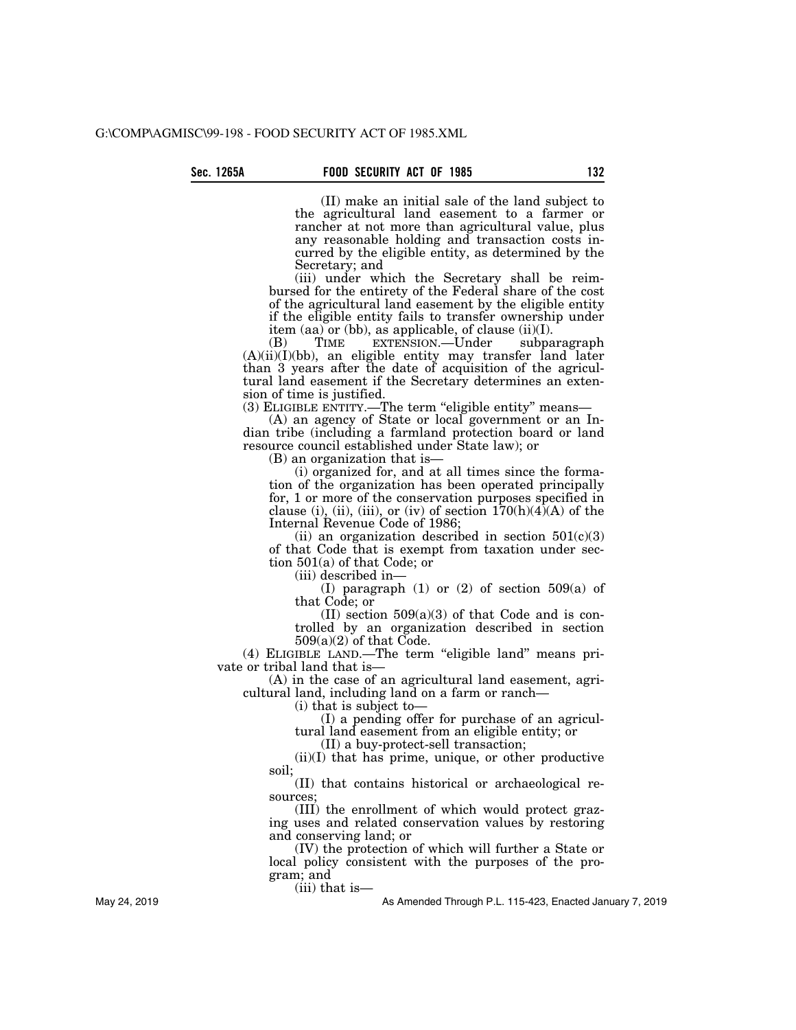(II) make an initial sale of the land subject to the agricultural land easement to a farmer or rancher at not more than agricultural value, plus any reasonable holding and transaction costs incurred by the eligible entity, as determined by the Secretary; and

(iii) under which the Secretary shall be reimbursed for the entirety of the Federal share of the cost of the agricultural land easement by the eligible entity if the eligible entity fails to transfer ownership under item (aa) or (bb), as applicable, of clause (ii)(I).

(B) TIME EXTENSION.—Under subparagraph (A)(ii)(I)(bb), an eligible entity may transfer land later than 3 years after the date of acquisition of the agricultural land easement if the Secretary determines an extension of time is justified.

(3) ELIGIBLE ENTITY.—The term "eligible entity" means—

(A) an agency of State or local government or an Indian tribe (including a farmland protection board or land resource council established under State law); or

(B) an organization that is—

(i) organized for, and at all times since the formation of the organization has been operated principally for, 1 or more of the conservation purposes specified in clause (i), (ii), (iii), or (iv) of section 170(h)(4)(A) of the Internal Revenue Code of 1986;

(ii) an organization described in section 501(c)(3) of that Code that is exempt from taxation under section 501(a) of that Code; or

(iii) described in—

(I) paragraph (1) or (2) of section 509(a) of that Code; or

(II) section 509(a)(3) of that Code and is controlled by an organization described in section 509(a)(2) of that Code.

(4) ELIGIBLE LAND.—The term "eligible land" means private or tribal land that is—

(A) in the case of an agricultural land easement, agricultural land, including land on a farm or ranch—

(i) that is subject to—

(I) a pending offer for purchase of an agricultural land easement from an eligible entity; or

(II) a buy-protect-sell transaction;

(ii)(I) that has prime, unique, or other productive soil;

(II) that contains historical or archaeological resources;

(III) the enrollment of which would protect grazing uses and related conservation values by restoring and conserving land; or

(IV) the protection of which will further a State or local policy consistent with the purposes of the program; and

(iii) that is—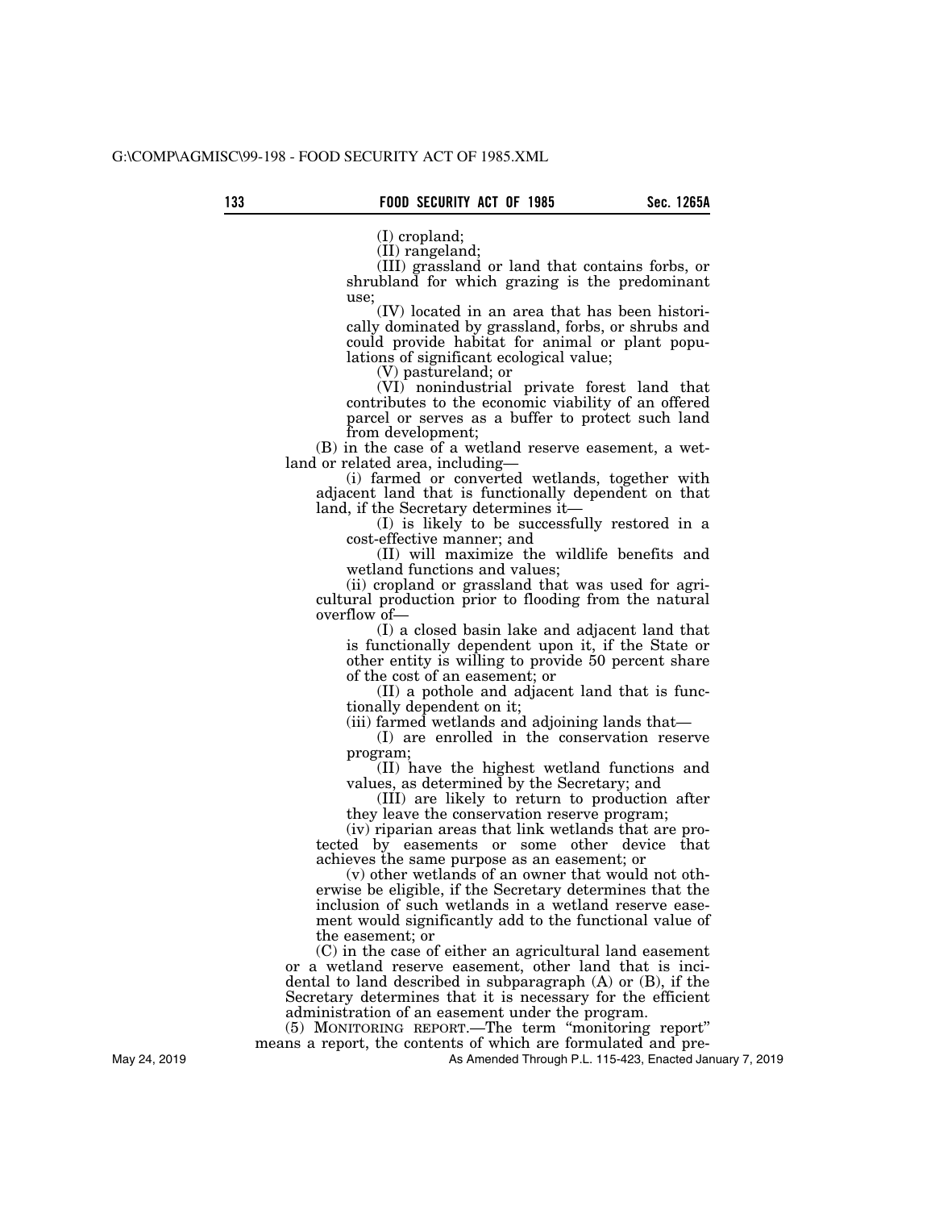(I) cropland;

(II) rangeland;

(III) grassland or land that contains forbs, or shrubland for which grazing is the predominant use;

(IV) located in an area that has been historically dominated by grassland, forbs, or shrubs and could provide habitat for animal or plant populations of significant ecological value;

(V) pastureland; or

(VI) nonindustrial private forest land that contributes to the economic viability of an offered parcel or serves as a buffer to protect such land from development;

(B) in the case of a wetland reserve easement, a wetland or related area, including—

(i) farmed or converted wetlands, together with adjacent land that is functionally dependent on that land, if the Secretary determines it—

(I) is likely to be successfully restored in a cost-effective manner; and

(II) will maximize the wildlife benefits and wetland functions and values;

(ii) cropland or grassland that was used for agricultural production prior to flooding from the natural overflow of—

(I) a closed basin lake and adjacent land that is functionally dependent upon it, if the State or other entity is willing to provide 50 percent share of the cost of an easement; or

(II) a pothole and adjacent land that is functionally dependent on it;

(iii) farmed wetlands and adjoining lands that—

(I) are enrolled in the conservation reserve program;

(II) have the highest wetland functions and values, as determined by the Secretary; and

(III) are likely to return to production after they leave the conservation reserve program;

(iv) riparian areas that link wetlands that are protected by easements or some other device that achieves the same purpose as an easement; or

(v) other wetlands of an owner that would not otherwise be eligible, if the Secretary determines that the inclusion of such wetlands in a wetland reserve easement would significantly add to the functional value of the easement; or

(C) in the case of either an agricultural land easement or a wetland reserve easement, other land that is incidental to land described in subparagraph (A) or (B), if the Secretary determines that it is necessary for the efficient administration of an easement under the program.

(5) MONITORING REPORT.—The term "monitoring report" means a report, the contents of which are formulated and pre-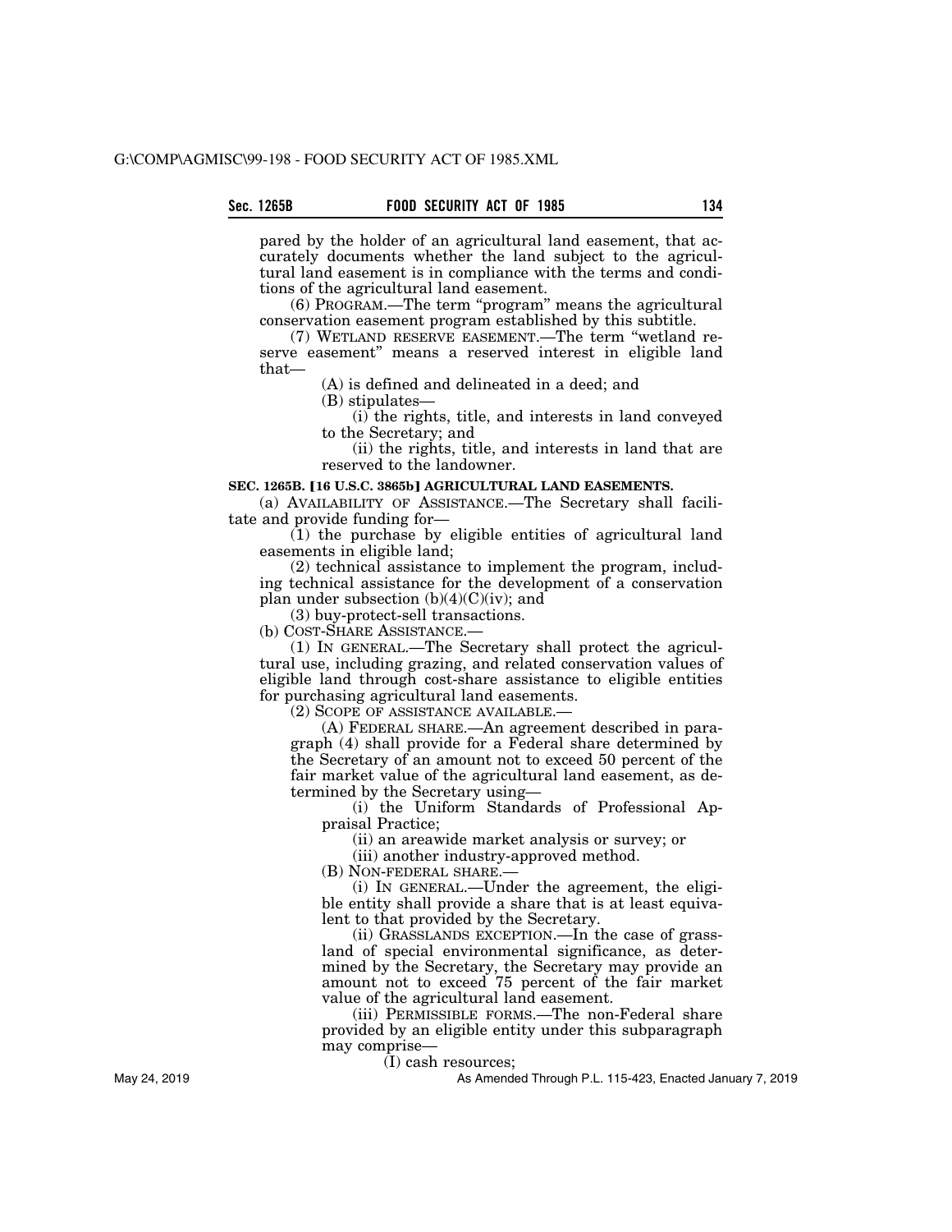pared by the holder of an agricultural land easement, that accurately documents whether the land subject to the agricultural land easement is in compliance with the terms and conditions of the agricultural land easement.

(6) PROGRAM.—The term "program" means the agricultural conservation easement program established by this subtitle.

(7) WETLAND RESERVE EASEMENT.—The term "wetland reserve easement" means a reserved interest in eligible land that—

(A) is defined and delineated in a deed; and

(B) stipulates—

(i) the rights, title, and interests in land conveyed to the Secretary; and

(ii) the rights, title, and interests in land that are reserved to the landowner.

**SEC. 1265B. [16 U.S.C. 3865b] AGRICULTURAL LAND EASEMENTS.**

(a) AVAILABILITY OF ASSISTANCE.—The Secretary shall facilitate and provide funding for—

(1) the purchase by eligible entities of agricultural land easements in eligible land;

(2) technical assistance to implement the program, including technical assistance for the development of a conservation plan under subsection (b)(4)(C)(iv); and

(3) buy-protect-sell transactions.

(b) COST-SHARE ASSISTANCE.—

(1) IN GENERAL.—The Secretary shall protect the agricultural use, including grazing, and related conservation values of eligible land through cost-share assistance to eligible entities for purchasing agricultural land easements.

(2) SCOPE OF ASSISTANCE AVAILABLE.—

(A) FEDERAL SHARE.—An agreement described in paragraph (4) shall provide for a Federal share determined by the Secretary of an amount not to exceed 50 percent of the fair market value of the agricultural land easement, as determined by the Secretary using—

(i) the Uniform Standards of Professional Appraisal Practice;

(ii) an areawide market analysis or survey; or

(iii) another industry-approved method.

(B) NON-FEDERAL SHARE.—

(i) IN GENERAL.—Under the agreement, the eligible entity shall provide a share that is at least equivalent to that provided by the Secretary.

(ii) GRASSLANDS EXCEPTION.—In the case of grassland of special environmental significance, as determined by the Secretary, the Secretary may provide an amount not to exceed 75 percent of the fair market value of the agricultural land easement.

(iii) PERMISSIBLE FORMS.—The non-Federal share provided by an eligible entity under this subparagraph may comprise—

(I) cash resources;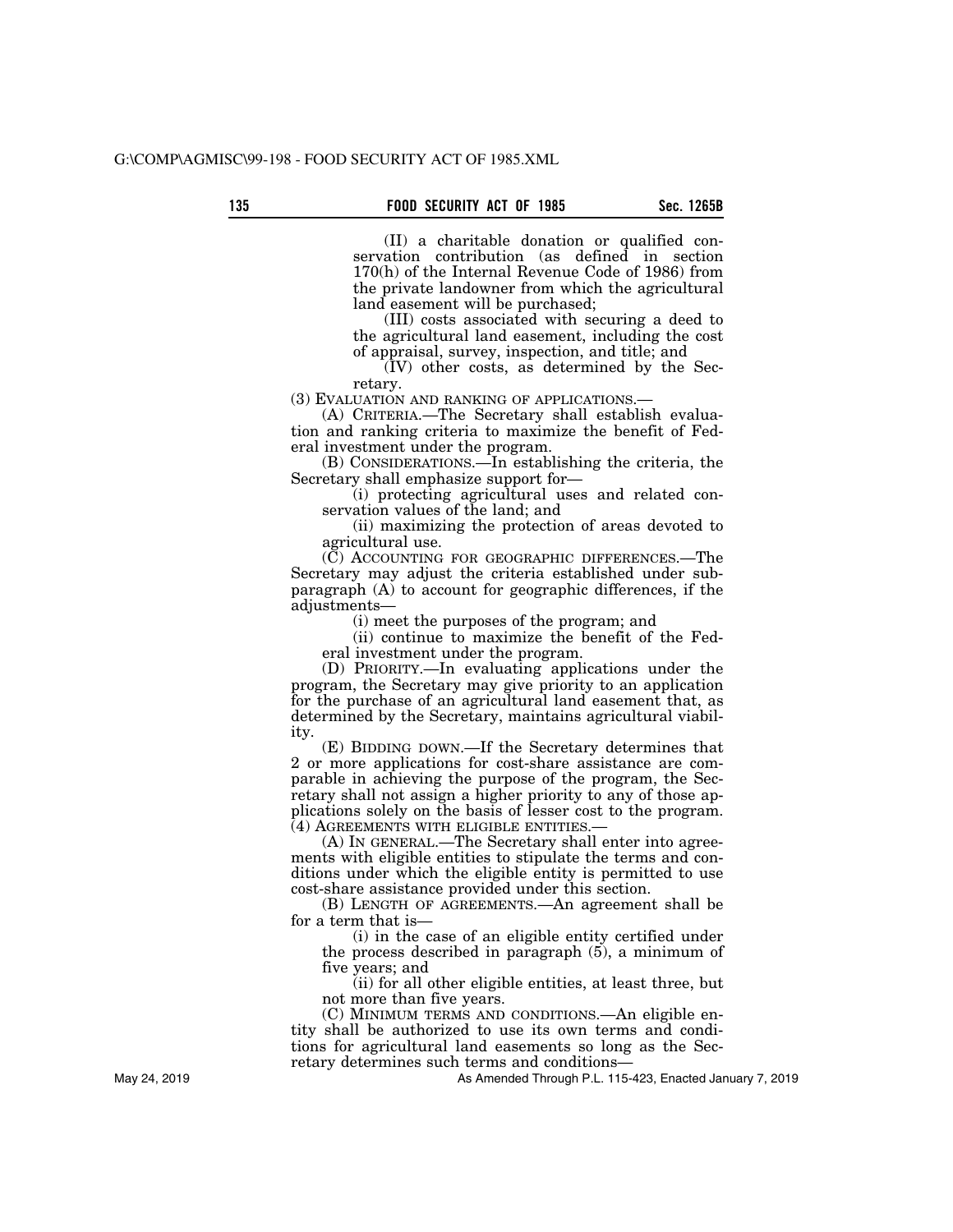(II) a charitable donation or qualified conservation contribution (as defined in section 170(h) of the Internal Revenue Code of 1986) from the private landowner from which the agricultural land easement will be purchased;

(III) costs associated with securing a deed to the agricultural land easement, including the cost of appraisal, survey, inspection, and title; and

(IV) other costs, as determined by the Secretary.

(3) EVALUATION AND RANKING OF APPLICATIONS.—

(A) CRITERIA.—The Secretary shall establish evaluation and ranking criteria to maximize the benefit of Federal investment under the program.

(B) CONSIDERATIONS.—In establishing the criteria, the Secretary shall emphasize support for—

(i) protecting agricultural uses and related conservation values of the land; and

(ii) maximizing the protection of areas devoted to agricultural use.

(C) ACCOUNTING FOR GEOGRAPHIC DIFFERENCES.—The Secretary may adjust the criteria established under subparagraph (A) to account for geographic differences, if the adjustments—

(i) meet the purposes of the program; and

(ii) continue to maximize the benefit of the Federal investment under the program.

(D) PRIORITY.—In evaluating applications under the program, the Secretary may give priority to an application for the purchase of an agricultural land easement that, as determined by the Secretary, maintains agricultural viability.

(E) BIDDING DOWN.—If the Secretary determines that 2 or more applications for cost-share assistance are comparable in achieving the purpose of the program, the Secretary shall not assign a higher priority to any of those applications solely on the basis of lesser cost to the program.

(4) AGREEMENTS WITH ELIGIBLE ENTITIES.—

(A) IN GENERAL.—The Secretary shall enter into agreements with eligible entities to stipulate the terms and conditions under which the eligible entity is permitted to use cost-share assistance provided under this section.

(B) LENGTH OF AGREEMENTS.—An agreement shall be for a term that is—

(i) in the case of an eligible entity certified under the process described in paragraph (5), a minimum of five years; and

(ii) for all other eligible entities, at least three, but not more than five years.

(C) MINIMUM TERMS AND CONDITIONS.—An eligible entity shall be authorized to use its own terms and conditions for agricultural land easements so long as the Secretary determines such terms and conditions—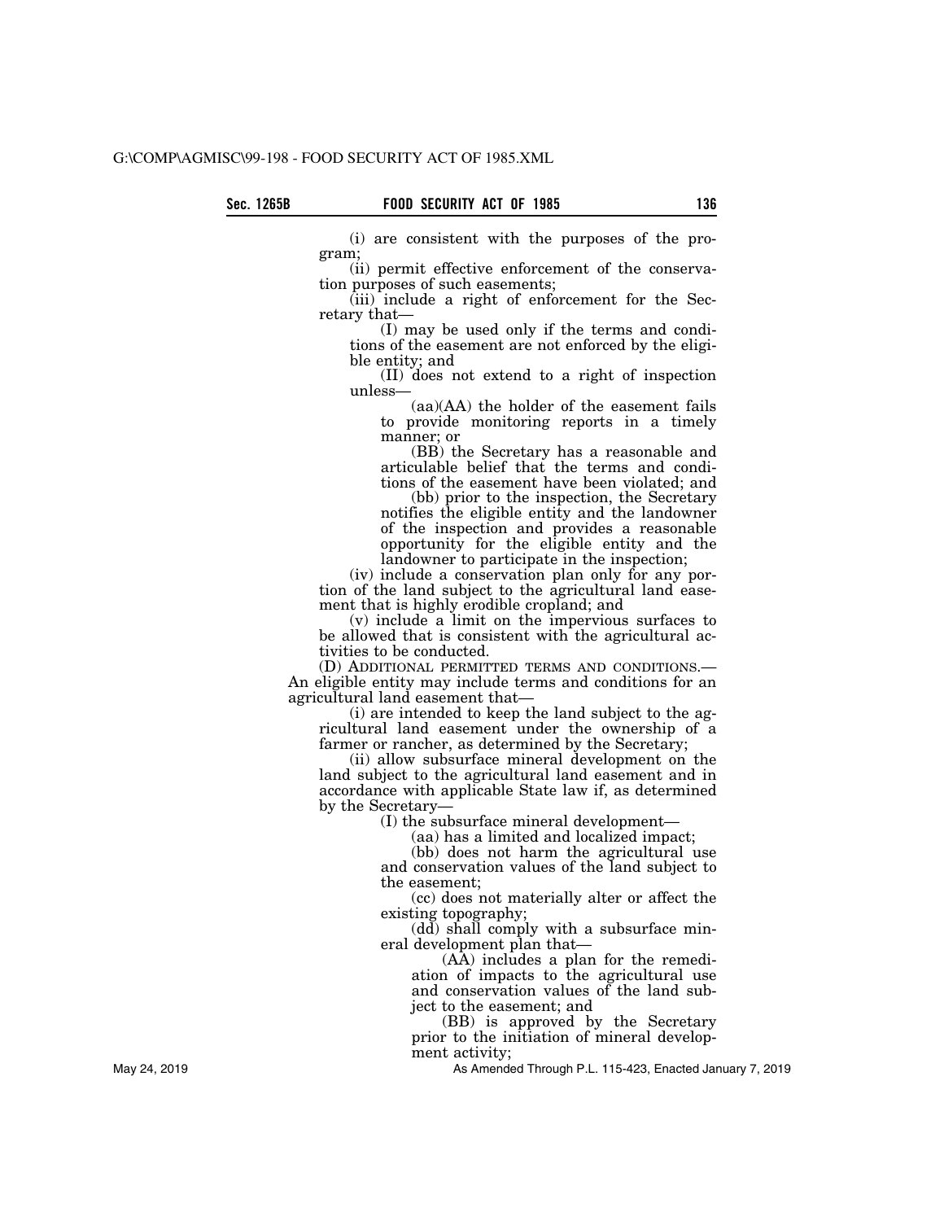(i) are consistent with the purposes of the program;

(ii) permit effective enforcement of the conservation purposes of such easements;

(iii) include a right of enforcement for the Secretary that—

(I) may be used only if the terms and conditions of the easement are not enforced by the eligible entity; and

(II) does not extend to a right of inspection unless—

(aa)(AA) the holder of the easement fails to provide monitoring reports in a timely manner; or

(BB) the Secretary has a reasonable and articulable belief that the terms and conditions of the easement have been violated; and

(bb) prior to the inspection, the Secretary notifies the eligible entity and the landowner of the inspection and provides a reasonable opportunity for the eligible entity and the landowner to participate in the inspection;

(iv) include a conservation plan only for any portion of the land subject to the agricultural land easement that is highly erodible cropland; and

(v) include a limit on the impervious surfaces to be allowed that is consistent with the agricultural activities to be conducted.

(D) ADDITIONAL PERMITTED TERMS AND CONDITIONS.—An eligible entity may include terms and conditions for an agricultural land easement that—

(i) are intended to keep the land subject to the agricultural land easement under the ownership of a farmer or rancher, as determined by the Secretary;

(ii) allow subsurface mineral development on the land subject to the agricultural land easement and in accordance with applicable State law if, as determined by the Secretary—

(I) the subsurface mineral development—

(aa) has a limited and localized impact;

(bb) does not harm the agricultural use and conservation values of the land subject to the easement;

(cc) does not materially alter or affect the existing topography;

(dd) shall comply with a subsurface mineral development plan that—

(AA) includes a plan for the remediation of impacts to the agricultural use and conservation values of the land subject to the easement; and

(BB) is approved by the Secretary prior to the initiation of mineral development activity;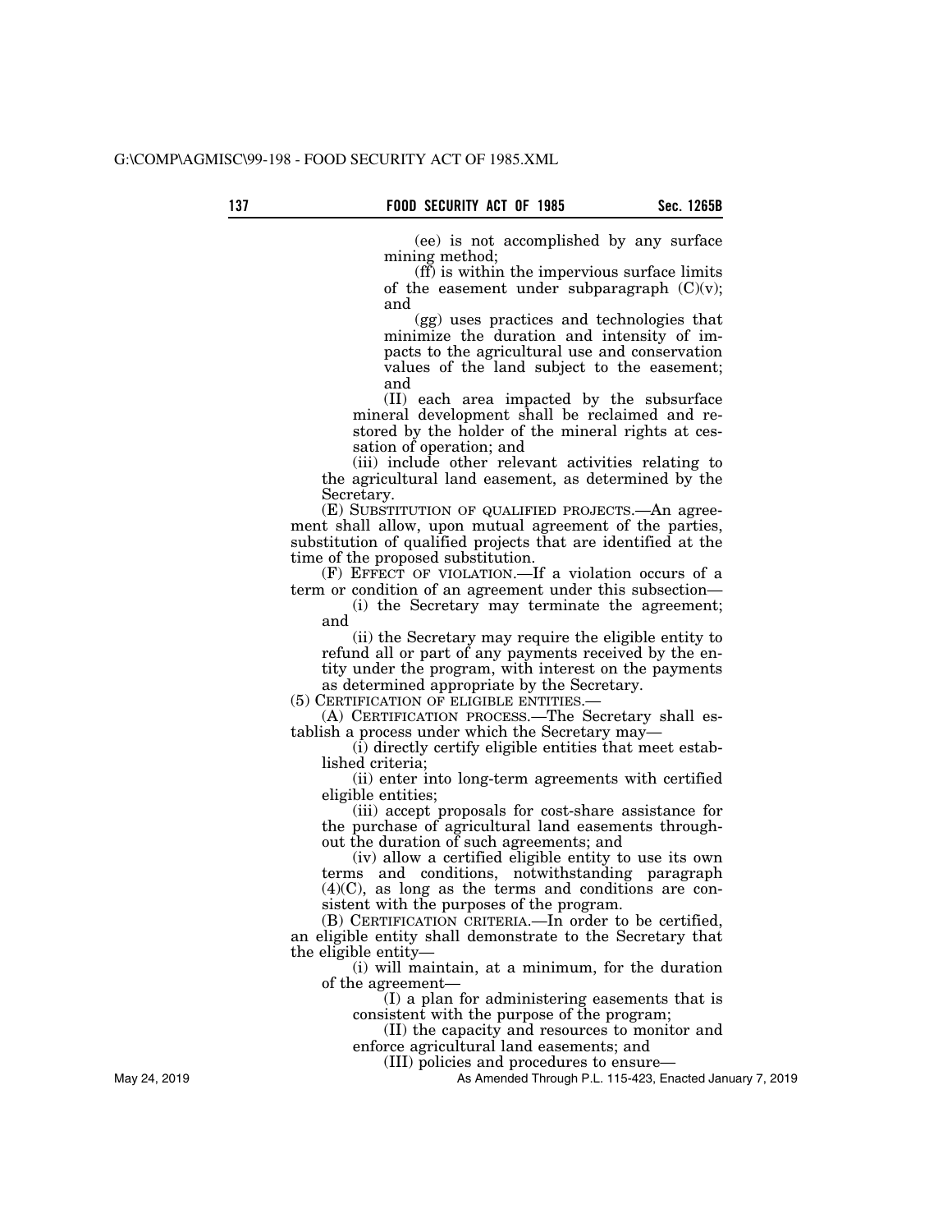(ee) is not accomplished by any surface mining method;

(ff) is within the impervious surface limits of the easement under subparagraph (C)(v); and

(gg) uses practices and technologies that minimize the duration and intensity of impacts to the agricultural use and conservation values of the land subject to the easement; and

(II) each area impacted by the subsurface mineral development shall be reclaimed and restored by the holder of the mineral rights at cessation of operation; and

(iii) include other relevant activities relating to the agricultural land easement, as determined by the Secretary.

(E) SUBSTITUTION OF QUALIFIED PROJECTS.—An agreement shall allow, upon mutual agreement of the parties, substitution of qualified projects that are identified at the time of the proposed substitution.

(F) EFFECT OF VIOLATION.—If a violation occurs of a term or condition of an agreement under this subsection—

(i) the Secretary may terminate the agreement; and

(ii) the Secretary may require the eligible entity to refund all or part of any payments received by the entity under the program, with interest on the payments as determined appropriate by the Secretary.

(5) CERTIFICATION OF ELIGIBLE ENTITIES.—

(A) CERTIFICATION PROCESS.—The Secretary shall establish a process under which the Secretary may—

(i) directly certify eligible entities that meet established criteria;

(ii) enter into long-term agreements with certified eligible entities;

(iii) accept proposals for cost-share assistance for the purchase of agricultural land easements throughout the duration of such agreements; and

(iv) allow a certified eligible entity to use its own terms and conditions, notwithstanding paragraph (4)(C), as long as the terms and conditions are consistent with the purposes of the program.

(B) CERTIFICATION CRITERIA.—In order to be certified, an eligible entity shall demonstrate to the Secretary that the eligible entity—

(i) will maintain, at a minimum, for the duration of the agreement—

(I) a plan for administering easements that is consistent with the purpose of the program;

(II) the capacity and resources to monitor and enforce agricultural land easements; and

(III) policies and procedures to ensure—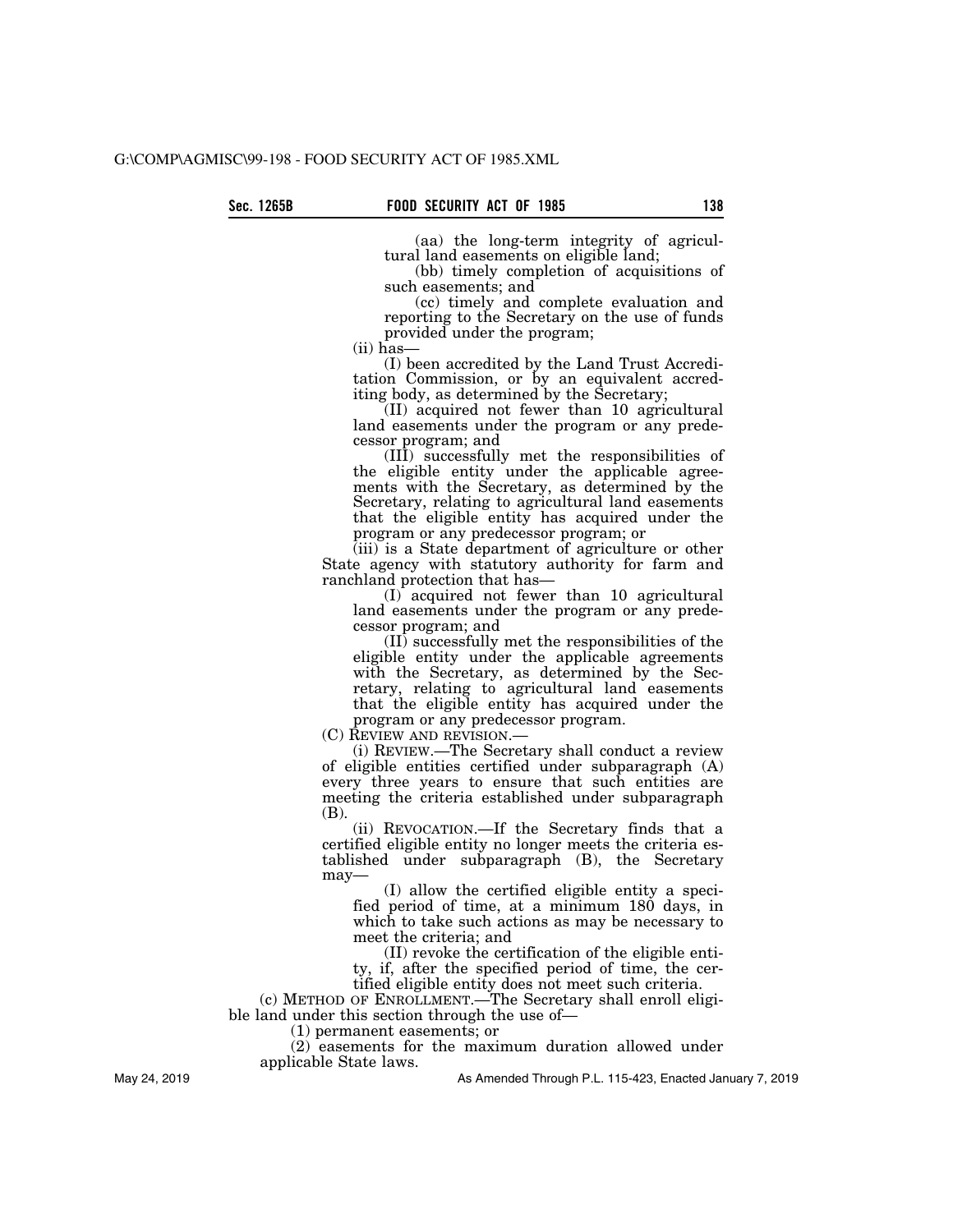(aa) the long-term integrity of agricultural land easements on eligible land;

(bb) timely completion of acquisitions of such easements; and

(cc) timely and complete evaluation and reporting to the Secretary on the use of funds provided under the program;

(ii) has—

(I) been accredited by the Land Trust Accreditation Commission, or by an equivalent accrediting body, as determined by the Secretary;

(II) acquired not fewer than 10 agricultural land easements under the program or any predecessor program; and

(III) successfully met the responsibilities of the eligible entity under the applicable agreements with the Secretary, as determined by the Secretary, relating to agricultural land easements that the eligible entity has acquired under the program or any predecessor program; or

(iii) is a State department of agriculture or other State agency with statutory authority for farm and ranchland protection that has—

(I) acquired not fewer than 10 agricultural land easements under the program or any predecessor program; and

(II) successfully met the responsibilities of the eligible entity under the applicable agreements with the Secretary, as determined by the Secretary, relating to agricultural land easements that the eligible entity has acquired under the program or any predecessor program.

(C) REVIEW AND REVISION.—

(i) REVIEW.—The Secretary shall conduct a review of eligible entities certified under subparagraph (A) every three years to ensure that such entities are meeting the criteria established under subparagraph (B).

(ii) REVOCATION.—If the Secretary finds that a certified eligible entity no longer meets the criteria established under subparagraph (B), the Secretary may—

(I) allow the certified eligible entity a specified period of time, at a minimum 180 days, in which to take such actions as may be necessary to meet the criteria; and

(II) revoke the certification of the eligible entity, if, after the specified period of time, the certified eligible entity does not meet such criteria.

(c) METHOD OF ENROLLMENT.—The Secretary shall enroll eligible land under this section through the use of—

(1) permanent easements; or

(2) easements for the maximum duration allowed under applicable State laws.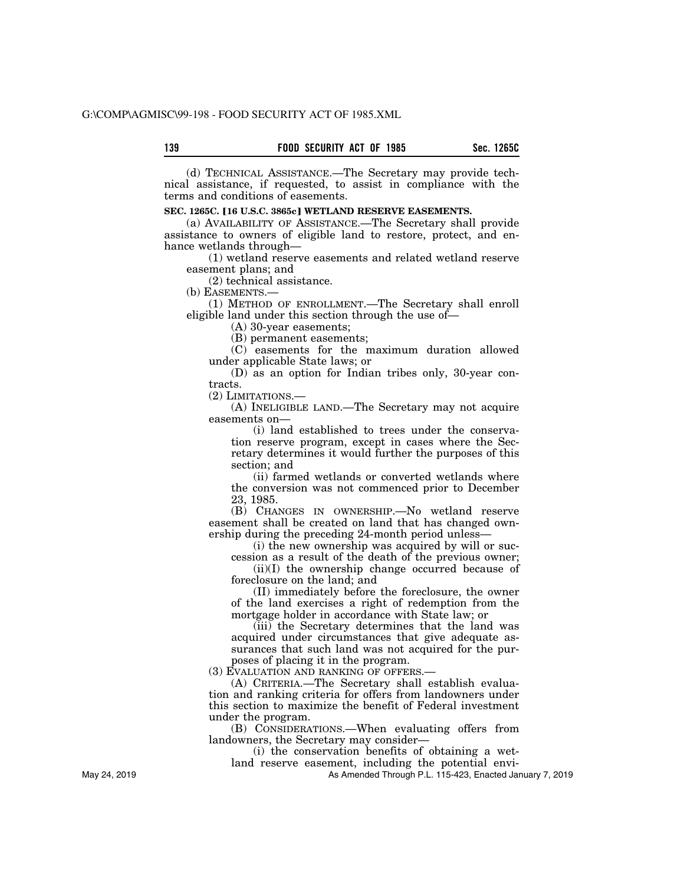(d) TECHNICAL ASSISTANCE.—The Secretary may provide technical assistance, if requested, to assist in compliance with the terms and conditions of easements.

**SEC. 1265C. [16 U.S.C. 3865c] WETLAND RESERVE EASEMENTS.**

(a) AVAILABILITY OF ASSISTANCE.—The Secretary shall provide assistance to owners of eligible land to restore, protect, and enhance wetlands through—

(1) wetland reserve easements and related wetland reserve easement plans; and

(2) technical assistance.

(b) EASEMENTS.—

(1) METHOD OF ENROLLMENT.—The Secretary shall enroll eligible land under this section through the use of—

(A) 30-year easements;

(B) permanent easements;

(C) easements for the maximum duration allowed under applicable State laws; or

(D) as an option for Indian tribes only, 30-year contracts.

(2) LIMITATIONS.—

(A) INELIGIBLE LAND.—The Secretary may not acquire easements on—

(i) land established to trees under the conservation reserve program, except in cases where the Secretary determines it would further the purposes of this section; and

(ii) farmed wetlands or converted wetlands where the conversion was not commenced prior to December 23, 1985.

(B) CHANGES IN OWNERSHIP.—No wetland reserve easement shall be created on land that has changed ownership during the preceding 24-month period unless—

(i) the new ownership was acquired by will or succession as a result of the death of the previous owner;

(ii)(I) the ownership change occurred because of foreclosure on the land; and

(II) immediately before the foreclosure, the owner of the land exercises a right of redemption from the mortgage holder in accordance with State law; or

(iii) the Secretary determines that the land was acquired under circumstances that give adequate assurances that such land was not acquired for the purposes of placing it in the program.

(3) EVALUATION AND RANKING OF OFFERS.—

(A) CRITERIA.—The Secretary shall establish evaluation and ranking criteria for offers from landowners under this section to maximize the benefit of Federal investment under the program.

(B) CONSIDERATIONS.—When evaluating offers from landowners, the Secretary may consider—

(i) the conservation benefits of obtaining a wetland reserve easement, including the potential envi-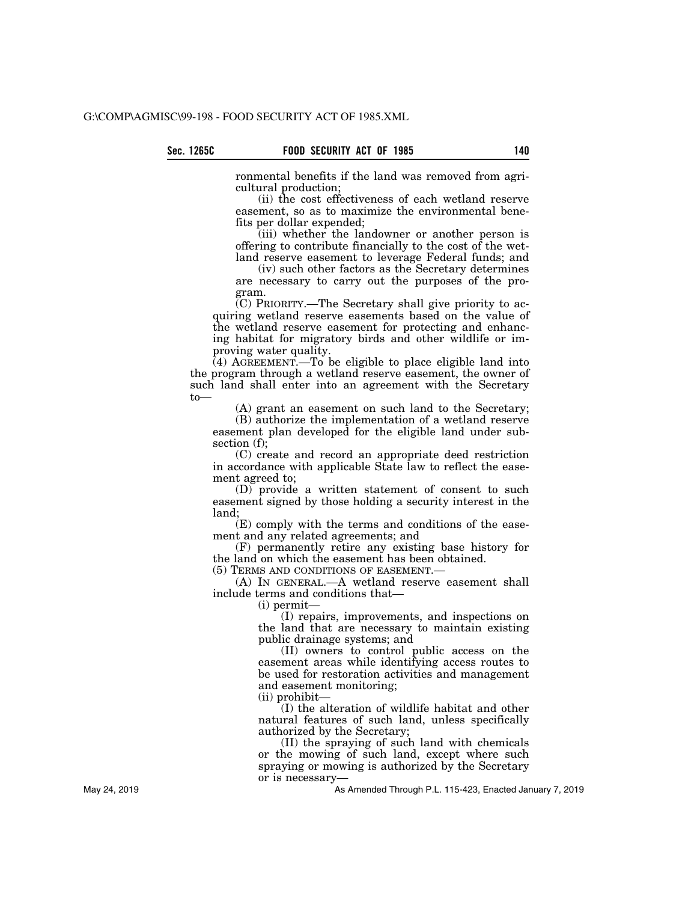ronmental benefits if the land was removed from agricultural production;

(ii) the cost effectiveness of each wetland reserve easement, so as to maximize the environmental benefits per dollar expended;

(iii) whether the landowner or another person is offering to contribute financially to the cost of the wetland reserve easement to leverage Federal funds; and

(iv) such other factors as the Secretary determines are necessary to carry out the purposes of the program.

(C) PRIORITY.—The Secretary shall give priority to acquiring wetland reserve easements based on the value of the wetland reserve easement for protecting and enhancing habitat for migratory birds and other wildlife or improving water quality.

(4) AGREEMENT.—To be eligible to place eligible land into the program through a wetland reserve easement, the owner of such land shall enter into an agreement with the Secretary to—

(A) grant an easement on such land to the Secretary;

(B) authorize the implementation of a wetland reserve easement plan developed for the eligible land under subsection (f);

(C) create and record an appropriate deed restriction in accordance with applicable State law to reflect the easement agreed to;

(D) provide a written statement of consent to such easement signed by those holding a security interest in the land;

(E) comply with the terms and conditions of the easement and any related agreements; and

(F) permanently retire any existing base history for the land on which the easement has been obtained.

(5) TERMS AND CONDITIONS OF EASEMENT.—

(A) IN GENERAL.—A wetland reserve easement shall include terms and conditions that—

(i) permit—

(I) repairs, improvements, and inspections on the land that are necessary to maintain existing public drainage systems; and

(II) owners to control public access on the easement areas while identifying access routes to be used for restoration activities and management and easement monitoring;

(ii) prohibit—

(I) the alteration of wildlife habitat and other natural features of such land, unless specifically authorized by the Secretary;

(II) the spraying of such land with chemicals or the mowing of such land, except where such spraying or mowing is authorized by the Secretary or is necessary—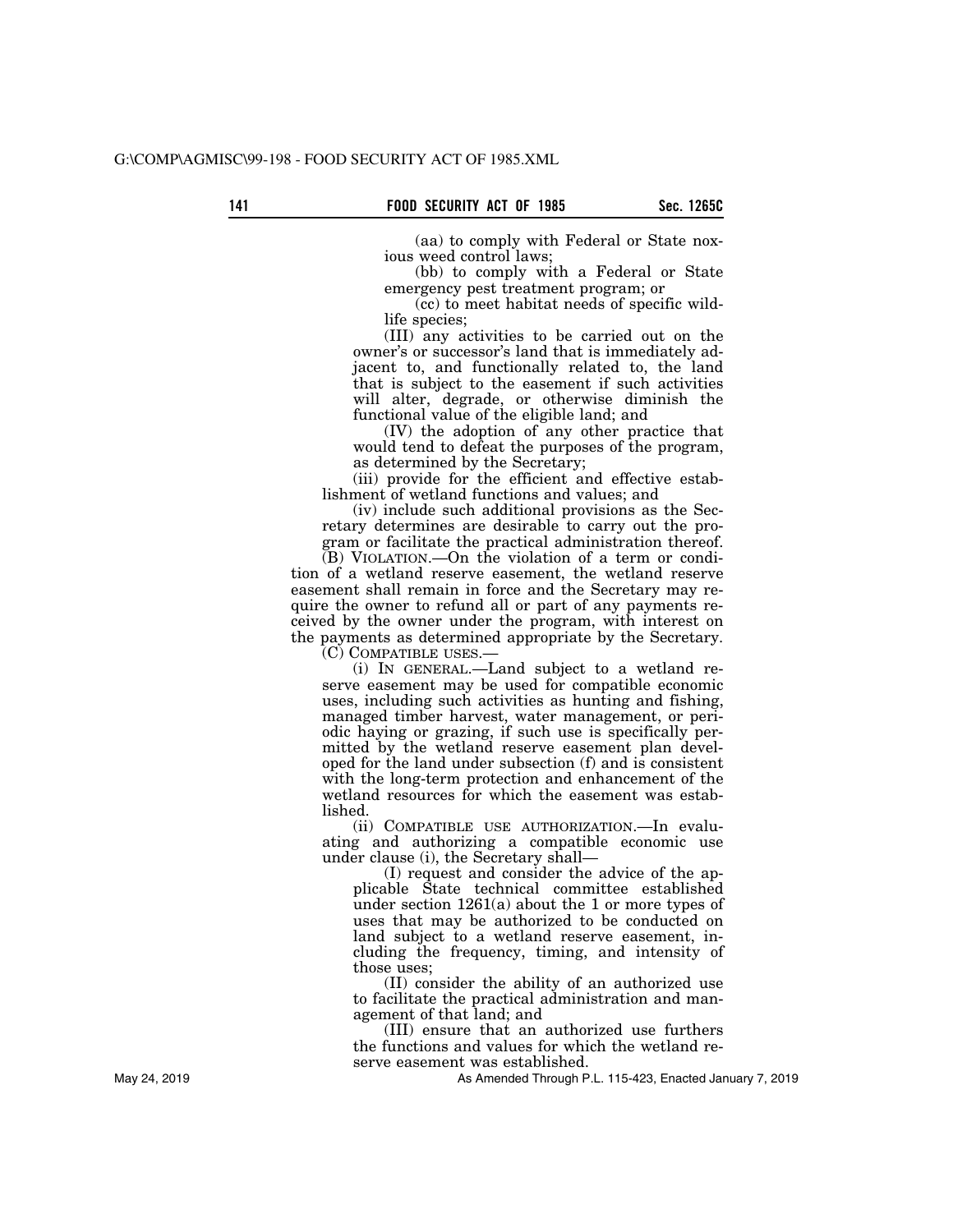(aa) to comply with Federal or State noxious weed control laws;

(bb) to comply with a Federal or State emergency pest treatment program; or

(cc) to meet habitat needs of specific wildlife species;

(III) any activities to be carried out on the owner's or successor's land that is immediately adjacent to, and functionally related to, the land that is subject to the easement if such activities will alter, degrade, or otherwise diminish the functional value of the eligible land; and

(IV) the adoption of any other practice that would tend to defeat the purposes of the program, as determined by the Secretary;

(iii) provide for the efficient and effective establishment of wetland functions and values; and

(iv) include such additional provisions as the Secretary determines are desirable to carry out the program or facilitate the practical administration thereof.

(B) VIOLATION.—On the violation of a term or condition of a wetland reserve easement, the wetland reserve easement shall remain in force and the Secretary may require the owner to refund all or part of any payments received by the owner under the program, with interest on the payments as determined appropriate by the Secretary.

(C) COMPATIBLE USES.—

(i) IN GENERAL.—Land subject to a wetland reserve easement may be used for compatible economic uses, including such activities as hunting and fishing, managed timber harvest, water management, or periodic haying or grazing, if such use is specifically permitted by the wetland reserve easement plan developed for the land under subsection (f) and is consistent with the long-term protection and enhancement of the wetland resources for which the easement was established.

(ii) COMPATIBLE USE AUTHORIZATION.—In evaluating and authorizing a compatible economic use under clause (i), the Secretary shall—

(I) request and consider the advice of the applicable State technical committee established under section 1261(a) about the 1 or more types of uses that may be authorized to be conducted on land subject to a wetland reserve easement, including the frequency, timing, and intensity of those uses;

(II) consider the ability of an authorized use to facilitate the practical administration and management of that land; and

(III) ensure that an authorized use furthers the functions and values for which the wetland reserve easement was established.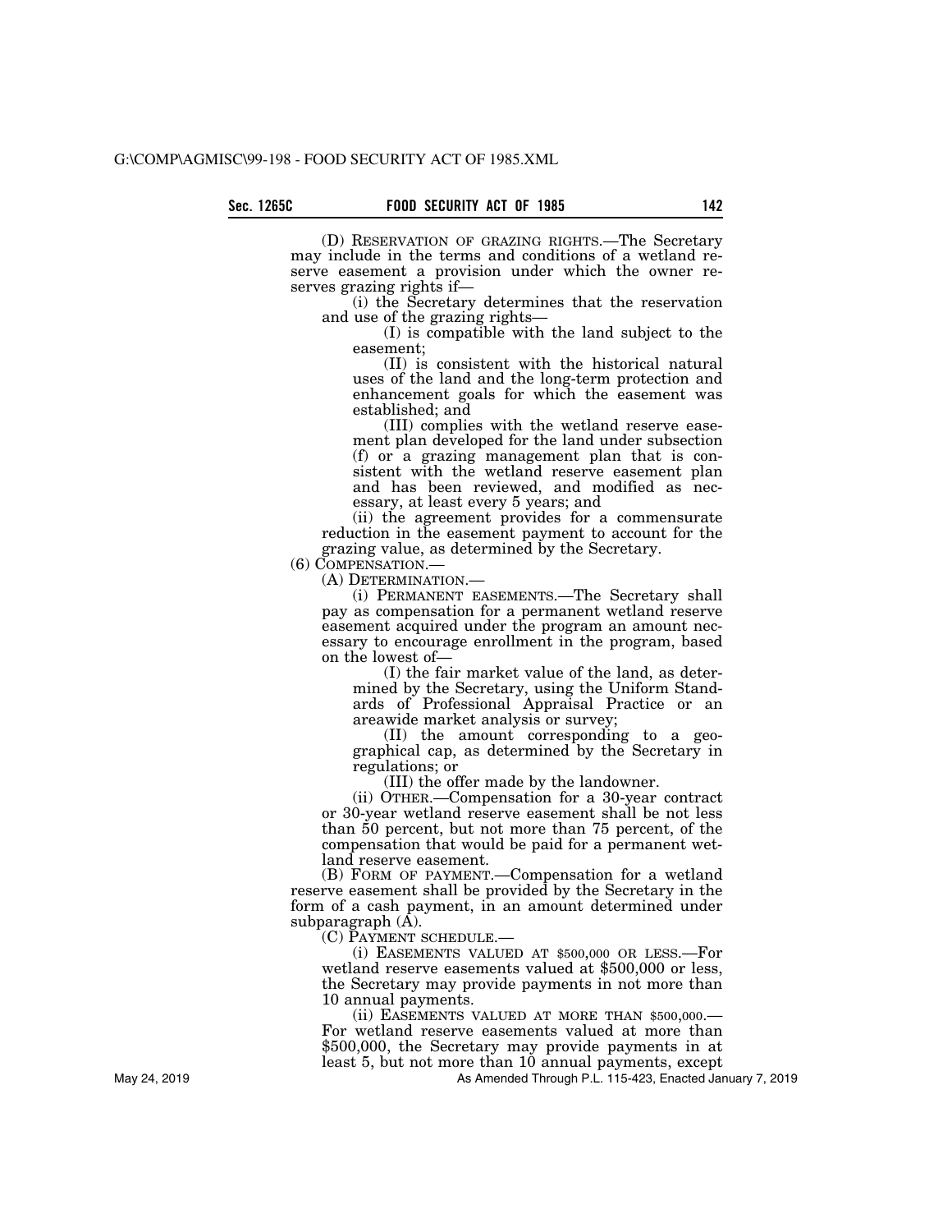(D) RESERVATION OF GRAZING RIGHTS.—The Secretary may include in the terms and conditions of a wetland reserve easement a provision under which the owner reserves grazing rights if—

(i) the Secretary determines that the reservation and use of the grazing rights—

(I) is compatible with the land subject to the easement;

(II) is consistent with the historical natural uses of the land and the long-term protection and enhancement goals for which the easement was established; and

(III) complies with the wetland reserve easement plan developed for the land under subsection (f) or a grazing management plan that is consistent with the wetland reserve easement plan and has been reviewed, and modified as necessary, at least every 5 years; and

(ii) the agreement provides for a commensurate reduction in the easement payment to account for the grazing value, as determined by the Secretary.

(6) COMPENSATION.—

(A) DETERMINATION.—

(i) PERMANENT EASEMENTS.—The Secretary shall pay as compensation for a permanent wetland reserve easement acquired under the program an amount necessary to encourage enrollment in the program, based on the lowest of—

(I) the fair market value of the land, as determined by the Secretary, using the Uniform Standards of Professional Appraisal Practice or an areawide market analysis or survey;

(II) the amount corresponding to a geographical cap, as determined by the Secretary in regulations; or

(III) the offer made by the landowner.

(ii) OTHER.—Compensation for a 30-year contract or 30-year wetland reserve easement shall be not less than 50 percent, but not more than 75 percent, of the compensation that would be paid for a permanent wetland reserve easement.

(B) FORM OF PAYMENT.—Compensation for a wetland reserve easement shall be provided by the Secretary in the form of a cash payment, in an amount determined under subparagraph (A).

(C) PAYMENT SCHEDULE.—

(i) EASEMENTS VALUED AT $500,000 OR LESS.—For wetland reserve easements valued at $500,000 or less, the Secretary may provide payments in not more than 10 annual payments.

(ii) EASEMENTS VALUED AT MORE THAN $500,000.—For wetland reserve easements valued at more than $500,000, the Secretary may provide payments in at least 5, but not more than 10 annual payments, except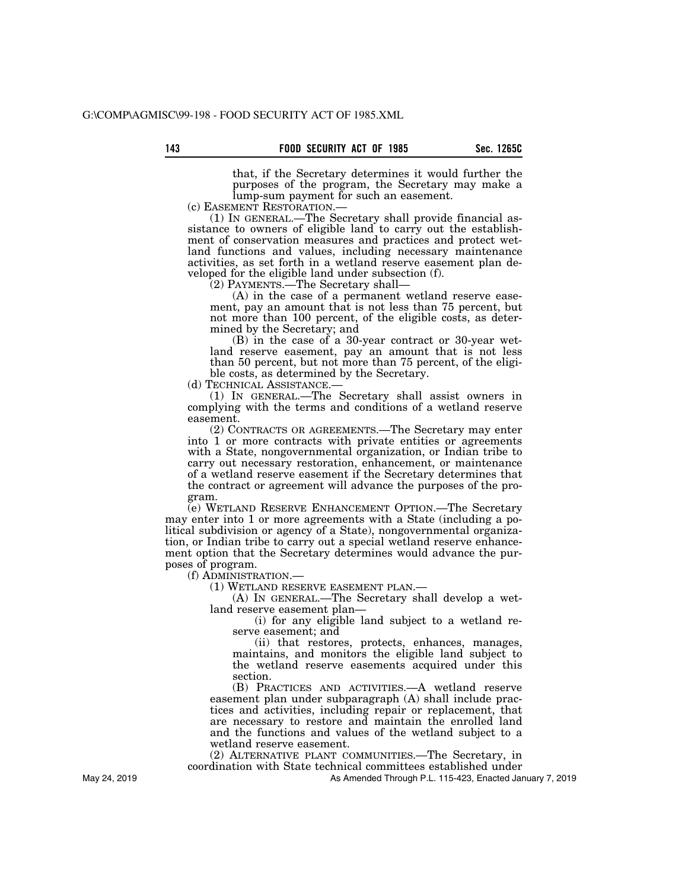that, if the Secretary determines it would further the purposes of the program, the Secretary may make a lump-sum payment for such an easement.

(c) EASEMENT RESTORATION.—

(1) IN GENERAL.—The Secretary shall provide financial assistance to owners of eligible land to carry out the establishment of conservation measures and practices and protect wetland functions and values, including necessary maintenance activities, as set forth in a wetland reserve easement plan developed for the eligible land under subsection (f).

(2) PAYMENTS.—The Secretary shall—

(A) in the case of a permanent wetland reserve easement, pay an amount that is not less than 75 percent, but not more than 100 percent, of the eligible costs, as determined by the Secretary; and

(B) in the case of a 30-year contract or 30-year wetland reserve easement, pay an amount that is not less than 50 percent, but not more than 75 percent, of the eligible costs, as determined by the Secretary.

(d) TECHNICAL ASSISTANCE.—

(1) IN GENERAL.—The Secretary shall assist owners in complying with the terms and conditions of a wetland reserve easement.

(2) CONTRACTS OR AGREEMENTS.—The Secretary may enter into 1 or more contracts with private entities or agreements with a State, nongovernmental organization, or Indian tribe to carry out necessary restoration, enhancement, or maintenance of a wetland reserve easement if the Secretary determines that the contract or agreement will advance the purposes of the program.

(e) WETLAND RESERVE ENHANCEMENT OPTION.—The Secretary may enter into 1 or more agreements with a State (including a political subdivision or agency of a State), nongovernmental organization, or Indian tribe to carry out a special wetland reserve enhancement option that the Secretary determines would advance the purposes of program.

(f) ADMINISTRATION.—

(1) WETLAND RESERVE EASEMENT PLAN.—

(A) IN GENERAL.—The Secretary shall develop a wetland reserve easement plan—

(i) for any eligible land subject to a wetland reserve easement; and

(ii) that restores, protects, enhances, manages, maintains, and monitors the eligible land subject to the wetland reserve easements acquired under this section.

(B) PRACTICES AND ACTIVITIES.—A wetland reserve easement plan under subparagraph (A) shall include practices and activities, including repair or replacement, that are necessary to restore and maintain the enrolled land and the functions and values of the wetland subject to a wetland reserve easement.

(2) ALTERNATIVE PLANT COMMUNITIES.—The Secretary, in coordination with State technical committees established under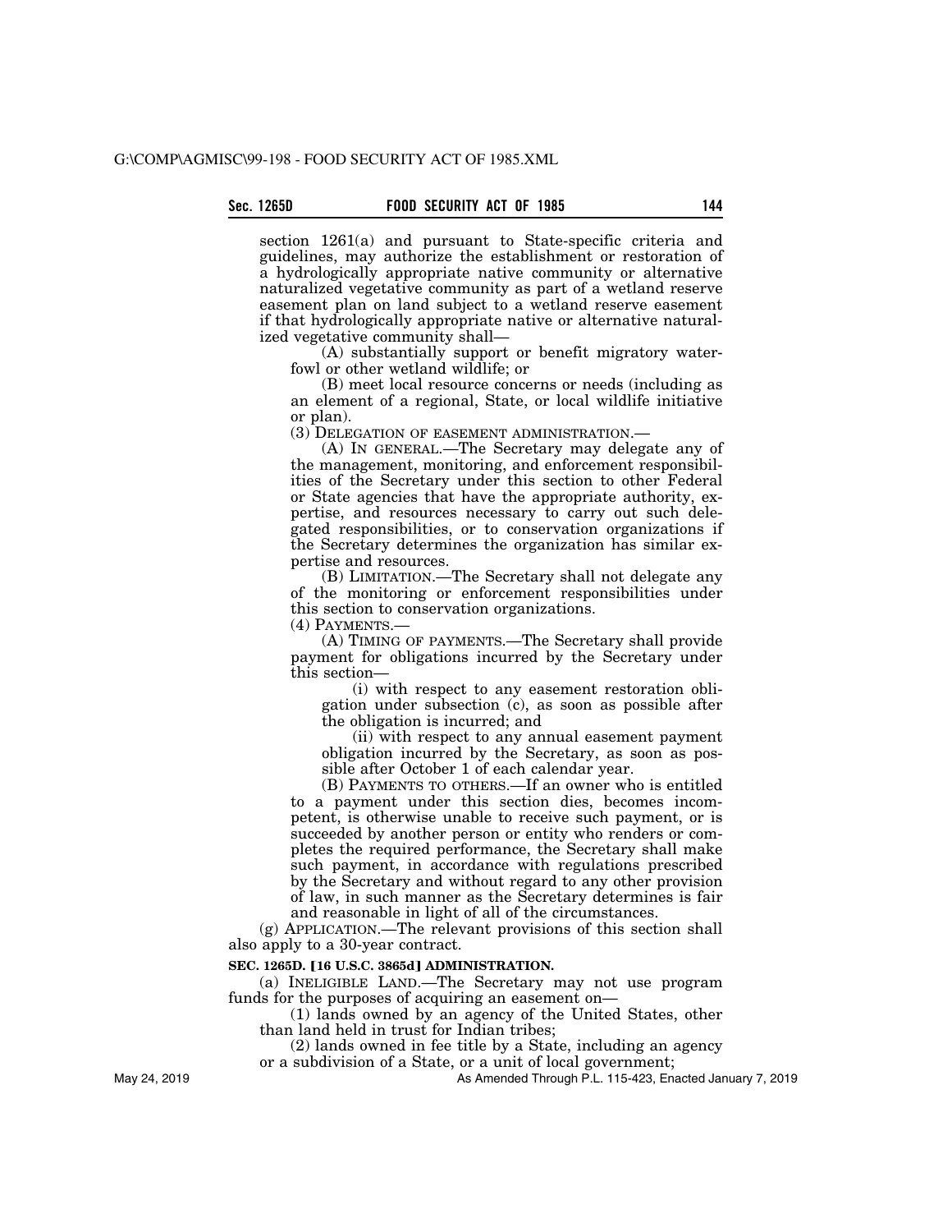section 1261(a) and pursuant to State-specific criteria and guidelines, may authorize the establishment or restoration of a hydrologically appropriate native community or alternative naturalized vegetative community as part of a wetland reserve easement plan on land subject to a wetland reserve easement if that hydrologically appropriate native or alternative naturalized vegetative community shall—

(A) substantially support or benefit migratory waterfowl or other wetland wildlife; or

(B) meet local resource concerns or needs (including as an element of a regional, State, or local wildlife initiative or plan).

(3) DELEGATION OF EASEMENT ADMINISTRATION.—

(A) IN GENERAL.—The Secretary may delegate any of the management, monitoring, and enforcement responsibilities of the Secretary under this section to other Federal or State agencies that have the appropriate authority, expertise, and resources necessary to carry out such delegated responsibilities, or to conservation organizations if the Secretary determines the organization has similar expertise and resources.

(B) LIMITATION.—The Secretary shall not delegate any of the monitoring or enforcement responsibilities under this section to conservation organizations.

(4) PAYMENTS.—

(A) TIMING OF PAYMENTS.—The Secretary shall provide payment for obligations incurred by the Secretary under this section—

(i) with respect to any easement restoration obligation under subsection (c), as soon as possible after the obligation is incurred; and

(ii) with respect to any annual easement payment obligation incurred by the Secretary, as soon as possible after October 1 of each calendar year.

(B) PAYMENTS TO OTHERS.—If an owner who is entitled to a payment under this section dies, becomes incompetent, is otherwise unable to receive such payment, or is succeeded by another person or entity who renders or completes the required performance, the Secretary shall make such payment, in accordance with regulations prescribed by the Secretary and without regard to any other provision of law, in such manner as the Secretary determines is fair and reasonable in light of all of the circumstances.

(g) APPLICATION.—The relevant provisions of this section shall also apply to a 30-year contract.

**SEC. 1265D. 【16 U.S.C. 3865d】 ADMINISTRATION.**

(a) INELIGIBLE LAND.—The Secretary may not use program funds for the purposes of acquiring an easement on—

(1) lands owned by an agency of the United States, other than land held in trust for Indian tribes;

(2) lands owned in fee title by a State, including an agency or a subdivision of a State, or a unit of local government;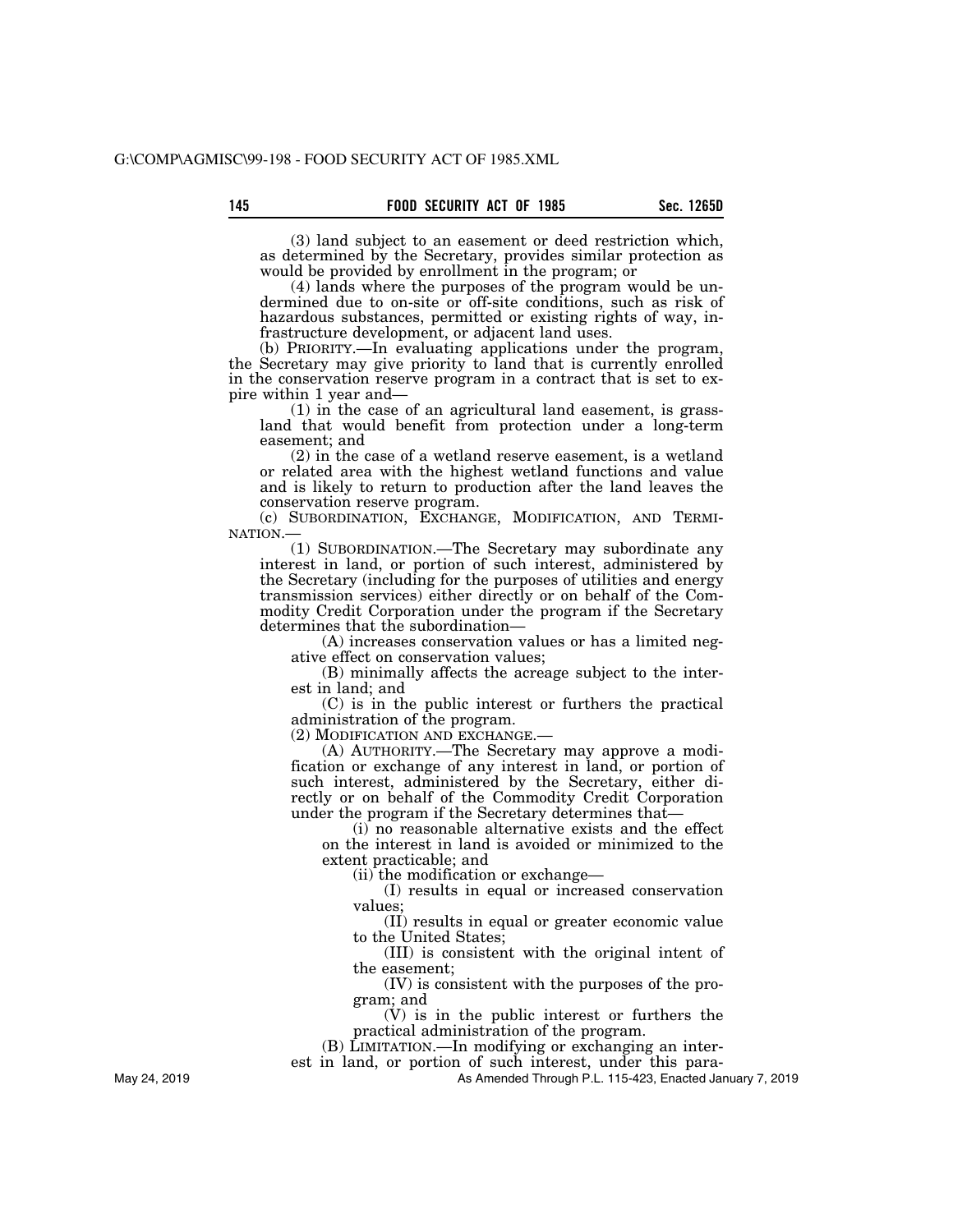(3) land subject to an easement or deed restriction which, as determined by the Secretary, provides similar protection as would be provided by enrollment in the program; or

(4) lands where the purposes of the program would be undermined due to on-site or off-site conditions, such as risk of hazardous substances, permitted or existing rights of way, infrastructure development, or adjacent land uses.

(b) PRIORITY.—In evaluating applications under the program, the Secretary may give priority to land that is currently enrolled in the conservation reserve program in a contract that is set to expire within 1 year and—

(1) in the case of an agricultural land easement, is grassland that would benefit from protection under a long-term easement; and

(2) in the case of a wetland reserve easement, is a wetland or related area with the highest wetland functions and value and is likely to return to production after the land leaves the conservation reserve program.

(c) SUBORDINATION, EXCHANGE, MODIFICATION, AND TERMINATION.—

(1) SUBORDINATION.—The Secretary may subordinate any interest in land, or portion of such interest, administered by the Secretary (including for the purposes of utilities and energy transmission services) either directly or on behalf of the Commodity Credit Corporation under the program if the Secretary determines that the subordination—

(A) increases conservation values or has a limited negative effect on conservation values;

(B) minimally affects the acreage subject to the interest in land; and

(C) is in the public interest or furthers the practical administration of the program.

(2) MODIFICATION AND EXCHANGE.—

(A) AUTHORITY.—The Secretary may approve a modification or exchange of any interest in land, or portion of such interest, administered by the Secretary, either directly or on behalf of the Commodity Credit Corporation under the program if the Secretary determines that—

(i) no reasonable alternative exists and the effect on the interest in land is avoided or minimized to the extent practicable; and

(ii) the modification or exchange—

(I) results in equal or increased conservation values;

(II) results in equal or greater economic value to the United States;

(III) is consistent with the original intent of the easement;

(IV) is consistent with the purposes of the program; and

(V) is in the public interest or furthers the practical administration of the program.

(B) LIMITATION.—In modifying or exchanging an interest in land, or portion of such interest, under this para-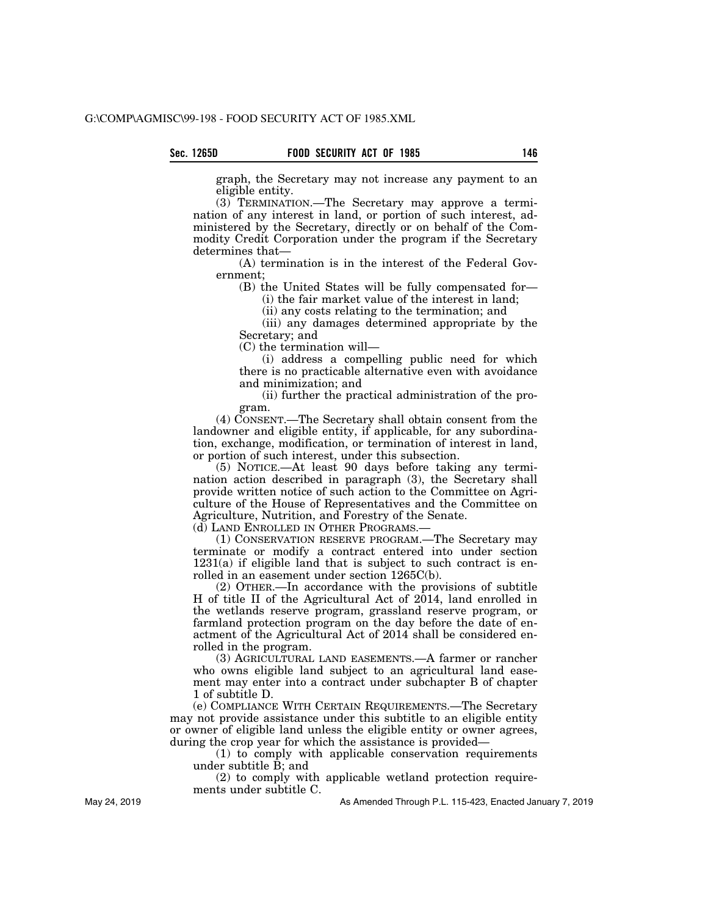graph, the Secretary may not increase any payment to an eligible entity.

(3) TERMINATION.—The Secretary may approve a termination of any interest in land, or portion of such interest, administered by the Secretary, directly or on behalf of the Commodity Credit Corporation under the program if the Secretary determines that—

(A) termination is in the interest of the Federal Government;

(B) the United States will be fully compensated for—

(i) the fair market value of the interest in land;

(ii) any costs relating to the termination; and

(iii) any damages determined appropriate by the Secretary; and

(C) the termination will—

(i) address a compelling public need for which there is no practicable alternative even with avoidance and minimization; and

(ii) further the practical administration of the program.

(4) CONSENT.—The Secretary shall obtain consent from the landowner and eligible entity, if applicable, for any subordination, exchange, modification, or termination of interest in land, or portion of such interest, under this subsection.

(5) NOTICE.—At least 90 days before taking any termination action described in paragraph (3), the Secretary shall provide written notice of such action to the Committee on Agriculture of the House of Representatives and the Committee on Agriculture, Nutrition, and Forestry of the Senate.

(d) LAND ENROLLED IN OTHER PROGRAMS.—

(1) CONSERVATION RESERVE PROGRAM.—The Secretary may terminate or modify a contract entered into under section 1231(a) if eligible land that is subject to such contract is enrolled in an easement under section 1265C(b).

(2) OTHER.—In accordance with the provisions of subtitle H of title II of the Agricultural Act of 2014, land enrolled in the wetlands reserve program, grassland reserve program, or farmland protection program on the day before the date of enactment of the Agricultural Act of 2014 shall be considered enrolled in the program.

(3) AGRICULTURAL LAND EASEMENTS.—A farmer or rancher who owns eligible land subject to an agricultural land easement may enter into a contract under subchapter B of chapter 1 of subtitle D.

(e) COMPLIANCE WITH CERTAIN REQUIREMENTS.—The Secretary may not provide assistance under this subtitle to an eligible entity or owner of eligible land unless the eligible entity or owner agrees, during the crop year for which the assistance is provided—

(1) to comply with applicable conservation requirements under subtitle B; and

(2) to comply with applicable wetland protection requirements under subtitle C.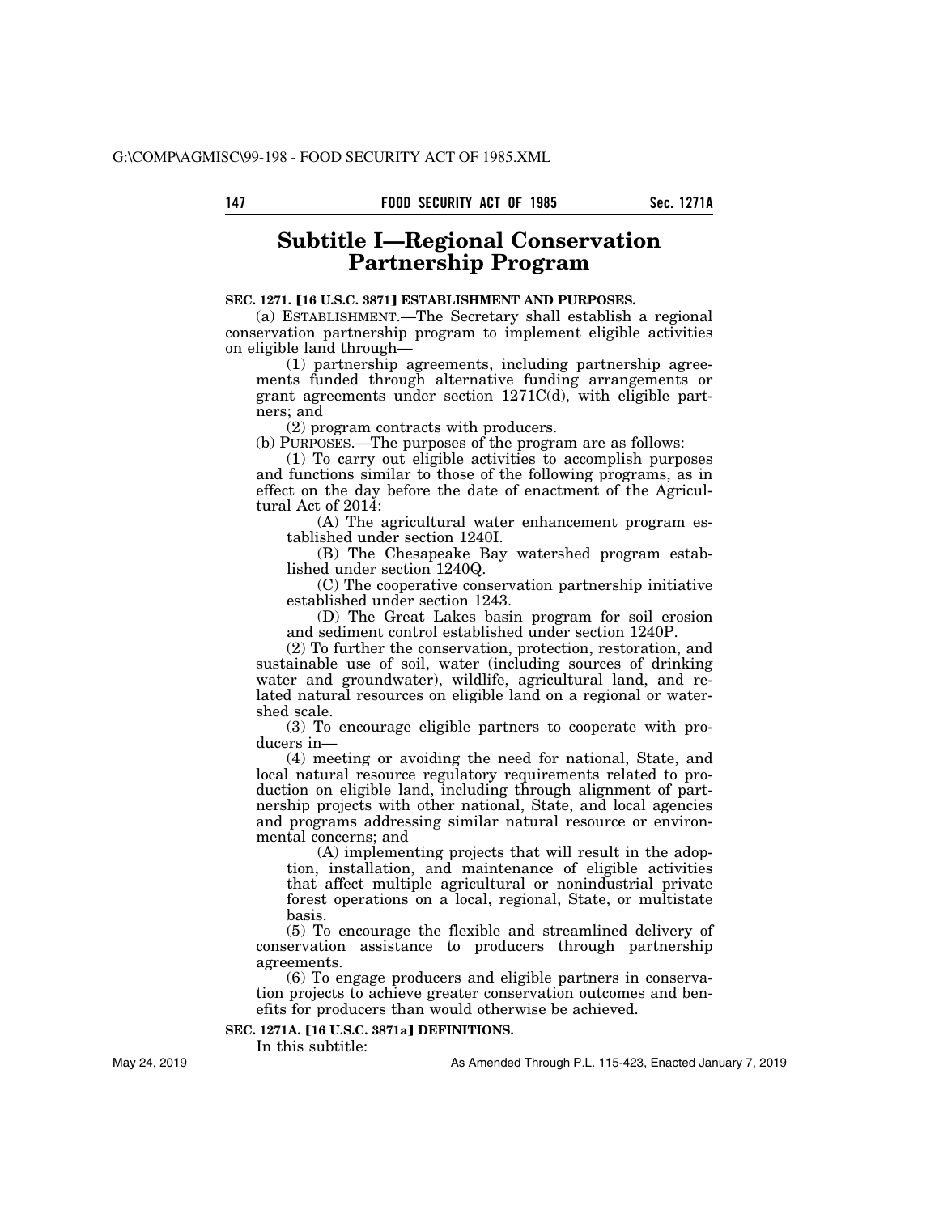# Subtitle I—Regional Conservation Partnership Program

**SEC. 1271. [16 U.S.C. 3871] ESTABLISHMENT AND PURPOSES.**

(a) ESTABLISHMENT.—The Secretary shall establish a regional conservation partnership program to implement eligible activities on eligible land through—

(1) partnership agreements, including partnership agreements funded through alternative funding arrangements or grant agreements under section 1271C(d), with eligible partners; and

(2) program contracts with producers.

(b) PURPOSES.—The purposes of the program are as follows:

(1) To carry out eligible activities to accomplish purposes and functions similar to those of the following programs, as in effect on the day before the date of enactment of the Agricultural Act of 2014:

(A) The agricultural water enhancement program established under section 1240I.

(B) The Chesapeake Bay watershed program established under section 1240Q.

(C) The cooperative conservation partnership initiative established under section 1243.

(D) The Great Lakes basin program for soil erosion and sediment control established under section 1240P.

(2) To further the conservation, protection, restoration, and sustainable use of soil, water (including sources of drinking water and groundwater), wildlife, agricultural land, and related natural resources on eligible land on a regional or watershed scale.

(3) To encourage eligible partners to cooperate with producers in—

(4) meeting or avoiding the need for national, State, and local natural resource regulatory requirements related to production on eligible land, including through alignment of partnership projects with other national, State, and local agencies and programs addressing similar natural resource or environmental concerns; and

(A) implementing projects that will result in the adoption, installation, and maintenance of eligible activities that affect multiple agricultural or nonindustrial private forest operations on a local, regional, State, or multistate basis.

(5) To encourage the flexible and streamlined delivery of conservation assistance to producers through partnership agreements.

(6) To engage producers and eligible partners in conservation projects to achieve greater conservation outcomes and benefits for producers than would otherwise be achieved.

**SEC. 1271A. [16 U.S.C. 3871a] DEFINITIONS.**

In this subtitle: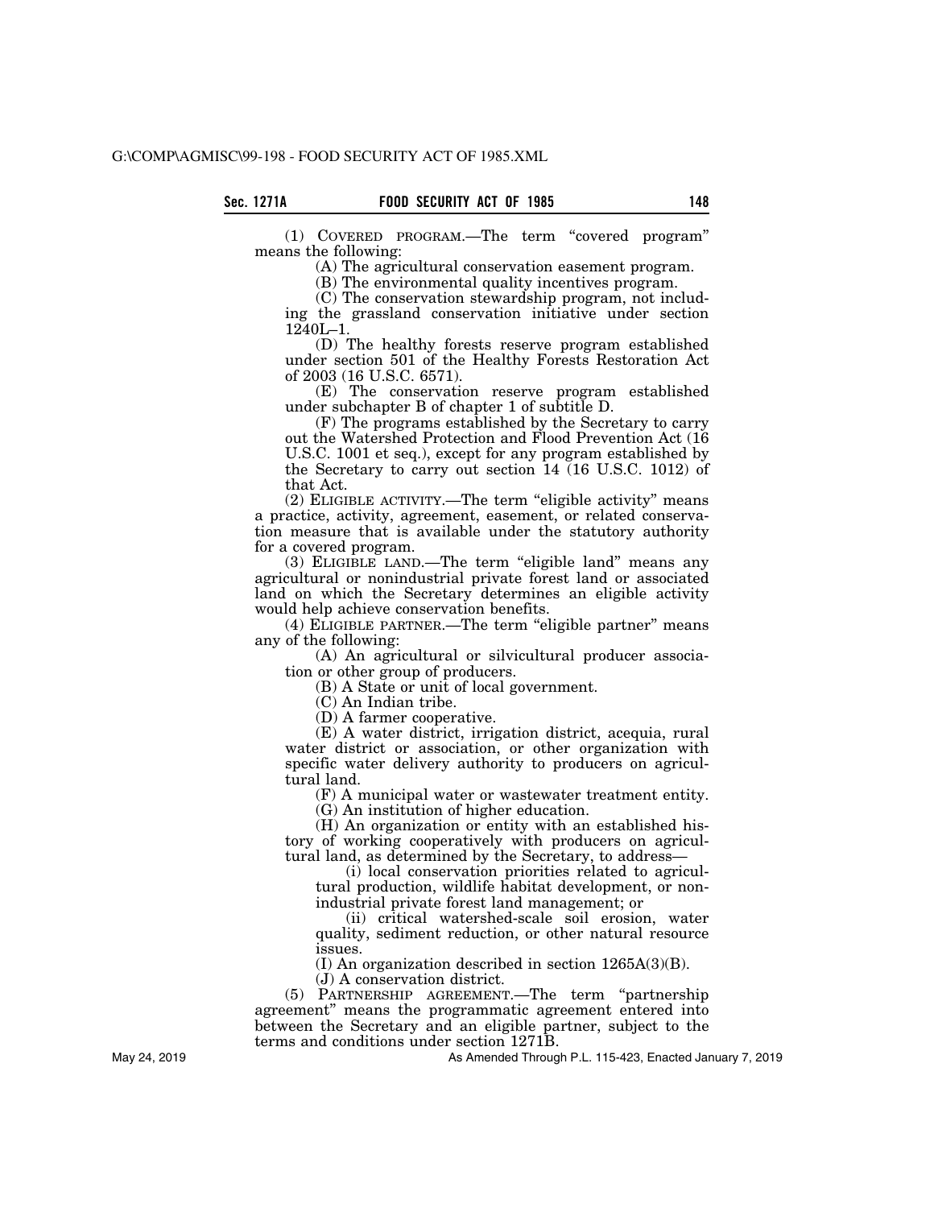(1) COVERED PROGRAM.—The term "covered program" means the following:

(A) The agricultural conservation easement program.

(B) The environmental quality incentives program.

(C) The conservation stewardship program, not including the grassland conservation initiative under section 1240L–1.

(D) The healthy forests reserve program established under section 501 of the Healthy Forests Restoration Act of 2003 (16 U.S.C. 6571).

(E) The conservation reserve program established under subchapter B of chapter 1 of subtitle D.

(F) The programs established by the Secretary to carry out the Watershed Protection and Flood Prevention Act (16 U.S.C. 1001 et seq.), except for any program established by the Secretary to carry out section 14 (16 U.S.C. 1012) of that Act.

(2) ELIGIBLE ACTIVITY.—The term "eligible activity" means a practice, activity, agreement, easement, or related conservation measure that is available under the statutory authority for a covered program.

(3) ELIGIBLE LAND.—The term "eligible land" means any agricultural or nonindustrial private forest land or associated land on which the Secretary determines an eligible activity would help achieve conservation benefits.

(4) ELIGIBLE PARTNER.—The term "eligible partner" means any of the following:

(A) An agricultural or silvicultural producer association or other group of producers.

(B) A State or unit of local government.

(C) An Indian tribe.

(D) A farmer cooperative.

(E) A water district, irrigation district, acequia, rural water district or association, or other organization with specific water delivery authority to producers on agricultural land.

(F) A municipal water or wastewater treatment entity.

(G) An institution of higher education.

(H) An organization or entity with an established history of working cooperatively with producers on agricultural land, as determined by the Secretary, to address—

(i) local conservation priorities related to agricultural production, wildlife habitat development, or nonindustrial private forest land management; or

(ii) critical watershed-scale soil erosion, water quality, sediment reduction, or other natural resource issues.

(I) An organization described in section 1265A(3)(B).

(J) A conservation district.

(5) PARTNERSHIP AGREEMENT.—The term "partnership agreement" means the programmatic agreement entered into between the Secretary and an eligible partner, subject to the terms and conditions under section 1271B.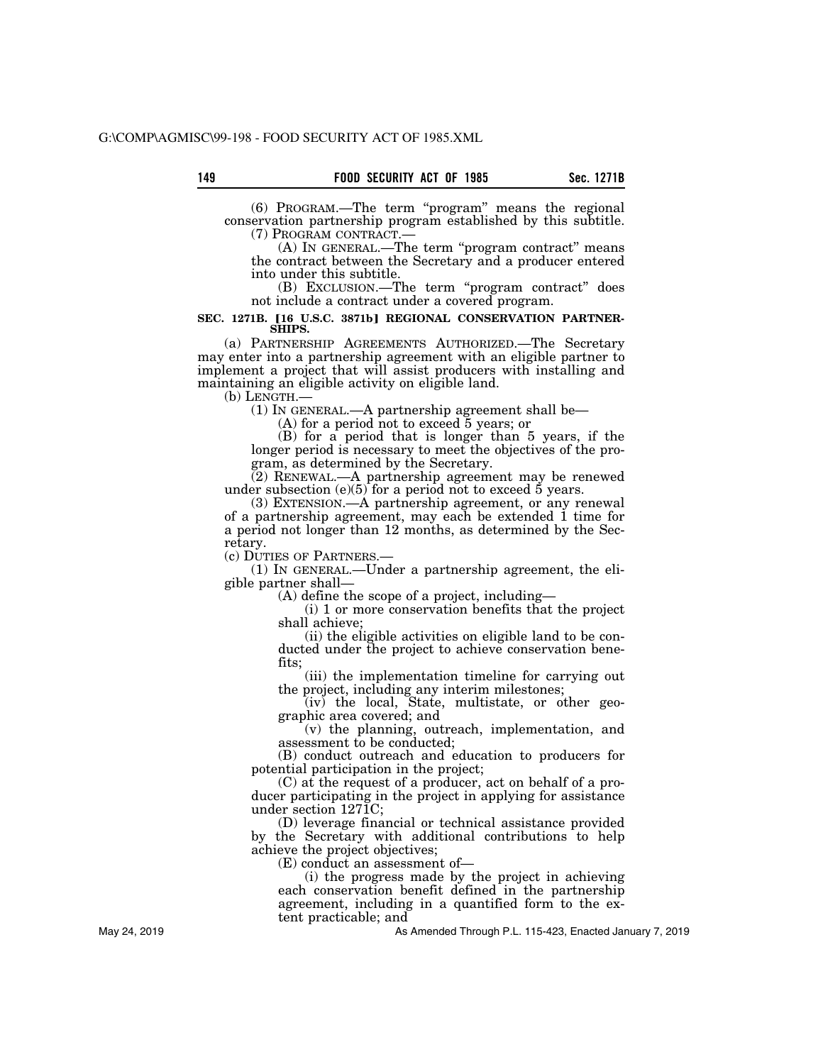(6) PROGRAM.—The term "program" means the regional conservation partnership program established by this subtitle.

(7) PROGRAM CONTRACT.—

(A) IN GENERAL.—The term "program contract" means the contract between the Secretary and a producer entered into under this subtitle.

(B) EXCLUSION.—The term "program contract" does not include a contract under a covered program.

**SEC. 1271B. [16 U.S.C. 3871b] REGIONAL CONSERVATION PARTNERSHIPS.**

(a) PARTNERSHIP AGREEMENTS AUTHORIZED.—The Secretary may enter into a partnership agreement with an eligible partner to implement a project that will assist producers with installing and maintaining an eligible activity on eligible land.

(b) LENGTH.—

(1) IN GENERAL.—A partnership agreement shall be—

(A) for a period not to exceed 5 years; or

(B) for a period that is longer than 5 years, if the longer period is necessary to meet the objectives of the program, as determined by the Secretary.

(2) RENEWAL.—A partnership agreement may be renewed under subsection (e)(5) for a period not to exceed 5 years.

(3) EXTENSION.—A partnership agreement, or any renewal of a partnership agreement, may each be extended 1 time for a period not longer than 12 months, as determined by the Secretary.

(c) DUTIES OF PARTNERS.—

(1) IN GENERAL.—Under a partnership agreement, the eligible partner shall—

(A) define the scope of a project, including—

(i) 1 or more conservation benefits that the project shall achieve;

(ii) the eligible activities on eligible land to be conducted under the project to achieve conservation benefits;

(iii) the implementation timeline for carrying out the project, including any interim milestones;

(iv) the local, State, multistate, or other geographic area covered; and

(v) the planning, outreach, implementation, and assessment to be conducted;

(B) conduct outreach and education to producers for potential participation in the project;

(C) at the request of a producer, act on behalf of a producer participating in the project in applying for assistance under section 1271C;

(D) leverage financial or technical assistance provided by the Secretary with additional contributions to help achieve the project objectives;

(E) conduct an assessment of—

(i) the progress made by the project in achieving each conservation benefit defined in the partnership agreement, including in a quantified form to the extent practicable; and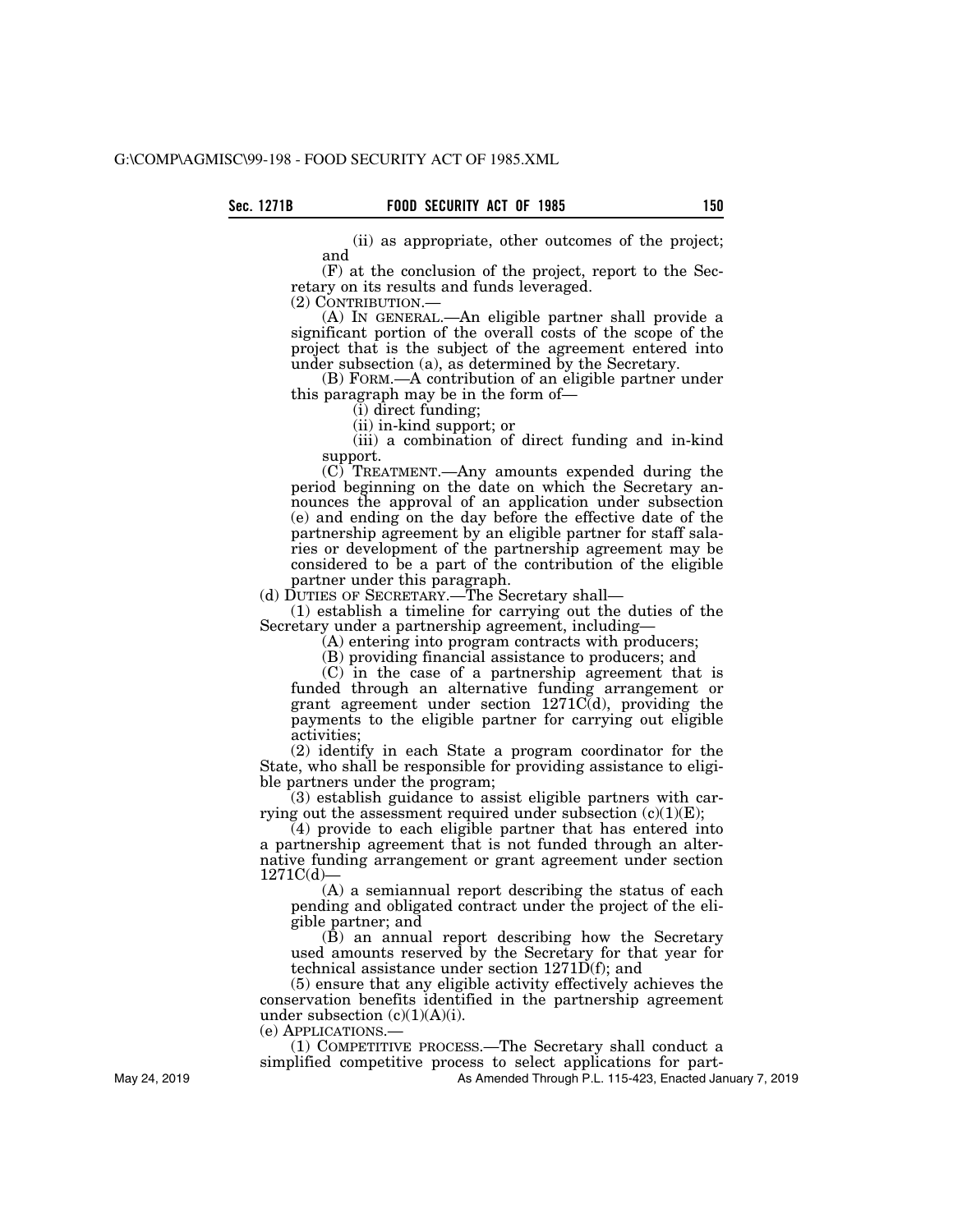(ii) as appropriate, other outcomes of the project; and

(F) at the conclusion of the project, report to the Secretary on its results and funds leveraged.

(2) CONTRIBUTION.—

(A) IN GENERAL.—An eligible partner shall provide a significant portion of the overall costs of the scope of the project that is the subject of the agreement entered into under subsection (a), as determined by the Secretary.

(B) FORM.—A contribution of an eligible partner under this paragraph may be in the form of—

(i) direct funding;

(ii) in-kind support; or

(iii) a combination of direct funding and in-kind support.

(C) TREATMENT.—Any amounts expended during the period beginning on the date on which the Secretary announces the approval of an application under subsection (e) and ending on the day before the effective date of the partnership agreement by an eligible partner for staff salaries or development of the partnership agreement may be considered to be a part of the contribution of the eligible partner under this paragraph.

(d) DUTIES OF SECRETARY.—The Secretary shall—

(1) establish a timeline for carrying out the duties of the Secretary under a partnership agreement, including—

(A) entering into program contracts with producers;

(B) providing financial assistance to producers; and

(C) in the case of a partnership agreement that is funded through an alternative funding arrangement or grant agreement under section 1271C(d), providing the payments to the eligible partner for carrying out eligible activities;

(2) identify in each State a program coordinator for the State, who shall be responsible for providing assistance to eligible partners under the program;

(3) establish guidance to assist eligible partners with carrying out the assessment required under subsection (c)(1)(E);

(4) provide to each eligible partner that has entered into a partnership agreement that is not funded through an alternative funding arrangement or grant agreement under section 1271C(d)—

(A) a semiannual report describing the status of each pending and obligated contract under the project of the eligible partner; and

(B) an annual report describing how the Secretary used amounts reserved by the Secretary for that year for technical assistance under section 1271D(f); and

(5) ensure that any eligible activity effectively achieves the conservation benefits identified in the partnership agreement under subsection (c)(1)(A)(i).

(e) APPLICATIONS.—

(1) COMPETITIVE PROCESS.—The Secretary shall conduct a simplified competitive process to select applications for part-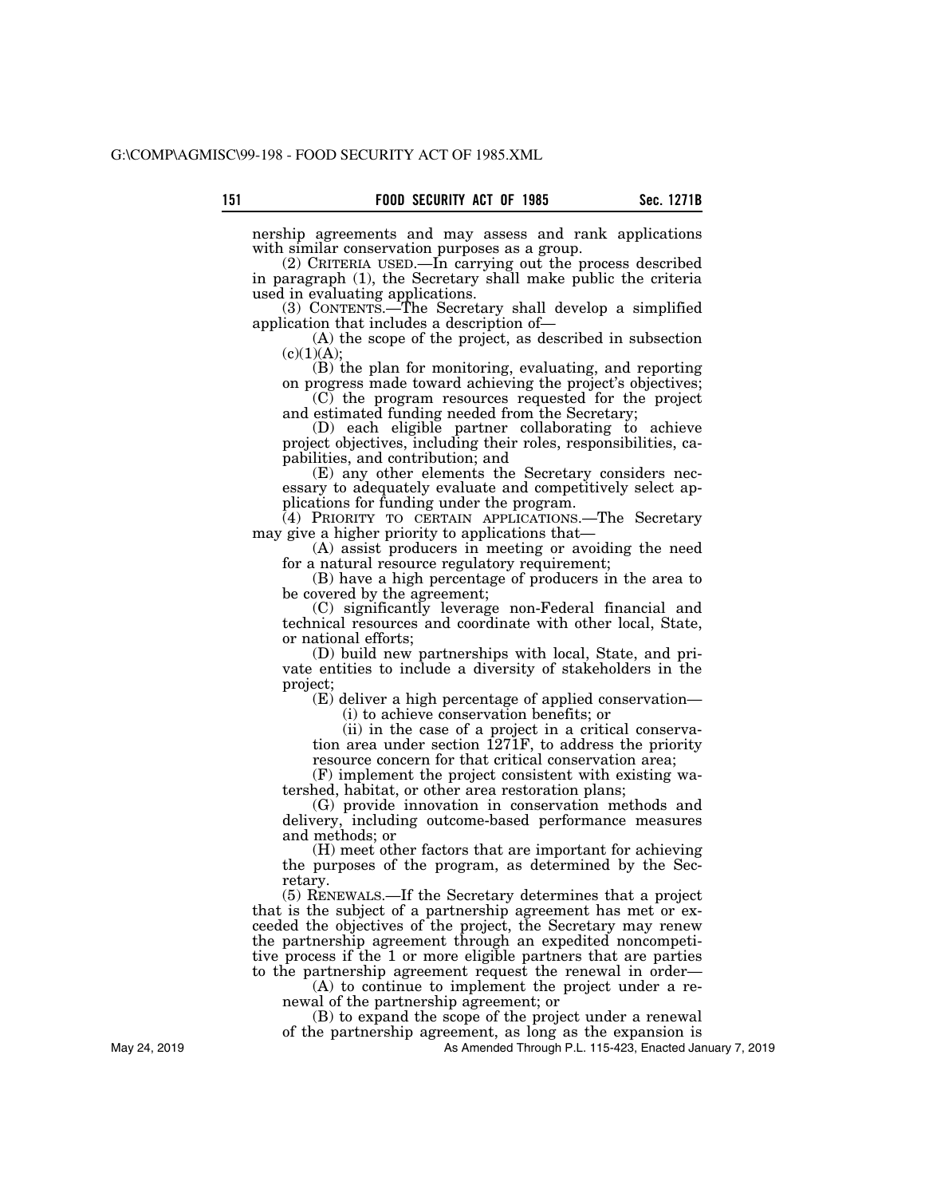nership agreements and may assess and rank applications with similar conservation purposes as a group.

(2) CRITERIA USED.—In carrying out the process described in paragraph (1), the Secretary shall make public the criteria used in evaluating applications.

(3) CONTENTS.—The Secretary shall develop a simplified application that includes a description of—

(A) the scope of the project, as described in subsection (c)(1)(A);

(B) the plan for monitoring, evaluating, and reporting on progress made toward achieving the project's objectives;

(C) the program resources requested for the project and estimated funding needed from the Secretary;

(D) each eligible partner collaborating to achieve project objectives, including their roles, responsibilities, capabilities, and contribution; and

(E) any other elements the Secretary considers necessary to adequately evaluate and competitively select applications for funding under the program.

(4) PRIORITY TO CERTAIN APPLICATIONS.—The Secretary may give a higher priority to applications that—

(A) assist producers in meeting or avoiding the need for a natural resource regulatory requirement;

(B) have a high percentage of producers in the area to be covered by the agreement;

(C) significantly leverage non-Federal financial and technical resources and coordinate with other local, State, or national efforts;

(D) build new partnerships with local, State, and private entities to include a diversity of stakeholders in the project;

(E) deliver a high percentage of applied conservation—

(i) to achieve conservation benefits; or

(ii) in the case of a project in a critical conservation area under section 1271F, to address the priority resource concern for that critical conservation area;

(F) implement the project consistent with existing watershed, habitat, or other area restoration plans;

(G) provide innovation in conservation methods and delivery, including outcome-based performance measures and methods; or

(H) meet other factors that are important for achieving the purposes of the program, as determined by the Secretary.

(5) RENEWALS.—If the Secretary determines that a project that is the subject of a partnership agreement has met or exceeded the objectives of the project, the Secretary may renew the partnership agreement through an expedited noncompetitive process if the 1 or more eligible partners that are parties to the partnership agreement request the renewal in order—

(A) to continue to implement the project under a renewal of the partnership agreement; or

(B) to expand the scope of the project under a renewal of the partnership agreement, as long as the expansion is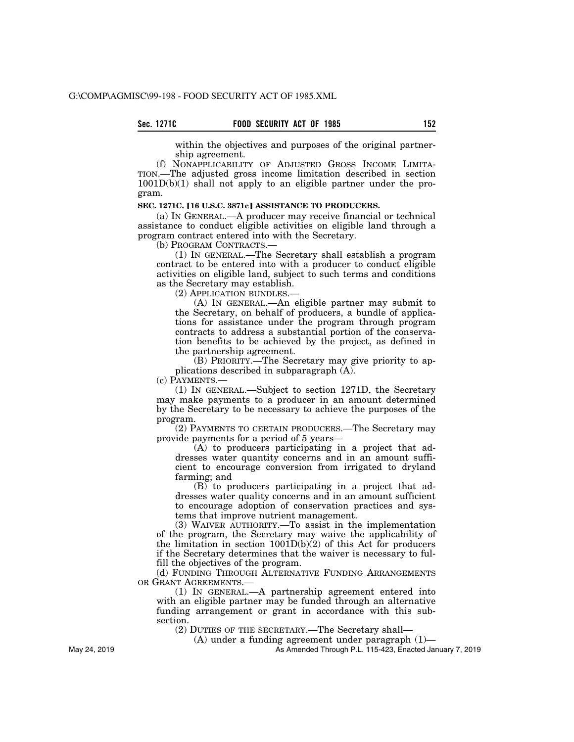within the objectives and purposes of the original partnership agreement.

(f) NONAPPLICABILITY OF ADJUSTED GROSS INCOME LIMITATION.—The adjusted gross income limitation described in section 1001D(b)(1) shall not apply to an eligible partner under the program.

**SEC. 1271C. [16 U.S.C. 3871c] ASSISTANCE TO PRODUCERS.**

(a) IN GENERAL.—A producer may receive financial or technical assistance to conduct eligible activities on eligible land through a program contract entered into with the Secretary.

(b) PROGRAM CONTRACTS.—

(1) IN GENERAL.—The Secretary shall establish a program contract to be entered into with a producer to conduct eligible activities on eligible land, subject to such terms and conditions as the Secretary may establish.

(2) APPLICATION BUNDLES.—

(A) IN GENERAL.—An eligible partner may submit to the Secretary, on behalf of producers, a bundle of applications for assistance under the program through program contracts to address a substantial portion of the conservation benefits to be achieved by the project, as defined in the partnership agreement.

(B) PRIORITY.—The Secretary may give priority to applications described in subparagraph (A).

(c) PAYMENTS.—

(1) IN GENERAL.—Subject to section 1271D, the Secretary may make payments to a producer in an amount determined by the Secretary to be necessary to achieve the purposes of the program.

(2) PAYMENTS TO CERTAIN PRODUCERS.—The Secretary may provide payments for a period of 5 years—

(A) to producers participating in a project that addresses water quantity concerns and in an amount sufficient to encourage conversion from irrigated to dryland farming; and

(B) to producers participating in a project that addresses water quality concerns and in an amount sufficient to encourage adoption of conservation practices and systems that improve nutrient management.

(3) WAIVER AUTHORITY.—To assist in the implementation of the program, the Secretary may waive the applicability of the limitation in section 1001D(b)(2) of this Act for producers if the Secretary determines that the waiver is necessary to fulfill the objectives of the program.

(d) FUNDING THROUGH ALTERNATIVE FUNDING ARRANGEMENTS OR GRANT AGREEMENTS.—

(1) IN GENERAL.—A partnership agreement entered into with an eligible partner may be funded through an alternative funding arrangement or grant in accordance with this subsection.

(2) DUTIES OF THE SECRETARY.—The Secretary shall—

(A) under a funding agreement under paragraph (1)—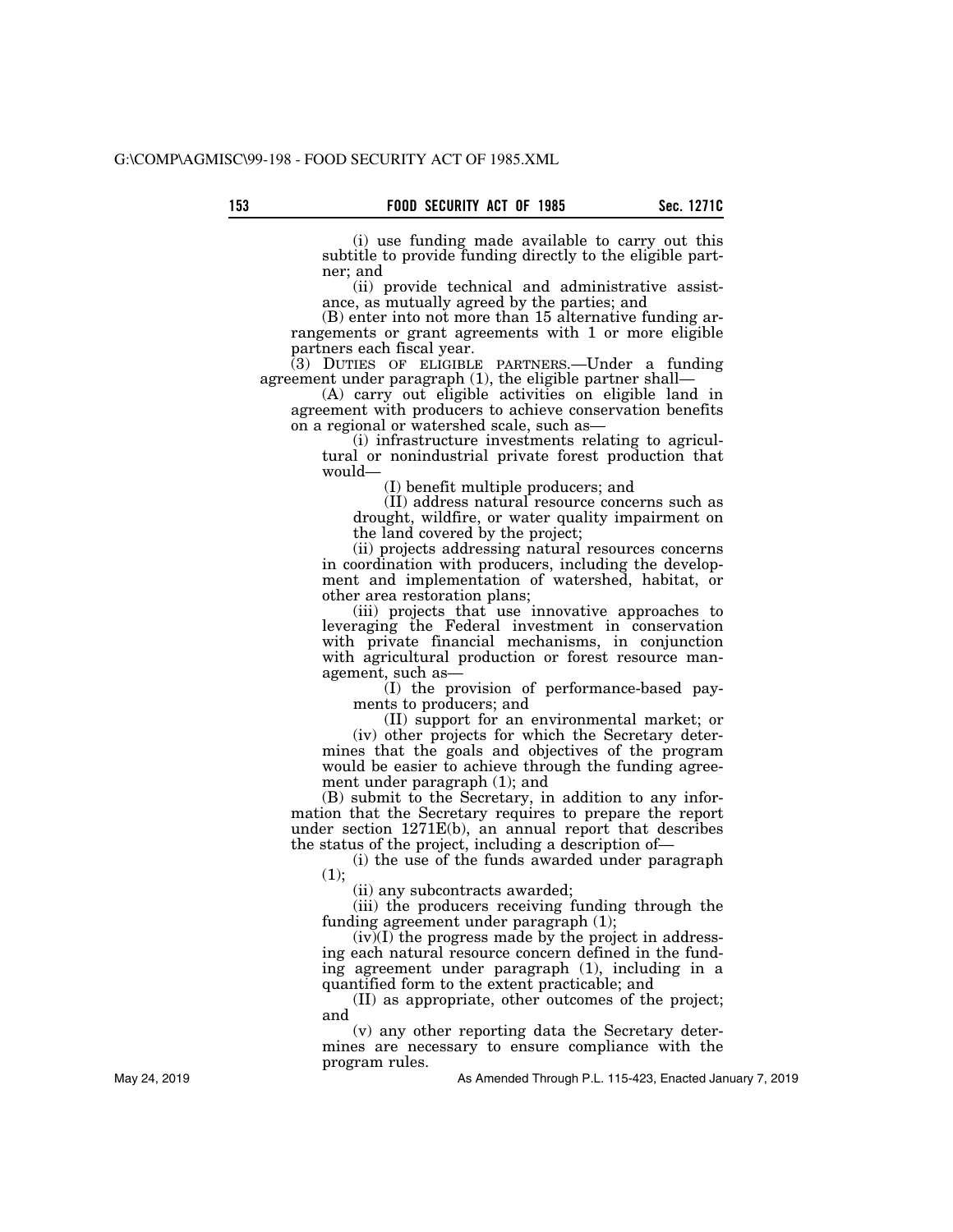(i) use funding made available to carry out this subtitle to provide funding directly to the eligible partner; and

(ii) provide technical and administrative assistance, as mutually agreed by the parties; and

(B) enter into not more than 15 alternative funding arrangements or grant agreements with 1 or more eligible partners each fiscal year.

(3) DUTIES OF ELIGIBLE PARTNERS.—Under a funding agreement under paragraph (1), the eligible partner shall—

(A) carry out eligible activities on eligible land in agreement with producers to achieve conservation benefits on a regional or watershed scale, such as—

(i) infrastructure investments relating to agricultural or nonindustrial private forest production that would—

(I) benefit multiple producers; and

(II) address natural resource concerns such as drought, wildfire, or water quality impairment on the land covered by the project;

(ii) projects addressing natural resources concerns in coordination with producers, including the development and implementation of watershed, habitat, or other area restoration plans;

(iii) projects that use innovative approaches to leveraging the Federal investment in conservation with private financial mechanisms, in conjunction with agricultural production or forest resource management, such as—

(I) the provision of performance-based payments to producers; and

(II) support for an environmental market; or

(iv) other projects for which the Secretary determines that the goals and objectives of the program would be easier to achieve through the funding agreement under paragraph (1); and

(B) submit to the Secretary, in addition to any information that the Secretary requires to prepare the report under section 1271E(b), an annual report that describes the status of the project, including a description of—

(i) the use of the funds awarded under paragraph (1);

(ii) any subcontracts awarded;

(iii) the producers receiving funding through the funding agreement under paragraph (1);

(iv)(I) the progress made by the project in addressing each natural resource concern defined in the funding agreement under paragraph (1), including in a quantified form to the extent practicable; and

(II) as appropriate, other outcomes of the project; and

(v) any other reporting data the Secretary determines are necessary to ensure compliance with the program rules.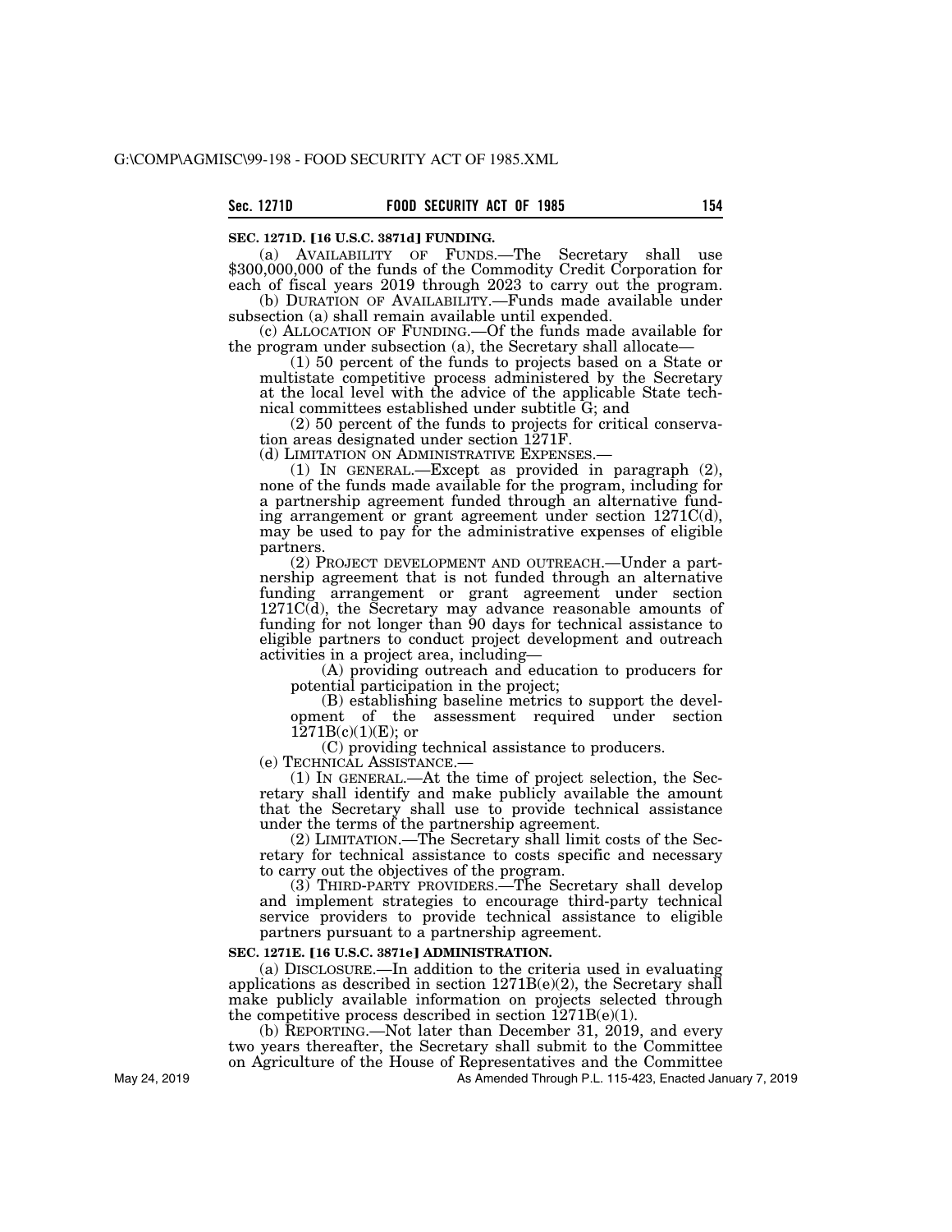**SEC. 1271D. [16 U.S.C. 3871d] FUNDING.**

(a) AVAILABILITY OF FUNDS.—The Secretary shall use $300,000,000 of the funds of the Commodity Credit Corporation for each of fiscal years 2019 through 2023 to carry out the program.

(b) DURATION OF AVAILABILITY.—Funds made available under subsection (a) shall remain available until expended.

(c) ALLOCATION OF FUNDING.—Of the funds made available for the program under subsection (a), the Secretary shall allocate—

(1) 50 percent of the funds to projects based on a State or multistate competitive process administered by the Secretary at the local level with the advice of the applicable State technical committees established under subtitle G; and

(2) 50 percent of the funds to projects for critical conservation areas designated under section 1271F.

(d) LIMITATION ON ADMINISTRATIVE EXPENSES.—

(1) IN GENERAL.—Except as provided in paragraph (2), none of the funds made available for the program, including for a partnership agreement funded through an alternative funding arrangement or grant agreement under section 1271C(d), may be used to pay for the administrative expenses of eligible partners.

(2) PROJECT DEVELOPMENT AND OUTREACH.—Under a partnership agreement that is not funded through an alternative funding arrangement or grant agreement under section 1271C(d), the Secretary may advance reasonable amounts of funding for not longer than 90 days for technical assistance to eligible partners to conduct project development and outreach activities in a project area, including—

(A) providing outreach and education to producers for potential participation in the project;

(B) establishing baseline metrics to support the development of the assessment required under section 1271B(c)(1)(E); or

(C) providing technical assistance to producers.

(e) TECHNICAL ASSISTANCE.—

(1) IN GENERAL.—At the time of project selection, the Secretary shall identify and make publicly available the amount that the Secretary shall use to provide technical assistance under the terms of the partnership agreement.

(2) LIMITATION.—The Secretary shall limit costs of the Secretary for technical assistance to costs specific and necessary to carry out the objectives of the program.

(3) THIRD-PARTY PROVIDERS.—The Secretary shall develop and implement strategies to encourage third-party technical service providers to provide technical assistance to eligible partners pursuant to a partnership agreement.

**SEC. 1271E. [16 U.S.C. 3871e] ADMINISTRATION.**

(a) DISCLOSURE.—In addition to the criteria used in evaluating applications as described in section 1271B(e)(2), the Secretary shall make publicly available information on projects selected through the competitive process described in section 1271B(e)(1).

(b) REPORTING.—Not later than December 31, 2019, and every two years thereafter, the Secretary shall submit to the Committee on Agriculture of the House of Representatives and the Committee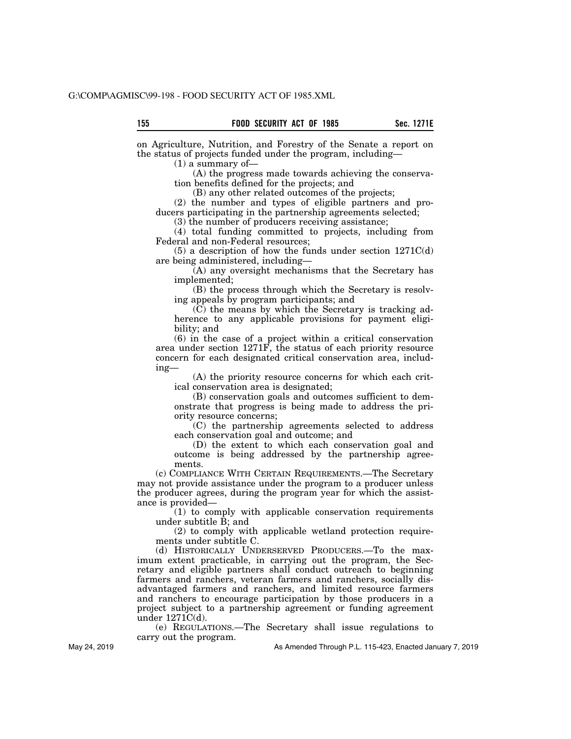on Agriculture, Nutrition, and Forestry of the Senate a report on the status of projects funded under the program, including—

(1) a summary of—

(A) the progress made towards achieving the conservation benefits defined for the projects; and

(B) any other related outcomes of the projects;

(2) the number and types of eligible partners and producers participating in the partnership agreements selected;

(3) the number of producers receiving assistance;

(4) total funding committed to projects, including from Federal and non-Federal resources;

(5) a description of how the funds under section 1271C(d) are being administered, including—

(A) any oversight mechanisms that the Secretary has implemented;

(B) the process through which the Secretary is resolving appeals by program participants; and

(C) the means by which the Secretary is tracking adherence to any applicable provisions for payment eligibility; and

(6) in the case of a project within a critical conservation area under section 1271F, the status of each priority resource concern for each designated critical conservation area, including—

(A) the priority resource concerns for which each critical conservation area is designated;

(B) conservation goals and outcomes sufficient to demonstrate that progress is being made to address the priority resource concerns;

(C) the partnership agreements selected to address each conservation goal and outcome; and

(D) the extent to which each conservation goal and outcome is being addressed by the partnership agreements.

(c) COMPLIANCE WITH CERTAIN REQUIREMENTS.—The Secretary may not provide assistance under the program to a producer unless the producer agrees, during the program year for which the assistance is provided—

(1) to comply with applicable conservation requirements under subtitle B; and

(2) to comply with applicable wetland protection requirements under subtitle C.

(d) HISTORICALLY UNDERSERVED PRODUCERS.—To the maximum extent practicable, in carrying out the program, the Secretary and eligible partners shall conduct outreach to beginning farmers and ranchers, veteran farmers and ranchers, socially disadvantaged farmers and ranchers, and limited resource farmers and ranchers to encourage participation by those producers in a project subject to a partnership agreement or funding agreement under 1271C(d).

(e) REGULATIONS.—The Secretary shall issue regulations to carry out the program.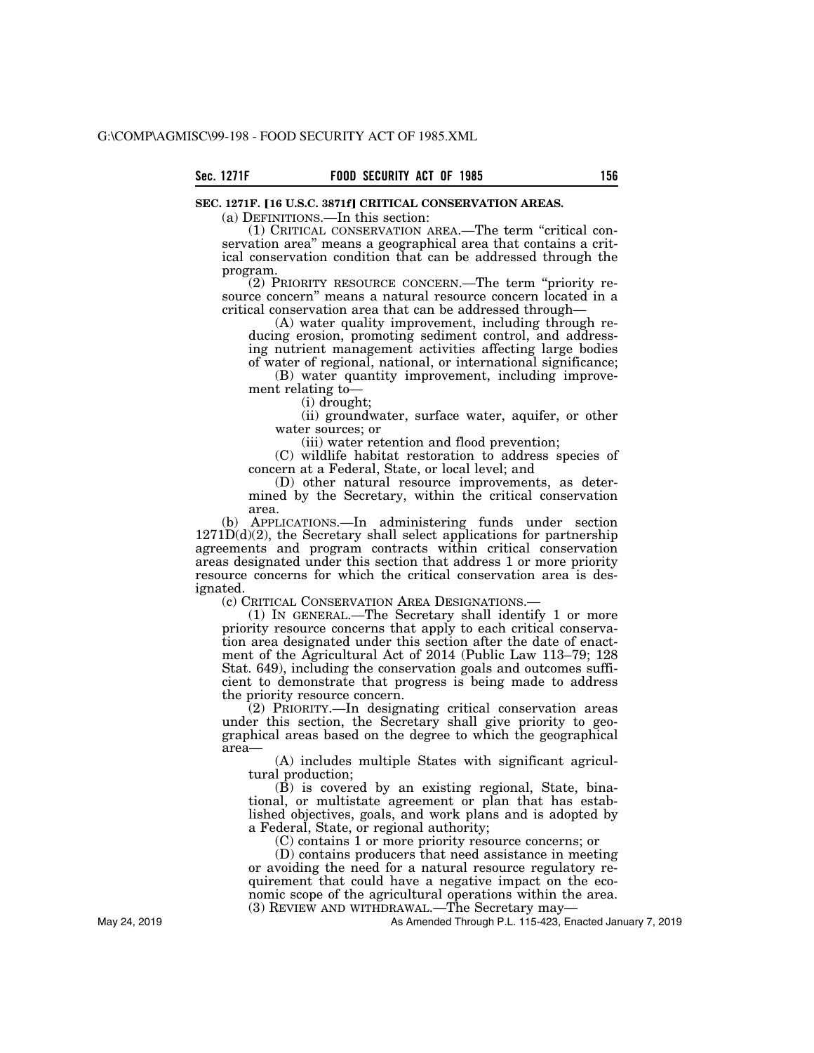## SEC. 1271F. [16 U.S.C. 3871f] CRITICAL CONSERVATION AREAS.

(a) DEFINITIONS.—In this section:

(1) CRITICAL CONSERVATION AREA.—The term "critical conservation area" means a geographical area that contains a critical conservation condition that can be addressed through the program.

(2) PRIORITY RESOURCE CONCERN.—The term "priority resource concern" means a natural resource concern located in a critical conservation area that can be addressed through—

(A) water quality improvement, including through reducing erosion, promoting sediment control, and addressing nutrient management activities affecting large bodies of water of regional, national, or international significance;

(B) water quantity improvement, including improvement relating to—

(i) drought;

(ii) groundwater, surface water, aquifer, or other water sources; or

(iii) water retention and flood prevention;

(C) wildlife habitat restoration to address species of concern at a Federal, State, or local level; and

(D) other natural resource improvements, as determined by the Secretary, within the critical conservation area.

(b) APPLICATIONS.—In administering funds under section 1271D(d)(2), the Secretary shall select applications for partnership agreements and program contracts within critical conservation areas designated under this section that address 1 or more priority resource concerns for which the critical conservation area is designated.

(c) CRITICAL CONSERVATION AREA DESIGNATIONS.—

(1) IN GENERAL.—The Secretary shall identify 1 or more priority resource concerns that apply to each critical conservation area designated under this section after the date of enactment of the Agricultural Act of 2014 (Public Law 113–79; 128 Stat. 649), including the conservation goals and outcomes sufficient to demonstrate that progress is being made to address the priority resource concern.

(2) PRIORITY.—In designating critical conservation areas under this section, the Secretary shall give priority to geographical areas based on the degree to which the geographical area—

(A) includes multiple States with significant agricultural production;

(B) is covered by an existing regional, State, binational, or multistate agreement or plan that has established objectives, goals, and work plans and is adopted by a Federal, State, or regional authority;

(C) contains 1 or more priority resource concerns; or

(D) contains producers that need assistance in meeting or avoiding the need for a natural resource regulatory requirement that could have a negative impact on the economic scope of the agricultural operations within the area.

(3) REVIEW AND WITHDRAWAL.—The Secretary may—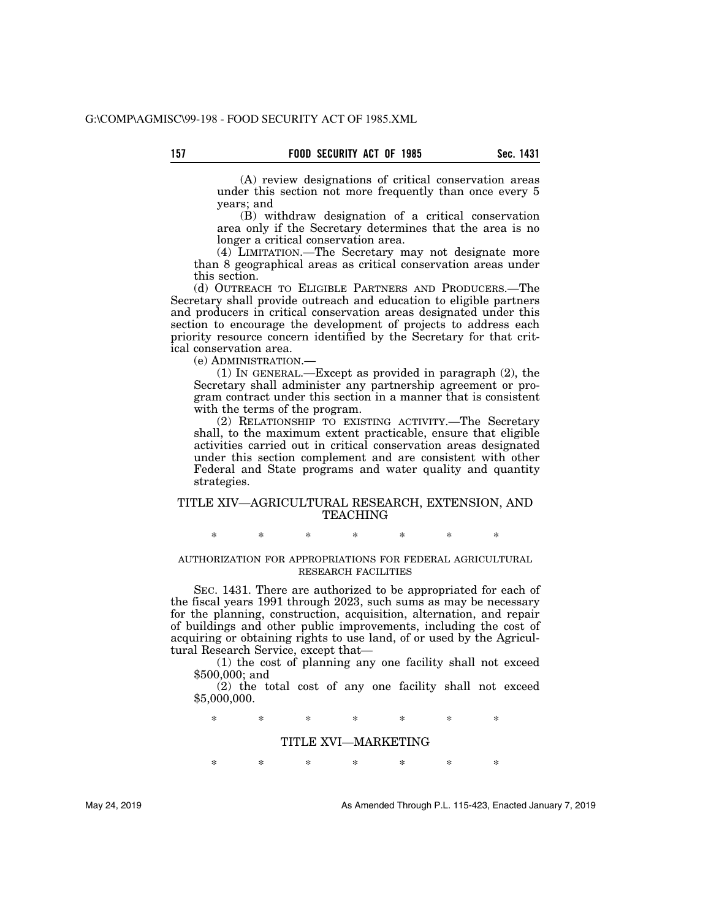(A) review designations of critical conservation areas under this section not more frequently than once every 5 years; and

(B) withdraw designation of a critical conservation area only if the Secretary determines that the area is no longer a critical conservation area.

(4) LIMITATION.—The Secretary may not designate more than 8 geographical areas as critical conservation areas under this section.

(d) OUTREACH TO ELIGIBLE PARTNERS AND PRODUCERS.—The Secretary shall provide outreach and education to eligible partners and producers in critical conservation areas designated under this section to encourage the development of projects to address each priority resource concern identified by the Secretary for that critical conservation area.

(e) ADMINISTRATION.—

(1) IN GENERAL.—Except as provided in paragraph (2), the Secretary shall administer any partnership agreement or program contract under this section in a manner that is consistent with the terms of the program.

(2) RELATIONSHIP TO EXISTING ACTIVITY.—The Secretary shall, to the maximum extent practicable, ensure that eligible activities carried out in critical conservation areas designated under this section complement and are consistent with other Federal and State programs and water quality and quantity strategies.

## TITLE XIV—AGRICULTURAL RESEARCH, EXTENSION, AND TEACHING

\* \* \* \* \* \* \*

### AUTHORIZATION FOR APPROPRIATIONS FOR FEDERAL AGRICULTURAL RESEARCH FACILITIES

SEC. 1431. There are authorized to be appropriated for each of the fiscal years 1991 through 2023, such sums as may be necessary for the planning, construction, acquisition, alternation, and repair of buildings and other public improvements, including the cost of acquiring or obtaining rights to use land, of or used by the Agricultural Research Service, except that—

(1) the cost of planning any one facility shall not exceed $500,000; and

(2) the total cost of any one facility shall not exceed $5,000,000.

\* \* \* \* \* \* \*

## TITLE XVI—MARKETING

\* \* \* \* \* \* \*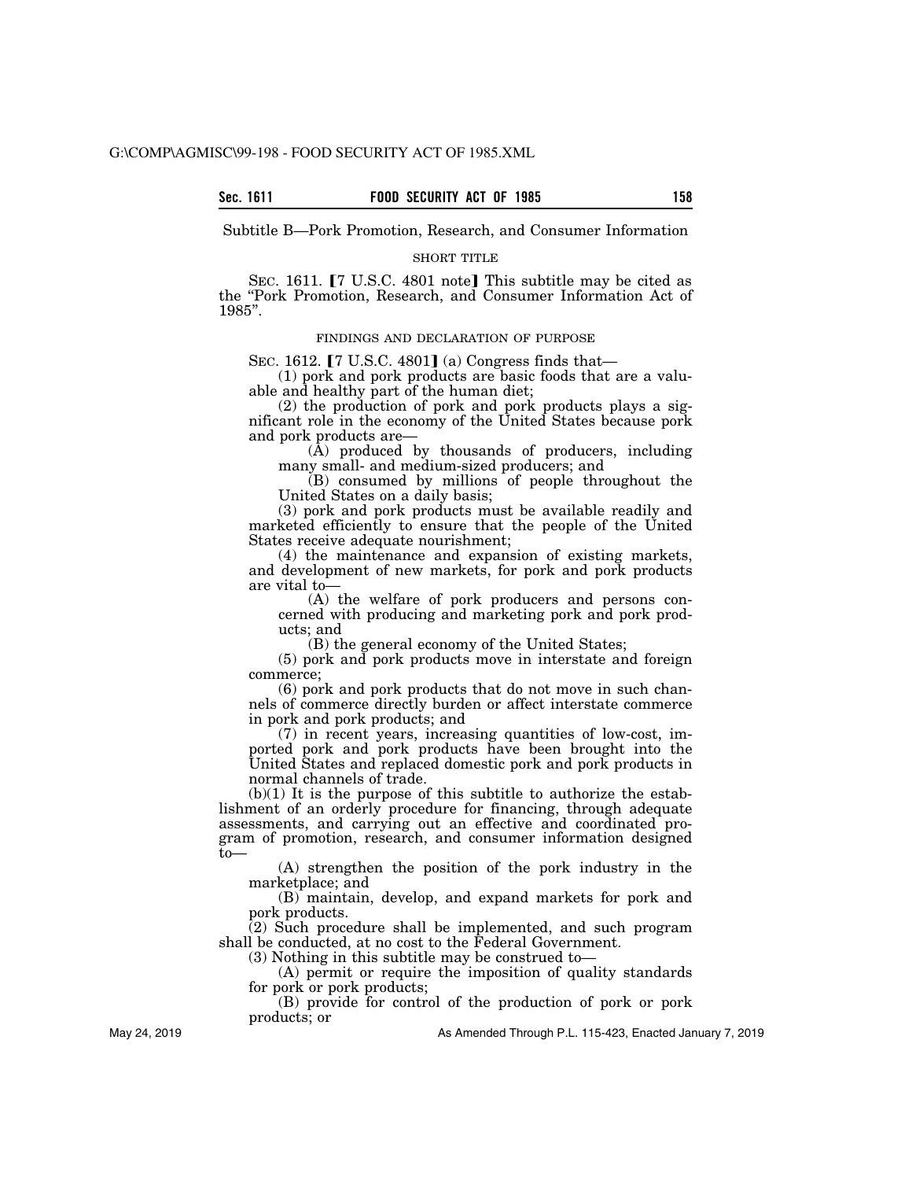## Subtitle B—Pork Promotion, Research, and Consumer Information

SHORT TITLE

SEC. 1611. 【7 U.S.C. 4801 note】 This subtitle may be cited as the "Pork Promotion, Research, and Consumer Information Act of 1985".

FINDINGS AND DECLARATION OF PURPOSE

SEC. 1612. 【7 U.S.C. 4801】 (a) Congress finds that—

(1) pork and pork products are basic foods that are a valuable and healthy part of the human diet;

(2) the production of pork and pork products plays a significant role in the economy of the United States because pork and pork products are—

(A) produced by thousands of producers, including many small- and medium-sized producers; and

(B) consumed by millions of people throughout the United States on a daily basis;

(3) pork and pork products must be available readily and marketed efficiently to ensure that the people of the United States receive adequate nourishment;

(4) the maintenance and expansion of existing markets, and development of new markets, for pork and pork products are vital to—

(A) the welfare of pork producers and persons concerned with producing and marketing pork and pork products; and

(B) the general economy of the United States;

(5) pork and pork products move in interstate and foreign commerce;

(6) pork and pork products that do not move in such channels of commerce directly burden or affect interstate commerce in pork and pork products; and

(7) in recent years, increasing quantities of low-cost, imported pork and pork products have been brought into the United States and replaced domestic pork and pork products in normal channels of trade.

(b)(1) It is the purpose of this subtitle to authorize the establishment of an orderly procedure for financing, through adequate assessments, and carrying out an effective and coordinated program of promotion, research, and consumer information designed to—

(A) strengthen the position of the pork industry in the marketplace; and

(B) maintain, develop, and expand markets for pork and pork products.

(2) Such procedure shall be implemented, and such program shall be conducted, at no cost to the Federal Government.

(3) Nothing in this subtitle may be construed to—

(A) permit or require the imposition of quality standards for pork or pork products;

(B) provide for control of the production of pork or pork products; or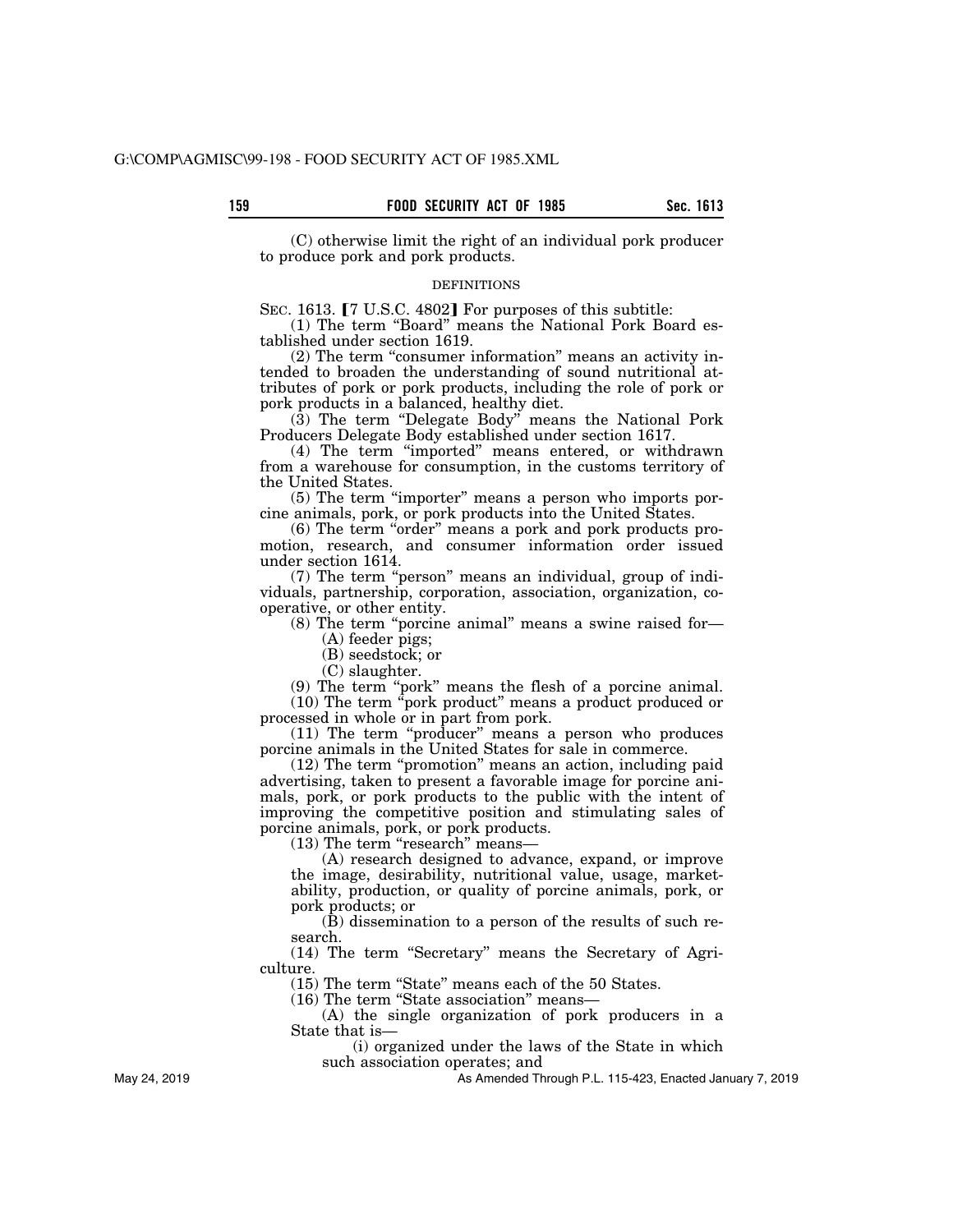(C) otherwise limit the right of an individual pork producer to produce pork and pork products.

DEFINITIONS

SEC. 1613. 【7 U.S.C. 4802】 For purposes of this subtitle:

(1) The term "Board" means the National Pork Board established under section 1619.

(2) The term "consumer information" means an activity intended to broaden the understanding of sound nutritional attributes of pork or pork products, including the role of pork or pork products in a balanced, healthy diet.

(3) The term "Delegate Body" means the National Pork Producers Delegate Body established under section 1617.

(4) The term "imported" means entered, or withdrawn from a warehouse for consumption, in the customs territory of the United States.

(5) The term "importer" means a person who imports porcine animals, pork, or pork products into the United States.

(6) The term "order" means a pork and pork products promotion, research, and consumer information order issued under section 1614.

(7) The term "person" means an individual, group of individuals, partnership, corporation, association, organization, cooperative, or other entity.

(8) The term "porcine animal" means a swine raised for—

(A) feeder pigs;

(B) seedstock; or

(C) slaughter.

(9) The term "pork" means the flesh of a porcine animal.

(10) The term "pork product" means a product produced or processed in whole or in part from pork.

(11) The term "producer" means a person who produces porcine animals in the United States for sale in commerce.

(12) The term "promotion" means an action, including paid advertising, taken to present a favorable image for porcine animals, pork, or pork products to the public with the intent of improving the competitive position and stimulating sales of porcine animals, pork, or pork products.

(13) The term "research" means—

(A) research designed to advance, expand, or improve the image, desirability, nutritional value, usage, marketability, production, or quality of porcine animals, pork, or pork products; or

(B) dissemination to a person of the results of such research.

(14) The term "Secretary" means the Secretary of Agriculture.

(15) The term "State" means each of the 50 States.

(16) The term "State association" means—

(A) the single organization of pork producers in a State that is—

(i) organized under the laws of the State in which such association operates; and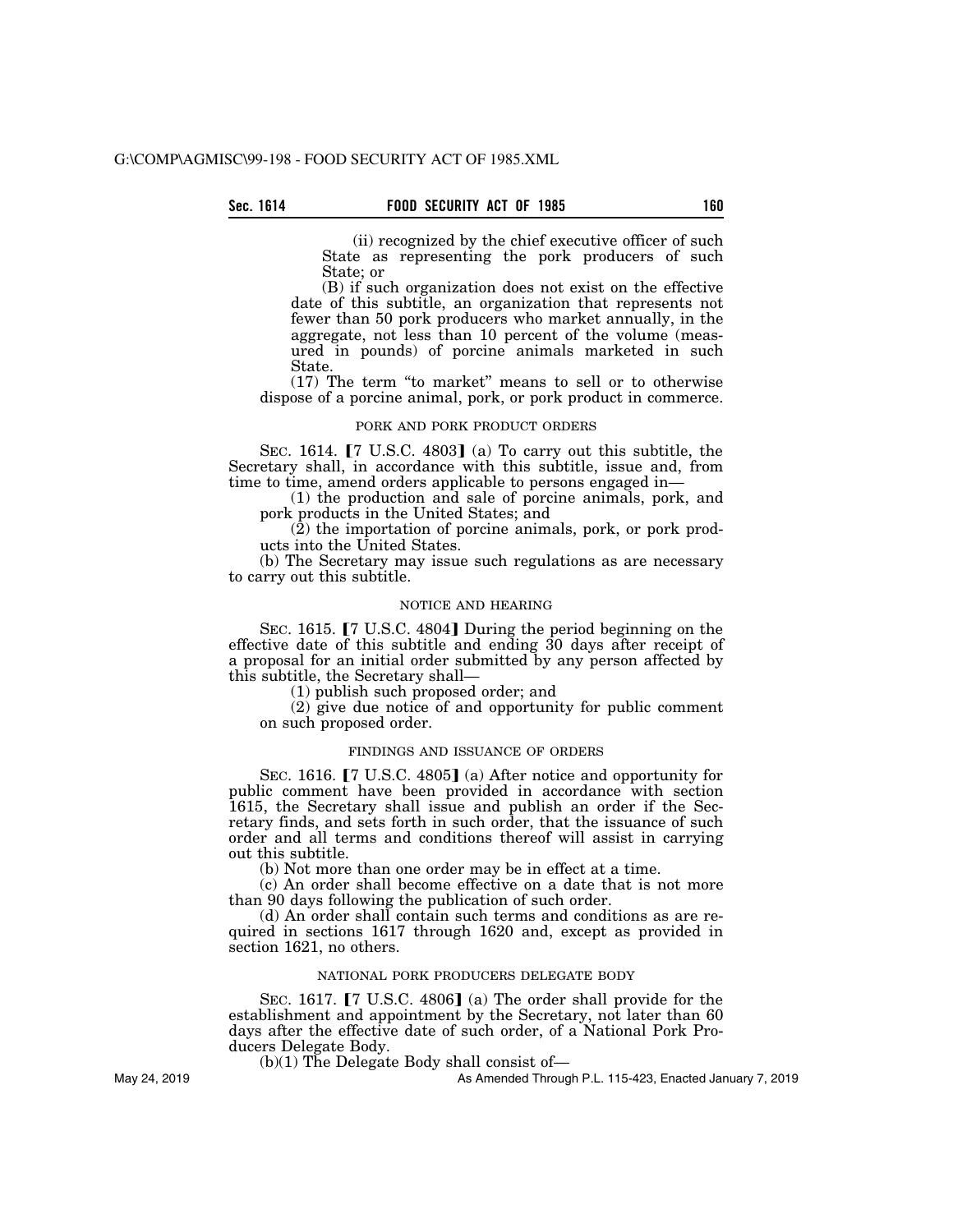(ii) recognized by the chief executive officer of such State as representing the pork producers of such State; or

(B) if such organization does not exist on the effective date of this subtitle, an organization that represents not fewer than 50 pork producers who market annually, in the aggregate, not less than 10 percent of the volume (measured in pounds) of porcine animals marketed in such State.

(17) The term "to market" means to sell or to otherwise dispose of a porcine animal, pork, or pork product in commerce.

PORK AND PORK PRODUCT ORDERS

SEC. 1614. 【7 U.S.C. 4803】 (a) To carry out this subtitle, the Secretary shall, in accordance with this subtitle, issue and, from time to time, amend orders applicable to persons engaged in—

(1) the production and sale of porcine animals, pork, and pork products in the United States; and

(2) the importation of porcine animals, pork, or pork products into the United States.

(b) The Secretary may issue such regulations as are necessary to carry out this subtitle.

NOTICE AND HEARING

SEC. 1615. 【7 U.S.C. 4804】 During the period beginning on the effective date of this subtitle and ending 30 days after receipt of a proposal for an initial order submitted by any person affected by this subtitle, the Secretary shall—

(1) publish such proposed order; and

(2) give due notice of and opportunity for public comment on such proposed order.

FINDINGS AND ISSUANCE OF ORDERS

SEC. 1616. 【7 U.S.C. 4805】 (a) After notice and opportunity for public comment have been provided in accordance with section 1615, the Secretary shall issue and publish an order if the Secretary finds, and sets forth in such order, that the issuance of such order and all terms and conditions thereof will assist in carrying out this subtitle.

(b) Not more than one order may be in effect at a time.

(c) An order shall become effective on a date that is not more than 90 days following the publication of such order.

(d) An order shall contain such terms and conditions as are required in sections 1617 through 1620 and, except as provided in section 1621, no others.

NATIONAL PORK PRODUCERS DELEGATE BODY

SEC. 1617. 【7 U.S.C. 4806】 (a) The order shall provide for the establishment and appointment by the Secretary, not later than 60 days after the effective date of such order, of a National Pork Producers Delegate Body.

(b)(1) The Delegate Body shall consist of—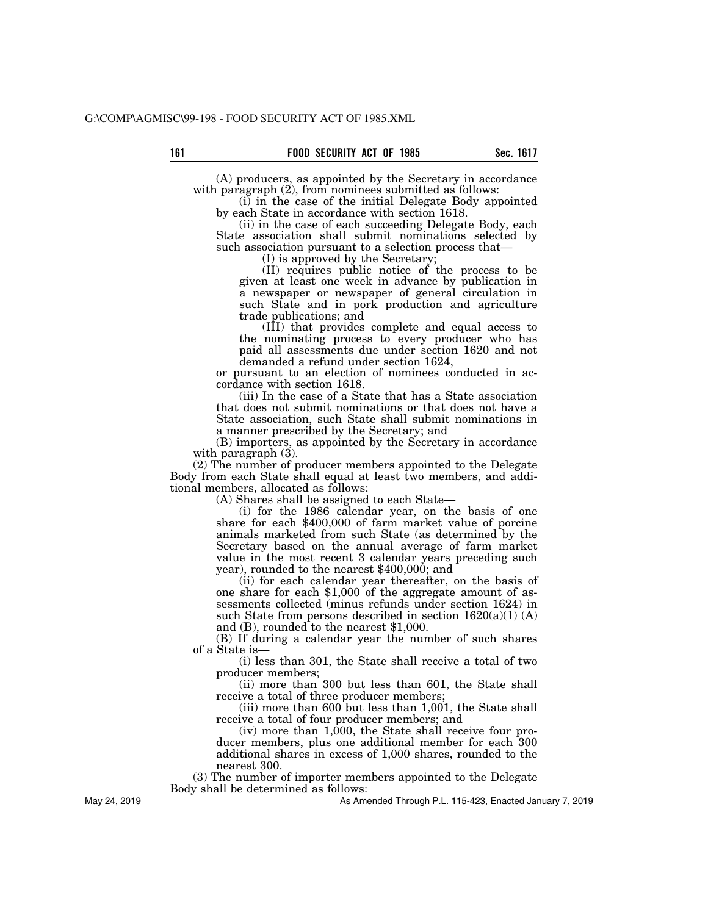(A) producers, as appointed by the Secretary in accordance with paragraph (2), from nominees submitted as follows:

(i) in the case of the initial Delegate Body appointed by each State in accordance with section 1618.

(ii) in the case of each succeeding Delegate Body, each State association shall submit nominations selected by such association pursuant to a selection process that—

(I) is approved by the Secretary;

(II) requires public notice of the process to be given at least one week in advance by publication in a newspaper or newspaper of general circulation in such State and in pork production and agriculture trade publications; and

(III) that provides complete and equal access to the nominating process to every producer who has paid all assessments due under section 1620 and not demanded a refund under section 1624,

or pursuant to an election of nominees conducted in accordance with section 1618.

(iii) In the case of a State that has a State association that does not submit nominations or that does not have a State association, such State shall submit nominations in a manner prescribed by the Secretary; and

(B) importers, as appointed by the Secretary in accordance with paragraph (3).

(2) The number of producer members appointed to the Delegate Body from each State shall equal at least two members, and additional members, allocated as follows:

(A) Shares shall be assigned to each State—

(i) for the 1986 calendar year, on the basis of one share for each $400,000 of farm market value of porcine animals marketed from such State (as determined by the Secretary based on the annual average of farm market value in the most recent 3 calendar years preceding such year), rounded to the nearest $400,000; and

(ii) for each calendar year thereafter, on the basis of one share for each $1,000 of the aggregate amount of assessments collected (minus refunds under section 1624) in such State from persons described in section 1620(a)(1) (A) and (B), rounded to the nearest $1,000.

(B) If during a calendar year the number of such shares of a State is—

(i) less than 301, the State shall receive a total of two producer members;

(ii) more than 300 but less than 601, the State shall receive a total of three producer members;

(iii) more than 600 but less than 1,001, the State shall receive a total of four producer members; and

(iv) more than 1,000, the State shall receive four producer members, plus one additional member for each 300 additional shares in excess of 1,000 shares, rounded to the nearest 300.

(3) The number of importer members appointed to the Delegate Body shall be determined as follows: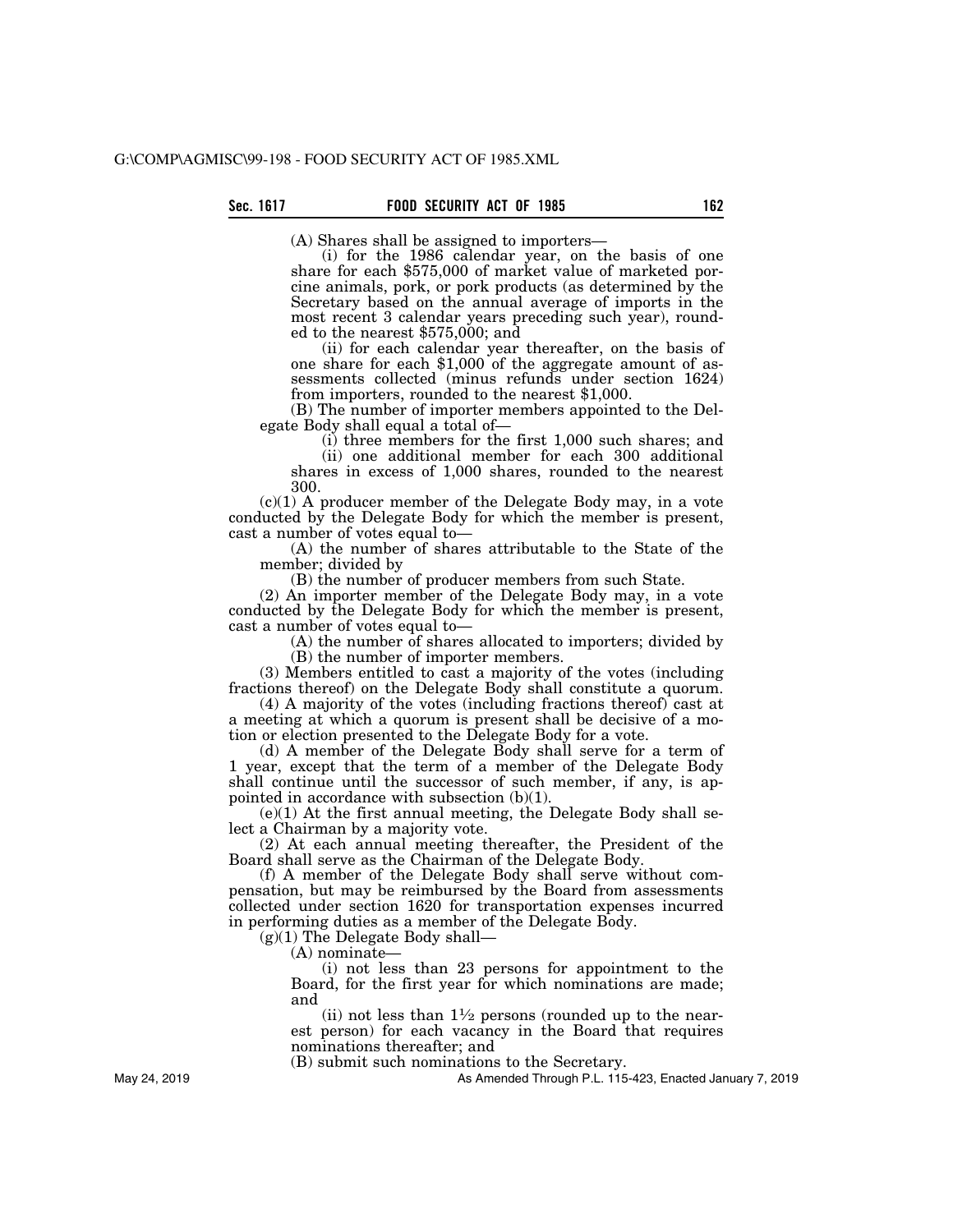(A) Shares shall be assigned to importers—

(i) for the 1986 calendar year, on the basis of one share for each $575,000 of market value of marketed porcine animals, pork, or pork products (as determined by the Secretary based on the annual average of imports in the most recent 3 calendar years preceding such year), rounded to the nearest $575,000; and

(ii) for each calendar year thereafter, on the basis of one share for each $1,000 of the aggregate amount of assessments collected (minus refunds under section 1624) from importers, rounded to the nearest $1,000.

(B) The number of importer members appointed to the Delegate Body shall equal a total of—

(i) three members for the first 1,000 such shares; and

(ii) one additional member for each 300 additional shares in excess of 1,000 shares, rounded to the nearest 300.

(c)(1) A producer member of the Delegate Body may, in a vote conducted by the Delegate Body for which the member is present, cast a number of votes equal to—

(A) the number of shares attributable to the State of the member; divided by

(B) the number of producer members from such State.

(2) An importer member of the Delegate Body may, in a vote conducted by the Delegate Body for which the member is present, cast a number of votes equal to—

(A) the number of shares allocated to importers; divided by

(B) the number of importer members.

(3) Members entitled to cast a majority of the votes (including fractions thereof) on the Delegate Body shall constitute a quorum.

(4) A majority of the votes (including fractions thereof) cast at a meeting at which a quorum is present shall be decisive of a motion or election presented to the Delegate Body for a vote.

(d) A member of the Delegate Body shall serve for a term of 1 year, except that the term of a member of the Delegate Body shall continue until the successor of such member, if any, is appointed in accordance with subsection (b)(1).

(e)(1) At the first annual meeting, the Delegate Body shall select a Chairman by a majority vote.

(2) At each annual meeting thereafter, the President of the Board shall serve as the Chairman of the Delegate Body.

(f) A member of the Delegate Body shall serve without compensation, but may be reimbursed by the Board from assessments collected under section 1620 for transportation expenses incurred in performing duties as a member of the Delegate Body.

(g)(1) The Delegate Body shall—

(A) nominate—

(i) not less than 23 persons for appointment to the Board, for the first year for which nominations are made; and

(ii) not less than 1½ persons (rounded up to the nearest person) for each vacancy in the Board that requires nominations thereafter; and

(B) submit such nominations to the Secretary.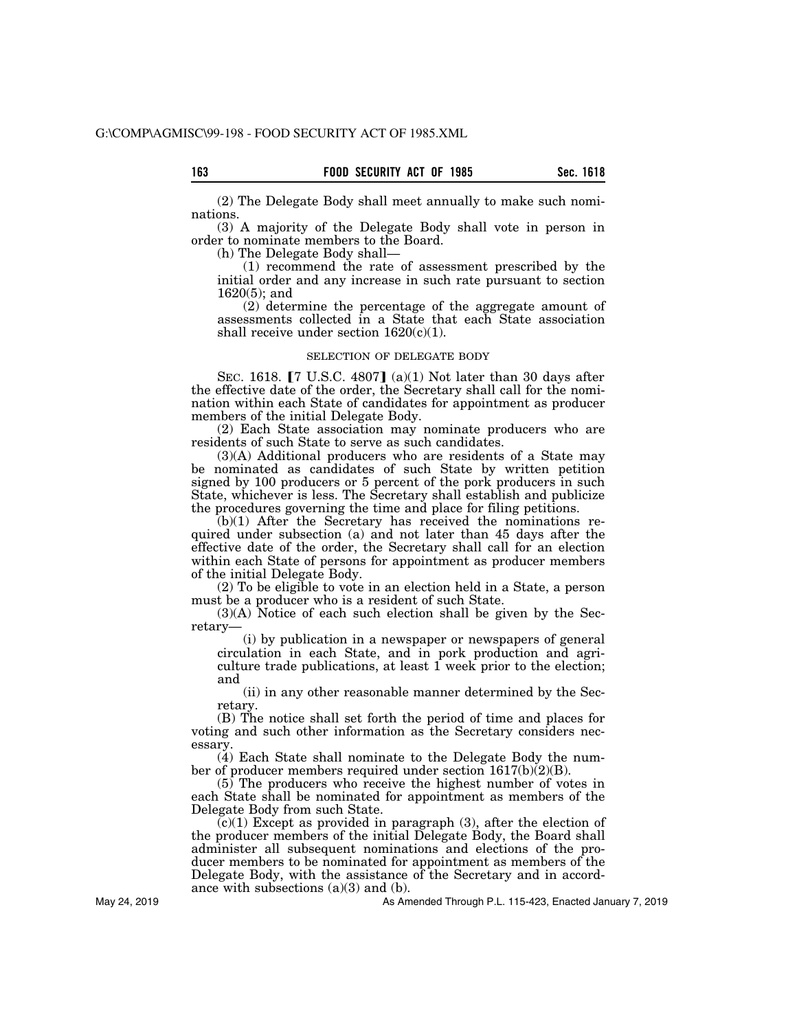(2) The Delegate Body shall meet annually to make such nominations.

(3) A majority of the Delegate Body shall vote in person in order to nominate members to the Board.

(h) The Delegate Body shall—

(1) recommend the rate of assessment prescribed by the initial order and any increase in such rate pursuant to section 1620(5); and

(2) determine the percentage of the aggregate amount of assessments collected in a State that each State association shall receive under section 1620(c)(1).

SELECTION OF DELEGATE BODY

SEC. 1618. [7 U.S.C. 4807] (a)(1) Not later than 30 days after the effective date of the order, the Secretary shall call for the nomination within each State of candidates for appointment as producer members of the initial Delegate Body.

(2) Each State association may nominate producers who are residents of such State to serve as such candidates.

(3)(A) Additional producers who are residents of a State may be nominated as candidates of such State by written petition signed by 100 producers or 5 percent of the pork producers in such State, whichever is less. The Secretary shall establish and publicize the procedures governing the time and place for filing petitions.

(b)(1) After the Secretary has received the nominations required under subsection (a) and not later than 45 days after the effective date of the order, the Secretary shall call for an election within each State of persons for appointment as producer members of the initial Delegate Body.

(2) To be eligible to vote in an election held in a State, a person must be a producer who is a resident of such State.

(3)(A) Notice of each such election shall be given by the Secretary—

(i) by publication in a newspaper or newspapers of general circulation in each State, and in pork production and agriculture trade publications, at least 1 week prior to the election; and

(ii) in any other reasonable manner determined by the Secretary.

(B) The notice shall set forth the period of time and places for voting and such other information as the Secretary considers necessary.

(4) Each State shall nominate to the Delegate Body the number of producer members required under section 1617(b)(2)(B).

(5) The producers who receive the highest number of votes in each State shall be nominated for appointment as members of the Delegate Body from such State.

(c)(1) Except as provided in paragraph (3), after the election of the producer members of the initial Delegate Body, the Board shall administer all subsequent nominations and elections of the producer members to be nominated for appointment as members of the Delegate Body, with the assistance of the Secretary and in accordance with subsections (a)(3) and (b).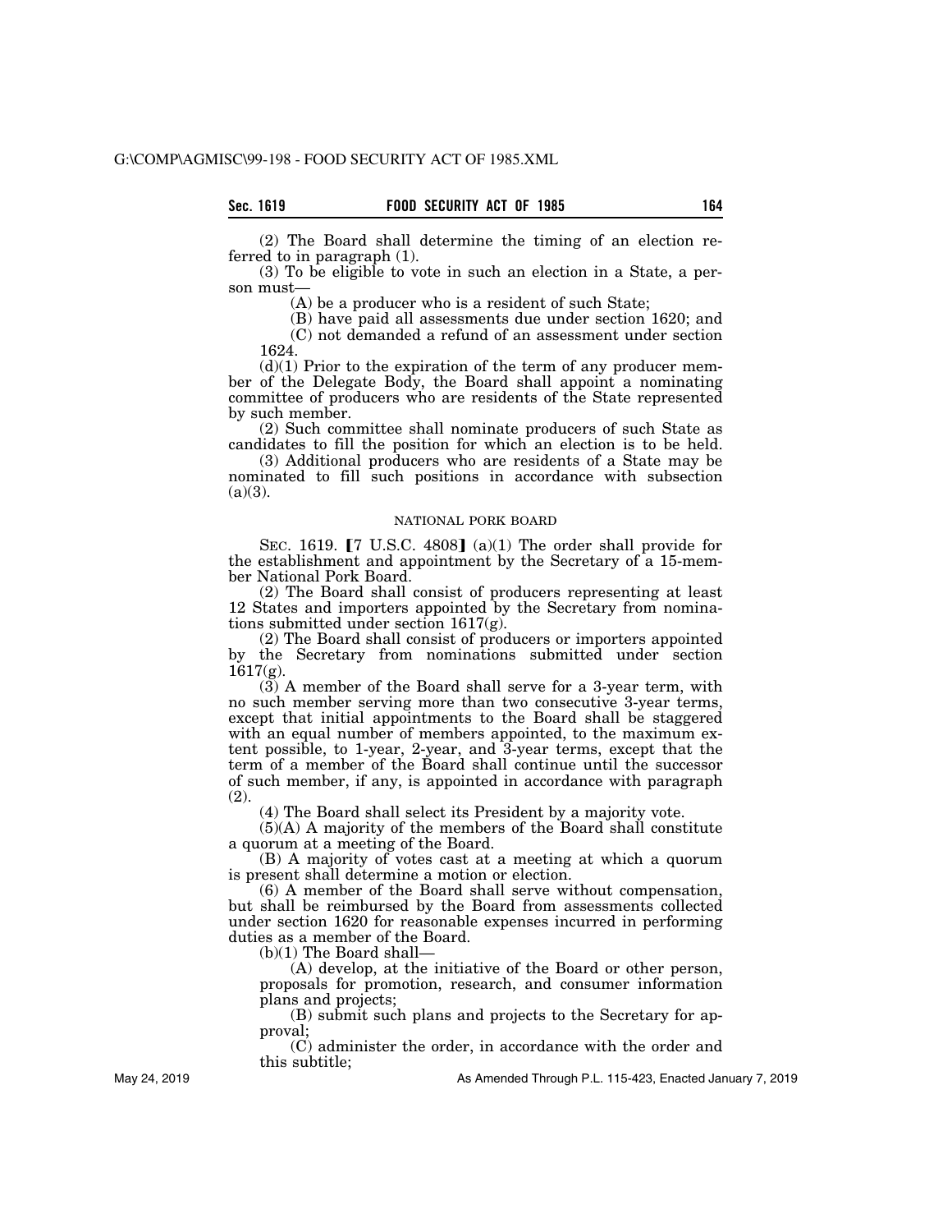(2) The Board shall determine the timing of an election referred to in paragraph (1).

(3) To be eligible to vote in such an election in a State, a person must—

(A) be a producer who is a resident of such State;

(B) have paid all assessments due under section 1620; and

(C) not demanded a refund of an assessment under section 1624.

(d)(1) Prior to the expiration of the term of any producer member of the Delegate Body, the Board shall appoint a nominating committee of producers who are residents of the State represented by such member.

(2) Such committee shall nominate producers of such State as candidates to fill the position for which an election is to be held.

(3) Additional producers who are residents of a State may be nominated to fill such positions in accordance with subsection (a)(3).

NATIONAL PORK BOARD

SEC. 1619. 【7 U.S.C. 4808】 (a)(1) The order shall provide for the establishment and appointment by the Secretary of a 15-member National Pork Board.

(2) The Board shall consist of producers representing at least 12 States and importers appointed by the Secretary from nominations submitted under section 1617(g).

(2) The Board shall consist of producers or importers appointed by the Secretary from nominations submitted under section 1617(g).

(3) A member of the Board shall serve for a 3-year term, with no such member serving more than two consecutive 3-year terms, except that initial appointments to the Board shall be staggered with an equal number of members appointed, to the maximum extent possible, to 1-year, 2-year, and 3-year terms, except that the term of a member of the Board shall continue until the successor of such member, if any, is appointed in accordance with paragraph (2).

(4) The Board shall select its President by a majority vote.

(5)(A) A majority of the members of the Board shall constitute a quorum at a meeting of the Board.

(B) A majority of votes cast at a meeting at which a quorum is present shall determine a motion or election.

(6) A member of the Board shall serve without compensation, but shall be reimbursed by the Board from assessments collected under section 1620 for reasonable expenses incurred in performing duties as a member of the Board.

(b)(1) The Board shall—

(A) develop, at the initiative of the Board or other person, proposals for promotion, research, and consumer information plans and projects;

(B) submit such plans and projects to the Secretary for approval;

(C) administer the order, in accordance with the order and this subtitle;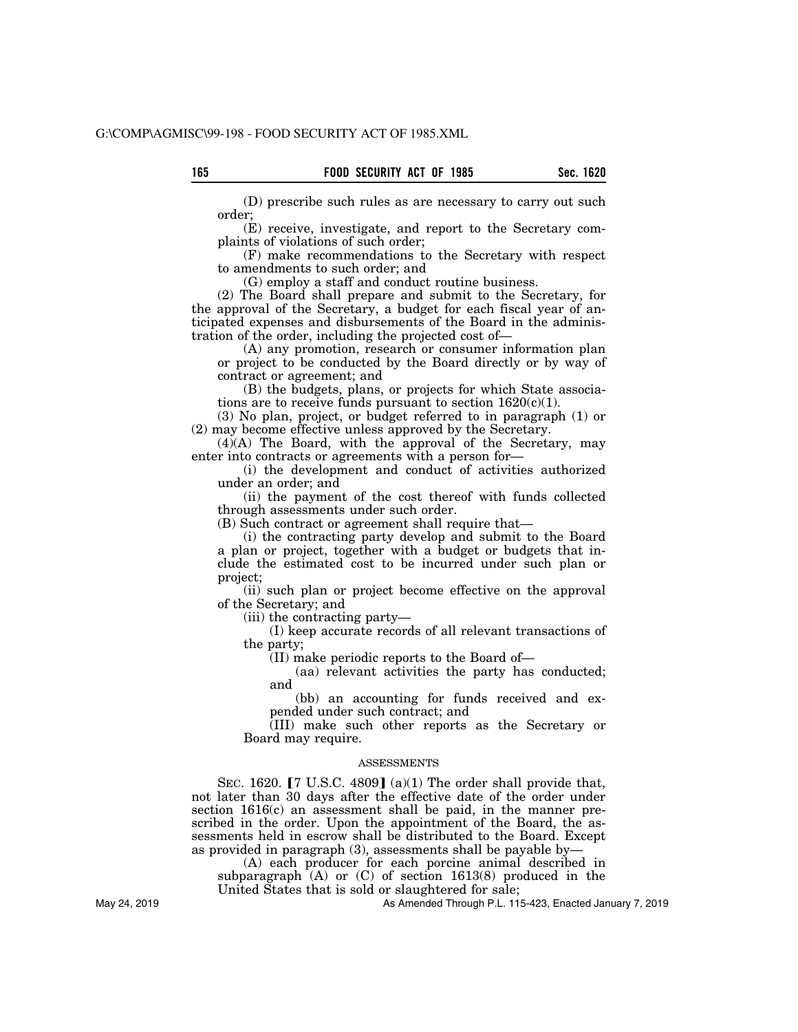(D) prescribe such rules as are necessary to carry out such order;

(E) receive, investigate, and report to the Secretary complaints of violations of such order;

(F) make recommendations to the Secretary with respect to amendments to such order; and

(G) employ a staff and conduct routine business.

(2) The Board shall prepare and submit to the Secretary, for the approval of the Secretary, a budget for each fiscal year of anticipated expenses and disbursements of the Board in the administration of the order, including the projected cost of—

(A) any promotion, research or consumer information plan or project to be conducted by the Board directly or by way of contract or agreement; and

(B) the budgets, plans, or projects for which State associations are to receive funds pursuant to section 1620(c)(1).

(3) No plan, project, or budget referred to in paragraph (1) or (2) may become effective unless approved by the Secretary.

(4)(A) The Board, with the approval of the Secretary, may enter into contracts or agreements with a person for—

(i) the development and conduct of activities authorized under an order; and

(ii) the payment of the cost thereof with funds collected through assessments under such order.

(B) Such contract or agreement shall require that—

(i) the contracting party develop and submit to the Board a plan or project, together with a budget or budgets that include the estimated cost to be incurred under such plan or project;

(ii) such plan or project become effective on the approval of the Secretary; and

(iii) the contracting party—

(I) keep accurate records of all relevant transactions of the party;

(II) make periodic reports to the Board of—

(aa) relevant activities the party has conducted; and

(bb) an accounting for funds received and expended under such contract; and

(III) make such other reports as the Secretary or Board may require.

ASSESSMENTS

SEC. 1620. [7 U.S.C. 4809] (a)(1) The order shall provide that, not later than 30 days after the effective date of the order under section 1616(c) an assessment shall be paid, in the manner prescribed in the order. Upon the appointment of the Board, the assessments held in escrow shall be distributed to the Board. Except as provided in paragraph (3), assessments shall be payable by—

(A) each producer for each porcine animal described in subparagraph (A) or (C) of section 1613(8) produced in the United States that is sold or slaughtered for sale;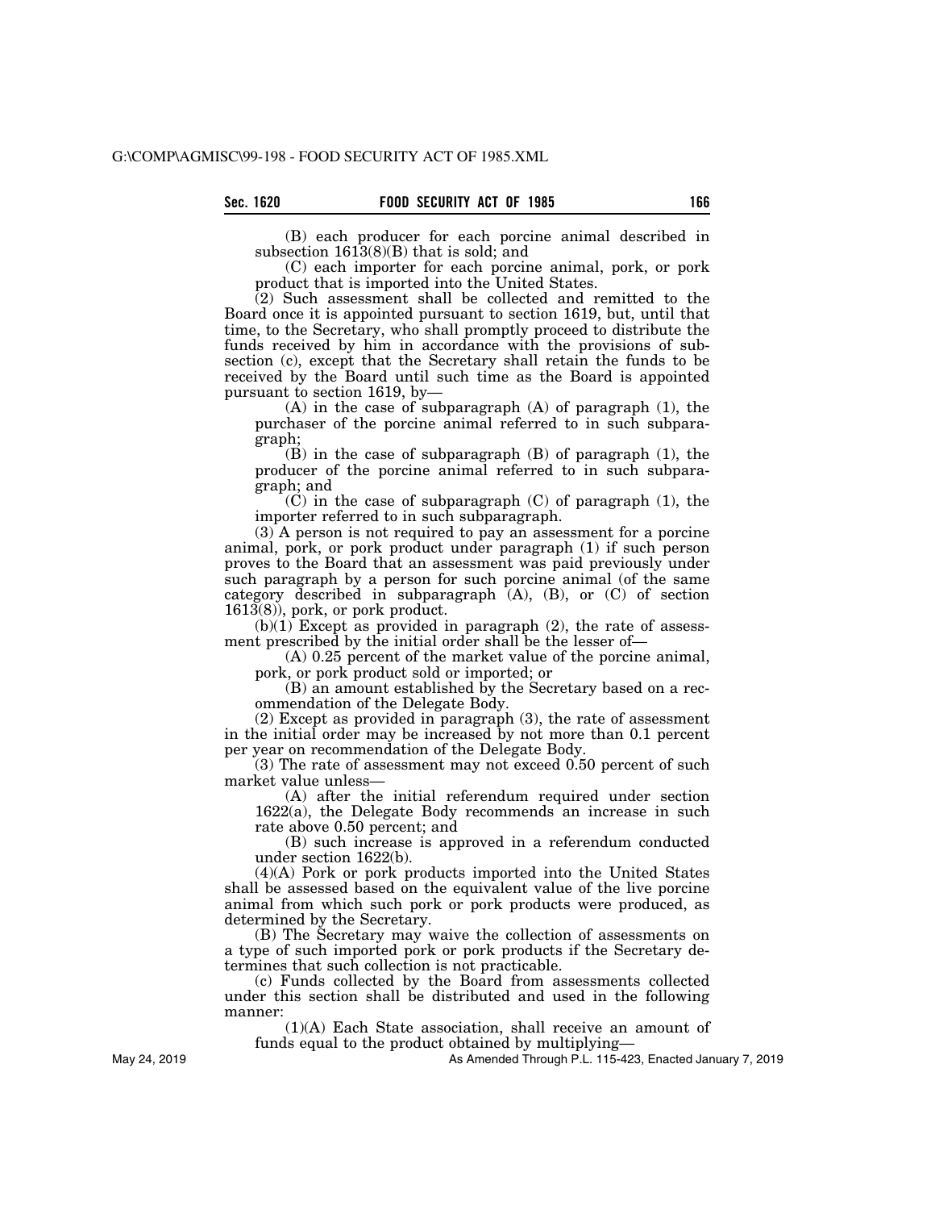(B) each producer for each porcine animal described in subsection 1613(8)(B) that is sold; and

(C) each importer for each porcine animal, pork, or pork product that is imported into the United States.

(2) Such assessment shall be collected and remitted to the Board once it is appointed pursuant to section 1619, but, until that time, to the Secretary, who shall promptly proceed to distribute the funds received by him in accordance with the provisions of subsection (c), except that the Secretary shall retain the funds to be received by the Board until such time as the Board is appointed pursuant to section 1619, by—

(A) in the case of subparagraph (A) of paragraph (1), the purchaser of the porcine animal referred to in such subparagraph;

(B) in the case of subparagraph (B) of paragraph (1), the producer of the porcine animal referred to in such subparagraph; and

(C) in the case of subparagraph (C) of paragraph (1), the importer referred to in such subparagraph.

(3) A person is not required to pay an assessment for a porcine animal, pork, or pork product under paragraph (1) if such person proves to the Board that an assessment was paid previously under such paragraph by a person for such porcine animal (of the same category described in subparagraph (A), (B), or (C) of section 1613(8)), pork, or pork product.

(b)(1) Except as provided in paragraph (2), the rate of assessment prescribed by the initial order shall be the lesser of—

(A) 0.25 percent of the market value of the porcine animal, pork, or pork product sold or imported; or

(B) an amount established by the Secretary based on a recommendation of the Delegate Body.

(2) Except as provided in paragraph (3), the rate of assessment in the initial order may be increased by not more than 0.1 percent per year on recommendation of the Delegate Body.

(3) The rate of assessment may not exceed 0.50 percent of such market value unless—

(A) after the initial referendum required under section 1622(a), the Delegate Body recommends an increase in such rate above 0.50 percent; and

(B) such increase is approved in a referendum conducted under section 1622(b).

(4)(A) Pork or pork products imported into the United States shall be assessed based on the equivalent value of the live porcine animal from which such pork or pork products were produced, as determined by the Secretary.

(B) The Secretary may waive the collection of assessments on a type of such imported pork or pork products if the Secretary determines that such collection is not practicable.

(c) Funds collected by the Board from assessments collected under this section shall be distributed and used in the following manner:

(1)(A) Each State association, shall receive an amount of funds equal to the product obtained by multiplying—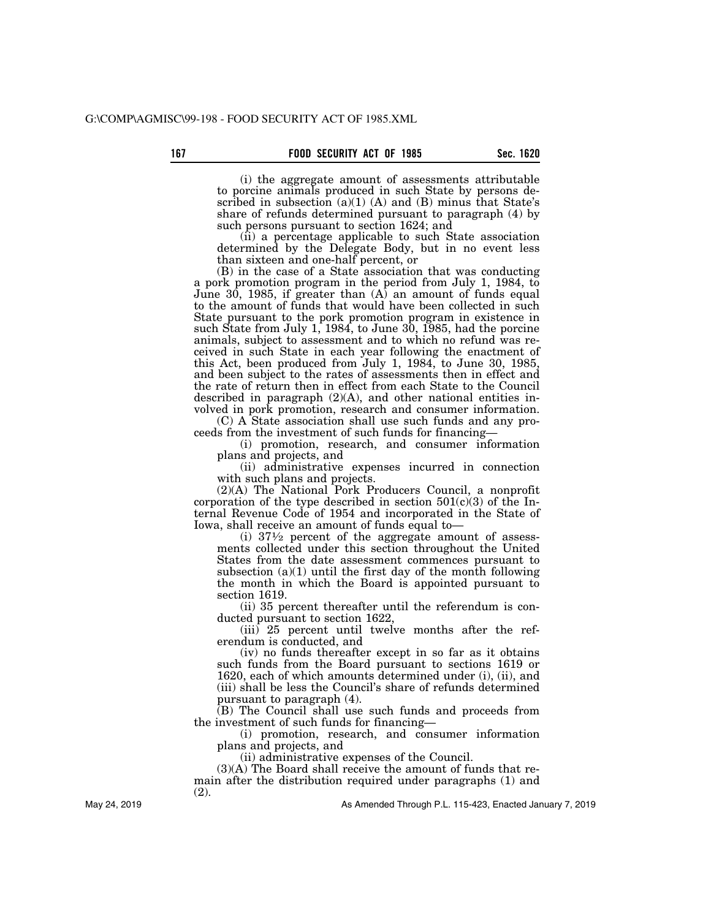(i) the aggregate amount of assessments attributable to porcine animals produced in such State by persons described in subsection (a)(1) (A) and (B) minus that State's share of refunds determined pursuant to paragraph (4) by such persons pursuant to section 1624; and

(ii) a percentage applicable to such State association determined by the Delegate Body, but in no event less than sixteen and one-half percent, or

(B) in the case of a State association that was conducting a pork promotion program in the period from July 1, 1984, to June 30, 1985, if greater than (A) an amount of funds equal to the amount of funds that would have been collected in such State pursuant to the pork promotion program in existence in such State from July 1, 1984, to June 30, 1985, had the porcine animals, subject to assessment and to which no refund was received in such State in each year following the enactment of this Act, been produced from July 1, 1984, to June 30, 1985, and been subject to the rates of assessments then in effect and the rate of return then in effect from each State to the Council described in paragraph (2)(A), and other national entities involved in pork promotion, research and consumer information.

(C) A State association shall use such funds and any proceeds from the investment of such funds for financing—

(i) promotion, research, and consumer information plans and projects, and

(ii) administrative expenses incurred in connection with such plans and projects.

(2)(A) The National Pork Producers Council, a nonprofit corporation of the type described in section 501(c)(3) of the Internal Revenue Code of 1954 and incorporated in the State of Iowa, shall receive an amount of funds equal to—

(i) 37½ percent of the aggregate amount of assessments collected under this section throughout the United States from the date assessment commences pursuant to subsection (a)(1) until the first day of the month following the month in which the Board is appointed pursuant to section 1619.

(ii) 35 percent thereafter until the referendum is conducted pursuant to section 1622,

(iii) 25 percent until twelve months after the referendum is conducted, and

(iv) no funds thereafter except in so far as it obtains such funds from the Board pursuant to sections 1619 or 1620, each of which amounts determined under (i), (ii), and (iii) shall be less the Council's share of refunds determined pursuant to paragraph (4).

(B) The Council shall use such funds and proceeds from the investment of such funds for financing—

(i) promotion, research, and consumer information plans and projects, and

(ii) administrative expenses of the Council.

(3)(A) The Board shall receive the amount of funds that remain after the distribution required under paragraphs (1) and (2).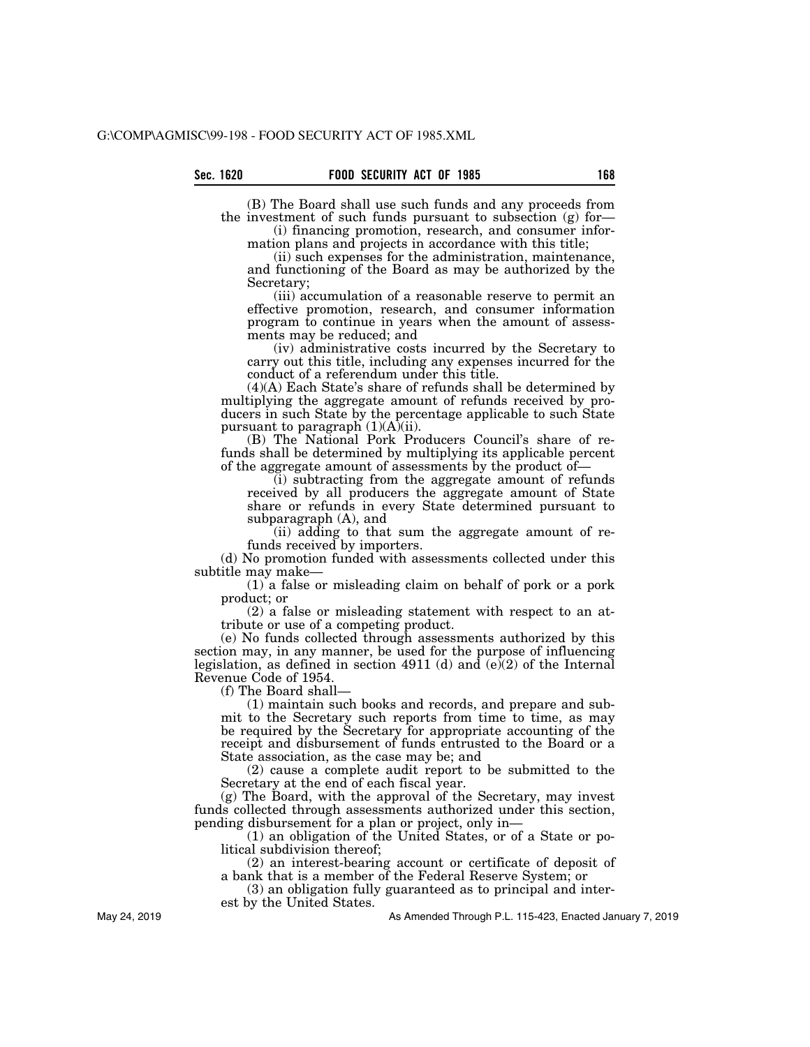(B) The Board shall use such funds and any proceeds from the investment of such funds pursuant to subsection (g) for—

(i) financing promotion, research, and consumer information plans and projects in accordance with this title;

(ii) such expenses for the administration, maintenance, and functioning of the Board as may be authorized by the Secretary;

(iii) accumulation of a reasonable reserve to permit an effective promotion, research, and consumer information program to continue in years when the amount of assessments may be reduced; and

(iv) administrative costs incurred by the Secretary to carry out this title, including any expenses incurred for the conduct of a referendum under this title.

(4)(A) Each State's share of refunds shall be determined by multiplying the aggregate amount of refunds received by producers in such State by the percentage applicable to such State pursuant to paragraph (1)(A)(ii).

(B) The National Pork Producers Council's share of refunds shall be determined by multiplying its applicable percent of the aggregate amount of assessments by the product of—

(i) subtracting from the aggregate amount of refunds received by all producers the aggregate amount of State share or refunds in every State determined pursuant to subparagraph (A), and

(ii) adding to that sum the aggregate amount of refunds received by importers.

(d) No promotion funded with assessments collected under this subtitle may make—

(1) a false or misleading claim on behalf of pork or a pork product; or

(2) a false or misleading statement with respect to an attribute or use of a competing product.

(e) No funds collected through assessments authorized by this section may, in any manner, be used for the purpose of influencing legislation, as defined in section 4911 (d) and (e)(2) of the Internal Revenue Code of 1954.

(f) The Board shall—

(1) maintain such books and records, and prepare and submit to the Secretary such reports from time to time, as may be required by the Secretary for appropriate accounting of the receipt and disbursement of funds entrusted to the Board or a State association, as the case may be; and

(2) cause a complete audit report to be submitted to the Secretary at the end of each fiscal year.

(g) The Board, with the approval of the Secretary, may invest funds collected through assessments authorized under this section, pending disbursement for a plan or project, only in—

(1) an obligation of the United States, or of a State or political subdivision thereof;

(2) an interest-bearing account or certificate of deposit of a bank that is a member of the Federal Reserve System; or

(3) an obligation fully guaranteed as to principal and interest by the United States.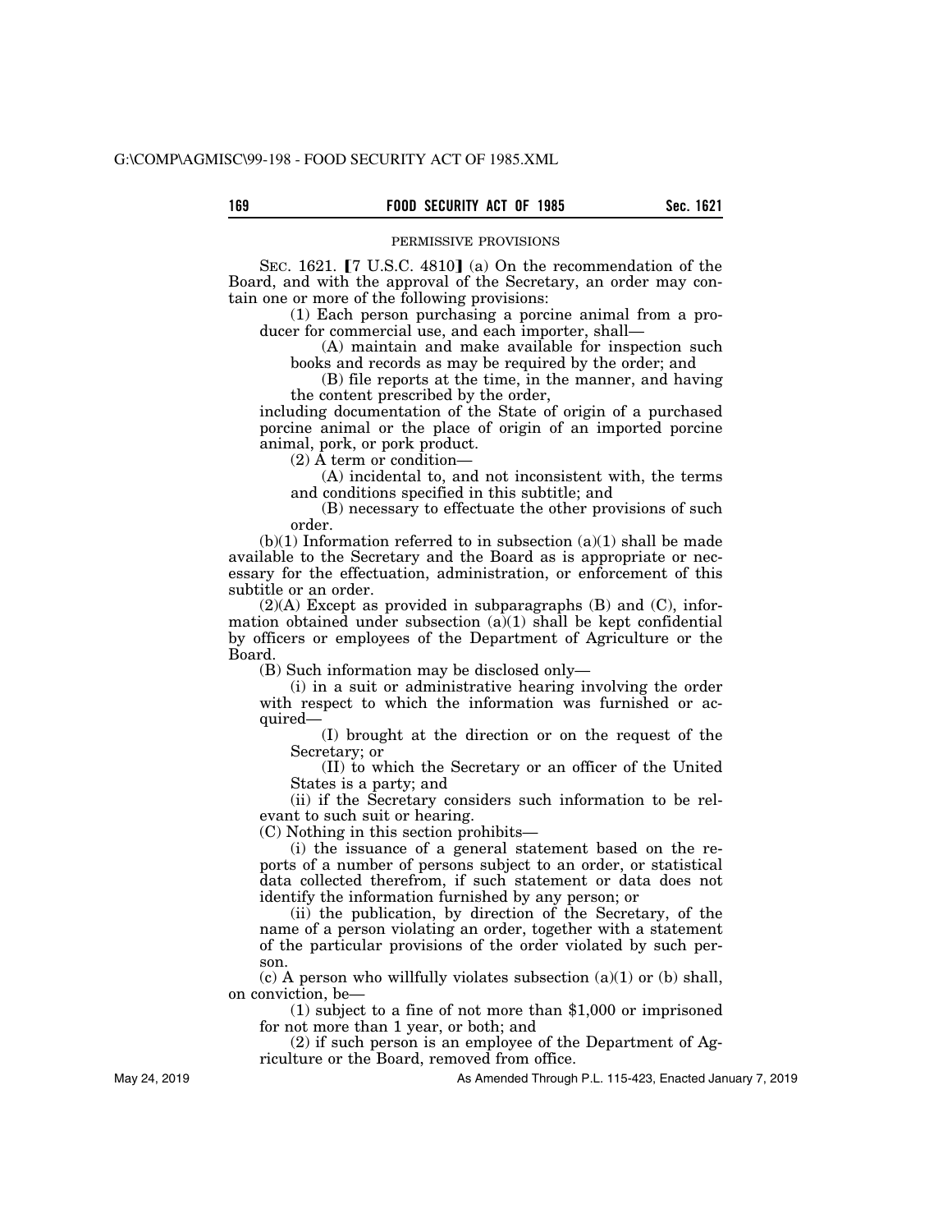PERMISSIVE PROVISIONS

SEC. 1621. 【7 U.S.C. 4810】 (a) On the recommendation of the Board, and with the approval of the Secretary, an order may contain one or more of the following provisions:

(1) Each person purchasing a porcine animal from a producer for commercial use, and each importer, shall—

(A) maintain and make available for inspection such books and records as may be required by the order; and

(B) file reports at the time, in the manner, and having the content prescribed by the order,

including documentation of the State of origin of a purchased porcine animal or the place of origin of an imported porcine animal, pork, or pork product.

(2) A term or condition—

(A) incidental to, and not inconsistent with, the terms and conditions specified in this subtitle; and

(B) necessary to effectuate the other provisions of such order.

(b)(1) Information referred to in subsection (a)(1) shall be made available to the Secretary and the Board as is appropriate or necessary for the effectuation, administration, or enforcement of this subtitle or an order.

(2)(A) Except as provided in subparagraphs (B) and (C), information obtained under subsection (a)(1) shall be kept confidential by officers or employees of the Department of Agriculture or the Board.

(B) Such information may be disclosed only—

(i) in a suit or administrative hearing involving the order with respect to which the information was furnished or acquired—

(I) brought at the direction or on the request of the Secretary; or

(II) to which the Secretary or an officer of the United States is a party; and

(ii) if the Secretary considers such information to be relevant to such suit or hearing.

(C) Nothing in this section prohibits—

(i) the issuance of a general statement based on the reports of a number of persons subject to an order, or statistical data collected therefrom, if such statement or data does not identify the information furnished by any person; or

(ii) the publication, by direction of the Secretary, of the name of a person violating an order, together with a statement of the particular provisions of the order violated by such person.

(c) A person who willfully violates subsection (a)(1) or (b) shall, on conviction, be—

(1) subject to a fine of not more than $1,000 or imprisoned for not more than 1 year, or both; and

(2) if such person is an employee of the Department of Agriculture or the Board, removed from office.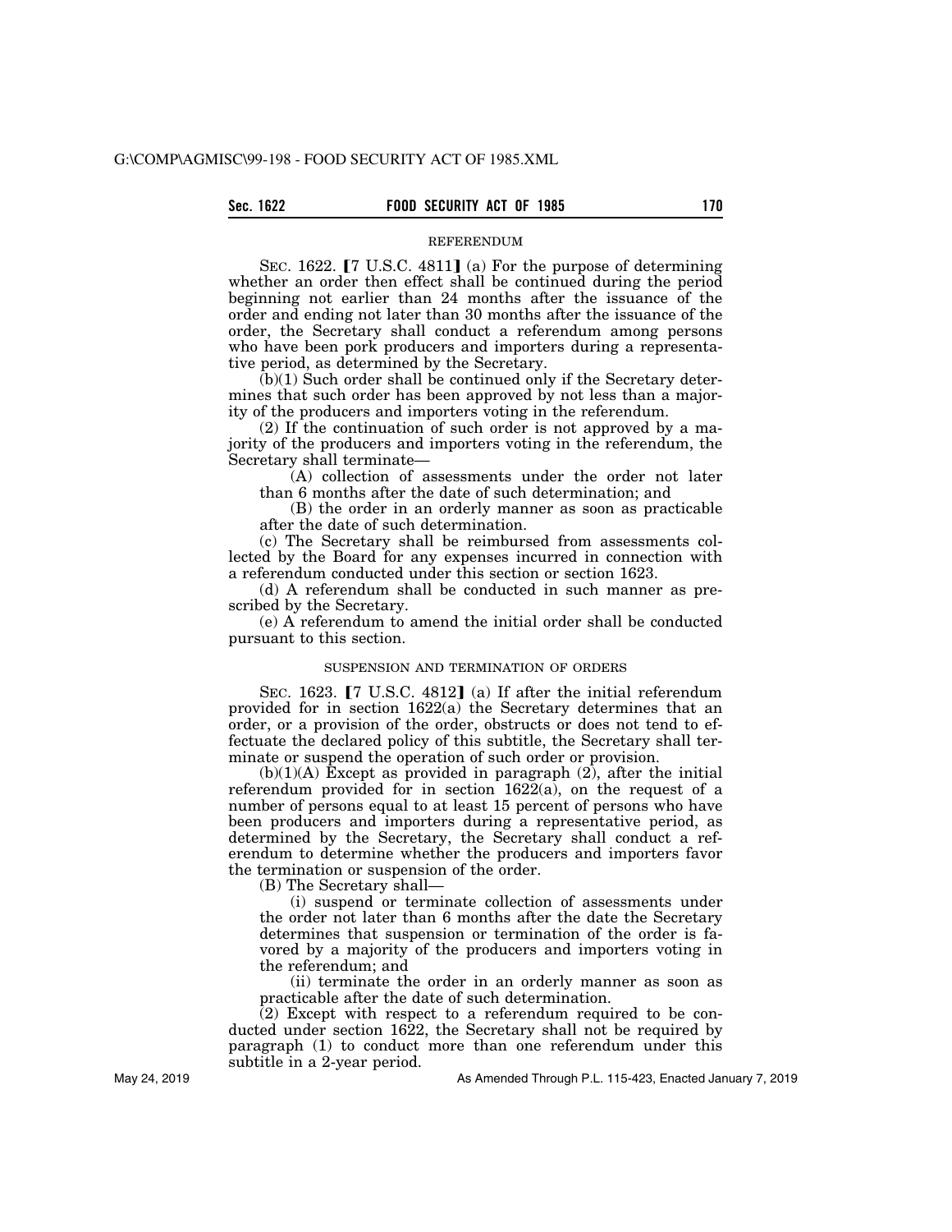## REFERENDUM

SEC. 1622. 【7 U.S.C. 4811】 (a) For the purpose of determining whether an order then effect shall be continued during the period beginning not earlier than 24 months after the issuance of the order and ending not later than 30 months after the issuance of the order, the Secretary shall conduct a referendum among persons who have been pork producers and importers during a representative period, as determined by the Secretary.

(b)(1) Such order shall be continued only if the Secretary determines that such order has been approved by not less than a majority of the producers and importers voting in the referendum.

(2) If the continuation of such order is not approved by a majority of the producers and importers voting in the referendum, the Secretary shall terminate—

(A) collection of assessments under the order not later than 6 months after the date of such determination; and

(B) the order in an orderly manner as soon as practicable after the date of such determination.

(c) The Secretary shall be reimbursed from assessments collected by the Board for any expenses incurred in connection with a referendum conducted under this section or section 1623.

(d) A referendum shall be conducted in such manner as prescribed by the Secretary.

(e) A referendum to amend the initial order shall be conducted pursuant to this section.

## SUSPENSION AND TERMINATION OF ORDERS

SEC. 1623. 【7 U.S.C. 4812】 (a) If after the initial referendum provided for in section 1622(a) the Secretary determines that an order, or a provision of the order, obstructs or does not tend to effectuate the declared policy of this subtitle, the Secretary shall terminate or suspend the operation of such order or provision.

(b)(1)(A) Except as provided in paragraph (2), after the initial referendum provided for in section 1622(a), on the request of a number of persons equal to at least 15 percent of persons who have been producers and importers during a representative period, as determined by the Secretary, the Secretary shall conduct a referendum to determine whether the producers and importers favor the termination or suspension of the order.

(B) The Secretary shall—

(i) suspend or terminate collection of assessments under the order not later than 6 months after the date the Secretary determines that suspension or termination of the order is favored by a majority of the producers and importers voting in the referendum; and

(ii) terminate the order in an orderly manner as soon as practicable after the date of such determination.

(2) Except with respect to a referendum required to be conducted under section 1622, the Secretary shall not be required by paragraph (1) to conduct more than one referendum under this subtitle in a 2-year period.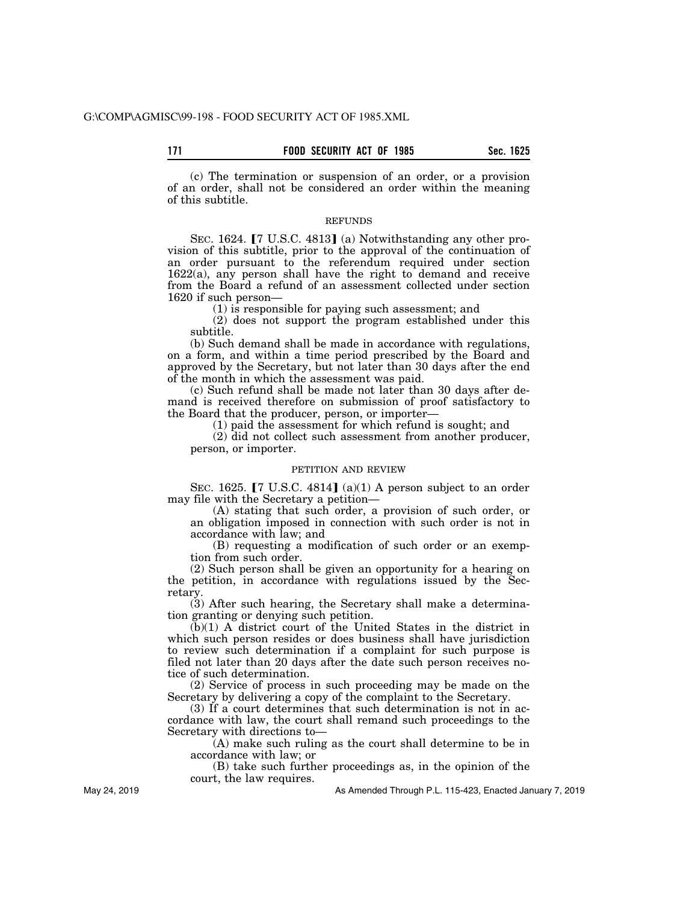(c) The termination or suspension of an order, or a provision of an order, shall not be considered an order within the meaning of this subtitle.

REFUNDS

SEC. 1624. [7 U.S.C. 4813] (a) Notwithstanding any other provision of this subtitle, prior to the approval of the continuation of an order pursuant to the referendum required under section 1622(a), any person shall have the right to demand and receive from the Board a refund of an assessment collected under section 1620 if such person—

(1) is responsible for paying such assessment; and

(2) does not support the program established under this subtitle.

(b) Such demand shall be made in accordance with regulations, on a form, and within a time period prescribed by the Board and approved by the Secretary, but not later than 30 days after the end of the month in which the assessment was paid.

(c) Such refund shall be made not later than 30 days after demand is received therefore on submission of proof satisfactory to the Board that the producer, person, or importer—

(1) paid the assessment for which refund is sought; and

(2) did not collect such assessment from another producer, person, or importer.

PETITION AND REVIEW

SEC. 1625. [7 U.S.C. 4814] (a)(1) A person subject to an order may file with the Secretary a petition—

(A) stating that such order, a provision of such order, or an obligation imposed in connection with such order is not in accordance with law; and

(B) requesting a modification of such order or an exemption from such order.

(2) Such person shall be given an opportunity for a hearing on the petition, in accordance with regulations issued by the Secretary.

(3) After such hearing, the Secretary shall make a determination granting or denying such petition.

(b)(1) A district court of the United States in the district in which such person resides or does business shall have jurisdiction to review such determination if a complaint for such purpose is filed not later than 20 days after the date such person receives notice of such determination.

(2) Service of process in such proceeding may be made on the Secretary by delivering a copy of the complaint to the Secretary.

(3) If a court determines that such determination is not in accordance with law, the court shall remand such proceedings to the Secretary with directions to—

(A) make such ruling as the court shall determine to be in accordance with law; or

(B) take such further proceedings as, in the opinion of the court, the law requires.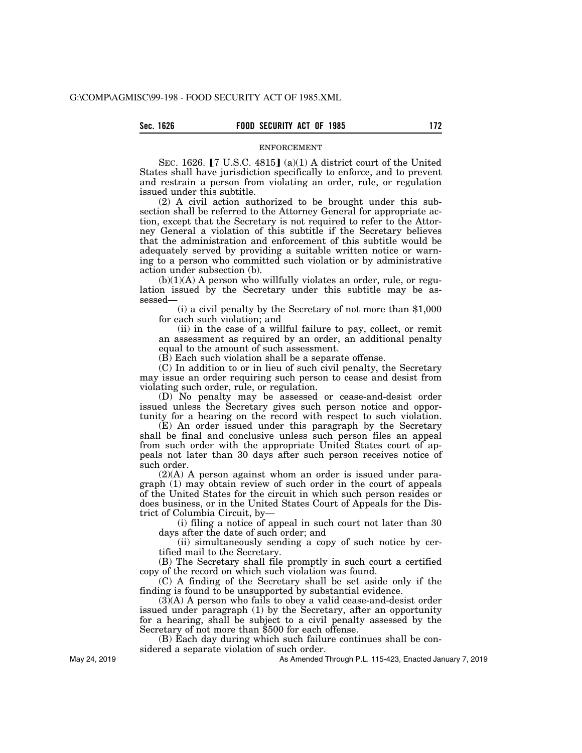ENFORCEMENT

SEC. 1626. 【7 U.S.C. 4815】 (a)(1) A district court of the United States shall have jurisdiction specifically to enforce, and to prevent and restrain a person from violating an order, rule, or regulation issued under this subtitle.

(2) A civil action authorized to be brought under this subsection shall be referred to the Attorney General for appropriate action, except that the Secretary is not required to refer to the Attorney General a violation of this subtitle if the Secretary believes that the administration and enforcement of this subtitle would be adequately served by providing a suitable written notice or warning to a person who committed such violation or by administrative action under subsection (b).

(b)(1)(A) A person who willfully violates an order, rule, or regulation issued by the Secretary under this subtitle may be assessed—

(i) a civil penalty by the Secretary of not more than $1,000 for each such violation; and

(ii) in the case of a willful failure to pay, collect, or remit an assessment as required by an order, an additional penalty equal to the amount of such assessment.

(B) Each such violation shall be a separate offense.

(C) In addition to or in lieu of such civil penalty, the Secretary may issue an order requiring such person to cease and desist from violating such order, rule, or regulation.

(D) No penalty may be assessed or cease-and-desist order issued unless the Secretary gives such person notice and opportunity for a hearing on the record with respect to such violation.

(E) An order issued under this paragraph by the Secretary shall be final and conclusive unless such person files an appeal from such order with the appropriate United States court of appeals not later than 30 days after such person receives notice of such order.

(2)(A) A person against whom an order is issued under paragraph (1) may obtain review of such order in the court of appeals of the United States for the circuit in which such person resides or does business, or in the United States Court of Appeals for the District of Columbia Circuit, by—

(i) filing a notice of appeal in such court not later than 30 days after the date of such order; and

(ii) simultaneously sending a copy of such notice by certified mail to the Secretary.

(B) The Secretary shall file promptly in such court a certified copy of the record on which such violation was found.

(C) A finding of the Secretary shall be set aside only if the finding is found to be unsupported by substantial evidence.

(3)(A) A person who fails to obey a valid cease-and-desist order issued under paragraph (1) by the Secretary, after an opportunity for a hearing, shall be subject to a civil penalty assessed by the Secretary of not more than $500 for each offense.

(B) Each day during which such failure continues shall be considered a separate violation of such order.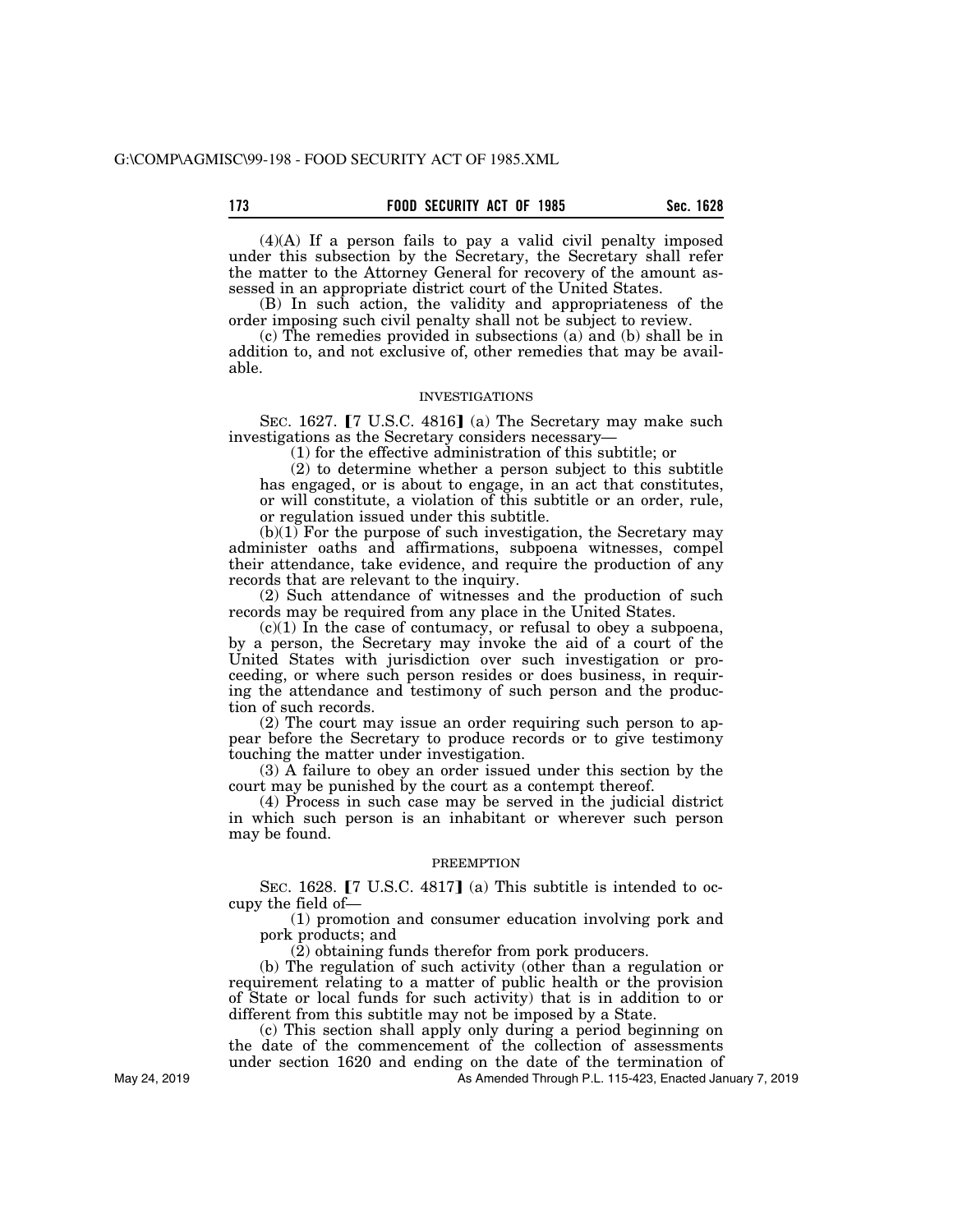(4)(A) If a person fails to pay a valid civil penalty imposed under this subsection by the Secretary, the Secretary shall refer the matter to the Attorney General for recovery of the amount assessed in an appropriate district court of the United States.

(B) In such action, the validity and appropriateness of the order imposing such civil penalty shall not be subject to review.

(c) The remedies provided in subsections (a) and (b) shall be in addition to, and not exclusive of, other remedies that may be available.

INVESTIGATIONS

SEC. 1627. 【7 U.S.C. 4816】 (a) The Secretary may make such investigations as the Secretary considers necessary—

(1) for the effective administration of this subtitle; or

(2) to determine whether a person subject to this subtitle has engaged, or is about to engage, in an act that constitutes, or will constitute, a violation of this subtitle or an order, rule, or regulation issued under this subtitle.

(b)(1) For the purpose of such investigation, the Secretary may administer oaths and affirmations, subpoena witnesses, compel their attendance, take evidence, and require the production of any records that are relevant to the inquiry.

(2) Such attendance of witnesses and the production of such records may be required from any place in the United States.

(c)(1) In the case of contumacy, or refusal to obey a subpoena, by a person, the Secretary may invoke the aid of a court of the United States with jurisdiction over such investigation or proceeding, or where such person resides or does business, in requiring the attendance and testimony of such person and the production of such records.

(2) The court may issue an order requiring such person to appear before the Secretary to produce records or to give testimony touching the matter under investigation.

(3) A failure to obey an order issued under this section by the court may be punished by the court as a contempt thereof.

(4) Process in such case may be served in the judicial district in which such person is an inhabitant or wherever such person may be found.

PREEMPTION

SEC. 1628. 【7 U.S.C. 4817】 (a) This subtitle is intended to occupy the field of—

(1) promotion and consumer education involving pork and pork products; and

(2) obtaining funds therefor from pork producers.

(b) The regulation of such activity (other than a regulation or requirement relating to a matter of public health or the provision of State or local funds for such activity) that is in addition to or different from this subtitle may not be imposed by a State.

(c) This section shall apply only during a period beginning on the date of the commencement of the collection of assessments under section 1620 and ending on the date of the termination of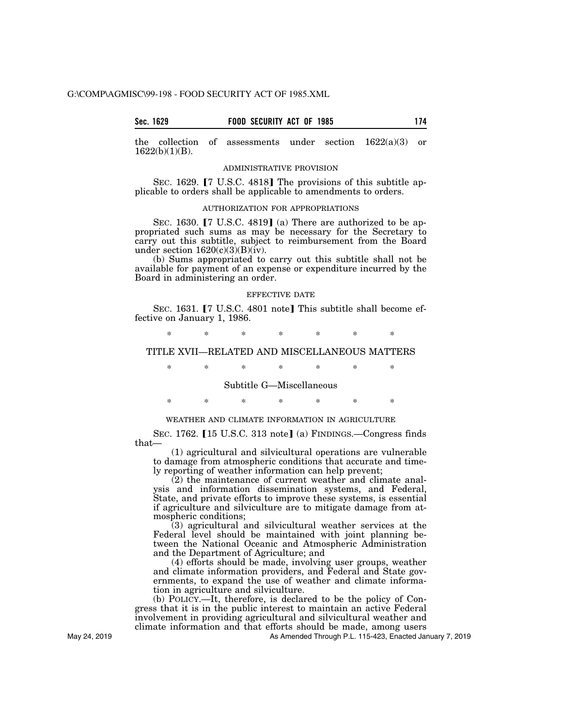the collection of assessments under section 1622(a)(3) or 1622(b)(1)(B).

ADMINISTRATIVE PROVISION

SEC. 1629. 【7 U.S.C. 4818】 The provisions of this subtitle applicable to orders shall be applicable to amendments to orders.

AUTHORIZATION FOR APPROPRIATIONS

SEC. 1630. 【7 U.S.C. 4819】 (a) There are authorized to be appropriated such sums as may be necessary for the Secretary to carry out this subtitle, subject to reimbursement from the Board under section 1620(c)(3)(B)(iv).

(b) Sums appropriated to carry out this subtitle shall not be available for payment of an expense or expenditure incurred by the Board in administering an order.

EFFECTIVE DATE

SEC. 1631. 【7 U.S.C. 4801 note】 This subtitle shall become effective on January 1, 1986.

\* \* \* \* \* \* \*

## TITLE XVII—RELATED AND MISCELLANEOUS MATTERS

\* \* \* \* \* \* \*

### Subtitle G—Miscellaneous

\* \* \* \* \* \* \*

WEATHER AND CLIMATE INFORMATION IN AGRICULTURE

SEC. 1762. 【15 U.S.C. 313 note】 (a) FINDINGS.—Congress finds that—

(1) agricultural and silvicultural operations are vulnerable to damage from atmospheric conditions that accurate and timely reporting of weather information can help prevent;

(2) the maintenance of current weather and climate analysis and information dissemination systems, and Federal, State, and private efforts to improve these systems, is essential if agriculture and silviculture are to mitigate damage from atmospheric conditions;

(3) agricultural and silvicultural weather services at the Federal level should be maintained with joint planning between the National Oceanic and Atmospheric Administration and the Department of Agriculture; and

(4) efforts should be made, involving user groups, weather and climate information providers, and Federal and State governments, to expand the use of weather and climate information in agriculture and silviculture.

(b) POLICY.—It, therefore, is declared to be the policy of Congress that it is in the public interest to maintain an active Federal involvement in providing agricultural and silvicultural weather and climate information and that efforts should be made, among users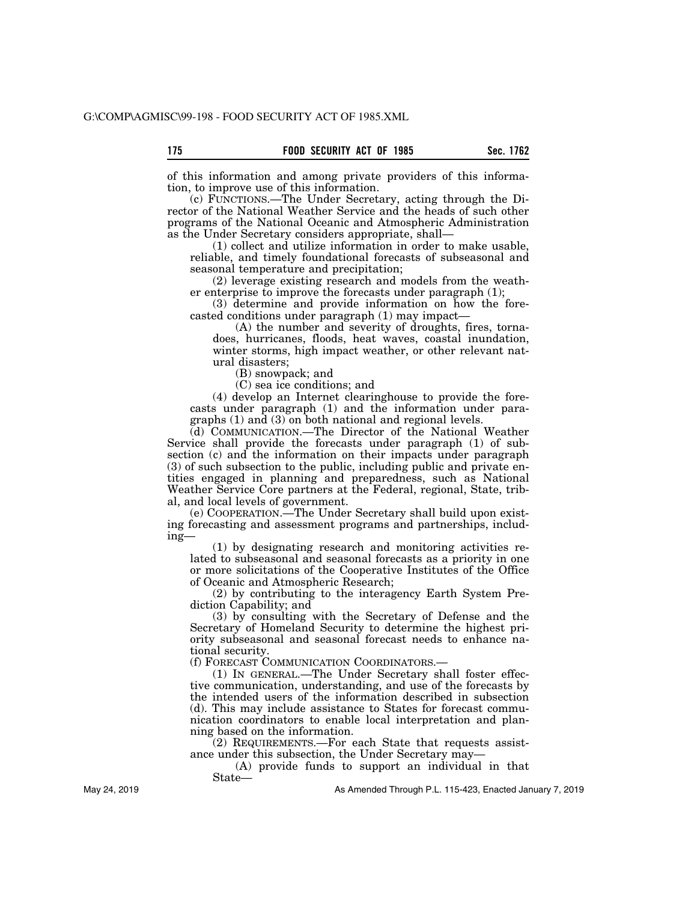of this information and among private providers of this information, to improve use of this information.

(c) FUNCTIONS.—The Under Secretary, acting through the Director of the National Weather Service and the heads of such other programs of the National Oceanic and Atmospheric Administration as the Under Secretary considers appropriate, shall—

(1) collect and utilize information in order to make usable, reliable, and timely foundational forecasts of subseasonal and seasonal temperature and precipitation;

(2) leverage existing research and models from the weather enterprise to improve the forecasts under paragraph (1);

(3) determine and provide information on how the forecasted conditions under paragraph (1) may impact—

(A) the number and severity of droughts, fires, tornadoes, hurricanes, floods, heat waves, coastal inundation, winter storms, high impact weather, or other relevant natural disasters;

(B) snowpack; and

(C) sea ice conditions; and

(4) develop an Internet clearinghouse to provide the forecasts under paragraph (1) and the information under paragraphs (1) and (3) on both national and regional levels.

(d) COMMUNICATION.—The Director of the National Weather Service shall provide the forecasts under paragraph (1) of subsection (c) and the information on their impacts under paragraph (3) of such subsection to the public, including public and private entities engaged in planning and preparedness, such as National Weather Service Core partners at the Federal, regional, State, tribal, and local levels of government.

(e) COOPERATION.—The Under Secretary shall build upon existing forecasting and assessment programs and partnerships, including—

(1) by designating research and monitoring activities related to subseasonal and seasonal forecasts as a priority in one or more solicitations of the Cooperative Institutes of the Office of Oceanic and Atmospheric Research;

(2) by contributing to the interagency Earth System Prediction Capability; and

(3) by consulting with the Secretary of Defense and the Secretary of Homeland Security to determine the highest priority subseasonal and seasonal forecast needs to enhance national security.

(f) FORECAST COMMUNICATION COORDINATORS.—

(1) IN GENERAL.—The Under Secretary shall foster effective communication, understanding, and use of the forecasts by the intended users of the information described in subsection (d). This may include assistance to States for forecast communication coordinators to enable local interpretation and planning based on the information.

(2) REQUIREMENTS.—For each State that requests assistance under this subsection, the Under Secretary may—

(A) provide funds to support an individual in that State—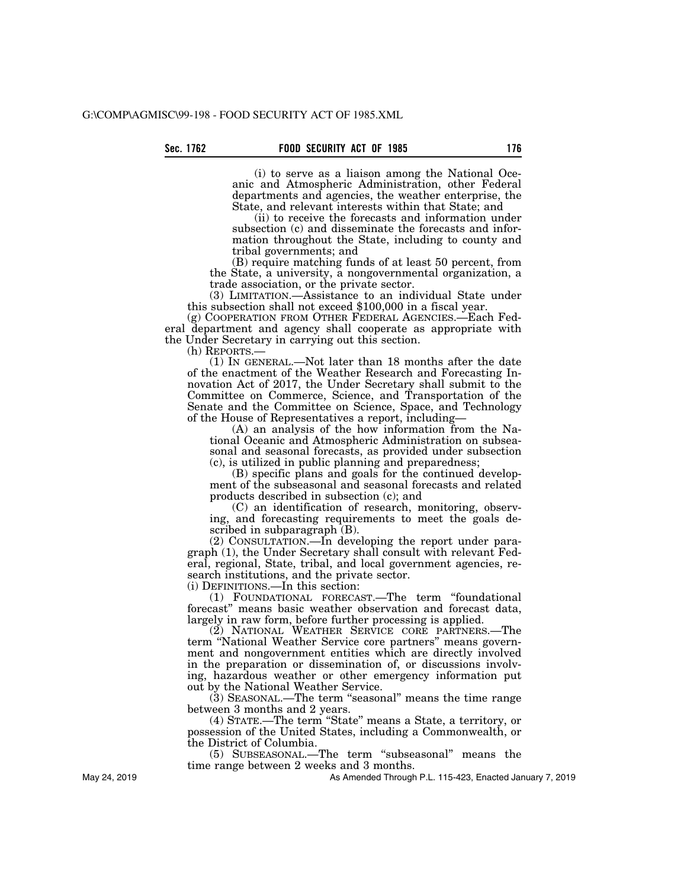(i) to serve as a liaison among the National Oceanic and Atmospheric Administration, other Federal departments and agencies, the weather enterprise, the State, and relevant interests within that State; and

(ii) to receive the forecasts and information under subsection (c) and disseminate the forecasts and information throughout the State, including to county and tribal governments; and

(B) require matching funds of at least 50 percent, from the State, a university, a nongovernmental organization, a trade association, or the private sector.

(3) LIMITATION.—Assistance to an individual State under this subsection shall not exceed $100,000 in a fiscal year.

(g) COOPERATION FROM OTHER FEDERAL AGENCIES.—Each Federal department and agency shall cooperate as appropriate with the Under Secretary in carrying out this section.

(h) REPORTS.—

(1) IN GENERAL.—Not later than 18 months after the date of the enactment of the Weather Research and Forecasting Innovation Act of 2017, the Under Secretary shall submit to the Committee on Commerce, Science, and Transportation of the Senate and the Committee on Science, Space, and Technology of the House of Representatives a report, including—

(A) an analysis of the how information from the National Oceanic and Atmospheric Administration on subseasonal and seasonal forecasts, as provided under subsection (c), is utilized in public planning and preparedness;

(B) specific plans and goals for the continued development of the subseasonal and seasonal forecasts and related products described in subsection (c); and

(C) an identification of research, monitoring, observing, and forecasting requirements to meet the goals described in subparagraph (B).

(2) CONSULTATION.—In developing the report under paragraph (1), the Under Secretary shall consult with relevant Federal, regional, State, tribal, and local government agencies, research institutions, and the private sector.

(i) DEFINITIONS.—In this section:

(1) FOUNDATIONAL FORECAST.—The term "foundational forecast" means basic weather observation and forecast data, largely in raw form, before further processing is applied.

(2) NATIONAL WEATHER SERVICE CORE PARTNERS.—The term "National Weather Service core partners" means government and nongovernment entities which are directly involved in the preparation or dissemination of, or discussions involving, hazardous weather or other emergency information put out by the National Weather Service.

(3) SEASONAL.—The term "seasonal" means the time range between 3 months and 2 years.

(4) STATE.—The term "State" means a State, a territory, or possession of the United States, including a Commonwealth, or the District of Columbia.

(5) SUBSEASONAL.—The term "subseasonal" means the time range between 2 weeks and 3 months.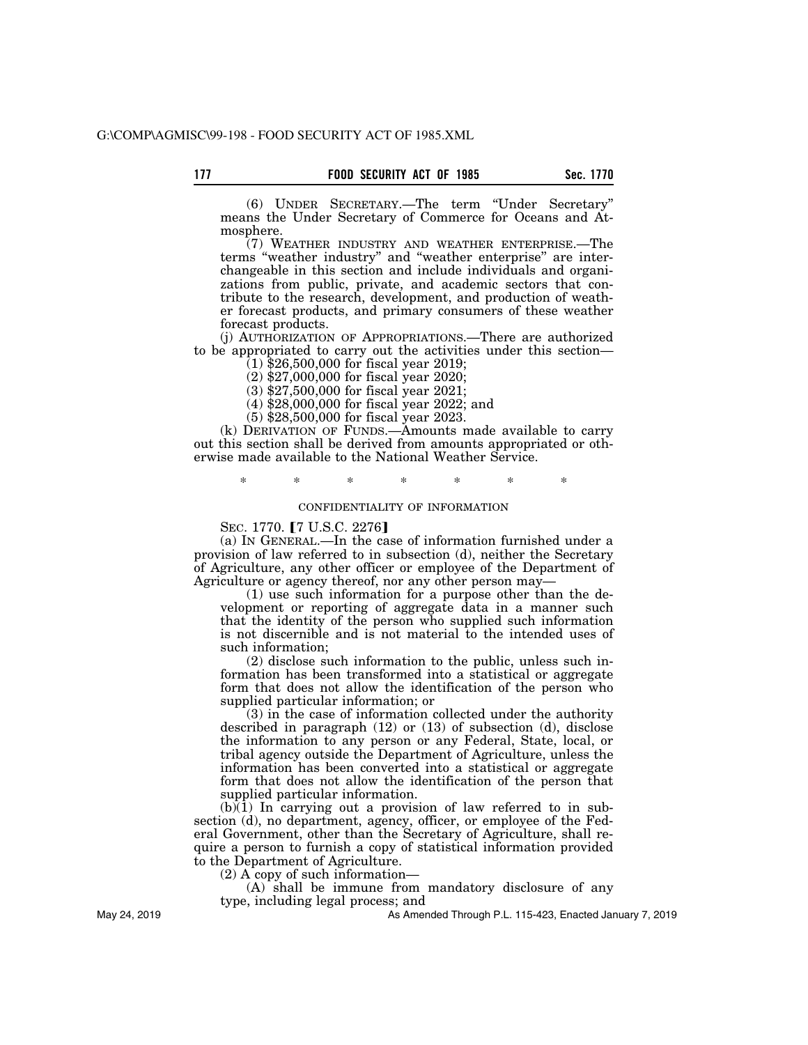(6) UNDER SECRETARY.—The term "Under Secretary" means the Under Secretary of Commerce for Oceans and Atmosphere.

(7) WEATHER INDUSTRY AND WEATHER ENTERPRISE.—The terms "weather industry" and "weather enterprise" are interchangeable in this section and include individuals and organizations from public, private, and academic sectors that contribute to the research, development, and production of weather forecast products, and primary consumers of these weather forecast products.

(j) AUTHORIZATION OF APPROPRIATIONS.—There are authorized to be appropriated to carry out the activities under this section—

(1) $26,500,000 for fiscal year 2019;

(2) $27,000,000 for fiscal year 2020;

(3) $27,500,000 for fiscal year 2021;

(4) $28,000,000 for fiscal year 2022; and

(5) $28,500,000 for fiscal year 2023.

(k) DERIVATION OF FUNDS.—Amounts made available to carry out this section shall be derived from amounts appropriated or otherwise made available to the National Weather Service.

\* \* \* \* \* \* \*

CONFIDENTIALITY OF INFORMATION

SEC. 1770. 【7 U.S.C. 2276】

(a) IN GENERAL.—In the case of information furnished under a provision of law referred to in subsection (d), neither the Secretary of Agriculture, any other officer or employee of the Department of Agriculture or agency thereof, nor any other person may—

(1) use such information for a purpose other than the development or reporting of aggregate data in a manner such that the identity of the person who supplied such information is not discernible and is not material to the intended uses of such information;

(2) disclose such information to the public, unless such information has been transformed into a statistical or aggregate form that does not allow the identification of the person who supplied particular information; or

(3) in the case of information collected under the authority described in paragraph (12) or (13) of subsection (d), disclose the information to any person or any Federal, State, local, or tribal agency outside the Department of Agriculture, unless the information has been converted into a statistical or aggregate form that does not allow the identification of the person that supplied particular information.

(b)(1) In carrying out a provision of law referred to in subsection (d), no department, agency, officer, or employee of the Federal Government, other than the Secretary of Agriculture, shall require a person to furnish a copy of statistical information provided to the Department of Agriculture.

(2) A copy of such information—

(A) shall be immune from mandatory disclosure of any type, including legal process; and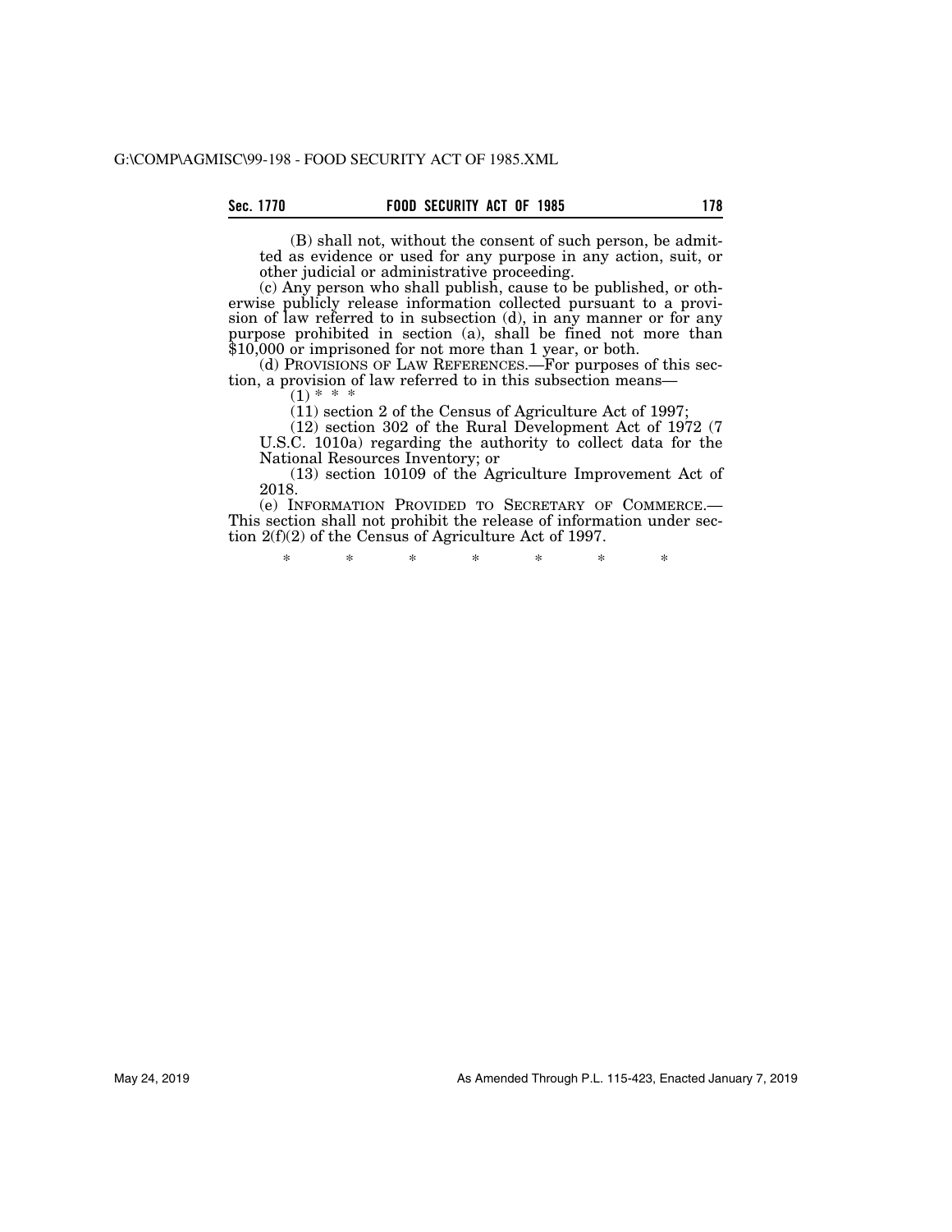(B) shall not, without the consent of such person, be admitted as evidence or used for any purpose in any action, suit, or other judicial or administrative proceeding.

(c) Any person who shall publish, cause to be published, or otherwise publicly release information collected pursuant to a provision of law referred to in subsection (d), in any manner or for any purpose prohibited in section (a), shall be fined not more than $10,000 or imprisoned for not more than 1 year, or both.

(d) PROVISIONS OF LAW REFERENCES.—For purposes of this section, a provision of law referred to in this subsection means—

(1) * * *

(11) section 2 of the Census of Agriculture Act of 1997;

(12) section 302 of the Rural Development Act of 1972 (7 U.S.C. 1010a) regarding the authority to collect data for the National Resources Inventory; or

(13) section 10109 of the Agriculture Improvement Act of 2018.

(e) INFORMATION PROVIDED TO SECRETARY OF COMMERCE.—This section shall not prohibit the release of information under section 2(f)(2) of the Census of Agriculture Act of 1997.

\* \* \* \* \* \* \*